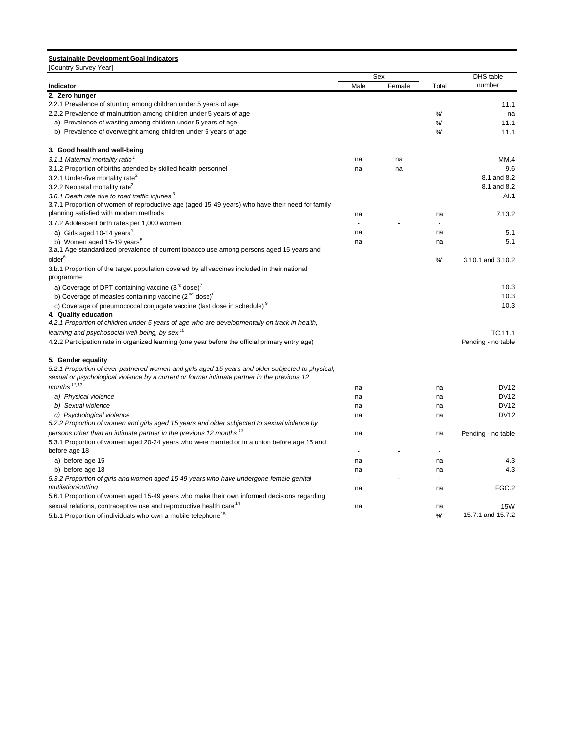**Sustainable Development Goal Indicators**

[Country Survey Year]

| Indicator | Sex | | Total | DHS table number |
|---|---|---|---|---|
| | Male | Female | | |
| **2. Zero hunger** | | | | |
| 2.2.1 Prevalence of stunting among children under 5 years of age | | | | 11.1 |
| 2.2.2 Prevalence of malnutrition among children under 5 years of age | | | %[a] | na |
| a) Prevalence of wasting among children under 5 years of age | | | %[a] | 11.1 |
| b) Prevalence of overweight among children under 5 years of age | | | %[a] | 11.1 |
| | | | | |
| **3. Good health and well-being** | | | | |
| *3.1.1 Maternal mortality ratio*[1] | na | na | | MM.4 |
| 3.1.2 Proportion of births attended by skilled health personnel | na | na | | 9.6 |
| 3.2.1 Under-five mortality rate[2] | | | | 8.1 and 8.2 |
| 3.2.2 Neonatal mortality rate[2] | | | | 8.1 and 8.2 |
| *3.6.1 Death rate due to road traffic injuries*[3] | | | | AI.1 |
| 3.7.1 Proportion of women of reproductive age (aged 15-49 years) who have their need for family planning satisfied with modern methods | na | | na | 7.13.2 |
| 3.7.2 Adolescent birth rates per 1,000 women | - | - | - | |
| a) Girls aged 10-14 years[4] | na | | na | 5.1 |
| b) Women aged 15-19 years[5] | na | | na | 5.1 |
| 3.a.1 Age-standardized prevalence of current tobacco use among persons aged 15 years and older[6] | | | %[a] | 3.10.1 and 3.10.2 |
| 3.b.1 Proportion of the target population covered by all vaccines included in their national programme | | | | |
| a) Coverage of DPT containing vaccine (3rd dose)[7] | | | | 10.3 |
| b) Coverage of measles containing vaccine (2nd dose)[8] | | | | 10.3 |
| c) Coverage of pneumococcal conjugate vaccine (last dose in schedule)[9] | | | | 10.3 |
| **4. Quality education** | | | | |
| *4.2.1 Proportion of children under 5 years of age who are developmentally on track in health, learning and psychosocial well-being, by sex*[10] | | | | TC.11.1 |
| 4.2.2 Participation rate in organized learning (one year before the official primary entry age) | | | | Pending - no table |
| | | | | |
| **5. Gender equality** | | | | |
| *5.2.1 Proportion of ever-partnered women and girls aged 15 years and older subjected to physical, sexual or psychological violence by a current or former intimate partner in the previous 12 months*[11,12] | na | | na | DV12 |
| *a) Physical violence* | na | | na | DV12 |
| *b) Sexual violence* | na | | na | DV12 |
| *c) Psychological violence* | na | | na | DV12 |
| *5.2.2 Proportion of women and girls aged 15 years and older subjected to sexual violence by persons other than an intimate partner in the previous 12 months*[13] | na | | na | Pending - no table |
| 5.3.1 Proportion of women aged 20-24 years who were married or in a union before age 15 and before age 18 | - | - | - | |
| a) before age 15 | na | | na | 4.3 |
| b) before age 18 | na | | na | 4.3 |
| *5.3.2 Proportion of girls and women aged 15-49 years who have undergone female genital mutilation/cutting* | - / na | - | - / na | FGC.2 |
| 5.6.1 Proportion of women aged 15-49 years who make their own informed decisions regarding sexual relations, contraceptive use and reproductive health care[14] | na | | na | 15W |
| 5.b.1 Proportion of individuals who own a mobile telephone[15] | | | %[a] | 15.7.1 and 15.7.2 |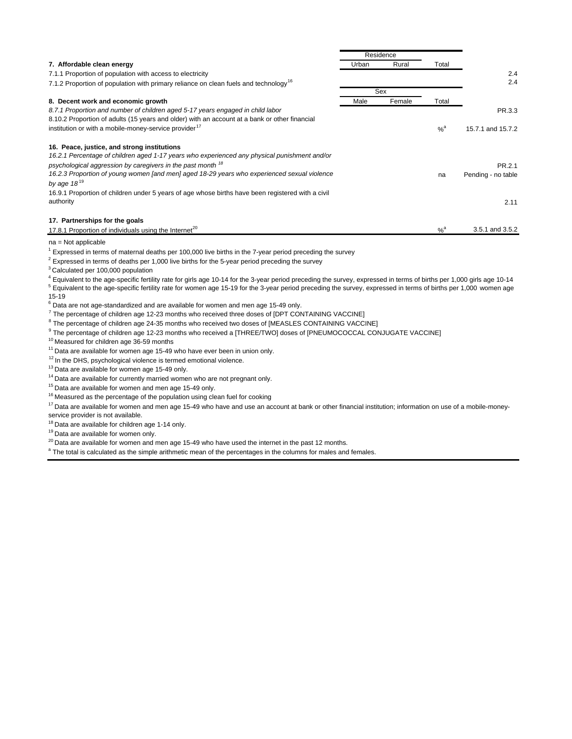| | Residence | | | |
|---|---|---|---|---|
| **7. Affordable clean energy** | Urban | Rural | Total | |
| 7.1.1 Proportion of population with access to electricity | | | | 2.4 |
| 7.1.2 Proportion of population with primary reliance on clean fuels and technology[16] | | | | 2.4 |
| | Sex | | | |
| **8. Decent work and economic growth** | Male | Female | Total | |
| *8.7.1 Proportion and number of children aged 5-17 years engaged in child labor* | | | | PR.3.3 |
| 8.10.2 Proportion of adults (15 years and older) with an account at a bank or other financial institution or with a mobile-money-service provider[17] | | | %[a] | 15.7.1 and 15.7.2 |
| **16. Peace, justice, and strong institutions** | | | | |
| *16.2.1 Percentage of children aged 1-17 years who experienced any physical punishment and/or psychological aggression by caregivers in the past month*[18] | | | | PR.2.1 |
| *16.2.3 Proportion of young women [and men] aged 18-29 years who experienced sexual violence by age 18*[19] | | | na | Pending - no table |
| 16.9.1 Proportion of children under 5 years of age whose births have been registered with a civil authority | | | | 2.11 |
| **17. Partnerships for the goals** | | | | |
| 17.8.1 Proportion of individuals using the Internet[20] | | | %[a] | 3.5.1 and 3.5.2 |

na = Not applicable

[1] Expressed in terms of maternal deaths per 100,000 live births in the 7-year period preceding the survey

[2] Expressed in terms of deaths per 1,000 live births for the 5-year period preceding the survey

[3] Calculated per 100,000 population

[4] Equivalent to the age-specific fertility rate for girls age 10-14 for the 3-year period preceding the survey, expressed in terms of births per 1,000 girls age 10-14

[5] Equivalent to the age-specific fertility rate for women age 15-19 for the 3-year period preceding the survey, expressed in terms of births per 1,000 women age 15-19

[6] Data are not age-standardized and are available for women and men age 15-49 only.

[7] The percentage of children age 12-23 months who received three doses of [DPT CONTAINING VACCINE]

[8] The percentage of children age 24-35 months who received two doses of [MEASLES CONTAINING VACCINE]

[9] The percentage of children age 12-23 months who received a [THREE/TWO] doses of [PNEUMOCOCCAL CONJUGATE VACCINE]

[10] Measured for children age 36-59 months

[11] Data are available for women age 15-49 who have ever been in union only.

[12] In the DHS, psychological violence is termed emotional violence.

[13] Data are available for women age 15-49 only.

[14] Data are available for currently married women who are not pregnant only.

[15] Data are available for women and men age 15-49 only.

[16] Measured as the percentage of the population using clean fuel for cooking

[17] Data are available for women and men age 15-49 who have and use an account at bank or other financial institution; information on use of a mobile-money-service provider is not available.

[18] Data are available for children age 1-14 only.

[19] Data are available for women only.

[20] Data are available for women and men age 15-49 who have used the internet in the past 12 months.

[a] The total is calculated as the simple arithmetic mean of the percentages in the columns for males and females.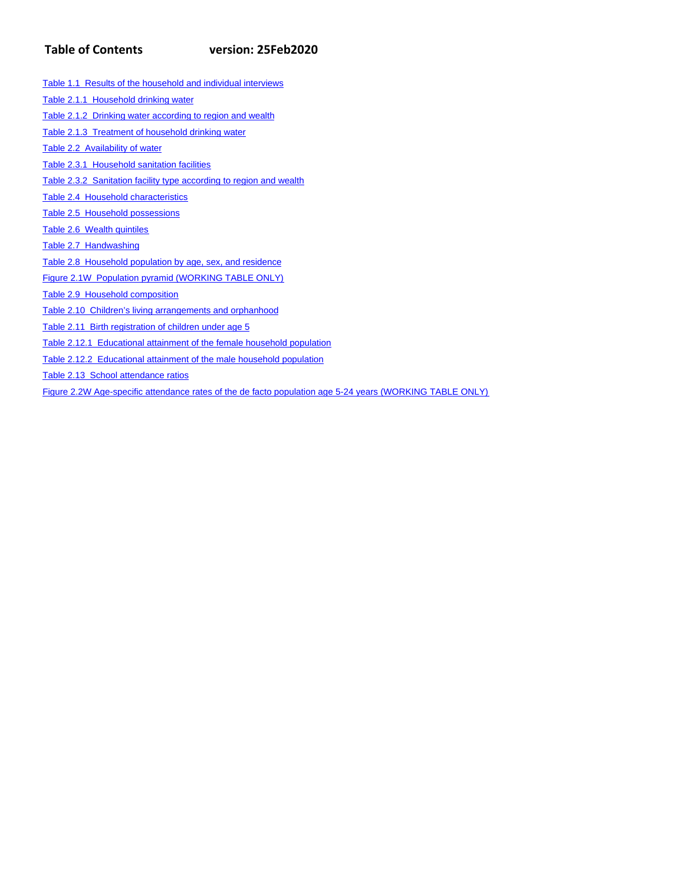# Table of Contents version: 25Feb2020

- Table 1.1 Results of the household and individual interviews
- Table 2.1.1 Household drinking water
- Table 2.1.2 Drinking water according to region and wealth
- Table 2.1.3 Treatment of household drinking water
- Table 2.2 Availability of water
- Table 2.3.1 Household sanitation facilities
- Table 2.3.2 Sanitation facility type according to region and wealth
- Table 2.4 Household characteristics
- Table 2.5 Household possessions
- Table 2.6 Wealth quintiles
- Table 2.7 Handwashing
- Table 2.8 Household population by age, sex, and residence
- Figure 2.1W Population pyramid (WORKING TABLE ONLY)
- Table 2.9 Household composition
- Table 2.10 Children's living arrangements and orphanhood
- Table 2.11 Birth registration of children under age 5
- Table 2.12.1 Educational attainment of the female household population
- Table 2.12.2 Educational attainment of the male household population
- Table 2.13 School attendance ratios
- Figure 2.2W Age-specific attendance rates of the de facto population age 5-24 years (WORKING TABLE ONLY)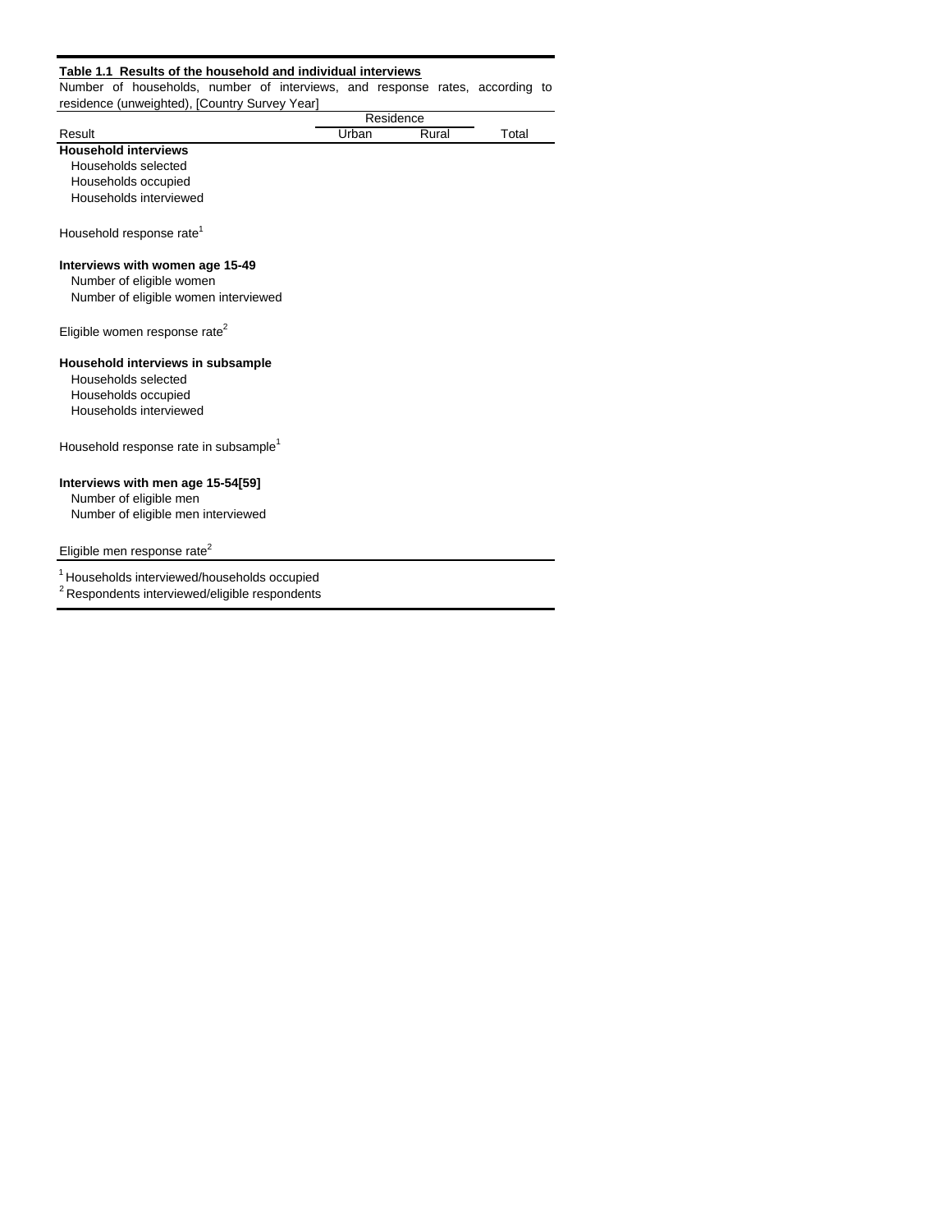**Table 1.1 Results of the household and individual interviews**

Number of households, number of interviews, and response rates, according to residence (unweighted), [Country Survey Year]

| Result | Residence | | Total |
|---|---|---|---|
| | Urban | Rural | |
| **Household interviews** | | | |
| Households selected | | | |
| Households occupied | | | |
| Households interviewed | | | |
| | | | |
| Household response rate[1] | | | |
| | | | |
| **Interviews with women age 15-49** | | | |
| Number of eligible women | | | |
| Number of eligible women interviewed | | | |
| | | | |
| Eligible women response rate[2] | | | |
| | | | |
| **Household interviews in subsample** | | | |
| Households selected | | | |
| Households occupied | | | |
| Households interviewed | | | |
| | | | |
| Household response rate in subsample[1] | | | |
| | | | |
| **Interviews with men age 15-54[59]** | | | |
| Number of eligible men | | | |
| Number of eligible men interviewed | | | |
| | | | |
| Eligible men response rate[2] | | | |

[1] Households interviewed/households occupied
[2] Respondents interviewed/eligible respondents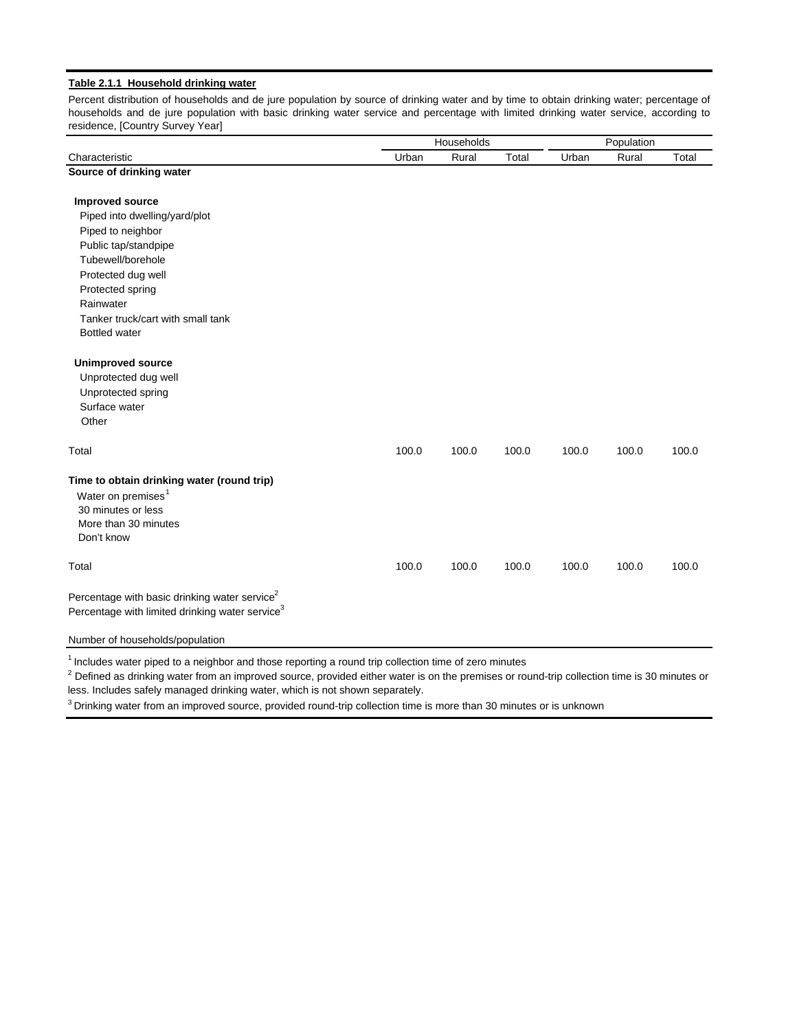**Table 2.1.1 Household drinking water**

Percent distribution of households and de jure population by source of drinking water and by time to obtain drinking water; percentage of households and de jure population with basic drinking water service and percentage with limited drinking water service, according to residence, [Country Survey Year]

| | Households | | | Population | | |
|---|---|---|---|---|---|---|
| Characteristic | Urban | Rural | Total | Urban | Rural | Total |
| **Source of drinking water** | | | | | | |
| **Improved source** | | | | | | |
| Piped into dwelling/yard/plot | | | | | | |
| Piped to neighbor | | | | | | |
| Public tap/standpipe | | | | | | |
| Tubewell/borehole | | | | | | |
| Protected dug well | | | | | | |
| Protected spring | | | | | | |
| Rainwater | | | | | | |
| Tanker truck/cart with small tank | | | | | | |
| Bottled water | | | | | | |
| **Unimproved source** | | | | | | |
| Unprotected dug well | | | | | | |
| Unprotected spring | | | | | | |
| Surface water | | | | | | |
| Other | | | | | | |
| Total | 100.0 | 100.0 | 100.0 | 100.0 | 100.0 | 100.0 |
| **Time to obtain drinking water (round trip)** | | | | | | |
| Water on premises[1] | | | | | | |
| 30 minutes or less | | | | | | |
| More than 30 minutes | | | | | | |
| Don't know | | | | | | |
| Total | 100.0 | 100.0 | 100.0 | 100.0 | 100.0 | 100.0 |
| Percentage with basic drinking water service[2] | | | | | | |
| Percentage with limited drinking water service[3] | | | | | | |
| Number of households/population | | | | | | |

[1] Includes water piped to a neighbor and those reporting a round trip collection time of zero minutes

[2] Defined as drinking water from an improved source, provided either water is on the premises or round-trip collection time is 30 minutes or less. Includes safely managed drinking water, which is not shown separately.

[3] Drinking water from an improved source, provided round-trip collection time is more than 30 minutes or is unknown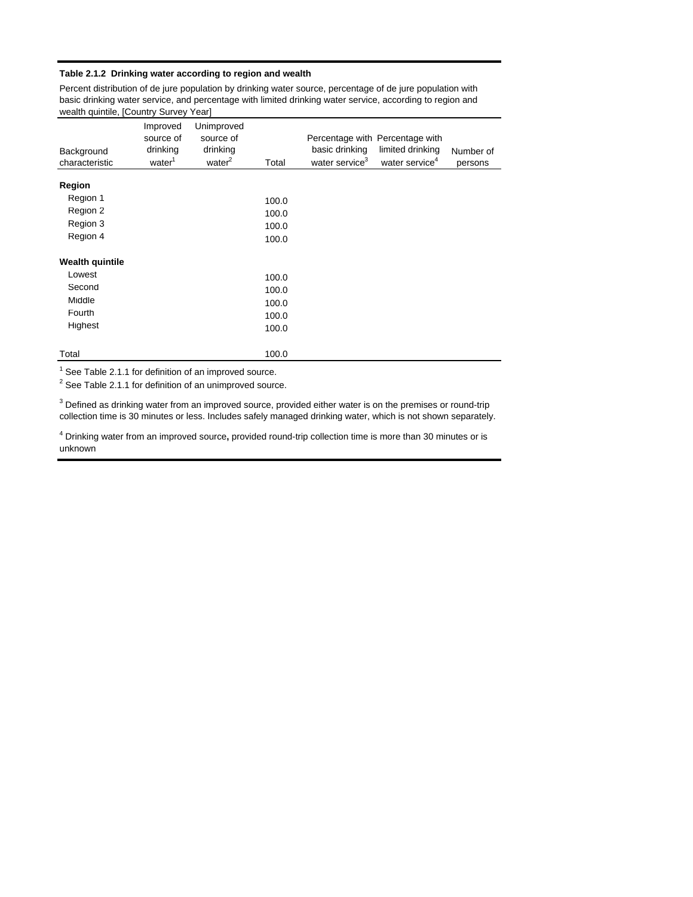**Table 2.1.2 Drinking water according to region and wealth**

Percent distribution of de jure population by drinking water source, percentage of de jure population with basic drinking water service, and percentage with limited drinking water service, according to region and wealth quintile, [Country Survey Year]

| Background characteristic | Improved source of drinking water[1] | Unimproved source of drinking water[2] | Total | Percentage with basic drinking water service[3] | Percentage with limited drinking water service[4] | Number of persons |
|---|---|---|---|---|---|---|
| **Region** | | | | | | |
| Region 1 | | | 100.0 | | | |
| Region 2 | | | 100.0 | | | |
| Region 3 | | | 100.0 | | | |
| Region 4 | | | 100.0 | | | |
| **Wealth quintile** | | | | | | |
| Lowest | | | 100.0 | | | |
| Second | | | 100.0 | | | |
| Middle | | | 100.0 | | | |
| Fourth | | | 100.0 | | | |
| Highest | | | 100.0 | | | |
| Total | | | 100.0 | | | |

[1] See Table 2.1.1 for definition of an improved source.

[2] See Table 2.1.1 for definition of an unimproved source.

[3] Defined as drinking water from an improved source, provided either water is on the premises or round-trip collection time is 30 minutes or less. Includes safely managed drinking water, which is not shown separately.

[4] Drinking water from an improved source**,** provided round-trip collection time is more than 30 minutes or is unknown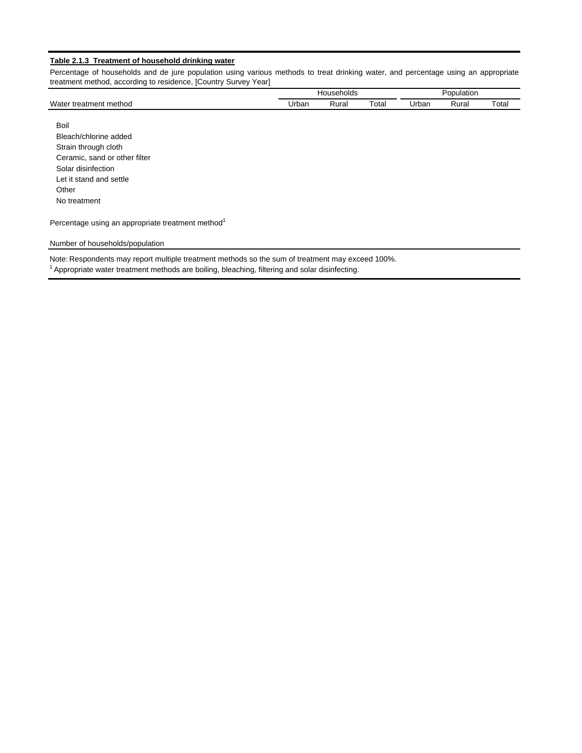**Table 2.1.3 Treatment of household drinking water**

Percentage of households and de jure population using various methods to treat drinking water, and percentage using an appropriate treatment method, according to residence, [Country Survey Year]

| Water treatment method | Households | | | Population | | |
|---|---|---|---|---|---|---|
| | Urban | Rural | Total | Urban | Rural | Total |
| Boil | | | | | | |
| Bleach/chlorine added | | | | | | |
| Strain through cloth | | | | | | |
| Ceramic, sand or other filter | | | | | | |
| Solar disinfection | | | | | | |
| Let it stand and settle | | | | | | |
| Other | | | | | | |
| No treatment | | | | | | |
| Percentage using an appropriate treatment method[1] | | | | | | |
| Number of households/population | | | | | | |

Note: Respondents may report multiple treatment methods so the sum of treatment may exceed 100%.
[1] Appropriate water treatment methods are boiling, bleaching, filtering and solar disinfecting.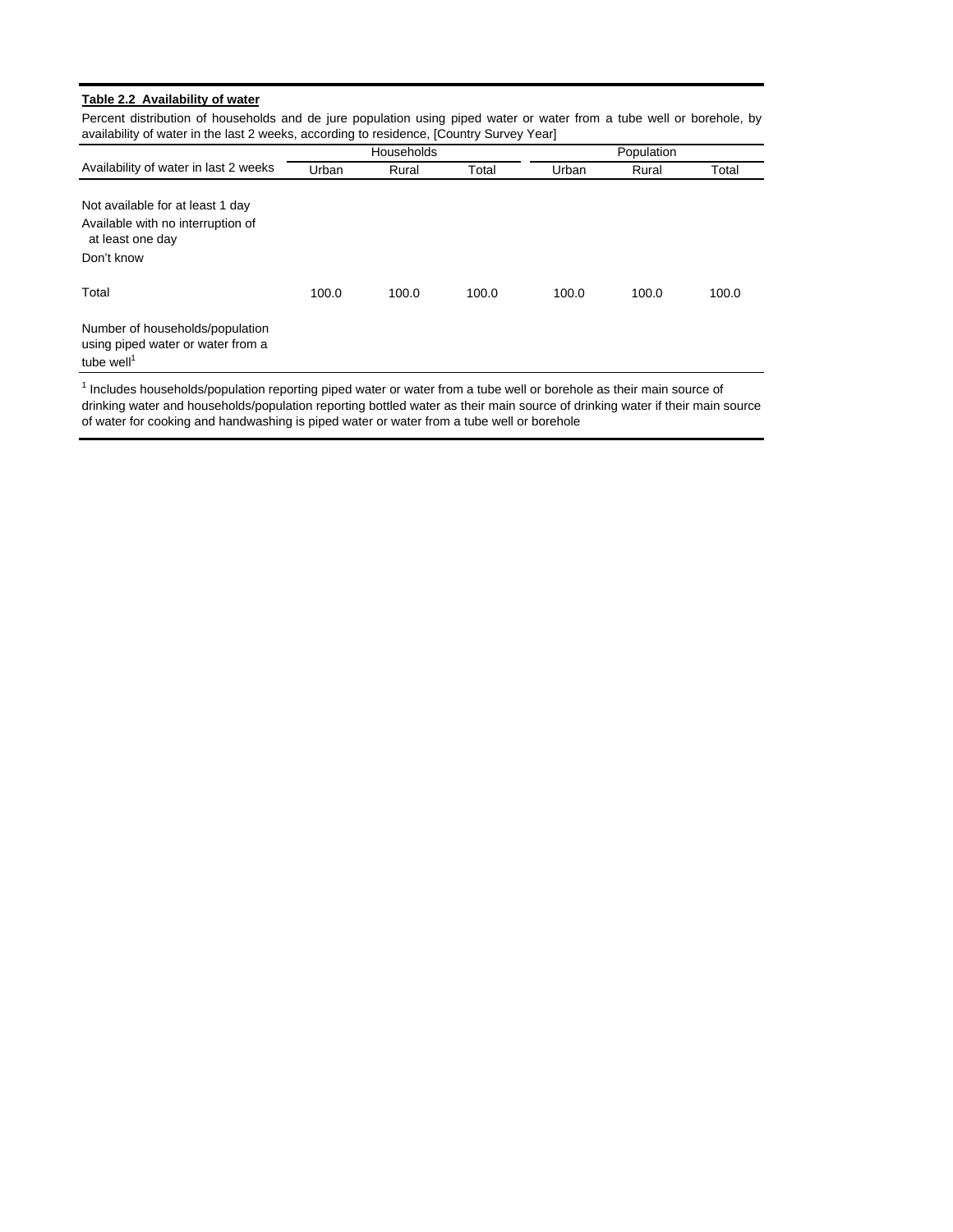**Table 2.2 Availability of water**

Percent distribution of households and de jure population using piped water or water from a tube well or borehole, by availability of water in the last 2 weeks, according to residence, [Country Survey Year]

| Availability of water in last 2 weeks | Households | | | Population | | |
|---|---|---|---|---|---|---|
| | Urban | Rural | Total | Urban | Rural | Total |
| Not available for at least 1 day | | | | | | |
| Available with no interruption of at least one day | | | | | | |
| Don't know | | | | | | |
| Total | 100.0 | 100.0 | 100.0 | 100.0 | 100.0 | 100.0 |
| Number of households/population using piped water or water from a tube well[1] | | | | | | |

[1] Includes households/population reporting piped water or water from a tube well or borehole as their main source of drinking water and households/population reporting bottled water as their main source of drinking water if their main source of water for cooking and handwashing is piped water or water from a tube well or borehole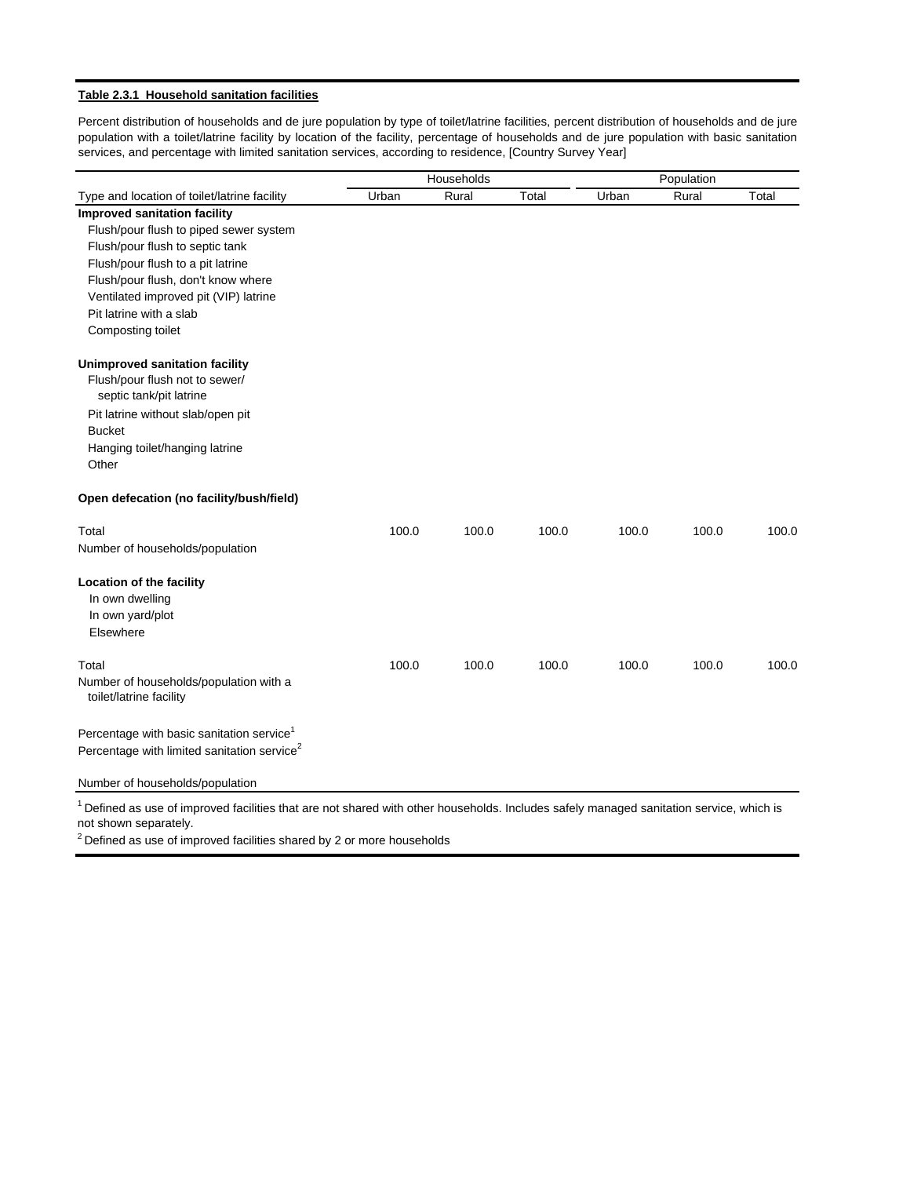**Table 2.3.1 Household sanitation facilities**

Percent distribution of households and de jure population by type of toilet/latrine facilities, percent distribution of households and de jure population with a toilet/latrine facility by location of the facility, percentage of households and de jure population with basic sanitation services, and percentage with limited sanitation services, according to residence, [Country Survey Year]

| | Households | | | Population | | |
|---|---|---|---|---|---|---|
| Type and location of toilet/latrine facility | Urban | Rural | Total | Urban | Rural | Total |
| **Improved sanitation facility** | | | | | | |
| Flush/pour flush to piped sewer system | | | | | | |
| Flush/pour flush to septic tank | | | | | | |
| Flush/pour flush to a pit latrine | | | | | | |
| Flush/pour flush, don't know where | | | | | | |
| Ventilated improved pit (VIP) latrine | | | | | | |
| Pit latrine with a slab | | | | | | |
| Composting toilet | | | | | | |
| **Unimproved sanitation facility** | | | | | | |
| Flush/pour flush not to sewer/ septic tank/pit latrine | | | | | | |
| Pit latrine without slab/open pit | | | | | | |
| Bucket | | | | | | |
| Hanging toilet/hanging latrine | | | | | | |
| Other | | | | | | |
| **Open defecation (no facility/bush/field)** | | | | | | |
| Total | 100.0 | 100.0 | 100.0 | 100.0 | 100.0 | 100.0 |
| Number of households/population | | | | | | |
| **Location of the facility** | | | | | | |
| In own dwelling | | | | | | |
| In own yard/plot | | | | | | |
| Elsewhere | | | | | | |
| Total | 100.0 | 100.0 | 100.0 | 100.0 | 100.0 | 100.0 |
| Number of households/population with a toilet/latrine facility | | | | | | |
| Percentage with basic sanitation service[1] | | | | | | |
| Percentage with limited sanitation service[2] | | | | | | |
| Number of households/population | | | | | | |

[1] Defined as use of improved facilities that are not shared with other households. Includes safely managed sanitation service, which is not shown separately.

[2] Defined as use of improved facilities shared by 2 or more households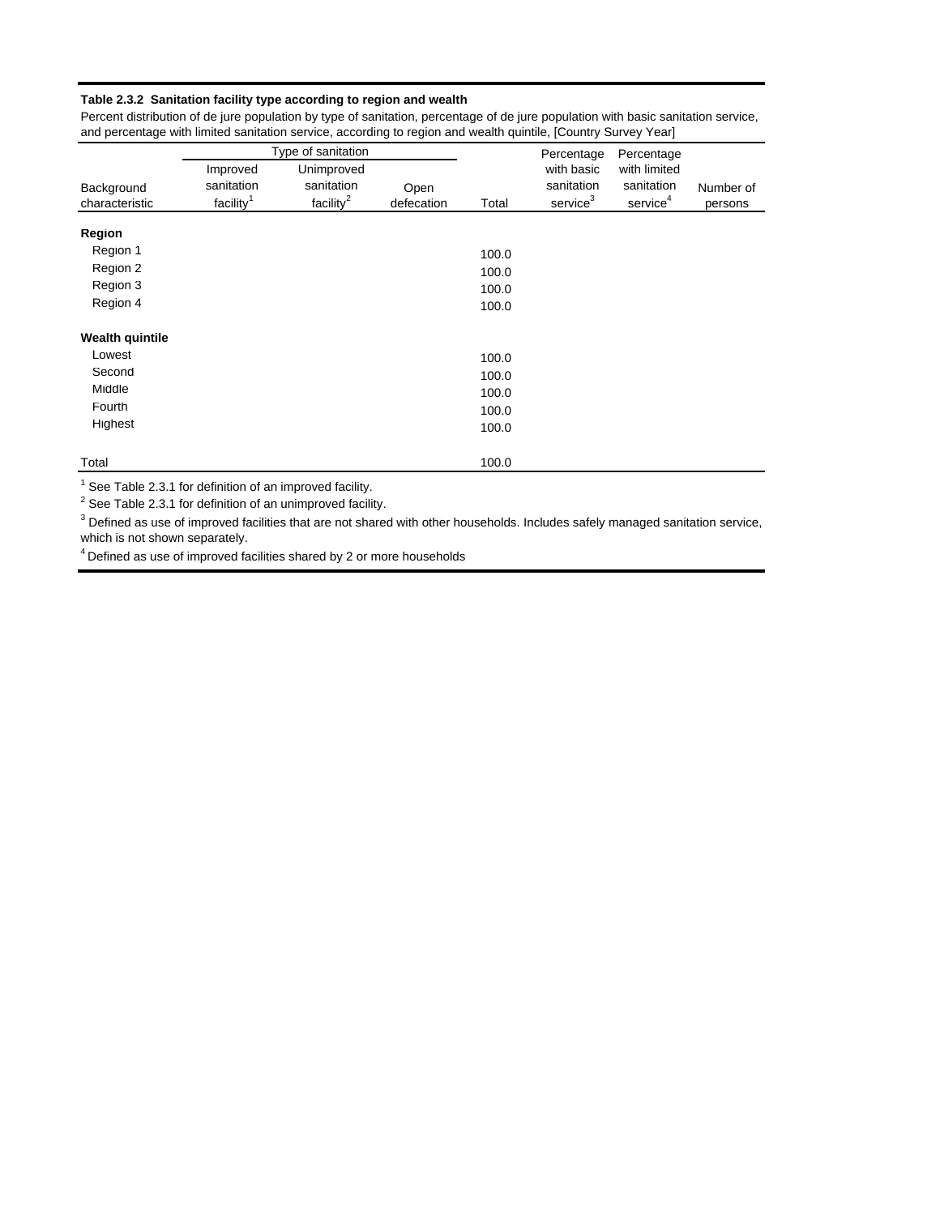**Table 2.3.2 Sanitation facility type according to region and wealth**

Percent distribution of de jure population by type of sanitation, percentage of de jure population with basic sanitation service, and percentage with limited sanitation service, according to region and wealth quintile, [Country Survey Year]

| | Type of sanitation | | | | | | |
|---|---|---|---|---|---|---|---|
| Background characteristic | Improved sanitation facility[1] | Unimproved sanitation facility[2] | Open defecation | Total | Percentage with basic sanitation service[3] | Percentage with limited sanitation service[4] | Number of persons |
| **Region** | | | | | | | |
| Region 1 | | | | 100.0 | | | |
| Region 2 | | | | 100.0 | | | |
| Region 3 | | | | 100.0 | | | |
| Region 4 | | | | 100.0 | | | |
| **Wealth quintile** | | | | | | | |
| Lowest | | | | 100.0 | | | |
| Second | | | | 100.0 | | | |
| Middle | | | | 100.0 | | | |
| Fourth | | | | 100.0 | | | |
| Highest | | | | 100.0 | | | |
| Total | | | | 100.0 | | | |

[1] See Table 2.3.1 for definition of an improved facility.
[2] See Table 2.3.1 for definition of an unimproved facility.
[3] Defined as use of improved facilities that are not shared with other households. Includes safely managed sanitation service, which is not shown separately.
[4] Defined as use of improved facilities shared by 2 or more households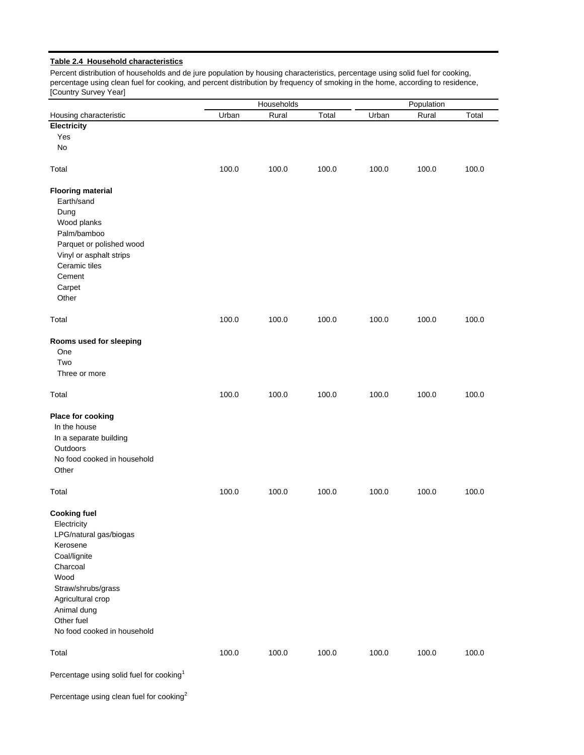**Table 2.4 Household characteristics**

Percent distribution of households and de jure population by housing characteristics, percentage using solid fuel for cooking, percentage using clean fuel for cooking, and percent distribution by frequency of smoking in the home, according to residence, [Country Survey Year]

| | Households | | | Population | | |
|---|---|---|---|---|---|---|
| Housing characteristic | Urban | Rural | Total | Urban | Rural | Total |
| **Electricity** | | | | | | |
| Yes | | | | | | |
| No | | | | | | |
| | | | | | | |
| Total | 100.0 | 100.0 | 100.0 | 100.0 | 100.0 | 100.0 |
| | | | | | | |
| **Flooring material** | | | | | | |
| Earth/sand | | | | | | |
| Dung | | | | | | |
| Wood planks | | | | | | |
| Palm/bamboo | | | | | | |
| Parquet or polished wood | | | | | | |
| Vinyl or asphalt strips | | | | | | |
| Ceramic tiles | | | | | | |
| Cement | | | | | | |
| Carpet | | | | | | |
| Other | | | | | | |
| | | | | | | |
| Total | 100.0 | 100.0 | 100.0 | 100.0 | 100.0 | 100.0 |
| | | | | | | |
| **Rooms used for sleeping** | | | | | | |
| One | | | | | | |
| Two | | | | | | |
| Three or more | | | | | | |
| | | | | | | |
| Total | 100.0 | 100.0 | 100.0 | 100.0 | 100.0 | 100.0 |
| | | | | | | |
| **Place for cooking** | | | | | | |
| In the house | | | | | | |
| In a separate building | | | | | | |
| Outdoors | | | | | | |
| No food cooked in household | | | | | | |
| Other | | | | | | |
| | | | | | | |
| Total | 100.0 | 100.0 | 100.0 | 100.0 | 100.0 | 100.0 |
| | | | | | | |
| **Cooking fuel** | | | | | | |
| Electricity | | | | | | |
| LPG/natural gas/biogas | | | | | | |
| Kerosene | | | | | | |
| Coal/lignite | | | | | | |
| Charcoal | | | | | | |
| Wood | | | | | | |
| Straw/shrubs/grass | | | | | | |
| Agricultural crop | | | | | | |
| Animal dung | | | | | | |
| Other fuel | | | | | | |
| No food cooked in household | | | | | | |
| | | | | | | |
| Total | 100.0 | 100.0 | 100.0 | 100.0 | 100.0 | 100.0 |
| | | | | | | |
| Percentage using solid fuel for cooking[1] | | | | | | |
| | | | | | | |
| Percentage using clean fuel for cooking[2] | | | | | | |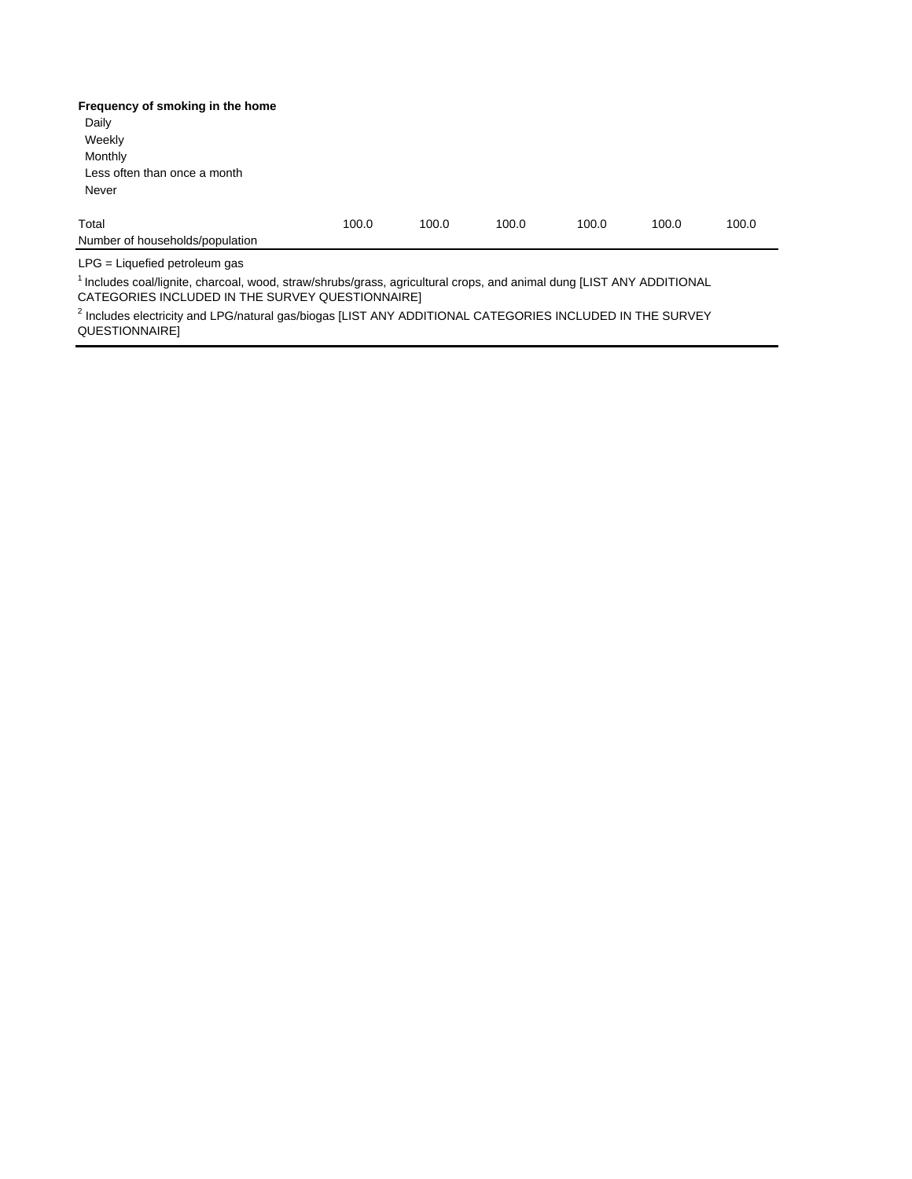| | | | | | | |
|---|---|---|---|---|---|---|
| **Frequency of smoking in the home** | | | | | | |
| Daily | | | | | | |
| Weekly | | | | | | |
| Monthly | | | | | | |
| Less often than once a month | | | | | | |
| Never | | | | | | |
| Total | 100.0 | 100.0 | 100.0 | 100.0 | 100.0 | 100.0 |
| Number of households/population | | | | | | |

LPG = Liquefied petroleum gas

[1] Includes coal/lignite, charcoal, wood, straw/shrubs/grass, agricultural crops, and animal dung [LIST ANY ADDITIONAL CATEGORIES INCLUDED IN THE SURVEY QUESTIONNAIRE]

[2] Includes electricity and LPG/natural gas/biogas [LIST ANY ADDITIONAL CATEGORIES INCLUDED IN THE SURVEY QUESTIONNAIRE]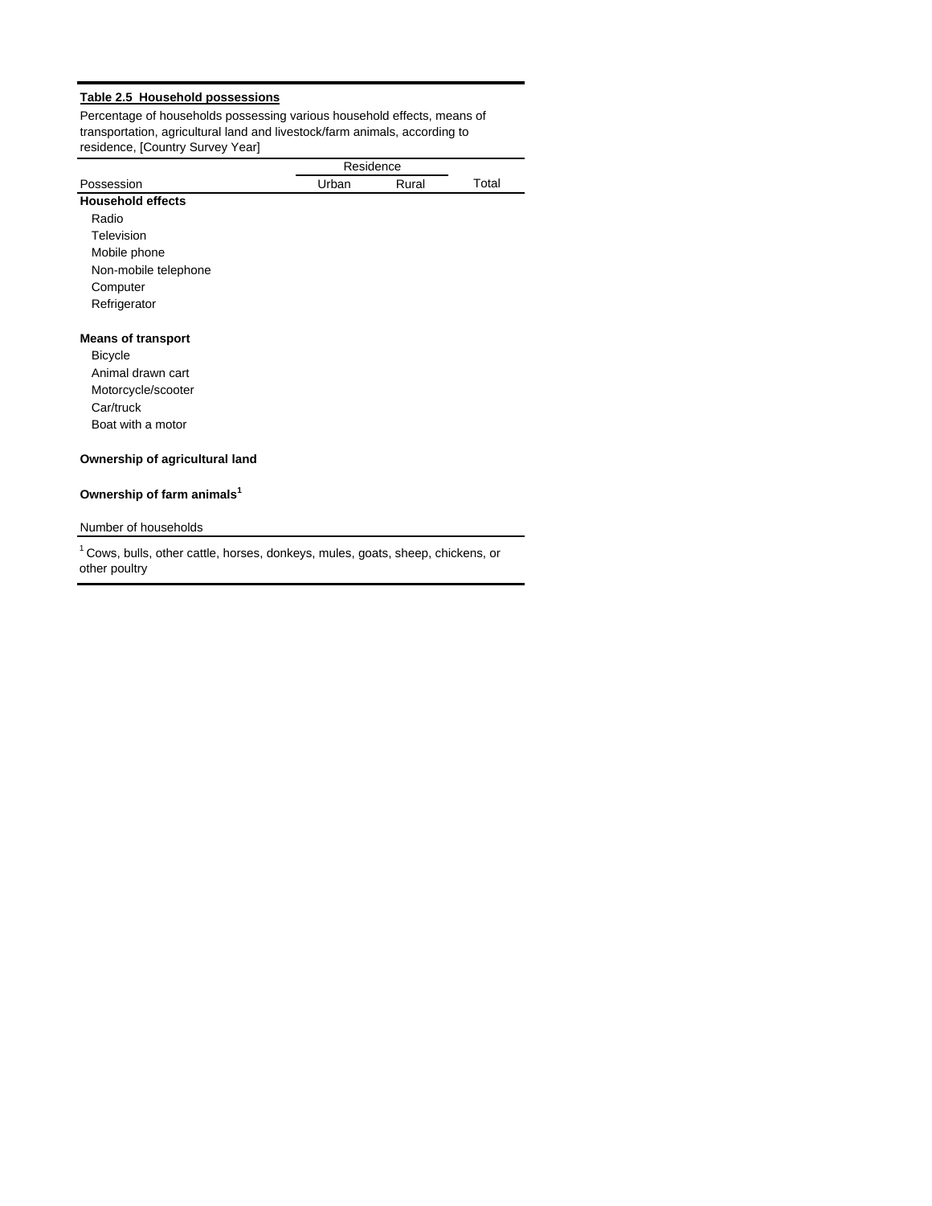**Table 2.5 Household possessions**

Percentage of households possessing various household effects, means of transportation, agricultural land and livestock/farm animals, according to residence, [Country Survey Year]

| | Residence | | |
|---|---|---|---|
| Possession | Urban | Rural | Total |
| **Household effects** | | | |
| Radio | | | |
| Television | | | |
| Mobile phone | | | |
| Non-mobile telephone | | | |
| Computer | | | |
| Refrigerator | | | |
| | | | |
| **Means of transport** | | | |
| Bicycle | | | |
| Animal drawn cart | | | |
| Motorcycle/scooter | | | |
| Car/truck | | | |
| Boat with a motor | | | |
| | | | |
| **Ownership of agricultural land** | | | |
| | | | |
| **Ownership of farm animals[1]** | | | |
| | | | |
| Number of households | | | |

[1] Cows, bulls, other cattle, horses, donkeys, mules, goats, sheep, chickens, or other poultry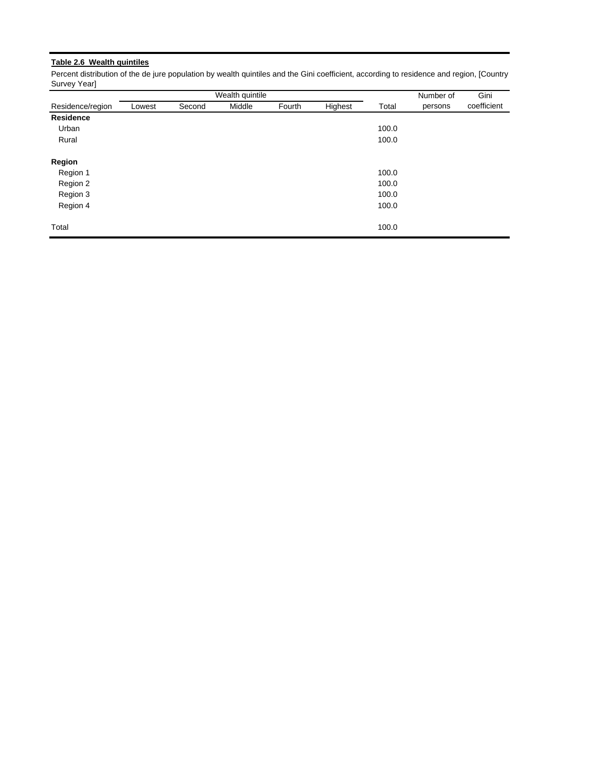**Table 2.6 Wealth quintiles**

Percent distribution of the de jure population by wealth quintiles and the Gini coefficient, according to residence and region, [Country Survey Year]

| | Wealth quintile | | | | | | Number of | Gini |
|---|---|---|---|---|---|---|---|---|
| Residence/region | Lowest | Second | Middle | Fourth | Highest | Total | persons | coefficient |
| **Residence** | | | | | | | | |
| Urban | | | | | | 100.0 | | |
| Rural | | | | | | 100.0 | | |
| | | | | | | | | |
| **Region** | | | | | | | | |
| Region 1 | | | | | | 100.0 | | |
| Region 2 | | | | | | 100.0 | | |
| Region 3 | | | | | | 100.0 | | |
| Region 4 | | | | | | 100.0 | | |
| | | | | | | | | |
| Total | | | | | | 100.0 | | |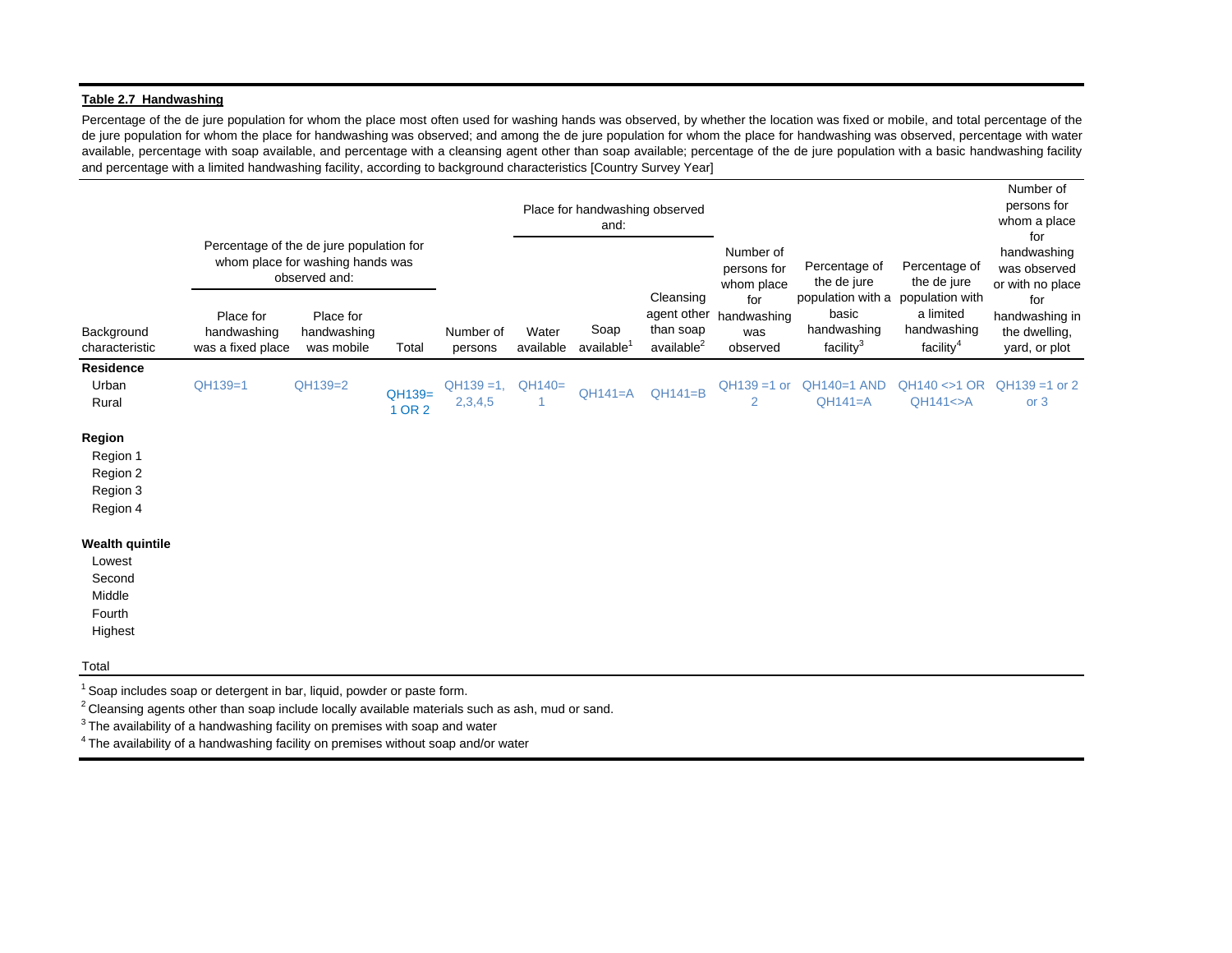**Table 2.7 Handwashing**

Percentage of the de jure population for whom the place most often used for washing hands was observed, by whether the location was fixed or mobile, and total percentage of the de jure population for whom the place for handwashing was observed; and among the de jure population for whom the place for handwashing was observed, percentage with water available, percentage with soap available, and percentage with a cleansing agent other than soap available; percentage of the de jure population with a basic handwashing facility and percentage with a limited handwashing facility, according to background characteristics [Country Survey Year]

| Background characteristic | Percentage of the de jure population for whom place for washing hands was observed and: | | | | Place for handwashing observed and: | | | | | | |
|---|---|---|---|---|---|---|---|---|---|---|---|
| | Place for handwashing was a fixed place | Place for handwashing was mobile | Total | Number of persons | Water available | Soap available[1] | Cleansing agent other than soap available[2] | Number of persons for whom place for handwashing was observed | Percentage of the de jure population with a basic handwashing facility[3] | Percentage of the de jure population with a limited handwashing facility[4] | Number of persons for whom a place for handwashing was observed or with no place for handwashing in the dwelling, yard, or plot |
| **Residence** | | | | | | | | | | | |
| Urban | QH139=1 | QH139=2 | QH139= 1 OR 2 | QH139 =1, 2,3,4,5 | QH140= 1 | QH141=A | QH141=B | QH139 =1 or 2 | QH140=1 AND QH141=A | QH140 <>1 OR QH141<>A | QH139 =1 or 2 or 3 |
| Rural | | | | | | | | | | | |
| **Region** | | | | | | | | | | | |
| Region 1 | | | | | | | | | | | |
| Region 2 | | | | | | | | | | | |
| Region 3 | | | | | | | | | | | |
| Region 4 | | | | | | | | | | | |
| **Wealth quintile** | | | | | | | | | | | |
| Lowest | | | | | | | | | | | |
| Second | | | | | | | | | | | |
| Middle | | | | | | | | | | | |
| Fourth | | | | | | | | | | | |
| Highest | | | | | | | | | | | |
| Total | | | | | | | | | | | |

[1] Soap includes soap or detergent in bar, liquid, powder or paste form.
[2] Cleansing agents other than soap include locally available materials such as ash, mud or sand.
[3] The availability of a handwashing facility on premises with soap and water
[4] The availability of a handwashing facility on premises without soap and/or water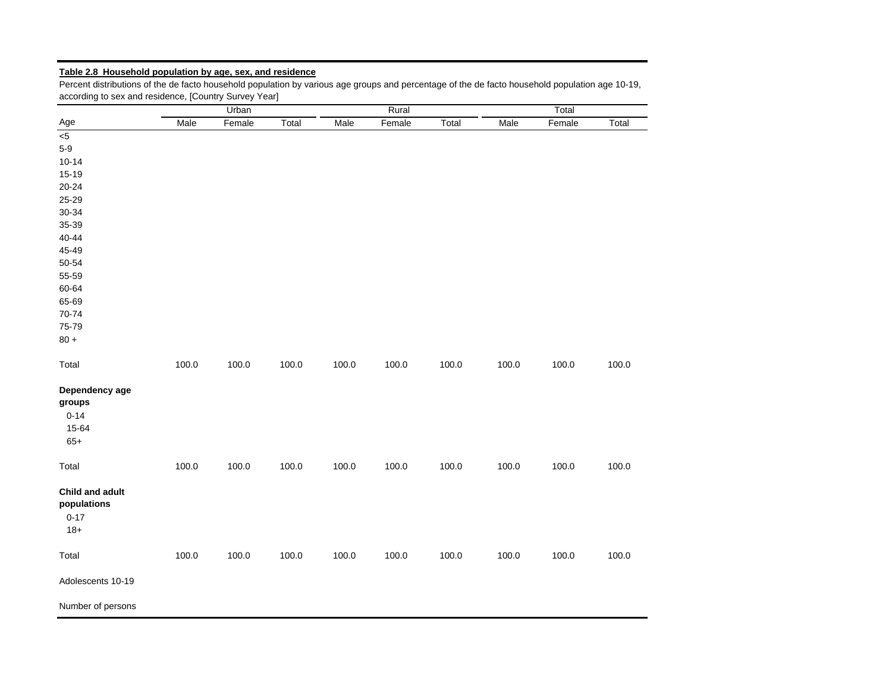**Table 2.8 Household population by age, sex, and residence**

Percent distributions of the de facto household population by various age groups and percentage of the de facto household population age 10-19, according to sex and residence, [Country Survey Year]

| | Urban | | | Rural | | | Total | | |
|---|---|---|---|---|---|---|---|---|---|
| Age | Male | Female | Total | Male | Female | Total | Male | Female | Total |
| <5 | | | | | | | | | |
| 5-9 | | | | | | | | | |
| 10-14 | | | | | | | | | |
| 15-19 | | | | | | | | | |
| 20-24 | | | | | | | | | |
| 25-29 | | | | | | | | | |
| 30-34 | | | | | | | | | |
| 35-39 | | | | | | | | | |
| 40-44 | | | | | | | | | |
| 45-49 | | | | | | | | | |
| 50-54 | | | | | | | | | |
| 55-59 | | | | | | | | | |
| 60-64 | | | | | | | | | |
| 65-69 | | | | | | | | | |
| 70-74 | | | | | | | | | |
| 75-79 | | | | | | | | | |
| 80 + | | | | | | | | | |
| Total | 100.0 | 100.0 | 100.0 | 100.0 | 100.0 | 100.0 | 100.0 | 100.0 | 100.0 |
| **Dependency age groups** | | | | | | | | | |
| 0-14 | | | | | | | | | |
| 15-64 | | | | | | | | | |
| 65+ | | | | | | | | | |
| Total | 100.0 | 100.0 | 100.0 | 100.0 | 100.0 | 100.0 | 100.0 | 100.0 | 100.0 |
| **Child and adult populations** | | | | | | | | | |
| 0-17 | | | | | | | | | |
| 18+ | | | | | | | | | |
| Total | 100.0 | 100.0 | 100.0 | 100.0 | 100.0 | 100.0 | 100.0 | 100.0 | 100.0 |
| Adolescents 10-19 | | | | | | | | | |
| Number of persons | | | | | | | | | |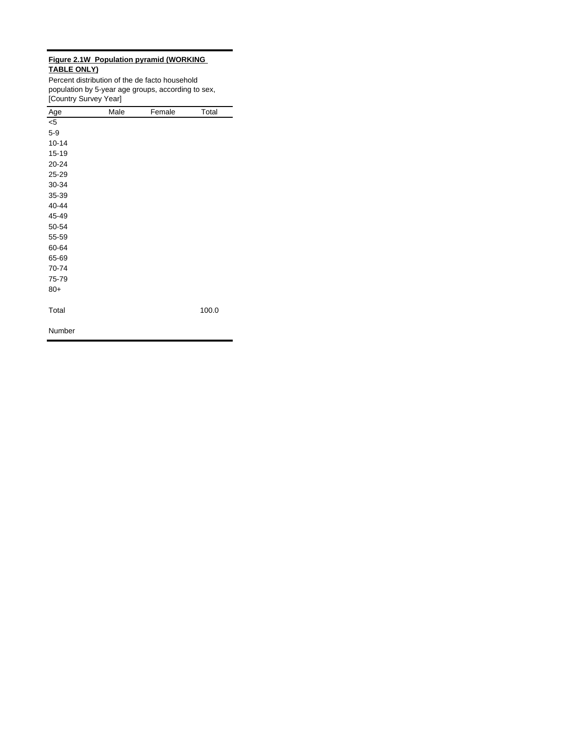**Figure 2.1W Population pyramid (WORKING TABLE ONLY)**

Percent distribution of the de facto household population by 5-year age groups, according to sex, [Country Survey Year]

| Age | Male | Female | Total |
|---|---|---|---|
| <5 | | | |
| 5-9 | | | |
| 10-14 | | | |
| 15-19 | | | |
| 20-24 | | | |
| 25-29 | | | |
| 30-34 | | | |
| 35-39 | | | |
| 40-44 | | | |
| 45-49 | | | |
| 50-54 | | | |
| 55-59 | | | |
| 60-64 | | | |
| 65-69 | | | |
| 70-74 | | | |
| 75-79 | | | |
| 80+ | | | |
| | | | |
| Total | | | 100.0 |
| | | | |
| Number | | | |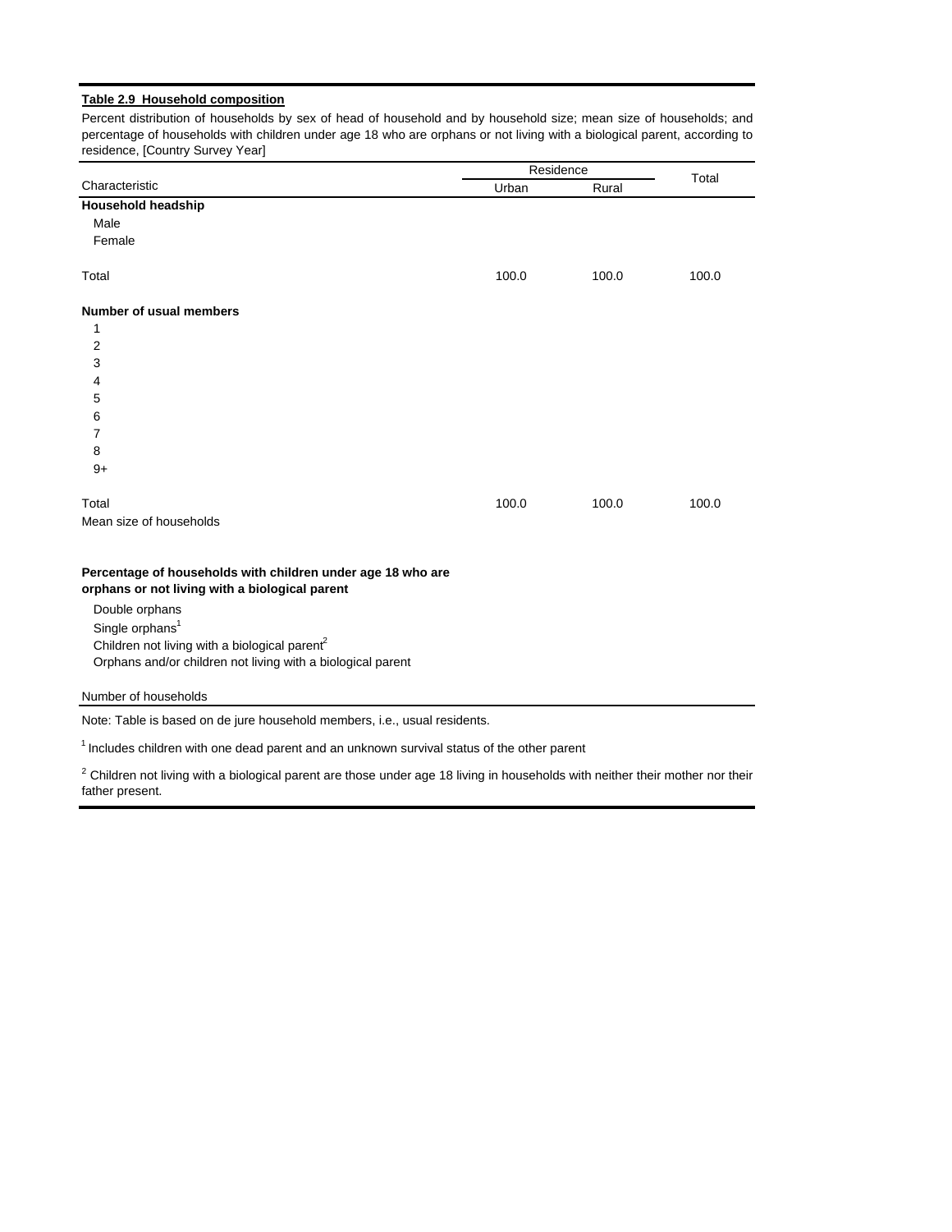**Table 2.9 Household composition**

Percent distribution of households by sex of head of household and by household size; mean size of households; and percentage of households with children under age 18 who are orphans or not living with a biological parent, according to residence, [Country Survey Year]

| Characteristic | Residence | | Total |
|---|---|---|---|
| | Urban | Rural | |
| **Household headship** | | | |
| Male | | | |
| Female | | | |
| Total | 100.0 | 100.0 | 100.0 |
| **Number of usual members** | | | |
| 1 | | | |
| 2 | | | |
| 3 | | | |
| 4 | | | |
| 5 | | | |
| 6 | | | |
| 7 | | | |
| 8 | | | |
| 9+ | | | |
| Total | 100.0 | 100.0 | 100.0 |
| Mean size of households | | | |
| **Percentage of households with children under age 18 who are orphans or not living with a biological parent** | | | |
| Double orphans | | | |
| Single orphans[1] | | | |
| Children not living with a biological parent[2] | | | |
| Orphans and/or children not living with a biological parent | | | |
| Number of households | | | |

Note: Table is based on de jure household members, i.e., usual residents.

[1] Includes children with one dead parent and an unknown survival status of the other parent

[2] Children not living with a biological parent are those under age 18 living in households with neither their mother nor their father present.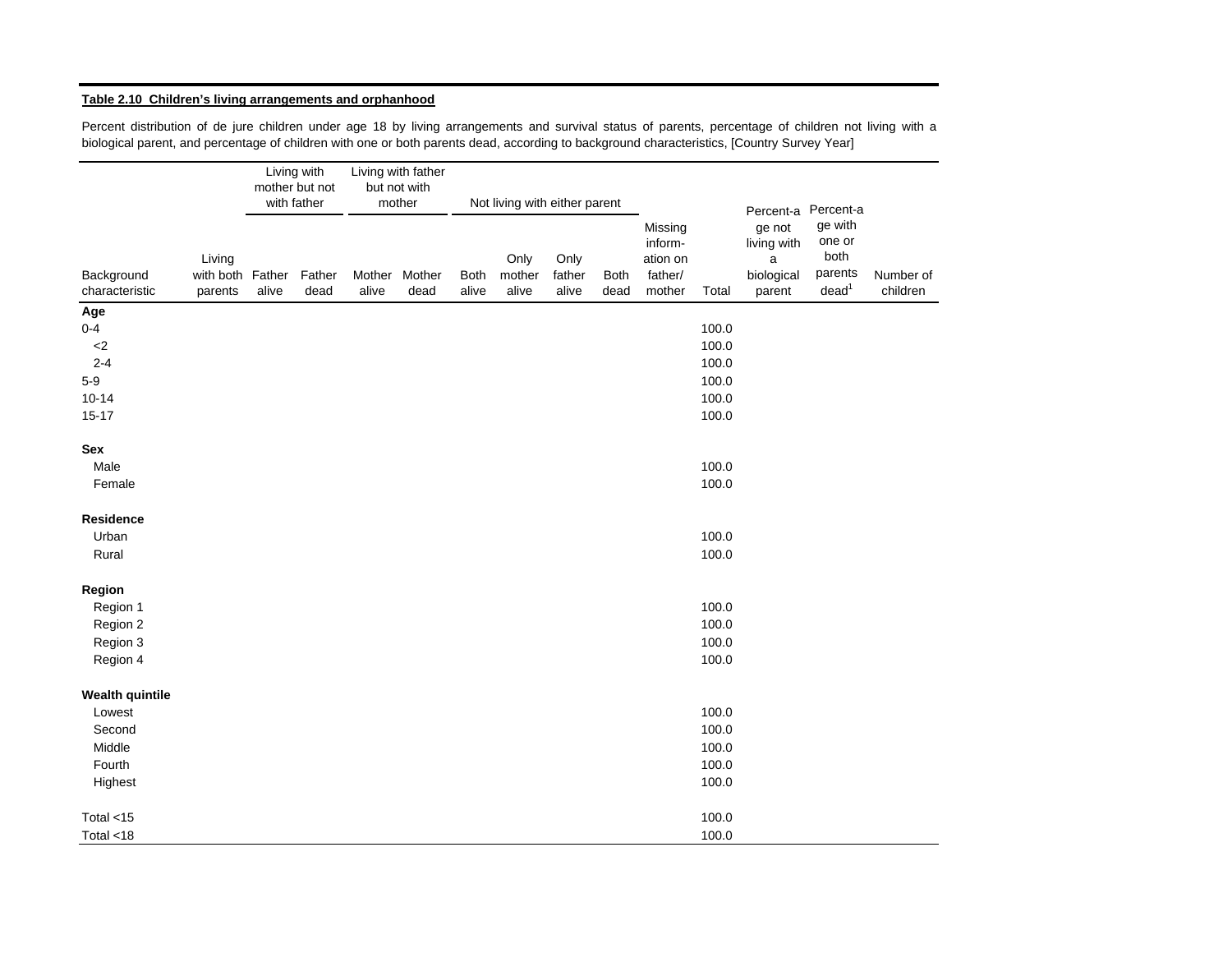**Table 2.10 Children's living arrangements and orphanhood**

Percent distribution of de jure children under age 18 by living arrangements and survival status of parents, percentage of children not living with a biological parent, and percentage of children with one or both parents dead, according to background characteristics, [Country Survey Year]

| | | Living with mother but not with father | | Living with father but not with mother | | Not living with either parent | | | | | | | | |
|---|---|---|---|---|---|---|---|---|---|---|---|---|---|---|
| Background characteristic | Living with both parents | Father alive | Father dead | Mother alive | Mother dead | Both alive | Only mother alive | Only father alive | Both dead | Missing information on father/mother | Total | Percentage not living with a biological parent | Percentage with one or both parents dead[1] | Number of children |
| **Age** | | | | | | | | | | | | | | |
| 0-4 | | | | | | | | | | | 100.0 | | | |
| <2 | | | | | | | | | | | 100.0 | | | |
| 2-4 | | | | | | | | | | | 100.0 | | | |
| 5-9 | | | | | | | | | | | 100.0 | | | |
| 10-14 | | | | | | | | | | | 100.0 | | | |
| 15-17 | | | | | | | | | | | 100.0 | | | |
| **Sex** | | | | | | | | | | | | | | |
| Male | | | | | | | | | | | 100.0 | | | |
| Female | | | | | | | | | | | 100.0 | | | |
| **Residence** | | | | | | | | | | | | | | |
| Urban | | | | | | | | | | | 100.0 | | | |
| Rural | | | | | | | | | | | 100.0 | | | |
| **Region** | | | | | | | | | | | | | | |
| Region 1 | | | | | | | | | | | 100.0 | | | |
| Region 2 | | | | | | | | | | | 100.0 | | | |
| Region 3 | | | | | | | | | | | 100.0 | | | |
| Region 4 | | | | | | | | | | | 100.0 | | | |
| **Wealth quintile** | | | | | | | | | | | | | | |
| Lowest | | | | | | | | | | | 100.0 | | | |
| Second | | | | | | | | | | | 100.0 | | | |
| Middle | | | | | | | | | | | 100.0 | | | |
| Fourth | | | | | | | | | | | 100.0 | | | |
| Highest | | | | | | | | | | | 100.0 | | | |
| Total <15 | | | | | | | | | | | 100.0 | | | |
| Total <18 | | | | | | | | | | | 100.0 | | | |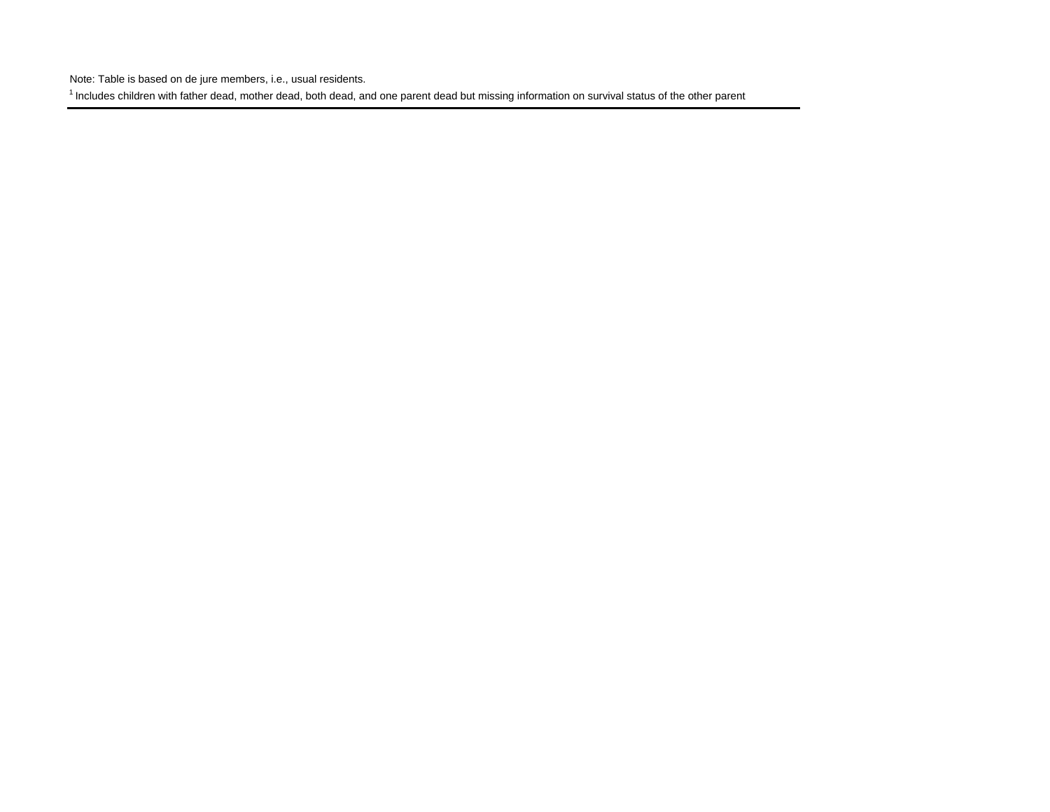Note: Table is based on de jure members, i.e., usual residents.

[1] Includes children with father dead, mother dead, both dead, and one parent dead but missing information on survival status of the other parent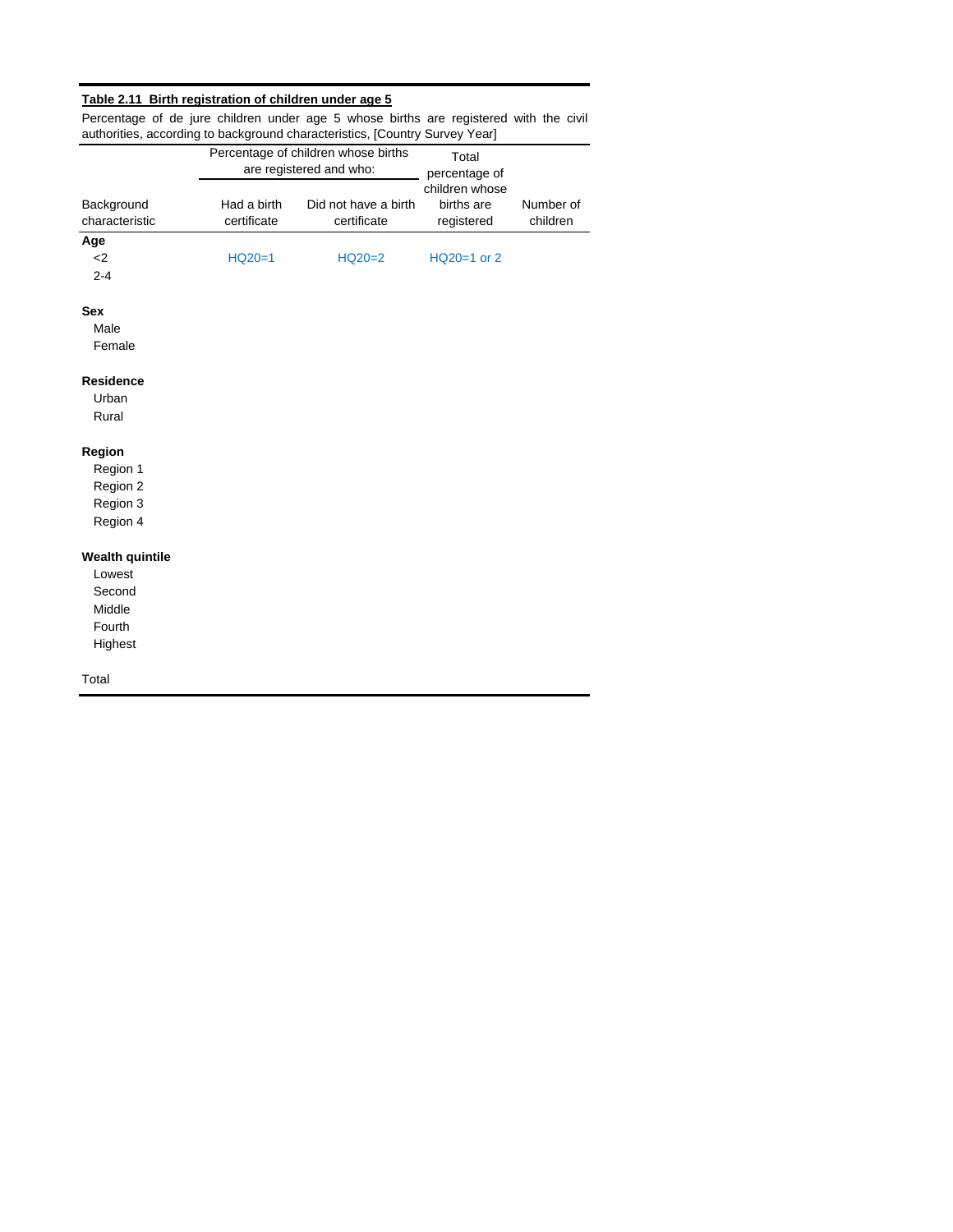**Table 2.11 Birth registration of children under age 5**

Percentage of de jure children under age 5 whose births are registered with the civil authorities, according to background characteristics, [Country Survey Year]

| Background characteristic | Percentage of children whose births are registered and who: | | Total percentage of children whose births are registered | Number of children |
|---|---|---|---|---|
| | Had a birth certificate | Did not have a birth certificate | | |
| **Age** | | | | |
| <2 | HQ20=1 | HQ20=2 | HQ20=1 or 2 | |
| 2-4 | | | | |
| **Sex** | | | | |
| Male | | | | |
| Female | | | | |
| **Residence** | | | | |
| Urban | | | | |
| Rural | | | | |
| **Region** | | | | |
| Region 1 | | | | |
| Region 2 | | | | |
| Region 3 | | | | |
| Region 4 | | | | |
| **Wealth quintile** | | | | |
| Lowest | | | | |
| Second | | | | |
| Middle | | | | |
| Fourth | | | | |
| Highest | | | | |
| Total | | | | |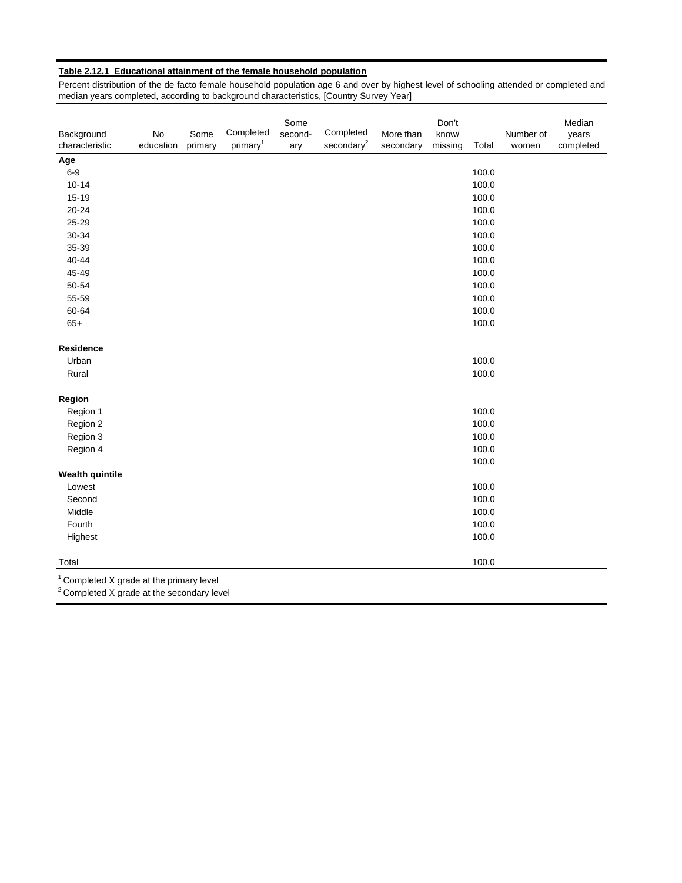**Table 2.12.1 Educational attainment of the female household population**

Percent distribution of the de facto female household population age 6 and over by highest level of schooling attended or completed and median years completed, according to background characteristics, [Country Survey Year]

| Background characteristic | No education | Some primary | Completed primary[1] | Some second-ary | Completed secondary[2] | More than secondary | Don't know/ missing | Total | Number of women | Median years completed |
|---|---|---|---|---|---|---|---|---|---|---|
| **Age** | | | | | | | | | | |
| 6-9 | | | | | | | | 100.0 | | |
| 10-14 | | | | | | | | 100.0 | | |
| 15-19 | | | | | | | | 100.0 | | |
| 20-24 | | | | | | | | 100.0 | | |
| 25-29 | | | | | | | | 100.0 | | |
| 30-34 | | | | | | | | 100.0 | | |
| 35-39 | | | | | | | | 100.0 | | |
| 40-44 | | | | | | | | 100.0 | | |
| 45-49 | | | | | | | | 100.0 | | |
| 50-54 | | | | | | | | 100.0 | | |
| 55-59 | | | | | | | | 100.0 | | |
| 60-64 | | | | | | | | 100.0 | | |
| 65+ | | | | | | | | 100.0 | | |
| **Residence** | | | | | | | | | | |
| Urban | | | | | | | | 100.0 | | |
| Rural | | | | | | | | 100.0 | | |
| **Region** | | | | | | | | | | |
| Region 1 | | | | | | | | 100.0 | | |
| Region 2 | | | | | | | | 100.0 | | |
| Region 3 | | | | | | | | 100.0 | | |
| Region 4 | | | | | | | | 100.0 | | |
| | | | | | | | | 100.0 | | |
| **Wealth quintile** | | | | | | | | | | |
| Lowest | | | | | | | | 100.0 | | |
| Second | | | | | | | | 100.0 | | |
| Middle | | | | | | | | 100.0 | | |
| Fourth | | | | | | | | 100.0 | | |
| Highest | | | | | | | | 100.0 | | |
| Total | | | | | | | | 100.0 | | |

[1] Completed X grade at the primary level
[2] Completed X grade at the secondary level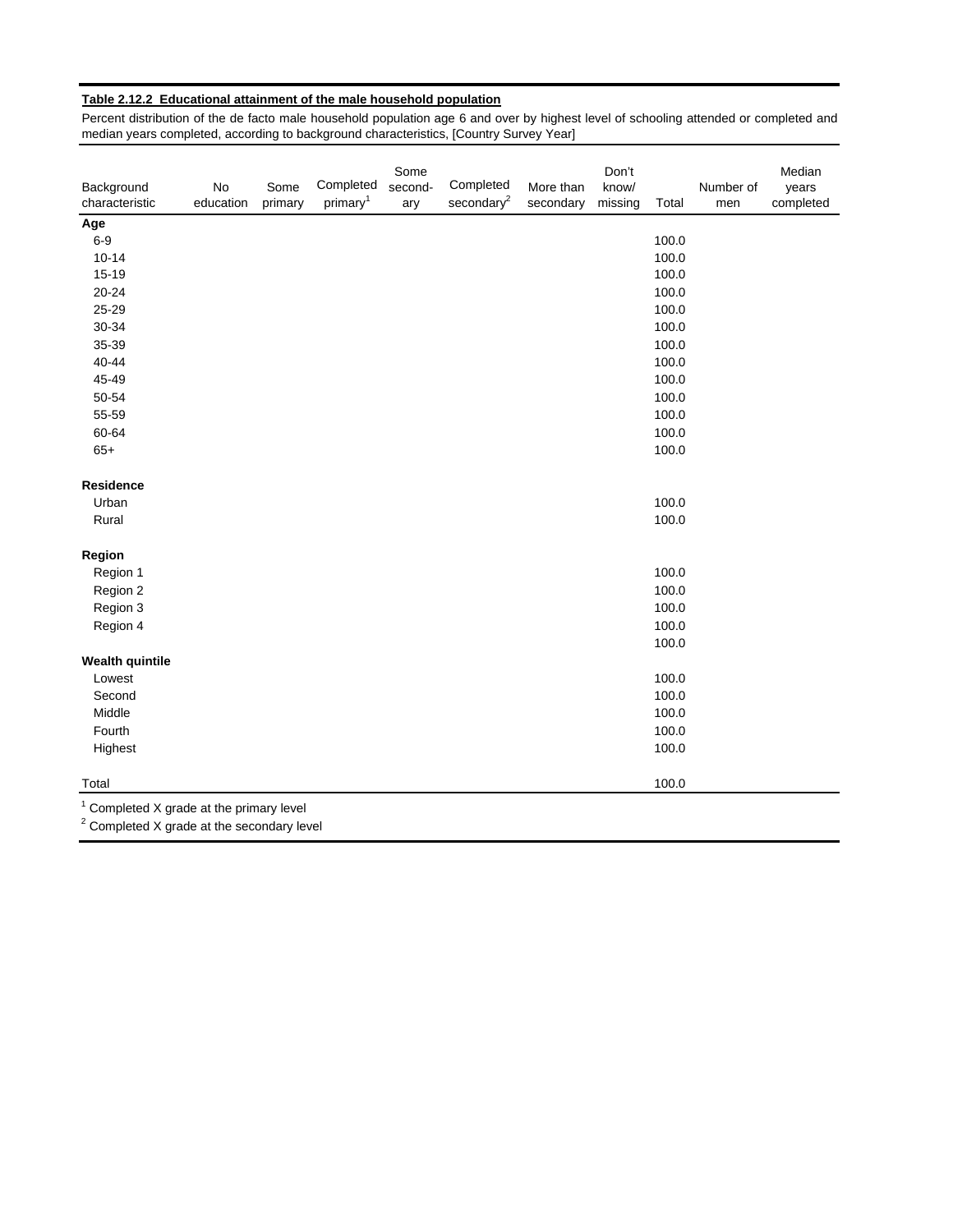**Table 2.12.2 Educational attainment of the male household population**

Percent distribution of the de facto male household population age 6 and over by highest level of schooling attended or completed and median years completed, according to background characteristics, [Country Survey Year]

| Background characteristic | No education | Some primary | Completed primary[1] | Some secondary | Completed secondary[2] | More than secondary | Don't know/ missing | Total | Number of men | Median years completed |
|---|---|---|---|---|---|---|---|---|---|---|
| **Age** | | | | | | | | | | |
| 6-9 | | | | | | | | 100.0 | | |
| 10-14 | | | | | | | | 100.0 | | |
| 15-19 | | | | | | | | 100.0 | | |
| 20-24 | | | | | | | | 100.0 | | |
| 25-29 | | | | | | | | 100.0 | | |
| 30-34 | | | | | | | | 100.0 | | |
| 35-39 | | | | | | | | 100.0 | | |
| 40-44 | | | | | | | | 100.0 | | |
| 45-49 | | | | | | | | 100.0 | | |
| 50-54 | | | | | | | | 100.0 | | |
| 55-59 | | | | | | | | 100.0 | | |
| 60-64 | | | | | | | | 100.0 | | |
| 65+ | | | | | | | | 100.0 | | |
| **Residence** | | | | | | | | | | |
| Urban | | | | | | | | 100.0 | | |
| Rural | | | | | | | | 100.0 | | |
| **Region** | | | | | | | | | | |
| Region 1 | | | | | | | | 100.0 | | |
| Region 2 | | | | | | | | 100.0 | | |
| Region 3 | | | | | | | | 100.0 | | |
| Region 4 | | | | | | | | 100.0 | | |
| | | | | | | | | 100.0 | | |
| **Wealth quintile** | | | | | | | | | | |
| Lowest | | | | | | | | 100.0 | | |
| Second | | | | | | | | 100.0 | | |
| Middle | | | | | | | | 100.0 | | |
| Fourth | | | | | | | | 100.0 | | |
| Highest | | | | | | | | 100.0 | | |
| Total | | | | | | | | 100.0 | | |

[1] Completed X grade at the primary level
[2] Completed X grade at the secondary level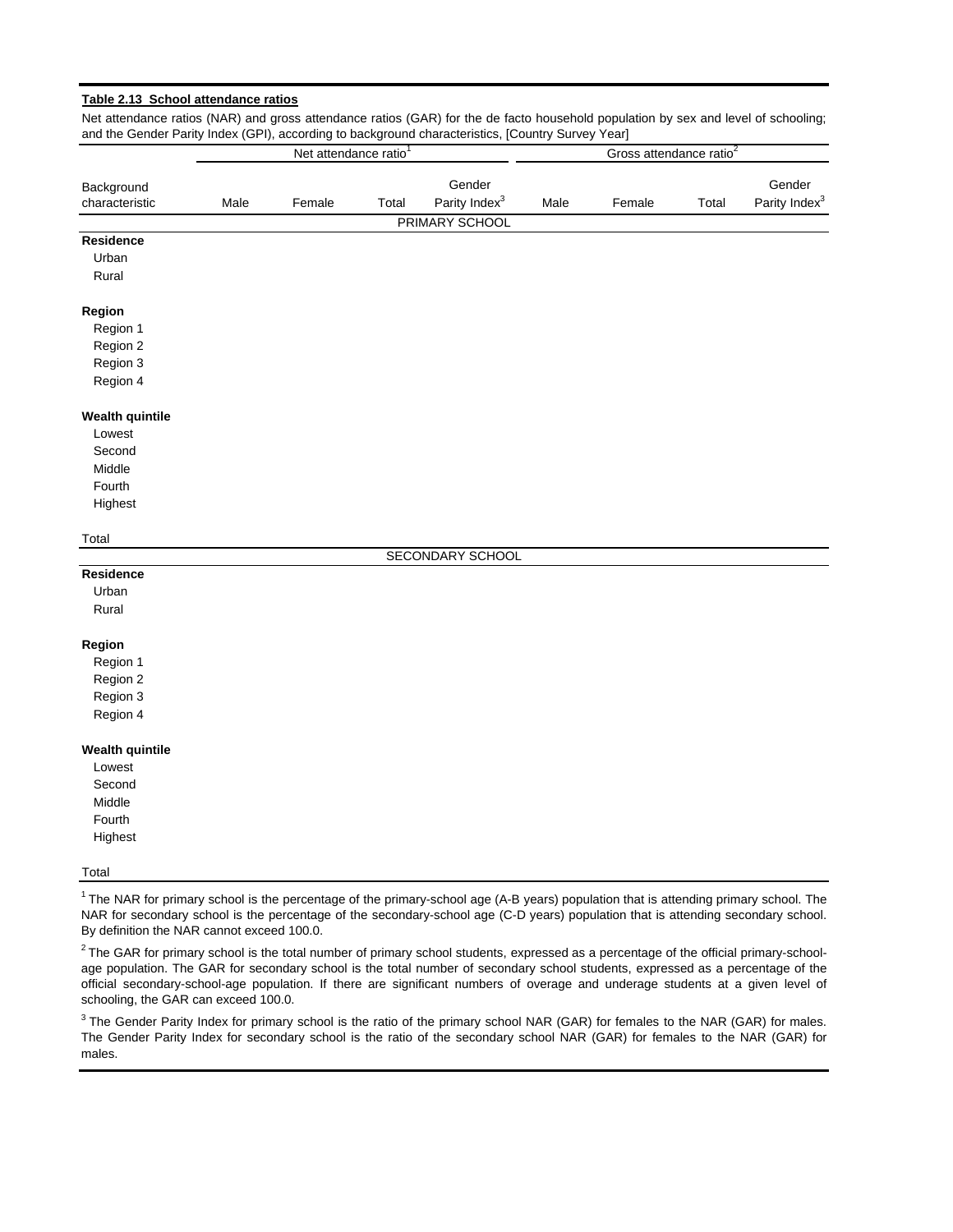**Table 2.13 School attendance ratios**

Net attendance ratios (NAR) and gross attendance ratios (GAR) for the de facto household population by sex and level of schooling; and the Gender Parity Index (GPI), according to background characteristics, [Country Survey Year]

| Background characteristic | Net attendance ratio[1] | | | | Gross attendance ratio[2] | | | |
|---|---|---|---|---|---|---|---|---|
| | Male | Female | Total | Gender Parity Index[3] | Male | Female | Total | Gender Parity Index[3] |
| | | | | PRIMARY SCHOOL | | | | |
| **Residence** | | | | | | | | |
| Urban | | | | | | | | |
| Rural | | | | | | | | |
| **Region** | | | | | | | | |
| Region 1 | | | | | | | | |
| Region 2 | | | | | | | | |
| Region 3 | | | | | | | | |
| Region 4 | | | | | | | | |
| **Wealth quintile** | | | | | | | | |
| Lowest | | | | | | | | |
| Second | | | | | | | | |
| Middle | | | | | | | | |
| Fourth | | | | | | | | |
| Highest | | | | | | | | |
| Total | | | | | | | | |
| | | | | SECONDARY SCHOOL | | | | |
| **Residence** | | | | | | | | |
| Urban | | | | | | | | |
| Rural | | | | | | | | |
| **Region** | | | | | | | | |
| Region 1 | | | | | | | | |
| Region 2 | | | | | | | | |
| Region 3 | | | | | | | | |
| Region 4 | | | | | | | | |
| **Wealth quintile** | | | | | | | | |
| Lowest | | | | | | | | |
| Second | | | | | | | | |
| Middle | | | | | | | | |
| Fourth | | | | | | | | |
| Highest | | | | | | | | |
| Total | | | | | | | | |

[1] The NAR for primary school is the percentage of the primary-school age (A-B years) population that is attending primary school. The NAR for secondary school is the percentage of the secondary-school age (C-D years) population that is attending secondary school. By definition the NAR cannot exceed 100.0.

[2] The GAR for primary school is the total number of primary school students, expressed as a percentage of the official primary-school-age population. The GAR for secondary school is the total number of secondary school students, expressed as a percentage of the official secondary-school-age population. If there are significant numbers of overage and underage students at a given level of schooling, the GAR can exceed 100.0.

[3] The Gender Parity Index for primary school is the ratio of the primary school NAR (GAR) for females to the NAR (GAR) for males. The Gender Parity Index for secondary school is the ratio of the secondary school NAR (GAR) for females to the NAR (GAR) for males.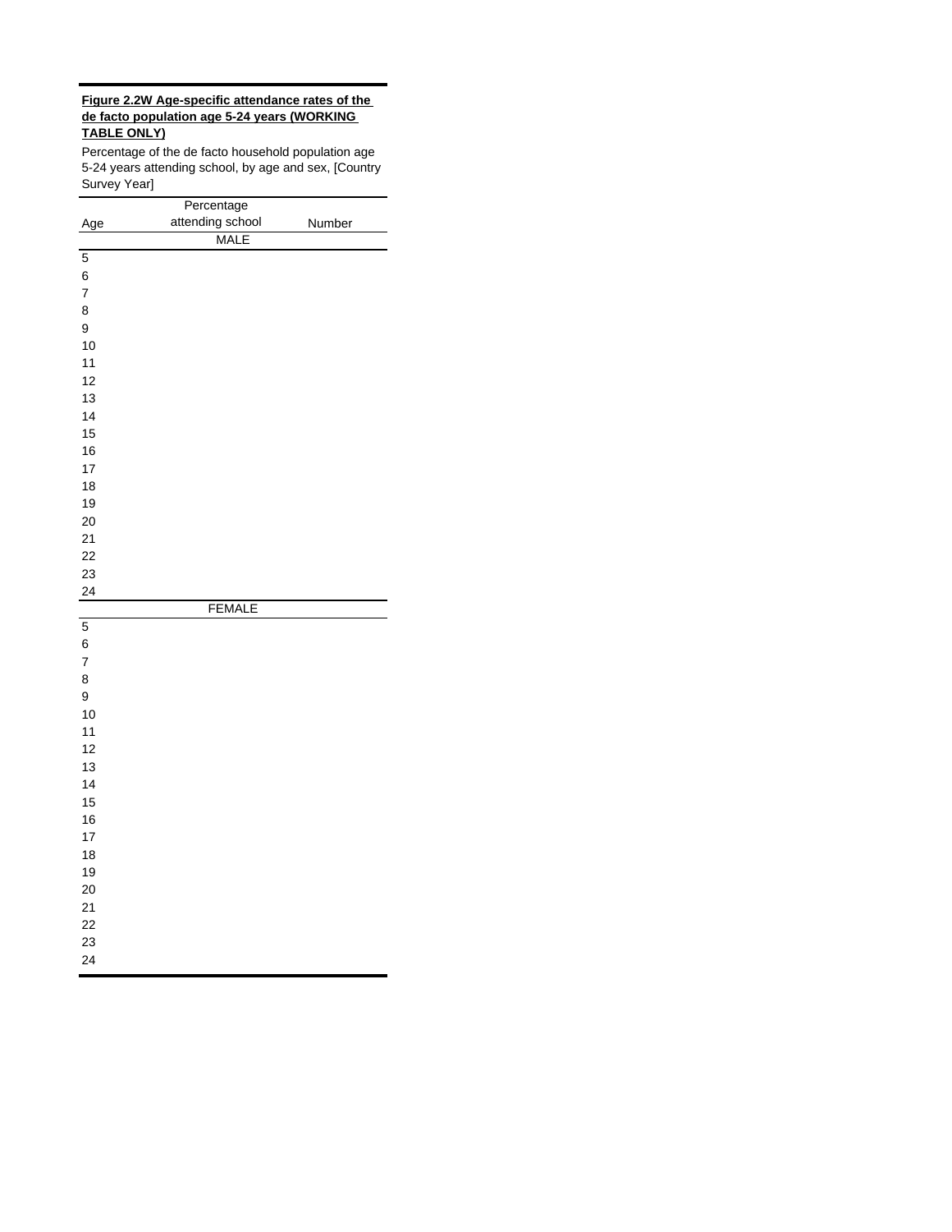**Figure 2.2W Age-specific attendance rates of the de facto population age 5-24 years (WORKING TABLE ONLY)**

Percentage of the de facto household population age 5-24 years attending school, by age and sex, [Country Survey Year]

| Age | Percentage attending school | Number |
|---|---|---|
| | MALE | |
| 5 | | |
| 6 | | |
| 7 | | |
| 8 | | |
| 9 | | |
| 10 | | |
| 11 | | |
| 12 | | |
| 13 | | |
| 14 | | |
| 15 | | |
| 16 | | |
| 17 | | |
| 18 | | |
| 19 | | |
| 20 | | |
| 21 | | |
| 22 | | |
| 23 | | |
| 24 | | |
| | FEMALE | |
| 5 | | |
| 6 | | |
| 7 | | |
| 8 | | |
| 9 | | |
| 10 | | |
| 11 | | |
| 12 | | |
| 13 | | |
| 14 | | |
| 15 | | |
| 16 | | |
| 17 | | |
| 18 | | |
| 19 | | |
| 20 | | |
| 21 | | |
| 22 | | |
| 23 | | |
| 24 | | |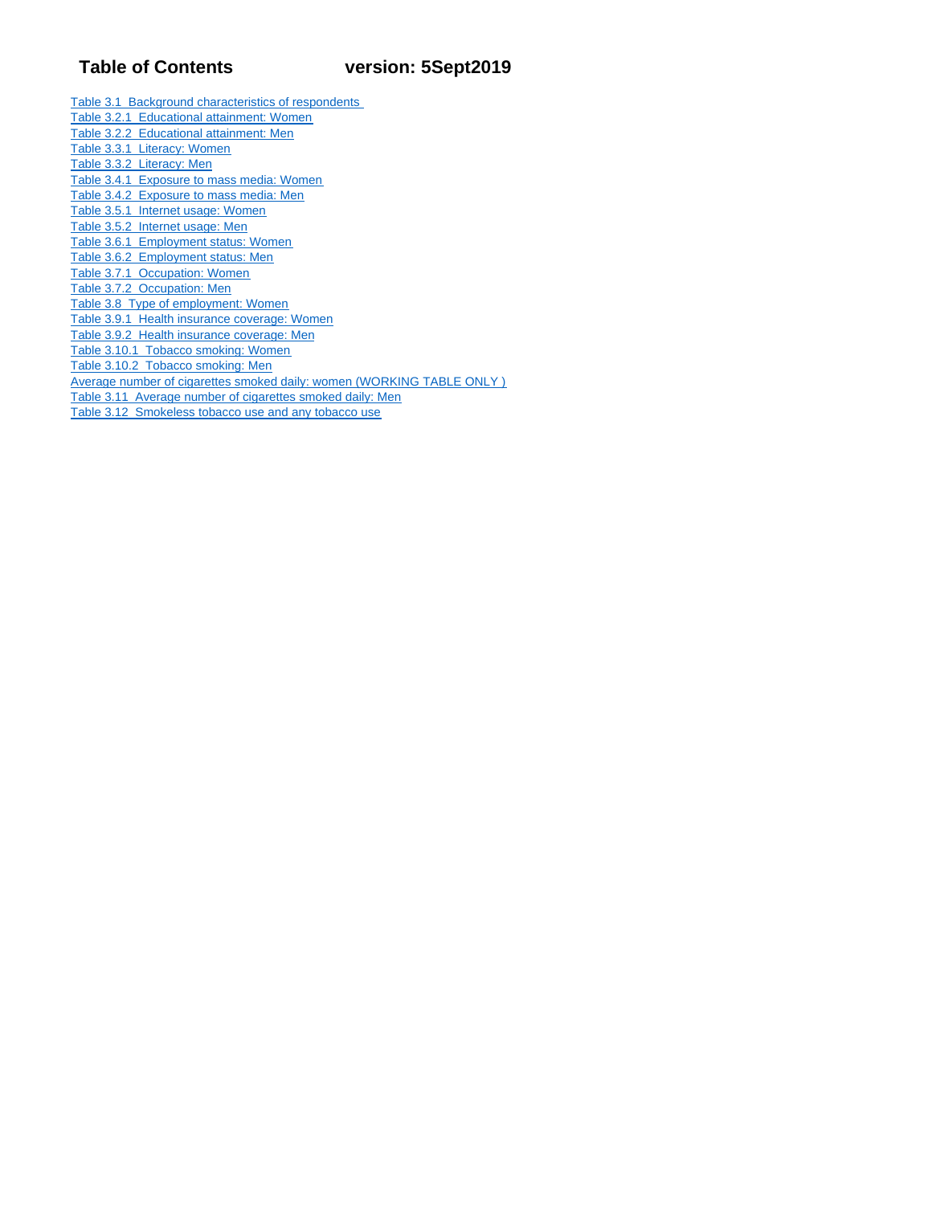# Table of Contents version: 5Sept2019

- Table 3.1 Background characteristics of respondents
- Table 3.2.1 Educational attainment: Women
- Table 3.2.2 Educational attainment: Men
- Table 3.3.1 Literacy: Women
- Table 3.3.2 Literacy: Men
- Table 3.4.1 Exposure to mass media: Women
- Table 3.4.2 Exposure to mass media: Men
- Table 3.5.1 Internet usage: Women
- Table 3.5.2 Internet usage: Men
- Table 3.6.1 Employment status: Women
- Table 3.6.2 Employment status: Men
- Table 3.7.1 Occupation: Women
- Table 3.7.2 Occupation: Men
- Table 3.8 Type of employment: Women
- Table 3.9.1 Health insurance coverage: Women
- Table 3.9.2 Health insurance coverage: Men
- Table 3.10.1 Tobacco smoking: Women
- Table 3.10.2 Tobacco smoking: Men
- Average number of cigarettes smoked daily: women (WORKING TABLE ONLY )
- Table 3.11 Average number of cigarettes smoked daily: Men
- Table 3.12 Smokeless tobacco use and any tobacco use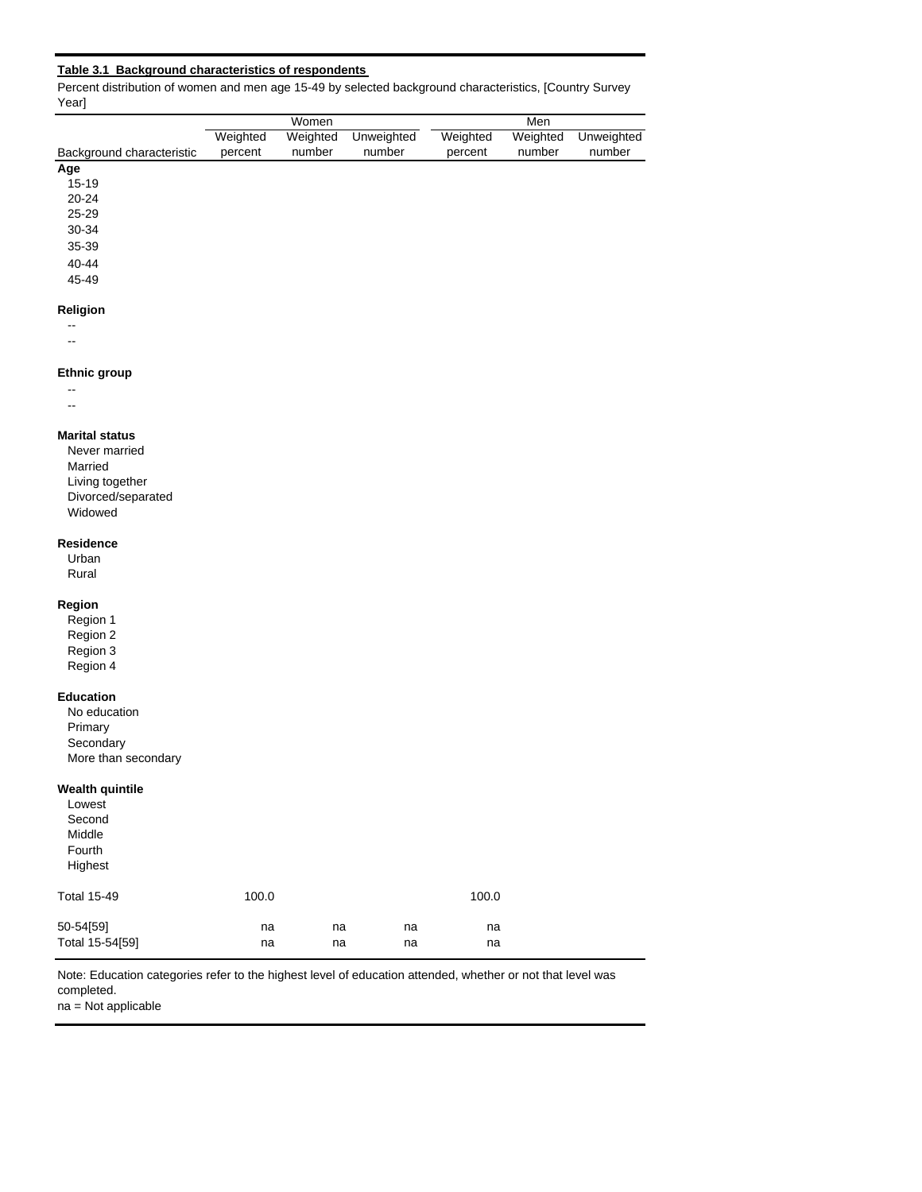**Table 3.1 Background characteristics of respondents**

Percent distribution of women and men age 15-49 by selected background characteristics, [Country Survey Year]

| Background characteristic | Women | | | Men | | |
|---|---|---|---|---|---|---|
| | Weighted percent | Weighted number | Unweighted number | Weighted percent | Weighted number | Unweighted number |
| **Age** | | | | | | |
| 15-19 | | | | | | |
| 20-24 | | | | | | |
| 25-29 | | | | | | |
| 30-34 | | | | | | |
| 35-39 | | | | | | |
| 40-44 | | | | | | |
| 45-49 | | | | | | |
| **Religion** | | | | | | |
| -- | | | | | | |
| -- | | | | | | |
| **Ethnic group** | | | | | | |
| -- | | | | | | |
| -- | | | | | | |
| **Marital status** | | | | | | |
| Never married | | | | | | |
| Married | | | | | | |
| Living together | | | | | | |
| Divorced/separated | | | | | | |
| Widowed | | | | | | |
| **Residence** | | | | | | |
| Urban | | | | | | |
| Rural | | | | | | |
| **Region** | | | | | | |
| Region 1 | | | | | | |
| Region 2 | | | | | | |
| Region 3 | | | | | | |
| Region 4 | | | | | | |
| **Education** | | | | | | |
| No education | | | | | | |
| Primary | | | | | | |
| Secondary | | | | | | |
| More than secondary | | | | | | |
| **Wealth quintile** | | | | | | |
| Lowest | | | | | | |
| Second | | | | | | |
| Middle | | | | | | |
| Fourth | | | | | | |
| Highest | | | | | | |
| Total 15-49 | 100.0 | | | 100.0 | | |
| 50-54[59] | na | na | na | na | | |
| Total 15-54[59] | na | na | na | na | | |

Note: Education categories refer to the highest level of education attended, whether or not that level was completed.
na = Not applicable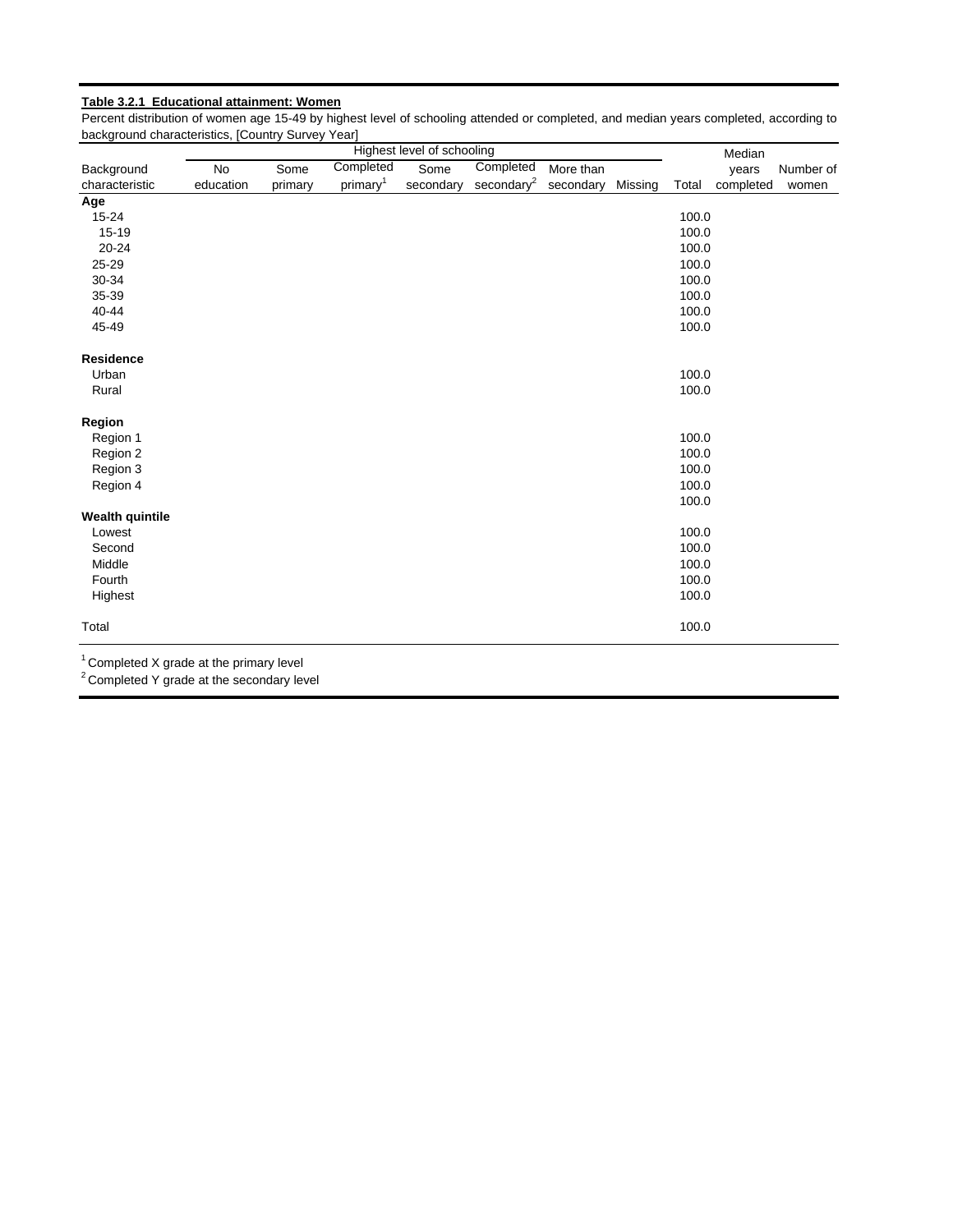**Table 3.2.1 Educational attainment: Women**

Percent distribution of women age 15-49 by highest level of schooling attended or completed, and median years completed, according to background characteristics, [Country Survey Year]

| Background characteristic | Highest level of schooling | | | | | | | | Median years completed | Number of women |
|---|---|---|---|---|---|---|---|---|---|---|
| | No education | Some primary | Completed primary[1] | Some secondary | Completed secondary[2] | More than secondary | Missing | Total | | |
| **Age** | | | | | | | | | | |
| 15-24 | | | | | | | | 100.0 | | |
| 15-19 | | | | | | | | 100.0 | | |
| 20-24 | | | | | | | | 100.0 | | |
| 25-29 | | | | | | | | 100.0 | | |
| 30-34 | | | | | | | | 100.0 | | |
| 35-39 | | | | | | | | 100.0 | | |
| 40-44 | | | | | | | | 100.0 | | |
| 45-49 | | | | | | | | 100.0 | | |
| **Residence** | | | | | | | | | | |
| Urban | | | | | | | | 100.0 | | |
| Rural | | | | | | | | 100.0 | | |
| **Region** | | | | | | | | | | |
| Region 1 | | | | | | | | 100.0 | | |
| Region 2 | | | | | | | | 100.0 | | |
| Region 3 | | | | | | | | 100.0 | | |
| Region 4 | | | | | | | | 100.0 | | |
| | | | | | | | | 100.0 | | |
| **Wealth quintile** | | | | | | | | | | |
| Lowest | | | | | | | | 100.0 | | |
| Second | | | | | | | | 100.0 | | |
| Middle | | | | | | | | 100.0 | | |
| Fourth | | | | | | | | 100.0 | | |
| Highest | | | | | | | | 100.0 | | |
| Total | | | | | | | | 100.0 | | |

[1] Completed X grade at the primary level
[2] Completed Y grade at the secondary level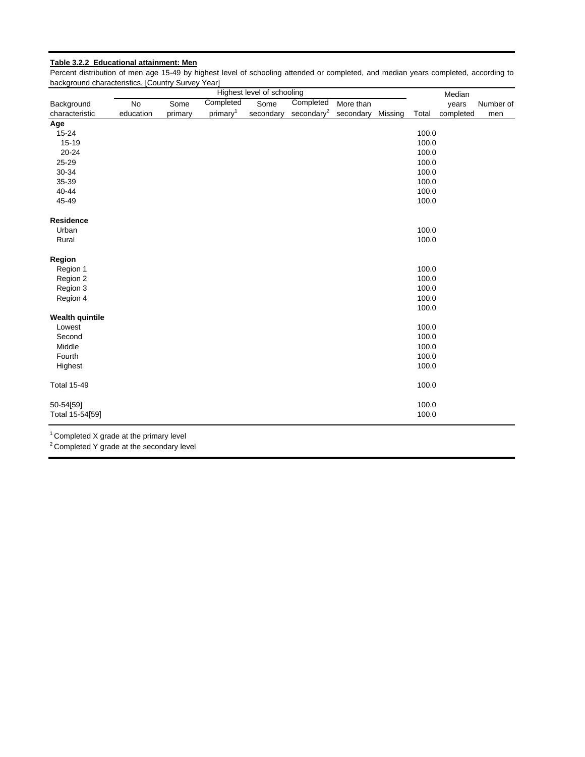**Table 3.2.2 Educational attainment: Men**

Percent distribution of men age 15-49 by highest level of schooling attended or completed, and median years completed, according to background characteristics, [Country Survey Year]

| Background characteristic | Highest level of schooling | | | | | | | | Median years completed | Number of men |
|---|---|---|---|---|---|---|---|---|---|---|
| | No education | Some primary | Completed primary[1] | Some secondary | Completed secondary[2] | More than secondary | Missing | Total | | |
| **Age** | | | | | | | | | | |
| 15-24 | | | | | | | | 100.0 | | |
| 15-19 | | | | | | | | 100.0 | | |
| 20-24 | | | | | | | | 100.0 | | |
| 25-29 | | | | | | | | 100.0 | | |
| 30-34 | | | | | | | | 100.0 | | |
| 35-39 | | | | | | | | 100.0 | | |
| 40-44 | | | | | | | | 100.0 | | |
| 45-49 | | | | | | | | 100.0 | | |
| **Residence** | | | | | | | | | | |
| Urban | | | | | | | | 100.0 | | |
| Rural | | | | | | | | 100.0 | | |
| **Region** | | | | | | | | | | |
| Region 1 | | | | | | | | 100.0 | | |
| Region 2 | | | | | | | | 100.0 | | |
| Region 3 | | | | | | | | 100.0 | | |
| Region 4 | | | | | | | | 100.0 | | |
| | | | | | | | | 100.0 | | |
| **Wealth quintile** | | | | | | | | | | |
| Lowest | | | | | | | | 100.0 | | |
| Second | | | | | | | | 100.0 | | |
| Middle | | | | | | | | 100.0 | | |
| Fourth | | | | | | | | 100.0 | | |
| Highest | | | | | | | | 100.0 | | |
| Total 15-49 | | | | | | | | 100.0 | | |
| 50-54[59] | | | | | | | | 100.0 | | |
| Total 15-54[59] | | | | | | | | 100.0 | | |

[1] Completed X grade at the primary level
[2] Completed Y grade at the secondary level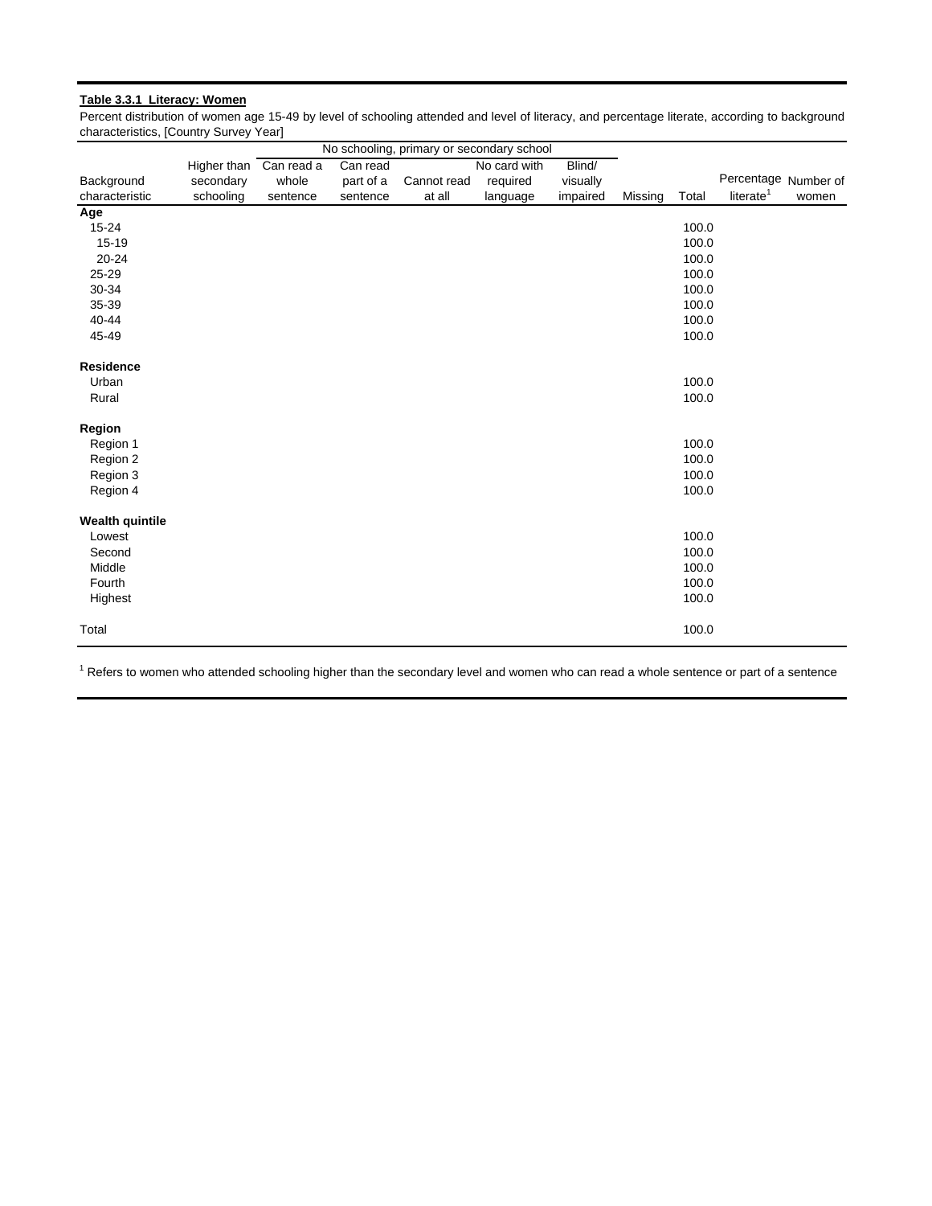**Table 3.3.1 Literacy: Women**

Percent distribution of women age 15-49 by level of schooling attended and level of literacy, and percentage literate, according to background characteristics, [Country Survey Year]

| | | No schooling, primary or secondary school | | | | | | | | |
|---|---|---|---|---|---|---|---|---|---|---|
| Background characteristic | Higher than secondary schooling | Can read a whole sentence | Can read part of a sentence | Cannot read at all | No card with required language | Blind/ visually impaired | Missing | Total | Percentage literate[1] | Number of women |
| **Age** | | | | | | | | | | |
| 15-24 | | | | | | | | 100.0 | | |
| 15-19 | | | | | | | | 100.0 | | |
| 20-24 | | | | | | | | 100.0 | | |
| 25-29 | | | | | | | | 100.0 | | |
| 30-34 | | | | | | | | 100.0 | | |
| 35-39 | | | | | | | | 100.0 | | |
| 40-44 | | | | | | | | 100.0 | | |
| 45-49 | | | | | | | | 100.0 | | |
| **Residence** | | | | | | | | | | |
| Urban | | | | | | | | 100.0 | | |
| Rural | | | | | | | | 100.0 | | |
| **Region** | | | | | | | | | | |
| Region 1 | | | | | | | | 100.0 | | |
| Region 2 | | | | | | | | 100.0 | | |
| Region 3 | | | | | | | | 100.0 | | |
| Region 4 | | | | | | | | 100.0 | | |
| **Wealth quintile** | | | | | | | | | | |
| Lowest | | | | | | | | 100.0 | | |
| Second | | | | | | | | 100.0 | | |
| Middle | | | | | | | | 100.0 | | |
| Fourth | | | | | | | | 100.0 | | |
| Highest | | | | | | | | 100.0 | | |
| Total | | | | | | | | 100.0 | | |

[1] Refers to women who attended schooling higher than the secondary level and women who can read a whole sentence or part of a sentence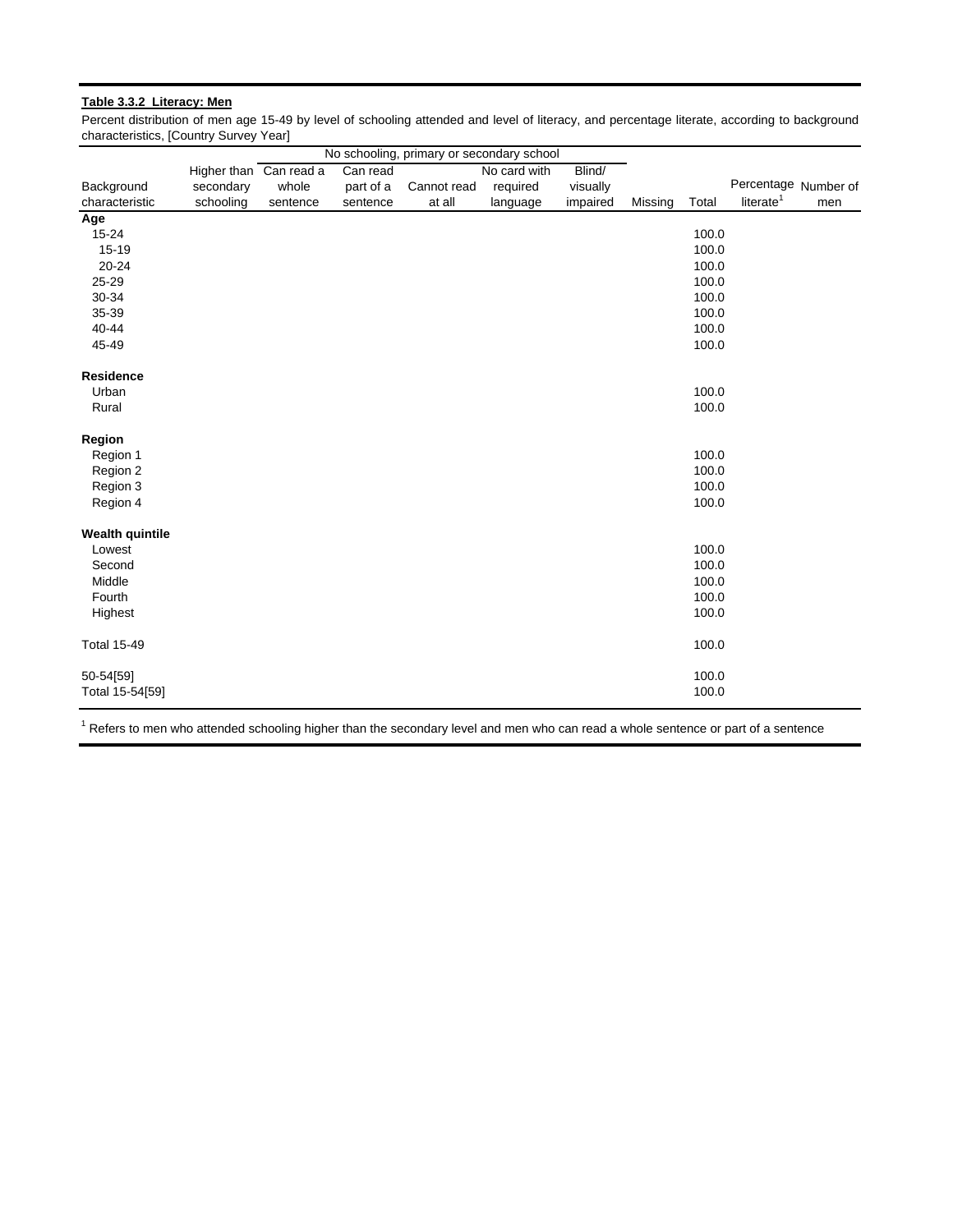**Table 3.3.2 Literacy: Men**

Percent distribution of men age 15-49 by level of schooling attended and level of literacy, and percentage literate, according to background characteristics, [Country Survey Year]

| | | No schooling, primary or secondary school | | | | | | | | |
|---|---|---|---|---|---|---|---|---|---|---|
| Background characteristic | Higher than secondary schooling | Can read a whole sentence | Can read part of a sentence | Cannot read at all | No card with required language | Blind/ visually impaired | Missing | Total | Percentage literate[1] | Number of men |
| **Age** | | | | | | | | | | |
| 15-24 | | | | | | | | 100.0 | | |
| 15-19 | | | | | | | | 100.0 | | |
| 20-24 | | | | | | | | 100.0 | | |
| 25-29 | | | | | | | | 100.0 | | |
| 30-34 | | | | | | | | 100.0 | | |
| 35-39 | | | | | | | | 100.0 | | |
| 40-44 | | | | | | | | 100.0 | | |
| 45-49 | | | | | | | | 100.0 | | |
| **Residence** | | | | | | | | | | |
| Urban | | | | | | | | 100.0 | | |
| Rural | | | | | | | | 100.0 | | |
| **Region** | | | | | | | | | | |
| Region 1 | | | | | | | | 100.0 | | |
| Region 2 | | | | | | | | 100.0 | | |
| Region 3 | | | | | | | | 100.0 | | |
| Region 4 | | | | | | | | 100.0 | | |
| **Wealth quintile** | | | | | | | | | | |
| Lowest | | | | | | | | 100.0 | | |
| Second | | | | | | | | 100.0 | | |
| Middle | | | | | | | | 100.0 | | |
| Fourth | | | | | | | | 100.0 | | |
| Highest | | | | | | | | 100.0 | | |
| Total 15-49 | | | | | | | | 100.0 | | |
| 50-54[59] | | | | | | | | 100.0 | | |
| Total 15-54[59] | | | | | | | | 100.0 | | |

[1] Refers to men who attended schooling higher than the secondary level and men who can read a whole sentence or part of a sentence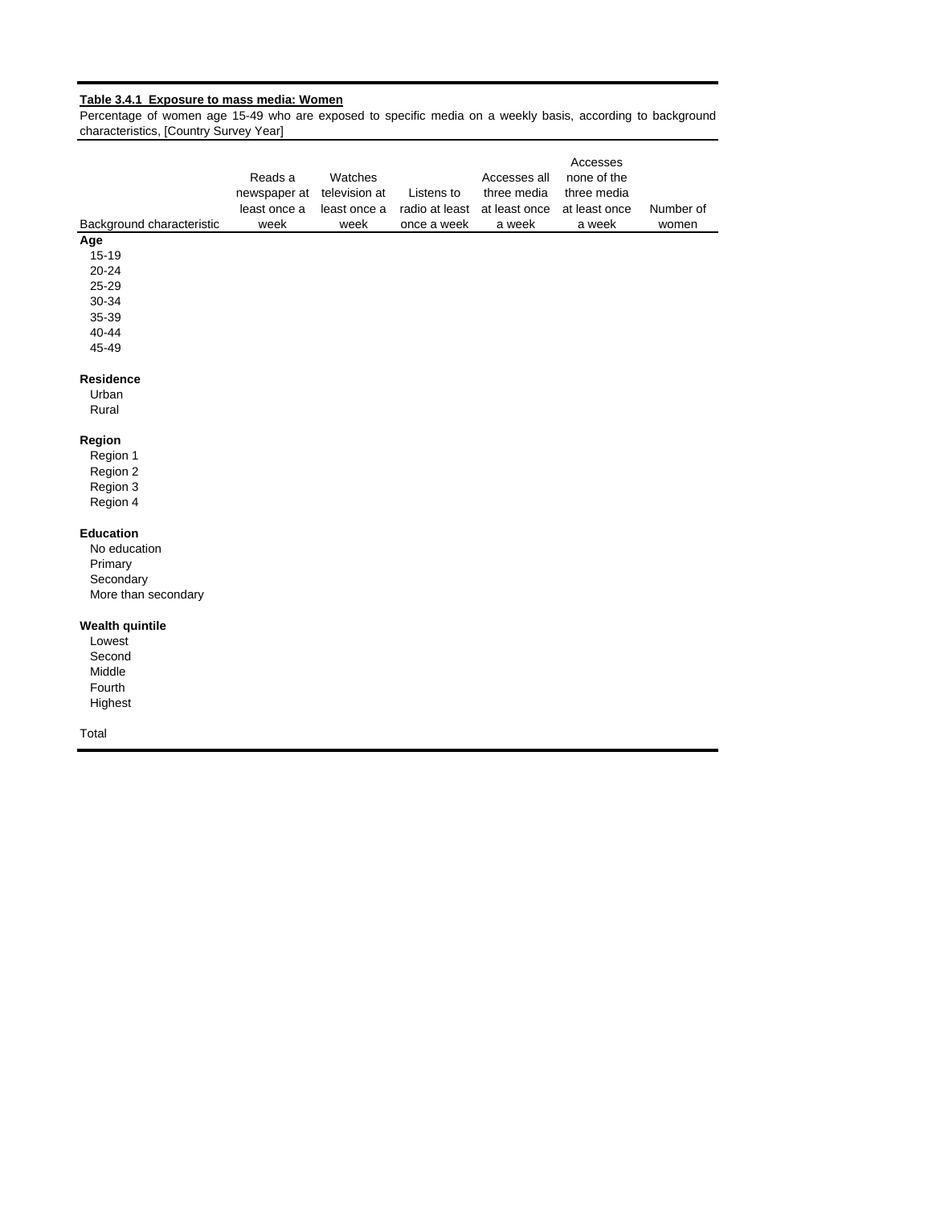**Table 3.4.1 Exposure to mass media: Women**

Percentage of women age 15-49 who are exposed to specific media on a weekly basis, according to background characteristics, [Country Survey Year]

| Background characteristic | Reads a newspaper at least once a week | Watches television at least once a week | Listens to radio at least once a week | Accesses all three media at least once a week | Accesses none of the three media at least once a week | Number of women |
|---|---|---|---|---|---|---|
| **Age** | | | | | | |
| 15-19 | | | | | | |
| 20-24 | | | | | | |
| 25-29 | | | | | | |
| 30-34 | | | | | | |
| 35-39 | | | | | | |
| 40-44 | | | | | | |
| 45-49 | | | | | | |
| **Residence** | | | | | | |
| Urban | | | | | | |
| Rural | | | | | | |
| **Region** | | | | | | |
| Region 1 | | | | | | |
| Region 2 | | | | | | |
| Region 3 | | | | | | |
| Region 4 | | | | | | |
| **Education** | | | | | | |
| No education | | | | | | |
| Primary | | | | | | |
| Secondary | | | | | | |
| More than secondary | | | | | | |
| **Wealth quintile** | | | | | | |
| Lowest | | | | | | |
| Second | | | | | | |
| Middle | | | | | | |
| Fourth | | | | | | |
| Highest | | | | | | |
| Total | | | | | | |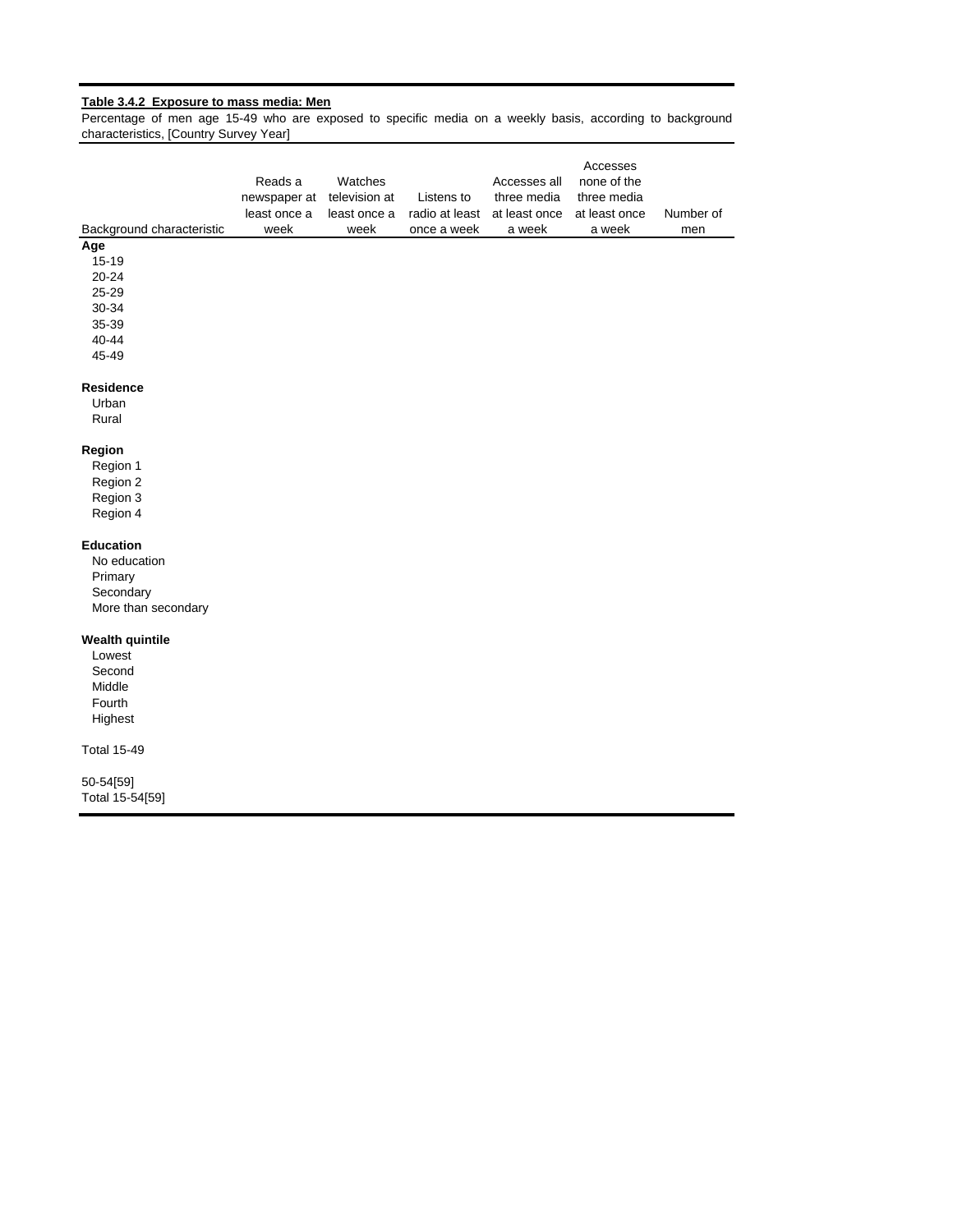**Table 3.4.2 Exposure to mass media: Men**

Percentage of men age 15-49 who are exposed to specific media on a weekly basis, according to background characteristics, [Country Survey Year]

| Background characteristic | Reads a newspaper at least once a week | Watches television at least once a week | Listens to radio at least once a week | Accesses all three media at least once a week | Accesses none of the three media at least once a week | Number of men |
|---|---|---|---|---|---|---|
| **Age** | | | | | | |
| 15-19 | | | | | | |
| 20-24 | | | | | | |
| 25-29 | | | | | | |
| 30-34 | | | | | | |
| 35-39 | | | | | | |
| 40-44 | | | | | | |
| 45-49 | | | | | | |
| | | | | | | |
| **Residence** | | | | | | |
| Urban | | | | | | |
| Rural | | | | | | |
| | | | | | | |
| **Region** | | | | | | |
| Region 1 | | | | | | |
| Region 2 | | | | | | |
| Region 3 | | | | | | |
| Region 4 | | | | | | |
| | | | | | | |
| **Education** | | | | | | |
| No education | | | | | | |
| Primary | | | | | | |
| Secondary | | | | | | |
| More than secondary | | | | | | |
| | | | | | | |
| **Wealth quintile** | | | | | | |
| Lowest | | | | | | |
| Second | | | | | | |
| Middle | | | | | | |
| Fourth | | | | | | |
| Highest | | | | | | |
| | | | | | | |
| Total 15-49 | | | | | | |
| | | | | | | |
| 50-54[59] | | | | | | |
| Total 15-54[59] | | | | | | |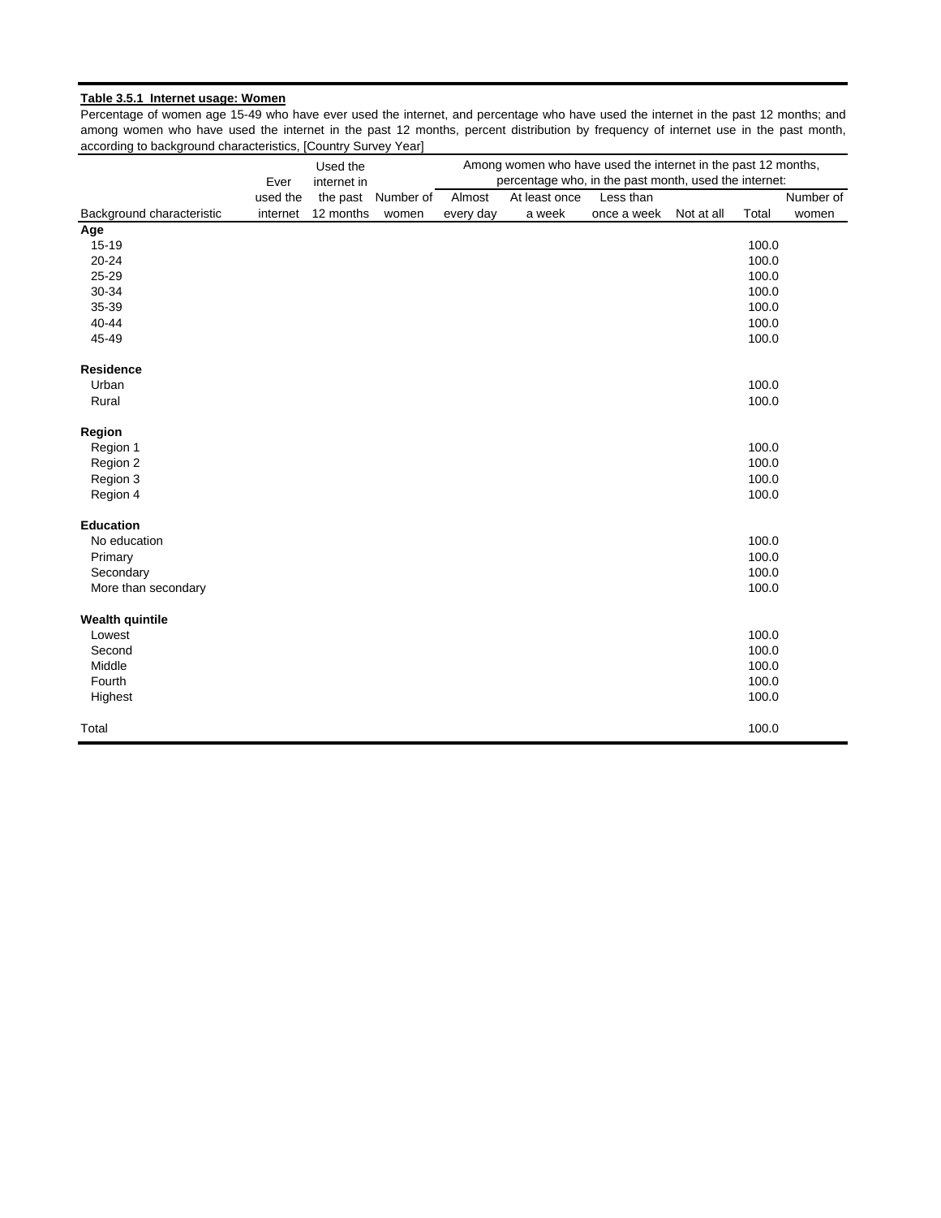**Table 3.5.1 Internet usage: Women**

Percentage of women age 15-49 who have ever used the internet, and percentage who have used the internet in the past 12 months; and among women who have used the internet in the past 12 months, percent distribution by frequency of internet use in the past month, according to background characteristics, [Country Survey Year]

| Background characteristic | Ever used the internet | Used the internet in the past 12 months | Number of women | Among women who have used the internet in the past 12 months, percentage who, in the past month, used the internet: Almost every day | At least once a week | Less than once a week | Not at all | Total | Number of women |
|---|---|---|---|---|---|---|---|---|---|
| **Age** | | | | | | | | | |
| 15-19 | | | | | | | | 100.0 | |
| 20-24 | | | | | | | | 100.0 | |
| 25-29 | | | | | | | | 100.0 | |
| 30-34 | | | | | | | | 100.0 | |
| 35-39 | | | | | | | | 100.0 | |
| 40-44 | | | | | | | | 100.0 | |
| 45-49 | | | | | | | | 100.0 | |
| **Residence** | | | | | | | | | |
| Urban | | | | | | | | 100.0 | |
| Rural | | | | | | | | 100.0 | |
| **Region** | | | | | | | | | |
| Region 1 | | | | | | | | 100.0 | |
| Region 2 | | | | | | | | 100.0 | |
| Region 3 | | | | | | | | 100.0 | |
| Region 4 | | | | | | | | 100.0 | |
| **Education** | | | | | | | | | |
| No education | | | | | | | | 100.0 | |
| Primary | | | | | | | | 100.0 | |
| Secondary | | | | | | | | 100.0 | |
| More than secondary | | | | | | | | 100.0 | |
| **Wealth quintile** | | | | | | | | | |
| Lowest | | | | | | | | 100.0 | |
| Second | | | | | | | | 100.0 | |
| Middle | | | | | | | | 100.0 | |
| Fourth | | | | | | | | 100.0 | |
| Highest | | | | | | | | 100.0 | |
| Total | | | | | | | | 100.0 | |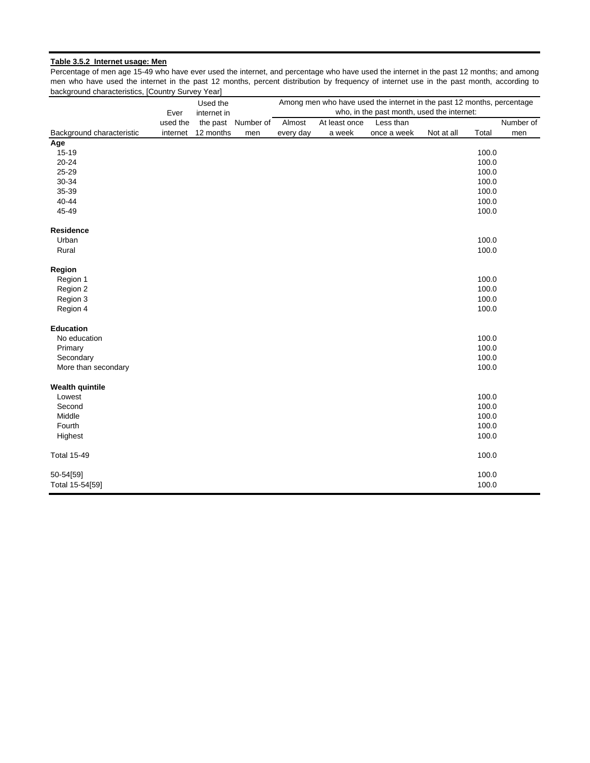**Table 3.5.2 Internet usage: Men**

Percentage of men age 15-49 who have ever used the internet, and percentage who have used the internet in the past 12 months; and among men who have used the internet in the past 12 months, percent distribution by frequency of internet use in the past month, according to background characteristics, [Country Survey Year]

| Background characteristic | Ever used the internet | Used the internet in the past 12 months | Number of men | Among men who have used the internet in the past 12 months, percentage who, in the past month, used the internet: Almost every day | At least once a week | Less than once a week | Not at all | Total | Number of men |
|---|---|---|---|---|---|---|---|---|---|
| **Age** | | | | | | | | | |
| 15-19 | | | | | | | | 100.0 | |
| 20-24 | | | | | | | | 100.0 | |
| 25-29 | | | | | | | | 100.0 | |
| 30-34 | | | | | | | | 100.0 | |
| 35-39 | | | | | | | | 100.0 | |
| 40-44 | | | | | | | | 100.0 | |
| 45-49 | | | | | | | | 100.0 | |
| **Residence** | | | | | | | | | |
| Urban | | | | | | | | 100.0 | |
| Rural | | | | | | | | 100.0 | |
| **Region** | | | | | | | | | |
| Region 1 | | | | | | | | 100.0 | |
| Region 2 | | | | | | | | 100.0 | |
| Region 3 | | | | | | | | 100.0 | |
| Region 4 | | | | | | | | 100.0 | |
| **Education** | | | | | | | | | |
| No education | | | | | | | | 100.0 | |
| Primary | | | | | | | | 100.0 | |
| Secondary | | | | | | | | 100.0 | |
| More than secondary | | | | | | | | 100.0 | |
| **Wealth quintile** | | | | | | | | | |
| Lowest | | | | | | | | 100.0 | |
| Second | | | | | | | | 100.0 | |
| Middle | | | | | | | | 100.0 | |
| Fourth | | | | | | | | 100.0 | |
| Highest | | | | | | | | 100.0 | |
| Total 15-49 | | | | | | | | 100.0 | |
| 50-54[59] | | | | | | | | 100.0 | |
| Total 15-54[59] | | | | | | | | 100.0 | |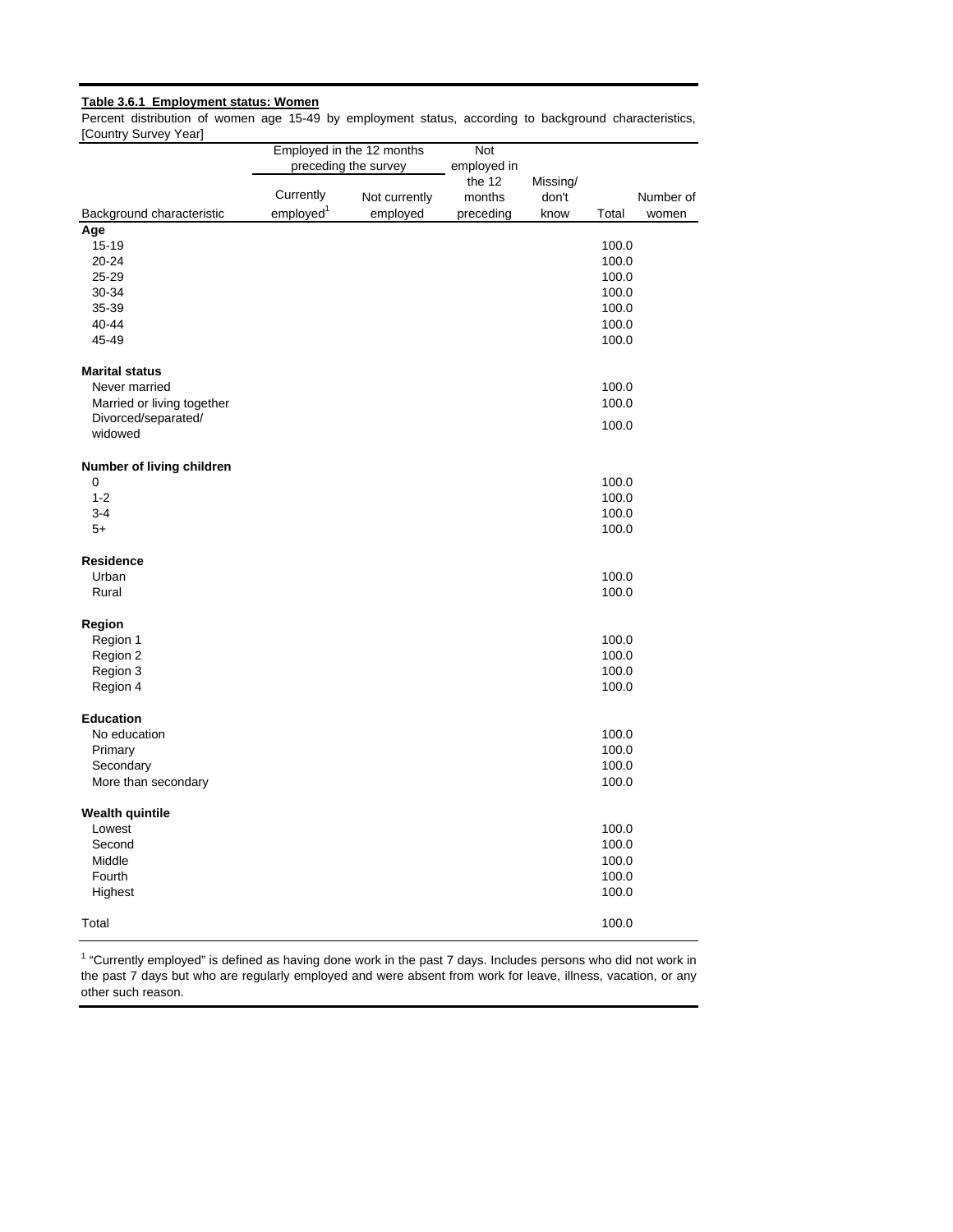**Table 3.6.1 Employment status: Women**

Percent distribution of women age 15-49 by employment status, according to background characteristics, [Country Survey Year]

| Background characteristic | Employed in the 12 months preceding the survey | | Not employed in the 12 months preceding | Missing/ don't know | Total | Number of women |
|---|---|---|---|---|---|---|
| | Currently employed[1] | Not currently employed | | | | |
| **Age** | | | | | | |
| 15-19 | | | | | 100.0 | |
| 20-24 | | | | | 100.0 | |
| 25-29 | | | | | 100.0 | |
| 30-34 | | | | | 100.0 | |
| 35-39 | | | | | 100.0 | |
| 40-44 | | | | | 100.0 | |
| 45-49 | | | | | 100.0 | |
| **Marital status** | | | | | | |
| Never married | | | | | 100.0 | |
| Married or living together | | | | | 100.0 | |
| Divorced/separated/ widowed | | | | | 100.0 | |
| **Number of living children** | | | | | | |
| 0 | | | | | 100.0 | |
| 1-2 | | | | | 100.0 | |
| 3-4 | | | | | 100.0 | |
| 5+ | | | | | 100.0 | |
| **Residence** | | | | | | |
| Urban | | | | | 100.0 | |
| Rural | | | | | 100.0 | |
| **Region** | | | | | | |
| Region 1 | | | | | 100.0 | |
| Region 2 | | | | | 100.0 | |
| Region 3 | | | | | 100.0 | |
| Region 4 | | | | | 100.0 | |
| **Education** | | | | | | |
| No education | | | | | 100.0 | |
| Primary | | | | | 100.0 | |
| Secondary | | | | | 100.0 | |
| More than secondary | | | | | 100.0 | |
| **Wealth quintile** | | | | | | |
| Lowest | | | | | 100.0 | |
| Second | | | | | 100.0 | |
| Middle | | | | | 100.0 | |
| Fourth | | | | | 100.0 | |
| Highest | | | | | 100.0 | |
| Total | | | | | 100.0 | |

[1] "Currently employed" is defined as having done work in the past 7 days. Includes persons who did not work in the past 7 days but who are regularly employed and were absent from work for leave, illness, vacation, or any other such reason.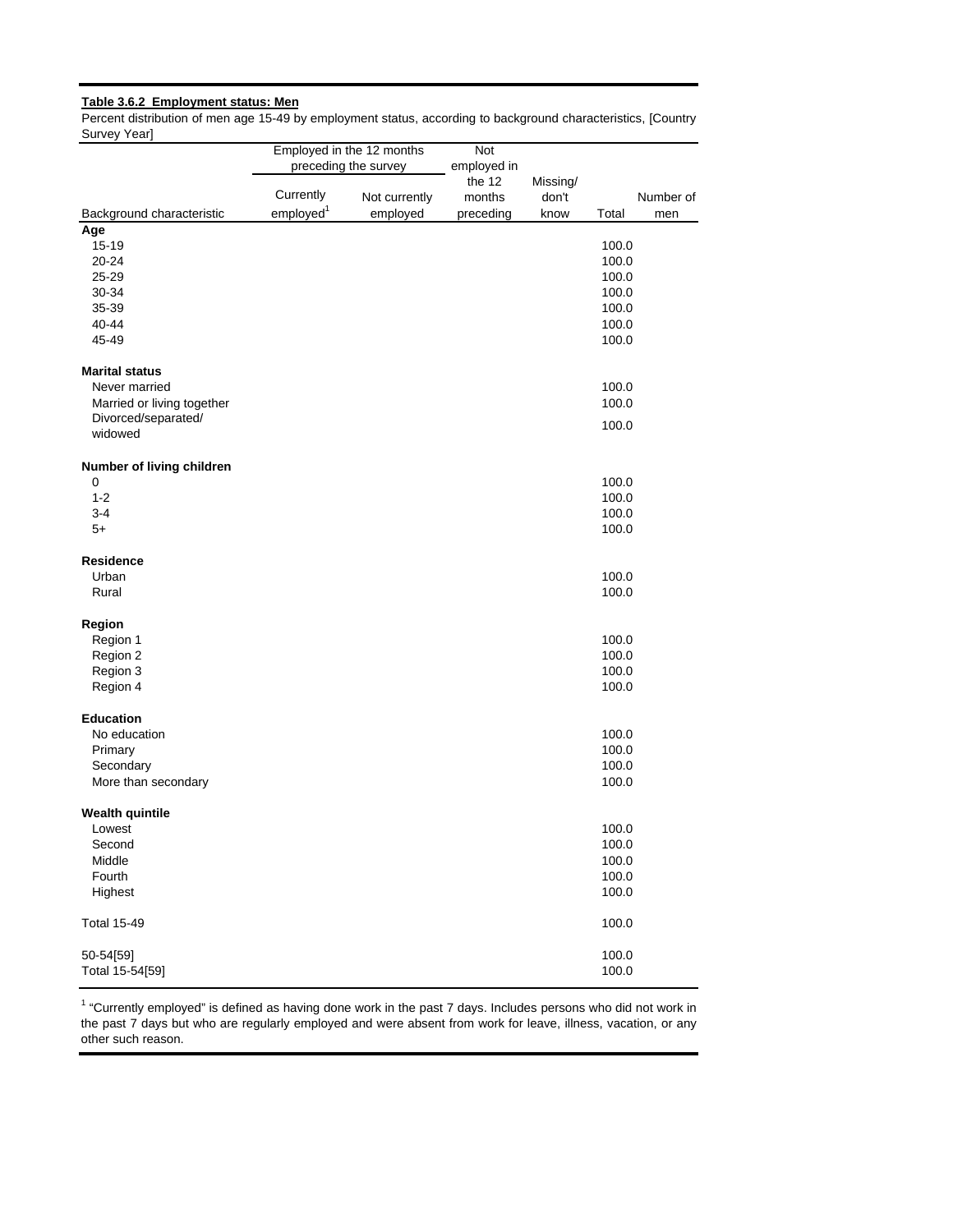**Table 3.6.2 Employment status: Men**

Percent distribution of men age 15-49 by employment status, according to background characteristics, [Country Survey Year]

| Background characteristic | Employed in the 12 months preceding the survey | | Not employed in the 12 months preceding | Missing/ don't know | Total | Number of men |
|---|---|---|---|---|---|---|
| | Currently employed[1] | Not currently employed | | | | |
| **Age** | | | | | | |
| 15-19 | | | | | 100.0 | |
| 20-24 | | | | | 100.0 | |
| 25-29 | | | | | 100.0 | |
| 30-34 | | | | | 100.0 | |
| 35-39 | | | | | 100.0 | |
| 40-44 | | | | | 100.0 | |
| 45-49 | | | | | 100.0 | |
| **Marital status** | | | | | | |
| Never married | | | | | 100.0 | |
| Married or living together | | | | | 100.0 | |
| Divorced/separated/ widowed | | | | | 100.0 | |
| **Number of living children** | | | | | | |
| 0 | | | | | 100.0 | |
| 1-2 | | | | | 100.0 | |
| 3-4 | | | | | 100.0 | |
| 5+ | | | | | 100.0 | |
| **Residence** | | | | | | |
| Urban | | | | | 100.0 | |
| Rural | | | | | 100.0 | |
| **Region** | | | | | | |
| Region 1 | | | | | 100.0 | |
| Region 2 | | | | | 100.0 | |
| Region 3 | | | | | 100.0 | |
| Region 4 | | | | | 100.0 | |
| **Education** | | | | | | |
| No education | | | | | 100.0 | |
| Primary | | | | | 100.0 | |
| Secondary | | | | | 100.0 | |
| More than secondary | | | | | 100.0 | |
| **Wealth quintile** | | | | | | |
| Lowest | | | | | 100.0 | |
| Second | | | | | 100.0 | |
| Middle | | | | | 100.0 | |
| Fourth | | | | | 100.0 | |
| Highest | | | | | 100.0 | |
| Total 15-49 | | | | | 100.0 | |
| 50-54[59] | | | | | 100.0 | |
| Total 15-54[59] | | | | | 100.0 | |

[1] "Currently employed" is defined as having done work in the past 7 days. Includes persons who did not work in the past 7 days but who are regularly employed and were absent from work for leave, illness, vacation, or any other such reason.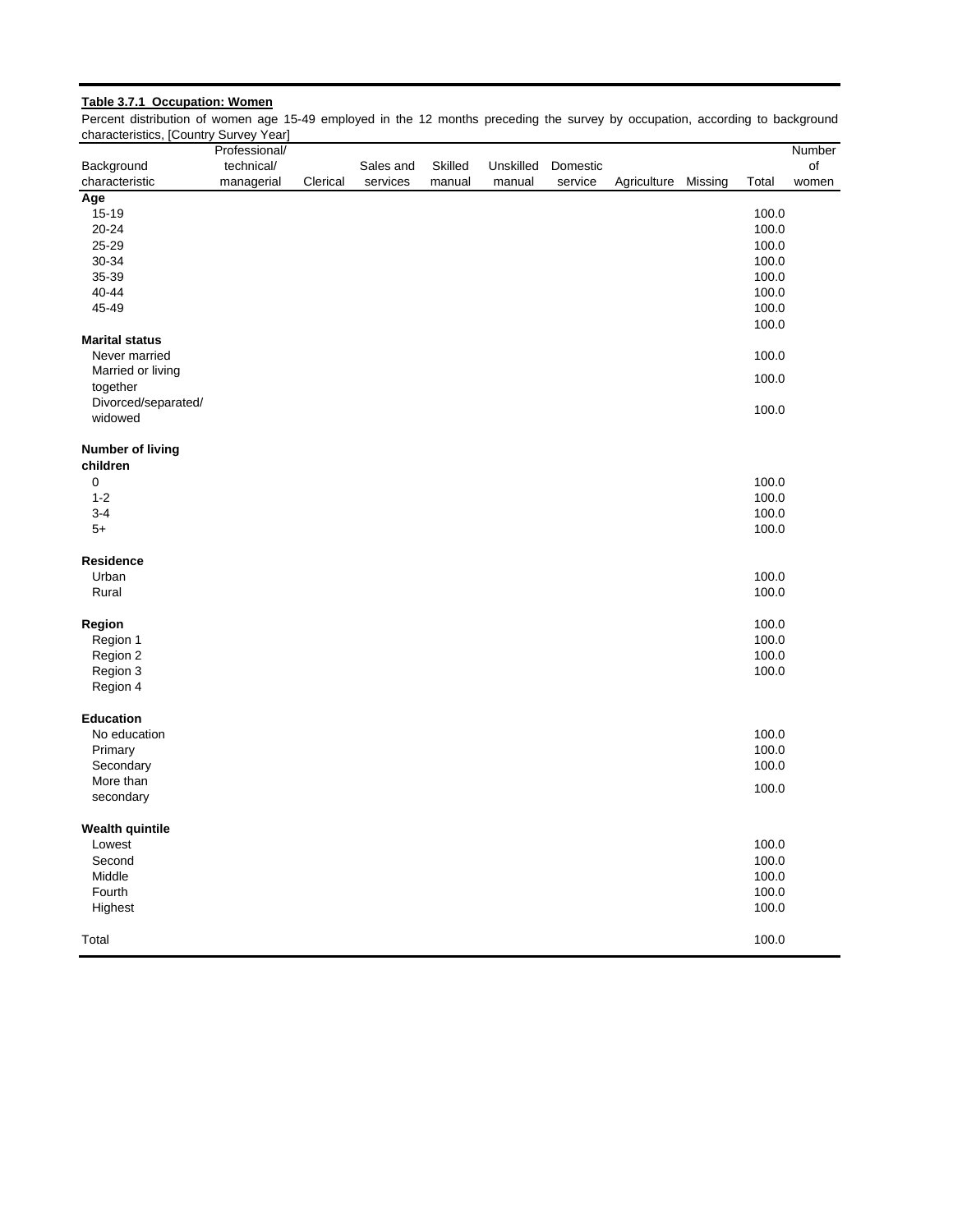**Table 3.7.1 Occupation: Women**

Percent distribution of women age 15-49 employed in the 12 months preceding the survey by occupation, according to background characteristics, [Country Survey Year]

| Background characteristic | Professional/ technical/ managerial | Clerical | Sales and services | Skilled manual | Unskilled manual | Domestic service | Agriculture | Missing | Total | Number of women |
|---|---|---|---|---|---|---|---|---|---|---|
| **Age** | | | | | | | | | | |
| 15-19 | | | | | | | | | 100.0 | |
| 20-24 | | | | | | | | | 100.0 | |
| 25-29 | | | | | | | | | 100.0 | |
| 30-34 | | | | | | | | | 100.0 | |
| 35-39 | | | | | | | | | 100.0 | |
| 40-44 | | | | | | | | | 100.0 | |
| 45-49 | | | | | | | | | 100.0 | |
| | | | | | | | | | 100.0 | |
| **Marital status** | | | | | | | | | | |
| Never married | | | | | | | | | 100.0 | |
| Married or living together | | | | | | | | | 100.0 | |
| Divorced/separated/ widowed | | | | | | | | | 100.0 | |
| **Number of living children** | | | | | | | | | | |
| 0 | | | | | | | | | 100.0 | |
| 1-2 | | | | | | | | | 100.0 | |
| 3-4 | | | | | | | | | 100.0 | |
| 5+ | | | | | | | | | 100.0 | |
| **Residence** | | | | | | | | | | |
| Urban | | | | | | | | | 100.0 | |
| Rural | | | | | | | | | 100.0 | |
| **Region** | | | | | | | | | 100.0 | |
| Region 1 | | | | | | | | | 100.0 | |
| Region 2 | | | | | | | | | 100.0 | |
| Region 3 | | | | | | | | | 100.0 | |
| Region 4 | | | | | | | | | | |
| **Education** | | | | | | | | | | |
| No education | | | | | | | | | 100.0 | |
| Primary | | | | | | | | | 100.0 | |
| Secondary | | | | | | | | | 100.0 | |
| More than secondary | | | | | | | | | 100.0 | |
| **Wealth quintile** | | | | | | | | | | |
| Lowest | | | | | | | | | 100.0 | |
| Second | | | | | | | | | 100.0 | |
| Middle | | | | | | | | | 100.0 | |
| Fourth | | | | | | | | | 100.0 | |
| Highest | | | | | | | | | 100.0 | |
| Total | | | | | | | | | 100.0 | |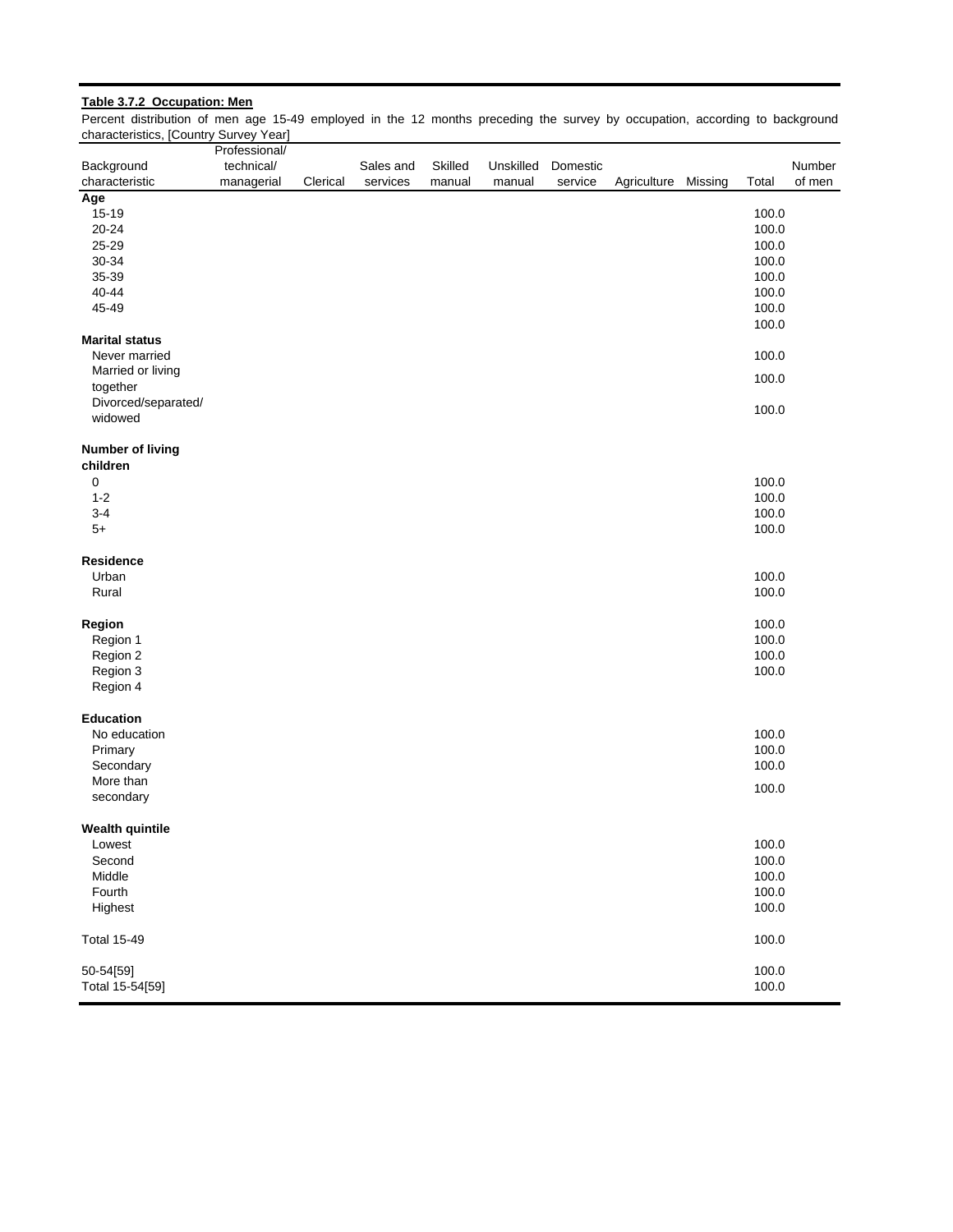**Table 3.7.2 Occupation: Men**

Percent distribution of men age 15-49 employed in the 12 months preceding the survey by occupation, according to background characteristics, [Country Survey Year]

| Background characteristic | Professional/ technical/ managerial | Clerical | Sales and services | Skilled manual | Unskilled manual | Domestic service | Agriculture | Missing | Total | Number of men |
|---|---|---|---|---|---|---|---|---|---|---|
| **Age** | | | | | | | | | | |
| 15-19 | | | | | | | | | 100.0 | |
| 20-24 | | | | | | | | | 100.0 | |
| 25-29 | | | | | | | | | 100.0 | |
| 30-34 | | | | | | | | | 100.0 | |
| 35-39 | | | | | | | | | 100.0 | |
| 40-44 | | | | | | | | | 100.0 | |
| 45-49 | | | | | | | | | 100.0 | |
| | | | | | | | | | 100.0 | |
| **Marital status** | | | | | | | | | | |
| Never married | | | | | | | | | 100.0 | |
| Married or living together | | | | | | | | | 100.0 | |
| Divorced/separated/ widowed | | | | | | | | | 100.0 | |
| **Number of living children** | | | | | | | | | | |
| 0 | | | | | | | | | 100.0 | |
| 1-2 | | | | | | | | | 100.0 | |
| 3-4 | | | | | | | | | 100.0 | |
| 5+ | | | | | | | | | 100.0 | |
| **Residence** | | | | | | | | | | |
| Urban | | | | | | | | | 100.0 | |
| Rural | | | | | | | | | 100.0 | |
| **Region** | | | | | | | | | 100.0 | |
| Region 1 | | | | | | | | | 100.0 | |
| Region 2 | | | | | | | | | 100.0 | |
| Region 3 | | | | | | | | | 100.0 | |
| Region 4 | | | | | | | | | | |
| **Education** | | | | | | | | | | |
| No education | | | | | | | | | 100.0 | |
| Primary | | | | | | | | | 100.0 | |
| Secondary | | | | | | | | | 100.0 | |
| More than secondary | | | | | | | | | 100.0 | |
| **Wealth quintile** | | | | | | | | | | |
| Lowest | | | | | | | | | 100.0 | |
| Second | | | | | | | | | 100.0 | |
| Middle | | | | | | | | | 100.0 | |
| Fourth | | | | | | | | | 100.0 | |
| Highest | | | | | | | | | 100.0 | |
| Total 15-49 | | | | | | | | | 100.0 | |
| 50-54[59] | | | | | | | | | 100.0 | |
| Total 15-54[59] | | | | | | | | | 100.0 | |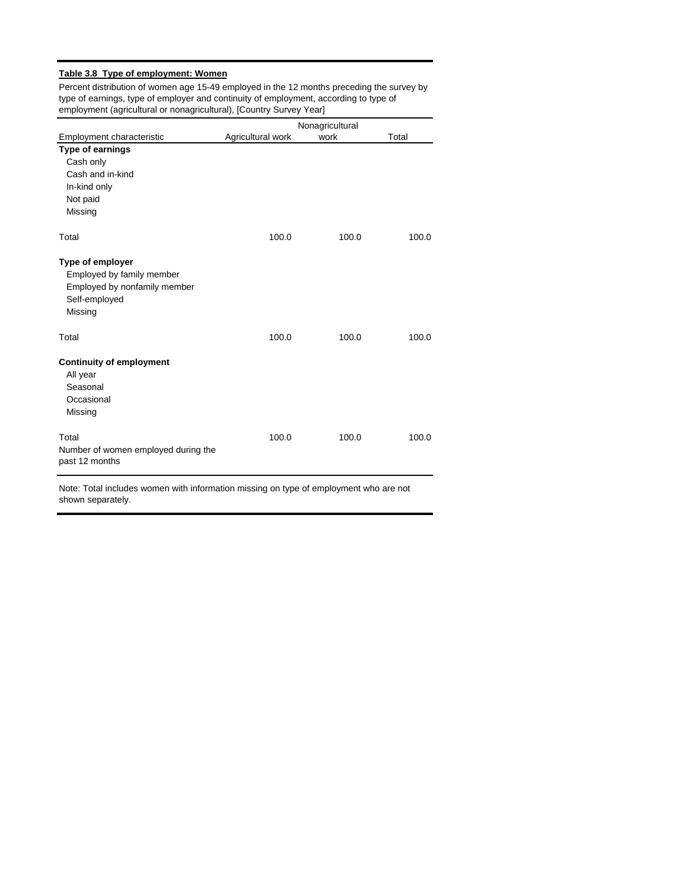**Table 3.8 Type of employment: Women**

Percent distribution of women age 15-49 employed in the 12 months preceding the survey by type of earnings, type of employer and continuity of employment, according to type of employment (agricultural or nonagricultural), [Country Survey Year]

| Employment characteristic | Agricultural work | Nonagricultural work | Total |
|---|---|---|---|
| **Type of earnings** | | | |
| Cash only | | | |
| Cash and in-kind | | | |
| In-kind only | | | |
| Not paid | | | |
| Missing | | | |
| Total | 100.0 | 100.0 | 100.0 |
| **Type of employer** | | | |
| Employed by family member | | | |
| Employed by nonfamily member | | | |
| Self-employed | | | |
| Missing | | | |
| Total | 100.0 | 100.0 | 100.0 |
| **Continuity of employment** | | | |
| All year | | | |
| Seasonal | | | |
| Occasional | | | |
| Missing | | | |
| Total | 100.0 | 100.0 | 100.0 |
| Number of women employed during the past 12 months | | | |

Note: Total includes women with information missing on type of employment who are not shown separately.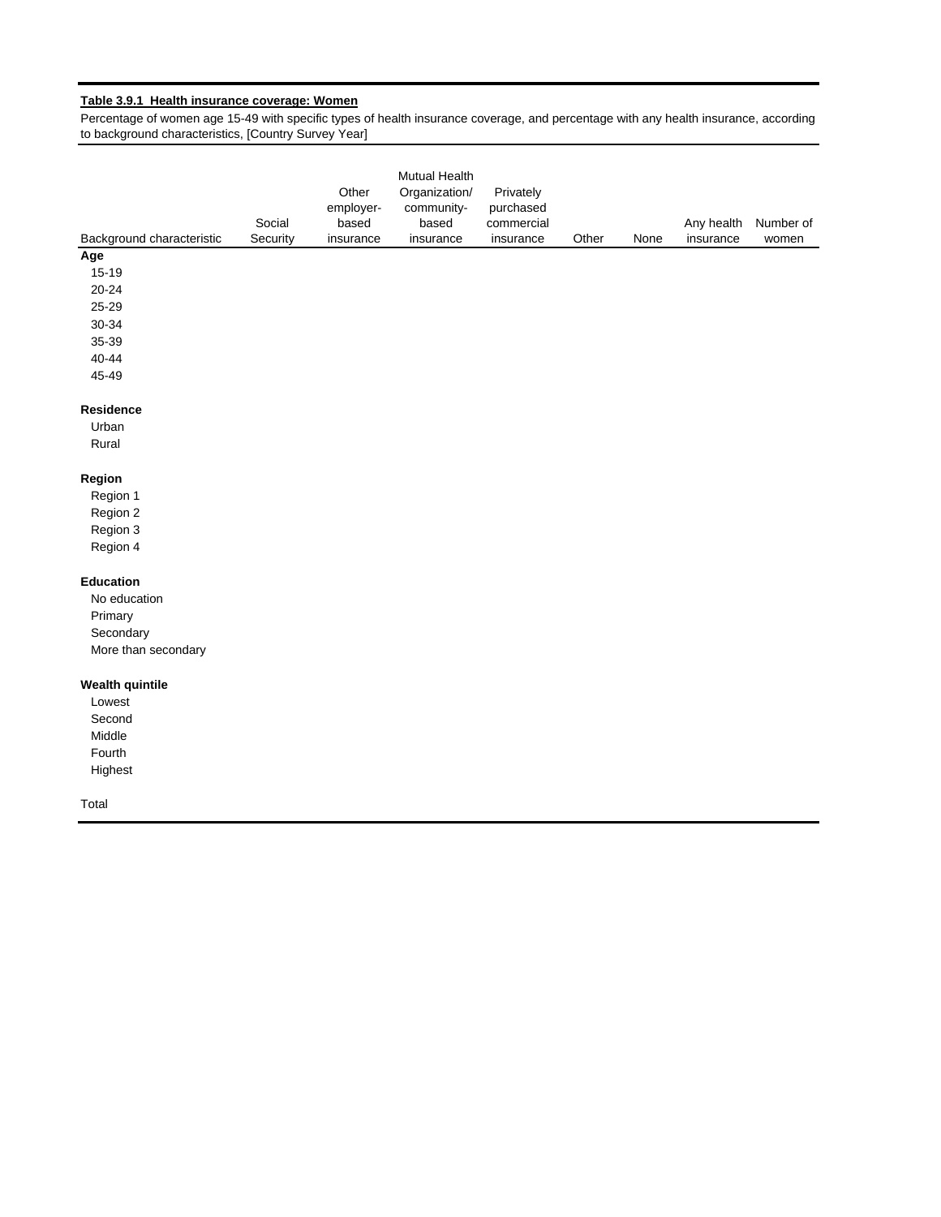**Table 3.9.1 Health insurance coverage: Women**

Percentage of women age 15-49 with specific types of health insurance coverage, and percentage with any health insurance, according to background characteristics, [Country Survey Year]

| Background characteristic | Social Security | Other employer-based insurance | Mutual Health Organization/ community-based insurance | Privately purchased commercial insurance | Other | None | Any health insurance | Number of women |
|---|---|---|---|---|---|---|---|---|
| **Age** | | | | | | | | |
| 15-19 | | | | | | | | |
| 20-24 | | | | | | | | |
| 25-29 | | | | | | | | |
| 30-34 | | | | | | | | |
| 35-39 | | | | | | | | |
| 40-44 | | | | | | | | |
| 45-49 | | | | | | | | |
| **Residence** | | | | | | | | |
| Urban | | | | | | | | |
| Rural | | | | | | | | |
| **Region** | | | | | | | | |
| Region 1 | | | | | | | | |
| Region 2 | | | | | | | | |
| Region 3 | | | | | | | | |
| Region 4 | | | | | | | | |
| **Education** | | | | | | | | |
| No education | | | | | | | | |
| Primary | | | | | | | | |
| Secondary | | | | | | | | |
| More than secondary | | | | | | | | |
| **Wealth quintile** | | | | | | | | |
| Lowest | | | | | | | | |
| Second | | | | | | | | |
| Middle | | | | | | | | |
| Fourth | | | | | | | | |
| Highest | | | | | | | | |
| Total | | | | | | | | |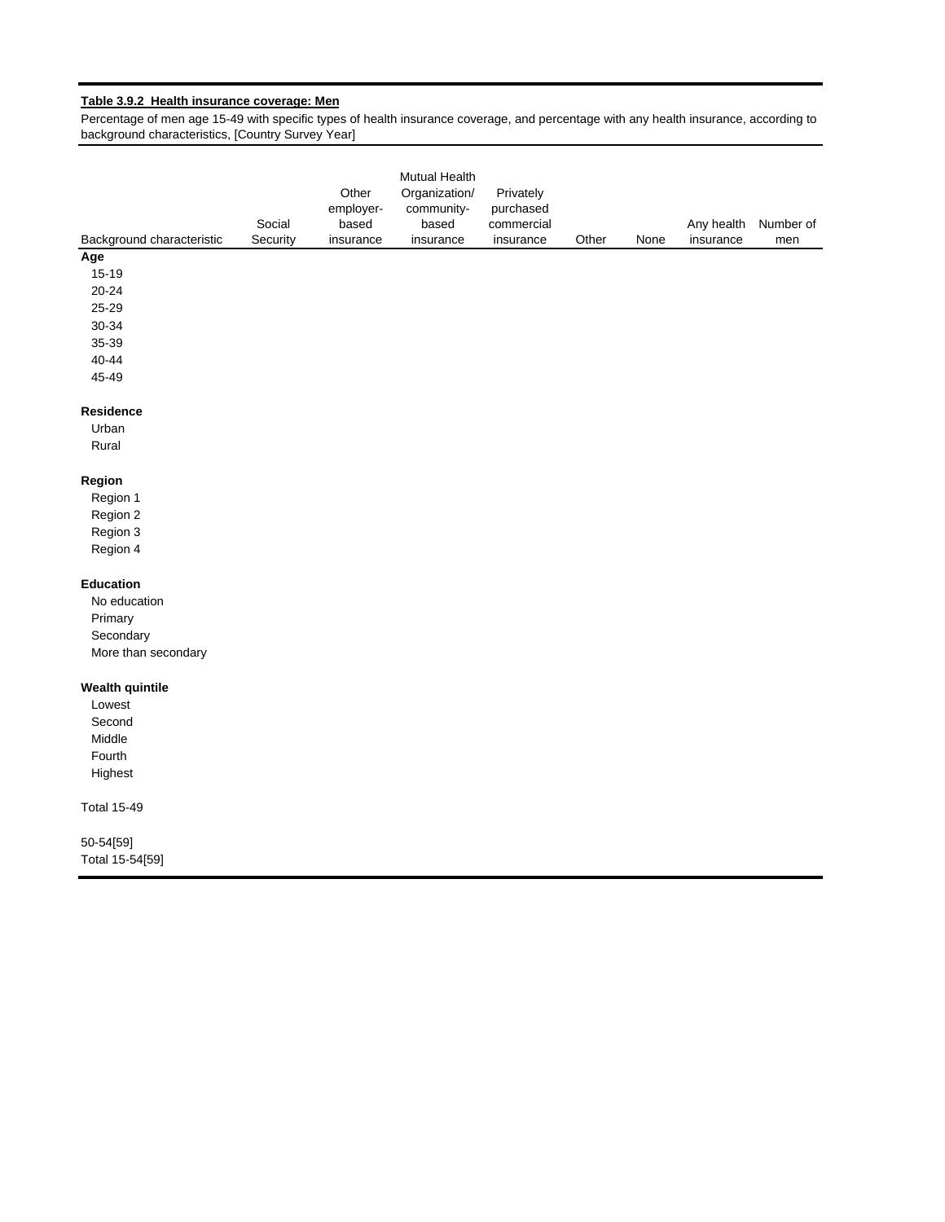**Table 3.9.2 Health insurance coverage: Men**

Percentage of men age 15-49 with specific types of health insurance coverage, and percentage with any health insurance, according to background characteristics, [Country Survey Year]

| Background characteristic | Social Security | Other employer-based insurance | Mutual Health Organization/ community-based insurance | Privately purchased commercial insurance | Other | None | Any health insurance | Number of men |
|---|---|---|---|---|---|---|---|---|
| **Age** | | | | | | | | |
| 15-19 | | | | | | | | |
| 20-24 | | | | | | | | |
| 25-29 | | | | | | | | |
| 30-34 | | | | | | | | |
| 35-39 | | | | | | | | |
| 40-44 | | | | | | | | |
| 45-49 | | | | | | | | |
| **Residence** | | | | | | | | |
| Urban | | | | | | | | |
| Rural | | | | | | | | |
| **Region** | | | | | | | | |
| Region 1 | | | | | | | | |
| Region 2 | | | | | | | | |
| Region 3 | | | | | | | | |
| Region 4 | | | | | | | | |
| **Education** | | | | | | | | |
| No education | | | | | | | | |
| Primary | | | | | | | | |
| Secondary | | | | | | | | |
| More than secondary | | | | | | | | |
| **Wealth quintile** | | | | | | | | |
| Lowest | | | | | | | | |
| Second | | | | | | | | |
| Middle | | | | | | | | |
| Fourth | | | | | | | | |
| Highest | | | | | | | | |
| Total 15-49 | | | | | | | | |
| 50-54[59] | | | | | | | | |
| Total 15-54[59] | | | | | | | | |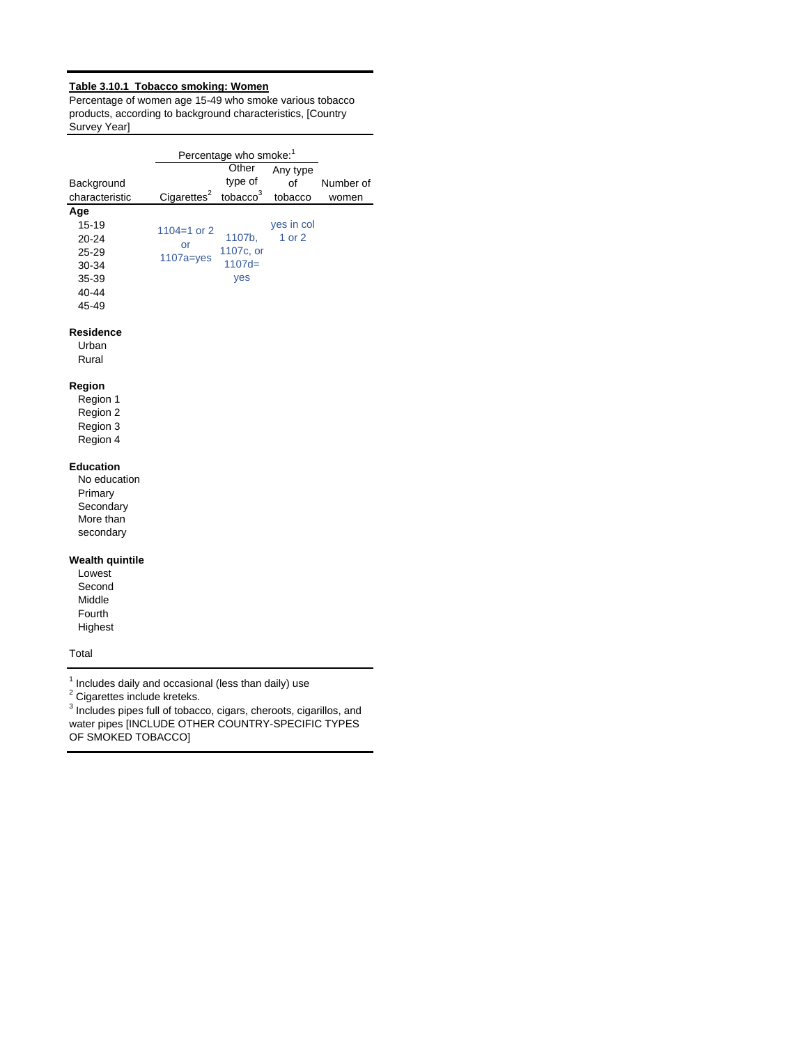**Table 3.10.1 Tobacco smoking: Women**

Percentage of women age 15-49 who smoke various tobacco products, according to background characteristics, [Country Survey Year]

| Background characteristic | Percentage who smoke:[1] | | | Number of women |
|---|---|---|---|---|
| | Cigarettes[2] | Other type of tobacco[3] | Any type of tobacco | |
| **Age** | | | | |
| 15-19 | 1104=1 or 2 or 1107a=yes | 1107b, 1107c, or 1107d= yes | yes in col 1 or 2 | |
| 20-24 | | | | |
| 25-29 | | | | |
| 30-34 | | | | |
| 35-39 | | | | |
| 40-44 | | | | |
| 45-49 | | | | |
| **Residence** | | | | |
| Urban | | | | |
| Rural | | | | |
| **Region** | | | | |
| Region 1 | | | | |
| Region 2 | | | | |
| Region 3 | | | | |
| Region 4 | | | | |
| **Education** | | | | |
| No education | | | | |
| Primary | | | | |
| Secondary | | | | |
| More than secondary | | | | |
| **Wealth quintile** | | | | |
| Lowest | | | | |
| Second | | | | |
| Middle | | | | |
| Fourth | | | | |
| Highest | | | | |
| Total | | | | |

[1] Includes daily and occasional (less than daily) use
[2] Cigarettes include kreteks.
[3] Includes pipes full of tobacco, cigars, cheroots, cigarillos, and water pipes [INCLUDE OTHER COUNTRY-SPECIFIC TYPES OF SMOKED TOBACCO]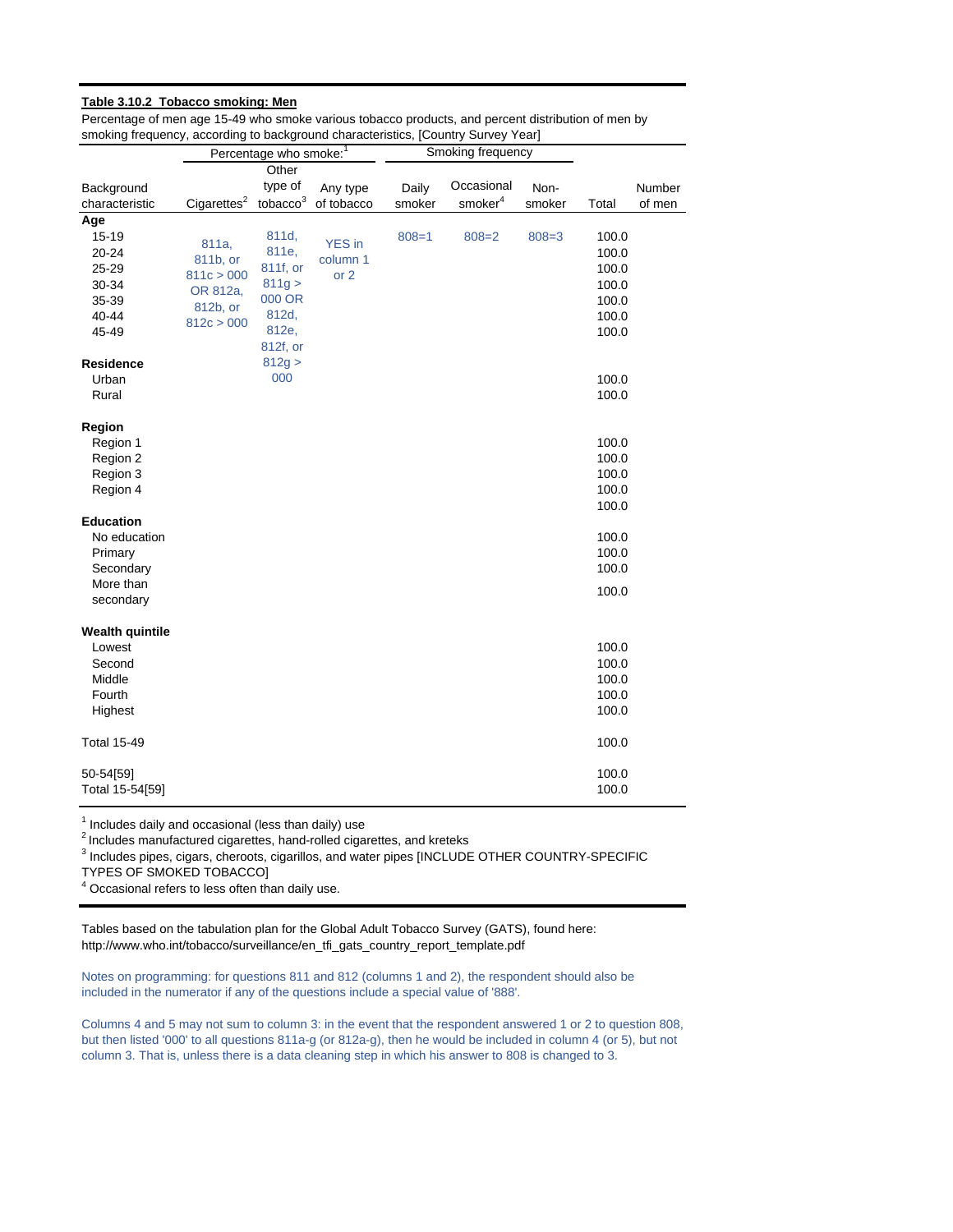**Table 3.10.2 Tobacco smoking: Men**

Percentage of men age 15-49 who smoke various tobacco products, and percent distribution of men by smoking frequency, according to background characteristics, [Country Survey Year]

| Background characteristic | Percentage who smoke:[1] | | | Smoking frequency | | | | |
|---|---|---|---|---|---|---|---|---|
| | Cigarettes[2] | Other type of tobacco[3] | Any type of tobacco | Daily smoker | Occasional smoker[4] | Non-smoker | Total | Number of men |
| **Age** | | | | | | | | |
| 15-19 | 811a, 811b, or 811c > 000 OR 812a, 812b, or 812c > 000 | 811d, 811e, 811f, or 811g > 000 OR 812d, 812e, 812f, or 812g > 000 | YES in column 1 or 2 | 808=1 | 808=2 | 808=3 | 100.0 | |
| 20-24 | | | | | | | 100.0 | |
| 25-29 | | | | | | | 100.0 | |
| 30-34 | | | | | | | 100.0 | |
| 35-39 | | | | | | | 100.0 | |
| 40-44 | | | | | | | 100.0 | |
| 45-49 | | | | | | | 100.0 | |
| **Residence** | | | | | | | | |
| Urban | | | | | | | 100.0 | |
| Rural | | | | | | | 100.0 | |
| **Region** | | | | | | | | |
| Region 1 | | | | | | | 100.0 | |
| Region 2 | | | | | | | 100.0 | |
| Region 3 | | | | | | | 100.0 | |
| Region 4 | | | | | | | 100.0 | |
| | | | | | | | 100.0 | |
| **Education** | | | | | | | | |
| No education | | | | | | | 100.0 | |
| Primary | | | | | | | 100.0 | |
| Secondary | | | | | | | 100.0 | |
| More than secondary | | | | | | | 100.0 | |
| **Wealth quintile** | | | | | | | | |
| Lowest | | | | | | | 100.0 | |
| Second | | | | | | | 100.0 | |
| Middle | | | | | | | 100.0 | |
| Fourth | | | | | | | 100.0 | |
| Highest | | | | | | | 100.0 | |
| Total 15-49 | | | | | | | 100.0 | |
| 50-54[59] | | | | | | | 100.0 | |
| Total 15-54[59] | | | | | | | 100.0 | |

[1] Includes daily and occasional (less than daily) use
[2] Includes manufactured cigarettes, hand-rolled cigarettes, and kreteks
[3] Includes pipes, cigars, cheroots, cigarillos, and water pipes [INCLUDE OTHER COUNTRY-SPECIFIC TYPES OF SMOKED TOBACCO]
[4] Occasional refers to less often than daily use.

Tables based on the tabulation plan for the Global Adult Tobacco Survey (GATS), found here: http://www.who.int/tobacco/surveillance/en_tfi_gats_country_report_template.pdf

Notes on programming: for questions 811 and 812 (columns 1 and 2), the respondent should also be included in the numerator if any of the questions include a special value of '888'.

Columns 4 and 5 may not sum to column 3: in the event that the respondent answered 1 or 2 to question 808, but then listed '000' to all questions 811a-g (or 812a-g), then he would be included in column 4 (or 5), but not column 3. That is, unless there is a data cleaning step in which his answer to 808 is changed to 3.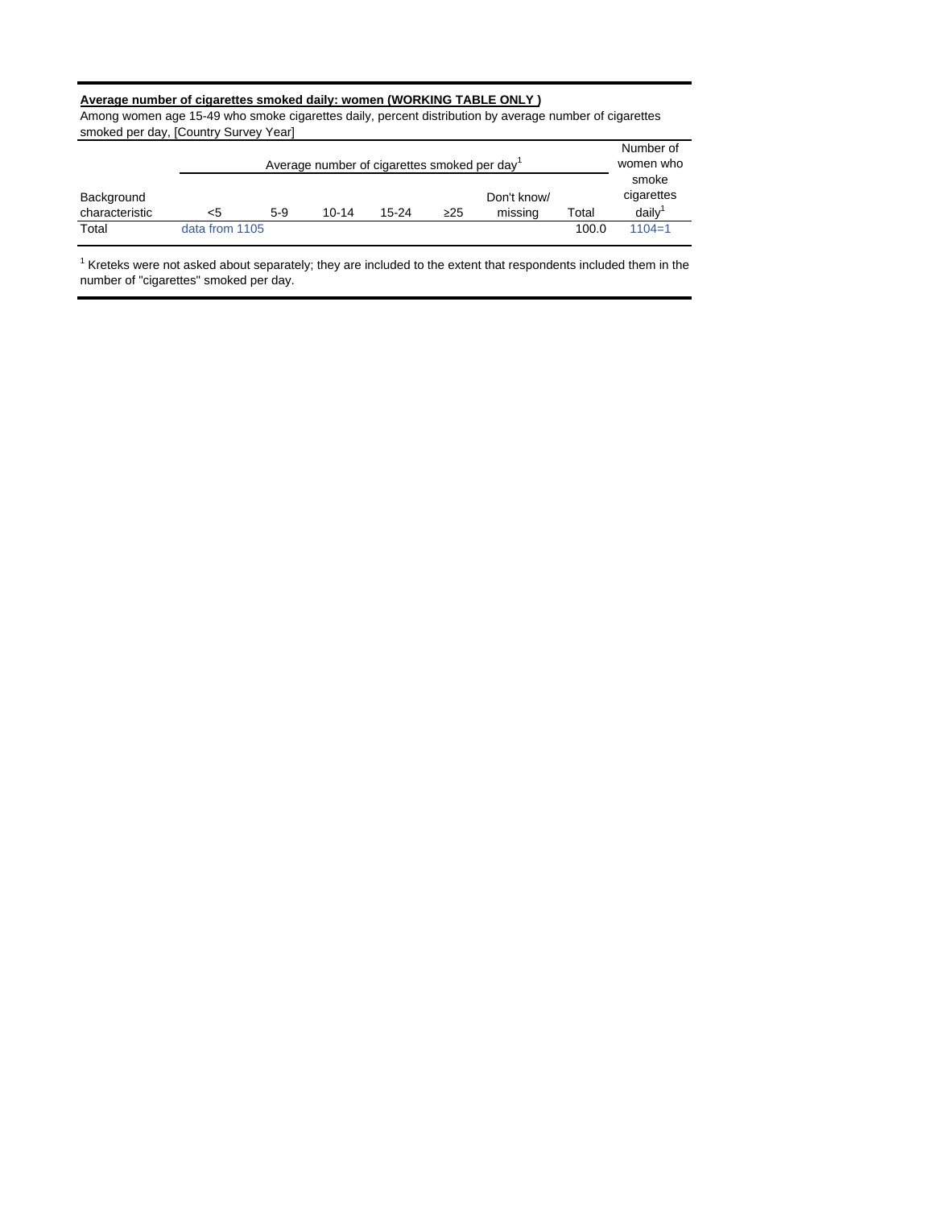**Average number of cigarettes smoked daily: women (WORKING TABLE ONLY )**

Among women age 15-49 who smoke cigarettes daily, percent distribution by average number of cigarettes smoked per day, [Country Survey Year]

| Background characteristic | Average number of cigarettes smoked per day[1] | | | | | | | Number of women who smoke cigarettes daily[1] |
|---|---|---|---|---|---|---|---|---|
| | <5 | 5-9 | 10-14 | 15-24 | ≥25 | Don't know/ missing | Total | |
| Total | data from 1105 | | | | | | 100.0 | 1104=1 |

[1] Kreteks were not asked about separately; they are included to the extent that respondents included them in the number of "cigarettes" smoked per day.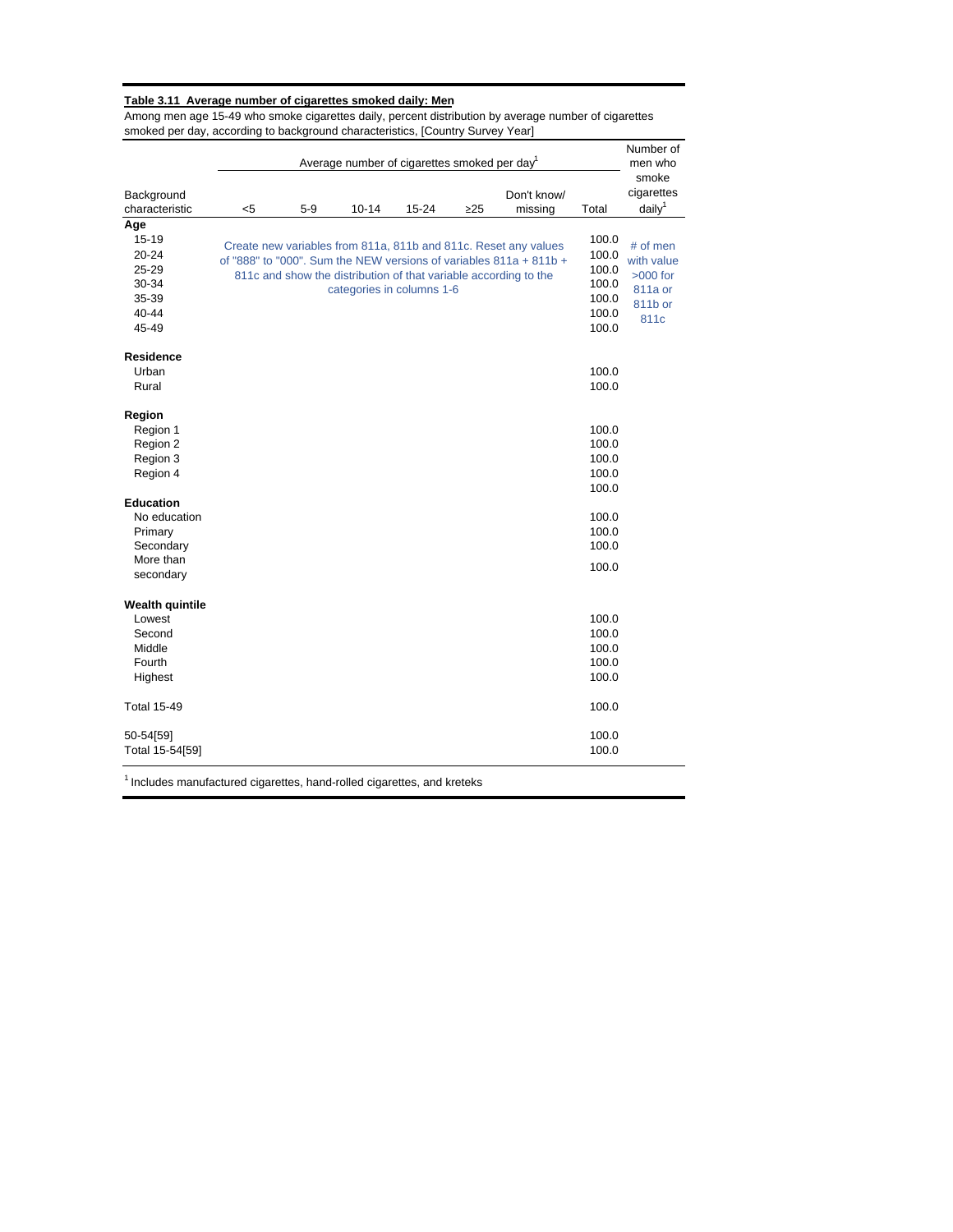**Table 3.11 Average number of cigarettes smoked daily: Men**

Among men age 15-49 who smoke cigarettes daily, percent distribution by average number of cigarettes smoked per day, according to background characteristics, [Country Survey Year]

| Background characteristic | Average number of cigarettes smoked per day[1] | | | | | | Total | Number of men who smoke cigarettes daily[1] |
|---|---|---|---|---|---|---|---|---|
| | <5 | 5-9 | 10-14 | 15-24 | ≥25 | Don't know/ missing | | |
| **Age** | | | | | | | | |
| 15-19 | Create new variables from 811a, 811b and 811c. Reset any values of "888" to "000". Sum the NEW versions of variables 811a + 811b + 811c and show the distribution of that variable according to the categories in columns 1-6 | | | | | | 100.0 | # of men with value >000 for 811a or 811b or 811c |
| 20-24 | | | | | | | 100.0 | |
| 25-29 | | | | | | | 100.0 | |
| 30-34 | | | | | | | 100.0 | |
| 35-39 | | | | | | | 100.0 | |
| 40-44 | | | | | | | 100.0 | |
| 45-49 | | | | | | | 100.0 | |
| **Residence** | | | | | | | | |
| Urban | | | | | | | 100.0 | |
| Rural | | | | | | | 100.0 | |
| **Region** | | | | | | | | |
| Region 1 | | | | | | | 100.0 | |
| Region 2 | | | | | | | 100.0 | |
| Region 3 | | | | | | | 100.0 | |
| Region 4 | | | | | | | 100.0 | |
| | | | | | | | 100.0 | |
| **Education** | | | | | | | | |
| No education | | | | | | | 100.0 | |
| Primary | | | | | | | 100.0 | |
| Secondary | | | | | | | 100.0 | |
| More than secondary | | | | | | | 100.0 | |
| **Wealth quintile** | | | | | | | | |
| Lowest | | | | | | | 100.0 | |
| Second | | | | | | | 100.0 | |
| Middle | | | | | | | 100.0 | |
| Fourth | | | | | | | 100.0 | |
| Highest | | | | | | | 100.0 | |
| Total 15-49 | | | | | | | 100.0 | |
| 50-54[59] | | | | | | | 100.0 | |
| Total 15-54[59] | | | | | | | 100.0 | |

[1] Includes manufactured cigarettes, hand-rolled cigarettes, and kreteks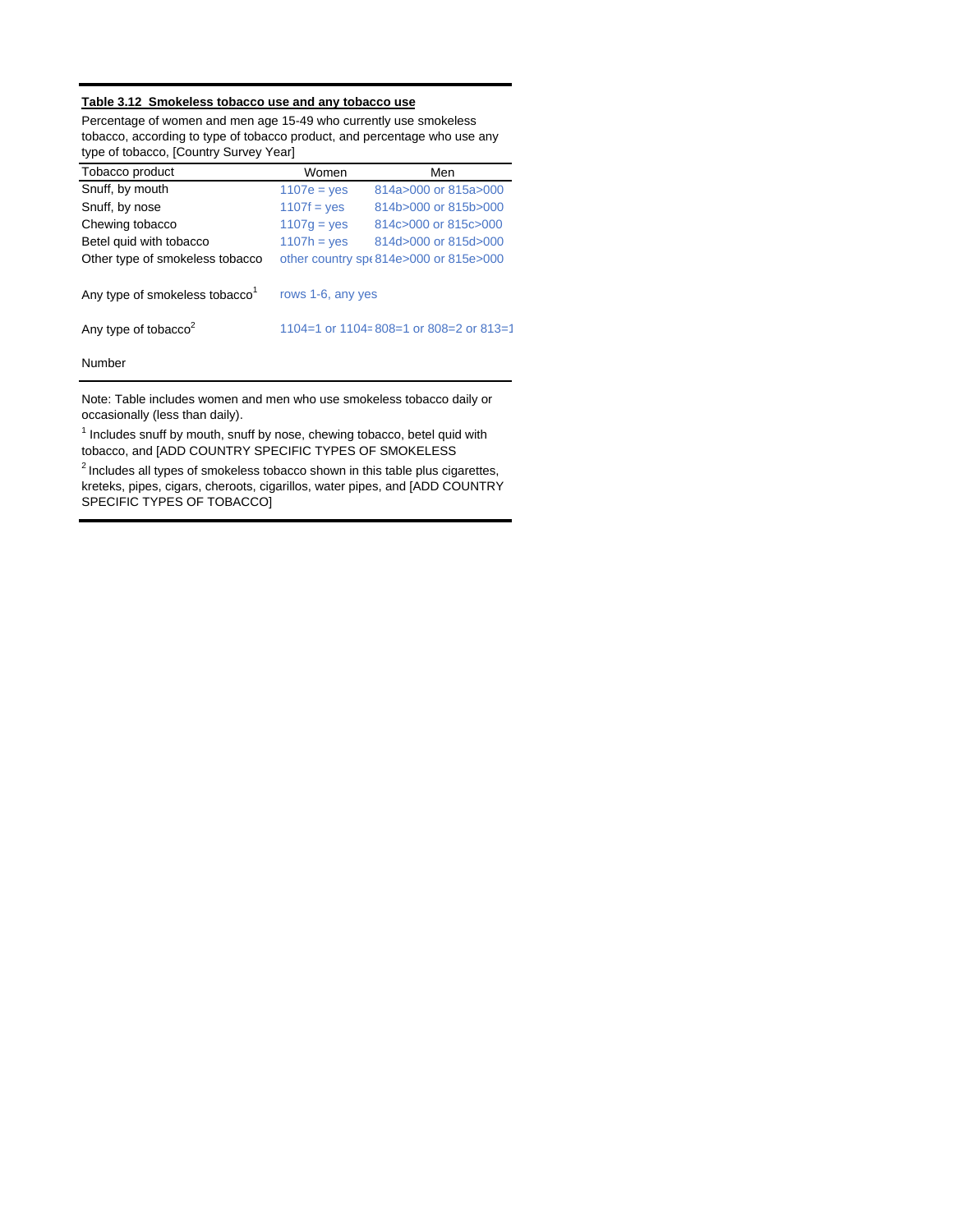**Table 3.12 Smokeless tobacco use and any tobacco use**

Percentage of women and men age 15-49 who currently use smokeless tobacco, according to type of tobacco product, and percentage who use any type of tobacco, [Country Survey Year]

| Tobacco product | Women | Men |
|---|---|---|
| Snuff, by mouth | 1107e = yes | 814a>000 or 815a>000 |
| Snuff, by nose | 1107f = yes | 814b>000 or 815b>000 |
| Chewing tobacco | 1107g = yes | 814c>000 or 815c>000 |
| Betel quid with tobacco | 1107h = yes | 814d>000 or 815d>000 |
| Other type of smokeless tobacco | other country spe | 814e>000 or 815e>000 |
| Any type of smokeless tobacco[1] | rows 1-6, any yes | |
| Any type of tobacco[2] | 1104=1 or 1104= | 808=1 or 808=2 or 813=1 |
| Number | | |

Note: Table includes women and men who use smokeless tobacco daily or occasionally (less than daily).

[1] Includes snuff by mouth, snuff by nose, chewing tobacco, betel quid with tobacco, and [ADD COUNTRY SPECIFIC TYPES OF SMOKELESS

[2] Includes all types of smokeless tobacco shown in this table plus cigarettes, kreteks, pipes, cigars, cheroots, cigarillos, water pipes, and [ADD COUNTRY SPECIFIC TYPES OF TOBACCO]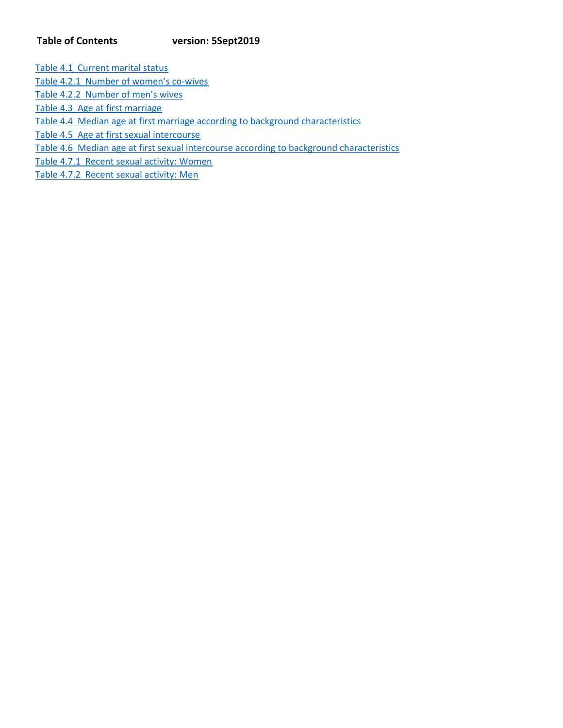**Table of Contents** **version: 5Sept2019**

Table 4.1 Current marital status

Table 4.2.1 Number of women's co-wives

Table 4.2.2 Number of men's wives

Table 4.3 Age at first marriage

Table 4.4 Median age at first marriage according to background characteristics

Table 4.5 Age at first sexual intercourse

Table 4.6 Median age at first sexual intercourse according to background characteristics

Table 4.7.1 Recent sexual activity: Women

Table 4.7.2 Recent sexual activity: Men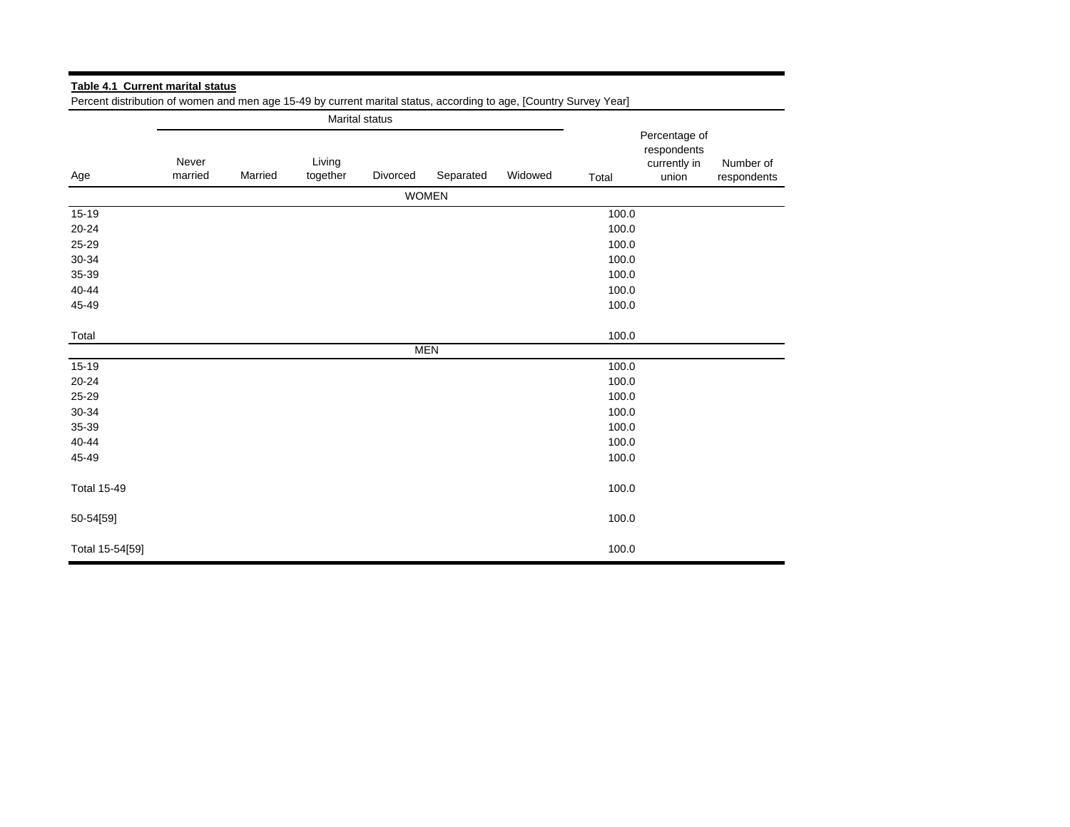**Table 4.1 Current marital status**

Percent distribution of women and men age 15-49 by current marital status, according to age, [Country Survey Year]

| Age | Marital status | | | | | | Total | Percentage of respondents currently in union | Number of respondents |
|---|---|---|---|---|---|---|---|---|---|
| | Never married | Married | Living together | Divorced | Separated | Widowed | | | |
| **WOMEN** | | | | | | | | | |
| 15-19 | | | | | | | 100.0 | | |
| 20-24 | | | | | | | 100.0 | | |
| 25-29 | | | | | | | 100.0 | | |
| 30-34 | | | | | | | 100.0 | | |
| 35-39 | | | | | | | 100.0 | | |
| 40-44 | | | | | | | 100.0 | | |
| 45-49 | | | | | | | 100.0 | | |
| Total | | | | | | | 100.0 | | |
| **MEN** | | | | | | | | | |
| 15-19 | | | | | | | 100.0 | | |
| 20-24 | | | | | | | 100.0 | | |
| 25-29 | | | | | | | 100.0 | | |
| 30-34 | | | | | | | 100.0 | | |
| 35-39 | | | | | | | 100.0 | | |
| 40-44 | | | | | | | 100.0 | | |
| 45-49 | | | | | | | 100.0 | | |
| Total 15-49 | | | | | | | 100.0 | | |
| 50-54[59] | | | | | | | 100.0 | | |
| Total 15-54[59] | | | | | | | 100.0 | | |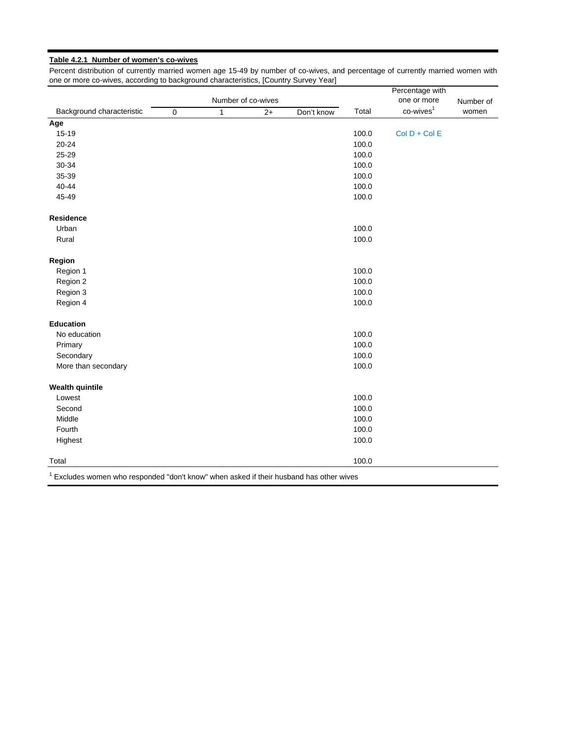**Table 4.2.1 Number of women's co-wives**

Percent distribution of currently married women age 15-49 by number of co-wives, and percentage of currently married women with one or more co-wives, according to background characteristics, [Country Survey Year]

| Background characteristic | Number of co-wives | | | | Total | Percentage with one or more co-wives[1] | Number of women |
|---|---|---|---|---|---|---|---|
| | 0 | 1 | 2+ | Don't know | | | |
| **Age** | | | | | | | |
| 15-19 | | | | | 100.0 | Col D + Col E | |
| 20-24 | | | | | 100.0 | | |
| 25-29 | | | | | 100.0 | | |
| 30-34 | | | | | 100.0 | | |
| 35-39 | | | | | 100.0 | | |
| 40-44 | | | | | 100.0 | | |
| 45-49 | | | | | 100.0 | | |
| **Residence** | | | | | | | |
| Urban | | | | | 100.0 | | |
| Rural | | | | | 100.0 | | |
| **Region** | | | | | | | |
| Region 1 | | | | | 100.0 | | |
| Region 2 | | | | | 100.0 | | |
| Region 3 | | | | | 100.0 | | |
| Region 4 | | | | | 100.0 | | |
| **Education** | | | | | | | |
| No education | | | | | 100.0 | | |
| Primary | | | | | 100.0 | | |
| Secondary | | | | | 100.0 | | |
| More than secondary | | | | | 100.0 | | |
| **Wealth quintile** | | | | | | | |
| Lowest | | | | | 100.0 | | |
| Second | | | | | 100.0 | | |
| Middle | | | | | 100.0 | | |
| Fourth | | | | | 100.0 | | |
| Highest | | | | | 100.0 | | |
| Total | | | | | 100.0 | | |

[1] Excludes women who responded "don't know" when asked if their husband has other wives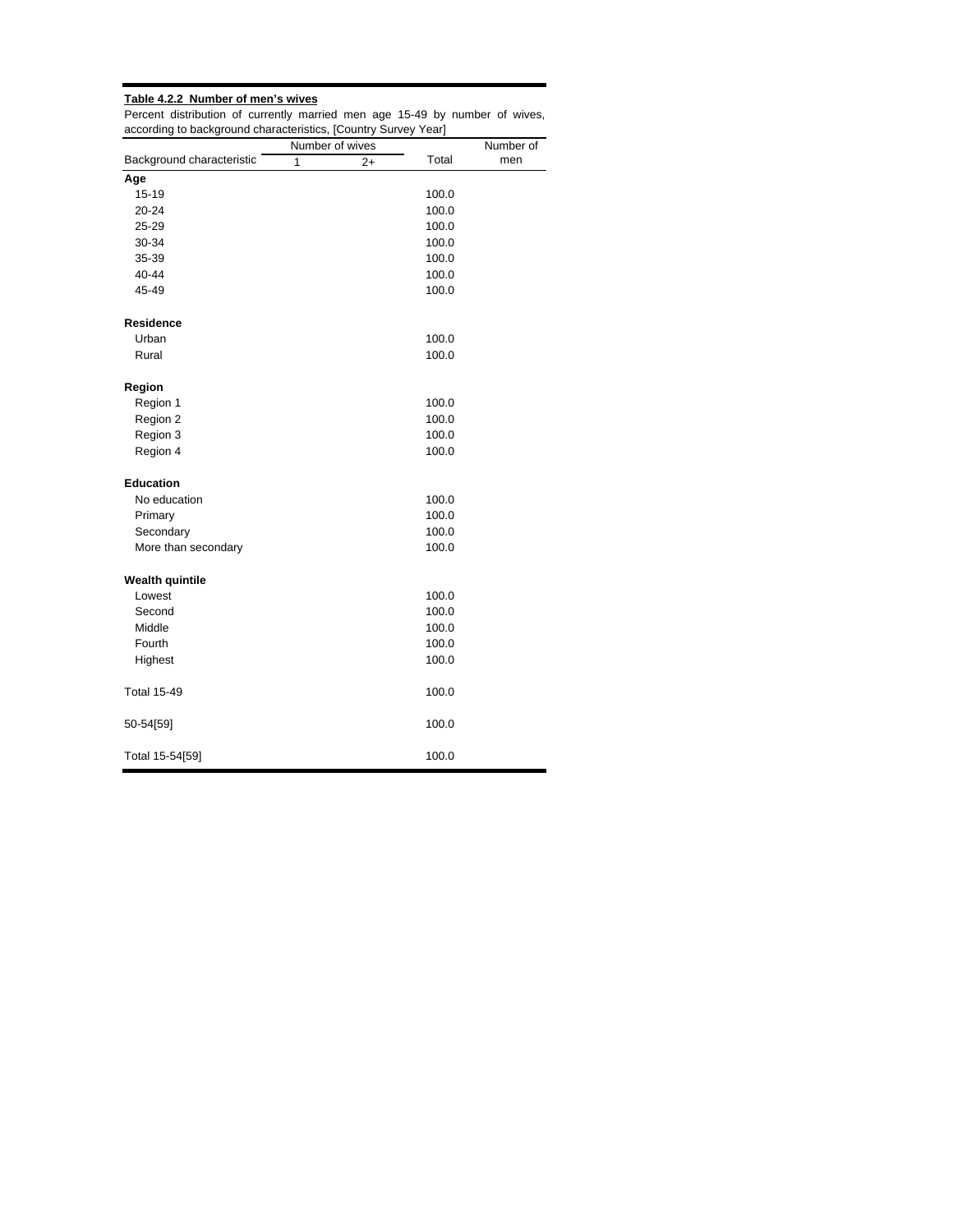**Table 4.2.2 Number of men's wives**

Percent distribution of currently married men age 15-49 by number of wives, according to background characteristics, [Country Survey Year]

| Background characteristic | Number of wives | | Total | Number of men |
|---|---|---|---|---|
| | 1 | 2+ | | |
| **Age** | | | | |
| 15-19 | | | 100.0 | |
| 20-24 | | | 100.0 | |
| 25-29 | | | 100.0 | |
| 30-34 | | | 100.0 | |
| 35-39 | | | 100.0 | |
| 40-44 | | | 100.0 | |
| 45-49 | | | 100.0 | |
| | | | | |
| **Residence** | | | | |
| Urban | | | 100.0 | |
| Rural | | | 100.0 | |
| | | | | |
| **Region** | | | | |
| Region 1 | | | 100.0 | |
| Region 2 | | | 100.0 | |
| Region 3 | | | 100.0 | |
| Region 4 | | | 100.0 | |
| | | | | |
| **Education** | | | | |
| No education | | | 100.0 | |
| Primary | | | 100.0 | |
| Secondary | | | 100.0 | |
| More than secondary | | | 100.0 | |
| | | | | |
| **Wealth quintile** | | | | |
| Lowest | | | 100.0 | |
| Second | | | 100.0 | |
| Middle | | | 100.0 | |
| Fourth | | | 100.0 | |
| Highest | | | 100.0 | |
| | | | | |
| Total 15-49 | | | 100.0 | |
| | | | | |
| 50-54[59] | | | 100.0 | |
| | | | | |
| Total 15-54[59] | | | 100.0 | |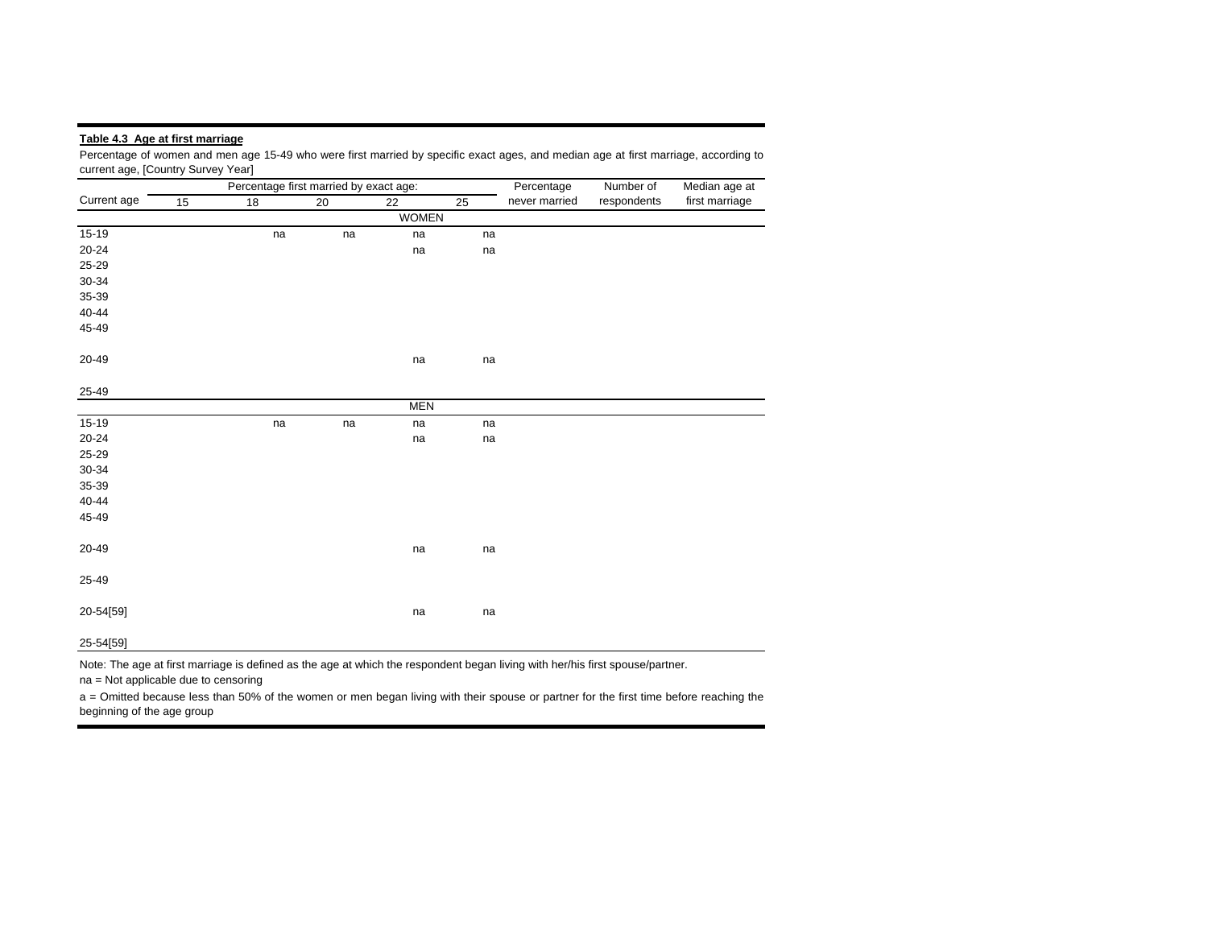**Table 4.3 Age at first marriage**

Percentage of women and men age 15-49 who were first married by specific exact ages, and median age at first marriage, according to current age, [Country Survey Year]

| Current age | Percentage first married by exact age: | | | | | Percentage never married | Number of respondents | Median age at first marriage |
|---|---|---|---|---|---|---|---|---|
| | 15 | 18 | 20 | 22 | 25 | | | |
| | | | | WOMEN | | | | |
| 15-19 | | na | na | na | na | | | |
| 20-24 | | | | na | na | | | |
| 25-29 | | | | | | | | |
| 30-34 | | | | | | | | |
| 35-39 | | | | | | | | |
| 40-44 | | | | | | | | |
| 45-49 | | | | | | | | |
| 20-49 | | | | na | na | | | |
| 25-49 | | | | | | | | |
| | | | | MEN | | | | |
| 15-19 | | na | na | na | na | | | |
| 20-24 | | | | na | na | | | |
| 25-29 | | | | | | | | |
| 30-34 | | | | | | | | |
| 35-39 | | | | | | | | |
| 40-44 | | | | | | | | |
| 45-49 | | | | | | | | |
| 20-49 | | | | na | na | | | |
| 25-49 | | | | | | | | |
| 20-54[59] | | | | na | na | | | |
| 25-54[59] | | | | | | | | |

Note: The age at first marriage is defined as the age at which the respondent began living with her/his first spouse/partner.

na = Not applicable due to censoring

a = Omitted because less than 50% of the women or men began living with their spouse or partner for the first time before reaching the beginning of the age group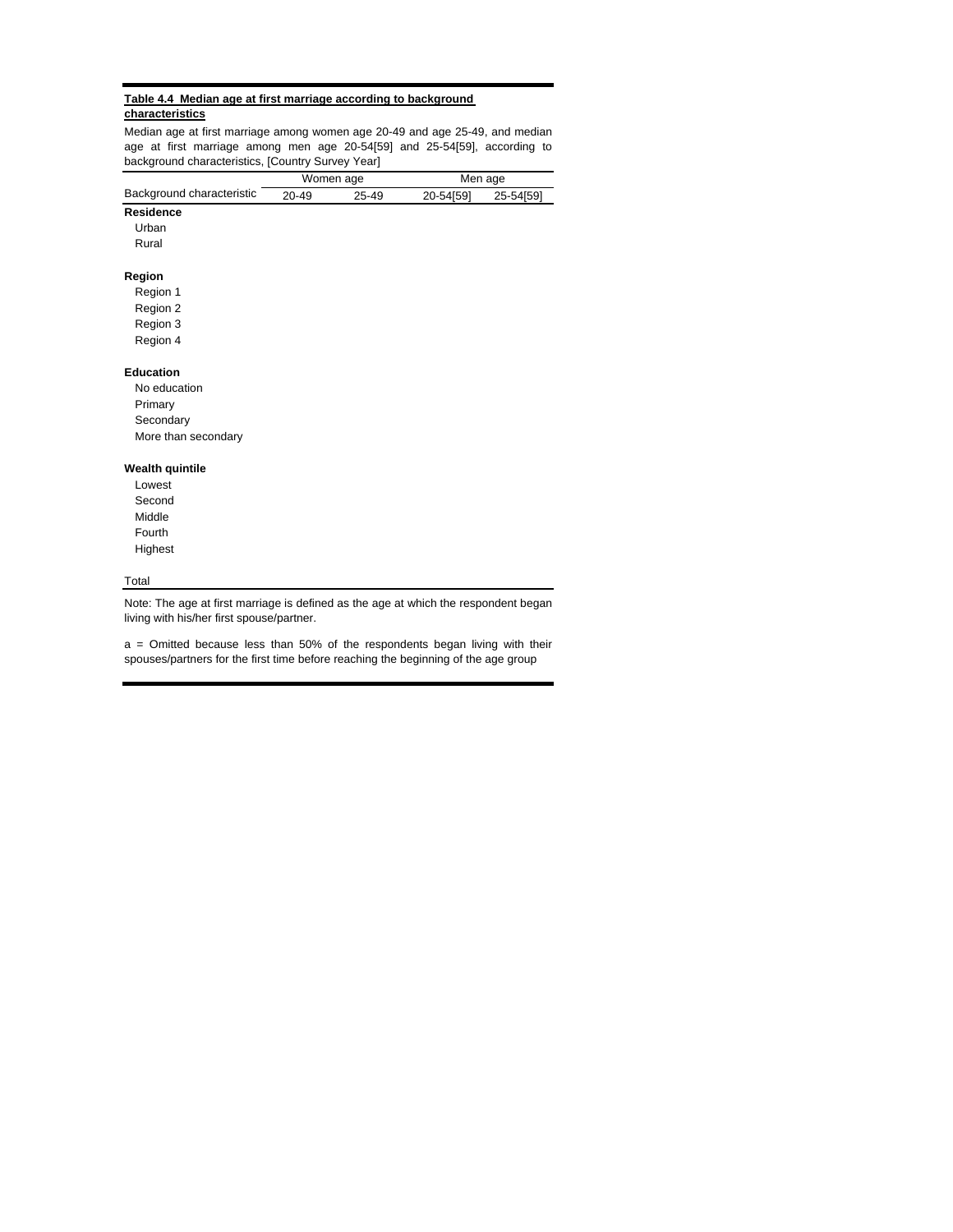**Table 4.4 Median age at first marriage according to background characteristics**

Median age at first marriage among women age 20-49 and age 25-49, and median age at first marriage among men age 20-54[59] and 25-54[59], according to background characteristics, [Country Survey Year]

| Background characteristic | Women age | | Men age | |
|---|---|---|---|---|
| | 20-49 | 25-49 | 20-54[59] | 25-54[59] |
| **Residence** | | | | |
| Urban | | | | |
| Rural | | | | |
| | | | | |
| **Region** | | | | |
| Region 1 | | | | |
| Region 2 | | | | |
| Region 3 | | | | |
| Region 4 | | | | |
| | | | | |
| **Education** | | | | |
| No education | | | | |
| Primary | | | | |
| Secondary | | | | |
| More than secondary | | | | |
| | | | | |
| **Wealth quintile** | | | | |
| Lowest | | | | |
| Second | | | | |
| Middle | | | | |
| Fourth | | | | |
| Highest | | | | |
| | | | | |
| Total | | | | |

Note: The age at first marriage is defined as the age at which the respondent began living with his/her first spouse/partner.

a = Omitted because less than 50% of the respondents began living with their spouses/partners for the first time before reaching the beginning of the age group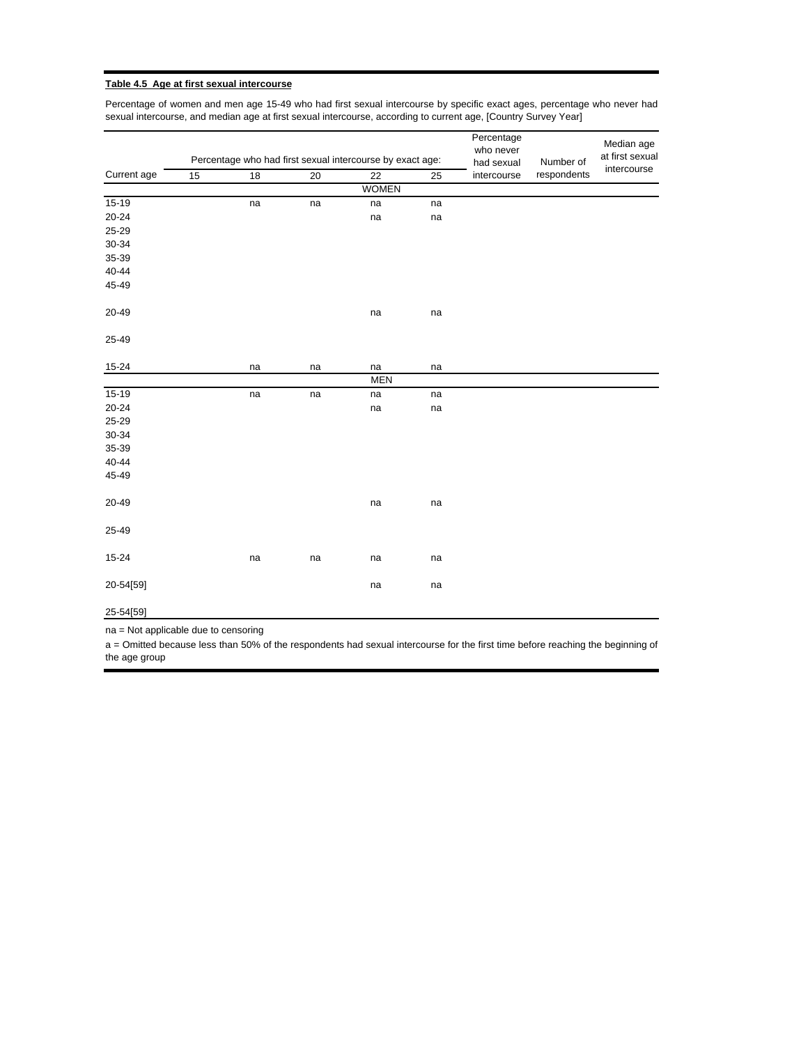**Table 4.5 Age at first sexual intercourse**

Percentage of women and men age 15-49 who had first sexual intercourse by specific exact ages, percentage who never had sexual intercourse, and median age at first sexual intercourse, according to current age, [Country Survey Year]

| Current age | Percentage who had first sexual intercourse by exact age: | | | | | Percentage who never had sexual intercourse | Number of respondents | Median age at first sexual intercourse |
|---|---|---|---|---|---|---|---|---|
| | 15 | 18 | 20 | 22 | 25 | | | |
| | | | | WOMEN | | | | |
| 15-19 | | na | na | na | na | | | |
| 20-24 | | | | na | na | | | |
| 25-29 | | | | | | | | |
| 30-34 | | | | | | | | |
| 35-39 | | | | | | | | |
| 40-44 | | | | | | | | |
| 45-49 | | | | | | | | |
| 20-49 | | | | na | na | | | |
| 25-49 | | | | | | | | |
| 15-24 | | na | na | na | na | | | |
| | | | | MEN | | | | |
| 15-19 | | na | na | na | na | | | |
| 20-24 | | | | na | na | | | |
| 25-29 | | | | | | | | |
| 30-34 | | | | | | | | |
| 35-39 | | | | | | | | |
| 40-44 | | | | | | | | |
| 45-49 | | | | | | | | |
| 20-49 | | | | na | na | | | |
| 25-49 | | | | | | | | |
| 15-24 | | na | na | na | na | | | |
| 20-54[59] | | | | na | na | | | |
| 25-54[59] | | | | | | | | |

na = Not applicable due to censoring

a = Omitted because less than 50% of the respondents had sexual intercourse for the first time before reaching the beginning of the age group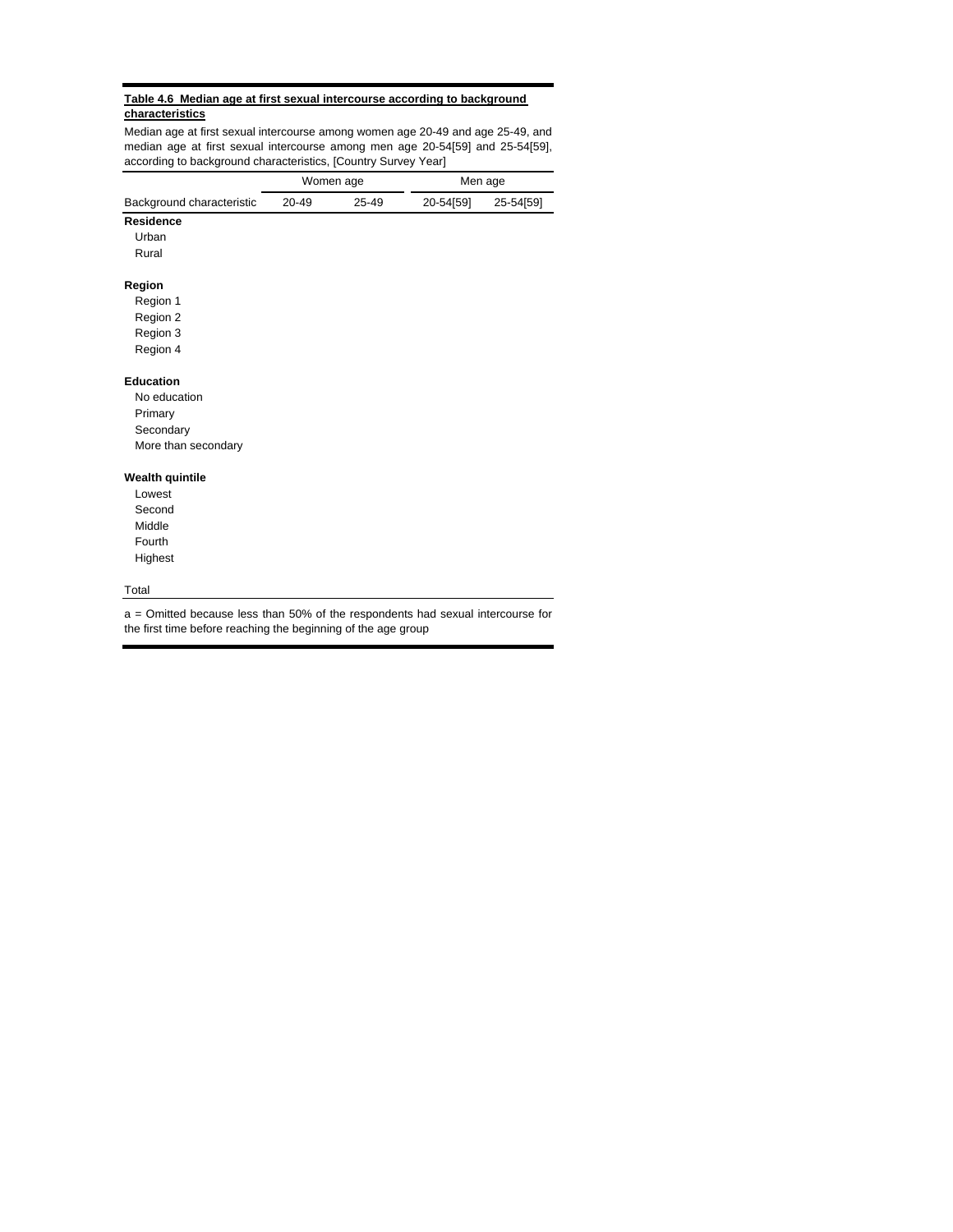**Table 4.6 Median age at first sexual intercourse according to background characteristics**

Median age at first sexual intercourse among women age 20-49 and age 25-49, and median age at first sexual intercourse among men age 20-54[59] and 25-54[59], according to background characteristics, [Country Survey Year]

| | Women age | | Men age | |
|---|---|---|---|---|
| Background characteristic | 20-49 | 25-49 | 20-54[59] | 25-54[59] |
| **Residence** | | | | |
| Urban | | | | |
| Rural | | | | |
| | | | | |
| **Region** | | | | |
| Region 1 | | | | |
| Region 2 | | | | |
| Region 3 | | | | |
| Region 4 | | | | |
| | | | | |
| **Education** | | | | |
| No education | | | | |
| Primary | | | | |
| Secondary | | | | |
| More than secondary | | | | |
| | | | | |
| **Wealth quintile** | | | | |
| Lowest | | | | |
| Second | | | | |
| Middle | | | | |
| Fourth | | | | |
| Highest | | | | |
| | | | | |
| Total | | | | |

a = Omitted because less than 50% of the respondents had sexual intercourse for the first time before reaching the beginning of the age group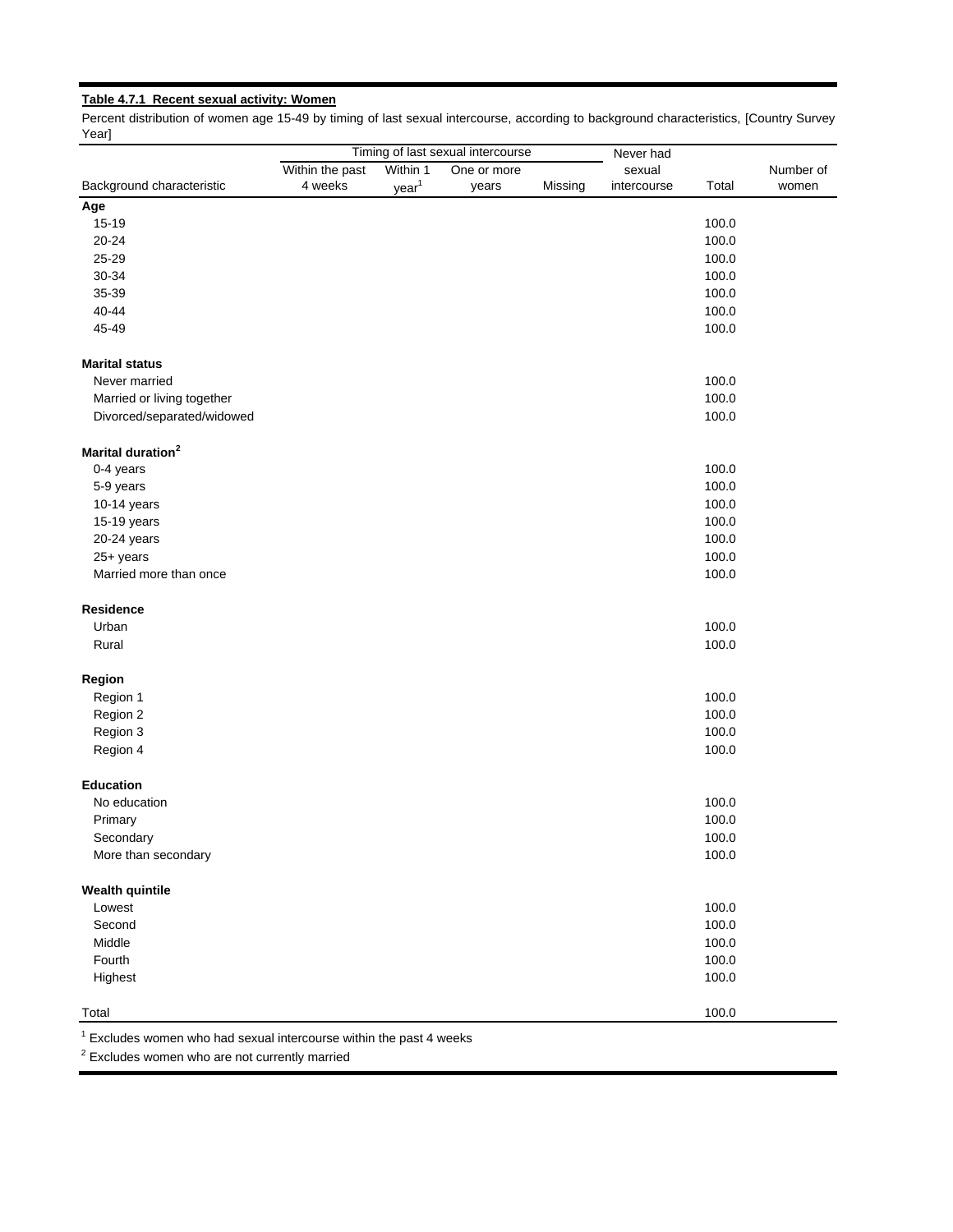**Table 4.7.1 Recent sexual activity: Women**

Percent distribution of women age 15-49 by timing of last sexual intercourse, according to background characteristics, [Country Survey Year]

| Background characteristic | Timing of last sexual intercourse | | | | Never had sexual intercourse | Total | Number of women |
|---|---|---|---|---|---|---|---|
| | Within the past 4 weeks | Within 1 year[1] | One or more years | Missing | | | |
| **Age** | | | | | | | |
| 15-19 | | | | | | 100.0 | |
| 20-24 | | | | | | 100.0 | |
| 25-29 | | | | | | 100.0 | |
| 30-34 | | | | | | 100.0 | |
| 35-39 | | | | | | 100.0 | |
| 40-44 | | | | | | 100.0 | |
| 45-49 | | | | | | 100.0 | |
| **Marital status** | | | | | | | |
| Never married | | | | | | 100.0 | |
| Married or living together | | | | | | 100.0 | |
| Divorced/separated/widowed | | | | | | 100.0 | |
| **Marital duration[2]** | | | | | | | |
| 0-4 years | | | | | | 100.0 | |
| 5-9 years | | | | | | 100.0 | |
| 10-14 years | | | | | | 100.0 | |
| 15-19 years | | | | | | 100.0 | |
| 20-24 years | | | | | | 100.0 | |
| 25+ years | | | | | | 100.0 | |
| Married more than once | | | | | | 100.0 | |
| **Residence** | | | | | | | |
| Urban | | | | | | 100.0 | |
| Rural | | | | | | 100.0 | |
| **Region** | | | | | | | |
| Region 1 | | | | | | 100.0 | |
| Region 2 | | | | | | 100.0 | |
| Region 3 | | | | | | 100.0 | |
| Region 4 | | | | | | 100.0 | |
| **Education** | | | | | | | |
| No education | | | | | | 100.0 | |
| Primary | | | | | | 100.0 | |
| Secondary | | | | | | 100.0 | |
| More than secondary | | | | | | 100.0 | |
| **Wealth quintile** | | | | | | | |
| Lowest | | | | | | 100.0 | |
| Second | | | | | | 100.0 | |
| Middle | | | | | | 100.0 | |
| Fourth | | | | | | 100.0 | |
| Highest | | | | | | 100.0 | |
| Total | | | | | | 100.0 | |

[1] Excludes women who had sexual intercourse within the past 4 weeks
[2] Excludes women who are not currently married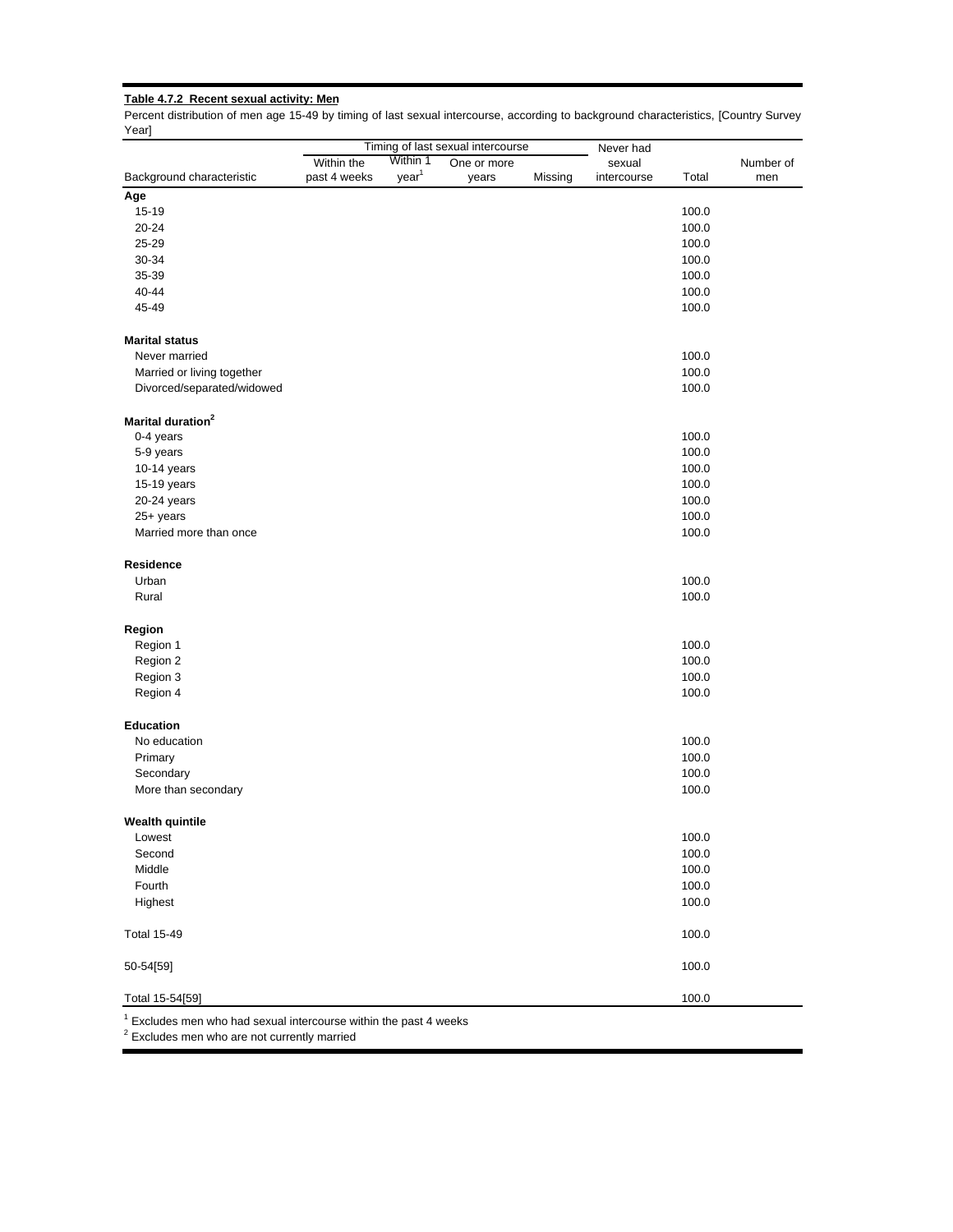**Table 4.7.2 Recent sexual activity: Men**

Percent distribution of men age 15-49 by timing of last sexual intercourse, according to background characteristics, [Country Survey Year]

| Background characteristic | Timing of last sexual intercourse | | | | Never had sexual intercourse | Total | Number of men |
|---|---|---|---|---|---|---|---|
| | Within the past 4 weeks | Within 1 year[1] | One or more years | Missing | | | |
| **Age** | | | | | | | |
| 15-19 | | | | | | 100.0 | |
| 20-24 | | | | | | 100.0 | |
| 25-29 | | | | | | 100.0 | |
| 30-34 | | | | | | 100.0 | |
| 35-39 | | | | | | 100.0 | |
| 40-44 | | | | | | 100.0 | |
| 45-49 | | | | | | 100.0 | |
| **Marital status** | | | | | | | |
| Never married | | | | | | 100.0 | |
| Married or living together | | | | | | 100.0 | |
| Divorced/separated/widowed | | | | | | 100.0 | |
| **Marital duration[2]** | | | | | | | |
| 0-4 years | | | | | | 100.0 | |
| 5-9 years | | | | | | 100.0 | |
| 10-14 years | | | | | | 100.0 | |
| 15-19 years | | | | | | 100.0 | |
| 20-24 years | | | | | | 100.0 | |
| 25+ years | | | | | | 100.0 | |
| Married more than once | | | | | | 100.0 | |
| **Residence** | | | | | | | |
| Urban | | | | | | 100.0 | |
| Rural | | | | | | 100.0 | |
| **Region** | | | | | | | |
| Region 1 | | | | | | 100.0 | |
| Region 2 | | | | | | 100.0 | |
| Region 3 | | | | | | 100.0 | |
| Region 4 | | | | | | 100.0 | |
| **Education** | | | | | | | |
| No education | | | | | | 100.0 | |
| Primary | | | | | | 100.0 | |
| Secondary | | | | | | 100.0 | |
| More than secondary | | | | | | 100.0 | |
| **Wealth quintile** | | | | | | | |
| Lowest | | | | | | 100.0 | |
| Second | | | | | | 100.0 | |
| Middle | | | | | | 100.0 | |
| Fourth | | | | | | 100.0 | |
| Highest | | | | | | 100.0 | |
| Total 15-49 | | | | | | 100.0 | |
| 50-54[59] | | | | | | 100.0 | |
| Total 15-54[59] | | | | | | 100.0 | |

[1] Excludes men who had sexual intercourse within the past 4 weeks
[2] Excludes men who are not currently married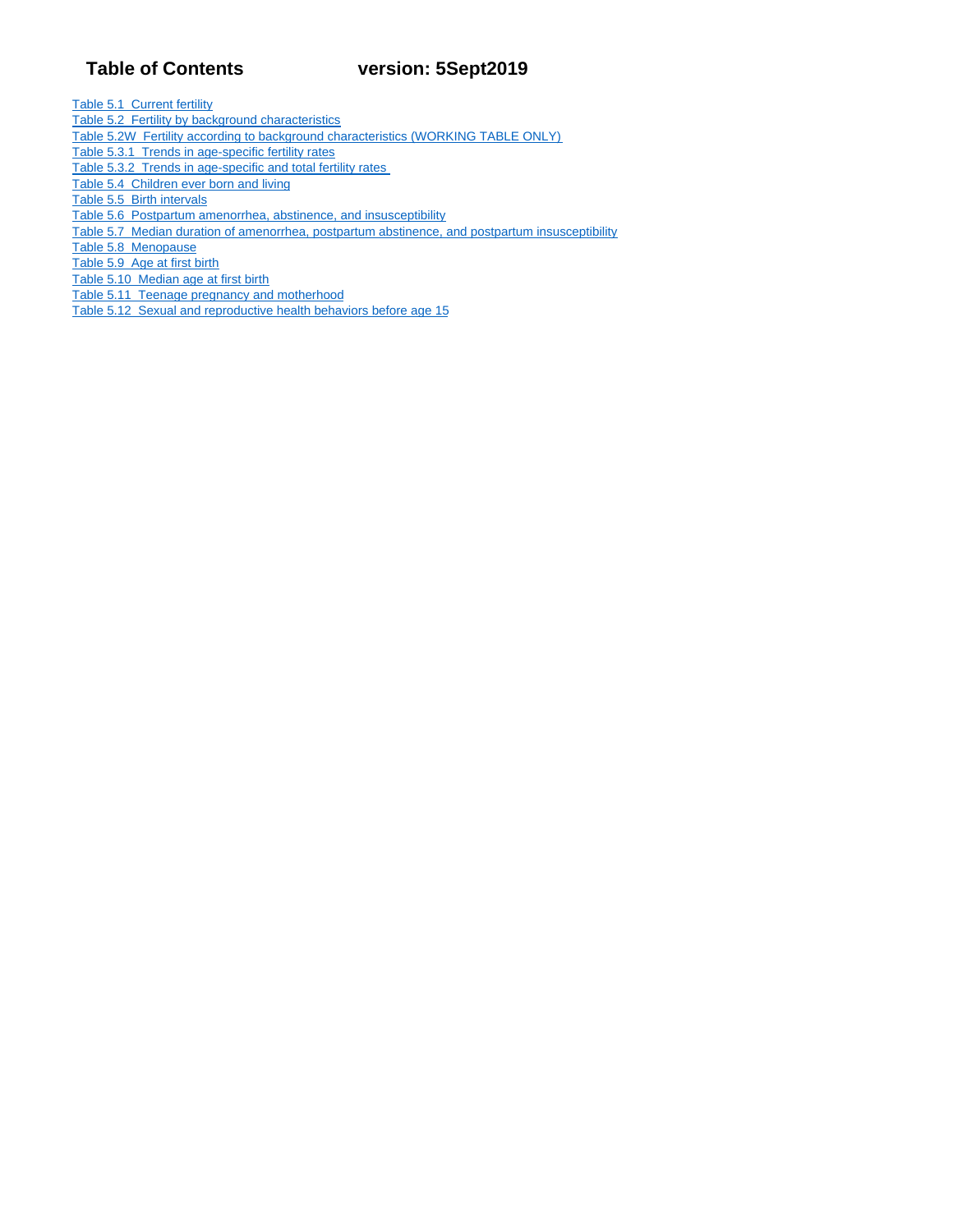# Table of Contents version: 5Sept2019

- Table 5.1  Current fertility
- Table 5.2  Fertility by background characteristics
- Table 5.2W  Fertility according to background characteristics (WORKING TABLE ONLY)
- Table 5.3.1  Trends in age-specific fertility rates
- Table 5.3.2  Trends in age-specific and total fertility rates
- Table 5.4  Children ever born and living
- Table 5.5  Birth intervals
- Table 5.6  Postpartum amenorrhea, abstinence, and insusceptibility
- Table 5.7  Median duration of amenorrhea, postpartum abstinence, and postpartum insusceptibility
- Table 5.8  Menopause
- Table 5.9  Age at first birth
- Table 5.10  Median age at first birth
- Table 5.11  Teenage pregnancy and motherhood
- Table 5.12  Sexual and reproductive health behaviors before age 15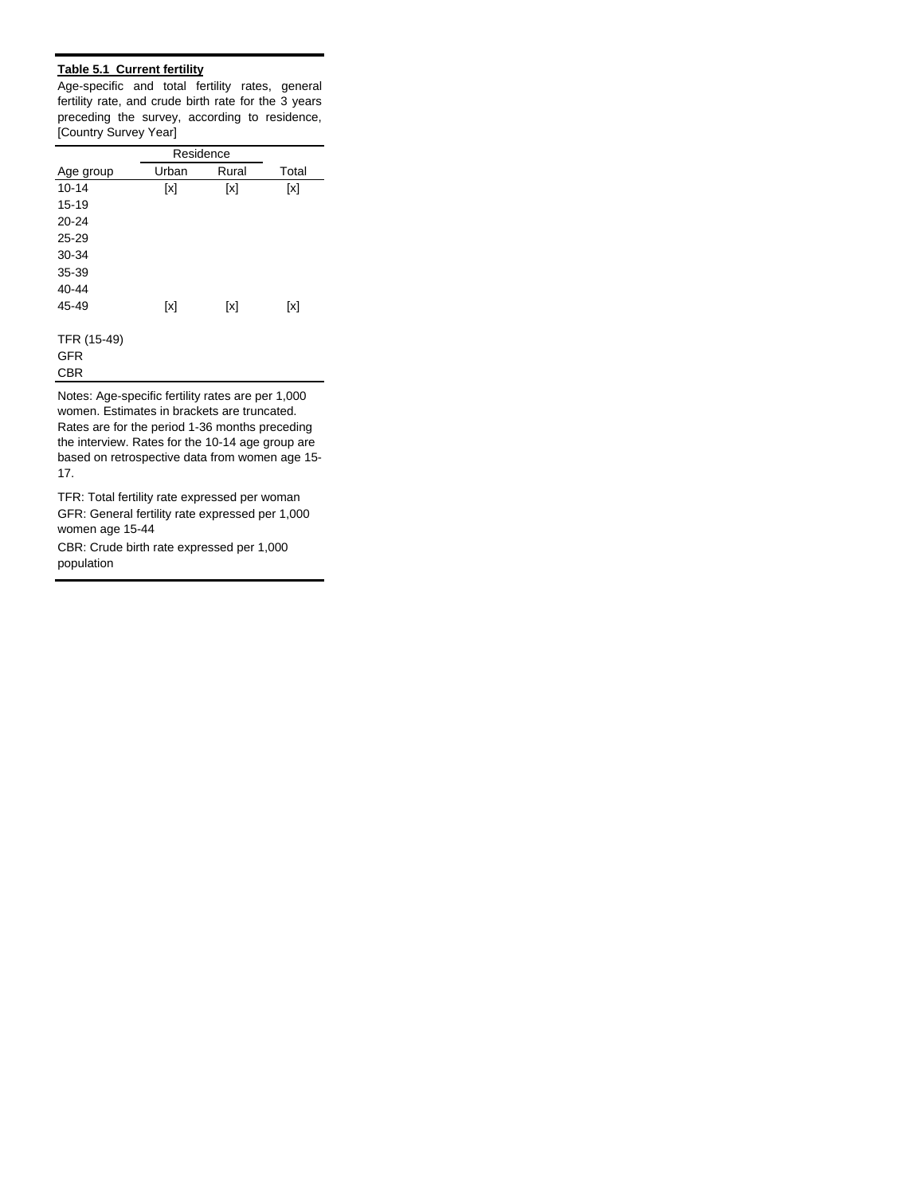**Table 5.1 Current fertility**

Age-specific and total fertility rates, general fertility rate, and crude birth rate for the 3 years preceding the survey, according to residence, [Country Survey Year]

| | Residence | | |
|---|---|---|---|
| Age group | Urban | Rural | Total |
| 10-14 | [x] | [x] | [x] |
| 15-19 | | | |
| 20-24 | | | |
| 25-29 | | | |
| 30-34 | | | |
| 35-39 | | | |
| 40-44 | | | |
| 45-49 | [x] | [x] | [x] |
| | | | |
| TFR (15-49) | | | |
| GFR | | | |
| CBR | | | |

Notes: Age-specific fertility rates are per 1,000 women. Estimates in brackets are truncated. Rates are for the period 1-36 months preceding the interview. Rates for the 10-14 age group are based on retrospective data from women age 15-17.

TFR: Total fertility rate expressed per woman
GFR: General fertility rate expressed per 1,000 women age 15-44

CBR: Crude birth rate expressed per 1,000 population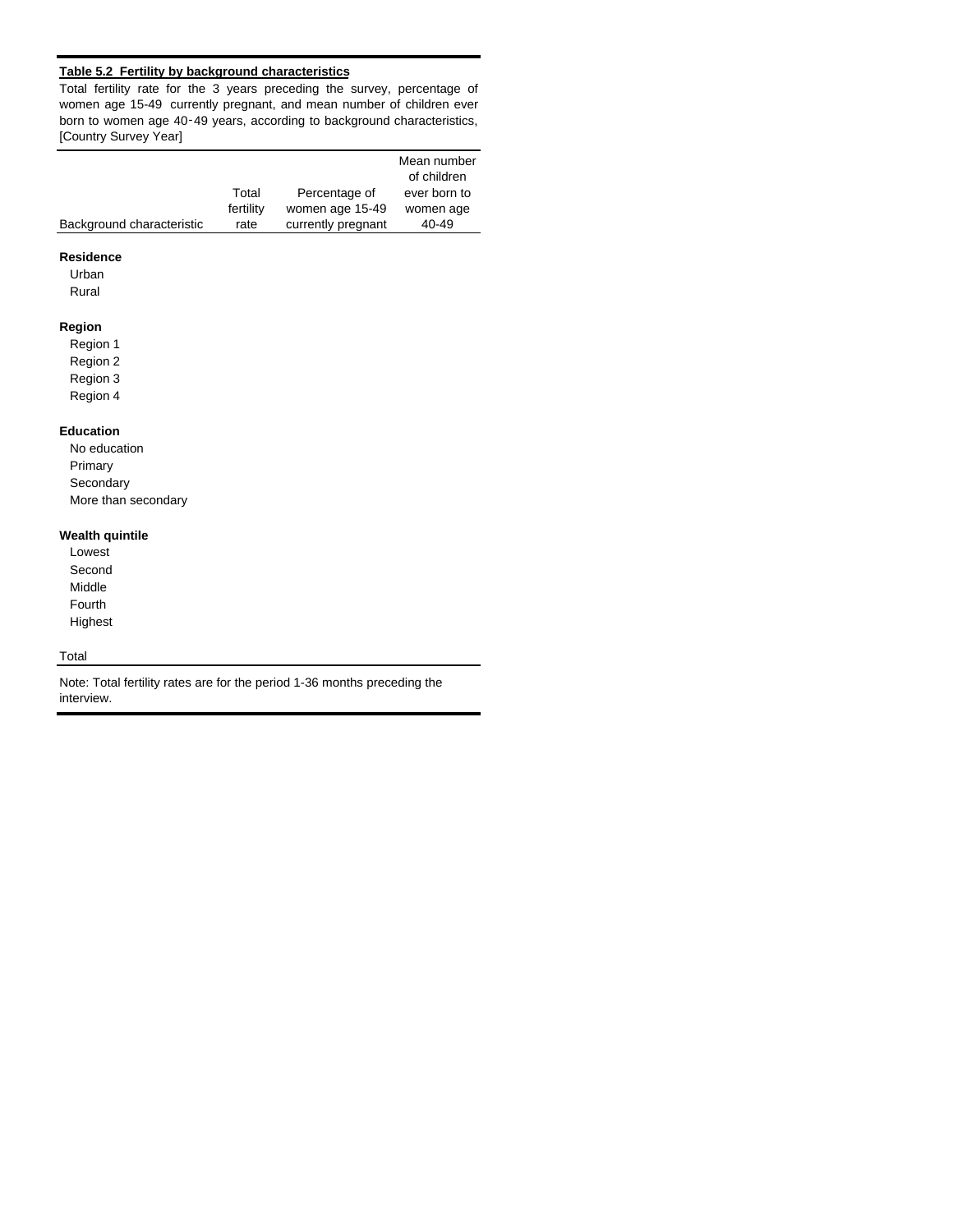**Table 5.2 Fertility by background characteristics**

Total fertility rate for the 3 years preceding the survey, percentage of women age 15-49 currently pregnant, and mean number of children ever born to women age 40-49 years, according to background characteristics, [Country Survey Year]

| Background characteristic | Total fertility rate | Percentage of women age 15-49 currently pregnant | Mean number of children ever born to women age 40-49 |
|---|---|---|---|
| **Residence** | | | |
| Urban | | | |
| Rural | | | |
| **Region** | | | |
| Region 1 | | | |
| Region 2 | | | |
| Region 3 | | | |
| Region 4 | | | |
| **Education** | | | |
| No education | | | |
| Primary | | | |
| Secondary | | | |
| More than secondary | | | |
| **Wealth quintile** | | | |
| Lowest | | | |
| Second | | | |
| Middle | | | |
| Fourth | | | |
| Highest | | | |
| Total | | | |

Note: Total fertility rates are for the period 1-36 months preceding the interview.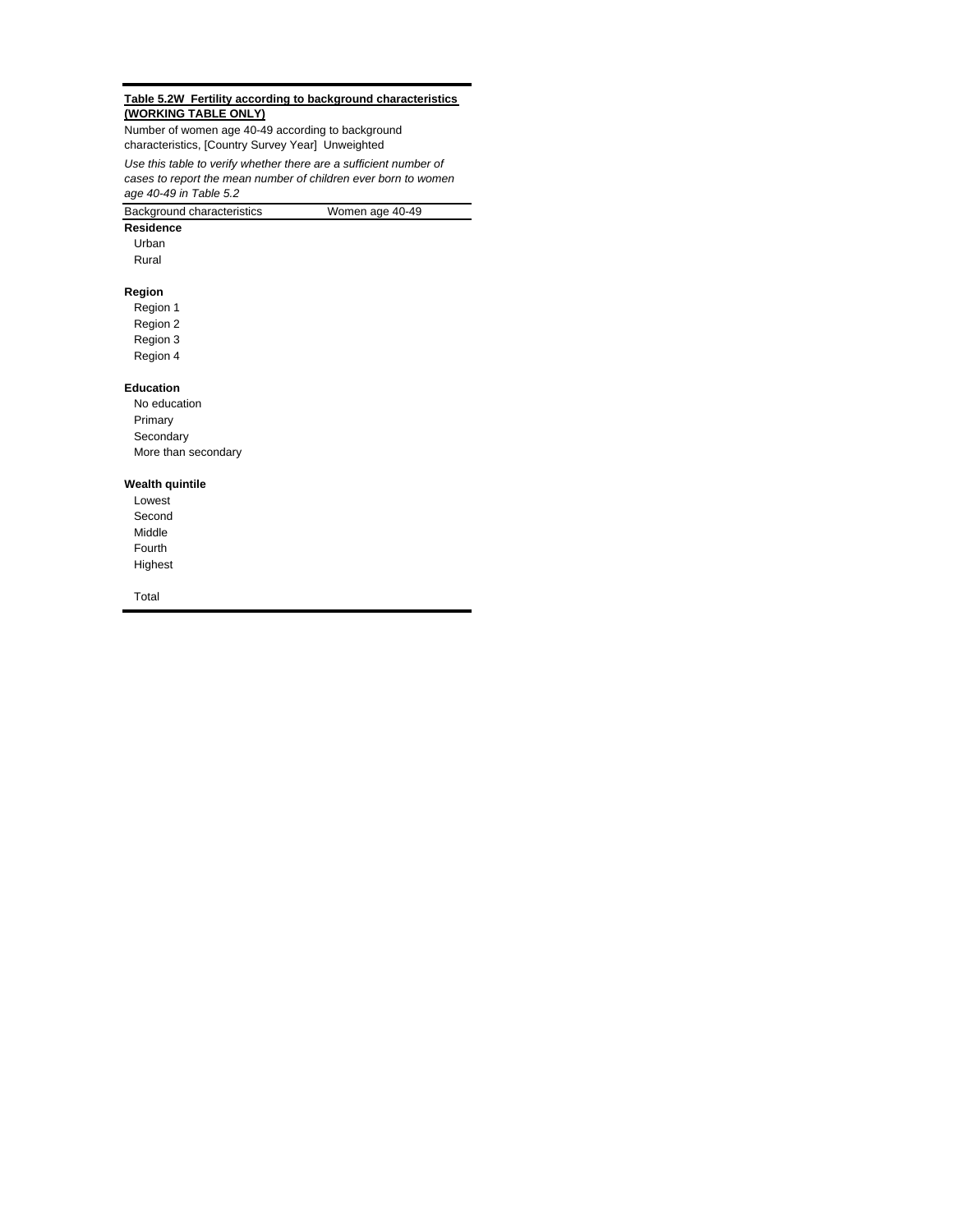**Table 5.2W Fertility according to background characteristics (WORKING TABLE ONLY)**

Number of women age 40-49 according to background characteristics, [Country Survey Year] Unweighted

*Use this table to verify whether there are a sufficient number of cases to report the mean number of children ever born to women age 40-49 in Table 5.2*

| Background characteristics | Women age 40-49 |
|---|---|
| **Residence** | |
| Urban | |
| Rural | |
| | |
| **Region** | |
| Region 1 | |
| Region 2 | |
| Region 3 | |
| Region 4 | |
| | |
| **Education** | |
| No education | |
| Primary | |
| Secondary | |
| More than secondary | |
| | |
| **Wealth quintile** | |
| Lowest | |
| Second | |
| Middle | |
| Fourth | |
| Highest | |
| | |
| Total | |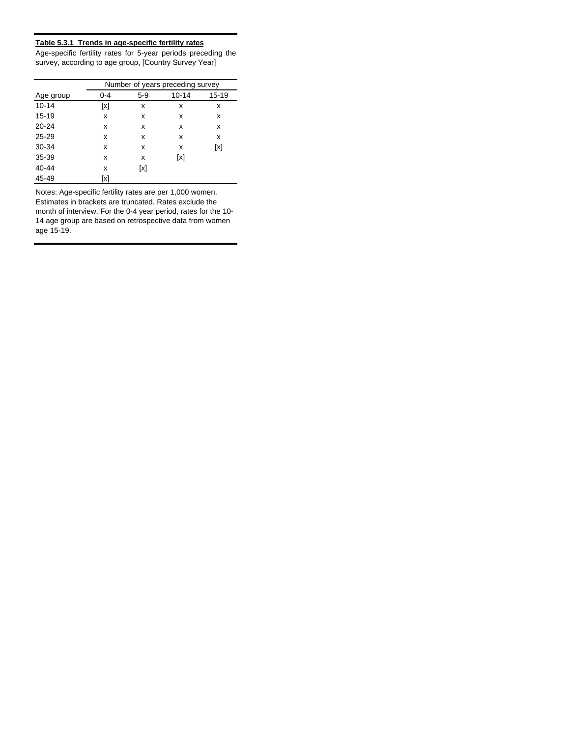**Table 5.3.1 Trends in age-specific fertility rates**

Age-specific fertility rates for 5-year periods preceding the survey, according to age group, [Country Survey Year]

| | Number of years preceding survey | | | |
|---|---|---|---|---|
| Age group | 0-4 | 5-9 | 10-14 | 15-19 |
| 10-14 | [x] | x | x | x |
| 15-19 | x | x | x | x |
| 20-24 | x | x | x | x |
| 25-29 | x | x | x | x |
| 30-34 | x | x | x | [x] |
| 35-39 | x | x | [x] | |
| 40-44 | x | [x] | | |
| 45-49 | [x] | | | |

Notes: Age-specific fertility rates are per 1,000 women. Estimates in brackets are truncated. Rates exclude the month of interview. For the 0-4 year period, rates for the 10-14 age group are based on retrospective data from women age 15-19.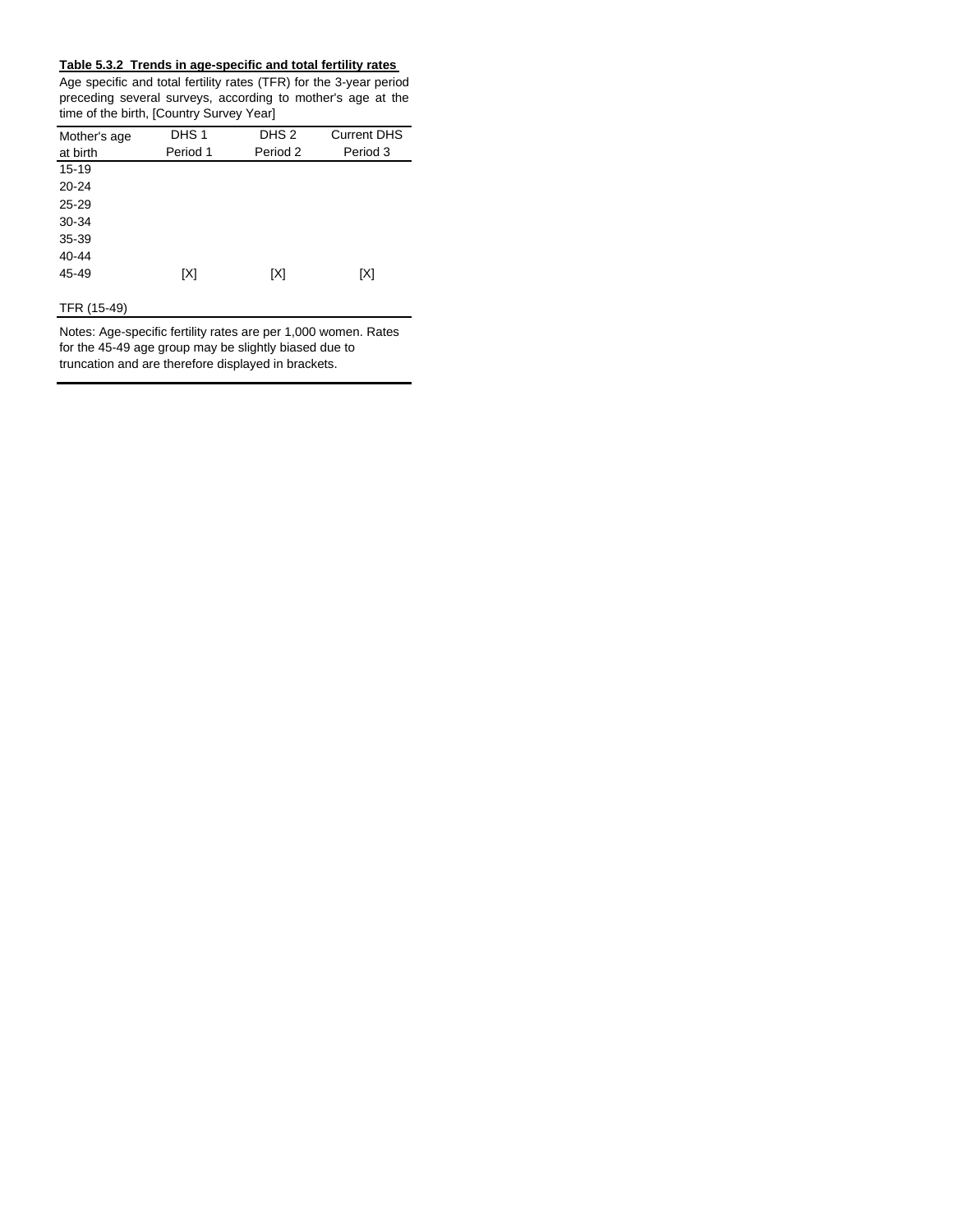**Table 5.3.2 Trends in age-specific and total fertility rates**

Age specific and total fertility rates (TFR) for the 3-year period preceding several surveys, according to mother's age at the time of the birth, [Country Survey Year]

| Mother's age at birth | DHS 1 Period 1 | DHS 2 Period 2 | Current DHS Period 3 |
|---|---|---|---|
| 15-19 | | | |
| 20-24 | | | |
| 25-29 | | | |
| 30-34 | | | |
| 35-39 | | | |
| 40-44 | | | |
| 45-49 | [X] | [X] | [X] |
| | | | |
| TFR (15-49) | | | |

Notes: Age-specific fertility rates are per 1,000 women. Rates for the 45-49 age group may be slightly biased due to truncation and are therefore displayed in brackets.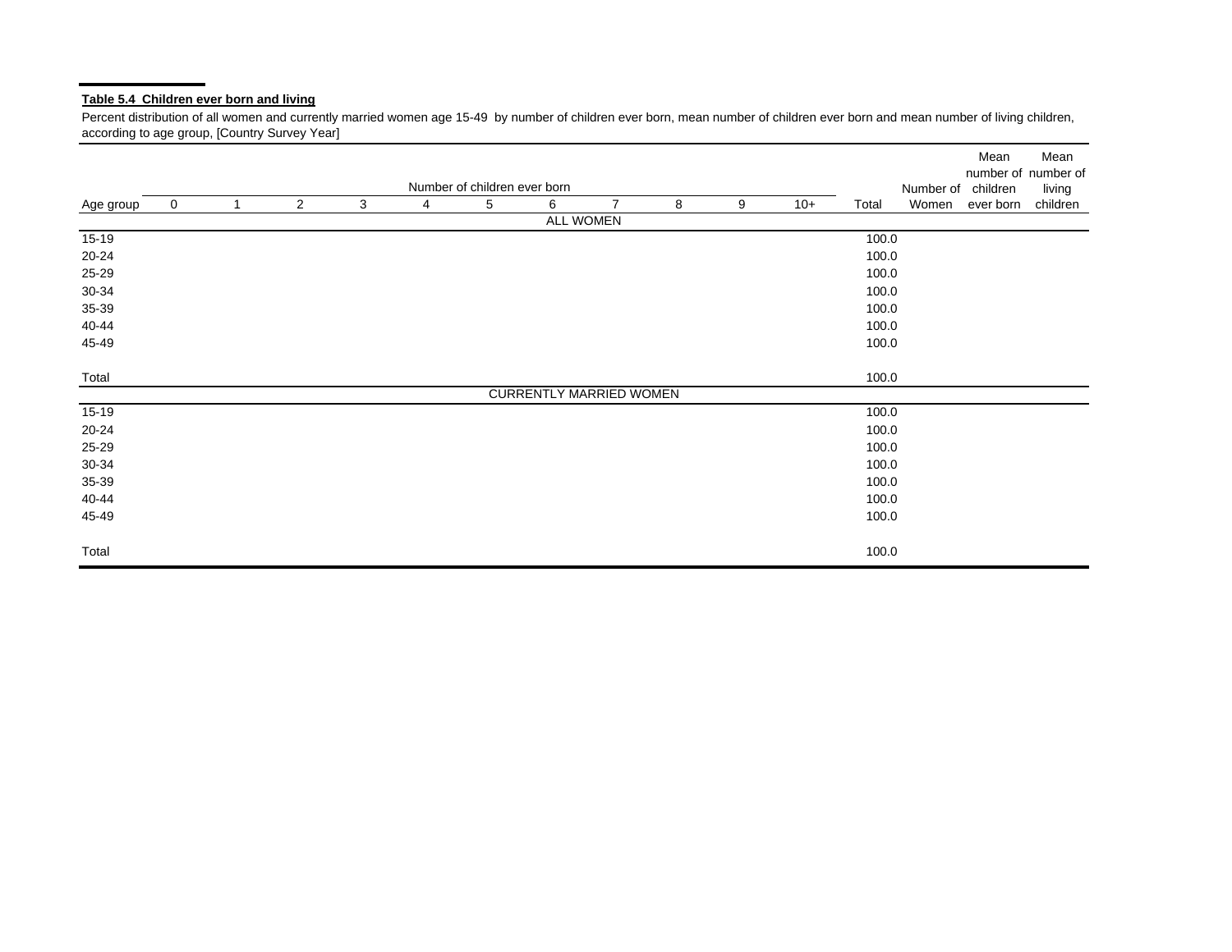**Table 5.4 Children ever born and living**

Percent distribution of all women and currently married women age 15-49 by number of children ever born, mean number of children ever born and mean number of living children, according to age group, [Country Survey Year]

| | Number of children ever born | | | | | | | | | | | | | | |
|---|---|---|---|---|---|---|---|---|---|---|---|---|---|---|---|
| Age group | 0 | 1 | 2 | 3 | 4 | 5 | 6 | 7 | 8 | 9 | 10+ | Total | Number of Women | Mean number of children ever born | Mean number of living children |
| | | | | | | | ALL WOMEN | | | | | | | | |
| 15-19 | | | | | | | | | | | | 100.0 | | | |
| 20-24 | | | | | | | | | | | | 100.0 | | | |
| 25-29 | | | | | | | | | | | | 100.0 | | | |
| 30-34 | | | | | | | | | | | | 100.0 | | | |
| 35-39 | | | | | | | | | | | | 100.0 | | | |
| 40-44 | | | | | | | | | | | | 100.0 | | | |
| 45-49 | | | | | | | | | | | | 100.0 | | | |
| Total | | | | | | | | | | | | 100.0 | | | |
| | | | | | | | CURRENTLY MARRIED WOMEN | | | | | | | | |
| 15-19 | | | | | | | | | | | | 100.0 | | | |
| 20-24 | | | | | | | | | | | | 100.0 | | | |
| 25-29 | | | | | | | | | | | | 100.0 | | | |
| 30-34 | | | | | | | | | | | | 100.0 | | | |
| 35-39 | | | | | | | | | | | | 100.0 | | | |
| 40-44 | | | | | | | | | | | | 100.0 | | | |
| 45-49 | | | | | | | | | | | | 100.0 | | | |
| Total | | | | | | | | | | | | 100.0 | | | |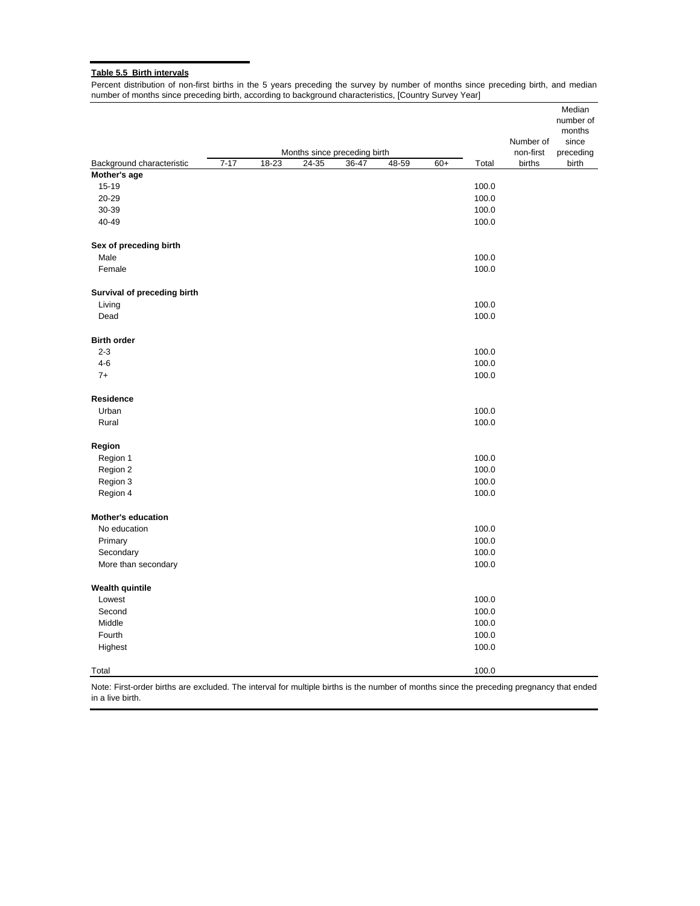**Table 5.5 Birth intervals**

Percent distribution of non-first births in the 5 years preceding the survey by number of months since preceding birth, and median number of months since preceding birth, according to background characteristics, [Country Survey Year]

| Background characteristic | Months since preceding birth | | | | | | Total | Number of non-first births | Median number of months since preceding birth |
|---|---|---|---|---|---|---|---|---|---|
| | 7-17 | 18-23 | 24-35 | 36-47 | 48-59 | 60+ | | | |
| **Mother's age** | | | | | | | | | |
| 15-19 | | | | | | | 100.0 | | |
| 20-29 | | | | | | | 100.0 | | |
| 30-39 | | | | | | | 100.0 | | |
| 40-49 | | | | | | | 100.0 | | |
| **Sex of preceding birth** | | | | | | | | | |
| Male | | | | | | | 100.0 | | |
| Female | | | | | | | 100.0 | | |
| **Survival of preceding birth** | | | | | | | | | |
| Living | | | | | | | 100.0 | | |
| Dead | | | | | | | 100.0 | | |
| **Birth order** | | | | | | | | | |
| 2-3 | | | | | | | 100.0 | | |
| 4-6 | | | | | | | 100.0 | | |
| 7+ | | | | | | | 100.0 | | |
| **Residence** | | | | | | | | | |
| Urban | | | | | | | 100.0 | | |
| Rural | | | | | | | 100.0 | | |
| **Region** | | | | | | | | | |
| Region 1 | | | | | | | 100.0 | | |
| Region 2 | | | | | | | 100.0 | | |
| Region 3 | | | | | | | 100.0 | | |
| Region 4 | | | | | | | 100.0 | | |
| **Mother's education** | | | | | | | | | |
| No education | | | | | | | 100.0 | | |
| Primary | | | | | | | 100.0 | | |
| Secondary | | | | | | | 100.0 | | |
| More than secondary | | | | | | | 100.0 | | |
| **Wealth quintile** | | | | | | | | | |
| Lowest | | | | | | | 100.0 | | |
| Second | | | | | | | 100.0 | | |
| Middle | | | | | | | 100.0 | | |
| Fourth | | | | | | | 100.0 | | |
| Highest | | | | | | | 100.0 | | |
| Total | | | | | | | 100.0 | | |

Note: First-order births are excluded. The interval for multiple births is the number of months since the preceding pregnancy that ended in a live birth.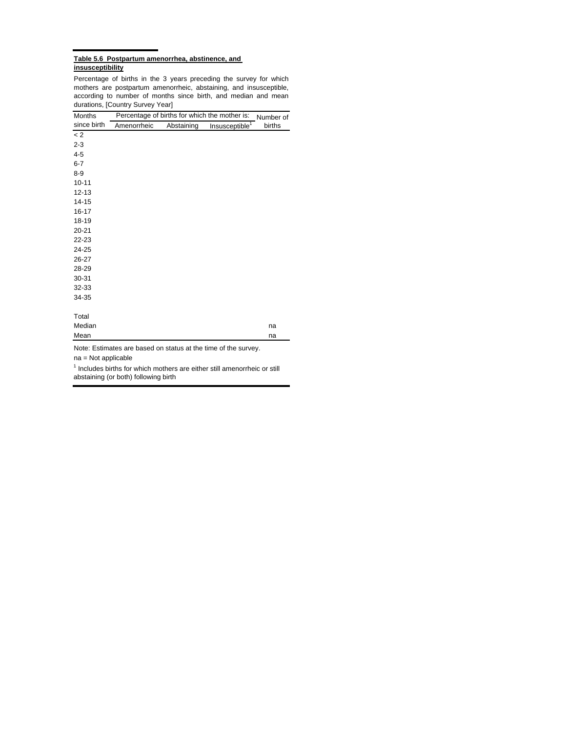**Table 5.6 Postpartum amenorrhea, abstinence, and insusceptibility**

Percentage of births in the 3 years preceding the survey for which mothers are postpartum amenorrheic, abstaining, and insusceptible, according to number of months since birth, and median and mean durations, [Country Survey Year]

| Months since birth | Percentage of births for which the mother is: | | | Number of births |
|---|---|---|---|---|
| | Amenorrheic | Abstaining | Insusceptible[1] | |
| < 2 | | | | |
| 2-3 | | | | |
| 4-5 | | | | |
| 6-7 | | | | |
| 8-9 | | | | |
| 10-11 | | | | |
| 12-13 | | | | |
| 14-15 | | | | |
| 16-17 | | | | |
| 18-19 | | | | |
| 20-21 | | | | |
| 22-23 | | | | |
| 24-25 | | | | |
| 26-27 | | | | |
| 28-29 | | | | |
| 30-31 | | | | |
| 32-33 | | | | |
| 34-35 | | | | |
| | | | | |
| Total | | | | |
| Median | | | | na |
| Mean | | | | na |

Note: Estimates are based on status at the time of the survey.

na = Not applicable

[1] Includes births for which mothers are either still amenorrheic or still abstaining (or both) following birth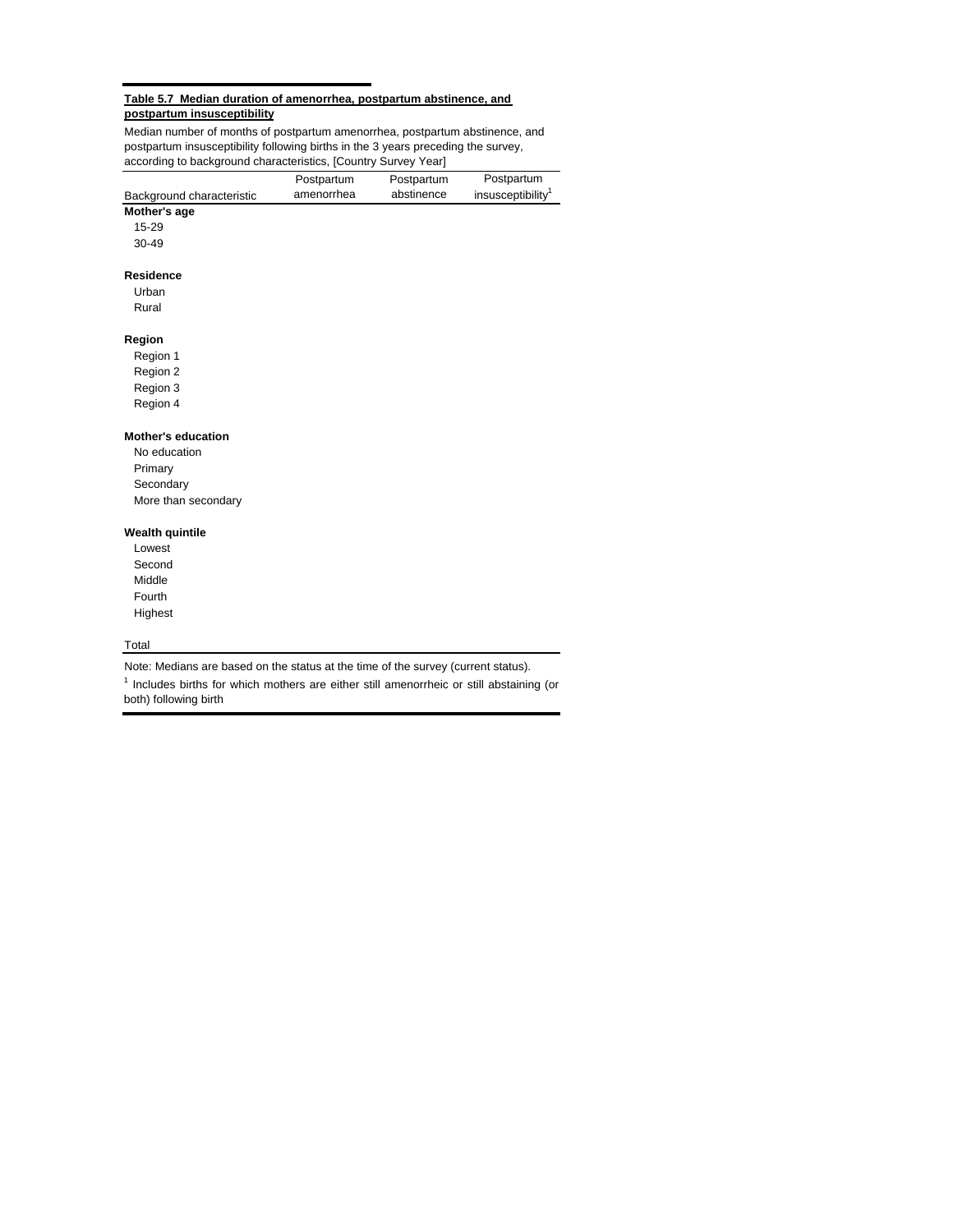**Table 5.7 Median duration of amenorrhea, postpartum abstinence, and postpartum insusceptibility**

Median number of months of postpartum amenorrhea, postpartum abstinence, and postpartum insusceptibility following births in the 3 years preceding the survey, according to background characteristics, [Country Survey Year]

| Background characteristic | Postpartum amenorrhea | Postpartum abstinence | Postpartum insusceptibility[1] |
|---|---|---|---|
| **Mother's age** | | | |
| 15-29 | | | |
| 30-49 | | | |
| | | | |
| **Residence** | | | |
| Urban | | | |
| Rural | | | |
| | | | |
| **Region** | | | |
| Region 1 | | | |
| Region 2 | | | |
| Region 3 | | | |
| Region 4 | | | |
| | | | |
| **Mother's education** | | | |
| No education | | | |
| Primary | | | |
| Secondary | | | |
| More than secondary | | | |
| | | | |
| **Wealth quintile** | | | |
| Lowest | | | |
| Second | | | |
| Middle | | | |
| Fourth | | | |
| Highest | | | |
| | | | |
| Total | | | |

Note: Medians are based on the status at the time of the survey (current status).

[1] Includes births for which mothers are either still amenorrheic or still abstaining (or both) following birth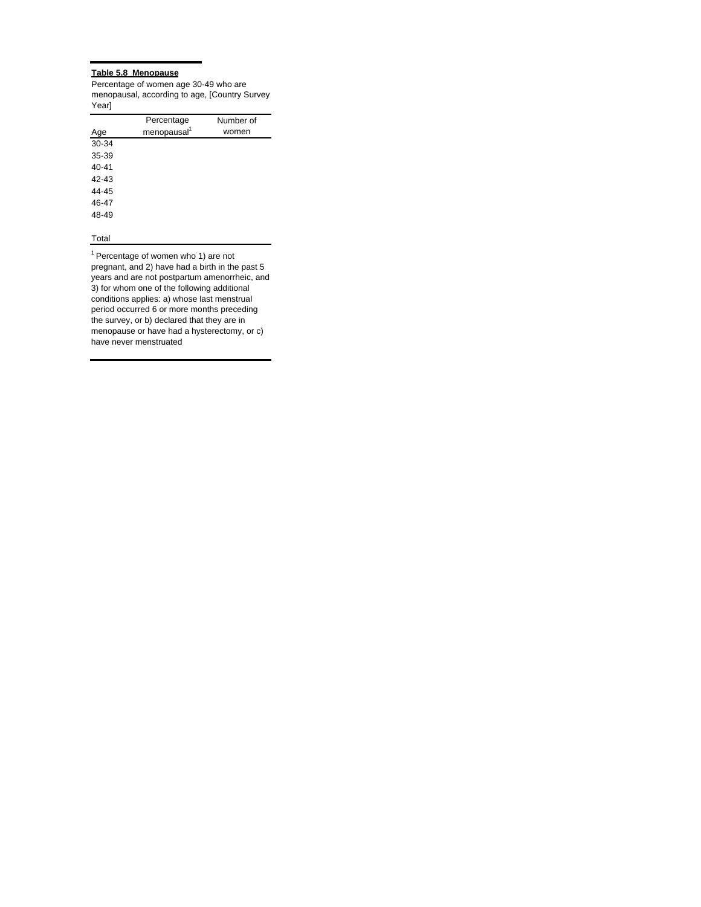**Table 5.8 Menopause**

Percentage of women age 30-49 who are menopausal, according to age, [Country Survey Year]

| Age | Percentage menopausal[1] | Number of women |
|---|---|---|
| 30-34 | | |
| 35-39 | | |
| 40-41 | | |
| 42-43 | | |
| 44-45 | | |
| 46-47 | | |
| 48-49 | | |
| | | |
| Total | | |

[1] Percentage of women who 1) are not pregnant, and 2) have had a birth in the past 5 years and are not postpartum amenorrheic, and 3) for whom one of the following additional conditions applies: a) whose last menstrual period occurred 6 or more months preceding the survey, or b) declared that they are in menopause or have had a hysterectomy, or c) have never menstruated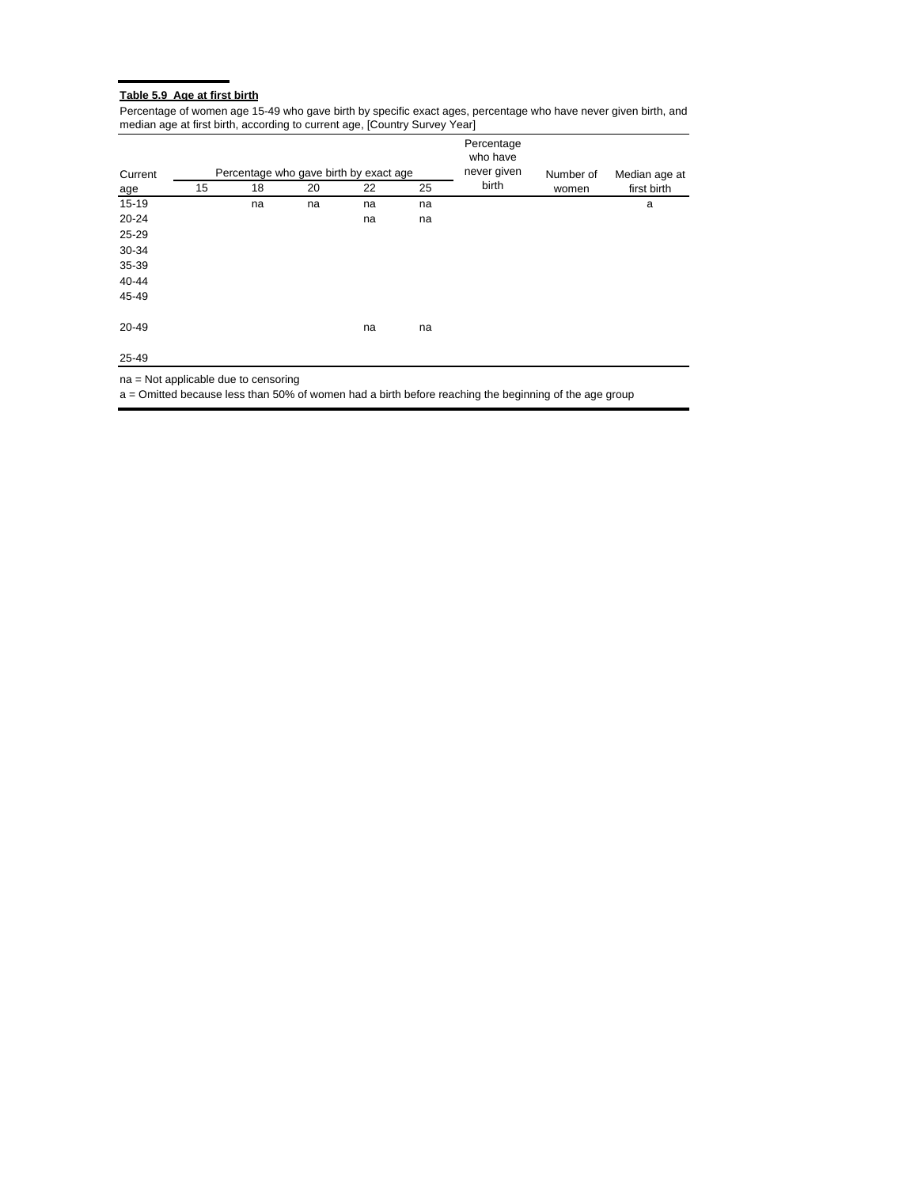**Table 5.9 Age at first birth**

Percentage of women age 15-49 who gave birth by specific exact ages, percentage who have never given birth, and median age at first birth, according to current age, [Country Survey Year]

| Current age | Percentage who gave birth by exact age | | | | | Percentage who have never given birth | Number of women | Median age at first birth |
|---|---|---|---|---|---|---|---|---|
| | 15 | 18 | 20 | 22 | 25 | | | |
| 15-19 | | na | na | na | na | | | a |
| 20-24 | | | | na | na | | | |
| 25-29 | | | | | | | | |
| 30-34 | | | | | | | | |
| 35-39 | | | | | | | | |
| 40-44 | | | | | | | | |
| 45-49 | | | | | | | | |
| 20-49 | | | | na | na | | | |
| 25-49 | | | | | | | | |

na = Not applicable due to censoring
a = Omitted because less than 50% of women had a birth before reaching the beginning of the age group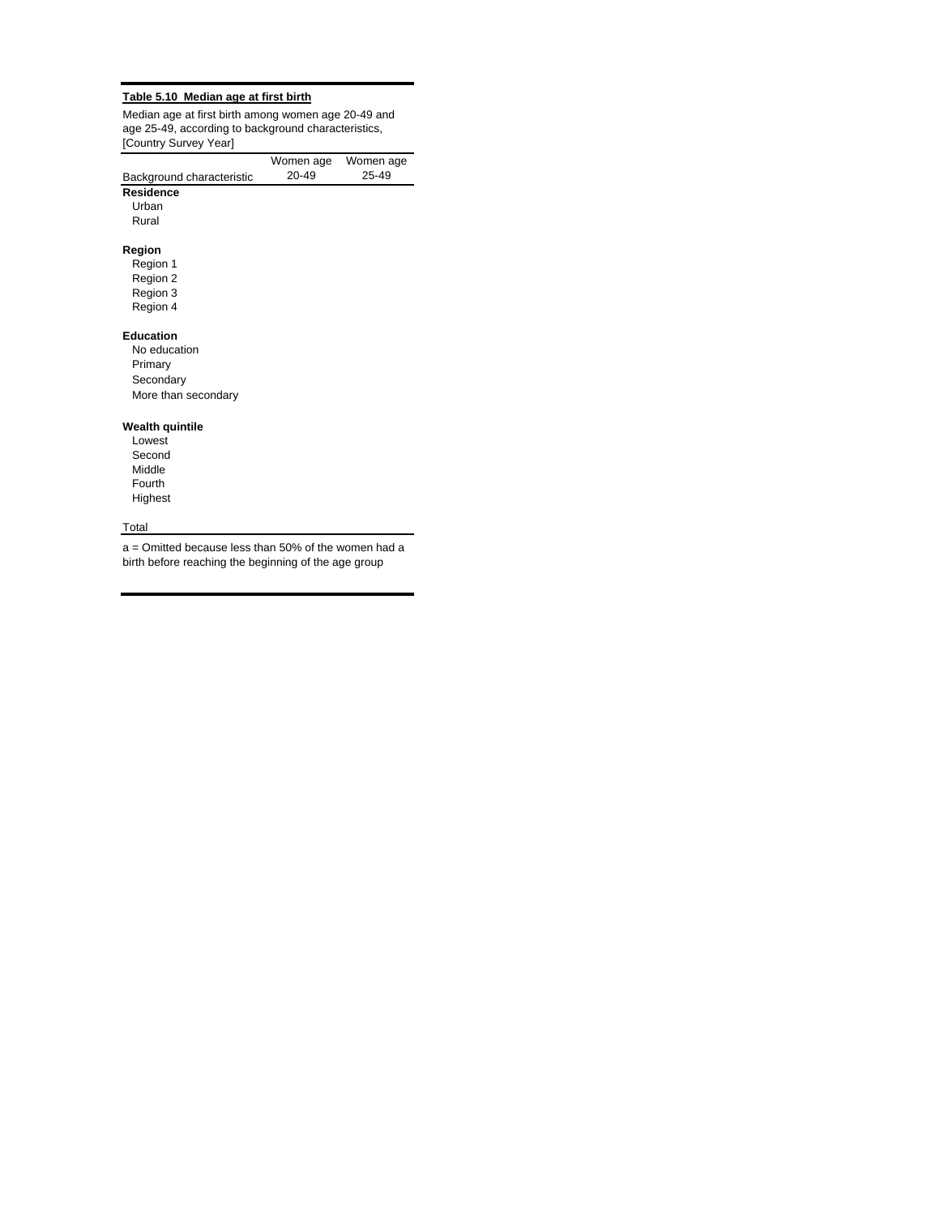**Table 5.10 Median age at first birth**

Median age at first birth among women age 20-49 and age 25-49, according to background characteristics, [Country Survey Year]

| Background characteristic | Women age 20-49 | Women age 25-49 |
|---|---|---|
| **Residence** | | |
| Urban | | |
| Rural | | |
| | | |
| **Region** | | |
| Region 1 | | |
| Region 2 | | |
| Region 3 | | |
| Region 4 | | |
| | | |
| **Education** | | |
| No education | | |
| Primary | | |
| Secondary | | |
| More than secondary | | |
| | | |
| **Wealth quintile** | | |
| Lowest | | |
| Second | | |
| Middle | | |
| Fourth | | |
| Highest | | |
| | | |
| Total | | |

a = Omitted because less than 50% of the women had a birth before reaching the beginning of the age group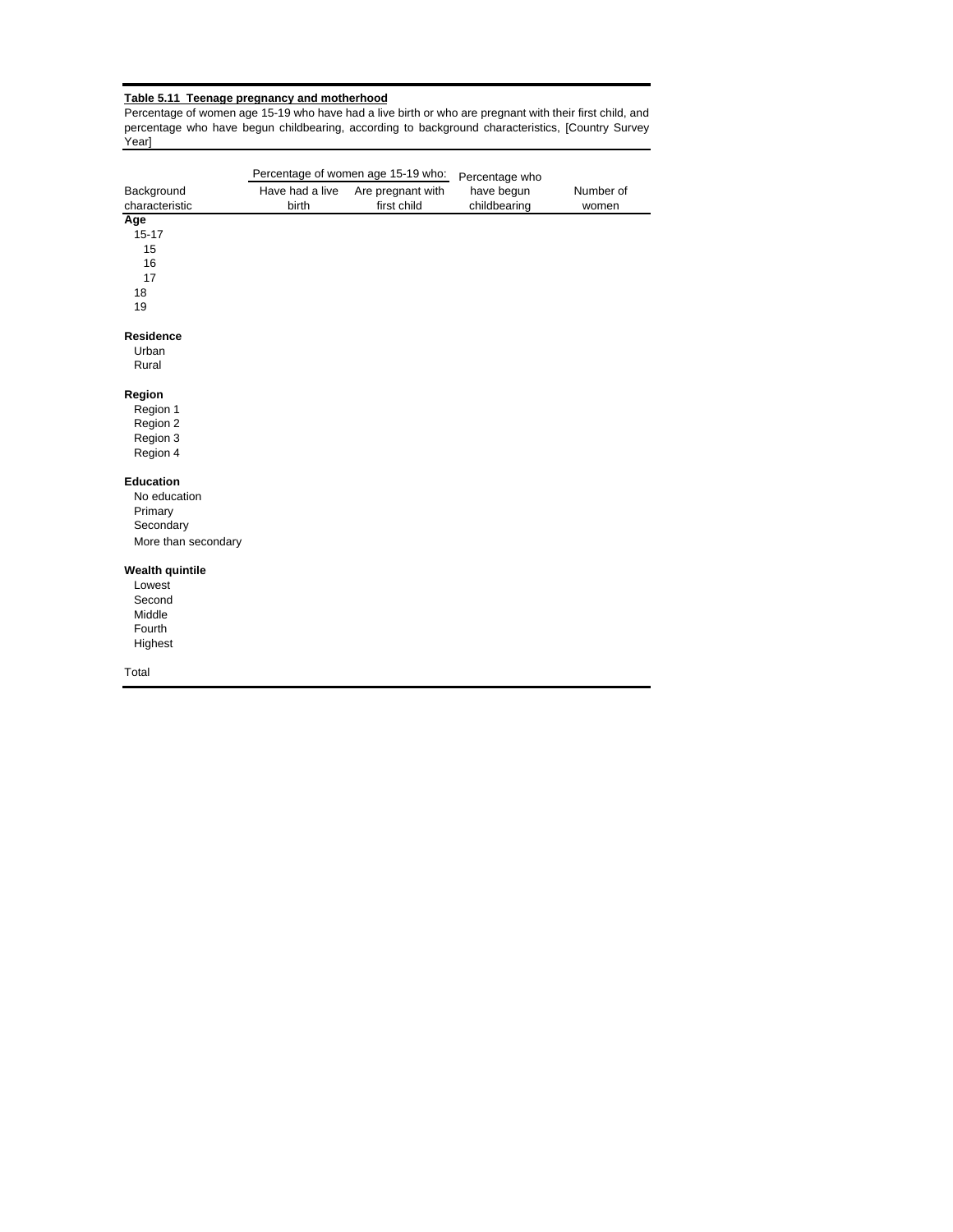**Table 5.11 Teenage pregnancy and motherhood**

Percentage of women age 15-19 who have had a live birth or who are pregnant with their first child, and percentage who have begun childbearing, according to background characteristics, [Country Survey Year]

| Background characteristic | Percentage of women age 15-19 who: Have had a live birth | Are pregnant with first child | Percentage who have begun childbearing | Number of women |
|---|---|---|---|---|
| **Age** | | | | |
| 15-17 | | | | |
| 15 | | | | |
| 16 | | | | |
| 17 | | | | |
| 18 | | | | |
| 19 | | | | |
| | | | | |
| **Residence** | | | | |
| Urban | | | | |
| Rural | | | | |
| | | | | |
| **Region** | | | | |
| Region 1 | | | | |
| Region 2 | | | | |
| Region 3 | | | | |
| Region 4 | | | | |
| | | | | |
| **Education** | | | | |
| No education | | | | |
| Primary | | | | |
| Secondary | | | | |
| More than secondary | | | | |
| | | | | |
| **Wealth quintile** | | | | |
| Lowest | | | | |
| Second | | | | |
| Middle | | | | |
| Fourth | | | | |
| Highest | | | | |
| | | | | |
| Total | | | | |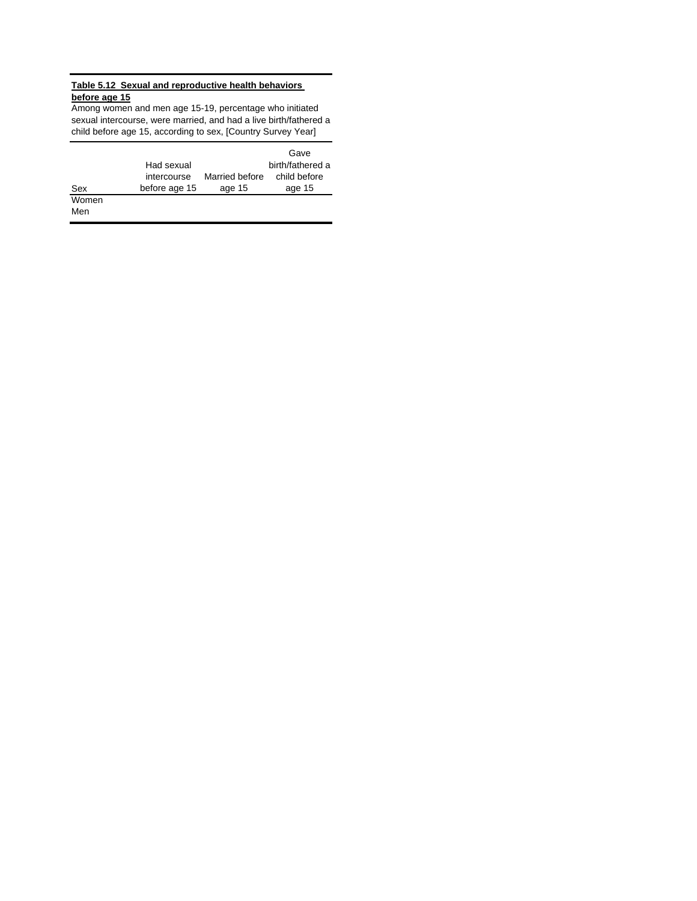**Table 5.12 Sexual and reproductive health behaviors before age 15**

Among women and men age 15-19, percentage who initiated sexual intercourse, were married, and had a live birth/fathered a child before age 15, according to sex, [Country Survey Year]

| Sex | Had sexual intercourse before age 15 | Married before age 15 | Gave birth/fathered a child before age 15 |
|---|---|---|---|
| Women | | | |
| Men | | | |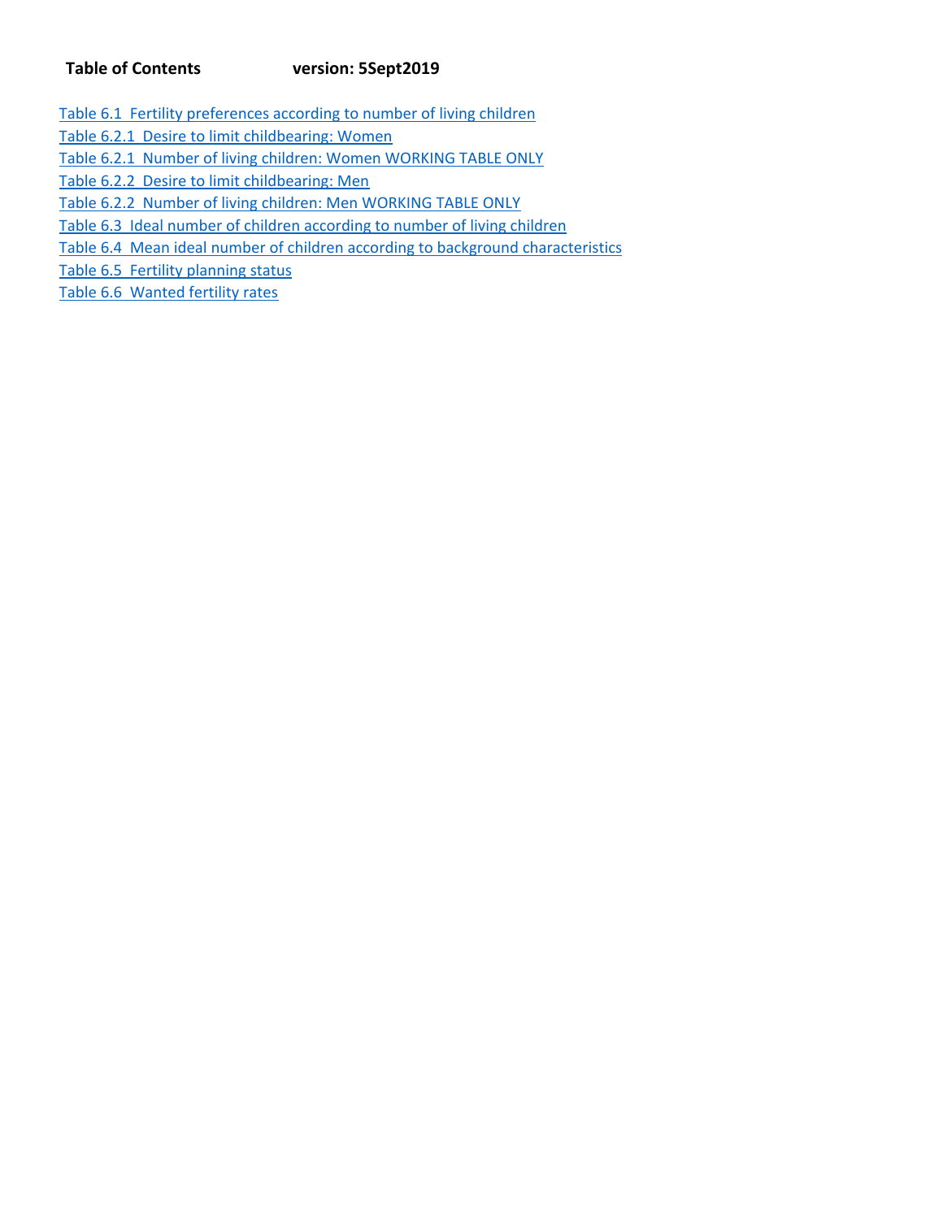**Table of Contents** **version: 5Sept2019**

Table 6.1 Fertility preferences according to number of living children
Table 6.2.1 Desire to limit childbearing: Women
Table 6.2.1 Number of living children: Women WORKING TABLE ONLY
Table 6.2.2 Desire to limit childbearing: Men
Table 6.2.2 Number of living children: Men WORKING TABLE ONLY
Table 6.3 Ideal number of children according to number of living children
Table 6.4 Mean ideal number of children according to background characteristics
Table 6.5 Fertility planning status
Table 6.6 Wanted fertility rates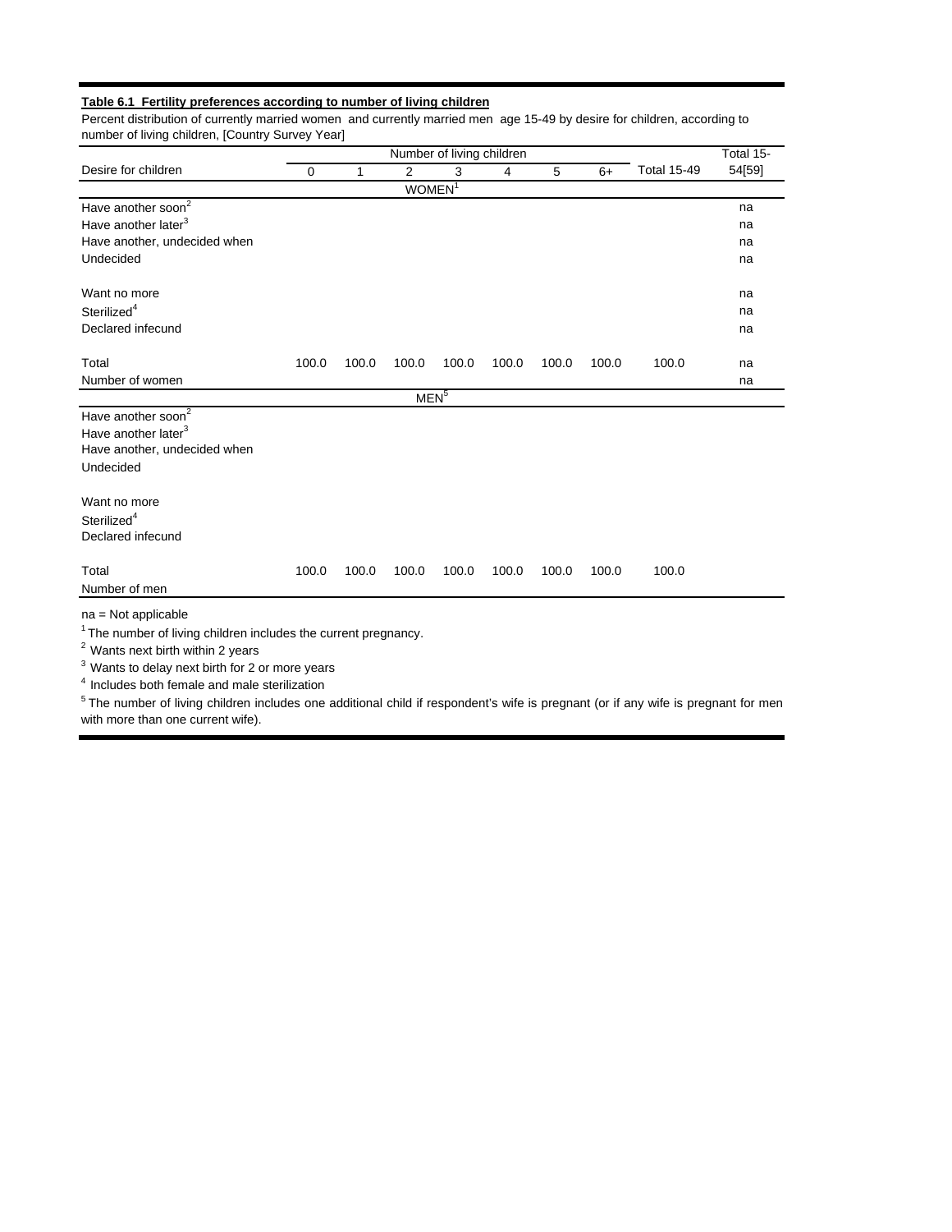**Table 6.1 Fertility preferences according to number of living children**

Percent distribution of currently married women and currently married men age 15-49 by desire for children, according to number of living children, [Country Survey Year]

| Desire for children | Number of living children 0 | 1 | 2 | 3 | 4 | 5 | 6+ | Total 15-49 | Total 15-54[59] |
|---|---|---|---|---|---|---|---|---|---|
| **WOMEN[1]** | | | | | | | | | |
| Have another soon[2] | | | | | | | | | na |
| Have another later[3] | | | | | | | | | na |
| Have another, undecided when | | | | | | | | | na |
| Undecided | | | | | | | | | na |
| Want no more | | | | | | | | | na |
| Sterilized[4] | | | | | | | | | na |
| Declared infecund | | | | | | | | | na |
| Total | 100.0 | 100.0 | 100.0 | 100.0 | 100.0 | 100.0 | 100.0 | 100.0 | na |
| Number of women | | | | | | | | | na |
| **MEN[5]** | | | | | | | | | |
| Have another soon[2] | | | | | | | | | |
| Have another later[3] | | | | | | | | | |
| Have another, undecided when | | | | | | | | | |
| Undecided | | | | | | | | | |
| Want no more | | | | | | | | | |
| Sterilized[4] | | | | | | | | | |
| Declared infecund | | | | | | | | | |
| Total | 100.0 | 100.0 | 100.0 | 100.0 | 100.0 | 100.0 | 100.0 | 100.0 | |
| Number of men | | | | | | | | | |

na = Not applicable

[1] The number of living children includes the current pregnancy.

[2] Wants next birth within 2 years

[3] Wants to delay next birth for 2 or more years

[4] Includes both female and male sterilization

[5] The number of living children includes one additional child if respondent's wife is pregnant (or if any wife is pregnant for men with more than one current wife).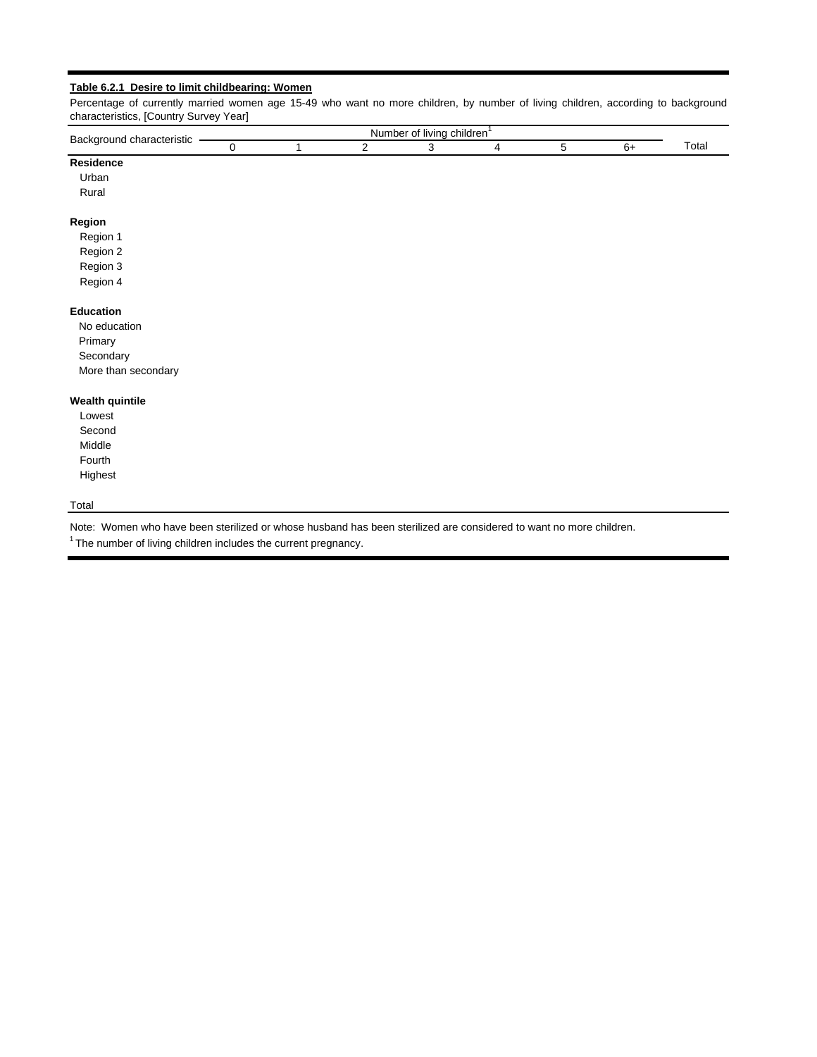**Table 6.2.1 Desire to limit childbearing: Women**

Percentage of currently married women age 15-49 who want no more children, by number of living children, according to background characteristics, [Country Survey Year]

| Background characteristic | Number of living children[1] | | | | | | | Total |
|---|---|---|---|---|---|---|---|---|
| | 0 | 1 | 2 | 3 | 4 | 5 | 6+ | |
| **Residence** | | | | | | | | |
| Urban | | | | | | | | |
| Rural | | | | | | | | |
| **Region** | | | | | | | | |
| Region 1 | | | | | | | | |
| Region 2 | | | | | | | | |
| Region 3 | | | | | | | | |
| Region 4 | | | | | | | | |
| **Education** | | | | | | | | |
| No education | | | | | | | | |
| Primary | | | | | | | | |
| Secondary | | | | | | | | |
| More than secondary | | | | | | | | |
| **Wealth quintile** | | | | | | | | |
| Lowest | | | | | | | | |
| Second | | | | | | | | |
| Middle | | | | | | | | |
| Fourth | | | | | | | | |
| Highest | | | | | | | | |
| Total | | | | | | | | |

Note: Women who have been sterilized or whose husband has been sterilized are considered to want no more children.

[1] The number of living children includes the current pregnancy.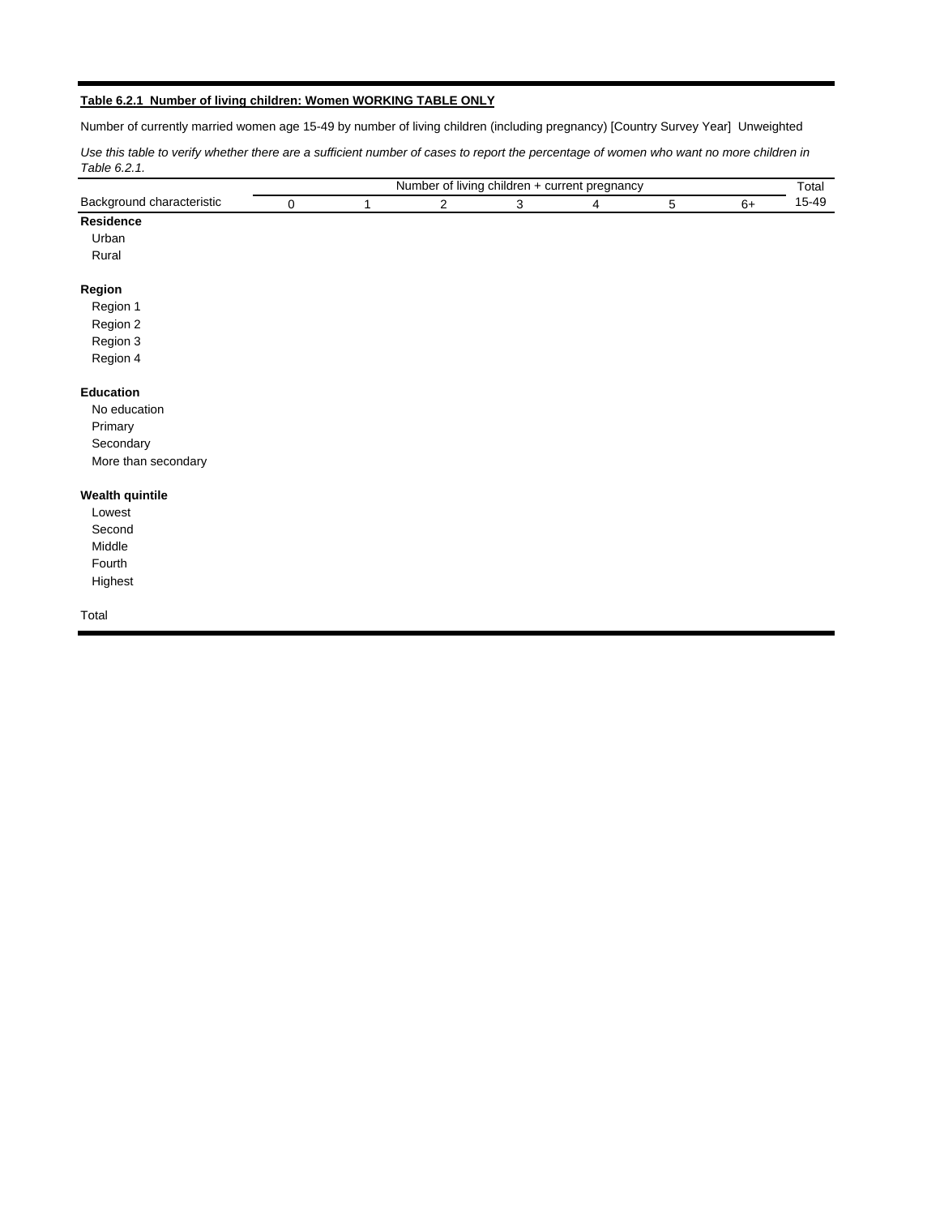**Table 6.2.1 Number of living children: Women WORKING TABLE ONLY**

Number of currently married women age 15-49 by number of living children (including pregnancy) [Country Survey Year] Unweighted

*Use this table to verify whether there are a sufficient number of cases to report the percentage of women who want no more children in Table 6.2.1.*

| Background characteristic | Number of living children + current pregnancy | | | | | | | Total |
|---|---|---|---|---|---|---|---|---|
| | 0 | 1 | 2 | 3 | 4 | 5 | 6+ | 15-49 |
| **Residence** | | | | | | | | |
| Urban | | | | | | | | |
| Rural | | | | | | | | |
| | | | | | | | | |
| **Region** | | | | | | | | |
| Region 1 | | | | | | | | |
| Region 2 | | | | | | | | |
| Region 3 | | | | | | | | |
| Region 4 | | | | | | | | |
| | | | | | | | | |
| **Education** | | | | | | | | |
| No education | | | | | | | | |
| Primary | | | | | | | | |
| Secondary | | | | | | | | |
| More than secondary | | | | | | | | |
| | | | | | | | | |
| **Wealth quintile** | | | | | | | | |
| Lowest | | | | | | | | |
| Second | | | | | | | | |
| Middle | | | | | | | | |
| Fourth | | | | | | | | |
| Highest | | | | | | | | |
| | | | | | | | | |
| Total | | | | | | | | |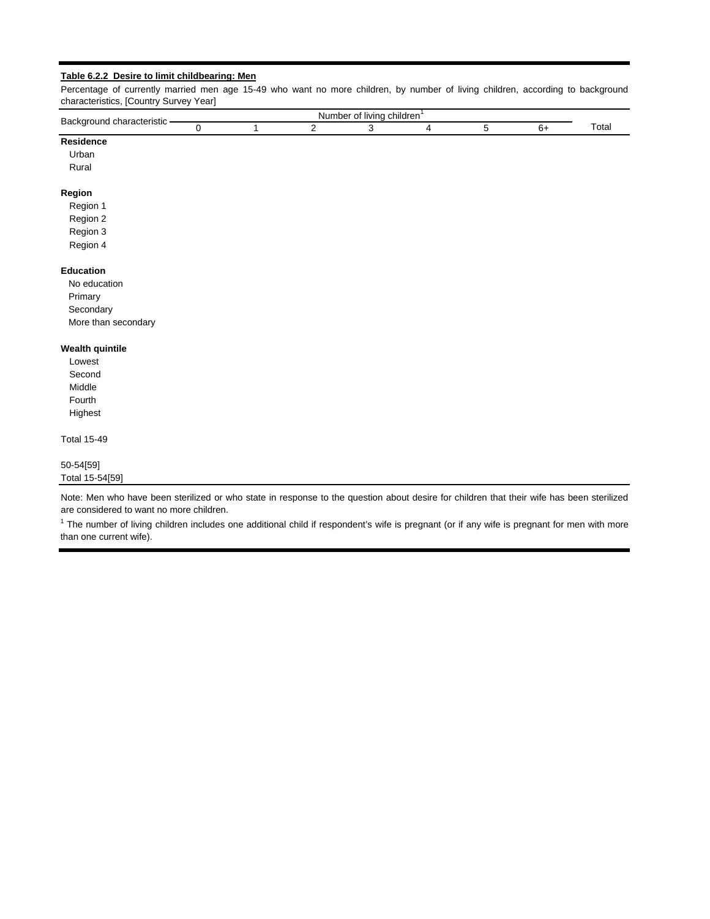**Table 6.2.2 Desire to limit childbearing: Men**

Percentage of currently married men age 15-49 who want no more children, by number of living children, according to background characteristics, [Country Survey Year]

| Background characteristic | Number of living children[1] | | | | | | | Total |
|---|---|---|---|---|---|---|---|---|
| | 0 | 1 | 2 | 3 | 4 | 5 | 6+ | |
| **Residence** | | | | | | | | |
| Urban | | | | | | | | |
| Rural | | | | | | | | |
| **Region** | | | | | | | | |
| Region 1 | | | | | | | | |
| Region 2 | | | | | | | | |
| Region 3 | | | | | | | | |
| Region 4 | | | | | | | | |
| **Education** | | | | | | | | |
| No education | | | | | | | | |
| Primary | | | | | | | | |
| Secondary | | | | | | | | |
| More than secondary | | | | | | | | |
| **Wealth quintile** | | | | | | | | |
| Lowest | | | | | | | | |
| Second | | | | | | | | |
| Middle | | | | | | | | |
| Fourth | | | | | | | | |
| Highest | | | | | | | | |
| Total 15-49 | | | | | | | | |
| 50-54[59] | | | | | | | | |
| Total 15-54[59] | | | | | | | | |

Note: Men who have been sterilized or who state in response to the question about desire for children that their wife has been sterilized are considered to want no more children.

[1] The number of living children includes one additional child if respondent's wife is pregnant (or if any wife is pregnant for men with more than one current wife).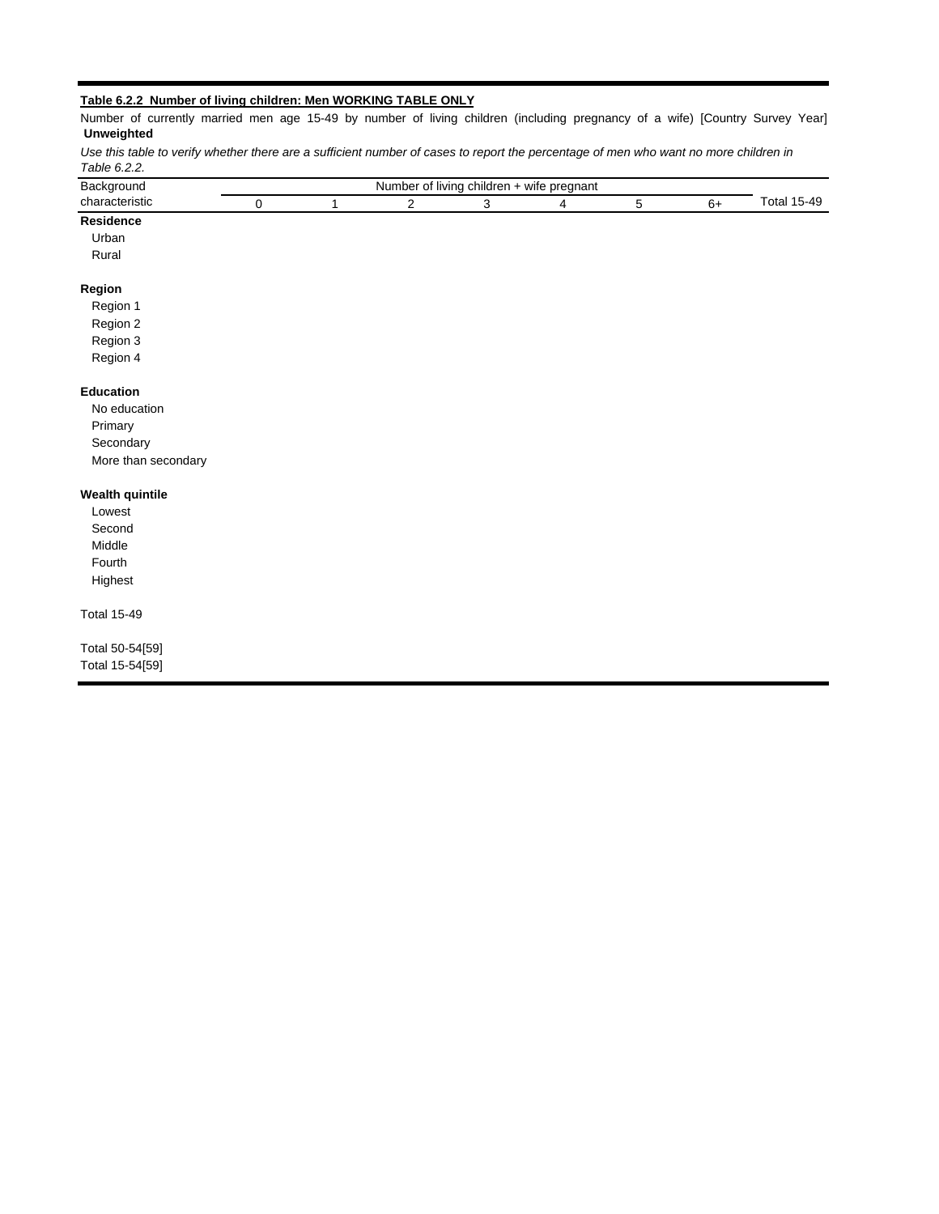**Table 6.2.2 Number of living children: Men WORKING TABLE ONLY**

Number of currently married men age 15-49 by number of living children (including pregnancy of a wife) [Country Survey Year] **Unweighted**

*Use this table to verify whether there are a sufficient number of cases to report the percentage of men who want no more children in Table 6.2.2.*

| Background characteristic | Number of living children + wife pregnant | | | | | | | Total 15-49 |
|---|---|---|---|---|---|---|---|---|
| | 0 | 1 | 2 | 3 | 4 | 5 | 6+ | |
| **Residence** | | | | | | | | |
| Urban | | | | | | | | |
| Rural | | | | | | | | |
| **Region** | | | | | | | | |
| Region 1 | | | | | | | | |
| Region 2 | | | | | | | | |
| Region 3 | | | | | | | | |
| Region 4 | | | | | | | | |
| **Education** | | | | | | | | |
| No education | | | | | | | | |
| Primary | | | | | | | | |
| Secondary | | | | | | | | |
| More than secondary | | | | | | | | |
| **Wealth quintile** | | | | | | | | |
| Lowest | | | | | | | | |
| Second | | | | | | | | |
| Middle | | | | | | | | |
| Fourth | | | | | | | | |
| Highest | | | | | | | | |
| Total 15-49 | | | | | | | | |
| Total 50-54[59] | | | | | | | | |
| Total 15-54[59] | | | | | | | | |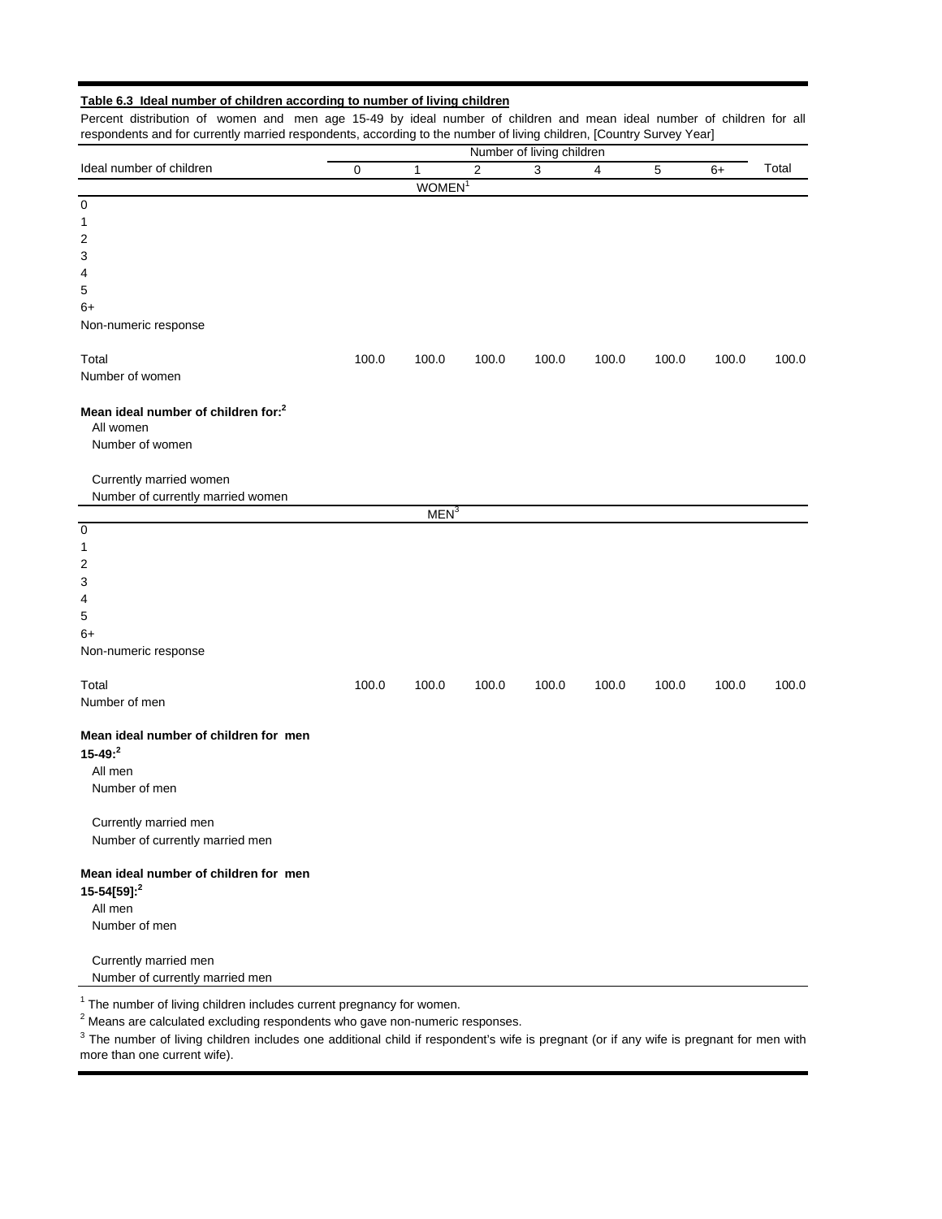**Table 6.3 Ideal number of children according to number of living children**

Percent distribution of women and men age 15-49 by ideal number of children and mean ideal number of children for all respondents and for currently married respondents, according to the number of living children, [Country Survey Year]

| Ideal number of children | Number of living children | | | | | | | Total |
|---|---|---|---|---|---|---|---|---|
| | 0 | 1 | 2 | 3 | 4 | 5 | 6+ | |
| **WOMEN[1]** | | | | | | | | |
| 0 | | | | | | | | |
| 1 | | | | | | | | |
| 2 | | | | | | | | |
| 3 | | | | | | | | |
| 4 | | | | | | | | |
| 5 | | | | | | | | |
| 6+ | | | | | | | | |
| Non-numeric response | | | | | | | | |
| Total | 100.0 | 100.0 | 100.0 | 100.0 | 100.0 | 100.0 | 100.0 | 100.0 |
| Number of women | | | | | | | | |
| **Mean ideal number of children for:[2]** | | | | | | | | |
| All women | | | | | | | | |
| Number of women | | | | | | | | |
| Currently married women | | | | | | | | |
| Number of currently married women | | | | | | | | |
| **MEN[3]** | | | | | | | | |
| 0 | | | | | | | | |
| 1 | | | | | | | | |
| 2 | | | | | | | | |
| 3 | | | | | | | | |
| 4 | | | | | | | | |
| 5 | | | | | | | | |
| 6+ | | | | | | | | |
| Non-numeric response | | | | | | | | |
| Total | 100.0 | 100.0 | 100.0 | 100.0 | 100.0 | 100.0 | 100.0 | 100.0 |
| Number of men | | | | | | | | |
| **Mean ideal number of children for men 15-49:[2]** | | | | | | | | |
| All men | | | | | | | | |
| Number of men | | | | | | | | |
| Currently married men | | | | | | | | |
| Number of currently married men | | | | | | | | |
| **Mean ideal number of children for men 15-54[59]:[2]** | | | | | | | | |
| All men | | | | | | | | |
| Number of men | | | | | | | | |
| Currently married men | | | | | | | | |
| Number of currently married men | | | | | | | | |

[1] The number of living children includes current pregnancy for women.
[2] Means are calculated excluding respondents who gave non-numeric responses.
[3] The number of living children includes one additional child if respondent's wife is pregnant (or if any wife is pregnant for men with more than one current wife).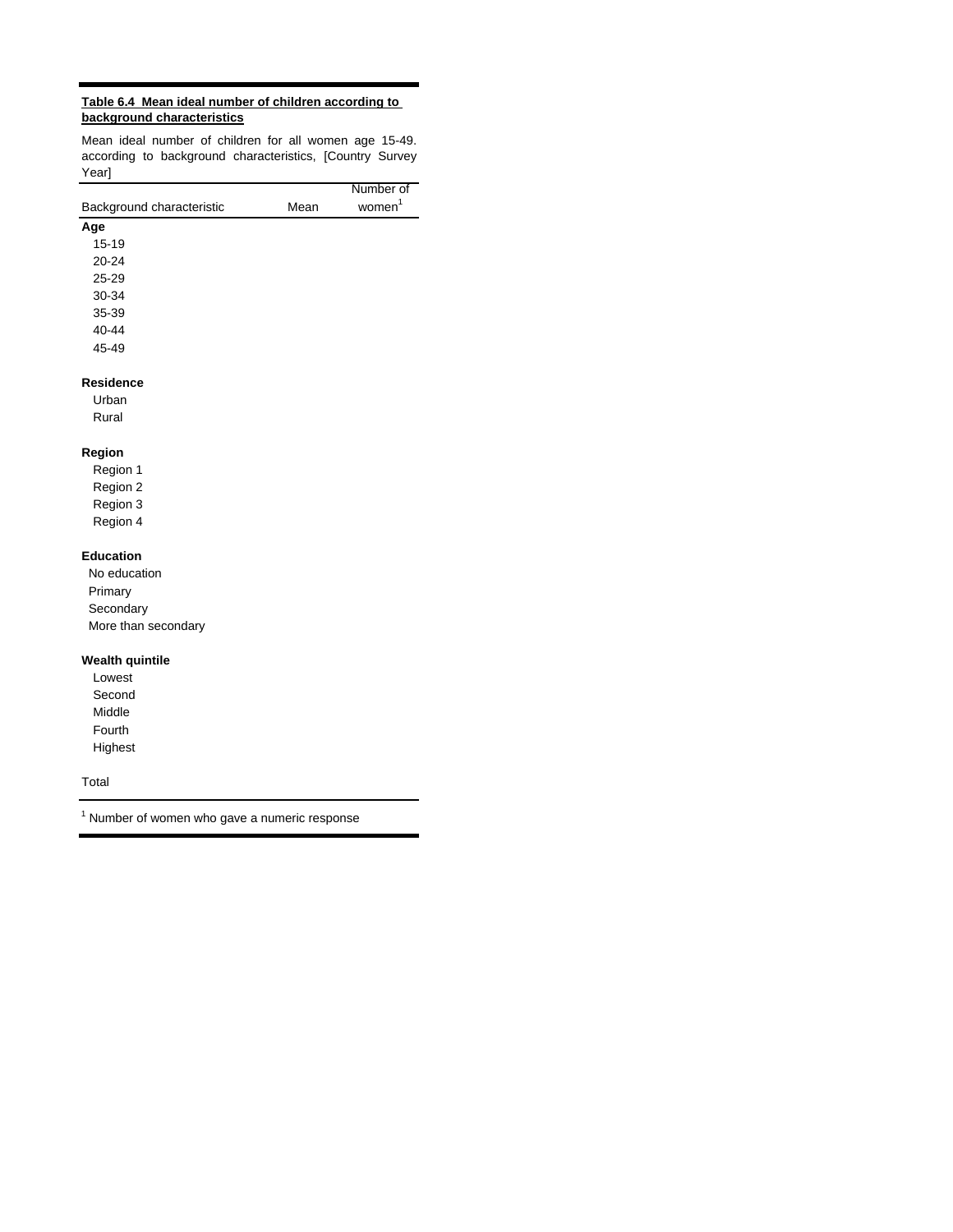**Table 6.4 Mean ideal number of children according to background characteristics**

Mean ideal number of children for all women age 15-49. according to background characteristics, [Country Survey Year]

| Background characteristic | Mean | Number of women[1] |
|---|---|---|
| **Age** | | |
| 15-19 | | |
| 20-24 | | |
| 25-29 | | |
| 30-34 | | |
| 35-39 | | |
| 40-44 | | |
| 45-49 | | |
| | | |
| **Residence** | | |
| Urban | | |
| Rural | | |
| | | |
| **Region** | | |
| Region 1 | | |
| Region 2 | | |
| Region 3 | | |
| Region 4 | | |
| | | |
| **Education** | | |
| No education | | |
| Primary | | |
| Secondary | | |
| More than secondary | | |
| | | |
| **Wealth quintile** | | |
| Lowest | | |
| Second | | |
| Middle | | |
| Fourth | | |
| Highest | | |
| | | |
| Total | | |

[1] Number of women who gave a numeric response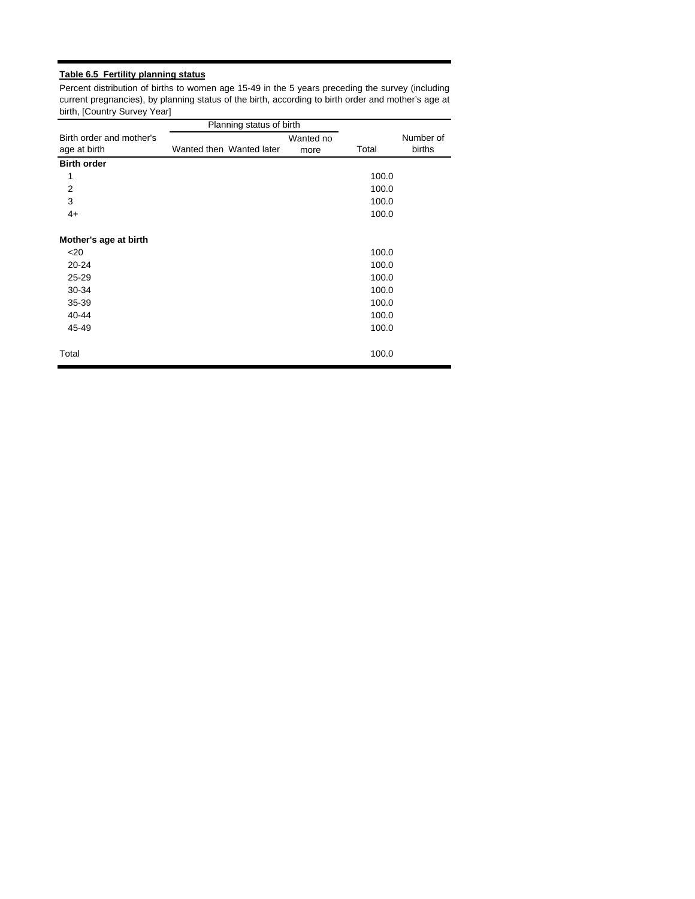**Table 6.5 Fertility planning status**

Percent distribution of births to women age 15-49 in the 5 years preceding the survey (including current pregnancies), by planning status of the birth, according to birth order and mother's age at birth, [Country Survey Year]

| Birth order and mother's age at birth | Planning status of birth | | | Total | Number of births |
|---|---|---|---|---|---|
| | Wanted then | Wanted later | Wanted no more | | |
| **Birth order** | | | | | |
| 1 | | | | 100.0 | |
| 2 | | | | 100.0 | |
| 3 | | | | 100.0 | |
| 4+ | | | | 100.0 | |
| **Mother's age at birth** | | | | | |
| <20 | | | | 100.0 | |
| 20-24 | | | | 100.0 | |
| 25-29 | | | | 100.0 | |
| 30-34 | | | | 100.0 | |
| 35-39 | | | | 100.0 | |
| 40-44 | | | | 100.0 | |
| 45-49 | | | | 100.0 | |
| Total | | | | 100.0 | |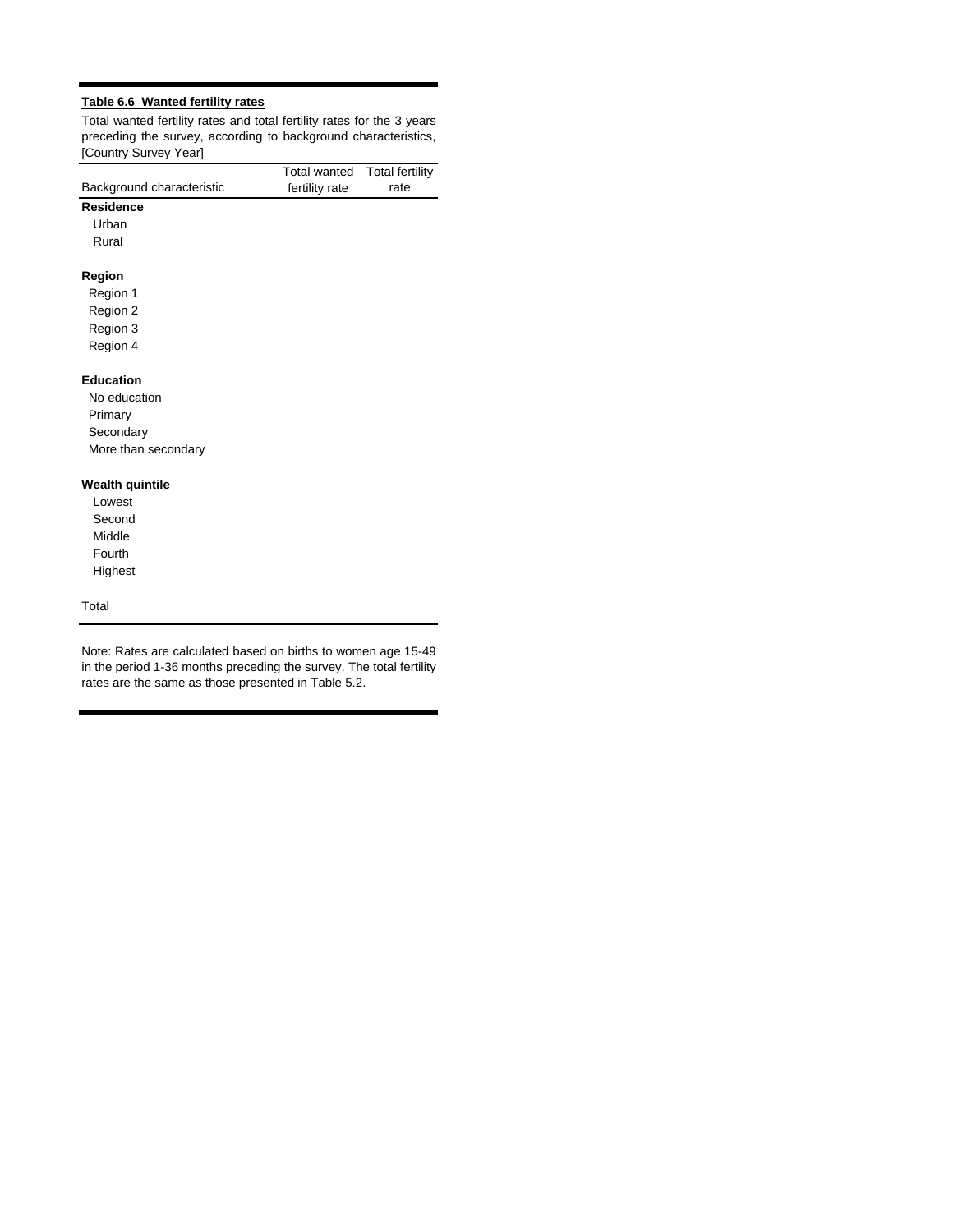**Table 6.6 Wanted fertility rates**

Total wanted fertility rates and total fertility rates for the 3 years preceding the survey, according to background characteristics, [Country Survey Year]

| Background characteristic | Total wanted fertility rate | Total fertility rate |
|---|---|---|
| **Residence** | | |
| Urban | | |
| Rural | | |
| | | |
| **Region** | | |
| Region 1 | | |
| Region 2 | | |
| Region 3 | | |
| Region 4 | | |
| | | |
| **Education** | | |
| No education | | |
| Primary | | |
| Secondary | | |
| More than secondary | | |
| | | |
| **Wealth quintile** | | |
| Lowest | | |
| Second | | |
| Middle | | |
| Fourth | | |
| Highest | | |
| | | |
| Total | | |

Note: Rates are calculated based on births to women age 15-49 in the period 1-36 months preceding the survey. The total fertility rates are the same as those presented in Table 5.2.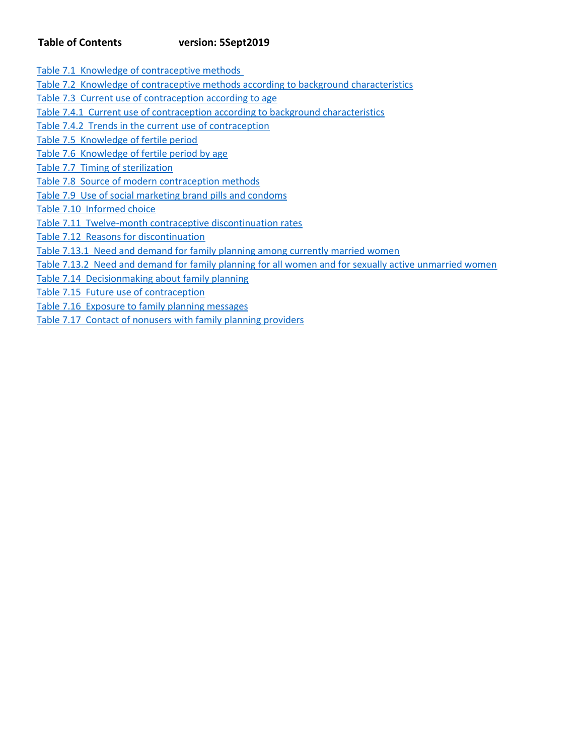**Table of Contents** **version: 5Sept2019**

Table 7.1 Knowledge of contraceptive methods
Table 7.2 Knowledge of contraceptive methods according to background characteristics
Table 7.3 Current use of contraception according to age
Table 7.4.1 Current use of contraception according to background characteristics
Table 7.4.2 Trends in the current use of contraception
Table 7.5 Knowledge of fertile period
Table 7.6 Knowledge of fertile period by age
Table 7.7 Timing of sterilization
Table 7.8 Source of modern contraception methods
Table 7.9 Use of social marketing brand pills and condoms
Table 7.10 Informed choice
Table 7.11 Twelve-month contraceptive discontinuation rates
Table 7.12 Reasons for discontinuation
Table 7.13.1 Need and demand for family planning among currently married women
Table 7.13.2 Need and demand for family planning for all women and for sexually active unmarried women
Table 7.14 Decisionmaking about family planning
Table 7.15 Future use of contraception
Table 7.16 Exposure to family planning messages
Table 7.17 Contact of nonusers with family planning providers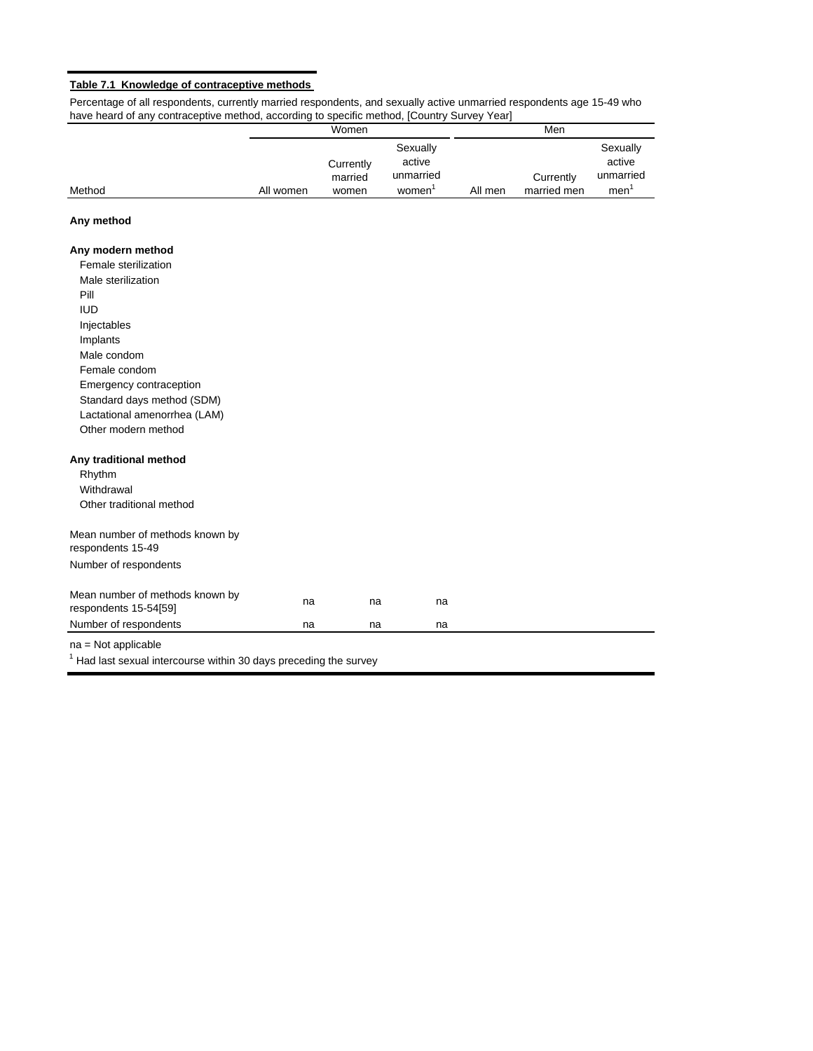**Table 7.1 Knowledge of contraceptive methods**

Percentage of all respondents, currently married respondents, and sexually active unmarried respondents age 15-49 who have heard of any contraceptive method, according to specific method, [Country Survey Year]

| Method | Women | | | Men | | |
|---|---|---|---|---|---|---|
| | All women | Currently married women | Sexually active unmarried women[1] | All men | Currently married men | Sexually active unmarried men[1] |
| **Any method** | | | | | | |
| **Any modern method** | | | | | | |
| Female sterilization | | | | | | |
| Male sterilization | | | | | | |
| Pill | | | | | | |
| IUD | | | | | | |
| Injectables | | | | | | |
| Implants | | | | | | |
| Male condom | | | | | | |
| Female condom | | | | | | |
| Emergency contraception | | | | | | |
| Standard days method (SDM) | | | | | | |
| Lactational amenorrhea (LAM) | | | | | | |
| Other modern method | | | | | | |
| **Any traditional method** | | | | | | |
| Rhythm | | | | | | |
| Withdrawal | | | | | | |
| Other traditional method | | | | | | |
| Mean number of methods known by respondents 15-49 | | | | | | |
| Number of respondents | | | | | | |
| Mean number of methods known by respondents 15-54[59] | na | na | na | | | |
| Number of respondents | na | na | na | | | |

na = Not applicable
[1] Had last sexual intercourse within 30 days preceding the survey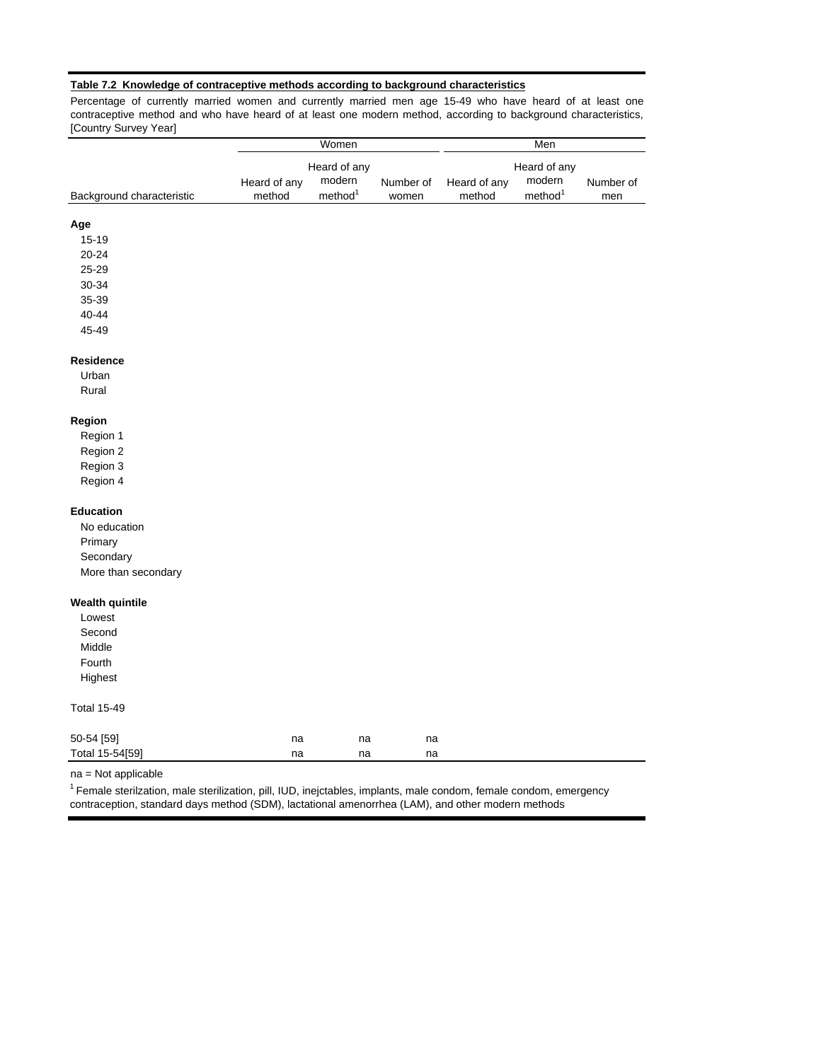**Table 7.2 Knowledge of contraceptive methods according to background characteristics**

Percentage of currently married women and currently married men age 15-49 who have heard of at least one contraceptive method and who have heard of at least one modern method, according to background characteristics, [Country Survey Year]

| | Women | | | Men | | |
|---|---|---|---|---|---|---|
| Background characteristic | Heard of any method | Heard of any modern method[1] | Number of women | Heard of any method | Heard of any modern method[1] | Number of men |
| **Age** | | | | | | |
| 15-19 | | | | | | |
| 20-24 | | | | | | |
| 25-29 | | | | | | |
| 30-34 | | | | | | |
| 35-39 | | | | | | |
| 40-44 | | | | | | |
| 45-49 | | | | | | |
| **Residence** | | | | | | |
| Urban | | | | | | |
| Rural | | | | | | |
| **Region** | | | | | | |
| Region 1 | | | | | | |
| Region 2 | | | | | | |
| Region 3 | | | | | | |
| Region 4 | | | | | | |
| **Education** | | | | | | |
| No education | | | | | | |
| Primary | | | | | | |
| Secondary | | | | | | |
| More than secondary | | | | | | |
| **Wealth quintile** | | | | | | |
| Lowest | | | | | | |
| Second | | | | | | |
| Middle | | | | | | |
| Fourth | | | | | | |
| Highest | | | | | | |
| Total 15-49 | | | | | | |
| 50-54 [59] | na | na | na | | | |
| Total 15-54[59] | na | na | na | | | |

na = Not applicable

[1] Female sterilzation, male sterilization, pill, IUD, inejctables, implants, male condom, female condom, emergency contraception, standard days method (SDM), lactational amenorrhea (LAM), and other modern methods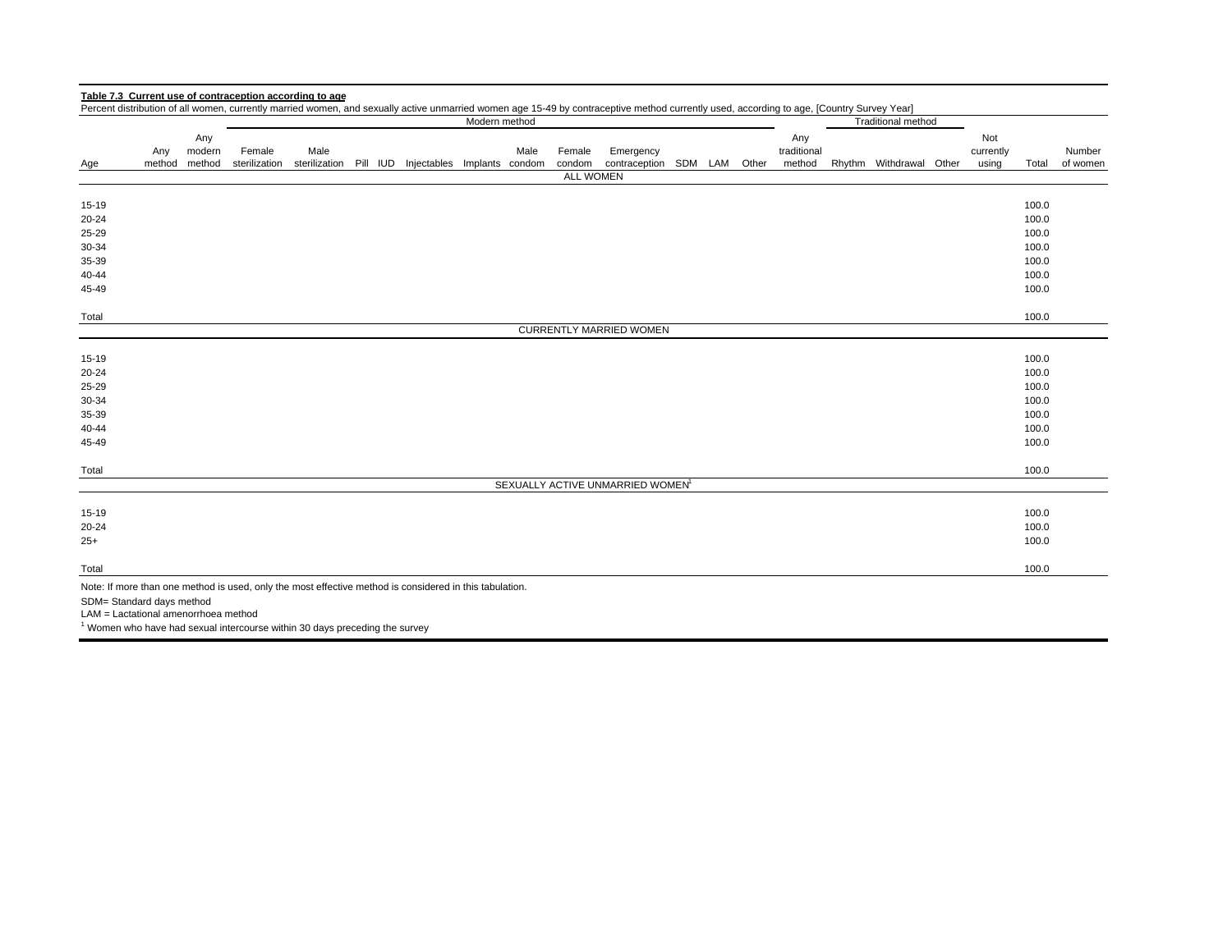**Table 7.3 Current use of contraception according to age**

Percent distribution of all women, currently married women, and sexually active unmarried women age 15-49 by contraceptive method currently used, according to age, [Country Survey Year]

| Age | Any method | Any modern method | Modern method | | | | | | | | | | | | | Any traditional method | Traditional method | | | Not currently using | Total | Number of women |
|---|---|---|---|---|---|---|---|---|---|---|---|---|---|---|---|---|---|---|---|---|---|---|
| | | | Female sterilization | Male sterilization | Pill | IUD | Injectables | Implants | Male condom | Female condom | Emergency contraception | SDM | LAM | Other | | | Rhythm | Withdrawal | Other | | | |
| ALL WOMEN | | | | | | | | | | | | | | | | | | | | | | |
| 15-19 | | | | | | | | | | | | | | | | | | | | | 100.0 | |
| 20-24 | | | | | | | | | | | | | | | | | | | | | 100.0 | |
| 25-29 | | | | | | | | | | | | | | | | | | | | | 100.0 | |
| 30-34 | | | | | | | | | | | | | | | | | | | | | 100.0 | |
| 35-39 | | | | | | | | | | | | | | | | | | | | | 100.0 | |
| 40-44 | | | | | | | | | | | | | | | | | | | | | 100.0 | |
| 45-49 | | | | | | | | | | | | | | | | | | | | | 100.0 | |
| Total | | | | | | | | | | | | | | | | | | | | | 100.0 | |
| CURRENTLY MARRIED WOMEN | | | | | | | | | | | | | | | | | | | | | | |
| 15-19 | | | | | | | | | | | | | | | | | | | | | 100.0 | |
| 20-24 | | | | | | | | | | | | | | | | | | | | | 100.0 | |
| 25-29 | | | | | | | | | | | | | | | | | | | | | 100.0 | |
| 30-34 | | | | | | | | | | | | | | | | | | | | | 100.0 | |
| 35-39 | | | | | | | | | | | | | | | | | | | | | 100.0 | |
| 40-44 | | | | | | | | | | | | | | | | | | | | | 100.0 | |
| 45-49 | | | | | | | | | | | | | | | | | | | | | 100.0 | |
| Total | | | | | | | | | | | | | | | | | | | | | 100.0 | |
| SEXUALLY ACTIVE UNMARRIED WOMEN[1] | | | | | | | | | | | | | | | | | | | | | | |
| 15-19 | | | | | | | | | | | | | | | | | | | | | 100.0 | |
| 20-24 | | | | | | | | | | | | | | | | | | | | | 100.0 | |
| 25+ | | | | | | | | | | | | | | | | | | | | | 100.0 | |
| Total | | | | | | | | | | | | | | | | | | | | | 100.0 | |

Note: If more than one method is used, only the most effective method is considered in this tabulation.

SDM= Standard days method

LAM = Lactational amenorrhoea method

[1] Women who have had sexual intercourse within 30 days preceding the survey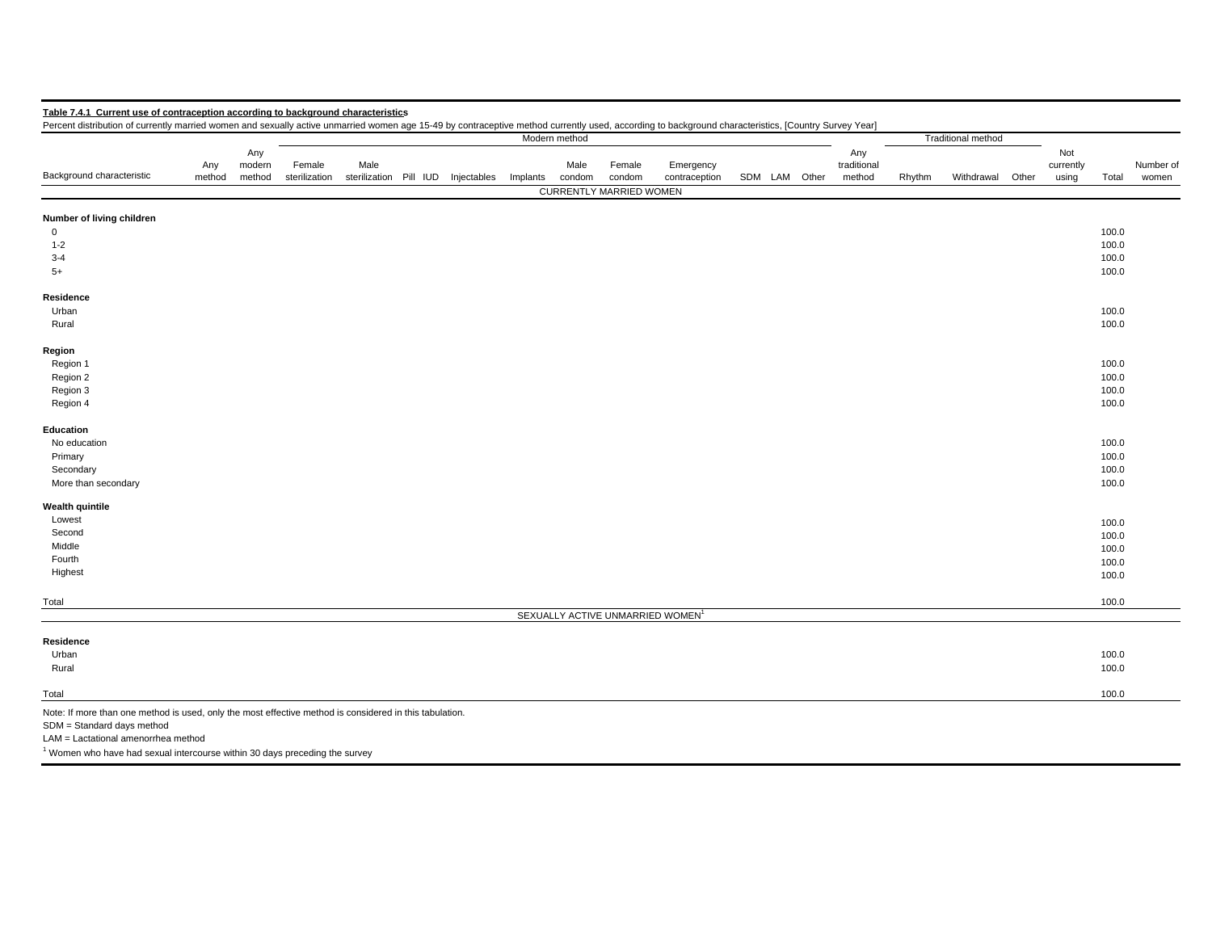**Table 7.4.1 Current use of contraception according to background characteristics**

Percent distribution of currently married women and sexually active unmarried women age 15-49 by contraceptive method currently used, according to background characteristics, [Country Survey Year]

| | | | Modern method | | | | | | | | | | | | | | Traditional method | | | | | |
|---|---|---|---|---|---|---|---|---|---|---|---|---|---|---|---|---|---|---|---|---|---|---|
| Background characteristic | Any method | Any modern method | Female sterilization | Male sterilization | Pill | IUD | Injectables | Implants | Male condom | Female condom | Emergency contraception | SDM | LAM | Other | Any traditional method | Rhythm | Withdrawal | Other | Not currently using | Total | Number of women |
| | | | | | | | | | CURRENTLY MARRIED WOMEN | | | | | | | | | | | | |
| **Number of living children** | | | | | | | | | | | | | | | | | | | | | |
| 0 | | | | | | | | | | | | | | | | | | | | 100.0 | |
| 1-2 | | | | | | | | | | | | | | | | | | | | 100.0 | |
| 3-4 | | | | | | | | | | | | | | | | | | | | 100.0 | |
| 5+ | | | | | | | | | | | | | | | | | | | | 100.0 | |
| **Residence** | | | | | | | | | | | | | | | | | | | | | |
| Urban | | | | | | | | | | | | | | | | | | | | 100.0 | |
| Rural | | | | | | | | | | | | | | | | | | | | 100.0 | |
| **Region** | | | | | | | | | | | | | | | | | | | | | |
| Region 1 | | | | | | | | | | | | | | | | | | | | 100.0 | |
| Region 2 | | | | | | | | | | | | | | | | | | | | 100.0 | |
| Region 3 | | | | | | | | | | | | | | | | | | | | 100.0 | |
| Region 4 | | | | | | | | | | | | | | | | | | | | 100.0 | |
| **Education** | | | | | | | | | | | | | | | | | | | | | |
| No education | | | | | | | | | | | | | | | | | | | | 100.0 | |
| Primary | | | | | | | | | | | | | | | | | | | | 100.0 | |
| Secondary | | | | | | | | | | | | | | | | | | | | 100.0 | |
| More than secondary | | | | | | | | | | | | | | | | | | | | 100.0 | |
| **Wealth quintile** | | | | | | | | | | | | | | | | | | | | | |
| Lowest | | | | | | | | | | | | | | | | | | | | 100.0 | |
| Second | | | | | | | | | | | | | | | | | | | | 100.0 | |
| Middle | | | | | | | | | | | | | | | | | | | | 100.0 | |
| Fourth | | | | | | | | | | | | | | | | | | | | 100.0 | |
| Highest | | | | | | | | | | | | | | | | | | | | 100.0 | |
| Total | | | | | | | | | | | | | | | | | | | | 100.0 | |
| | | | | | | | | | SEXUALLY ACTIVE UNMARRIED WOMEN[1] | | | | | | | | | | | | |
| **Residence** | | | | | | | | | | | | | | | | | | | | | |
| Urban | | | | | | | | | | | | | | | | | | | | 100.0 | |
| Rural | | | | | | | | | | | | | | | | | | | | 100.0 | |
| Total | | | | | | | | | | | | | | | | | | | | 100.0 | |

Note: If more than one method is used, only the most effective method is considered in this tabulation.
SDM = Standard days method
LAM = Lactational amenorrhea method
[1] Women who have had sexual intercourse within 30 days preceding the survey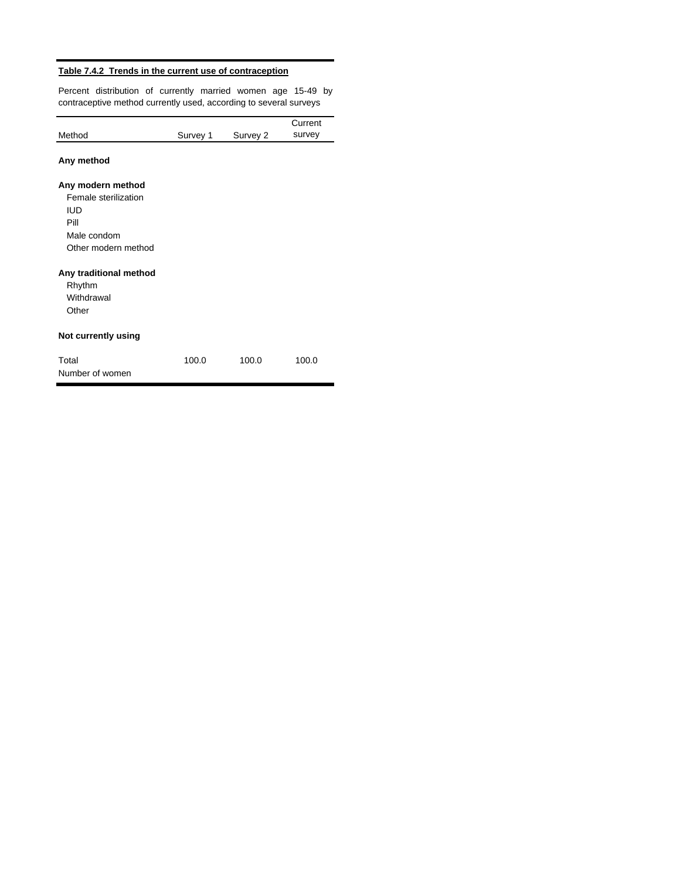**Table 7.4.2 Trends in the current use of contraception**

Percent distribution of currently married women age 15-49 by contraceptive method currently used, according to several surveys

| Method | Survey 1 | Survey 2 | Current survey |
|---|---|---|---|
| **Any method** | | | |
| | | | |
| **Any modern method** | | | |
| Female sterilization | | | |
| IUD | | | |
| Pill | | | |
| Male condom | | | |
| Other modern method | | | |
| | | | |
| **Any traditional method** | | | |
| Rhythm | | | |
| Withdrawal | | | |
| Other | | | |
| | | | |
| **Not currently using** | | | |
| | | | |
| Total | 100.0 | 100.0 | 100.0 |
| Number of women | | | |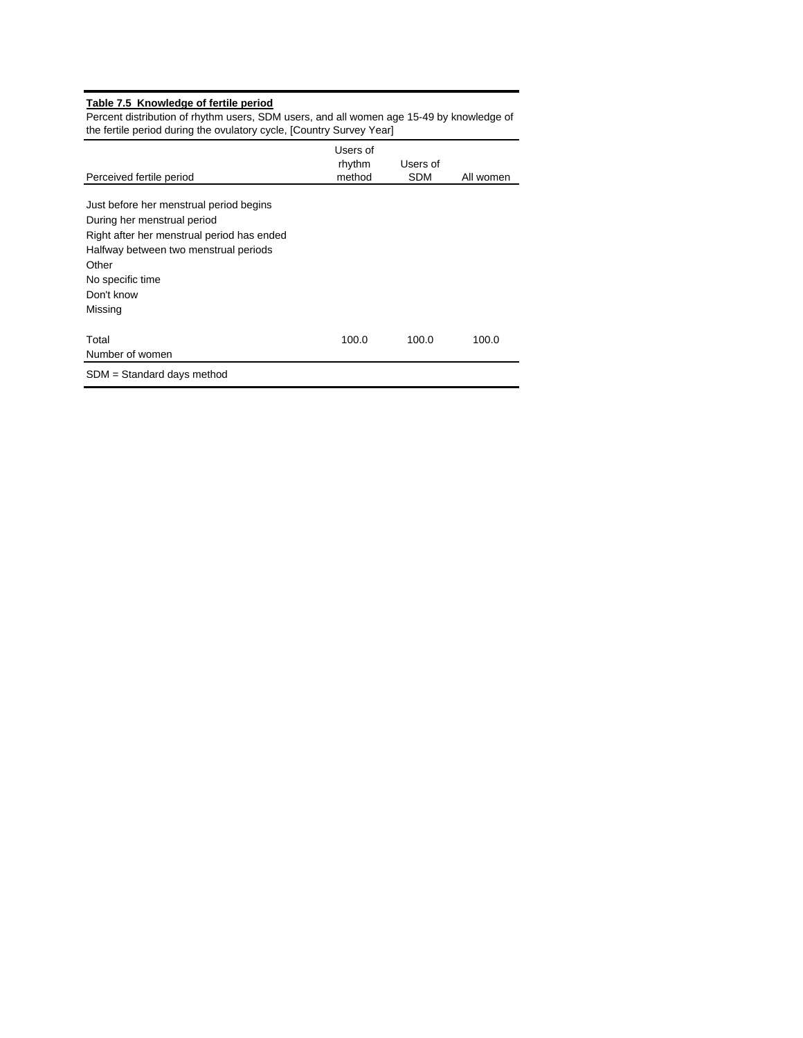**Table 7.5 Knowledge of fertile period**

Percent distribution of rhythm users, SDM users, and all women age 15-49 by knowledge of the fertile period during the ovulatory cycle, [Country Survey Year]

| Perceived fertile period | Users of rhythm method | Users of SDM | All women |
|---|---|---|---|
| Just before her menstrual period begins | | | |
| During her menstrual period | | | |
| Right after her menstrual period has ended | | | |
| Halfway between two menstrual periods | | | |
| Other | | | |
| No specific time | | | |
| Don't know | | | |
| Missing | | | |
| | | | |
| Total | 100.0 | 100.0 | 100.0 |
| Number of women | | | |

SDM = Standard days method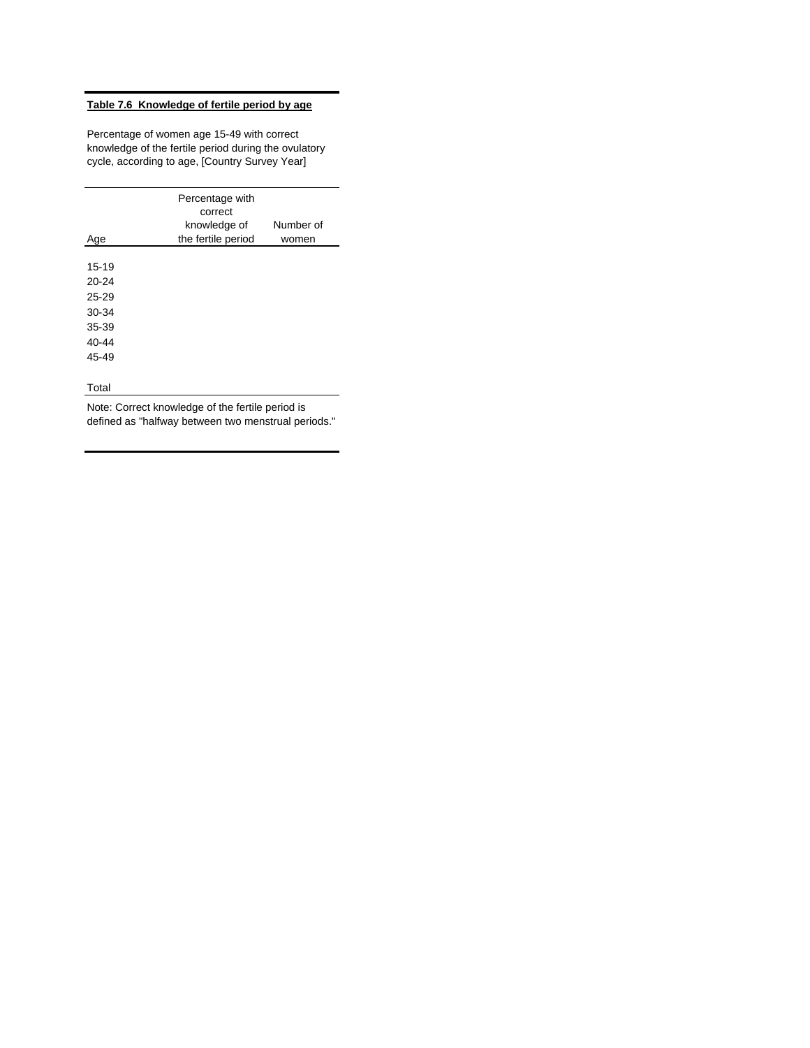**Table 7.6 Knowledge of fertile period by age**

Percentage of women age 15-49 with correct knowledge of the fertile period during the ovulatory cycle, according to age, [Country Survey Year]

| Age | Percentage with correct knowledge of the fertile period | Number of women |
|---|---|---|
| 15-19 | | |
| 20-24 | | |
| 25-29 | | |
| 30-34 | | |
| 35-39 | | |
| 40-44 | | |
| 45-49 | | |
| Total | | |

Note: Correct knowledge of the fertile period is defined as "halfway between two menstrual periods."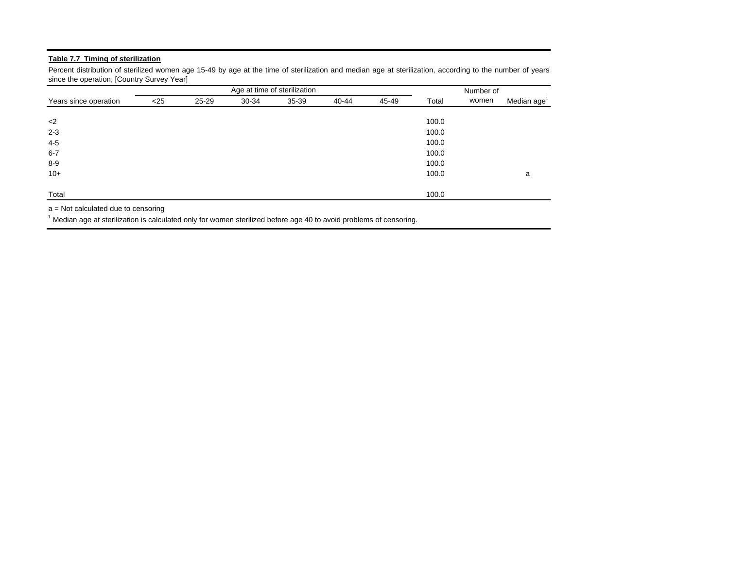**Table 7.7 Timing of sterilization**

Percent distribution of sterilized women age 15-49 by age at the time of sterilization and median age at sterilization, according to the number of years since the operation, [Country Survey Year]

| Years since operation | Age at time of sterilization | | | | | | Total | Number of women | Median age[1] |
|---|---|---|---|---|---|---|---|---|---|
| | <25 | 25-29 | 30-34 | 35-39 | 40-44 | 45-49 | | | |
| <2 | | | | | | | 100.0 | | |
| 2-3 | | | | | | | 100.0 | | |
| 4-5 | | | | | | | 100.0 | | |
| 6-7 | | | | | | | 100.0 | | |
| 8-9 | | | | | | | 100.0 | | |
| 10+ | | | | | | | 100.0 | | a |
| Total | | | | | | | 100.0 | | |

a = Not calculated due to censoring

[1] Median age at sterilization is calculated only for women sterilized before age 40 to avoid problems of censoring.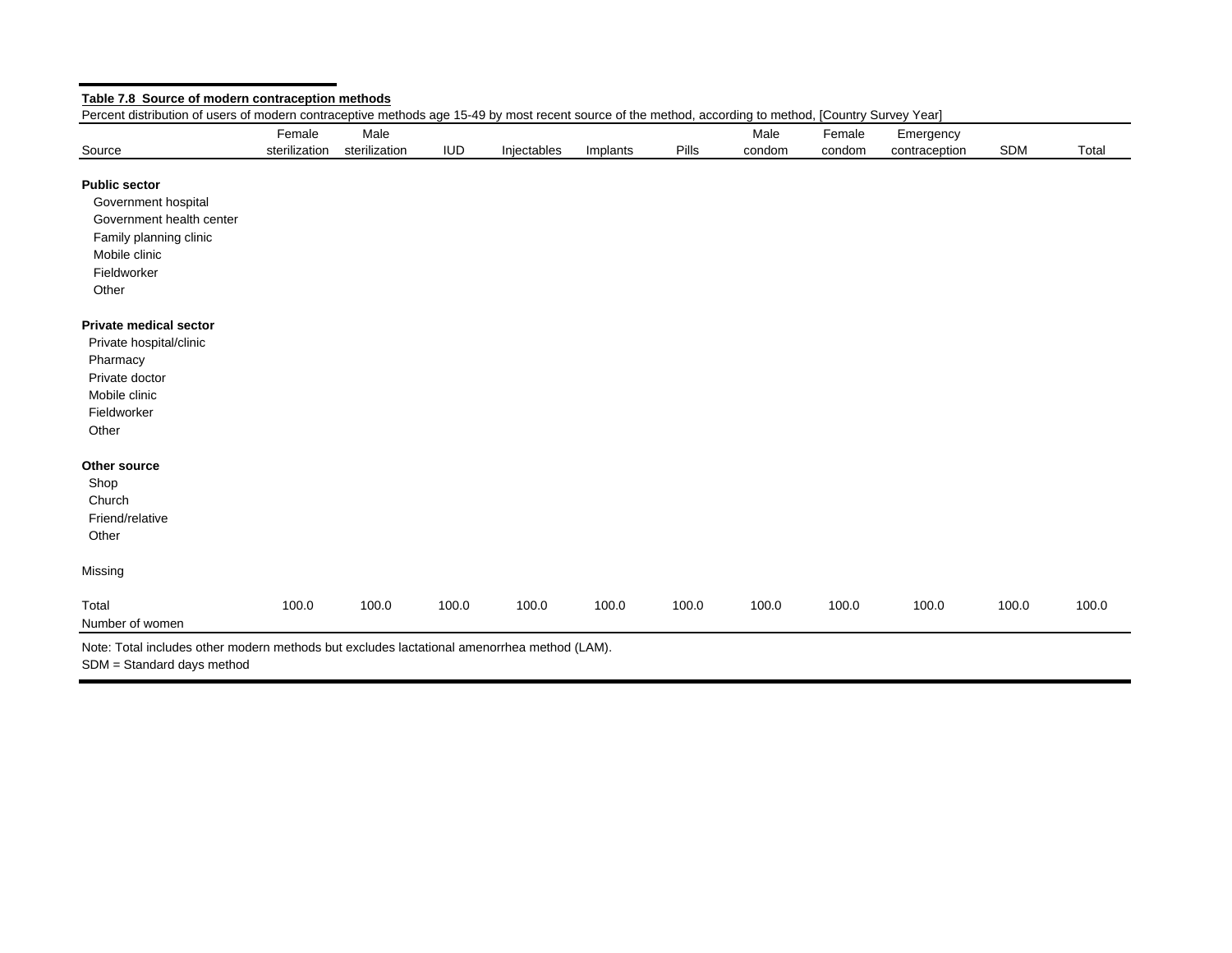**Table 7.8 Source of modern contraception methods**

Percent distribution of users of modern contraceptive methods age 15-49 by most recent source of the method, according to method, [Country Survey Year]

| Source | Female sterilization | Male sterilization | IUD | Injectables | Implants | Pills | Male condom | Female condom | Emergency contraception | SDM | Total |
|---|---|---|---|---|---|---|---|---|---|---|---|
| **Public sector** | | | | | | | | | | | |
| Government hospital | | | | | | | | | | | |
| Government health center | | | | | | | | | | | |
| Family planning clinic | | | | | | | | | | | |
| Mobile clinic | | | | | | | | | | | |
| Fieldworker | | | | | | | | | | | |
| Other | | | | | | | | | | | |
| **Private medical sector** | | | | | | | | | | | |
| Private hospital/clinic | | | | | | | | | | | |
| Pharmacy | | | | | | | | | | | |
| Private doctor | | | | | | | | | | | |
| Mobile clinic | | | | | | | | | | | |
| Fieldworker | | | | | | | | | | | |
| Other | | | | | | | | | | | |
| **Other source** | | | | | | | | | | | |
| Shop | | | | | | | | | | | |
| Church | | | | | | | | | | | |
| Friend/relative | | | | | | | | | | | |
| Other | | | | | | | | | | | |
| Missing | | | | | | | | | | | |
| Total | 100.0 | 100.0 | 100.0 | 100.0 | 100.0 | 100.0 | 100.0 | 100.0 | 100.0 | 100.0 | 100.0 |
| Number of women | | | | | | | | | | | |

Note: Total includes other modern methods but excludes lactational amenorrhea method (LAM).
SDM = Standard days method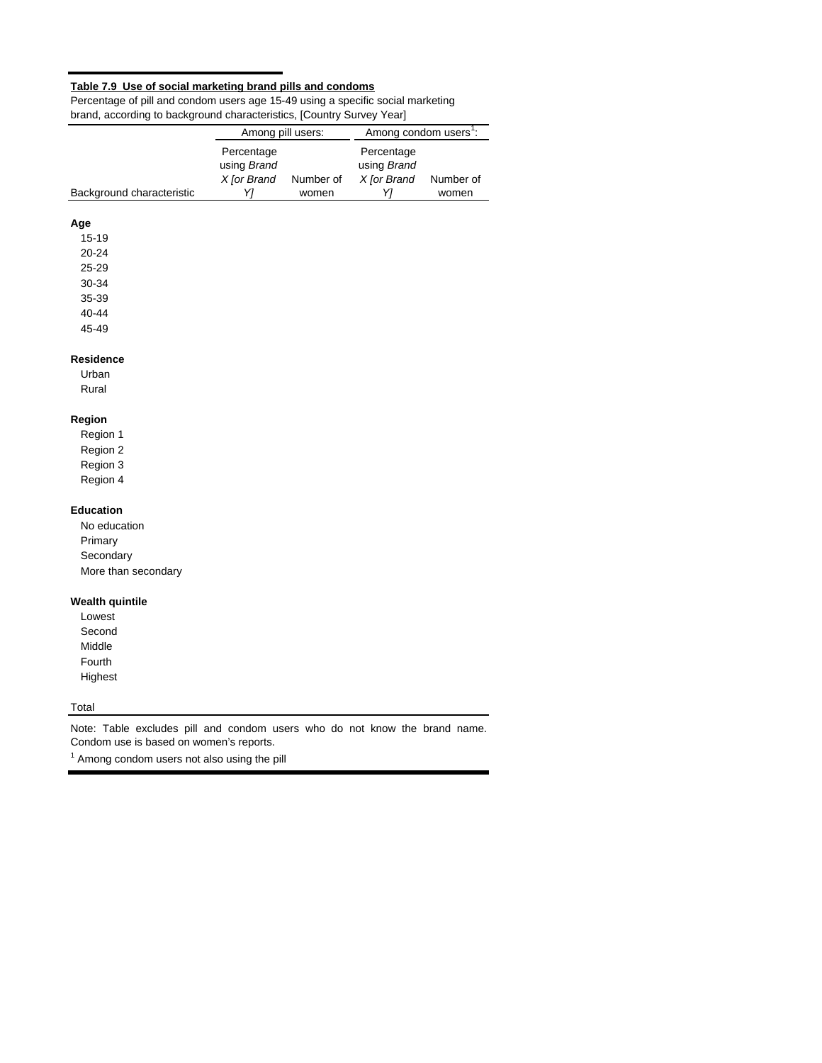**Table 7.9 Use of social marketing brand pills and condoms**

Percentage of pill and condom users age 15-49 using a specific social marketing brand, according to background characteristics, [Country Survey Year]

| Background characteristic | Among pill users: | | Among condom users[1]: | |
|---|---|---|---|---|
| | Percentage using *Brand X [or Brand Y]* | Number of women | Percentage using *Brand X [or Brand Y]* | Number of women |
| **Age** | | | | |
| 15-19 | | | | |
| 20-24 | | | | |
| 25-29 | | | | |
| 30-34 | | | | |
| 35-39 | | | | |
| 40-44 | | | | |
| 45-49 | | | | |
| **Residence** | | | | |
| Urban | | | | |
| Rural | | | | |
| **Region** | | | | |
| Region 1 | | | | |
| Region 2 | | | | |
| Region 3 | | | | |
| Region 4 | | | | |
| **Education** | | | | |
| No education | | | | |
| Primary | | | | |
| Secondary | | | | |
| More than secondary | | | | |
| **Wealth quintile** | | | | |
| Lowest | | | | |
| Second | | | | |
| Middle | | | | |
| Fourth | | | | |
| Highest | | | | |
| Total | | | | |

Note: Table excludes pill and condom users who do not know the brand name. Condom use is based on women's reports.

[1] Among condom users not also using the pill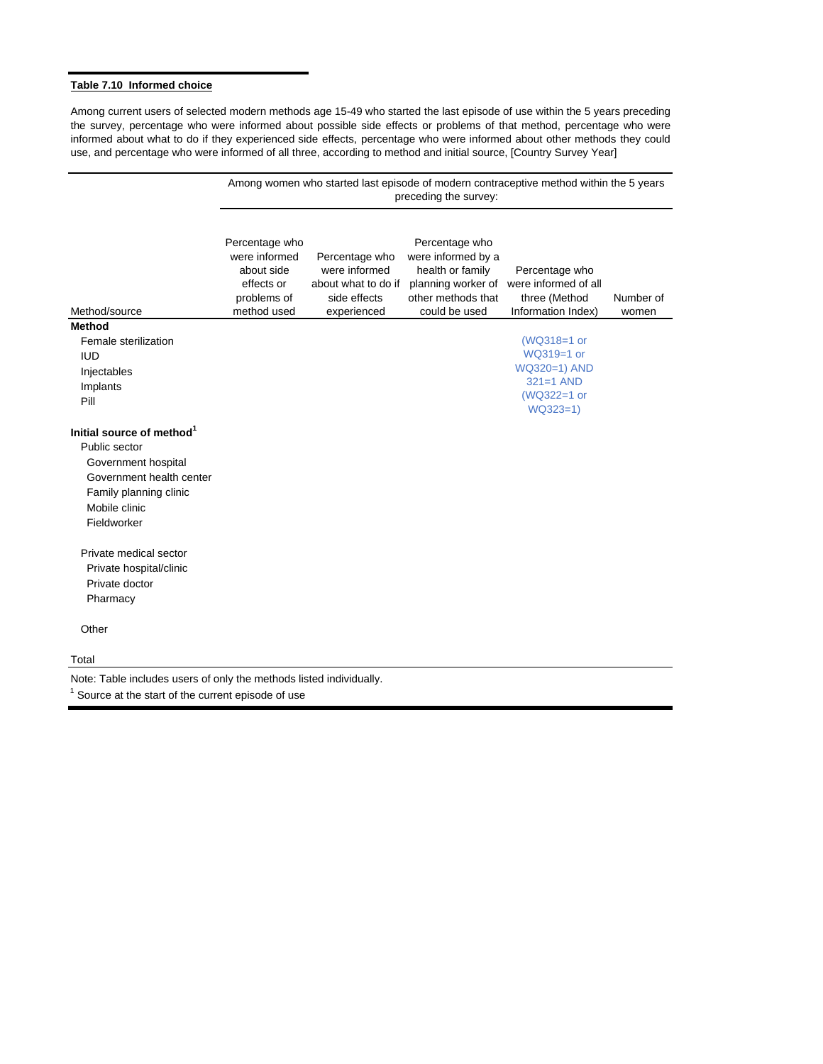**Table 7.10 Informed choice**

Among current users of selected modern methods age 15-49 who started the last episode of use within the 5 years preceding the survey, percentage who were informed about possible side effects or problems of that method, percentage who were informed about what to do if they experienced side effects, percentage who were informed about other methods they could use, and percentage who were informed of all three, according to method and initial source, [Country Survey Year]

| Method/source | Among women who started last episode of modern contraceptive method within the 5 years preceding the survey: | | | | |
|---|---|---|---|---|---|
| | Percentage who were informed about side effects or problems of method used | Percentage who were informed about what to do if side effects experienced | Percentage who were informed by a health or family planning worker of other methods that could be used | Percentage who were informed of all three (Method Information Index) | Number of women |
| **Method** | | | | | |
| Female sterilization | | | | (WQ318=1 or WQ319=1 or WQ320=1) AND 321=1 AND (WQ322=1 or WQ323=1) | |
| IUD | | | | | |
| Injectables | | | | | |
| Implants | | | | | |
| Pill | | | | | |
| **Initial source of method[1]** | | | | | |
| Public sector | | | | | |
| Government hospital | | | | | |
| Government health center | | | | | |
| Family planning clinic | | | | | |
| Mobile clinic | | | | | |
| Fieldworker | | | | | |
| Private medical sector | | | | | |
| Private hospital/clinic | | | | | |
| Private doctor | | | | | |
| Pharmacy | | | | | |
| Other | | | | | |
| Total | | | | | |

Note: Table includes users of only the methods listed individually.

[1] Source at the start of the current episode of use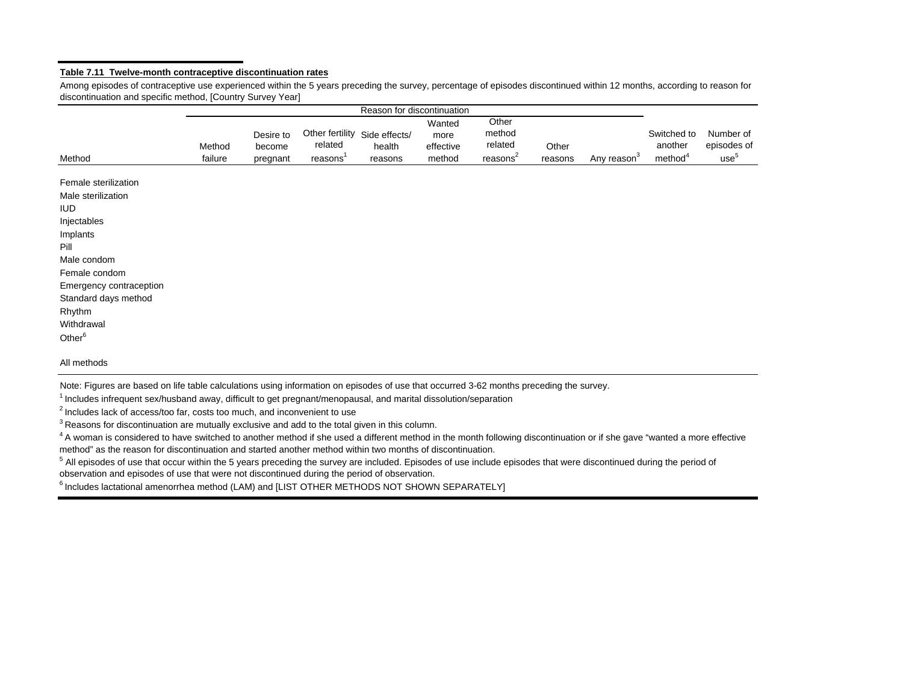**Table 7.11 Twelve-month contraceptive discontinuation rates**

Among episodes of contraceptive use experienced within the 5 years preceding the survey, percentage of episodes discontinued within 12 months, according to reason for discontinuation and specific method, [Country Survey Year]

| Method | Reason for discontinuation | | | | | | | | Switched to another method[4] | Number of episodes of use[5] |
|---|---|---|---|---|---|---|---|---|---|---|
| | Method failure | Desire to become pregnant | Other fertility related reasons[1] | Side effects/ health reasons | Wanted more effective method | Other method related reasons[2] | Other reasons | Any reason[3] | | |
| Female sterilization | | | | | | | | | | |
| Male sterilization | | | | | | | | | | |
| IUD | | | | | | | | | | |
| Injectables | | | | | | | | | | |
| Implants | | | | | | | | | | |
| Pill | | | | | | | | | | |
| Male condom | | | | | | | | | | |
| Female condom | | | | | | | | | | |
| Emergency contraception | | | | | | | | | | |
| Standard days method | | | | | | | | | | |
| Rhythm | | | | | | | | | | |
| Withdrawal | | | | | | | | | | |
| Other[6] | | | | | | | | | | |
| All methods | | | | | | | | | | |

Note: Figures are based on life table calculations using information on episodes of use that occurred 3-62 months preceding the survey.

[1] Includes infrequent sex/husband away, difficult to get pregnant/menopausal, and marital dissolution/separation

[2] Includes lack of access/too far, costs too much, and inconvenient to use

[3] Reasons for discontinuation are mutually exclusive and add to the total given in this column.

[4] A woman is considered to have switched to another method if she used a different method in the month following discontinuation or if she gave "wanted a more effective method" as the reason for discontinuation and started another method within two months of discontinuation.

[5] All episodes of use that occur within the 5 years preceding the survey are included. Episodes of use include episodes that were discontinued during the period of observation and episodes of use that were not discontinued during the period of observation.

[6] Includes lactational amenorrhea method (LAM) and [LIST OTHER METHODS NOT SHOWN SEPARATELY]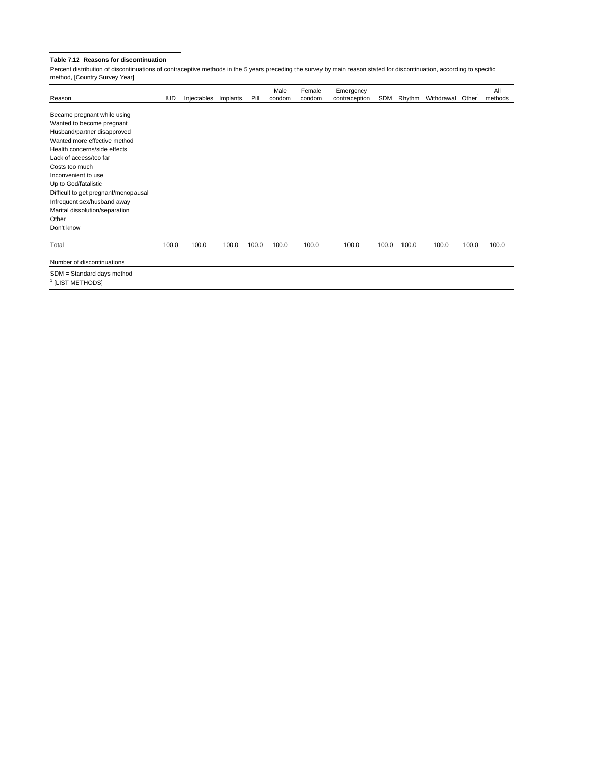**Table 7.12 Reasons for discontinuation**

Percent distribution of discontinuations of contraceptive methods in the 5 years preceding the survey by main reason stated for discontinuation, according to specific method, [Country Survey Year]

| Reason | IUD | Injectables | Implants | Pill | Male condom | Female condom | Emergency contraception | SDM | Rhythm | Withdrawal | Other[1] | All methods |
|---|---|---|---|---|---|---|---|---|---|---|---|---|
| Became pregnant while using | | | | | | | | | | | | |
| Wanted to become pregnant | | | | | | | | | | | | |
| Husband/partner disapproved | | | | | | | | | | | | |
| Wanted more effective method | | | | | | | | | | | | |
| Health concerns/side effects | | | | | | | | | | | | |
| Lack of access/too far | | | | | | | | | | | | |
| Costs too much | | | | | | | | | | | | |
| Inconvenient to use | | | | | | | | | | | | |
| Up to God/fatalistic | | | | | | | | | | | | |
| Difficult to get pregnant/menopausal | | | | | | | | | | | | |
| Infrequent sex/husband away | | | | | | | | | | | | |
| Marital dissolution/separation | | | | | | | | | | | | |
| Other | | | | | | | | | | | | |
| Don't know | | | | | | | | | | | | |
| Total | 100.0 | 100.0 | 100.0 | 100.0 | 100.0 | 100.0 | 100.0 | 100.0 | 100.0 | 100.0 | 100.0 | 100.0 |
| Number of discontinuations | | | | | | | | | | | | |

SDM = Standard days method
[1] [LIST METHODS]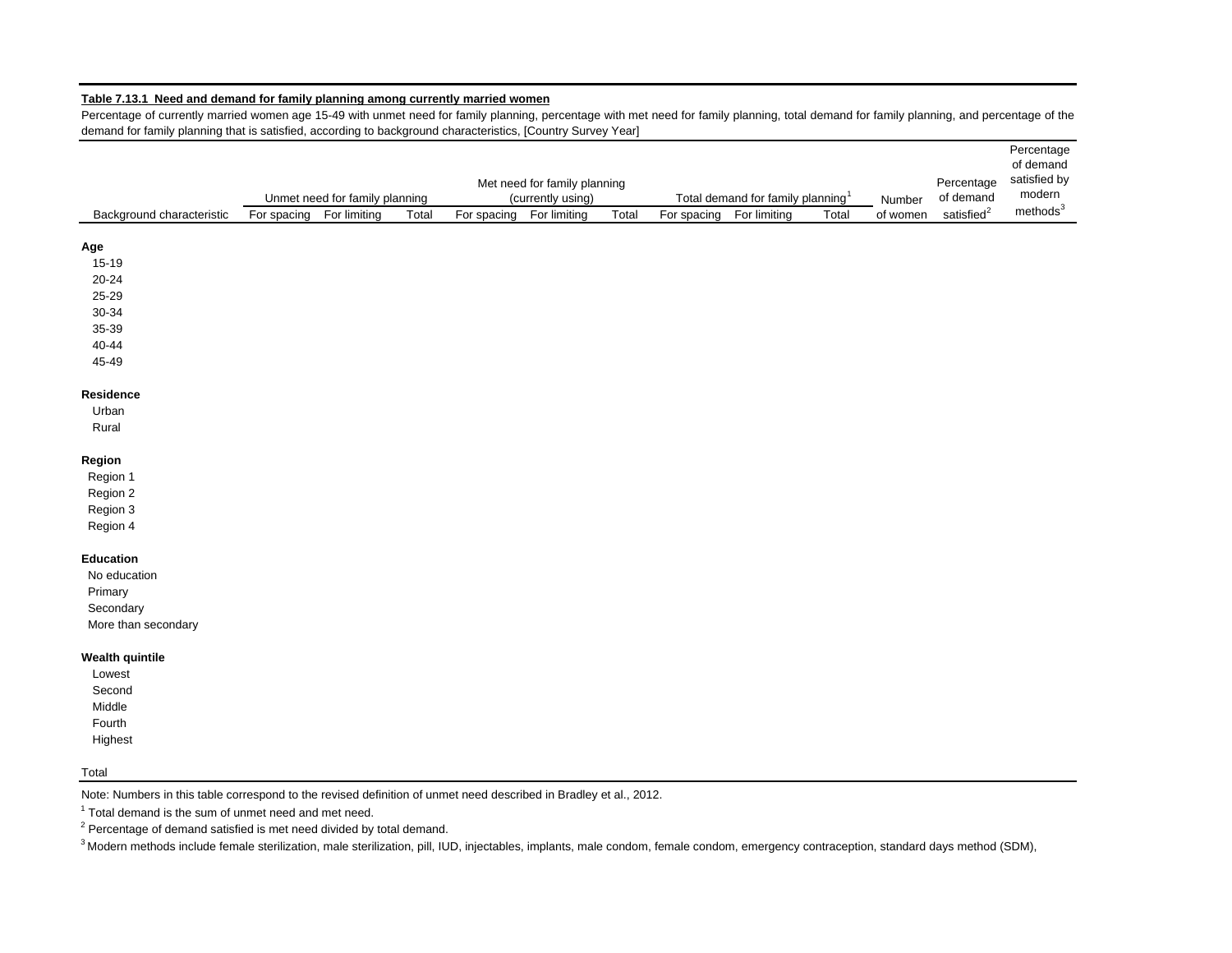**Table 7.13.1 Need and demand for family planning among currently married women**

Percentage of currently married women age 15-49 with unmet need for family planning, percentage with met need for family planning, total demand for family planning, and percentage of the demand for family planning that is satisfied, according to background characteristics, [Country Survey Year]

| Background characteristic | Unmet need for family planning | | | Met need for family planning (currently using) | | | Total demand for family planning[1] | | | Number of women | Percentage of demand satisfied[2] | Percentage of demand satisfied by modern methods[3] |
|---|---|---|---|---|---|---|---|---|---|---|---|---|
| | For spacing | For limiting | Total | For spacing | For limiting | Total | For spacing | For limiting | Total | | | |
| **Age** | | | | | | | | | | | | |
| 15-19 | | | | | | | | | | | | |
| 20-24 | | | | | | | | | | | | |
| 25-29 | | | | | | | | | | | | |
| 30-34 | | | | | | | | | | | | |
| 35-39 | | | | | | | | | | | | |
| 40-44 | | | | | | | | | | | | |
| 45-49 | | | | | | | | | | | | |
| **Residence** | | | | | | | | | | | | |
| Urban | | | | | | | | | | | | |
| Rural | | | | | | | | | | | | |
| **Region** | | | | | | | | | | | | |
| Region 1 | | | | | | | | | | | | |
| Region 2 | | | | | | | | | | | | |
| Region 3 | | | | | | | | | | | | |
| Region 4 | | | | | | | | | | | | |
| **Education** | | | | | | | | | | | | |
| No education | | | | | | | | | | | | |
| Primary | | | | | | | | | | | | |
| Secondary | | | | | | | | | | | | |
| More than secondary | | | | | | | | | | | | |
| **Wealth quintile** | | | | | | | | | | | | |
| Lowest | | | | | | | | | | | | |
| Second | | | | | | | | | | | | |
| Middle | | | | | | | | | | | | |
| Fourth | | | | | | | | | | | | |
| Highest | | | | | | | | | | | | |
| Total | | | | | | | | | | | | |

Note: Numbers in this table correspond to the revised definition of unmet need described in Bradley et al., 2012.

[1] Total demand is the sum of unmet need and met need.

[2] Percentage of demand satisfied is met need divided by total demand.

[3] Modern methods include female sterilization, male sterilization, pill, IUD, injectables, implants, male condom, female condom, emergency contraception, standard days method (SDM),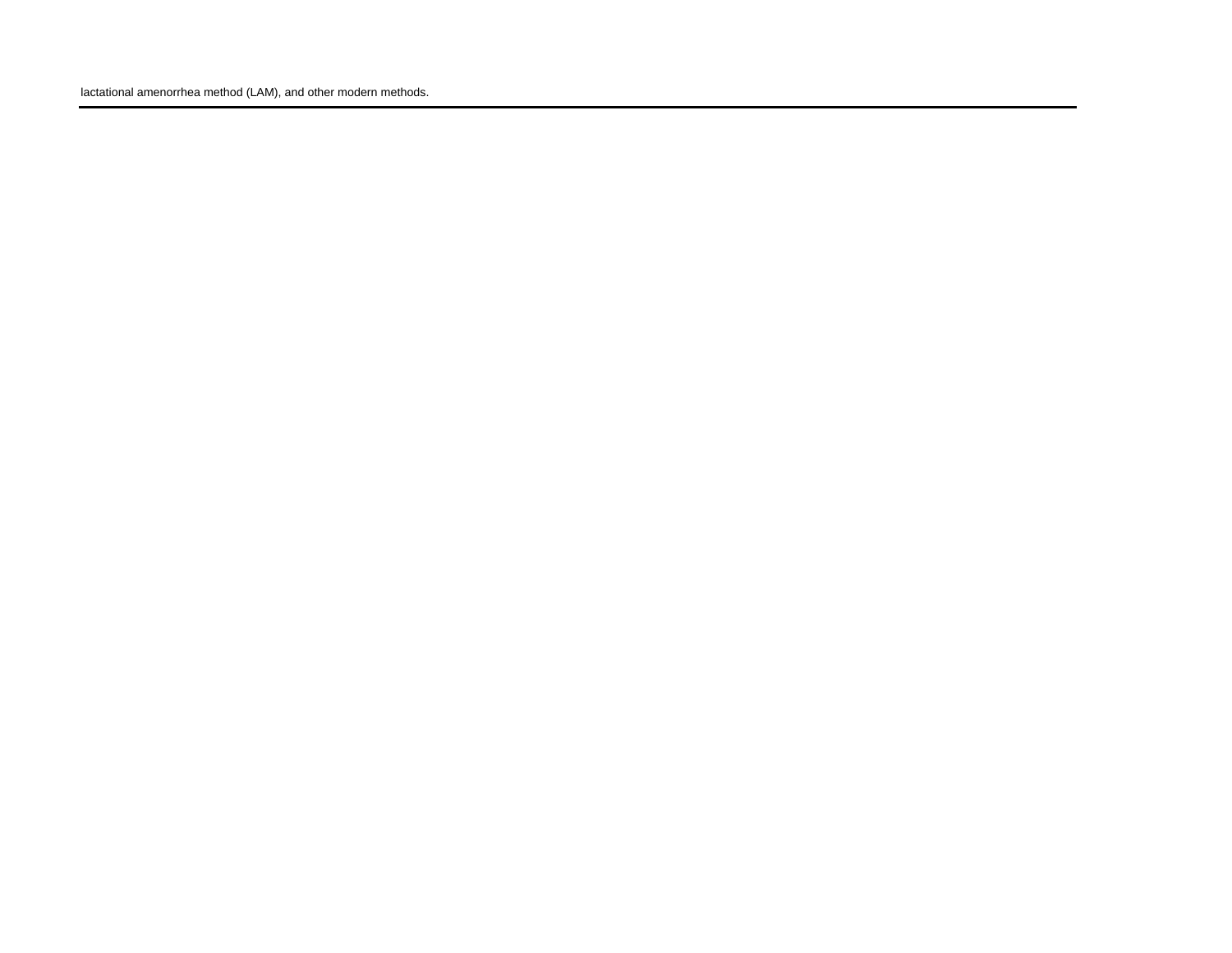lactational amenorrhea method (LAM), and other modern methods.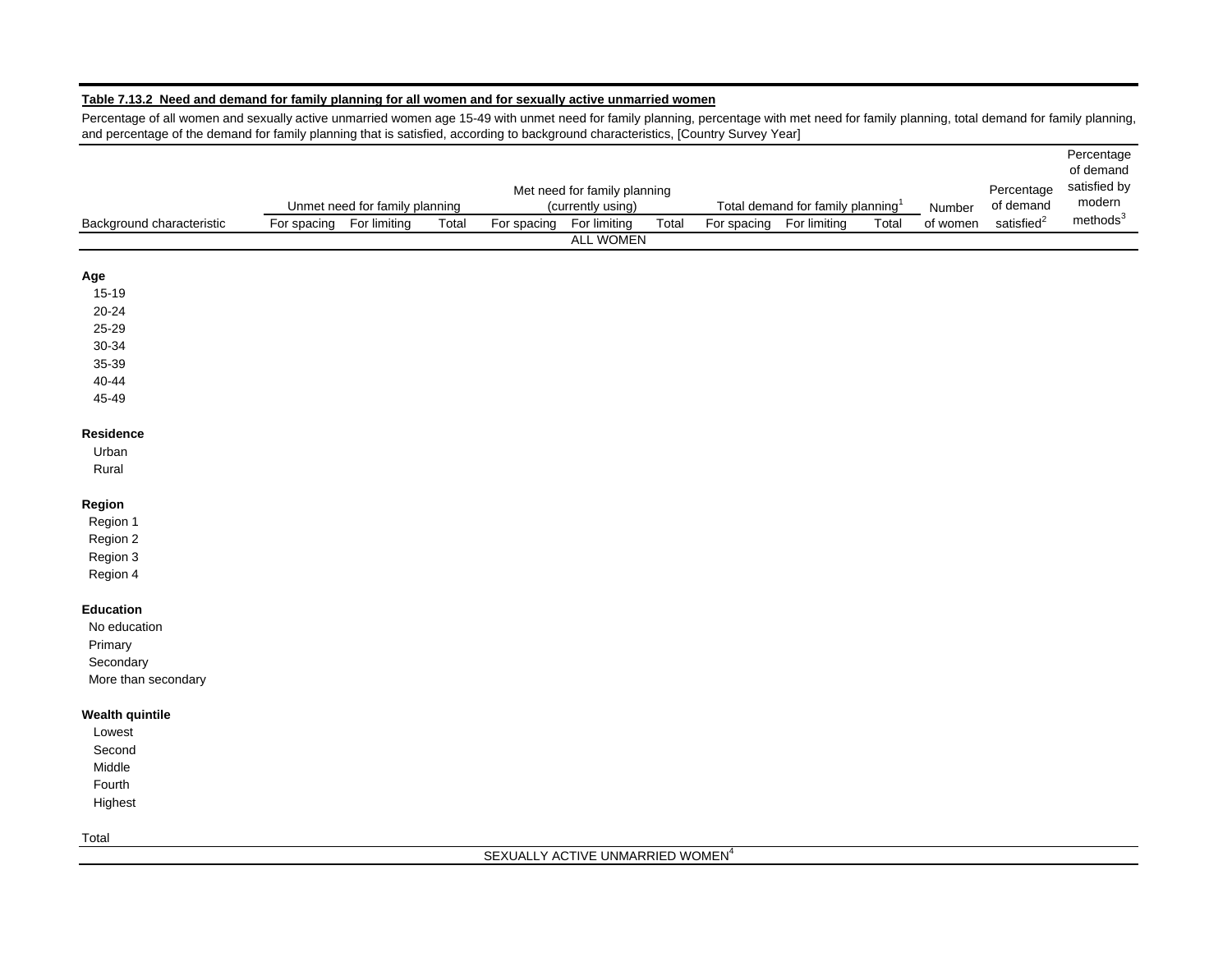**Table 7.13.2 Need and demand for family planning for all women and for sexually active unmarried women**

Percentage of all women and sexually active unmarried women age 15-49 with unmet need for family planning, percentage with met need for family planning, total demand for family planning, and percentage of the demand for family planning that is satisfied, according to background characteristics, [Country Survey Year]

| Background characteristic | Unmet need for family planning | | | Met need for family planning (currently using) | | | Total demand for family planning[1] | | | Number of women | Percentage of demand satisfied[2] | Percentage of demand satisfied by modern methods[3] |
|---|---|---|---|---|---|---|---|---|---|---|---|---|
| | For spacing | For limiting | Total | For spacing | For limiting | Total | For spacing | For limiting | Total | | | |
| ALL WOMEN | | | | | | | | | | | | |
| **Age** | | | | | | | | | | | | |
| 15-19 | | | | | | | | | | | | |
| 20-24 | | | | | | | | | | | | |
| 25-29 | | | | | | | | | | | | |
| 30-34 | | | | | | | | | | | | |
| 35-39 | | | | | | | | | | | | |
| 40-44 | | | | | | | | | | | | |
| 45-49 | | | | | | | | | | | | |
| **Residence** | | | | | | | | | | | | |
| Urban | | | | | | | | | | | | |
| Rural | | | | | | | | | | | | |
| **Region** | | | | | | | | | | | | |
| Region 1 | | | | | | | | | | | | |
| Region 2 | | | | | | | | | | | | |
| Region 3 | | | | | | | | | | | | |
| Region 4 | | | | | | | | | | | | |
| **Education** | | | | | | | | | | | | |
| No education | | | | | | | | | | | | |
| Primary | | | | | | | | | | | | |
| Secondary | | | | | | | | | | | | |
| More than secondary | | | | | | | | | | | | |
| **Wealth quintile** | | | | | | | | | | | | |
| Lowest | | | | | | | | | | | | |
| Second | | | | | | | | | | | | |
| Middle | | | | | | | | | | | | |
| Fourth | | | | | | | | | | | | |
| Highest | | | | | | | | | | | | |
| Total | | | | | | | | | | | | |
| SEXUALLY ACTIVE UNMARRIED WOMEN[4] | | | | | | | | | | | | |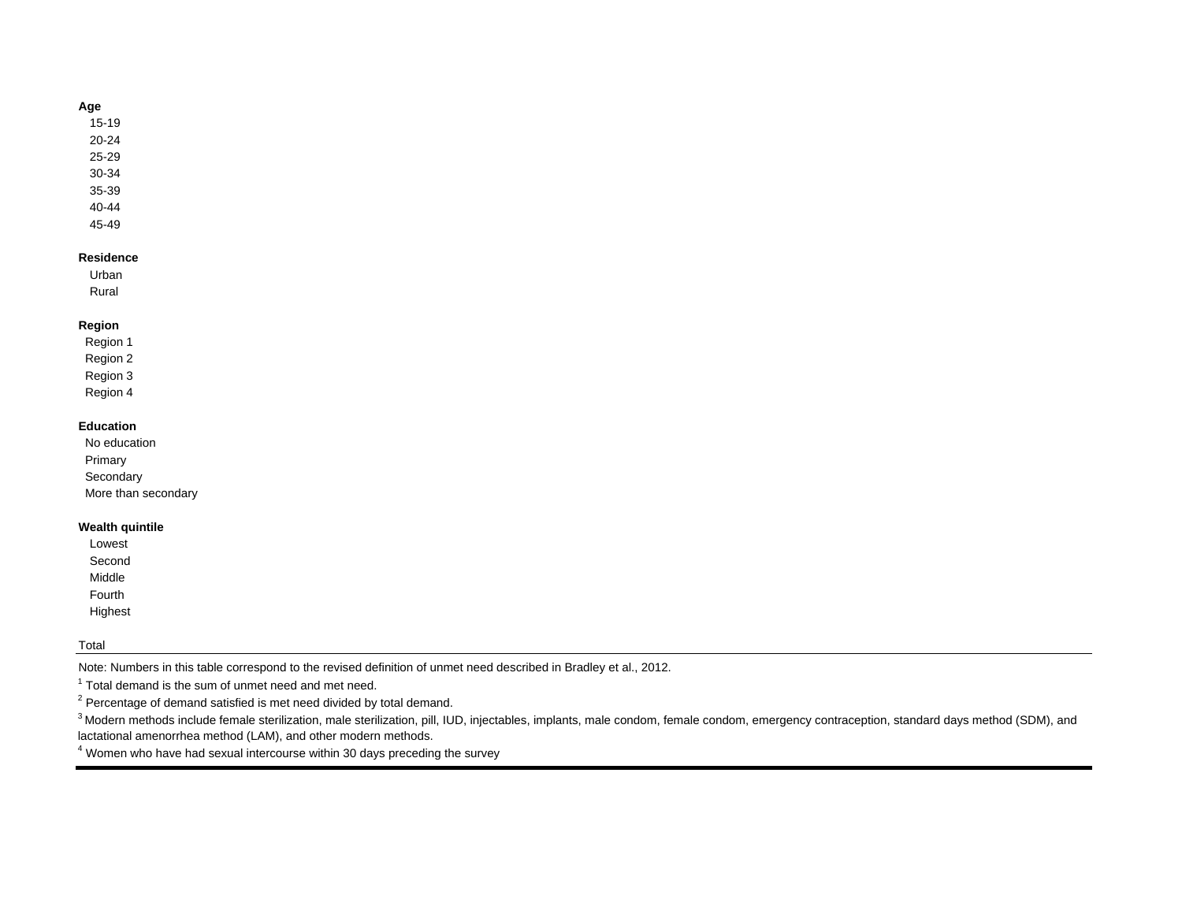| | |
|---|---|
| **Age** | |
| 15-19 | |
| 20-24 | |
| 25-29 | |
| 30-34 | |
| 35-39 | |
| 40-44 | |
| 45-49 | |
| | |
| **Residence** | |
| Urban | |
| Rural | |
| | |
| **Region** | |
| Region 1 | |
| Region 2 | |
| Region 3 | |
| Region 4 | |
| | |
| **Education** | |
| No education | |
| Primary | |
| Secondary | |
| More than secondary | |
| | |
| **Wealth quintile** | |
| Lowest | |
| Second | |
| Middle | |
| Fourth | |
| Highest | |
| | |
| Total | |

Note: Numbers in this table correspond to the revised definition of unmet need described in Bradley et al., 2012.

[1] Total demand is the sum of unmet need and met need.

[2] Percentage of demand satisfied is met need divided by total demand.

[3] Modern methods include female sterilization, male sterilization, pill, IUD, injectables, implants, male condom, female condom, emergency contraception, standard days method (SDM), and lactational amenorrhea method (LAM), and other modern methods.

[4] Women who have had sexual intercourse within 30 days preceding the survey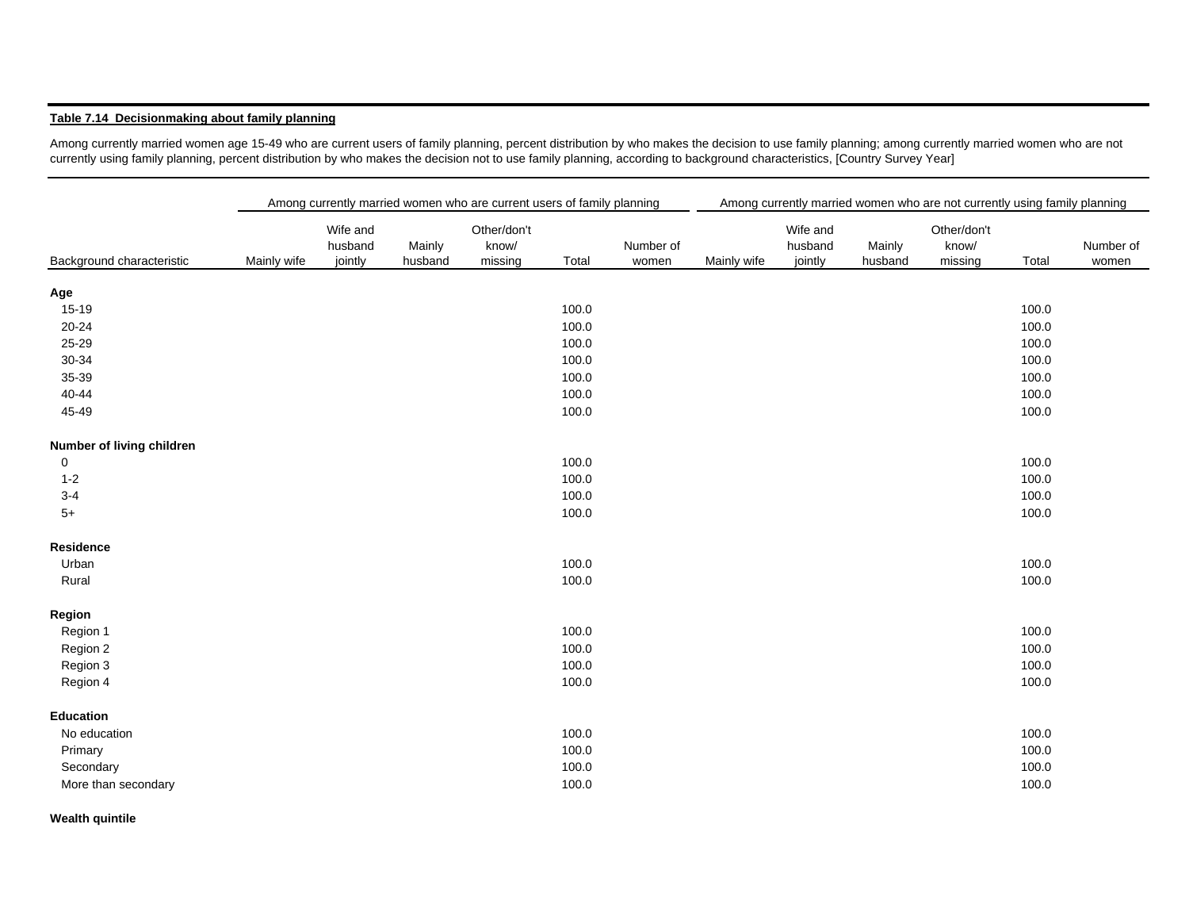**Table 7.14 Decisionmaking about family planning**

Among currently married women age 15-49 who are current users of family planning, percent distribution by who makes the decision to use family planning; among currently married women who are not currently using family planning, percent distribution by who makes the decision not to use family planning, according to background characteristics, [Country Survey Year]

| | Among currently married women who are current users of family planning | | | | | | Among currently married women who are not currently using family planning | | | | | |
|---|---|---|---|---|---|---|---|---|---|---|---|---|
| Background characteristic | Mainly wife | Wife and husband jointly | Mainly husband | Other/don't know/ missing | Total | Number of women | Mainly wife | Wife and husband jointly | Mainly husband | Other/don't know/ missing | Total | Number of women |
| **Age** | | | | | | | | | | | | |
| 15-19 | | | | | 100.0 | | | | | | 100.0 | |
| 20-24 | | | | | 100.0 | | | | | | 100.0 | |
| 25-29 | | | | | 100.0 | | | | | | 100.0 | |
| 30-34 | | | | | 100.0 | | | | | | 100.0 | |
| 35-39 | | | | | 100.0 | | | | | | 100.0 | |
| 40-44 | | | | | 100.0 | | | | | | 100.0 | |
| 45-49 | | | | | 100.0 | | | | | | 100.0 | |
| **Number of living children** | | | | | | | | | | | | |
| 0 | | | | | 100.0 | | | | | | 100.0 | |
| 1-2 | | | | | 100.0 | | | | | | 100.0 | |
| 3-4 | | | | | 100.0 | | | | | | 100.0 | |
| 5+ | | | | | 100.0 | | | | | | 100.0 | |
| **Residence** | | | | | | | | | | | | |
| Urban | | | | | 100.0 | | | | | | 100.0 | |
| Rural | | | | | 100.0 | | | | | | 100.0 | |
| **Region** | | | | | | | | | | | | |
| Region 1 | | | | | 100.0 | | | | | | 100.0 | |
| Region 2 | | | | | 100.0 | | | | | | 100.0 | |
| Region 3 | | | | | 100.0 | | | | | | 100.0 | |
| Region 4 | | | | | 100.0 | | | | | | 100.0 | |
| **Education** | | | | | | | | | | | | |
| No education | | | | | 100.0 | | | | | | 100.0 | |
| Primary | | | | | 100.0 | | | | | | 100.0 | |
| Secondary | | | | | 100.0 | | | | | | 100.0 | |
| More than secondary | | | | | 100.0 | | | | | | 100.0 | |
| **Wealth quintile** | | | | | | | | | | | | |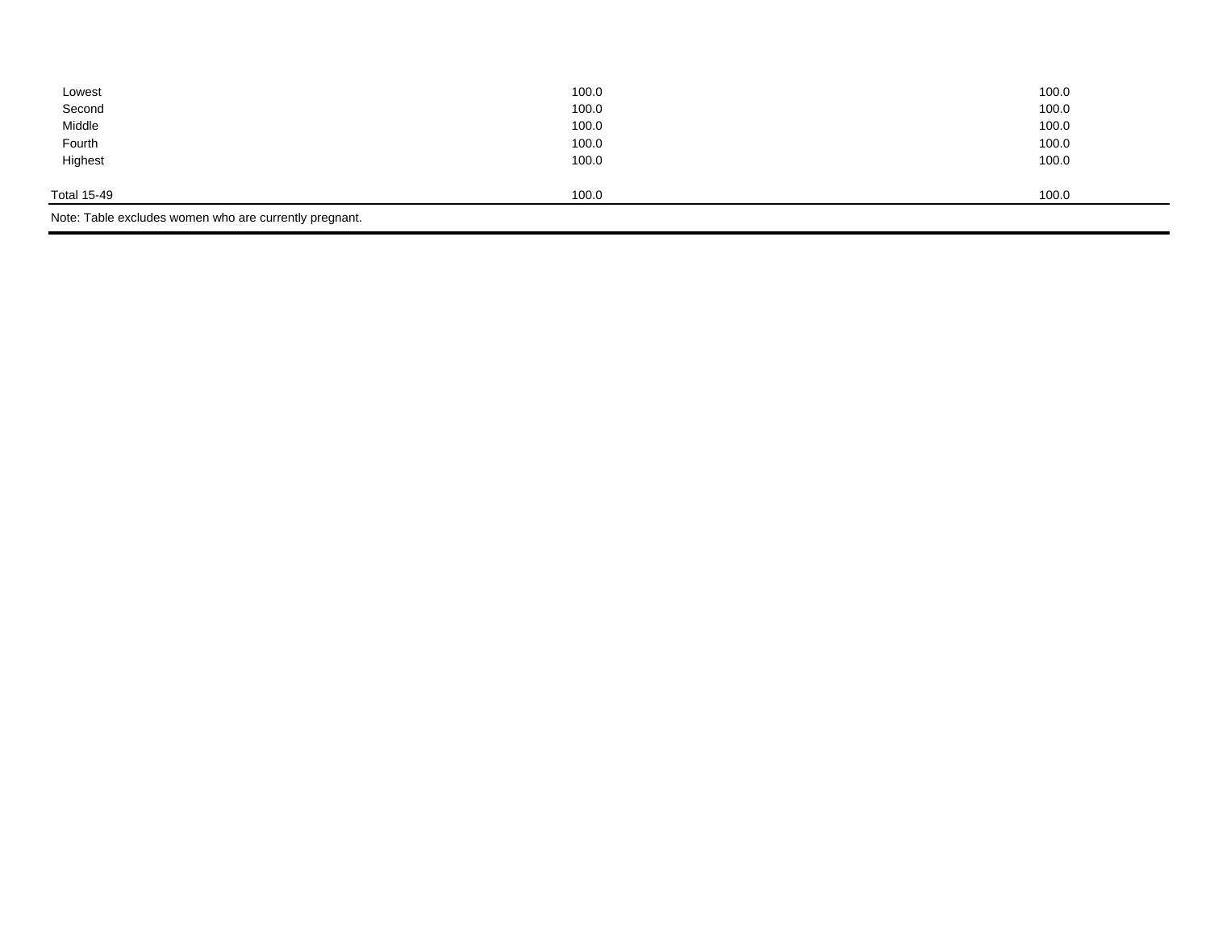|  |  |  |
|---|---|---|
| Lowest | 100.0 | 100.0 |
| Second | 100.0 | 100.0 |
| Middle | 100.0 | 100.0 |
| Fourth | 100.0 | 100.0 |
| Highest | 100.0 | 100.0 |
| Total 15-49 | 100.0 | 100.0 |

Note: Table excludes women who are currently pregnant.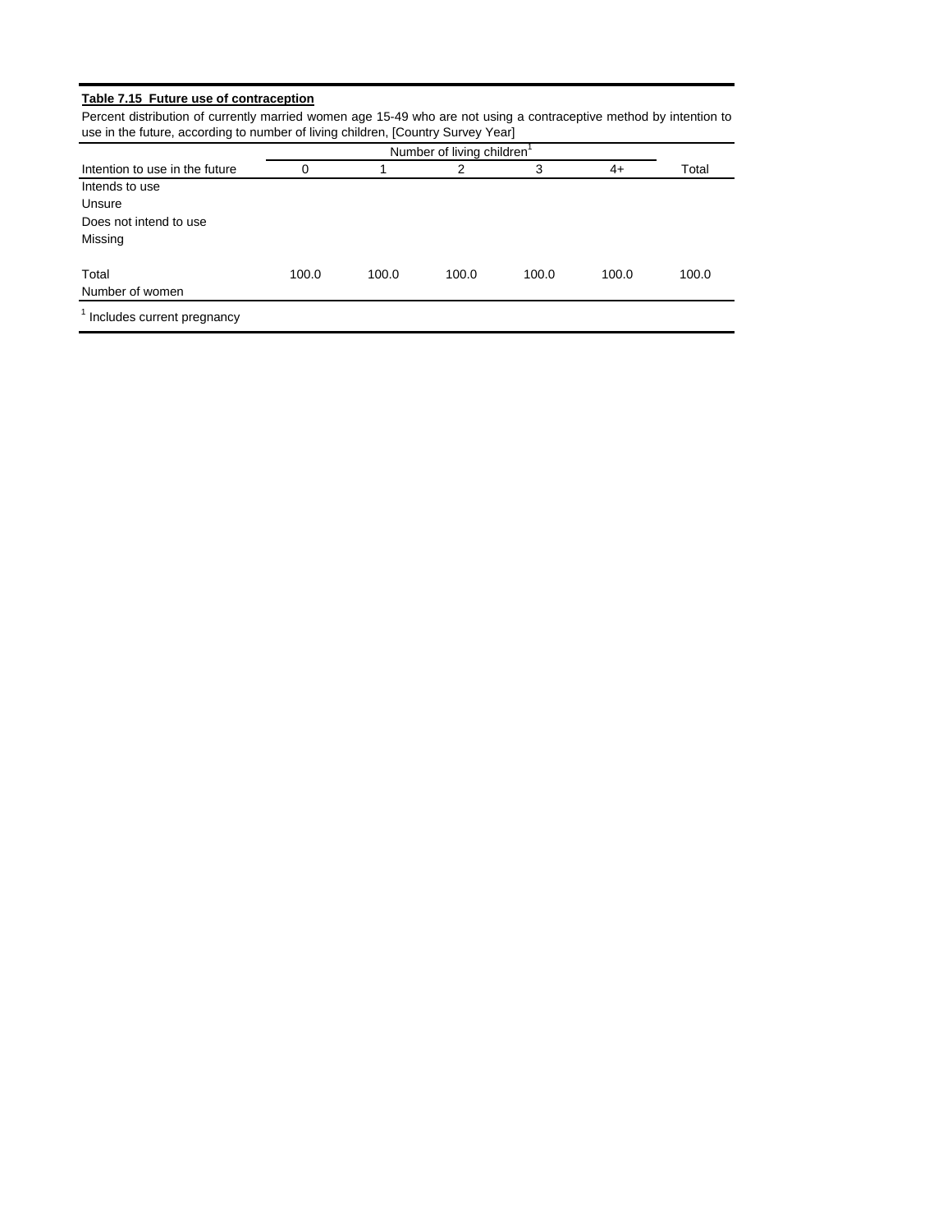**Table 7.15 Future use of contraception**

Percent distribution of currently married women age 15-49 who are not using a contraceptive method by intention to use in the future, according to number of living children, [Country Survey Year]

| | Number of living children[1] | | | | | |
|---|---|---|---|---|---|---|
| Intention to use in the future | 0 | 1 | 2 | 3 | 4+ | Total |
| Intends to use | | | | | | |
| Unsure | | | | | | |
| Does not intend to use | | | | | | |
| Missing | | | | | | |
| | | | | | | |
| Total | 100.0 | 100.0 | 100.0 | 100.0 | 100.0 | 100.0 |
| Number of women | | | | | | |

[1] Includes current pregnancy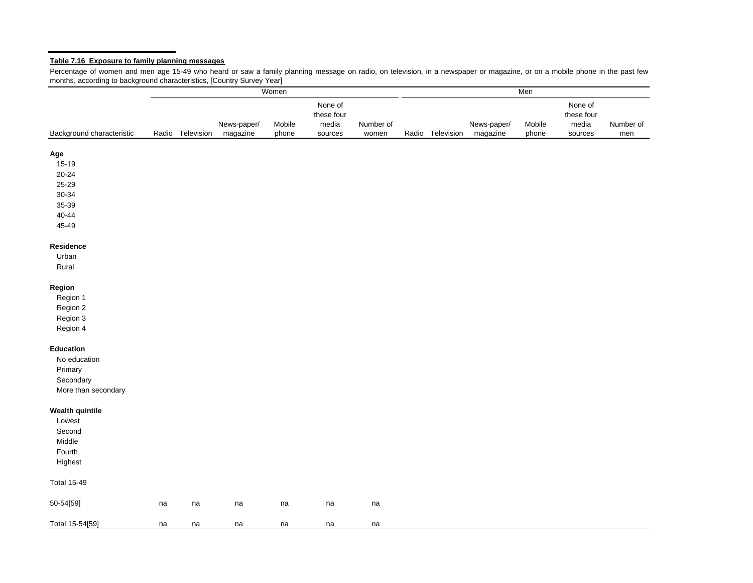**Table 7.16 Exposure to family planning messages**

Percentage of women and men age 15-49 who heard or saw a family planning message on radio, on television, in a newspaper or magazine, or on a mobile phone in the past few months, according to background characteristics, [Country Survey Year]

| | Women | | | | | | Men | | | | | |
|---|---|---|---|---|---|---|---|---|---|---|---|---|
| Background characteristic | Radio | Television | News-paper/ magazine | Mobile phone | None of these four media sources | Number of women | Radio | Television | News-paper/ magazine | Mobile phone | None of these four media sources | Number of men |
| **Age** | | | | | | | | | | | | |
| 15-19 | | | | | | | | | | | | |
| 20-24 | | | | | | | | | | | | |
| 25-29 | | | | | | | | | | | | |
| 30-34 | | | | | | | | | | | | |
| 35-39 | | | | | | | | | | | | |
| 40-44 | | | | | | | | | | | | |
| 45-49 | | | | | | | | | | | | |
| **Residence** | | | | | | | | | | | | |
| Urban | | | | | | | | | | | | |
| Rural | | | | | | | | | | | | |
| **Region** | | | | | | | | | | | | |
| Region 1 | | | | | | | | | | | | |
| Region 2 | | | | | | | | | | | | |
| Region 3 | | | | | | | | | | | | |
| Region 4 | | | | | | | | | | | | |
| **Education** | | | | | | | | | | | | |
| No education | | | | | | | | | | | | |
| Primary | | | | | | | | | | | | |
| Secondary | | | | | | | | | | | | |
| More than secondary | | | | | | | | | | | | |
| **Wealth quintile** | | | | | | | | | | | | |
| Lowest | | | | | | | | | | | | |
| Second | | | | | | | | | | | | |
| Middle | | | | | | | | | | | | |
| Fourth | | | | | | | | | | | | |
| Highest | | | | | | | | | | | | |
| Total 15-49 | | | | | | | | | | | | |
| 50-54[59] | na | na | na | na | na | na | | | | | | |
| Total 15-54[59] | na | na | na | na | na | na | | | | | | |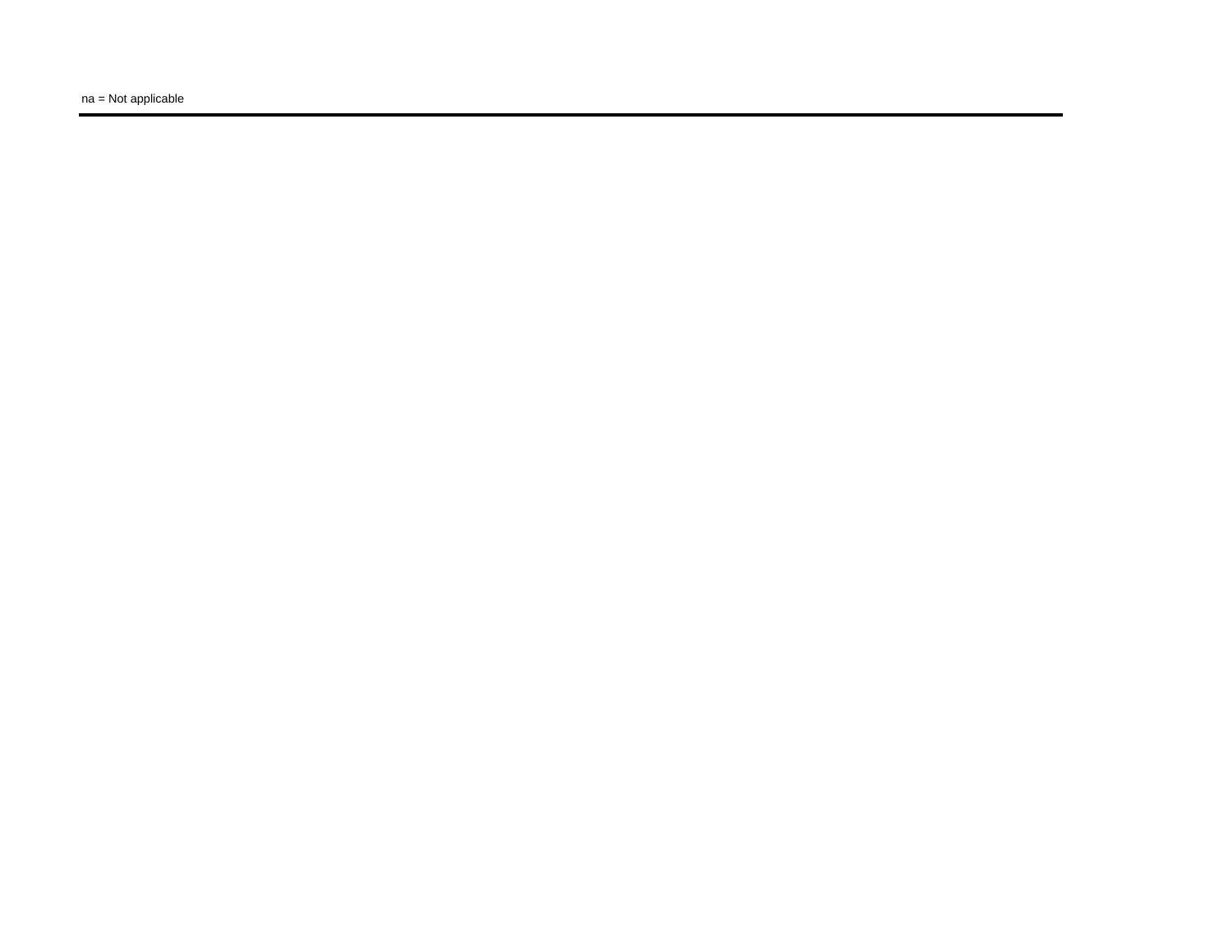na = Not applicable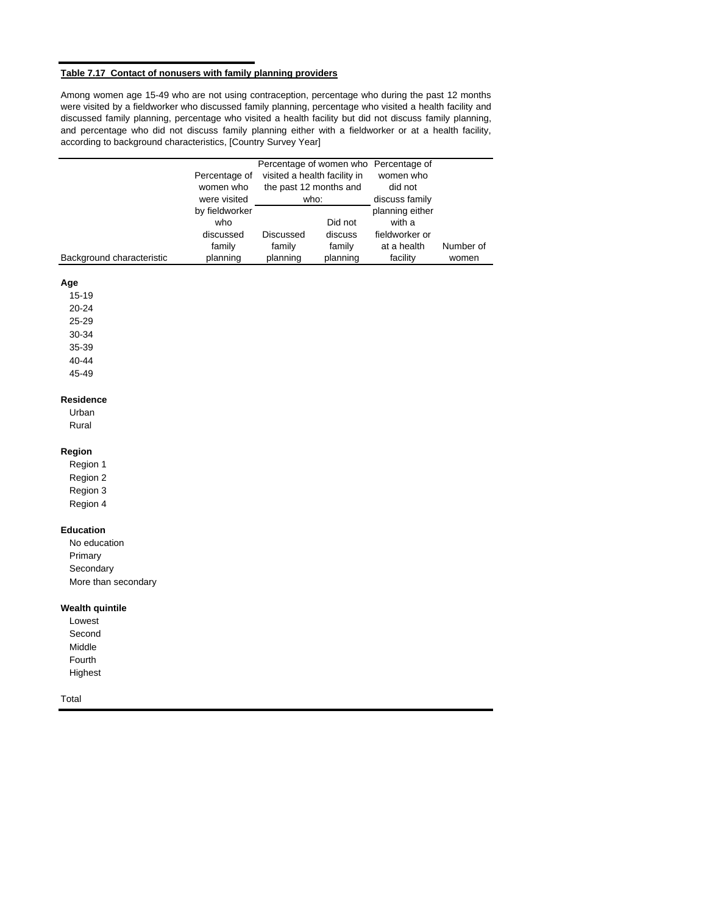**Table 7.17 Contact of nonusers with family planning providers**

Among women age 15-49 who are not using contraception, percentage who during the past 12 months were visited by a fieldworker who discussed family planning, percentage who visited a health facility and discussed family planning, percentage who visited a health facility but did not discuss family planning, and percentage who did not discuss family planning either with a fieldworker or at a health facility, according to background characteristics, [Country Survey Year]

| Background characteristic | Percentage of women who were visited by fieldworker who discussed family planning | Percentage of women who visited a health facility in the past 12 months and who: Discussed family planning | Did not discuss family planning | Percentage of women who did not discuss family planning either with a fieldworker or at a health facility | Number of women |
|---|---|---|---|---|---|
| **Age** | | | | | |
| 15-19 | | | | | |
| 20-24 | | | | | |
| 25-29 | | | | | |
| 30-34 | | | | | |
| 35-39 | | | | | |
| 40-44 | | | | | |
| 45-49 | | | | | |
| **Residence** | | | | | |
| Urban | | | | | |
| Rural | | | | | |
| **Region** | | | | | |
| Region 1 | | | | | |
| Region 2 | | | | | |
| Region 3 | | | | | |
| Region 4 | | | | | |
| **Education** | | | | | |
| No education | | | | | |
| Primary | | | | | |
| Secondary | | | | | |
| More than secondary | | | | | |
| **Wealth quintile** | | | | | |
| Lowest | | | | | |
| Second | | | | | |
| Middle | | | | | |
| Fourth | | | | | |
| Highest | | | | | |
| Total | | | | | |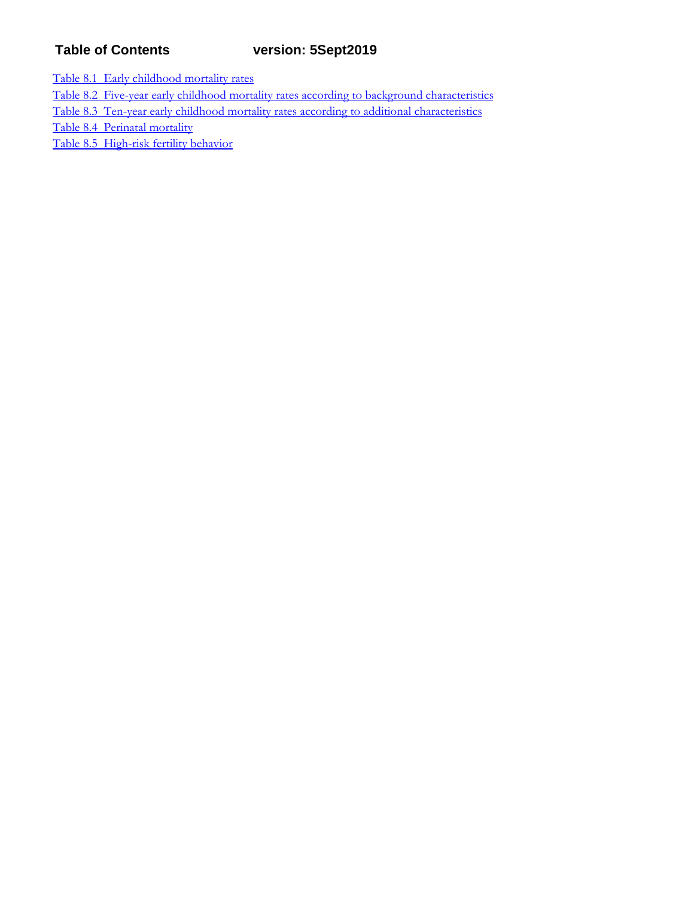**Table of Contents** **version: 5Sept2019**

Table 8.1 Early childhood mortality rates
Table 8.2 Five-year early childhood mortality rates according to background characteristics
Table 8.3 Ten-year early childhood mortality rates according to additional characteristics
Table 8.4 Perinatal mortality
Table 8.5 High-risk fertility behavior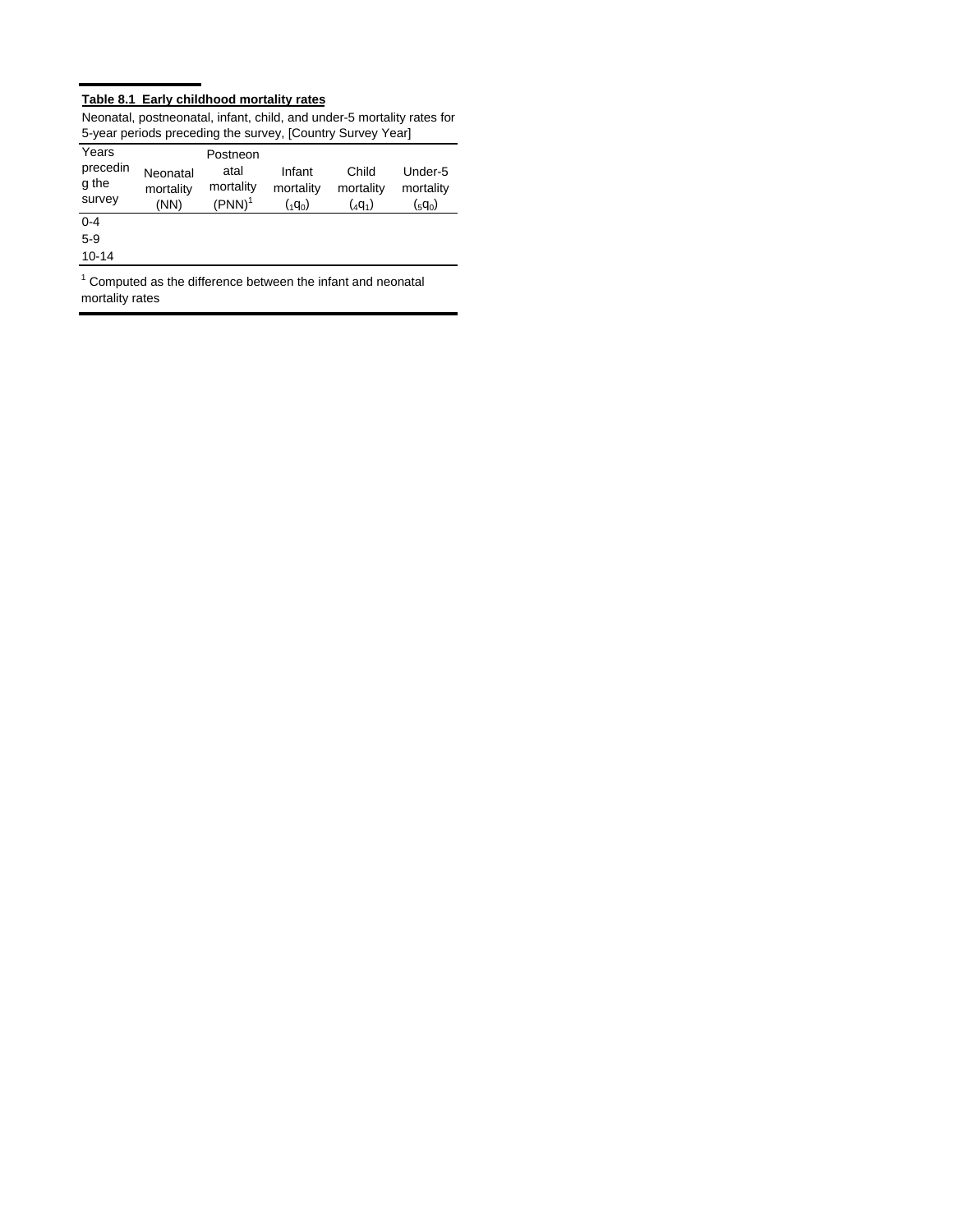**Table 8.1 Early childhood mortality rates**

Neonatal, postneonatal, infant, child, and under-5 mortality rates for 5-year periods preceding the survey, [Country Survey Year]

| Years preceding the survey | Neonatal mortality (NN) | Postneonatal mortality (PNN)[1] | Infant mortality ($_1q_0$) | Child mortality ($_4q_1$) | Under-5 mortality ($_5q_0$) |
|---|---|---|---|---|---|
| 0-4 | | | | | |
| 5-9 | | | | | |
| 10-14 | | | | | |

[1] Computed as the difference between the infant and neonatal mortality rates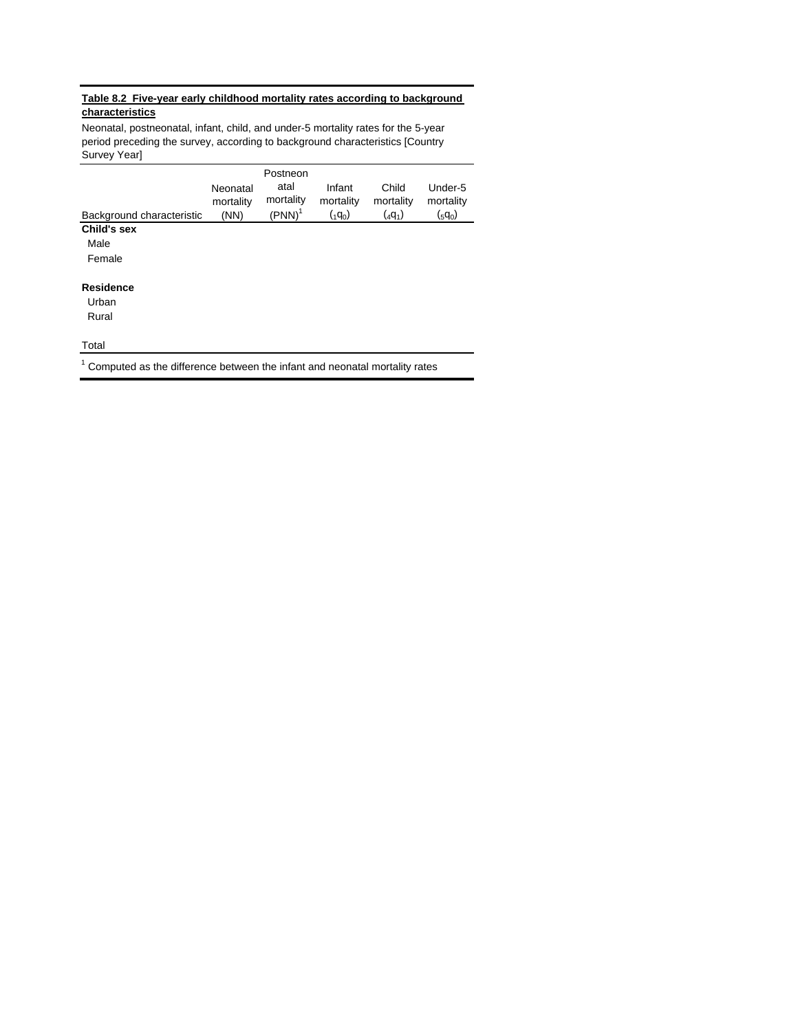**Table 8.2 Five-year early childhood mortality rates according to background characteristics**

Neonatal, postneonatal, infant, child, and under-5 mortality rates for the 5-year period preceding the survey, according to background characteristics [Country Survey Year]

| Background characteristic | Neonatal mortality (NN) | Postneonatal mortality (PNN)[1] | Infant mortality ($_1q_0$) | Child mortality ($_4q_1$) | Under-5 mortality ($_5q_0$) |
|---|---|---|---|---|---|
| **Child's sex** | | | | | |
| Male | | | | | |
| Female | | | | | |
| | | | | | |
| **Residence** | | | | | |
| Urban | | | | | |
| Rural | | | | | |
| | | | | | |
| Total | | | | | |

[1] Computed as the difference between the infant and neonatal mortality rates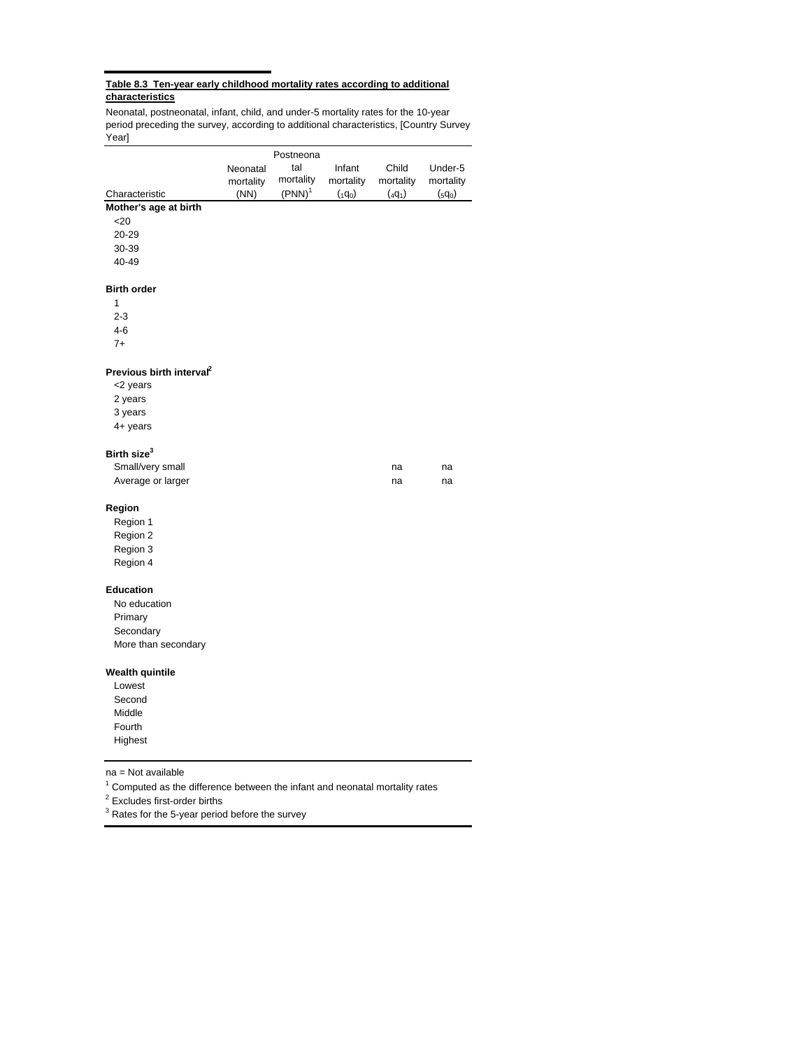**Table 8.3 Ten-year early childhood mortality rates according to additional characteristics**

Neonatal, postneonatal, infant, child, and under-5 mortality rates for the 10-year period preceding the survey, according to additional characteristics, [Country Survey Year]

| Characteristic | Neonatal mortality (NN) | Postneonatal mortality (PNN)[1] | Infant mortality ($_1q_0$) | Child mortality ($_4q_1$) | Under-5 mortality ($_5q_0$) |
|---|---|---|---|---|---|
| **Mother's age at birth** | | | | | |
| <20 | | | | | |
| 20-29 | | | | | |
| 30-39 | | | | | |
| 40-49 | | | | | |
| **Birth order** | | | | | |
| 1 | | | | | |
| 2-3 | | | | | |
| 4-6 | | | | | |
| 7+ | | | | | |
| **Previous birth interval**[2] | | | | | |
| <2 years | | | | | |
| 2 years | | | | | |
| 3 years | | | | | |
| 4+ years | | | | | |
| **Birth size**[3] | | | | | |
| Small/very small | | | | na | na |
| Average or larger | | | | na | na |
| **Region** | | | | | |
| Region 1 | | | | | |
| Region 2 | | | | | |
| Region 3 | | | | | |
| Region 4 | | | | | |
| **Education** | | | | | |
| No education | | | | | |
| Primary | | | | | |
| Secondary | | | | | |
| More than secondary | | | | | |
| **Wealth quintile** | | | | | |
| Lowest | | | | | |
| Second | | | | | |
| Middle | | | | | |
| Fourth | | | | | |
| Highest | | | | | |

na = Not available

[1] Computed as the difference between the infant and neonatal mortality rates

[2] Excludes first-order births

[3] Rates for the 5-year period before the survey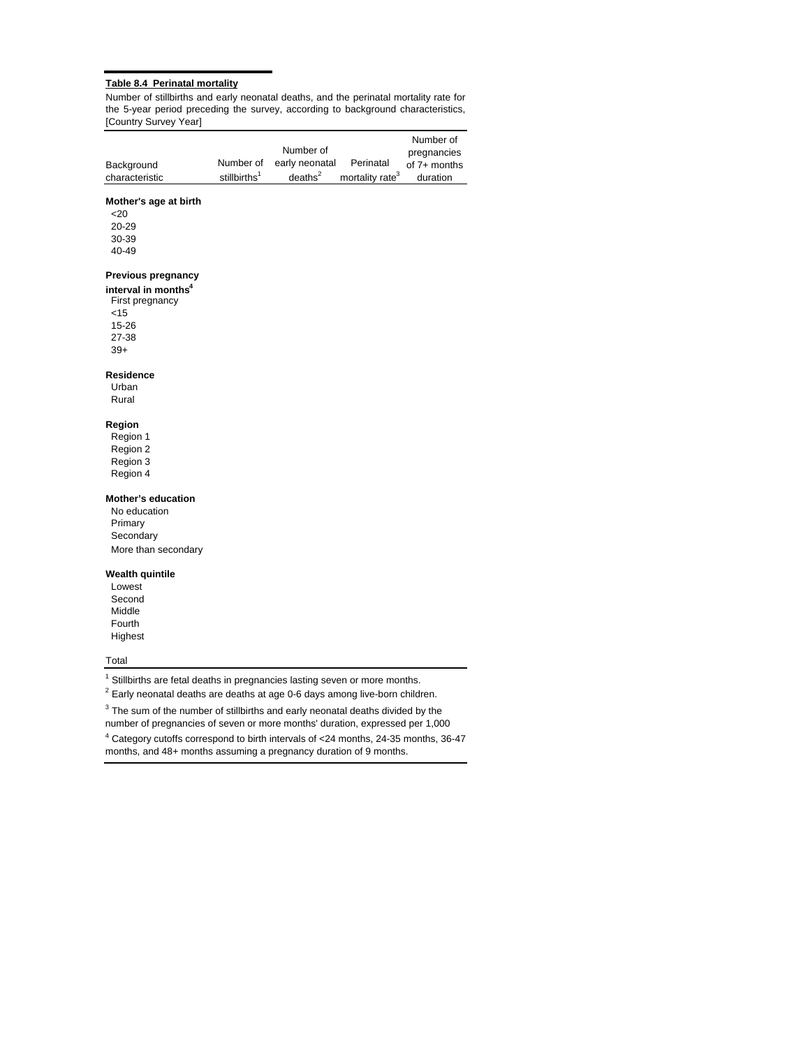**Table 8.4 Perinatal mortality**

Number of stillbirths and early neonatal deaths, and the perinatal mortality rate for the 5-year period preceding the survey, according to background characteristics, [Country Survey Year]

| Background characteristic | Number of stillbirths[1] | Number of early neonatal deaths[2] | Perinatal mortality rate[3] | Number of pregnancies of 7+ months duration |
|---|---|---|---|---|
| **Mother's age at birth** | | | | |
| <20 | | | | |
| 20-29 | | | | |
| 30-39 | | | | |
| 40-49 | | | | |
| **Previous pregnancy interval in months[4]** | | | | |
| First pregnancy | | | | |
| <15 | | | | |
| 15-26 | | | | |
| 27-38 | | | | |
| 39+ | | | | |
| **Residence** | | | | |
| Urban | | | | |
| Rural | | | | |
| **Region** | | | | |
| Region 1 | | | | |
| Region 2 | | | | |
| Region 3 | | | | |
| Region 4 | | | | |
| **Mother's education** | | | | |
| No education | | | | |
| Primary | | | | |
| Secondary | | | | |
| More than secondary | | | | |
| **Wealth quintile** | | | | |
| Lowest | | | | |
| Second | | | | |
| Middle | | | | |
| Fourth | | | | |
| Highest | | | | |
| Total | | | | |

[1] Stillbirths are fetal deaths in pregnancies lasting seven or more months.

[2] Early neonatal deaths are deaths at age 0-6 days among live-born children.

[3] The sum of the number of stillbirths and early neonatal deaths divided by the number of pregnancies of seven or more months' duration, expressed per 1,000

[4] Category cutoffs correspond to birth intervals of <24 months, 24-35 months, 36-47 months, and 48+ months assuming a pregnancy duration of 9 months.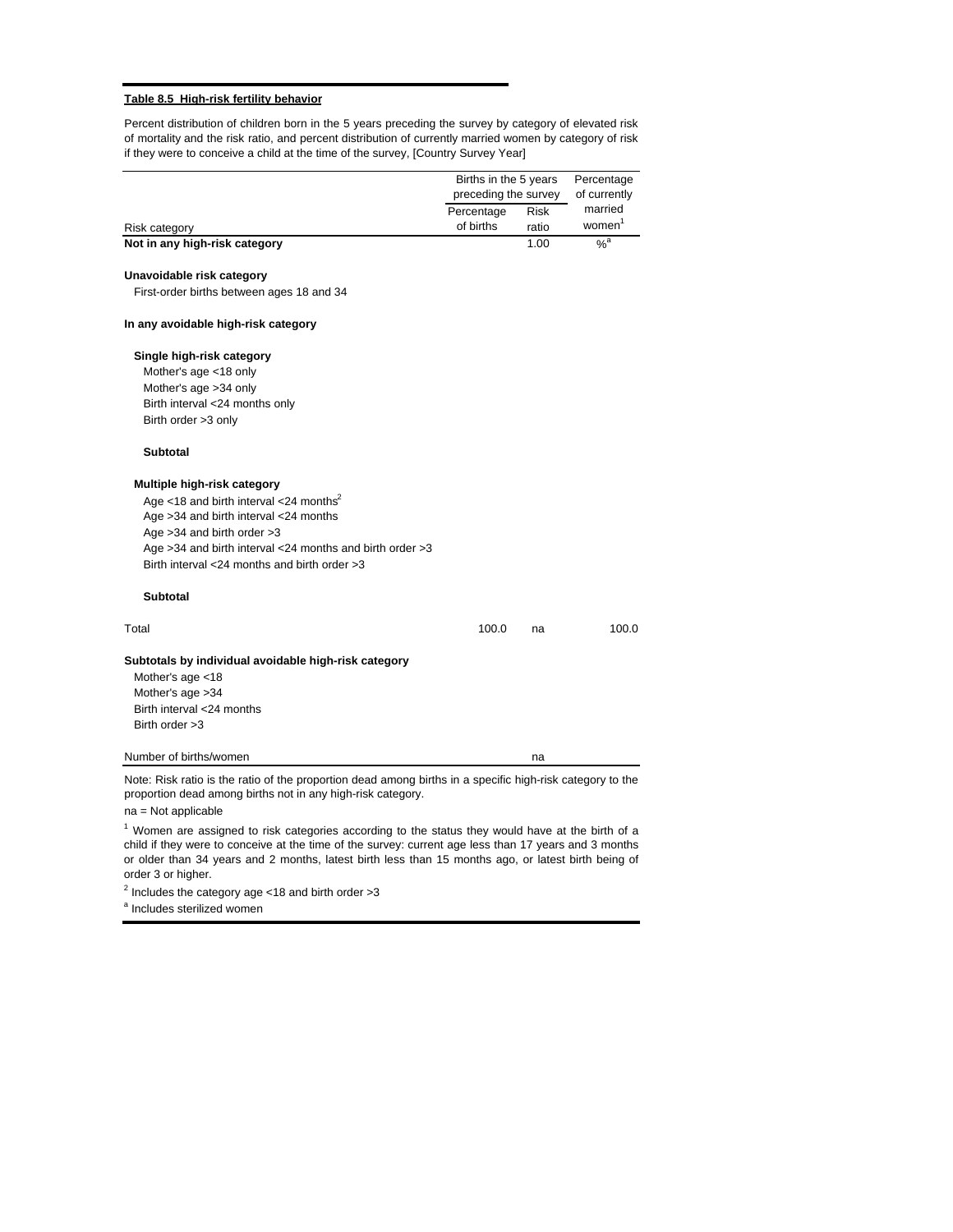**Table 8.5 High-risk fertility behavior**

Percent distribution of children born in the 5 years preceding the survey by category of elevated risk of mortality and the risk ratio, and percent distribution of currently married women by category of risk if they were to conceive a child at the time of the survey, [Country Survey Year]

| Risk category | Births in the 5 years preceding the survey | | Percentage of currently married women[1] |
|---|---|---|---|
| | Percentage of births | Risk ratio | |
| **Not in any high-risk category** | | 1.00 | %[a] |
| | | | |
| **Unavoidable risk category** | | | |
| First-order births between ages 18 and 34 | | | |
| | | | |
| **In any avoidable high-risk category** | | | |
| | | | |
| **Single high-risk category** | | | |
| Mother's age <18 only | | | |
| Mother's age >34 only | | | |
| Birth interval <24 months only | | | |
| Birth order >3 only | | | |
| | | | |
| **Subtotal** | | | |
| | | | |
| **Multiple high-risk category** | | | |
| Age <18 and birth interval <24 months[2] | | | |
| Age >34 and birth interval <24 months | | | |
| Age >34 and birth order >3 | | | |
| Age >34 and birth interval <24 months and birth order >3 | | | |
| Birth interval <24 months and birth order >3 | | | |
| | | | |
| **Subtotal** | | | |
| | | | |
| Total | 100.0 | na | 100.0 |
| | | | |
| **Subtotals by individual avoidable high-risk category** | | | |
| Mother's age <18 | | | |
| Mother's age >34 | | | |
| Birth interval <24 months | | | |
| Birth order >3 | | | |
| | | | |
| Number of births/women | | na | |

Note: Risk ratio is the ratio of the proportion dead among births in a specific high-risk category to the proportion dead among births not in any high-risk category.

na = Not applicable

[1] Women are assigned to risk categories according to the status they would have at the birth of a child if they were to conceive at the time of the survey: current age less than 17 years and 3 months or older than 34 years and 2 months, latest birth less than 15 months ago, or latest birth being of order 3 or higher.

[2] Includes the category age <18 and birth order >3

[a] Includes sterilized women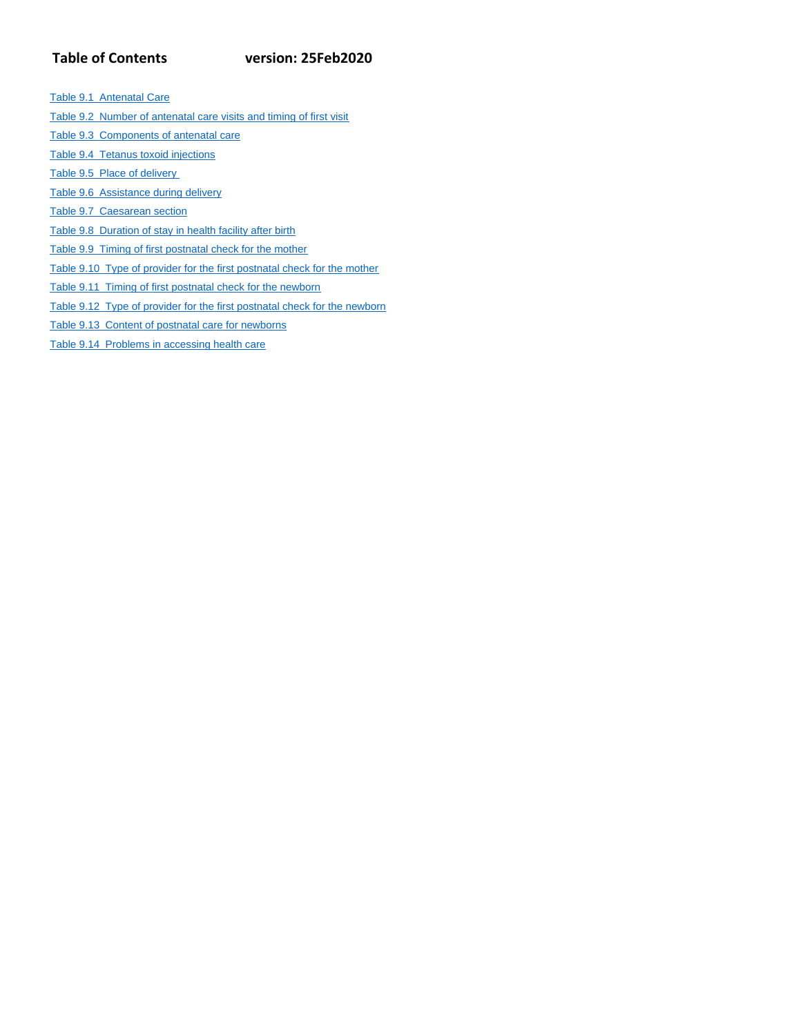## Table of Contents version: 25Feb2020

Table 9.1 Antenatal Care

Table 9.2 Number of antenatal care visits and timing of first visit

Table 9.3 Components of antenatal care

Table 9.4 Tetanus toxoid injections

Table 9.5 Place of delivery

Table 9.6 Assistance during delivery

Table 9.7 Caesarean section

Table 9.8 Duration of stay in health facility after birth

Table 9.9 Timing of first postnatal check for the mother

Table 9.10 Type of provider for the first postnatal check for the mother

Table 9.11 Timing of first postnatal check for the newborn

Table 9.12 Type of provider for the first postnatal check for the newborn

Table 9.13 Content of postnatal care for newborns

Table 9.14 Problems in accessing health care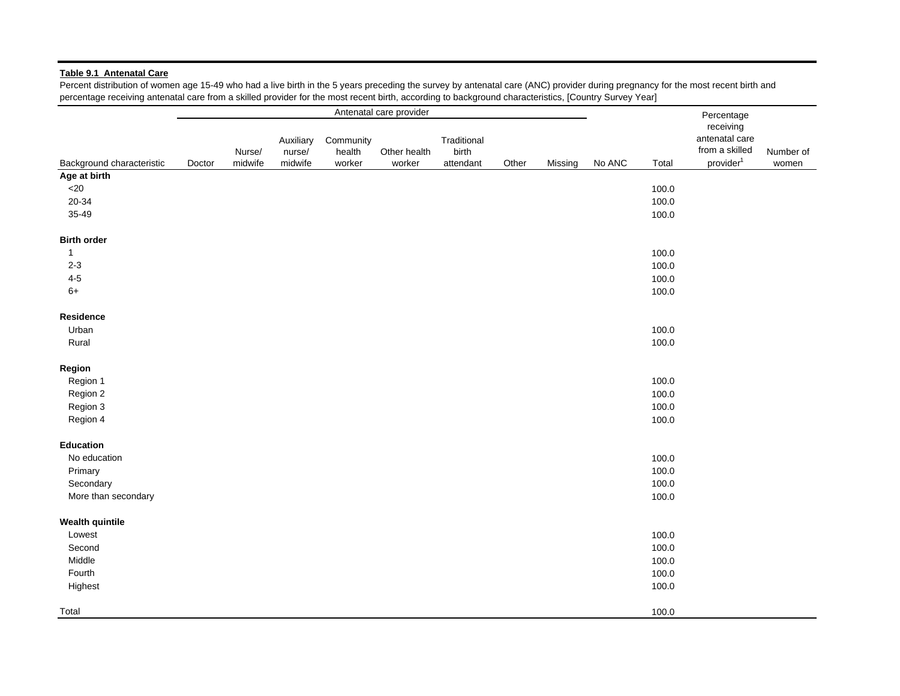**Table 9.1 Antenatal Care**

Percent distribution of women age 15-49 who had a live birth in the 5 years preceding the survey by antenatal care (ANC) provider during pregnancy for the most recent birth and percentage receiving antenatal care from a skilled provider for the most recent birth, according to background characteristics, [Country Survey Year]

| | Antenatal care provider | | | | | | | | | | | |
|---|---|---|---|---|---|---|---|---|---|---|---|---|
| Background characteristic | Doctor | Nurse/ midwife | Auxiliary nurse/ midwife | Community health worker | Other health worker | Traditional birth attendant | Other | Missing | No ANC | Total | Percentage receiving antenatal care from a skilled provider[1] | Number of women |
| **Age at birth** | | | | | | | | | | | | |
| <20 | | | | | | | | | | 100.0 | | |
| 20-34 | | | | | | | | | | 100.0 | | |
| 35-49 | | | | | | | | | | 100.0 | | |
| **Birth order** | | | | | | | | | | | | |
| 1 | | | | | | | | | | 100.0 | | |
| 2-3 | | | | | | | | | | 100.0 | | |
| 4-5 | | | | | | | | | | 100.0 | | |
| 6+ | | | | | | | | | | 100.0 | | |
| **Residence** | | | | | | | | | | | | |
| Urban | | | | | | | | | | 100.0 | | |
| Rural | | | | | | | | | | 100.0 | | |
| **Region** | | | | | | | | | | | | |
| Region 1 | | | | | | | | | | 100.0 | | |
| Region 2 | | | | | | | | | | 100.0 | | |
| Region 3 | | | | | | | | | | 100.0 | | |
| Region 4 | | | | | | | | | | 100.0 | | |
| **Education** | | | | | | | | | | | | |
| No education | | | | | | | | | | 100.0 | | |
| Primary | | | | | | | | | | 100.0 | | |
| Secondary | | | | | | | | | | 100.0 | | |
| More than secondary | | | | | | | | | | 100.0 | | |
| **Wealth quintile** | | | | | | | | | | | | |
| Lowest | | | | | | | | | | 100.0 | | |
| Second | | | | | | | | | | 100.0 | | |
| Middle | | | | | | | | | | 100.0 | | |
| Fourth | | | | | | | | | | 100.0 | | |
| Highest | | | | | | | | | | 100.0 | | |
| Total | | | | | | | | | | 100.0 | | |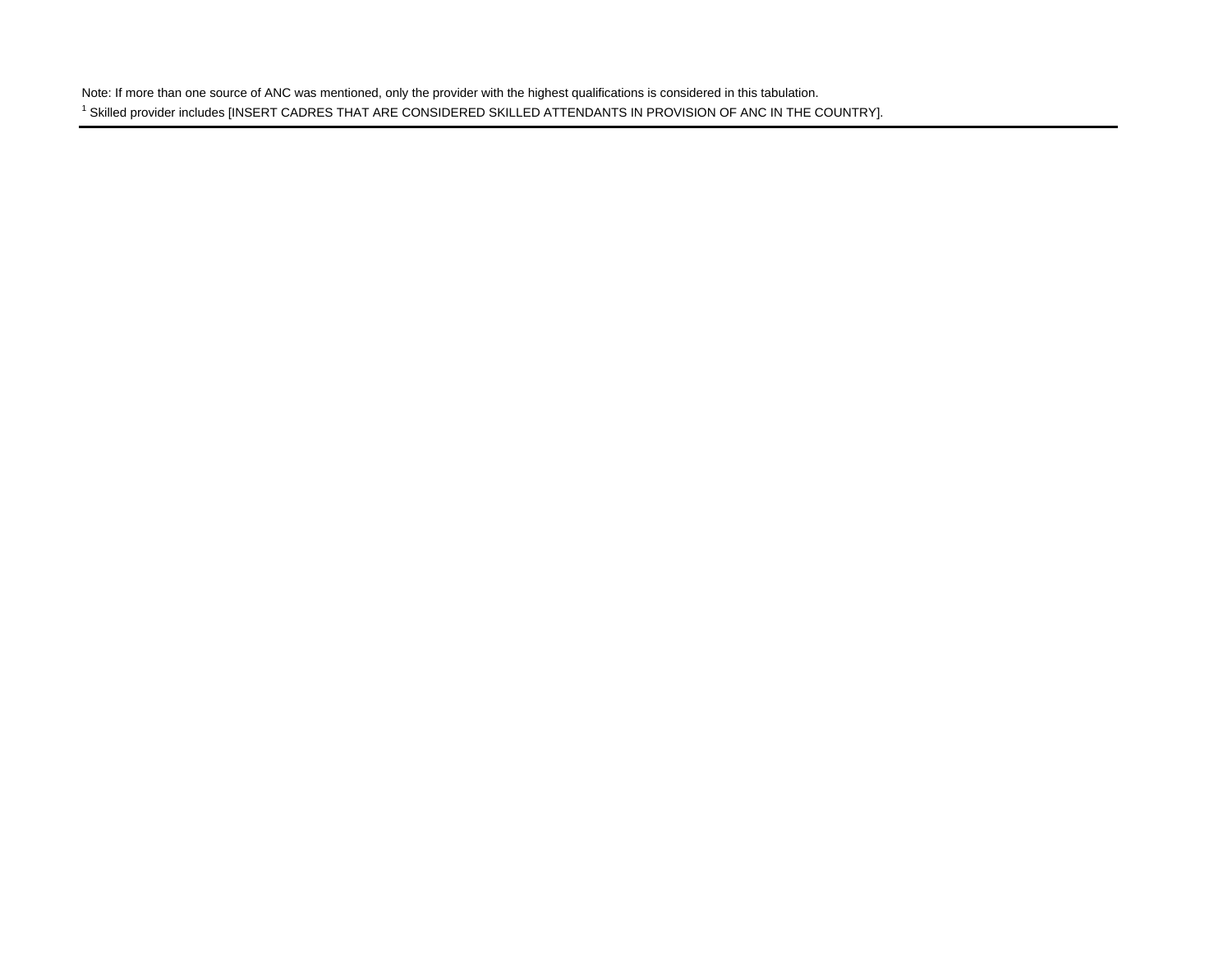Note: If more than one source of ANC was mentioned, only the provider with the highest qualifications is considered in this tabulation.
[1] Skilled provider includes [INSERT CADRES THAT ARE CONSIDERED SKILLED ATTENDANTS IN PROVISION OF ANC IN THE COUNTRY].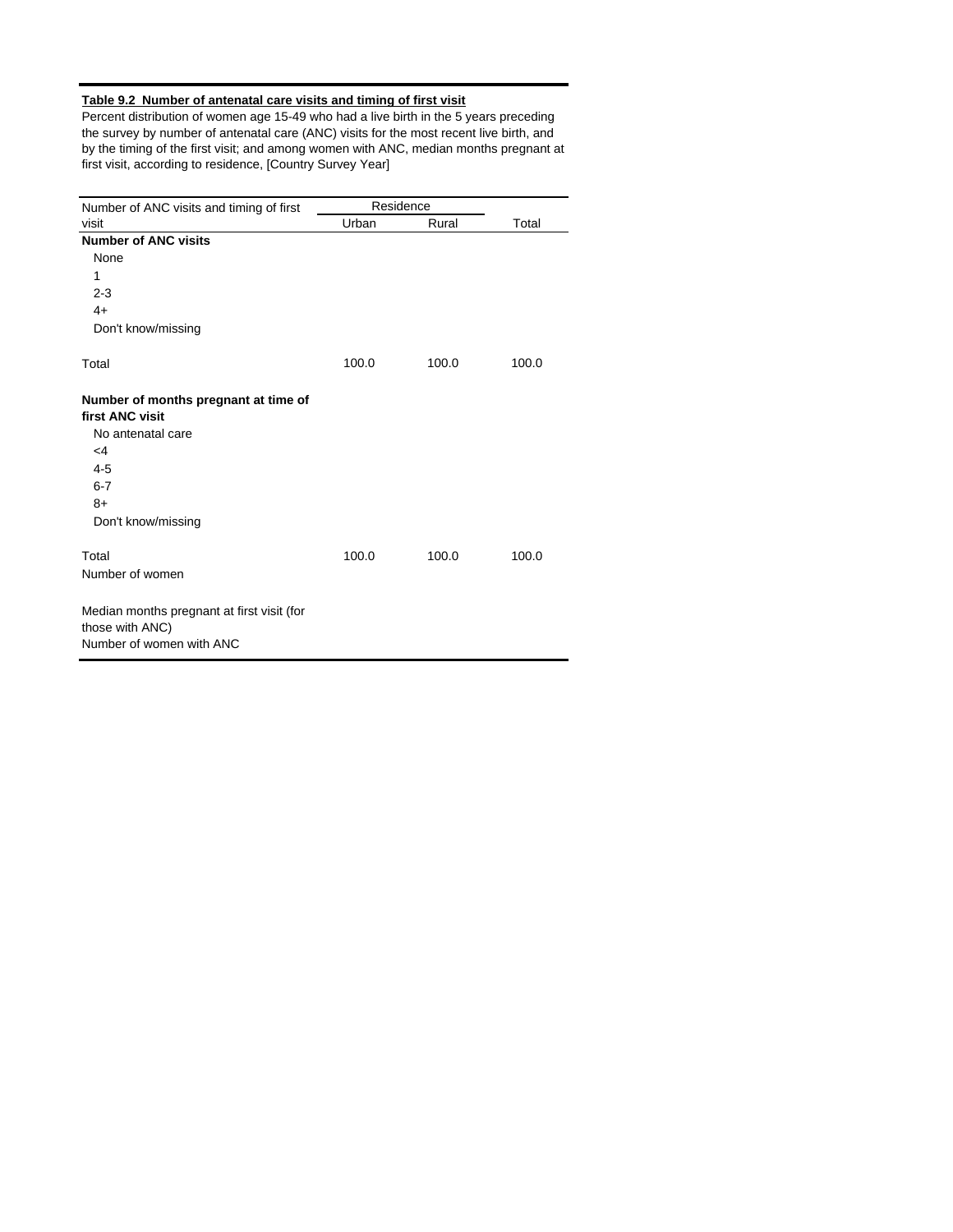**Table 9.2 Number of antenatal care visits and timing of first visit**

Percent distribution of women age 15-49 who had a live birth in the 5 years preceding the survey by number of antenatal care (ANC) visits for the most recent live birth, and by the timing of the first visit; and among women with ANC, median months pregnant at first visit, according to residence, [Country Survey Year]

| Number of ANC visits and timing of first visit | Residence | | Total |
|---|---|---|---|
| | Urban | Rural | |
| **Number of ANC visits** | | | |
| None | | | |
| 1 | | | |
| 2-3 | | | |
| 4+ | | | |
| Don't know/missing | | | |
| Total | 100.0 | 100.0 | 100.0 |
| **Number of months pregnant at time of first ANC visit** | | | |
| No antenatal care | | | |
| <4 | | | |
| 4-5 | | | |
| 6-7 | | | |
| 8+ | | | |
| Don't know/missing | | | |
| Total | 100.0 | 100.0 | 100.0 |
| Number of women | | | |
| Median months pregnant at first visit (for those with ANC) | | | |
| Number of women with ANC | | | |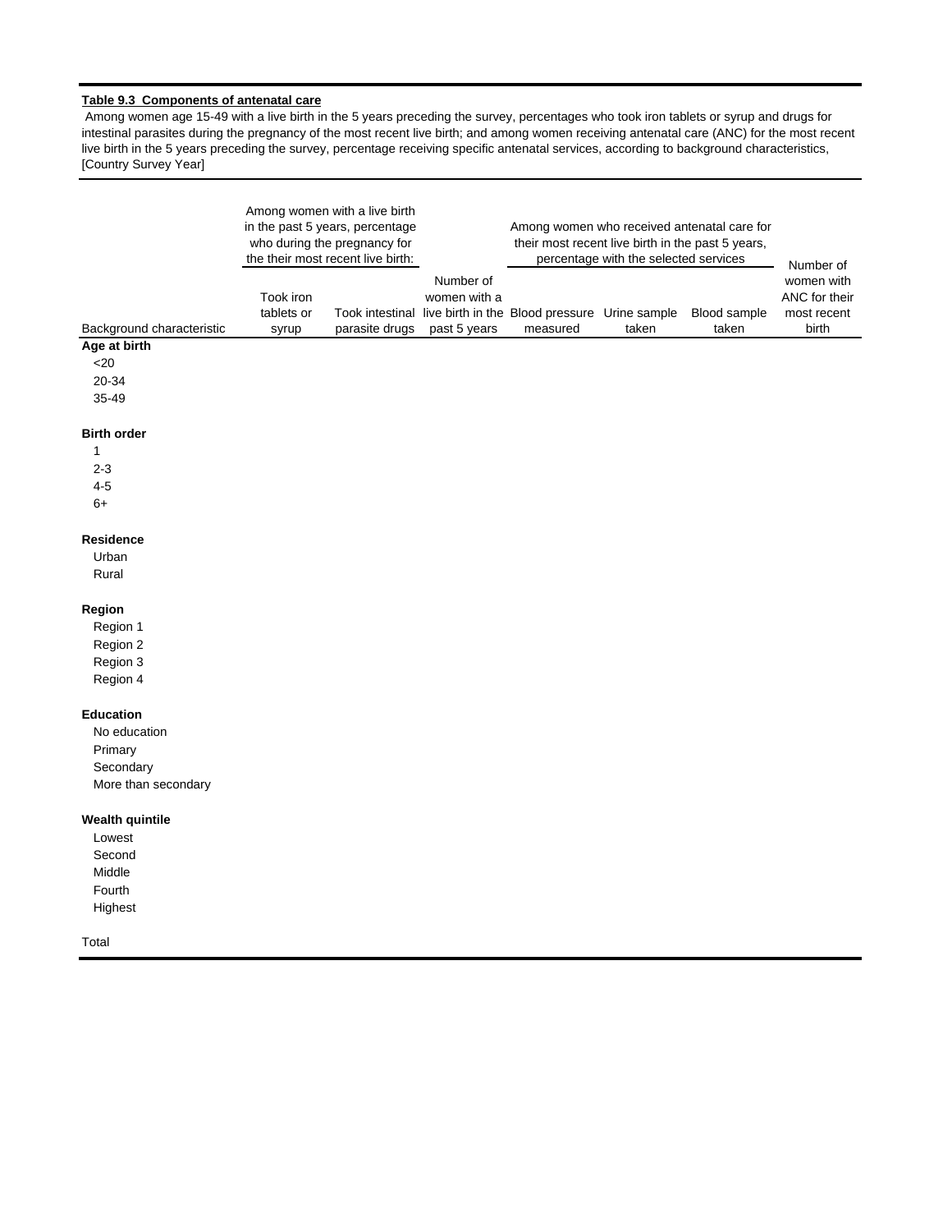**Table 9.3 Components of antenatal care**

Among women age 15-49 with a live birth in the 5 years preceding the survey, percentages who took iron tablets or syrup and drugs for intestinal parasites during the pregnancy of the most recent live birth; and among women receiving antenatal care (ANC) for the most recent live birth in the 5 years preceding the survey, percentage receiving specific antenatal services, according to background characteristics, [Country Survey Year]

| Background characteristic | Among women with a live birth in the past 5 years, percentage who during the pregnancy for the their most recent live birth: | | Number of women with a live birth in the past 5 years | Among women who received antenatal care for their most recent live birth in the past 5 years, percentage with the selected services | | | Number of women with ANC for their most recent birth |
|---|---|---|---|---|---|---|---|
| | Took iron tablets or syrup | Took intestinal parasite drugs | | Blood pressure measured | Urine sample taken | Blood sample taken | |
| **Age at birth** | | | | | | | |
| <20 | | | | | | | |
| 20-34 | | | | | | | |
| 35-49 | | | | | | | |
| **Birth order** | | | | | | | |
| 1 | | | | | | | |
| 2-3 | | | | | | | |
| 4-5 | | | | | | | |
| 6+ | | | | | | | |
| **Residence** | | | | | | | |
| Urban | | | | | | | |
| Rural | | | | | | | |
| **Region** | | | | | | | |
| Region 1 | | | | | | | |
| Region 2 | | | | | | | |
| Region 3 | | | | | | | |
| Region 4 | | | | | | | |
| **Education** | | | | | | | |
| No education | | | | | | | |
| Primary | | | | | | | |
| Secondary | | | | | | | |
| More than secondary | | | | | | | |
| **Wealth quintile** | | | | | | | |
| Lowest | | | | | | | |
| Second | | | | | | | |
| Middle | | | | | | | |
| Fourth | | | | | | | |
| Highest | | | | | | | |
| Total | | | | | | | |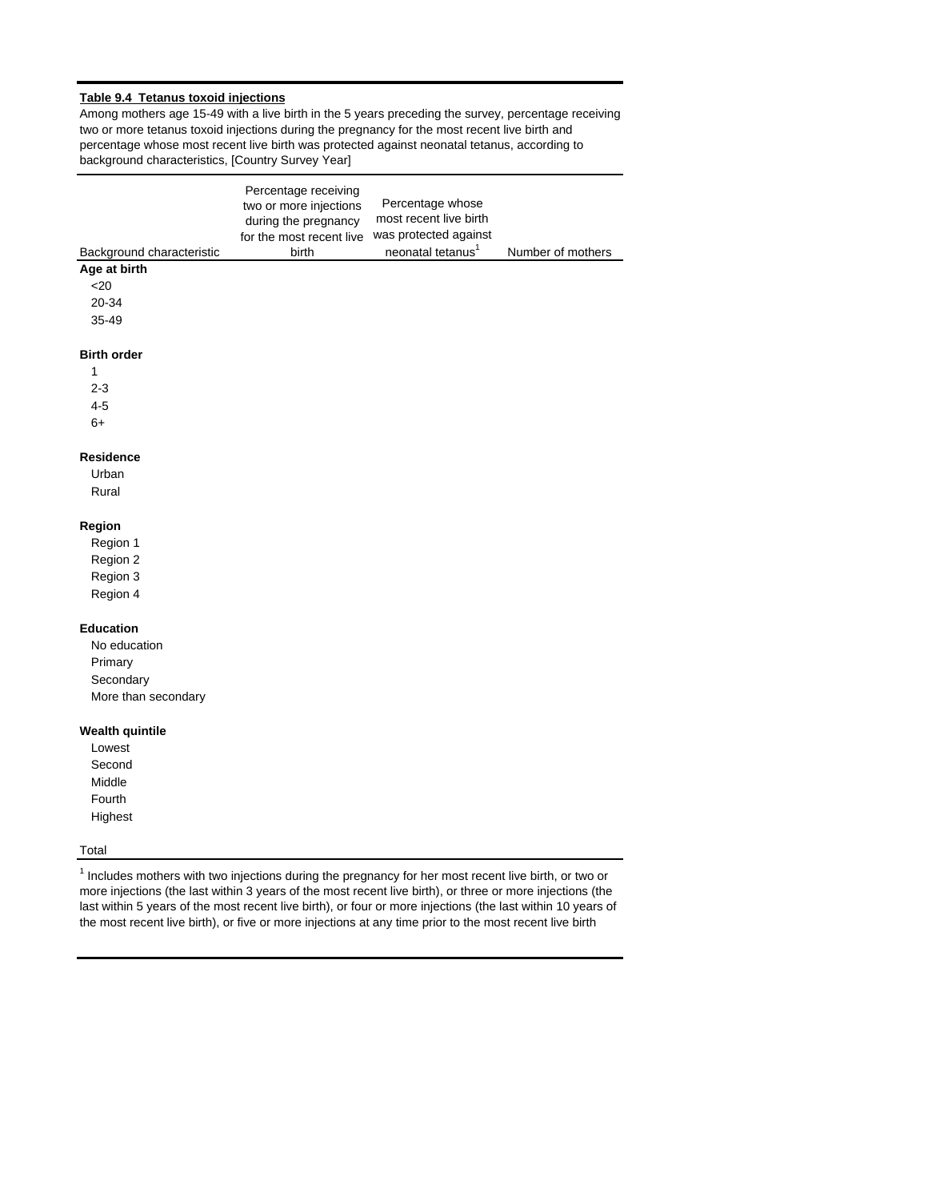**Table 9.4 Tetanus toxoid injections**

Among mothers age 15-49 with a live birth in the 5 years preceding the survey, percentage receiving two or more tetanus toxoid injections during the pregnancy for the most recent live birth and percentage whose most recent live birth was protected against neonatal tetanus, according to background characteristics, [Country Survey Year]

| Background characteristic | Percentage receiving two or more injections during the pregnancy for the most recent live birth | Percentage whose most recent live birth was protected against neonatal tetanus[1] | Number of mothers |
|---|---|---|---|
| **Age at birth** | | | |
| <20 | | | |
| 20-34 | | | |
| 35-49 | | | |
| | | | |
| **Birth order** | | | |
| 1 | | | |
| 2-3 | | | |
| 4-5 | | | |
| 6+ | | | |
| | | | |
| **Residence** | | | |
| Urban | | | |
| Rural | | | |
| | | | |
| **Region** | | | |
| Region 1 | | | |
| Region 2 | | | |
| Region 3 | | | |
| Region 4 | | | |
| | | | |
| **Education** | | | |
| No education | | | |
| Primary | | | |
| Secondary | | | |
| More than secondary | | | |
| | | | |
| **Wealth quintile** | | | |
| Lowest | | | |
| Second | | | |
| Middle | | | |
| Fourth | | | |
| Highest | | | |
| | | | |
| Total | | | |

[1] Includes mothers with two injections during the pregnancy for her most recent live birth, or two or more injections (the last within 3 years of the most recent live birth), or three or more injections (the last within 5 years of the most recent live birth), or four or more injections (the last within 10 years of the most recent live birth), or five or more injections at any time prior to the most recent live birth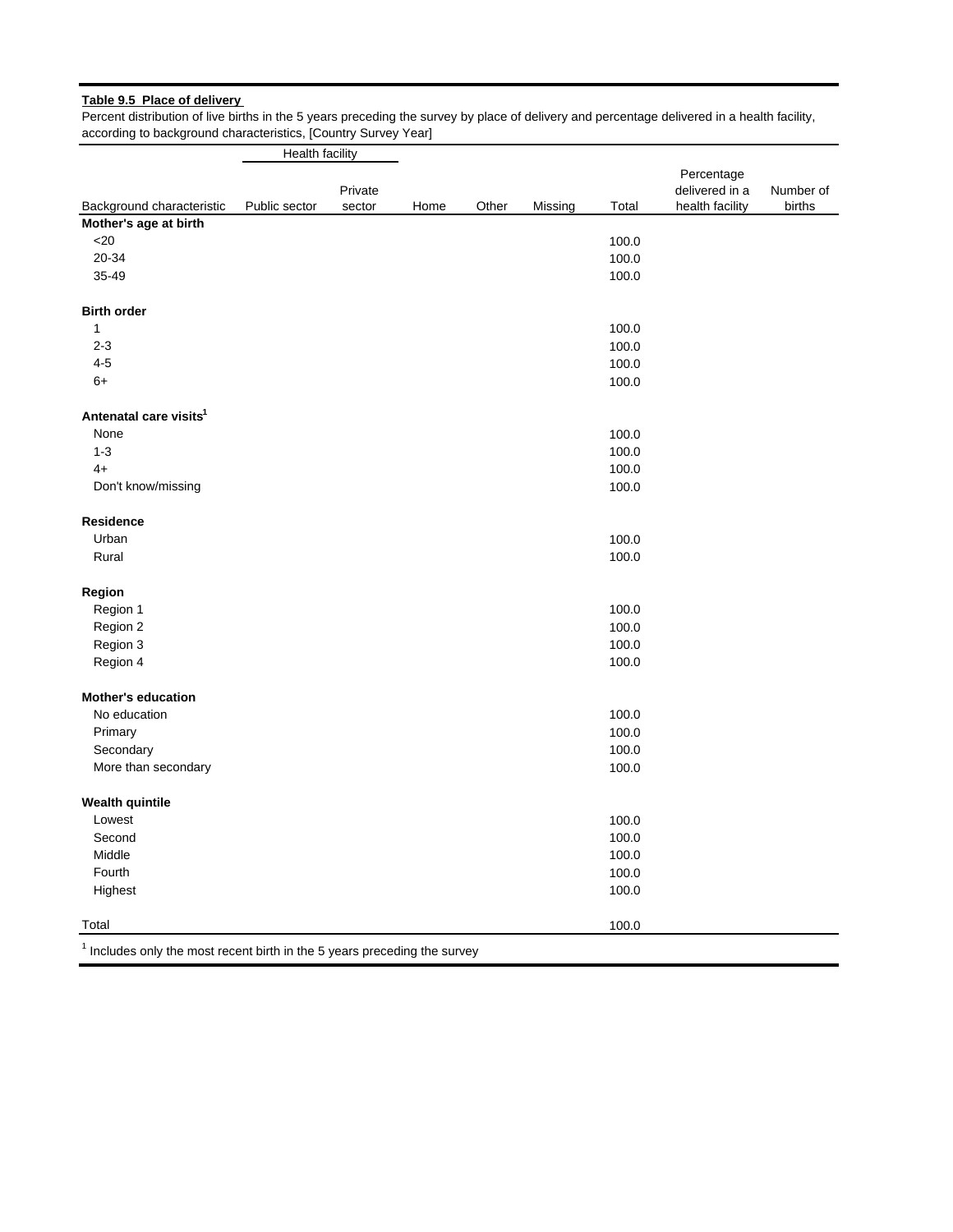**Table 9.5 Place of delivery**

Percent distribution of live births in the 5 years preceding the survey by place of delivery and percentage delivered in a health facility, according to background characteristics, [Country Survey Year]

| Background characteristic | Health facility | | Home | Other | Missing | Total | Percentage delivered in a health facility | Number of births |
|---|---|---|---|---|---|---|---|---|
| | Public sector | Private sector | | | | | | |
| **Mother's age at birth** | | | | | | | | |
| <20 | | | | | | 100.0 | | |
| 20-34 | | | | | | 100.0 | | |
| 35-49 | | | | | | 100.0 | | |
| | | | | | | | | |
| **Birth order** | | | | | | | | |
| 1 | | | | | | 100.0 | | |
| 2-3 | | | | | | 100.0 | | |
| 4-5 | | | | | | 100.0 | | |
| 6+ | | | | | | 100.0 | | |
| | | | | | | | | |
| **Antenatal care visits[1]** | | | | | | | | |
| None | | | | | | 100.0 | | |
| 1-3 | | | | | | 100.0 | | |
| 4+ | | | | | | 100.0 | | |
| Don't know/missing | | | | | | 100.0 | | |
| | | | | | | | | |
| **Residence** | | | | | | | | |
| Urban | | | | | | 100.0 | | |
| Rural | | | | | | 100.0 | | |
| | | | | | | | | |
| **Region** | | | | | | | | |
| Region 1 | | | | | | 100.0 | | |
| Region 2 | | | | | | 100.0 | | |
| Region 3 | | | | | | 100.0 | | |
| Region 4 | | | | | | 100.0 | | |
| | | | | | | | | |
| **Mother's education** | | | | | | | | |
| No education | | | | | | 100.0 | | |
| Primary | | | | | | 100.0 | | |
| Secondary | | | | | | 100.0 | | |
| More than secondary | | | | | | 100.0 | | |
| | | | | | | | | |
| **Wealth quintile** | | | | | | | | |
| Lowest | | | | | | 100.0 | | |
| Second | | | | | | 100.0 | | |
| Middle | | | | | | 100.0 | | |
| Fourth | | | | | | 100.0 | | |
| Highest | | | | | | 100.0 | | |
| | | | | | | | | |
| Total | | | | | | 100.0 | | |

[1] Includes only the most recent birth in the 5 years preceding the survey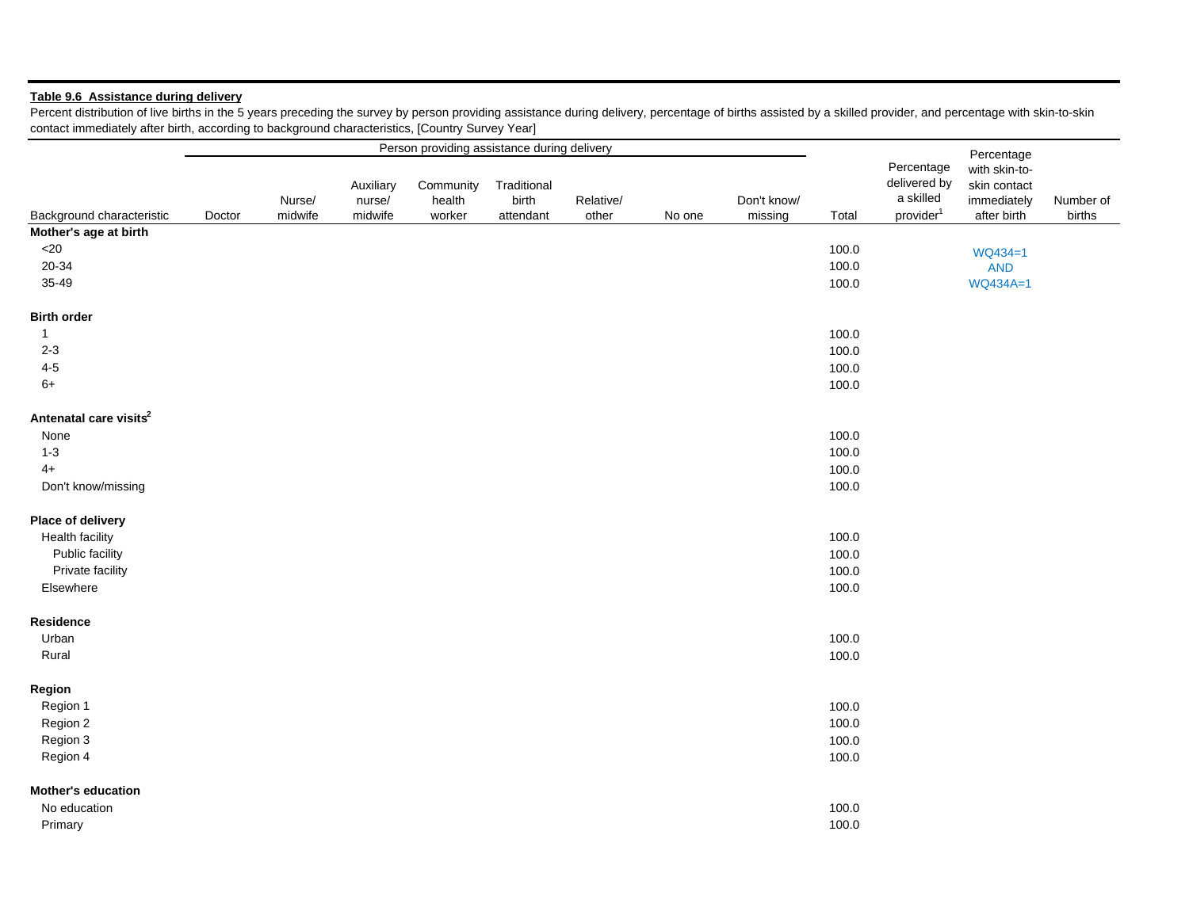**Table 9.6 Assistance during delivery**

Percent distribution of live births in the 5 years preceding the survey by person providing assistance during delivery, percentage of births assisted by a skilled provider, and percentage with skin-to-skin contact immediately after birth, according to background characteristics, [Country Survey Year]

| | Person providing assistance during delivery | | | | | | | | | | | |
|---|---|---|---|---|---|---|---|---|---|---|---|---|
| Background characteristic | Doctor | Nurse/ midwife | Auxiliary nurse/ midwife | Community health worker | Traditional birth attendant | Relative/ other | No one | Don't know/ missing | Total | Percentage delivered by a skilled provider[1] | Percentage with skin-to-skin contact immediately after birth | Number of births |
| **Mother's age at birth** | | | | | | | | | | | | |
| <20 | | | | | | | | | 100.0 | | WQ434=1 AND WQ434A=1 | |
| 20-34 | | | | | | | | | 100.0 | | | |
| 35-49 | | | | | | | | | 100.0 | | | |
| **Birth order** | | | | | | | | | | | | |
| 1 | | | | | | | | | 100.0 | | | |
| 2-3 | | | | | | | | | 100.0 | | | |
| 4-5 | | | | | | | | | 100.0 | | | |
| 6+ | | | | | | | | | 100.0 | | | |
| **Antenatal care visits[2]** | | | | | | | | | | | | |
| None | | | | | | | | | 100.0 | | | |
| 1-3 | | | | | | | | | 100.0 | | | |
| 4+ | | | | | | | | | 100.0 | | | |
| Don't know/missing | | | | | | | | | 100.0 | | | |
| **Place of delivery** | | | | | | | | | | | | |
| Health facility | | | | | | | | | 100.0 | | | |
| Public facility | | | | | | | | | 100.0 | | | |
| Private facility | | | | | | | | | 100.0 | | | |
| Elsewhere | | | | | | | | | 100.0 | | | |
| **Residence** | | | | | | | | | | | | |
| Urban | | | | | | | | | 100.0 | | | |
| Rural | | | | | | | | | 100.0 | | | |
| **Region** | | | | | | | | | | | | |
| Region 1 | | | | | | | | | 100.0 | | | |
| Region 2 | | | | | | | | | 100.0 | | | |
| Region 3 | | | | | | | | | 100.0 | | | |
| Region 4 | | | | | | | | | 100.0 | | | |
| **Mother's education** | | | | | | | | | | | | |
| No education | | | | | | | | | 100.0 | | | |
| Primary | | | | | | | | | 100.0 | | | |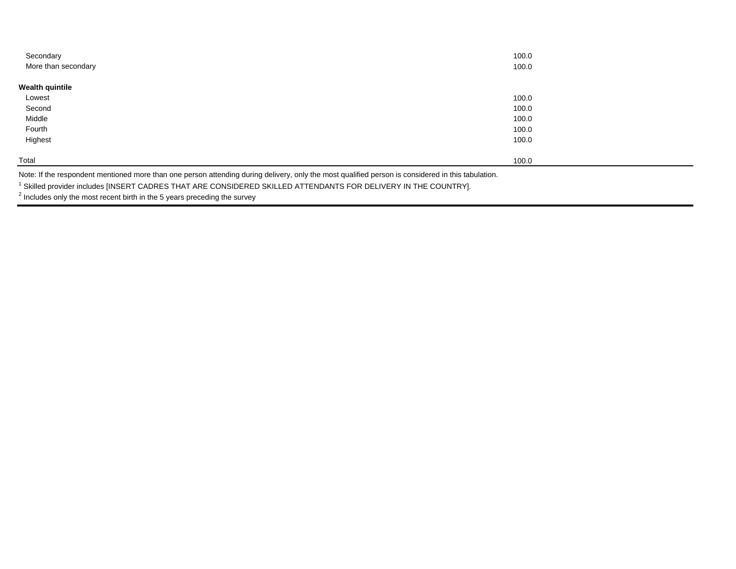| | |
|---|---|
| Secondary | 100.0 |
| More than secondary | 100.0 |
| | |
| **Wealth quintile** | |
| Lowest | 100.0 |
| Second | 100.0 |
| Middle | 100.0 |
| Fourth | 100.0 |
| Highest | 100.0 |
| | |
| Total | 100.0 |

Note: If the respondent mentioned more than one person attending during delivery, only the most qualified person is considered in this tabulation.

[1] Skilled provider includes [INSERT CADRES THAT ARE CONSIDERED SKILLED ATTENDANTS FOR DELIVERY IN THE COUNTRY].

[2] Includes only the most recent birth in the 5 years preceding the survey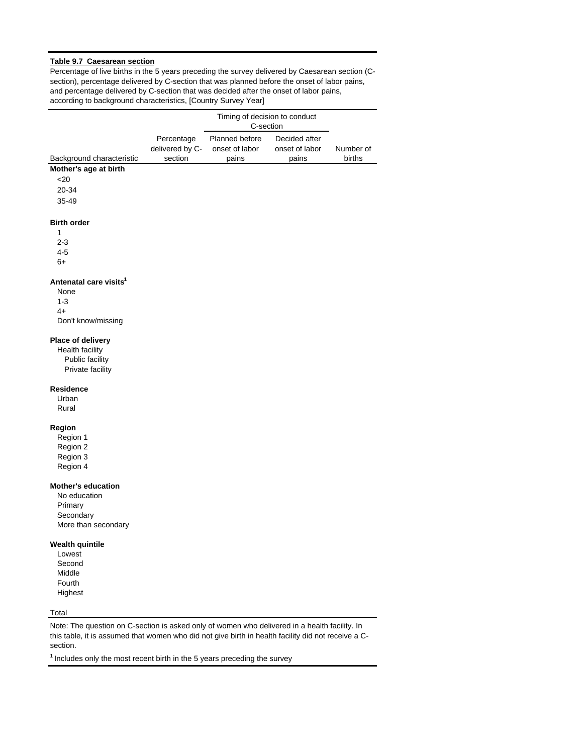**Table 9.7 Caesarean section**

Percentage of live births in the 5 years preceding the survey delivered by Caesarean section (C-section), percentage delivered by C-section that was planned before the onset of labor pains, and percentage delivered by C-section that was decided after the onset of labor pains, according to background characteristics, [Country Survey Year]

| Background characteristic | Percentage delivered by C-section | Timing of decision to conduct C-section | | Number of births |
|---|---|---|---|---|
| | | Planned before onset of labor pains | Decided after onset of labor pains | |
| **Mother's age at birth** | | | | |
| <20 | | | | |
| 20-34 | | | | |
| 35-49 | | | | |
| | | | | |
| **Birth order** | | | | |
| 1 | | | | |
| 2-3 | | | | |
| 4-5 | | | | |
| 6+ | | | | |
| | | | | |
| **Antenatal care visits**[1] | | | | |
| None | | | | |
| 1-3 | | | | |
| 4+ | | | | |
| Don't know/missing | | | | |
| | | | | |
| **Place of delivery** | | | | |
| Health facility | | | | |
| Public facility | | | | |
| Private facility | | | | |
| | | | | |
| **Residence** | | | | |
| Urban | | | | |
| Rural | | | | |
| | | | | |
| **Region** | | | | |
| Region 1 | | | | |
| Region 2 | | | | |
| Region 3 | | | | |
| Region 4 | | | | |
| | | | | |
| **Mother's education** | | | | |
| No education | | | | |
| Primary | | | | |
| Secondary | | | | |
| More than secondary | | | | |
| | | | | |
| **Wealth quintile** | | | | |
| Lowest | | | | |
| Second | | | | |
| Middle | | | | |
| Fourth | | | | |
| Highest | | | | |
| | | | | |
| Total | | | | |

Note: The question on C-section is asked only of women who delivered in a health facility. In this table, it is assumed that women who did not give birth in health facility did not receive a C-section.

[1] Includes only the most recent birth in the 5 years preceding the survey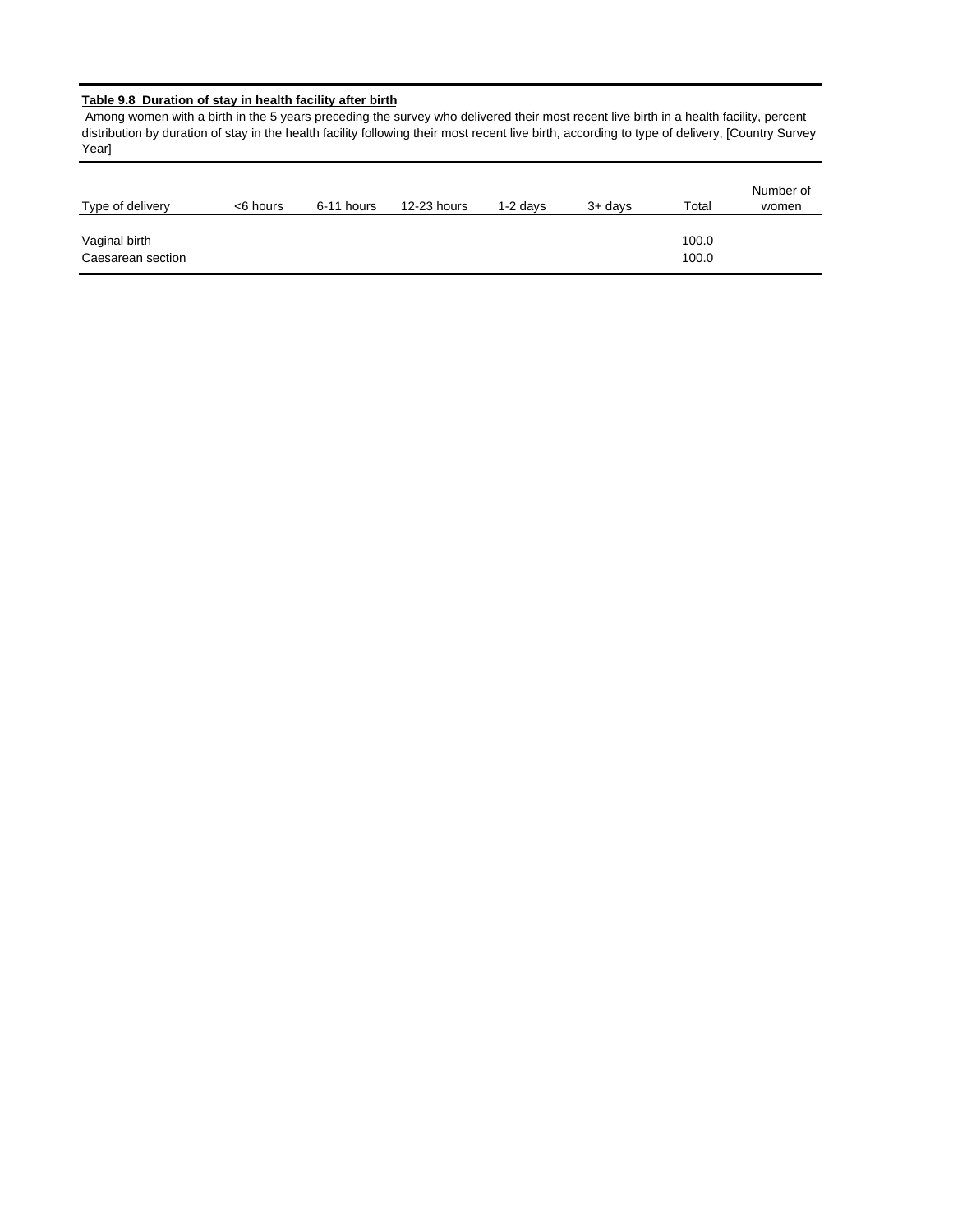**Table 9.8 Duration of stay in health facility after birth**

Among women with a birth in the 5 years preceding the survey who delivered their most recent live birth in a health facility, percent distribution by duration of stay in the health facility following their most recent live birth, according to type of delivery, [Country Survey Year]

| Type of delivery | <6 hours | 6-11 hours | 12-23 hours | 1-2 days | 3+ days | Total | Number of women |
|---|---|---|---|---|---|---|---|
| Vaginal birth | | | | | | 100.0 | |
| Caesarean section | | | | | | 100.0 | |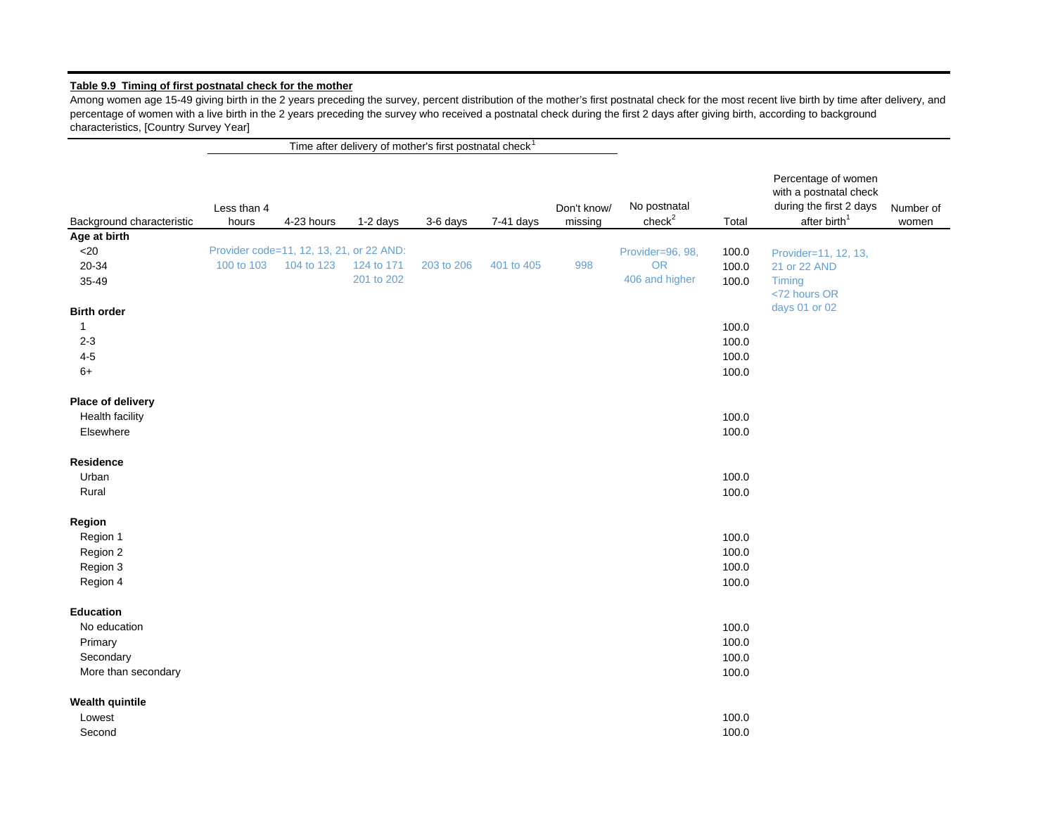**Table 9.9 Timing of first postnatal check for the mother**

Among women age 15-49 giving birth in the 2 years preceding the survey, percent distribution of the mother's first postnatal check for the most recent live birth by time after delivery, and percentage of women with a live birth in the 2 years preceding the survey who received a postnatal check during the first 2 days after giving birth, according to background characteristics, [Country Survey Year]

| Background characteristic | Time after delivery of mother's first postnatal check[1] | | | | | | No postnatal check[2] | Total | Percentage of women with a postnatal check during the first 2 days after birth[1] | Number of women |
|---|---|---|---|---|---|---|---|---|---|---|
| | Less than 4 hours | 4-23 hours | 1-2 days | 3-6 days | 7-41 days | Don't know/ missing | | | | |
| **Age at birth** | | | | | | | | | | |
| <20 | Provider code=11, 12, 13, 21, or 22 AND: | | | | | | Provider=96, 98, | 100.0 | Provider=11, 12, 13, | |
| 20-34 | 100 to 103 | 104 to 123 | 124 to 171 | 203 to 206 | 401 to 405 | 998 | OR | 100.0 | 21 or 22 AND | |
| 35-49 | | | 201 to 202 | | | | 406 and higher | 100.0 | Timing <72 hours OR days 01 or 02 | |
| **Birth order** | | | | | | | | | | |
| 1 | | | | | | | | 100.0 | | |
| 2-3 | | | | | | | | 100.0 | | |
| 4-5 | | | | | | | | 100.0 | | |
| 6+ | | | | | | | | 100.0 | | |
| **Place of delivery** | | | | | | | | | | |
| Health facility | | | | | | | | 100.0 | | |
| Elsewhere | | | | | | | | 100.0 | | |
| **Residence** | | | | | | | | | | |
| Urban | | | | | | | | 100.0 | | |
| Rural | | | | | | | | 100.0 | | |
| **Region** | | | | | | | | | | |
| Region 1 | | | | | | | | 100.0 | | |
| Region 2 | | | | | | | | 100.0 | | |
| Region 3 | | | | | | | | 100.0 | | |
| Region 4 | | | | | | | | 100.0 | | |
| **Education** | | | | | | | | | | |
| No education | | | | | | | | 100.0 | | |
| Primary | | | | | | | | 100.0 | | |
| Secondary | | | | | | | | 100.0 | | |
| More than secondary | | | | | | | | 100.0 | | |
| **Wealth quintile** | | | | | | | | | | |
| Lowest | | | | | | | | 100.0 | | |
| Second | | | | | | | | 100.0 | | |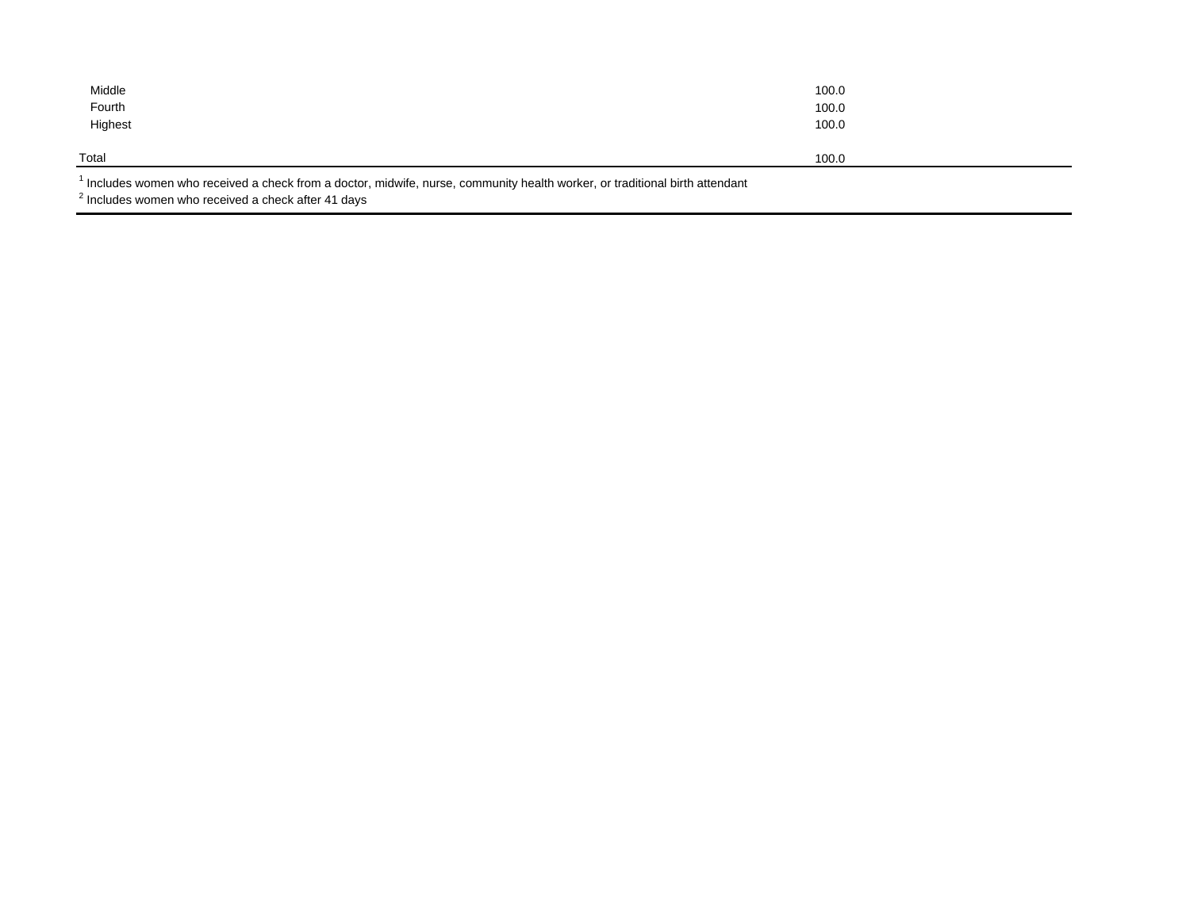| | |
|---|---|
| Middle | 100.0 |
| Fourth | 100.0 |
| Highest | 100.0 |
| | |
| Total | 100.0 |

[1] Includes women who received a check from a doctor, midwife, nurse, community health worker, or traditional birth attendant
[2] Includes women who received a check after 41 days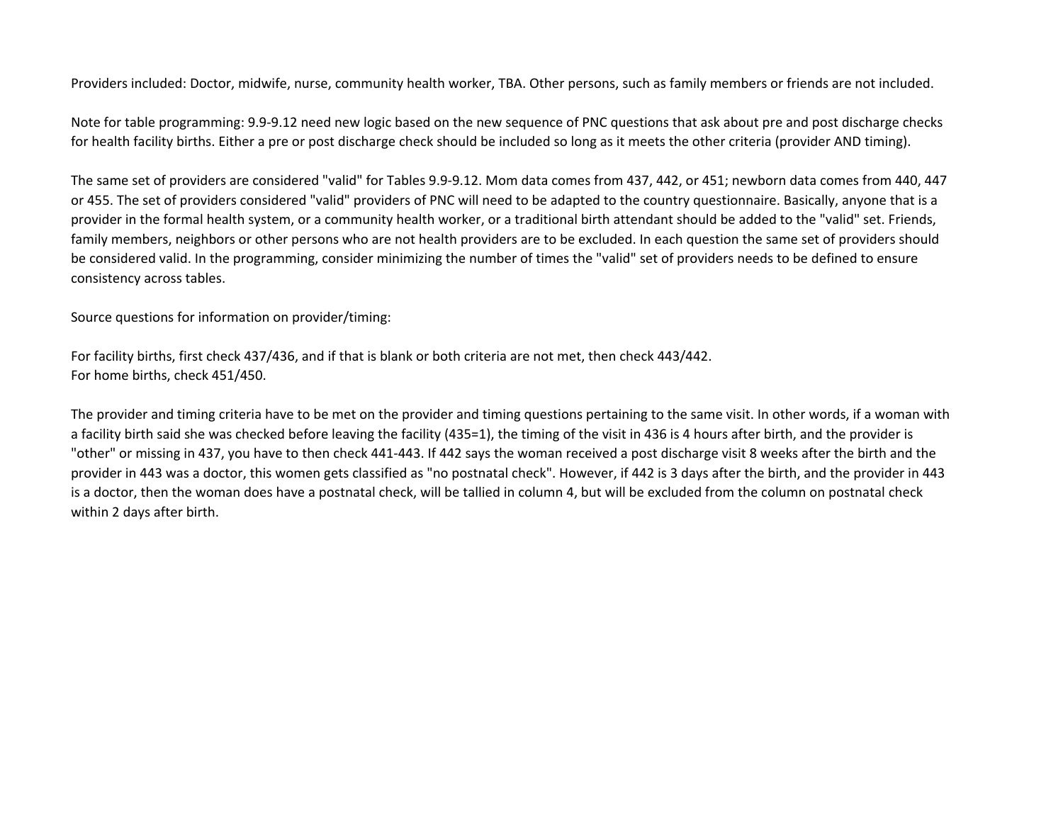Providers included: Doctor, midwife, nurse, community health worker, TBA. Other persons, such as family members or friends are not included.

Note for table programming: 9.9-9.12 need new logic based on the new sequence of PNC questions that ask about pre and post discharge checks for health facility births. Either a pre or post discharge check should be included so long as it meets the other criteria (provider AND timing).

The same set of providers are considered "valid" for Tables 9.9-9.12. Mom data comes from 437, 442, or 451; newborn data comes from 440, 447 or 455. The set of providers considered "valid" providers of PNC will need to be adapted to the country questionnaire. Basically, anyone that is a provider in the formal health system, or a community health worker, or a traditional birth attendant should be added to the "valid" set. Friends, family members, neighbors or other persons who are not health providers are to be excluded. In each question the same set of providers should be considered valid. In the programming, consider minimizing the number of times the "valid" set of providers needs to be defined to ensure consistency across tables.

Source questions for information on provider/timing:

For facility births, first check 437/436, and if that is blank or both criteria are not met, then check 443/442.
For home births, check 451/450.

The provider and timing criteria have to be met on the provider and timing questions pertaining to the same visit. In other words, if a woman with a facility birth said she was checked before leaving the facility (435=1), the timing of the visit in 436 is 4 hours after birth, and the provider is "other" or missing in 437, you have to then check 441-443. If 442 says the woman received a post discharge visit 8 weeks after the birth and the provider in 443 was a doctor, this women gets classified as "no postnatal check". However, if 442 is 3 days after the birth, and the provider in 443 is a doctor, then the woman does have a postnatal check, will be tallied in column 4, but will be excluded from the column on postnatal check within 2 days after birth.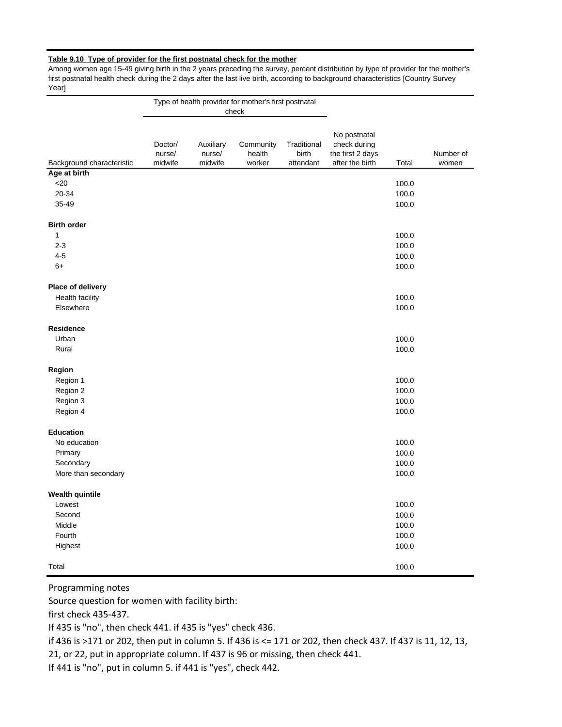**Table 9.10 Type of provider for the first postnatal check for the mother**

Among women age 15-49 giving birth in the 2 years preceding the survey, percent distribution by type of provider for the mother's first postnatal health check during the 2 days after the last live birth, according to background characteristics [Country Survey Year]

| | Type of health provider for mother's first postnatal check | | | | | | |
|---|---|---|---|---|---|---|---|
| Background characteristic | Doctor/ nurse/ midwife | Auxiliary nurse/ midwife | Community health worker | Traditional birth attendant | No postnatal check during the first 2 days after the birth | Total | Number of women |
| **Age at birth** | | | | | | | |
| <20 | | | | | | 100.0 | |
| 20-34 | | | | | | 100.0 | |
| 35-49 | | | | | | 100.0 | |
| **Birth order** | | | | | | | |
| 1 | | | | | | 100.0 | |
| 2-3 | | | | | | 100.0 | |
| 4-5 | | | | | | 100.0 | |
| 6+ | | | | | | 100.0 | |
| **Place of delivery** | | | | | | | |
| Health facility | | | | | | 100.0 | |
| Elsewhere | | | | | | 100.0 | |
| **Residence** | | | | | | | |
| Urban | | | | | | 100.0 | |
| Rural | | | | | | 100.0 | |
| **Region** | | | | | | | |
| Region 1 | | | | | | 100.0 | |
| Region 2 | | | | | | 100.0 | |
| Region 3 | | | | | | 100.0 | |
| Region 4 | | | | | | 100.0 | |
| **Education** | | | | | | | |
| No education | | | | | | 100.0 | |
| Primary | | | | | | 100.0 | |
| Secondary | | | | | | 100.0 | |
| More than secondary | | | | | | 100.0 | |
| **Wealth quintile** | | | | | | | |
| Lowest | | | | | | 100.0 | |
| Second | | | | | | 100.0 | |
| Middle | | | | | | 100.0 | |
| Fourth | | | | | | 100.0 | |
| Highest | | | | | | 100.0 | |
| Total | | | | | | 100.0 | |

Programming notes

Source question for women with facility birth:

first check 435-437.

If 435 is "no", then check 441. if 435 is "yes" check 436.

if 436 is >171 or 202, then put in column 5. If 436 is <= 171 or 202, then check 437. If 437 is 11, 12, 13, 21, or 22, put in appropriate column. If 437 is 96 or missing, then check 441.

If 441 is "no", put in column 5. if 441 is "yes", check 442.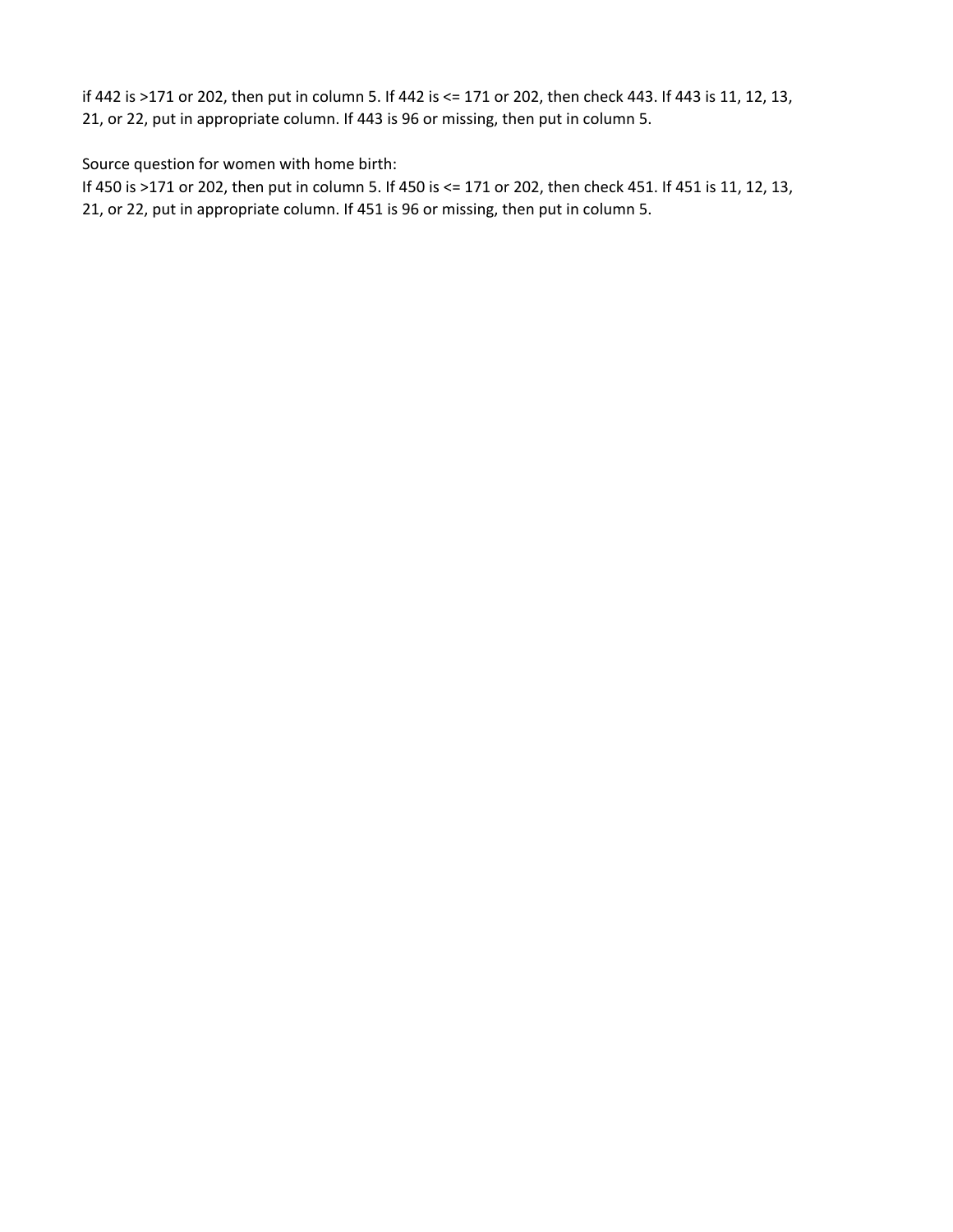if 442 is >171 or 202, then put in column 5. If 442 is <= 171 or 202, then check 443. If 443 is 11, 12, 13, 21, or 22, put in appropriate column. If 443 is 96 or missing, then put in column 5.

Source question for women with home birth:
If 450 is >171 or 202, then put in column 5. If 450 is <= 171 or 202, then check 451. If 451 is 11, 12, 13, 21, or 22, put in appropriate column. If 451 is 96 or missing, then put in column 5.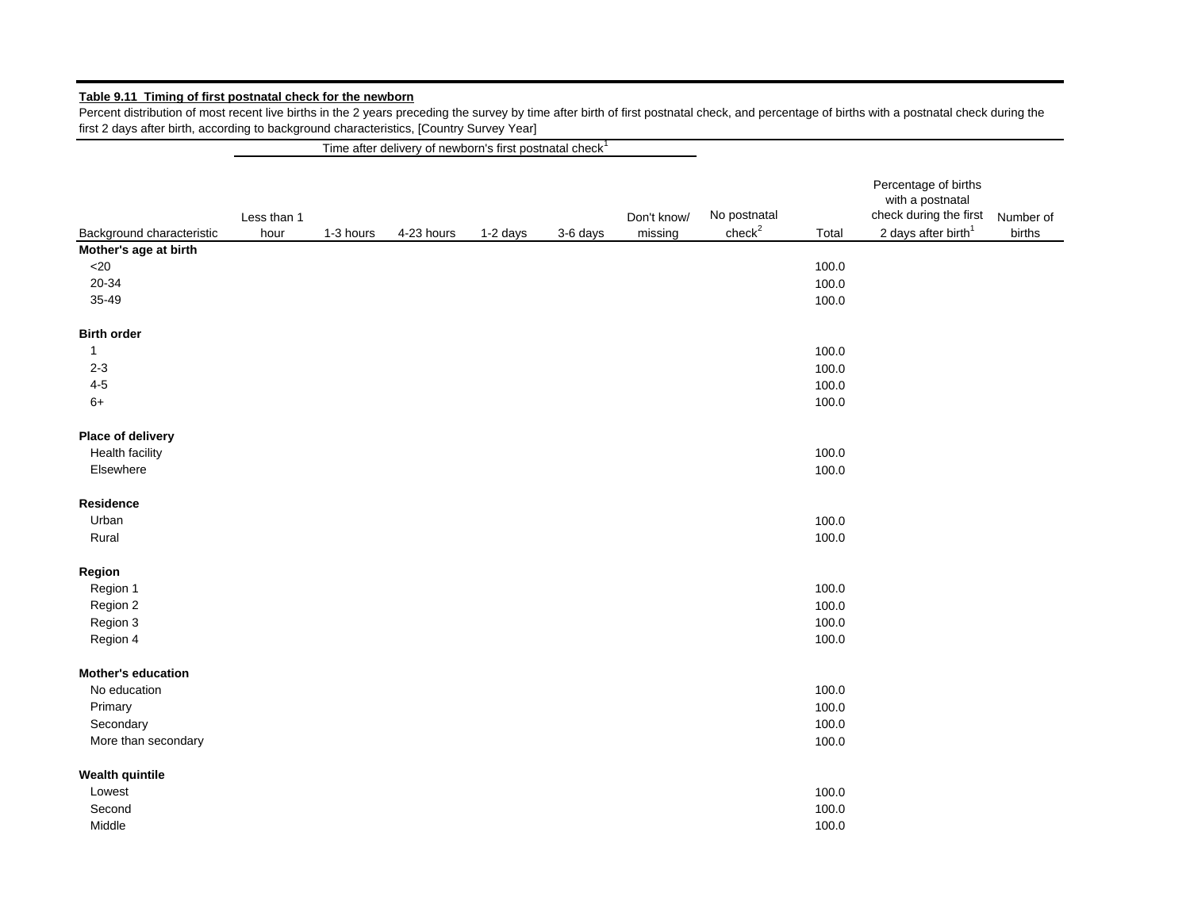**Table 9.11 Timing of first postnatal check for the newborn**

Percent distribution of most recent live births in the 2 years preceding the survey by time after birth of first postnatal check, and percentage of births with a postnatal check during the first 2 days after birth, according to background characteristics, [Country Survey Year]

| | Time after delivery of newborn's first postnatal check[1] | | | | | | | | | |
|---|---|---|---|---|---|---|---|---|---|---|
| Background characteristic | Less than 1 hour | 1-3 hours | 4-23 hours | 1-2 days | 3-6 days | Don't know/ missing | No postnatal check[2] | Total | Percentage of births with a postnatal check during the first 2 days after birth[1] | Number of births |
| **Mother's age at birth** | | | | | | | | | | |
| <20 | | | | | | | | 100.0 | | |
| 20-34 | | | | | | | | 100.0 | | |
| 35-49 | | | | | | | | 100.0 | | |
| **Birth order** | | | | | | | | | | |
| 1 | | | | | | | | 100.0 | | |
| 2-3 | | | | | | | | 100.0 | | |
| 4-5 | | | | | | | | 100.0 | | |
| 6+ | | | | | | | | 100.0 | | |
| **Place of delivery** | | | | | | | | | | |
| Health facility | | | | | | | | 100.0 | | |
| Elsewhere | | | | | | | | 100.0 | | |
| **Residence** | | | | | | | | | | |
| Urban | | | | | | | | 100.0 | | |
| Rural | | | | | | | | 100.0 | | |
| **Region** | | | | | | | | | | |
| Region 1 | | | | | | | | 100.0 | | |
| Region 2 | | | | | | | | 100.0 | | |
| Region 3 | | | | | | | | 100.0 | | |
| Region 4 | | | | | | | | 100.0 | | |
| **Mother's education** | | | | | | | | | | |
| No education | | | | | | | | 100.0 | | |
| Primary | | | | | | | | 100.0 | | |
| Secondary | | | | | | | | 100.0 | | |
| More than secondary | | | | | | | | 100.0 | | |
| **Wealth quintile** | | | | | | | | | | |
| Lowest | | | | | | | | 100.0 | | |
| Second | | | | | | | | 100.0 | | |
| Middle | | | | | | | | 100.0 | | |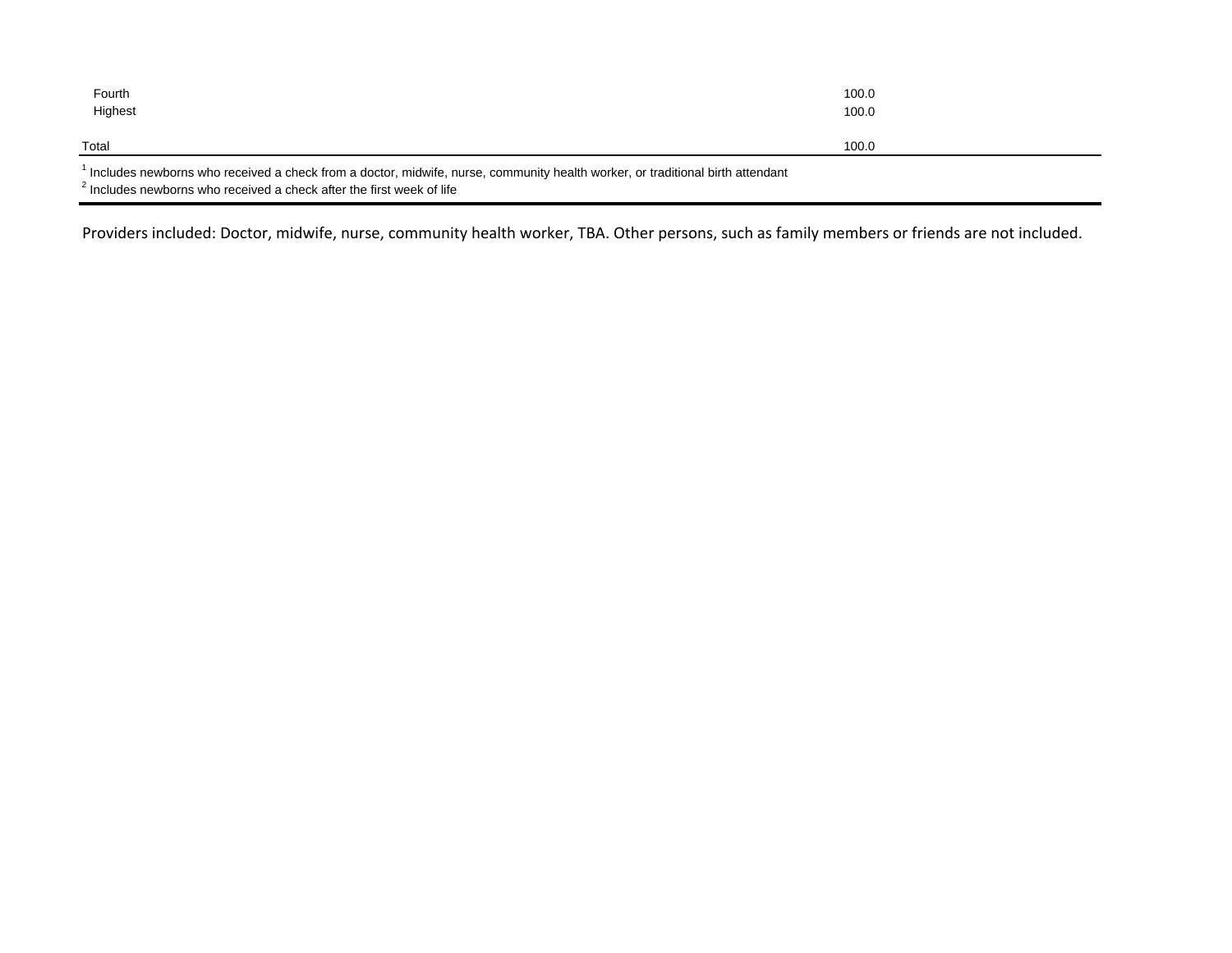| | |
|---|---|
| Fourth | 100.0 |
| Highest | 100.0 |
| | |
| Total | 100.0 |

[1] Includes newborns who received a check from a doctor, midwife, nurse, community health worker, or traditional birth attendant
[2] Includes newborns who received a check after the first week of life

Providers included: Doctor, midwife, nurse, community health worker, TBA. Other persons, such as family members or friends are not included.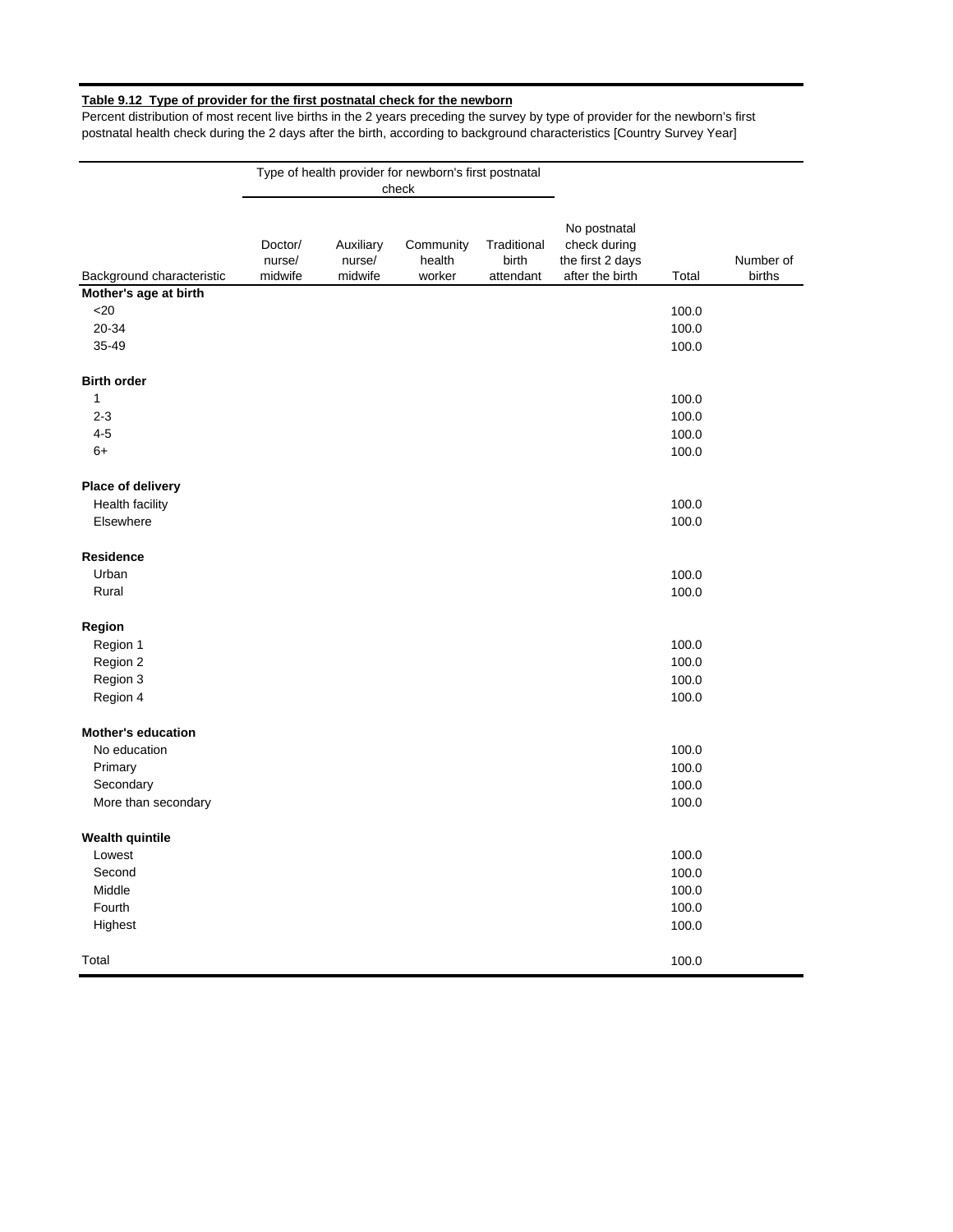**Table 9.12 Type of provider for the first postnatal check for the newborn**

Percent distribution of most recent live births in the 2 years preceding the survey by type of provider for the newborn's first postnatal health check during the 2 days after the birth, according to background characteristics [Country Survey Year]

| | Type of health provider for newborn's first postnatal check | | | | | | |
|---|---|---|---|---|---|---|---|
| Background characteristic | Doctor/ nurse/ midwife | Auxiliary nurse/ midwife | Community health worker | Traditional birth attendant | No postnatal check during the first 2 days after the birth | Total | Number of births |
| **Mother's age at birth** | | | | | | | |
| <20 | | | | | | 100.0 | |
| 20-34 | | | | | | 100.0 | |
| 35-49 | | | | | | 100.0 | |
| **Birth order** | | | | | | | |
| 1 | | | | | | 100.0 | |
| 2-3 | | | | | | 100.0 | |
| 4-5 | | | | | | 100.0 | |
| 6+ | | | | | | 100.0 | |
| **Place of delivery** | | | | | | | |
| Health facility | | | | | | 100.0 | |
| Elsewhere | | | | | | 100.0 | |
| **Residence** | | | | | | | |
| Urban | | | | | | 100.0 | |
| Rural | | | | | | 100.0 | |
| **Region** | | | | | | | |
| Region 1 | | | | | | 100.0 | |
| Region 2 | | | | | | 100.0 | |
| Region 3 | | | | | | 100.0 | |
| Region 4 | | | | | | 100.0 | |
| **Mother's education** | | | | | | | |
| No education | | | | | | 100.0 | |
| Primary | | | | | | 100.0 | |
| Secondary | | | | | | 100.0 | |
| More than secondary | | | | | | 100.0 | |
| **Wealth quintile** | | | | | | | |
| Lowest | | | | | | 100.0 | |
| Second | | | | | | 100.0 | |
| Middle | | | | | | 100.0 | |
| Fourth | | | | | | 100.0 | |
| Highest | | | | | | 100.0 | |
| Total | | | | | | 100.0 | |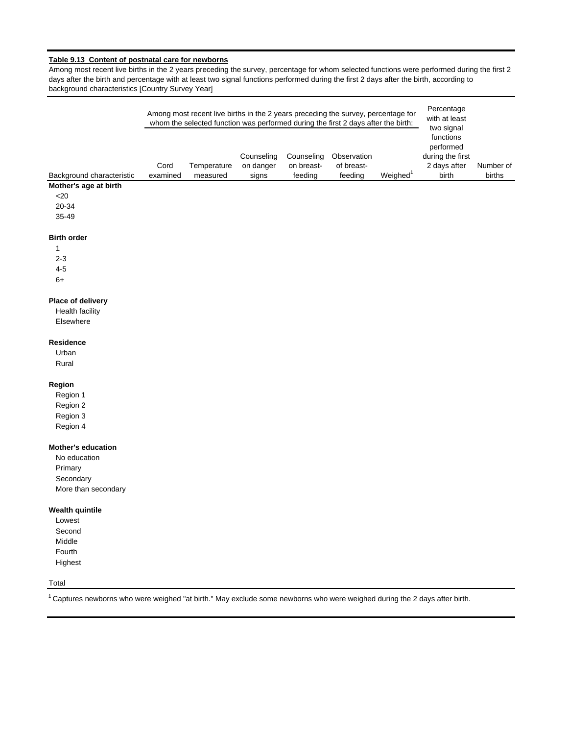**Table 9.13 Content of postnatal care for newborns**

Among most recent live births in the 2 years preceding the survey, percentage for whom selected functions were performed during the first 2 days after the birth and percentage with at least two signal functions performed during the first 2 days after the birth, according to background characteristics [Country Survey Year]

| Background characteristic | Among most recent live births in the 2 years preceding the survey, percentage for whom the selected function was performed during the first 2 days after the birth: | | | | | | Percentage with at least two signal functions performed during the first 2 days after birth | Number of births |
|---|---|---|---|---|---|---|---|---|
| | Cord examined | Temperature measured | Counseling on danger signs | Counseling on breast-feeding | Observation of breast-feeding | Weighed[1] | | |
| **Mother's age at birth** | | | | | | | | |
| <20 | | | | | | | | |
| 20-34 | | | | | | | | |
| 35-49 | | | | | | | | |
| **Birth order** | | | | | | | | |
| 1 | | | | | | | | |
| 2-3 | | | | | | | | |
| 4-5 | | | | | | | | |
| 6+ | | | | | | | | |
| **Place of delivery** | | | | | | | | |
| Health facility | | | | | | | | |
| Elsewhere | | | | | | | | |
| **Residence** | | | | | | | | |
| Urban | | | | | | | | |
| Rural | | | | | | | | |
| **Region** | | | | | | | | |
| Region 1 | | | | | | | | |
| Region 2 | | | | | | | | |
| Region 3 | | | | | | | | |
| Region 4 | | | | | | | | |
| **Mother's education** | | | | | | | | |
| No education | | | | | | | | |
| Primary | | | | | | | | |
| Secondary | | | | | | | | |
| More than secondary | | | | | | | | |
| **Wealth quintile** | | | | | | | | |
| Lowest | | | | | | | | |
| Second | | | | | | | | |
| Middle | | | | | | | | |
| Fourth | | | | | | | | |
| Highest | | | | | | | | |
| Total | | | | | | | | |

[1] Captures newborns who were weighed "at birth." May exclude some newborns who were weighed during the 2 days after birth.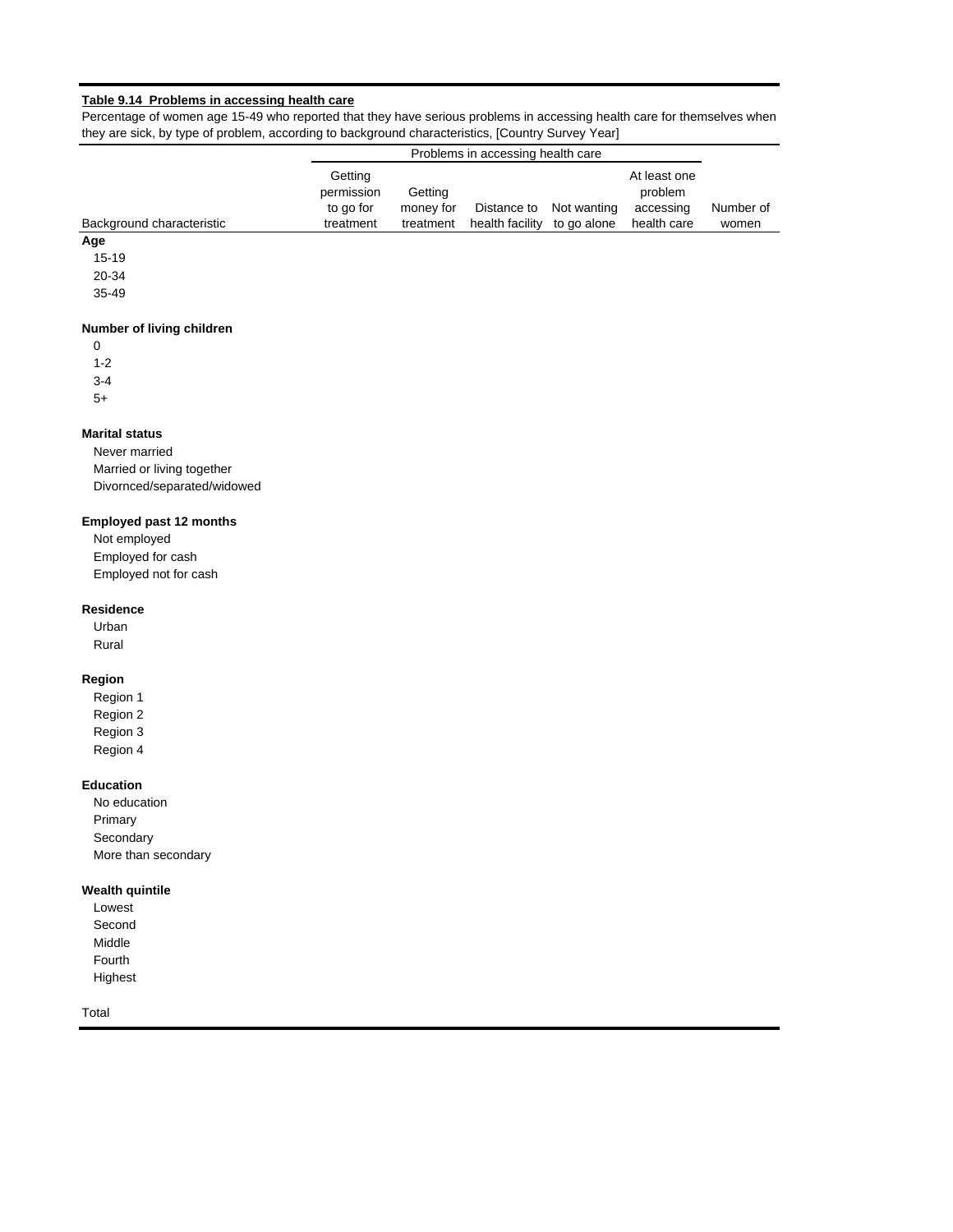**Table 9.14 Problems in accessing health care**

Percentage of women age 15-49 who reported that they have serious problems in accessing health care for themselves when they are sick, by type of problem, according to background characteristics, [Country Survey Year]

| | Problems in accessing health care | | | | | |
|---|---|---|---|---|---|---|
| Background characteristic | Getting permission to go for treatment | Getting money for treatment | Distance to health facility | Not wanting to go alone | At least one problem accessing health care | Number of women |
| **Age** | | | | | | |
| 15-19 | | | | | | |
| 20-34 | | | | | | |
| 35-49 | | | | | | |
| **Number of living children** | | | | | | |
| 0 | | | | | | |
| 1-2 | | | | | | |
| 3-4 | | | | | | |
| 5+ | | | | | | |
| **Marital status** | | | | | | |
| Never married | | | | | | |
| Married or living together | | | | | | |
| Divornced/separated/widowed | | | | | | |
| **Employed past 12 months** | | | | | | |
| Not employed | | | | | | |
| Employed for cash | | | | | | |
| Employed not for cash | | | | | | |
| **Residence** | | | | | | |
| Urban | | | | | | |
| Rural | | | | | | |
| **Region** | | | | | | |
| Region 1 | | | | | | |
| Region 2 | | | | | | |
| Region 3 | | | | | | |
| Region 4 | | | | | | |
| **Education** | | | | | | |
| No education | | | | | | |
| Primary | | | | | | |
| Secondary | | | | | | |
| More than secondary | | | | | | |
| **Wealth quintile** | | | | | | |
| Lowest | | | | | | |
| Second | | | | | | |
| Middle | | | | | | |
| Fourth | | | | | | |
| Highest | | | | | | |
| Total | | | | | | |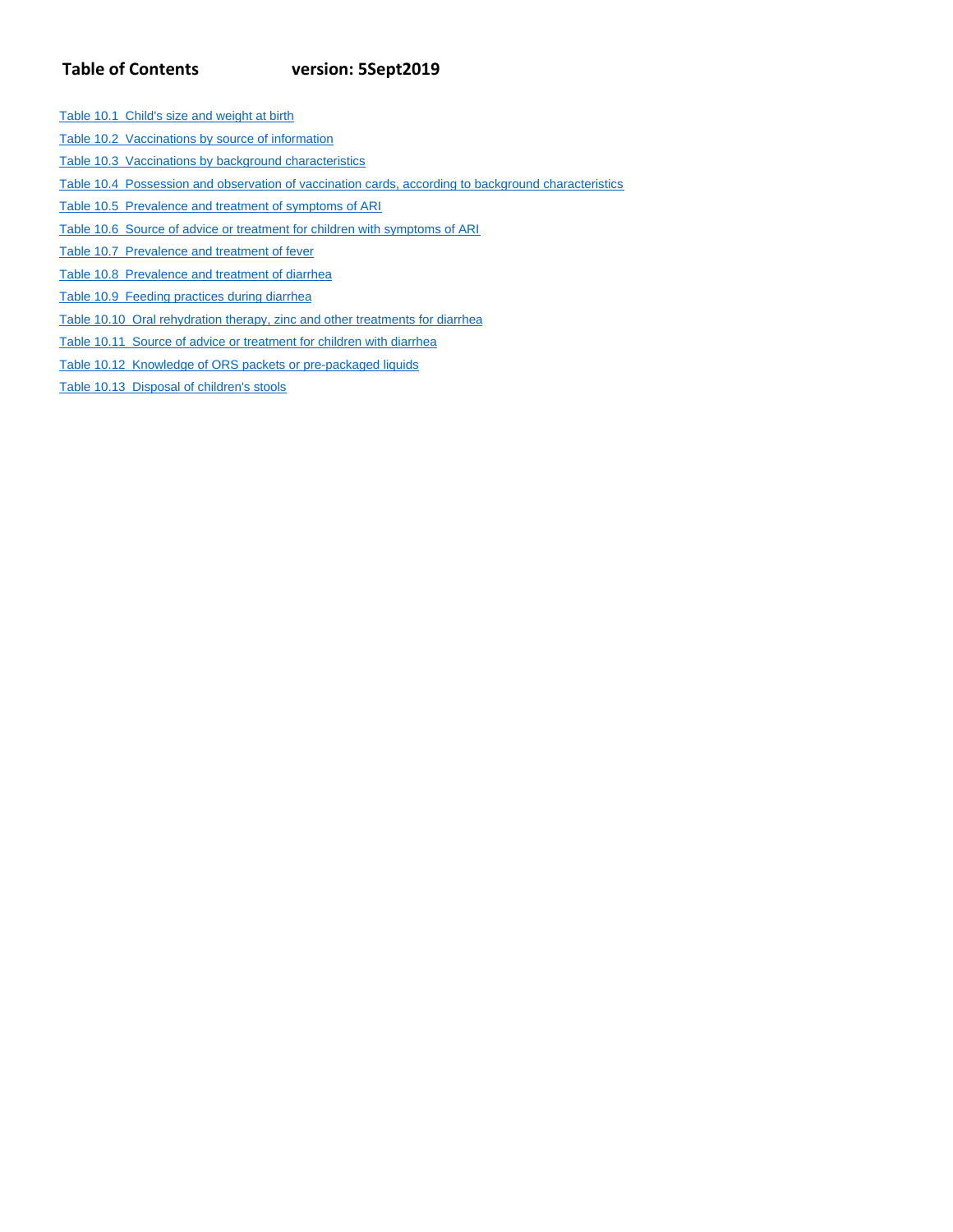**Table of Contents** **version: 5Sept2019**

Table 10.1  Child's size and weight at birth

Table 10.2  Vaccinations by source of information

Table 10.3  Vaccinations by background characteristics

Table 10.4  Possession and observation of vaccination cards, according to background characteristics

Table 10.5  Prevalence and treatment of symptoms of ARI

Table 10.6  Source of advice or treatment for children with symptoms of ARI

Table 10.7  Prevalence and treatment of fever

Table 10.8  Prevalence and treatment of diarrhea

Table 10.9  Feeding practices during diarrhea

Table 10.10  Oral rehydration therapy, zinc and other treatments for diarrhea

Table 10.11  Source of advice or treatment for children with diarrhea

Table 10.12  Knowledge of ORS packets or pre-packaged liquids

Table 10.13  Disposal of children's stools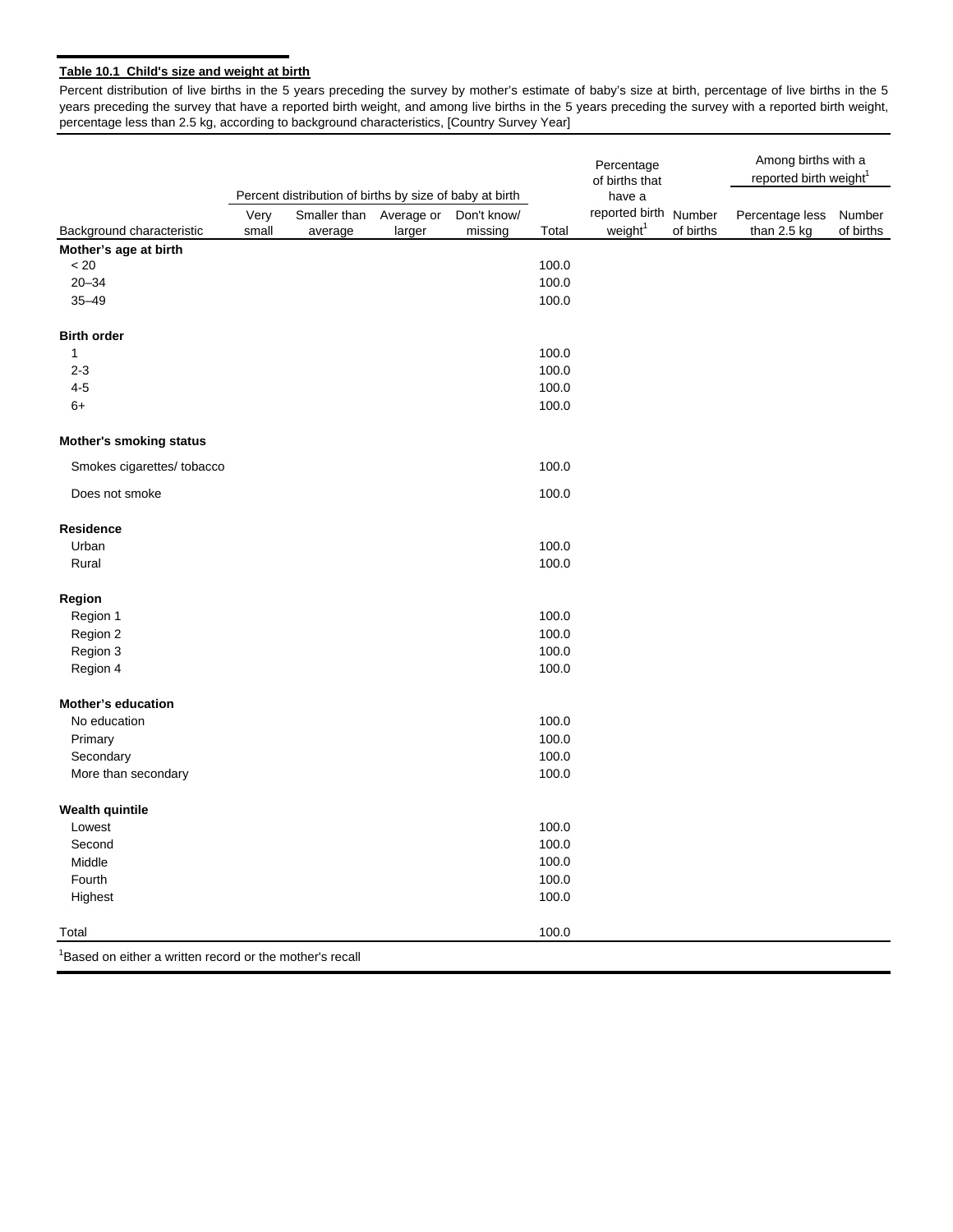**Table 10.1 Child's size and weight at birth**

Percent distribution of live births in the 5 years preceding the survey by mother's estimate of baby's size at birth, percentage of live births in the 5 years preceding the survey that have a reported birth weight, and among live births in the 5 years preceding the survey with a reported birth weight, percentage less than 2.5 kg, according to background characteristics, [Country Survey Year]

| | Percent distribution of births by size of baby at birth | | | | | Percentage of births that have a reported birth weight[1] | Number of births | Among births with a reported birth weight[1] | |
|---|---|---|---|---|---|---|---|---|---|
| Background characteristic | Very small | Smaller than average | Average or larger | Don't know/ missing | Total | | | Percentage less than 2.5 kg | Number of births |
| **Mother's age at birth** | | | | | | | | | |
| < 20 | | | | | 100.0 | | | | |
| 20–34 | | | | | 100.0 | | | | |
| 35–49 | | | | | 100.0 | | | | |
| **Birth order** | | | | | | | | | |
| 1 | | | | | 100.0 | | | | |
| 2-3 | | | | | 100.0 | | | | |
| 4-5 | | | | | 100.0 | | | | |
| 6+ | | | | | 100.0 | | | | |
| **Mother's smoking status** | | | | | | | | | |
| Smokes cigarettes/ tobacco | | | | | 100.0 | | | | |
| Does not smoke | | | | | 100.0 | | | | |
| **Residence** | | | | | | | | | |
| Urban | | | | | 100.0 | | | | |
| Rural | | | | | 100.0 | | | | |
| **Region** | | | | | | | | | |
| Region 1 | | | | | 100.0 | | | | |
| Region 2 | | | | | 100.0 | | | | |
| Region 3 | | | | | 100.0 | | | | |
| Region 4 | | | | | 100.0 | | | | |
| **Mother's education** | | | | | | | | | |
| No education | | | | | 100.0 | | | | |
| Primary | | | | | 100.0 | | | | |
| Secondary | | | | | 100.0 | | | | |
| More than secondary | | | | | 100.0 | | | | |
| **Wealth quintile** | | | | | | | | | |
| Lowest | | | | | 100.0 | | | | |
| Second | | | | | 100.0 | | | | |
| Middle | | | | | 100.0 | | | | |
| Fourth | | | | | 100.0 | | | | |
| Highest | | | | | 100.0 | | | | |
| Total | | | | | 100.0 | | | | |

[1]Based on either a written record or the mother's recall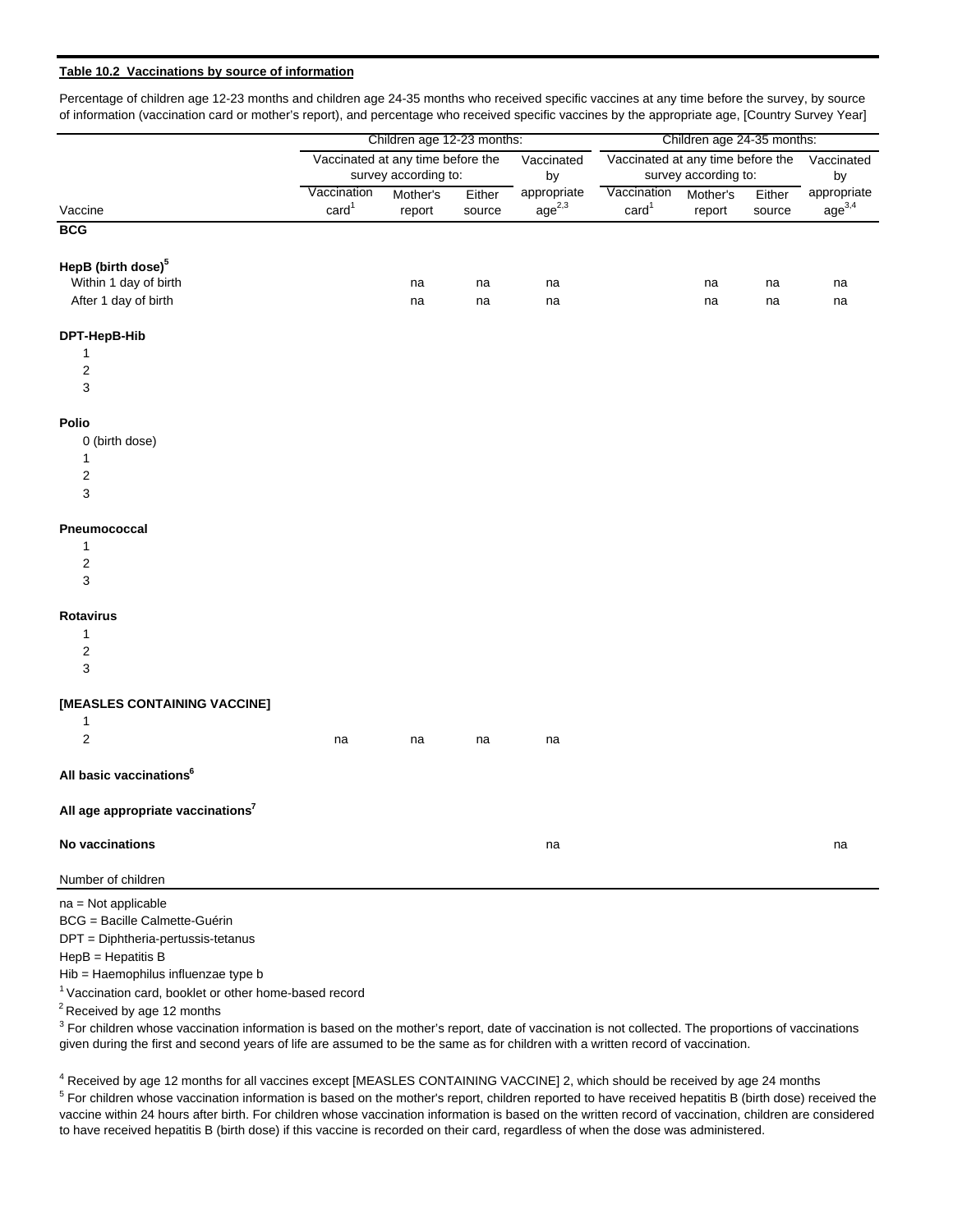**Table 10.2 Vaccinations by source of information**

Percentage of children age 12-23 months and children age 24-35 months who received specific vaccines at any time before the survey, by source of information (vaccination card or mother's report), and percentage who received specific vaccines by the appropriate age, [Country Survey Year]

| | Children age 12-23 months: | | | | Children age 24-35 months: | | | |
|---|---|---|---|---|---|---|---|---|
| | Vaccinated at any time before the survey according to: | | | Vaccinated by | Vaccinated at any time before the survey according to: | | | Vaccinated by |
| Vaccine | Vaccination card[1] | Mother's report | Either source | appropriate age[2,3] | Vaccination card[1] | Mother's report | Either source | appropriate age[3,4] |
| **BCG** | | | | | | | | |
| **HepB (birth dose)[5]** | | | | | | | | |
| Within 1 day of birth | | na | na | na | | na | na | na |
| After 1 day of birth | | na | na | na | | na | na | na |
| **DPT-HepB-Hib** | | | | | | | | |
| 1 | | | | | | | | |
| 2 | | | | | | | | |
| 3 | | | | | | | | |
| **Polio** | | | | | | | | |
| 0 (birth dose) | | | | | | | | |
| 1 | | | | | | | | |
| 2 | | | | | | | | |
| 3 | | | | | | | | |
| **Pneumococcal** | | | | | | | | |
| 1 | | | | | | | | |
| 2 | | | | | | | | |
| 3 | | | | | | | | |
| **Rotavirus** | | | | | | | | |
| 1 | | | | | | | | |
| 2 | | | | | | | | |
| 3 | | | | | | | | |
| **[MEASLES CONTAINING VACCINE]** | | | | | | | | |
| 1 | | | | | | | | |
| 2 | na | na | na | na | | | | |
| **All basic vaccinations[6]** | | | | | | | | |
| **All age appropriate vaccinations[7]** | | | | | | | | |
| **No vaccinations** | | | | na | | | | na |
| Number of children | | | | | | | | |

na = Not applicable
BCG = Bacille Calmette-Guérin
DPT = Diphtheria-pertussis-tetanus
HepB = Hepatitis B
Hib = Haemophilus influenzae type b
[1] Vaccination card, booklet or other home-based record
[2] Received by age 12 months
[3] For children whose vaccination information is based on the mother's report, date of vaccination is not collected. The proportions of vaccinations given during the first and second years of life are assumed to be the same as for children with a written record of vaccination.

[4] Received by age 12 months for all vaccines except [MEASLES CONTAINING VACCINE] 2, which should be received by age 24 months
[5] For children whose vaccination information is based on the mother's report, children reported to have received hepatitis B (birth dose) received the vaccine within 24 hours after birth. For children whose vaccination information is based on the written record of vaccination, children are considered to have received hepatitis B (birth dose) if this vaccine is recorded on their card, regardless of when the dose was administered.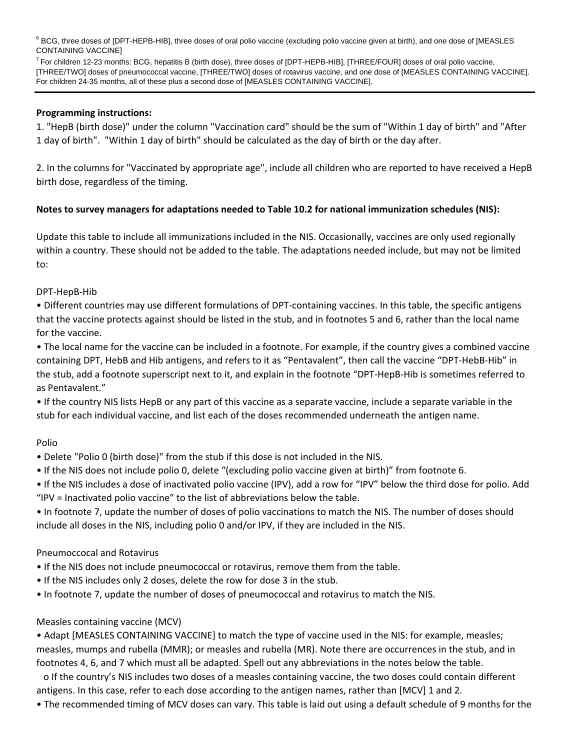[6] BCG, three doses of [DPT-HEPB-HIB], three doses of oral polio vaccine (excluding polio vaccine given at birth), and one dose of [MEASLES CONTAINING VACCINE]

[7] For children 12-23 months: BCG, hepatitis B (birth dose), three doses of [DPT-HEPB-HIB], [THREE/FOUR] doses of oral polio vaccine, [THREE/TWO] doses of pneumococcal vaccine, [THREE/TWO] doses of rotavirus vaccine, and one dose of [MEASLES CONTAINING VACCINE]. For children 24-35 months, all of these plus a second dose of [MEASLES CONTAINING VACCINE].

---

**Programming instructions:**

1. "HepB (birth dose)" under the column "Vaccination card" should be the sum of "Within 1 day of birth" and "After 1 day of birth". "Within 1 day of birth" should be calculated as the day of birth or the day after.

2. In the columns for "Vaccinated by appropriate age", include all children who are reported to have received a HepB birth dose, regardless of the timing.

**Notes to survey managers for adaptations needed to Table 10.2 for national immunization schedules (NIS):**

Update this table to include all immunizations included in the NIS. Occasionally, vaccines are only used regionally within a country. These should not be added to the table. The adaptations needed include, but may not be limited to:

DPT-HepB-Hib

- Different countries may use different formulations of DPT-containing vaccines. In this table, the specific antigens that the vaccine protects against should be listed in the stub, and in footnotes 5 and 6, rather than the local name for the vaccine.
- The local name for the vaccine can be included in a footnote. For example, if the country gives a combined vaccine containing DPT, HebB and Hib antigens, and refers to it as "Pentavalent", then call the vaccine "DPT-HebB-Hib" in the stub, add a footnote superscript next to it, and explain in the footnote "DPT-HepB-Hib is sometimes referred to as Pentavalent."
- If the country NIS lists HepB or any part of this vaccine as a separate vaccine, include a separate variable in the stub for each individual vaccine, and list each of the doses recommended underneath the antigen name.

Polio

- Delete "Polio 0 (birth dose)" from the stub if this dose is not included in the NIS.
- If the NIS does not include polio 0, delete "(excluding polio vaccine given at birth)" from footnote 6.
- If the NIS includes a dose of inactivated polio vaccine (IPV), add a row for "IPV" below the third dose for polio. Add "IPV = Inactivated polio vaccine" to the list of abbreviations below the table.
- In footnote 7, update the number of doses of polio vaccinations to match the NIS. The number of doses should include all doses in the NIS, including polio 0 and/or IPV, if they are included in the NIS.

Pneumoccocal and Rotavirus

- If the NIS does not include pneumococcal or rotavirus, remove them from the table.
- If the NIS includes only 2 doses, delete the row for dose 3 in the stub.
- In footnote 7, update the number of doses of pneumococcal and rotavirus to match the NIS.

Measles containing vaccine (MCV)

- Adapt [MEASLES CONTAINING VACCINE] to match the type of vaccine used in the NIS: for example, measles; measles, mumps and rubella (MMR); or measles and rubella (MR). Note there are occurrences in the stub, and in footnotes 4, 6, and 7 which must all be adapted. Spell out any abbreviations in the notes below the table.
  - o If the country's NIS includes two doses of a measles containing vaccine, the two doses could contain different antigens. In this case, refer to each dose according to the antigen names, rather than [MCV] 1 and 2.
- The recommended timing of MCV doses can vary. This table is laid out using a default schedule of 9 months for the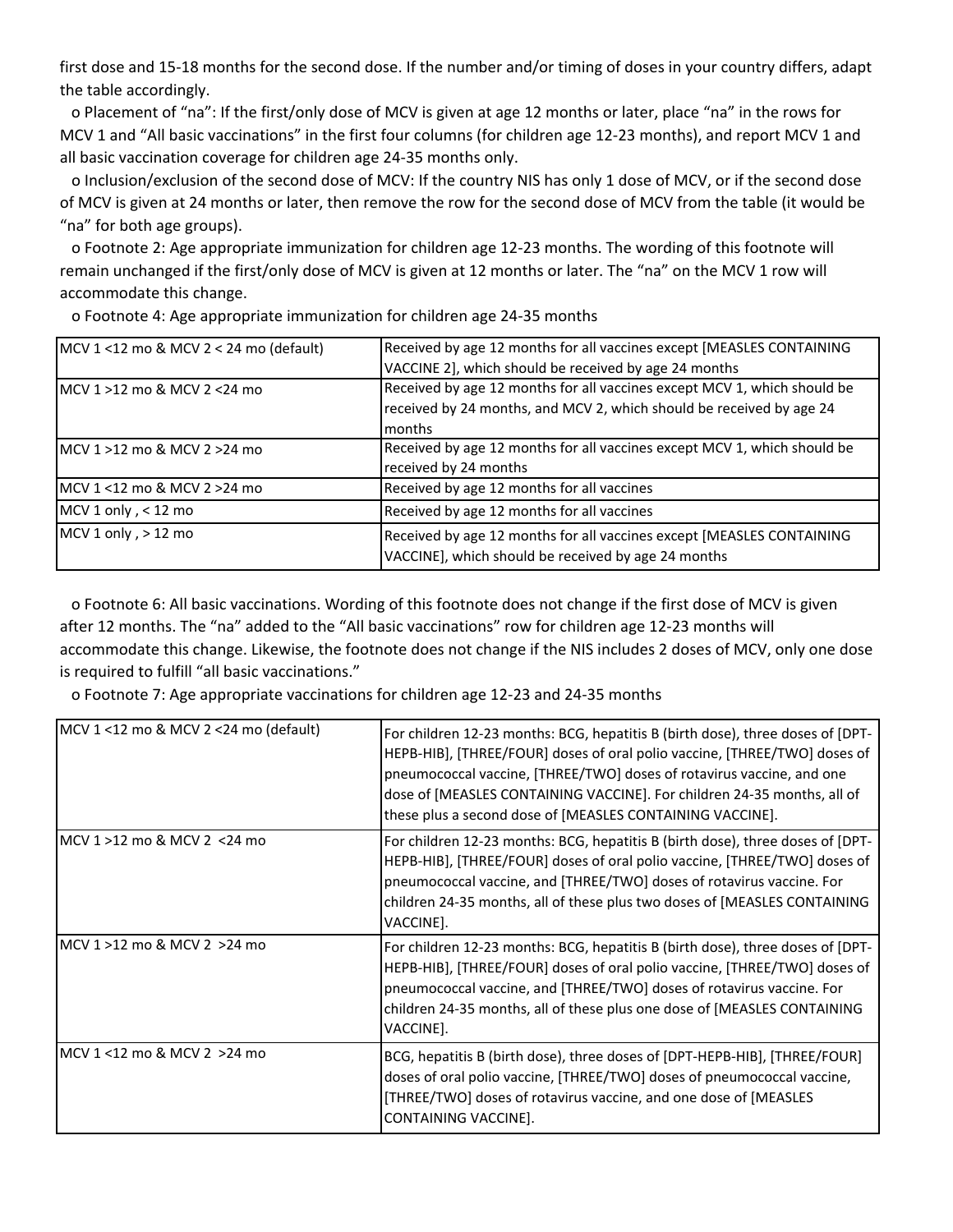first dose and 15-18 months for the second dose. If the number and/or timing of doses in your country differs, adapt the table accordingly.

- o Placement of "na": If the first/only dose of MCV is given at age 12 months or later, place "na" in the rows for MCV 1 and "All basic vaccinations" in the first four columns (for children age 12-23 months), and report MCV 1 and all basic vaccination coverage for children age 24-35 months only.
- o Inclusion/exclusion of the second dose of MCV: If the country NIS has only 1 dose of MCV, or if the second dose of MCV is given at 24 months or later, then remove the row for the second dose of MCV from the table (it would be "na" for both age groups).
- o Footnote 2: Age appropriate immunization for children age 12-23 months. The wording of this footnote will remain unchanged if the first/only dose of MCV is given at 12 months or later. The "na" on the MCV 1 row will accommodate this change.
- o Footnote 4: Age appropriate immunization for children age 24-35 months

| | |
|---|---|
| MCV 1 <12 mo & MCV 2 < 24 mo (default) | Received by age 12 months for all vaccines except [MEASLES CONTAINING VACCINE 2], which should be received by age 24 months |
| MCV 1 >12 mo & MCV 2 <24 mo | Received by age 12 months for all vaccines except MCV 1, which should be received by 24 months, and MCV 2, which should be received by age 24 months |
| MCV 1 >12 mo & MCV 2 >24 mo | Received by age 12 months for all vaccines except MCV 1, which should be received by 24 months |
| MCV 1 <12 mo & MCV 2 >24 mo | Received by age 12 months for all vaccines |
| MCV 1 only , < 12 mo | Received by age 12 months for all vaccines |
| MCV 1 only , > 12 mo | Received by age 12 months for all vaccines except [MEASLES CONTAINING VACCINE], which should be received by age 24 months |

- o Footnote 6: All basic vaccinations. Wording of this footnote does not change if the first dose of MCV is given after 12 months. The "na" added to the "All basic vaccinations" row for children age 12-23 months will accommodate this change. Likewise, the footnote does not change if the NIS includes 2 doses of MCV, only one dose is required to fulfill "all basic vaccinations."
- o Footnote 7: Age appropriate vaccinations for children age 12-23 and 24-35 months

| | |
|---|---|
| MCV 1 <12 mo & MCV 2 <24 mo (default) | For children 12-23 months: BCG, hepatitis B (birth dose), three doses of [DPT-HEPB-HIB], [THREE/FOUR] doses of oral polio vaccine, [THREE/TWO] doses of pneumococcal vaccine, [THREE/TWO] doses of rotavirus vaccine, and one dose of [MEASLES CONTAINING VACCINE]. For children 24-35 months, all of these plus a second dose of [MEASLES CONTAINING VACCINE]. |
| MCV 1 >12 mo & MCV 2 <24 mo | For children 12-23 months: BCG, hepatitis B (birth dose), three doses of [DPT-HEPB-HIB], [THREE/FOUR] doses of oral polio vaccine, [THREE/TWO] doses of pneumococcal vaccine, and [THREE/TWO] doses of rotavirus vaccine. For children 24-35 months, all of these plus two doses of [MEASLES CONTAINING VACCINE]. |
| MCV 1 >12 mo & MCV 2 >24 mo | For children 12-23 months: BCG, hepatitis B (birth dose), three doses of [DPT-HEPB-HIB], [THREE/FOUR] doses of oral polio vaccine, [THREE/TWO] doses of pneumococcal vaccine, and [THREE/TWO] doses of rotavirus vaccine. For children 24-35 months, all of these plus one dose of [MEASLES CONTAINING VACCINE]. |
| MCV 1 <12 mo & MCV 2 >24 mo | BCG, hepatitis B (birth dose), three doses of [DPT-HEPB-HIB], [THREE/FOUR] doses of oral polio vaccine, [THREE/TWO] doses of pneumococcal vaccine, [THREE/TWO] doses of rotavirus vaccine, and one dose of [MEASLES CONTAINING VACCINE]. |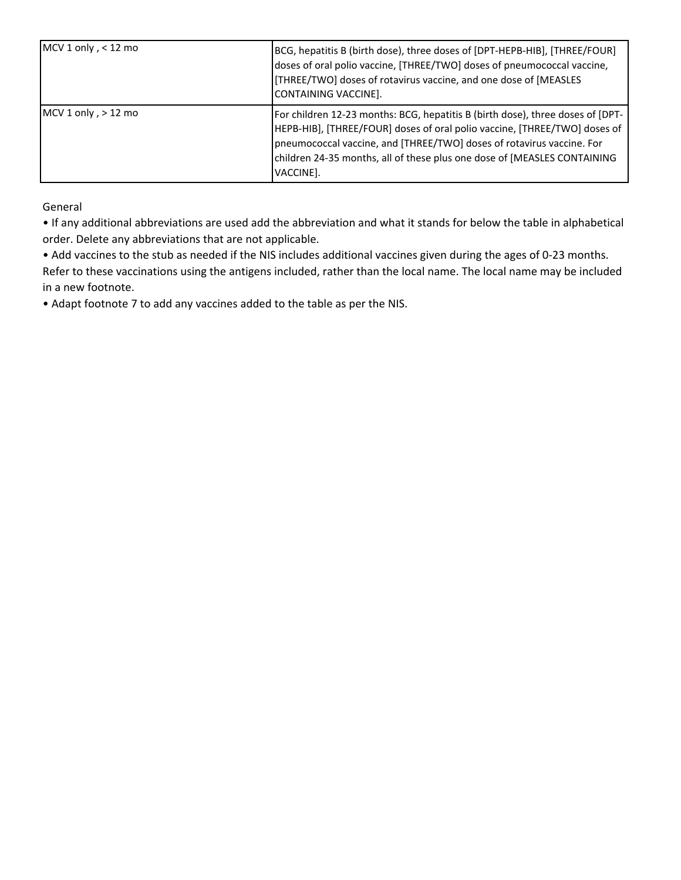| | |
|---|---|
| MCV 1 only , < 12 mo | BCG, hepatitis B (birth dose), three doses of [DPT-HEPB-HIB], [THREE/FOUR] doses of oral polio vaccine, [THREE/TWO] doses of pneumococcal vaccine, [THREE/TWO] doses of rotavirus vaccine, and one dose of [MEASLES CONTAINING VACCINE]. |
| MCV 1 only , > 12 mo | For children 12-23 months: BCG, hepatitis B (birth dose), three doses of [DPT-HEPB-HIB], [THREE/FOUR] doses of oral polio vaccine, [THREE/TWO] doses of pneumococcal vaccine, and [THREE/TWO] doses of rotavirus vaccine. For children 24-35 months, all of these plus one dose of [MEASLES CONTAINING VACCINE]. |

General

- If any additional abbreviations are used add the abbreviation and what it stands for below the table in alphabetical order. Delete any abbreviations that are not applicable.
- Add vaccines to the stub as needed if the NIS includes additional vaccines given during the ages of 0-23 months. Refer to these vaccinations using the antigens included, rather than the local name. The local name may be included in a new footnote.
- Adapt footnote 7 to add any vaccines added to the table as per the NIS.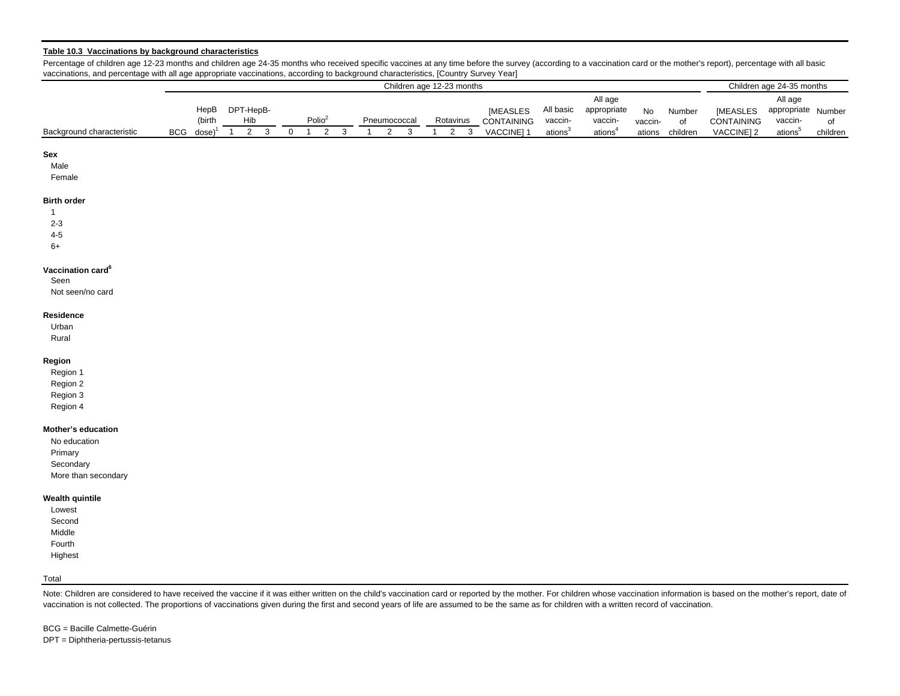**Table 10.3 Vaccinations by background characteristics**

Percentage of children age 12-23 months and children age 24-35 months who received specific vaccines at any time before the survey (according to a vaccination card or the mother's report), percentage with all basic vaccinations, and percentage with all age appropriate vaccinations, according to background characteristics, [Country Survey Year]

| | Children age 12-23 months | | | | | | | | | | | | | | | | | | | | | Children age 24-35 months | | |
|---|---|---|---|---|---|---|---|---|---|---|---|---|---|---|---|---|---|---|---|---|---|---|---|---|
| | | HepB (birth dose)[1] | DPT-HepB-Hib | | | Polio[2] | | | | Pneumococcal | | | Rotavirus | | | [MEASLES CONTAINING VACCINE] 1 | All basic vaccin-ations[3] | All age appropriate vaccin-ations[4] | No vaccin-ations | Number of children | [MEASLES CONTAINING VACCINE] 2 | All age appropriate vaccin-ations[5] | Number of children |
| Background characteristic | BCG | | 1 | 2 | 3 | 0 | 1 | 2 | 3 | 1 | 2 | 3 | 1 | 2 | 3 | | | | | | | | |
| **Sex** | | | | | | | | | | | | | | | | | | | | | | | |
| Male | | | | | | | | | | | | | | | | | | | | | | | |
| Female | | | | | | | | | | | | | | | | | | | | | | | |
| **Birth order** | | | | | | | | | | | | | | | | | | | | | | | |
| 1 | | | | | | | | | | | | | | | | | | | | | | | |
| 2-3 | | | | | | | | | | | | | | | | | | | | | | | |
| 4-5 | | | | | | | | | | | | | | | | | | | | | | | |
| 6+ | | | | | | | | | | | | | | | | | | | | | | | |
| **Vaccination card[6]** | | | | | | | | | | | | | | | | | | | | | | | |
| Seen | | | | | | | | | | | | | | | | | | | | | | | |
| Not seen/no card | | | | | | | | | | | | | | | | | | | | | | | |
| **Residence** | | | | | | | | | | | | | | | | | | | | | | | |
| Urban | | | | | | | | | | | | | | | | | | | | | | | |
| Rural | | | | | | | | | | | | | | | | | | | | | | | |
| **Region** | | | | | | | | | | | | | | | | | | | | | | | |
| Region 1 | | | | | | | | | | | | | | | | | | | | | | | |
| Region 2 | | | | | | | | | | | | | | | | | | | | | | | |
| Region 3 | | | | | | | | | | | | | | | | | | | | | | | |
| Region 4 | | | | | | | | | | | | | | | | | | | | | | | |
| **Mother's education** | | | | | | | | | | | | | | | | | | | | | | | |
| No education | | | | | | | | | | | | | | | | | | | | | | | |
| Primary | | | | | | | | | | | | | | | | | | | | | | | |
| Secondary | | | | | | | | | | | | | | | | | | | | | | | |
| More than secondary | | | | | | | | | | | | | | | | | | | | | | | |
| **Wealth quintile** | | | | | | | | | | | | | | | | | | | | | | | |
| Lowest | | | | | | | | | | | | | | | | | | | | | | | |
| Second | | | | | | | | | | | | | | | | | | | | | | | |
| Middle | | | | | | | | | | | | | | | | | | | | | | | |
| Fourth | | | | | | | | | | | | | | | | | | | | | | | |
| Highest | | | | | | | | | | | | | | | | | | | | | | | |
| Total | | | | | | | | | | | | | | | | | | | | | | | |

Note: Children are considered to have received the vaccine if it was either written on the child's vaccination card or reported by the mother. For children whose vaccination information is based on the mother's report, date of vaccination is not collected. The proportions of vaccinations given during the first and second years of life are assumed to be the same as for children with a written record of vaccination.

BCG = Bacille Calmette-Guérin
DPT = Diphtheria-pertussis-tetanus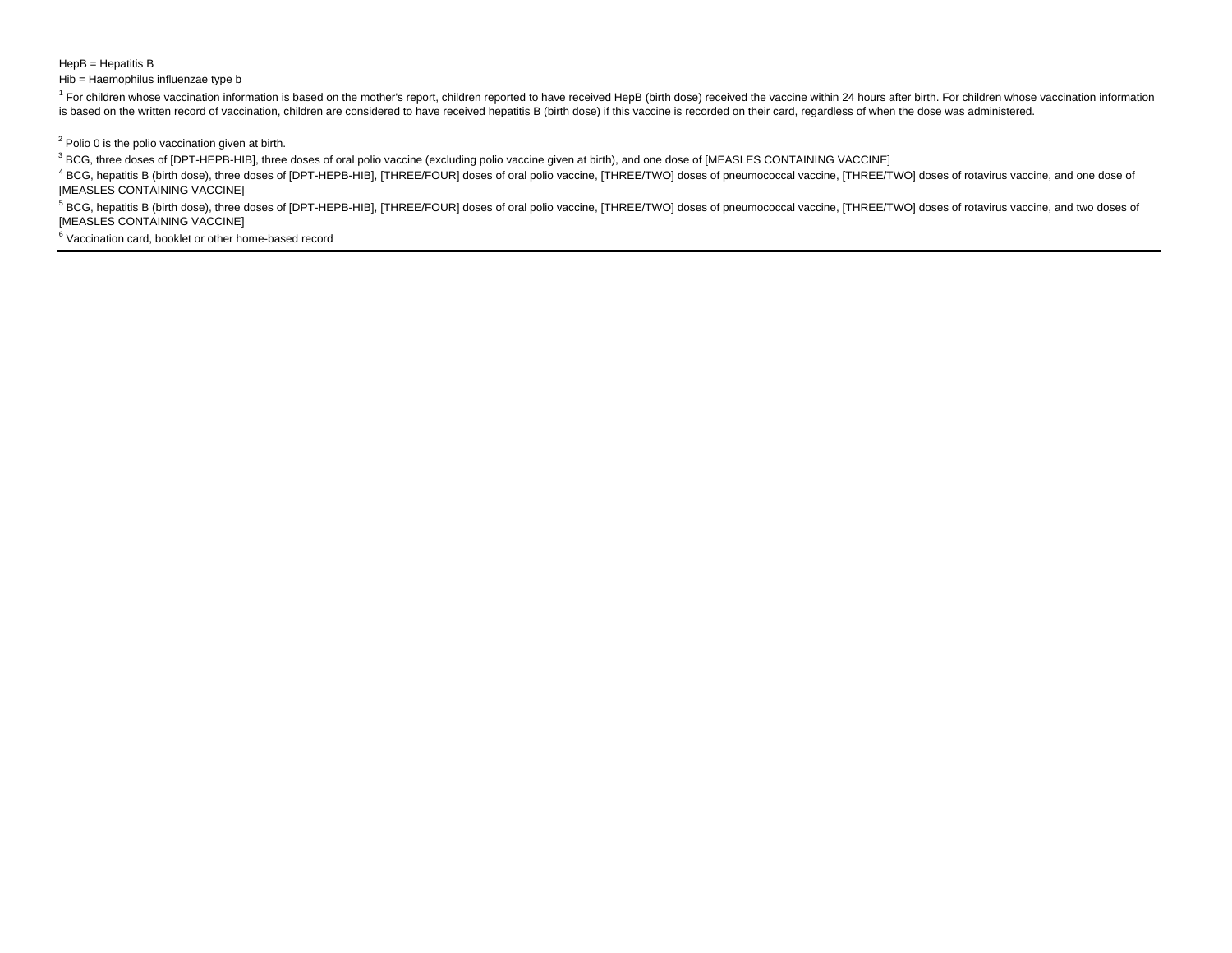HepB = Hepatitis B

Hib = Haemophilus influenzae type b

[1] For children whose vaccination information is based on the mother's report, children reported to have received HepB (birth dose) received the vaccine within 24 hours after birth. For children whose vaccination information is based on the written record of vaccination, children are considered to have received hepatitis B (birth dose) if this vaccine is recorded on their card, regardless of when the dose was administered.

[2] Polio 0 is the polio vaccination given at birth.

[3] BCG, three doses of [DPT-HEPB-HIB], three doses of oral polio vaccine (excluding polio vaccine given at birth), and one dose of [MEASLES CONTAINING VACCINE]

[4] BCG, hepatitis B (birth dose), three doses of [DPT-HEPB-HIB], [THREE/FOUR] doses of oral polio vaccine, [THREE/TWO] doses of pneumococcal vaccine, [THREE/TWO] doses of rotavirus vaccine, and one dose of [MEASLES CONTAINING VACCINE]

[5] BCG, hepatitis B (birth dose), three doses of [DPT-HEPB-HIB], [THREE/FOUR] doses of oral polio vaccine, [THREE/TWO] doses of pneumococcal vaccine, [THREE/TWO] doses of rotavirus vaccine, and two doses of [MEASLES CONTAINING VACCINE]

[6] Vaccination card, booklet or other home-based record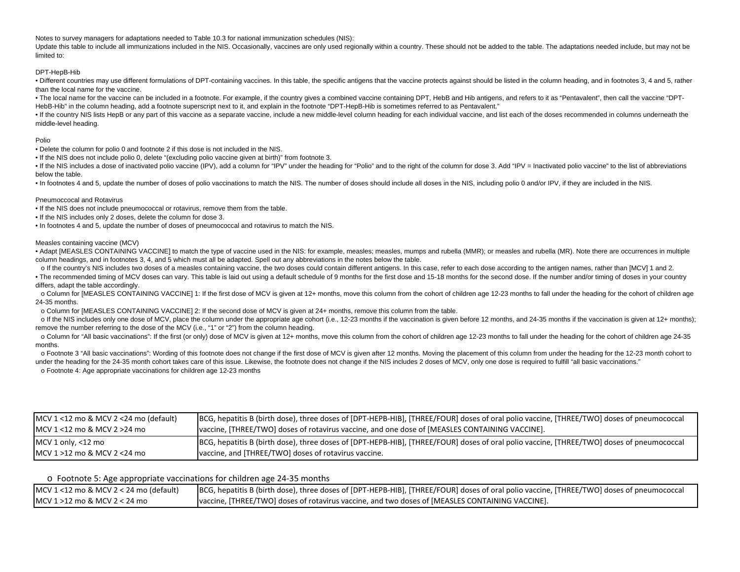Notes to survey managers for adaptations needed to Table 10.3 for national immunization schedules (NIS):

Update this table to include all immunizations included in the NIS. Occasionally, vaccines are only used regionally within a country. These should not be added to the table. The adaptations needed include, but may not be limited to:

DPT-HepB-Hib

- Different countries may use different formulations of DPT-containing vaccines. In this table, the specific antigens that the vaccine protects against should be listed in the column heading, and in footnotes 3, 4 and 5, rather than the local name for the vaccine.
- The local name for the vaccine can be included in a footnote. For example, if the country gives a combined vaccine containing DPT, HebB and Hib antigens, and refers to it as "Pentavalent", then call the vaccine "DPT-HebB-Hib" in the column heading, add a footnote superscript next to it, and explain in the footnote "DPT-HepB-Hib is sometimes referred to as Pentavalent."
- If the country NIS lists HepB or any part of this vaccine as a separate vaccine, include a new middle-level column heading for each individual vaccine, and list each of the doses recommended in columns underneath the middle-level heading.

Polio

- Delete the column for polio 0 and footnote 2 if this dose is not included in the NIS.
- If the NIS does not include polio 0, delete "(excluding polio vaccine given at birth)" from footnote 3.
- If the NIS includes a dose of inactivated polio vaccine (IPV), add a column for "IPV" under the heading for "Polio" and to the right of the column for dose 3. Add "IPV = Inactivated polio vaccine" to the list of abbreviations below the table.
- In footnotes 4 and 5, update the number of doses of polio vaccinations to match the NIS. The number of doses should include all doses in the NIS, including polio 0 and/or IPV, if they are included in the NIS.

Pneumoccocal and Rotavirus

- If the NIS does not include pneumococcal or rotavirus, remove them from the table.
- If the NIS includes only 2 doses, delete the column for dose 3.
- In footnotes 4 and 5, update the number of doses of pneumococcal and rotavirus to match the NIS.

Measles containing vaccine (MCV)

- Adapt [MEASLES CONTAINING VACCINE] to match the type of vaccine used in the NIS: for example, measles; measles, mumps and rubella (MMR); or measles and rubella (MR). Note there are occurrences in multiple column headings, and in footnotes 3, 4, and 5 which must all be adapted. Spell out any abbreviations in the notes below the table.
  - If the country's NIS includes two doses of a measles containing vaccine, the two doses could contain different antigens. In this case, refer to each dose according to the antigen names, rather than [MCV] 1 and 2.
- The recommended timing of MCV doses can vary. This table is laid out using a default schedule of 9 months for the first dose and 15-18 months for the second dose. If the number and/or timing of doses in your country differs, adapt the table accordingly.
  - Column for [MEASLES CONTAINING VACCINE] 1: If the first dose of MCV is given at 12+ months, move this column from the cohort of children age 12-23 months to fall under the heading for the cohort of children age 24-35 months.
  - Column for [MEASLES CONTAINING VACCINE] 2: If the second dose of MCV is given at 24+ months, remove this column from the table.
  - If the NIS includes only one dose of MCV, place the column under the appropriate age cohort (i.e., 12-23 months if the vaccination is given before 12 months, and 24-35 months if the vaccination is given at 12+ months); remove the number referring to the dose of the MCV (i.e., "1" or "2") from the column heading.
  - Column for "All basic vaccinations": If the first (or only) dose of MCV is given at 12+ months, move this column from the cohort of children age 12-23 months to fall under the heading for the cohort of children age 24-35 months.
  - Footnote 3 "All basic vaccinations": Wording of this footnote does not change if the first dose of MCV is given after 12 months. Moving the placement of this column from under the heading for the 12-23 month cohort to under the heading for the 24-35 month cohort takes care of this issue. Likewise, the footnote does not change if the NIS includes 2 doses of MCV, only one dose is required to fulfill "all basic vaccinations."
  - Footnote 4: Age appropriate vaccinations for children age 12-23 months

| | |
|---|---|
| MCV 1 <12 mo & MCV 2 <24 mo (default)<br>MCV 1 <12 mo & MCV 2 >24 mo | BCG, hepatitis B (birth dose), three doses of [DPT-HEPB-HIB], [THREE/FOUR] doses of oral polio vaccine, [THREE/TWO] doses of pneumococcal vaccine, [THREE/TWO] doses of rotavirus vaccine, and one dose of [MEASLES CONTAINING VACCINE]. |
| MCV 1 only, <12 mo<br>MCV 1 >12 mo & MCV 2 <24 mo | BCG, hepatitis B (birth dose), three doses of [DPT-HEPB-HIB], [THREE/FOUR] doses of oral polio vaccine, [THREE/TWO] doses of pneumococcal vaccine, and [THREE/TWO] doses of rotavirus vaccine. |

- Footnote 5: Age appropriate vaccinations for children age 24-35 months

| | |
|---|---|
| MCV 1 <12 mo & MCV 2 < 24 mo (default)<br>MCV 1 >12 mo & MCV 2 < 24 mo | BCG, hepatitis B (birth dose), three doses of [DPT-HEPB-HIB], [THREE/FOUR] doses of oral polio vaccine, [THREE/TWO] doses of pneumococcal vaccine, [THREE/TWO] doses of rotavirus vaccine, and two doses of [MEASLES CONTAINING VACCINE]. |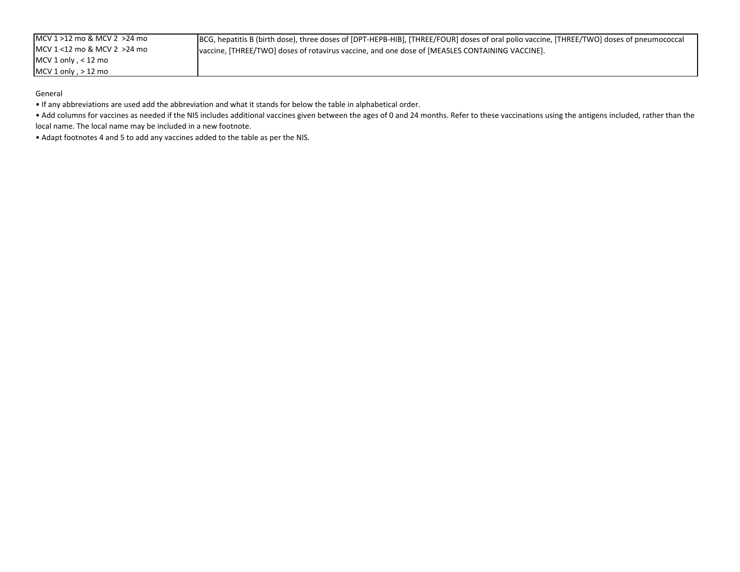| | |
|---|---|
| MCV 1 >12 mo & MCV 2 >24 mo | BCG, hepatitis B (birth dose), three doses of [DPT-HEPB-HIB], [THREE/FOUR] doses of oral polio vaccine, [THREE/TWO] doses of pneumococcal vaccine, [THREE/TWO] doses of rotavirus vaccine, and one dose of [MEASLES CONTAINING VACCINE]. |
| MCV 1 <12 mo & MCV 2 >24 mo | |
| MCV 1 only , < 12 mo | |
| MCV 1 only , > 12 mo | |

General

• If any abbreviations are used add the abbreviation and what it stands for below the table in alphabetical order.

• Add columns for vaccines as needed if the NIS includes additional vaccines given between the ages of 0 and 24 months. Refer to these vaccinations using the antigens included, rather than the local name. The local name may be included in a new footnote.

• Adapt footnotes 4 and 5 to add any vaccines added to the table as per the NIS.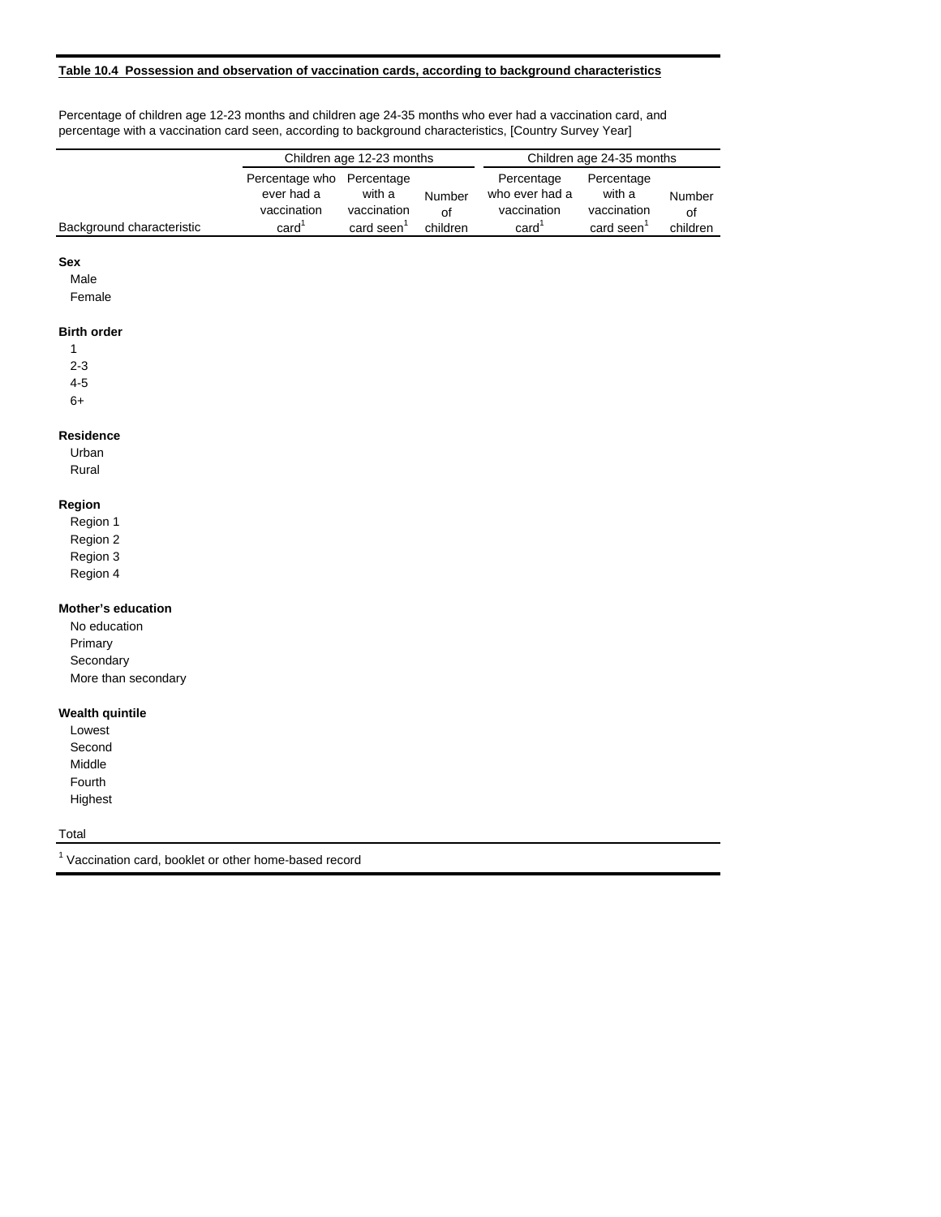**Table 10.4 Possession and observation of vaccination cards, according to background characteristics**

Percentage of children age 12-23 months and children age 24-35 months who ever had a vaccination card, and percentage with a vaccination card seen, according to background characteristics, [Country Survey Year]

| | Children age 12-23 months | | | Children age 24-35 months | | |
|---|---|---|---|---|---|---|
| Background characteristic | Percentage who ever had a vaccination card[1] | Percentage with a vaccination card seen[1] | Number of children | Percentage who ever had a vaccination card[1] | Percentage with a vaccination card seen[1] | Number of children |
| **Sex** | | | | | | |
| Male | | | | | | |
| Female | | | | | | |
| **Birth order** | | | | | | |
| 1 | | | | | | |
| 2-3 | | | | | | |
| 4-5 | | | | | | |
| 6+ | | | | | | |
| **Residence** | | | | | | |
| Urban | | | | | | |
| Rural | | | | | | |
| **Region** | | | | | | |
| Region 1 | | | | | | |
| Region 2 | | | | | | |
| Region 3 | | | | | | |
| Region 4 | | | | | | |
| **Mother's education** | | | | | | |
| No education | | | | | | |
| Primary | | | | | | |
| Secondary | | | | | | |
| More than secondary | | | | | | |
| **Wealth quintile** | | | | | | |
| Lowest | | | | | | |
| Second | | | | | | |
| Middle | | | | | | |
| Fourth | | | | | | |
| Highest | | | | | | |
| Total | | | | | | |

[1] Vaccination card, booklet or other home-based record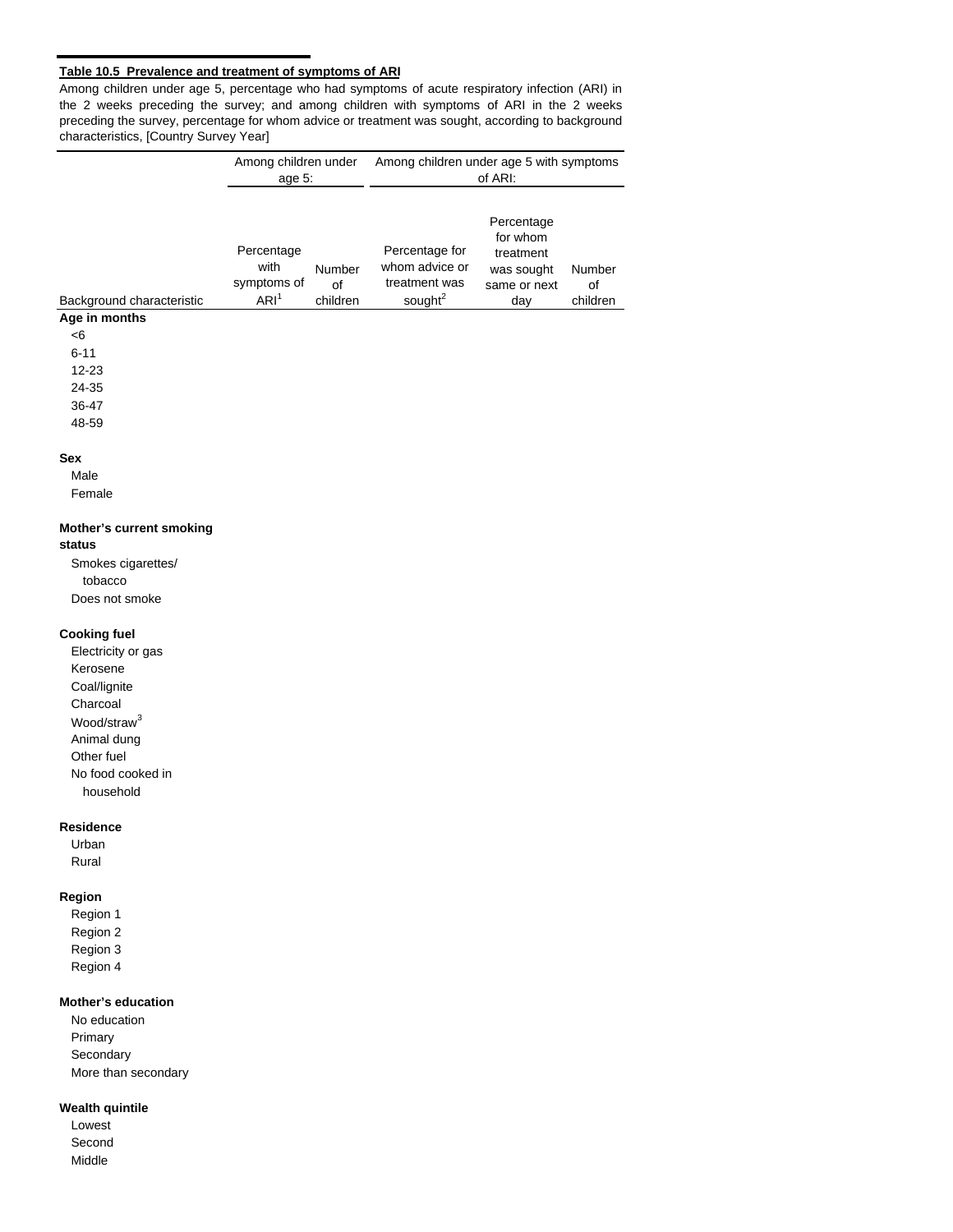**Table 10.5 Prevalence and treatment of symptoms of ARI**

Among children under age 5, percentage who had symptoms of acute respiratory infection (ARI) in the 2 weeks preceding the survey; and among children with symptoms of ARI in the 2 weeks preceding the survey, percentage for whom advice or treatment was sought, according to background characteristics, [Country Survey Year]

| | Among children under age 5: | | Among children under age 5 with symptoms of ARI: | | |
|---|---|---|---|---|---|
| Background characteristic | Percentage with symptoms of ARI[1] | Number of children | Percentage for whom advice or treatment was sought[2] | Percentage for whom treatment was sought same or next day | Number of children |
| **Age in months** | | | | | |
| <6 | | | | | |
| 6-11 | | | | | |
| 12-23 | | | | | |
| 24-35 | | | | | |
| 36-47 | | | | | |
| 48-59 | | | | | |
| **Sex** | | | | | |
| Male | | | | | |
| Female | | | | | |
| **Mother's current smoking status** | | | | | |
| Smokes cigarettes/ tobacco | | | | | |
| Does not smoke | | | | | |
| **Cooking fuel** | | | | | |
| Electricity or gas | | | | | |
| Kerosene | | | | | |
| Coal/lignite | | | | | |
| Charcoal | | | | | |
| Wood/straw[3] | | | | | |
| Animal dung | | | | | |
| Other fuel | | | | | |
| No food cooked in household | | | | | |
| **Residence** | | | | | |
| Urban | | | | | |
| Rural | | | | | |
| **Region** | | | | | |
| Region 1 | | | | | |
| Region 2 | | | | | |
| Region 3 | | | | | |
| Region 4 | | | | | |
| **Mother's education** | | | | | |
| No education | | | | | |
| Primary | | | | | |
| Secondary | | | | | |
| More than secondary | | | | | |
| **Wealth quintile** | | | | | |
| Lowest | | | | | |
| Second | | | | | |
| Middle | | | | | |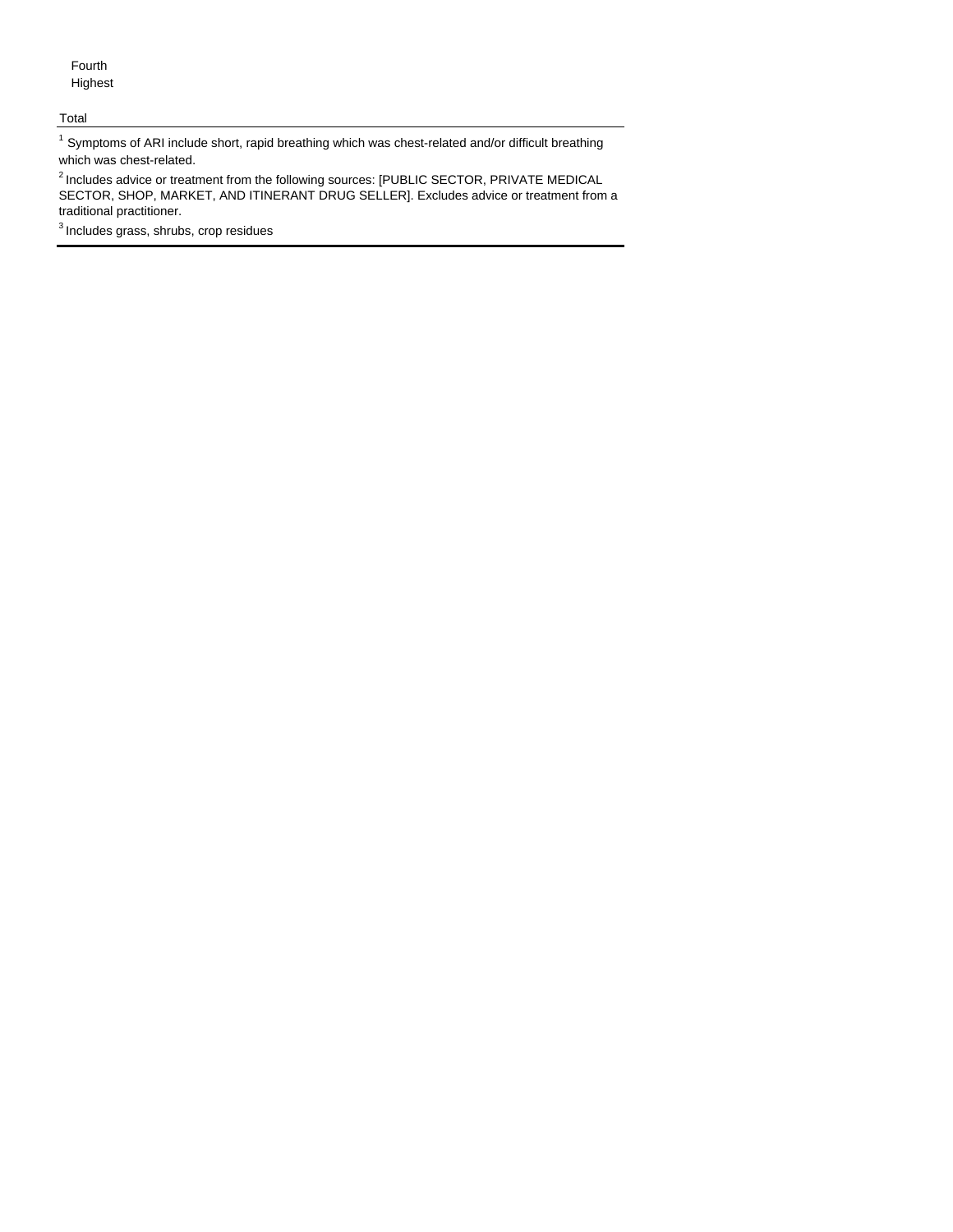| |
|---|
| Fourth |
| Highest |
| |
| Total |

[1] Symptoms of ARI include short, rapid breathing which was chest-related and/or difficult breathing which was chest-related.

[2] Includes advice or treatment from the following sources: [PUBLIC SECTOR, PRIVATE MEDICAL SECTOR, SHOP, MARKET, AND ITINERANT DRUG SELLER]. Excludes advice or treatment from a traditional practitioner.

[3] Includes grass, shrubs, crop residues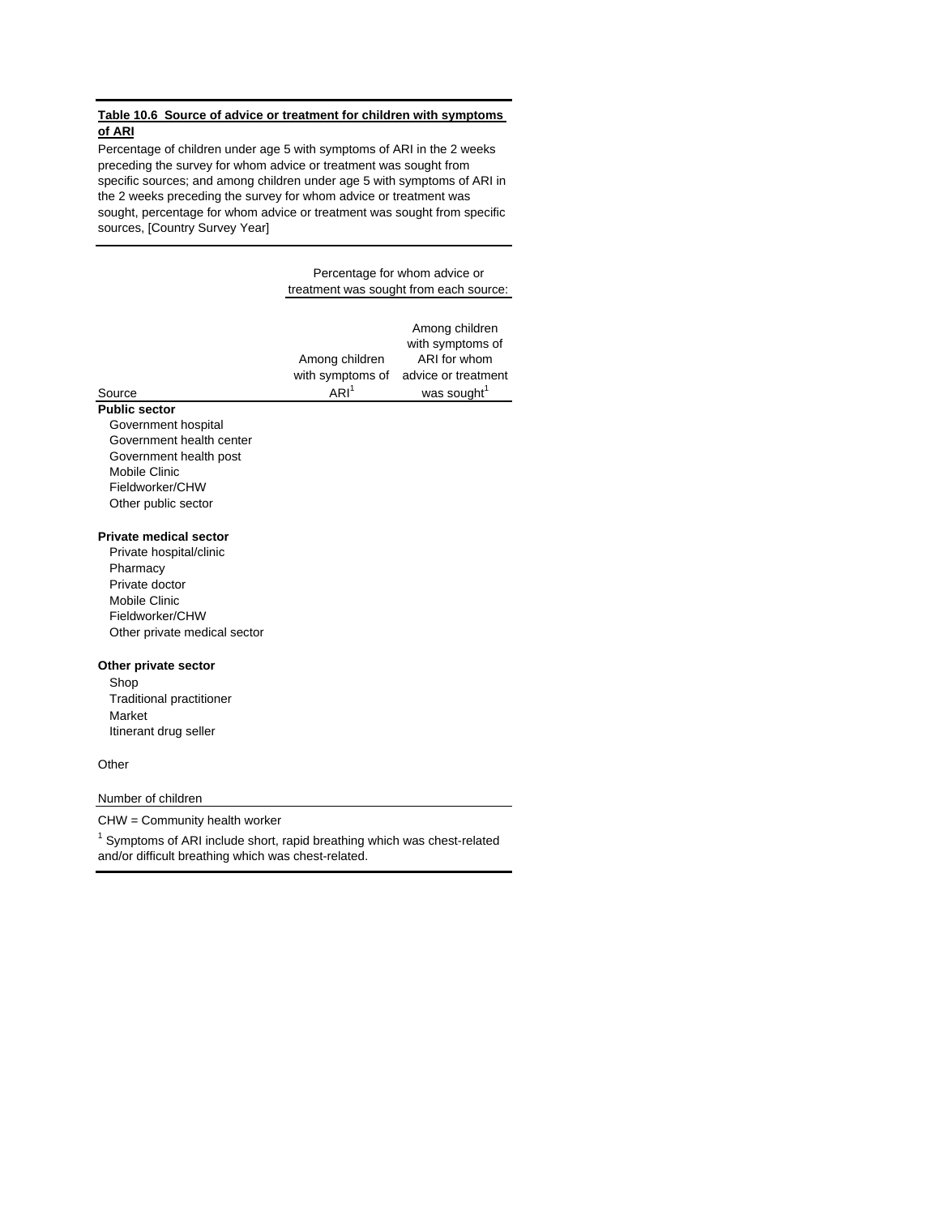**Table 10.6 Source of advice or treatment for children with symptoms of ARI**

Percentage of children under age 5 with symptoms of ARI in the 2 weeks preceding the survey for whom advice or treatment was sought from specific sources; and among children under age 5 with symptoms of ARI in the 2 weeks preceding the survey for whom advice or treatment was sought, percentage for whom advice or treatment was sought from specific sources, [Country Survey Year]

| | Percentage for whom advice or treatment was sought from each source: | |
|---|---|---|
| Source | Among children with symptoms of ARI[1] | Among children with symptoms of ARI for whom advice or treatment was sought[1] |
| **Public sector** | | |
| Government hospital | | |
| Government health center | | |
| Government health post | | |
| Mobile Clinic | | |
| Fieldworker/CHW | | |
| Other public sector | | |
| | | |
| **Private medical sector** | | |
| Private hospital/clinic | | |
| Pharmacy | | |
| Private doctor | | |
| Mobile Clinic | | |
| Fieldworker/CHW | | |
| Other private medical sector | | |
| | | |
| **Other private sector** | | |
| Shop | | |
| Traditional practitioner | | |
| Market | | |
| Itinerant drug seller | | |
| | | |
| Other | | |
| | | |
| Number of children | | |

CHW = Community health worker

[1] Symptoms of ARI include short, rapid breathing which was chest-related and/or difficult breathing which was chest-related.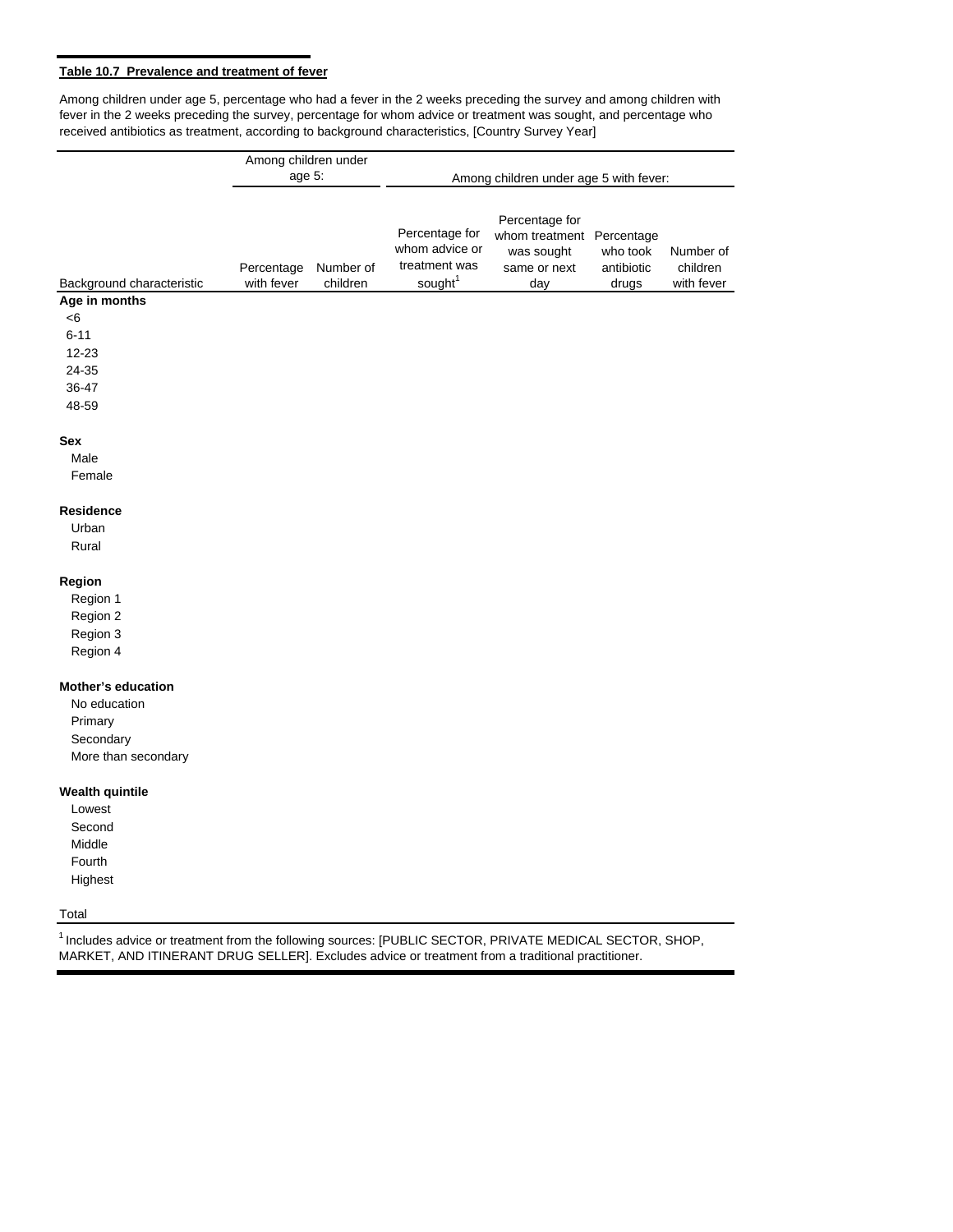**Table 10.7 Prevalence and treatment of fever**

Among children under age 5, percentage who had a fever in the 2 weeks preceding the survey and among children with fever in the 2 weeks preceding the survey, percentage for whom advice or treatment was sought, and percentage who received antibiotics as treatment, according to background characteristics, [Country Survey Year]

| | Among children under age 5: | | Among children under age 5 with fever: | | | |
|---|---|---|---|---|---|---|
| Background characteristic | Percentage with fever | Number of children | Percentage for whom advice or treatment was sought[1] | Percentage for whom treatment was sought same or next day | Percentage who took antibiotic drugs | Number of children with fever |
| **Age in months** | | | | | | |
| <6 | | | | | | |
| 6-11 | | | | | | |
| 12-23 | | | | | | |
| 24-35 | | | | | | |
| 36-47 | | | | | | |
| 48-59 | | | | | | |
| **Sex** | | | | | | |
| Male | | | | | | |
| Female | | | | | | |
| **Residence** | | | | | | |
| Urban | | | | | | |
| Rural | | | | | | |
| **Region** | | | | | | |
| Region 1 | | | | | | |
| Region 2 | | | | | | |
| Region 3 | | | | | | |
| Region 4 | | | | | | |
| **Mother's education** | | | | | | |
| No education | | | | | | |
| Primary | | | | | | |
| Secondary | | | | | | |
| More than secondary | | | | | | |
| **Wealth quintile** | | | | | | |
| Lowest | | | | | | |
| Second | | | | | | |
| Middle | | | | | | |
| Fourth | | | | | | |
| Highest | | | | | | |
| Total | | | | | | |

[1] Includes advice or treatment from the following sources: [PUBLIC SECTOR, PRIVATE MEDICAL SECTOR, SHOP, MARKET, AND ITINERANT DRUG SELLER]. Excludes advice or treatment from a traditional practitioner.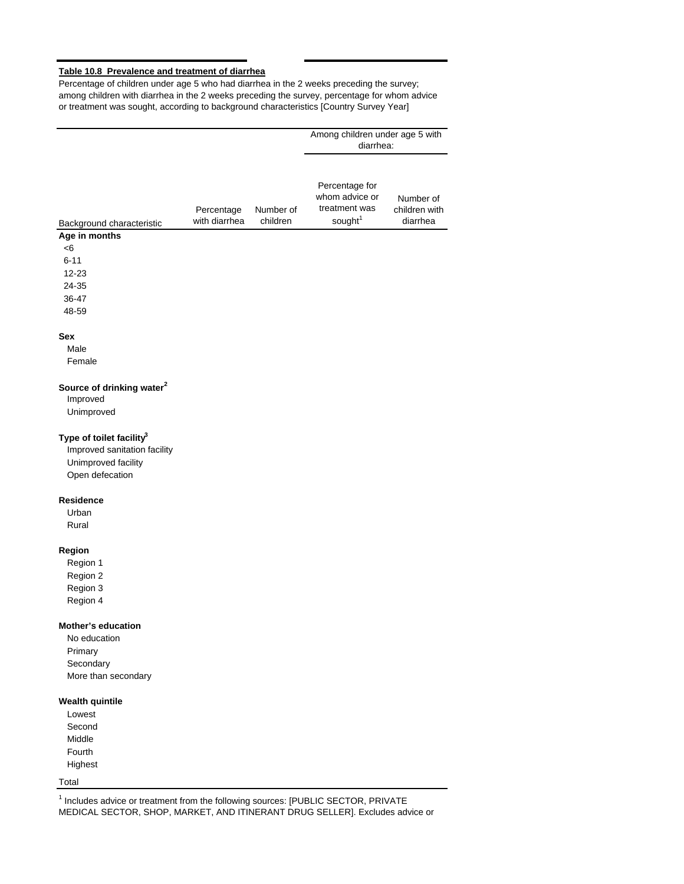**Table 10.8 Prevalence and treatment of diarrhea**

Percentage of children under age 5 who had diarrhea in the 2 weeks preceding the survey; among children with diarrhea in the 2 weeks preceding the survey, percentage for whom advice or treatment was sought, according to background characteristics [Country Survey Year]

| | | | Among children under age 5 with diarrhea: | |
|---|---|---|---|---|
| Background characteristic | Percentage with diarrhea | Number of children | Percentage for whom advice or treatment was sought[1] | Number of children with diarrhea |
| **Age in months** | | | | |
| <6 | | | | |
| 6-11 | | | | |
| 12-23 | | | | |
| 24-35 | | | | |
| 36-47 | | | | |
| 48-59 | | | | |
| **Sex** | | | | |
| Male | | | | |
| Female | | | | |
| **Source of drinking water[2]** | | | | |
| Improved | | | | |
| Unimproved | | | | |
| **Type of toilet facility[3]** | | | | |
| Improved sanitation facility | | | | |
| Unimproved facility | | | | |
| Open defecation | | | | |
| **Residence** | | | | |
| Urban | | | | |
| Rural | | | | |
| **Region** | | | | |
| Region 1 | | | | |
| Region 2 | | | | |
| Region 3 | | | | |
| Region 4 | | | | |
| **Mother's education** | | | | |
| No education | | | | |
| Primary | | | | |
| Secondary | | | | |
| More than secondary | | | | |
| **Wealth quintile** | | | | |
| Lowest | | | | |
| Second | | | | |
| Middle | | | | |
| Fourth | | | | |
| Highest | | | | |
| Total | | | | |

[1] Includes advice or treatment from the following sources: [PUBLIC SECTOR, PRIVATE MEDICAL SECTOR, SHOP, MARKET, AND ITINERANT DRUG SELLER]. Excludes advice or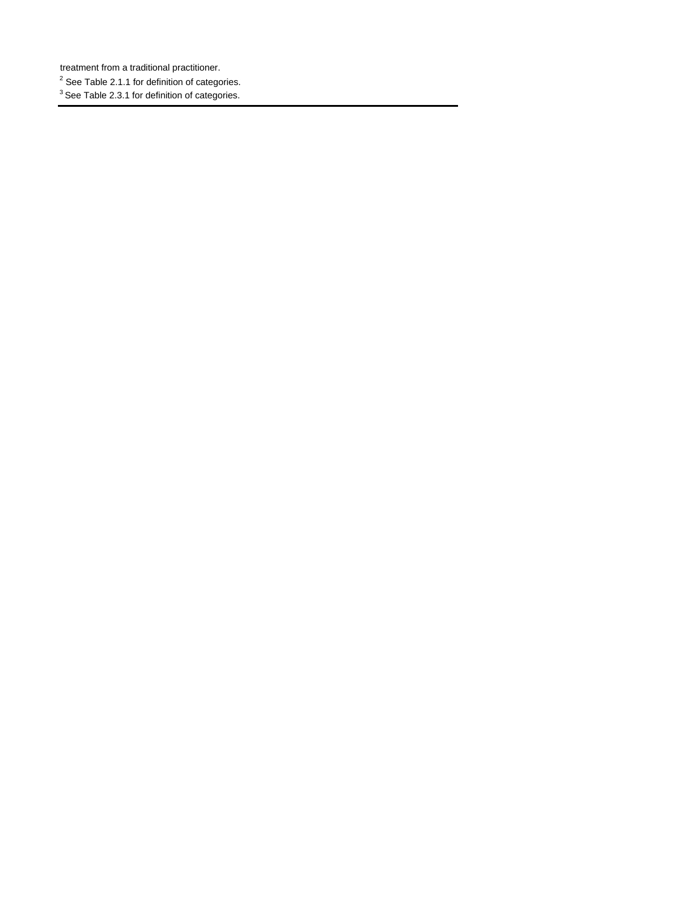treatment from a traditional practitioner.
[2] See Table 2.1.1 for definition of categories.
[3] See Table 2.3.1 for definition of categories.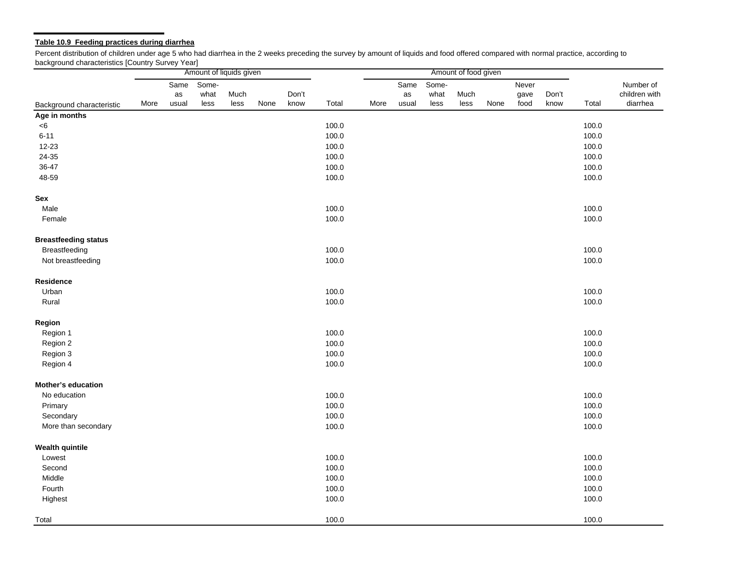**Table 10.9 Feeding practices during diarrhea**

Percent distribution of children under age 5 who had diarrhea in the 2 weeks preceding the survey by amount of liquids and food offered compared with normal practice, according to background characteristics [Country Survey Year]

| | Amount of liquids given | | | | | | | Amount of food given | | | | | | | | |
|---|---|---|---|---|---|---|---|---|---|---|---|---|---|---|---|---|
| Background characteristic | More | Same as usual | Some-what less | Much less | None | Don't know | Total | More | Same as usual | Some-what less | Much less | None | Never gave food | Don't know | Total | Number of children with diarrhea |
| **Age in months** | | | | | | | | | | | | | | | | |
| <6 | | | | | | | 100.0 | | | | | | | | 100.0 | |
| 6-11 | | | | | | | 100.0 | | | | | | | | 100.0 | |
| 12-23 | | | | | | | 100.0 | | | | | | | | 100.0 | |
| 24-35 | | | | | | | 100.0 | | | | | | | | 100.0 | |
| 36-47 | | | | | | | 100.0 | | | | | | | | 100.0 | |
| 48-59 | | | | | | | 100.0 | | | | | | | | 100.0 | |
| **Sex** | | | | | | | | | | | | | | | | |
| Male | | | | | | | 100.0 | | | | | | | | 100.0 | |
| Female | | | | | | | 100.0 | | | | | | | | 100.0 | |
| **Breastfeeding status** | | | | | | | | | | | | | | | | |
| Breastfeeding | | | | | | | 100.0 | | | | | | | | 100.0 | |
| Not breastfeeding | | | | | | | 100.0 | | | | | | | | 100.0 | |
| **Residence** | | | | | | | | | | | | | | | | |
| Urban | | | | | | | 100.0 | | | | | | | | 100.0 | |
| Rural | | | | | | | 100.0 | | | | | | | | 100.0 | |
| **Region** | | | | | | | | | | | | | | | | |
| Region 1 | | | | | | | 100.0 | | | | | | | | 100.0 | |
| Region 2 | | | | | | | 100.0 | | | | | | | | 100.0 | |
| Region 3 | | | | | | | 100.0 | | | | | | | | 100.0 | |
| Region 4 | | | | | | | 100.0 | | | | | | | | 100.0 | |
| **Mother's education** | | | | | | | | | | | | | | | | |
| No education | | | | | | | 100.0 | | | | | | | | 100.0 | |
| Primary | | | | | | | 100.0 | | | | | | | | 100.0 | |
| Secondary | | | | | | | 100.0 | | | | | | | | 100.0 | |
| More than secondary | | | | | | | 100.0 | | | | | | | | 100.0 | |
| **Wealth quintile** | | | | | | | | | | | | | | | | |
| Lowest | | | | | | | 100.0 | | | | | | | | 100.0 | |
| Second | | | | | | | 100.0 | | | | | | | | 100.0 | |
| Middle | | | | | | | 100.0 | | | | | | | | 100.0 | |
| Fourth | | | | | | | 100.0 | | | | | | | | 100.0 | |
| Highest | | | | | | | 100.0 | | | | | | | | 100.0 | |
| Total | | | | | | | 100.0 | | | | | | | | 100.0 | |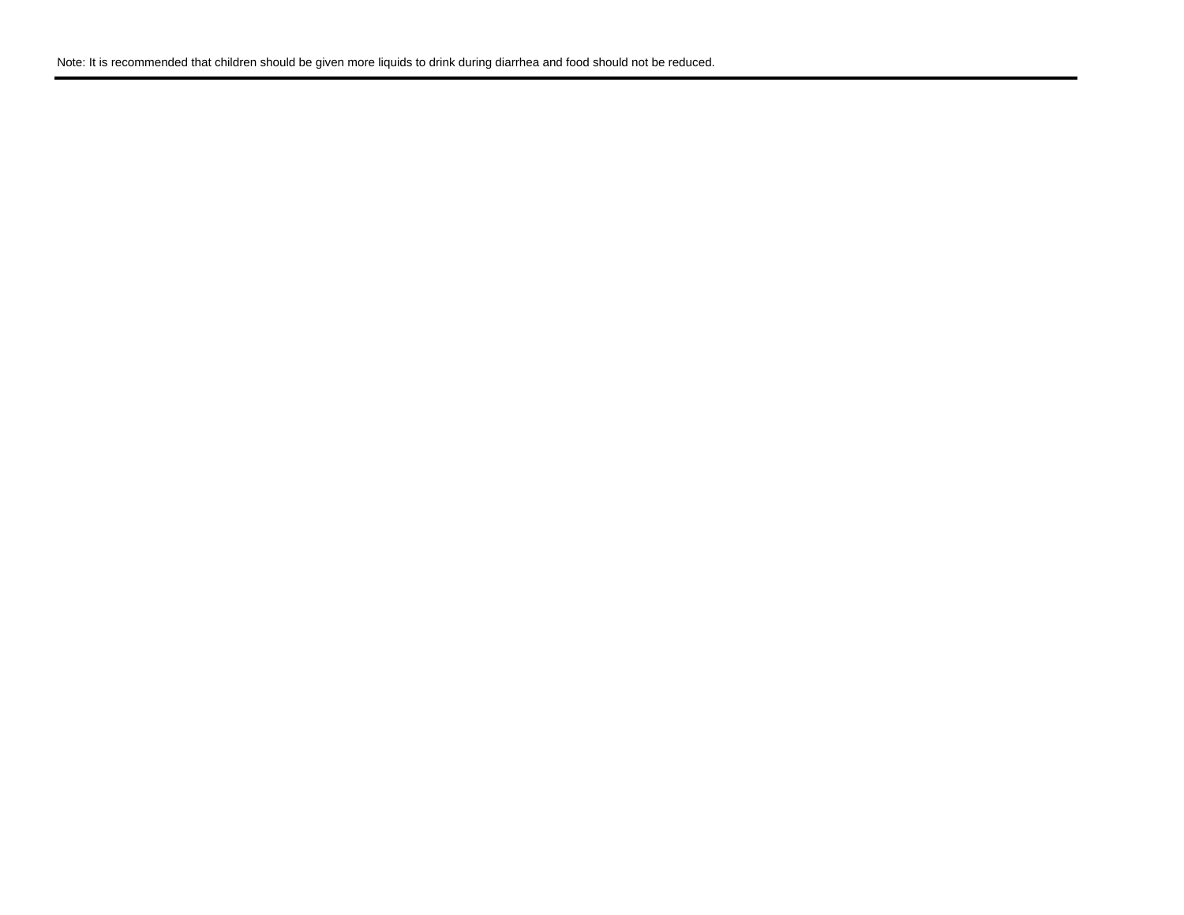Note: It is recommended that children should be given more liquids to drink during diarrhea and food should not be reduced.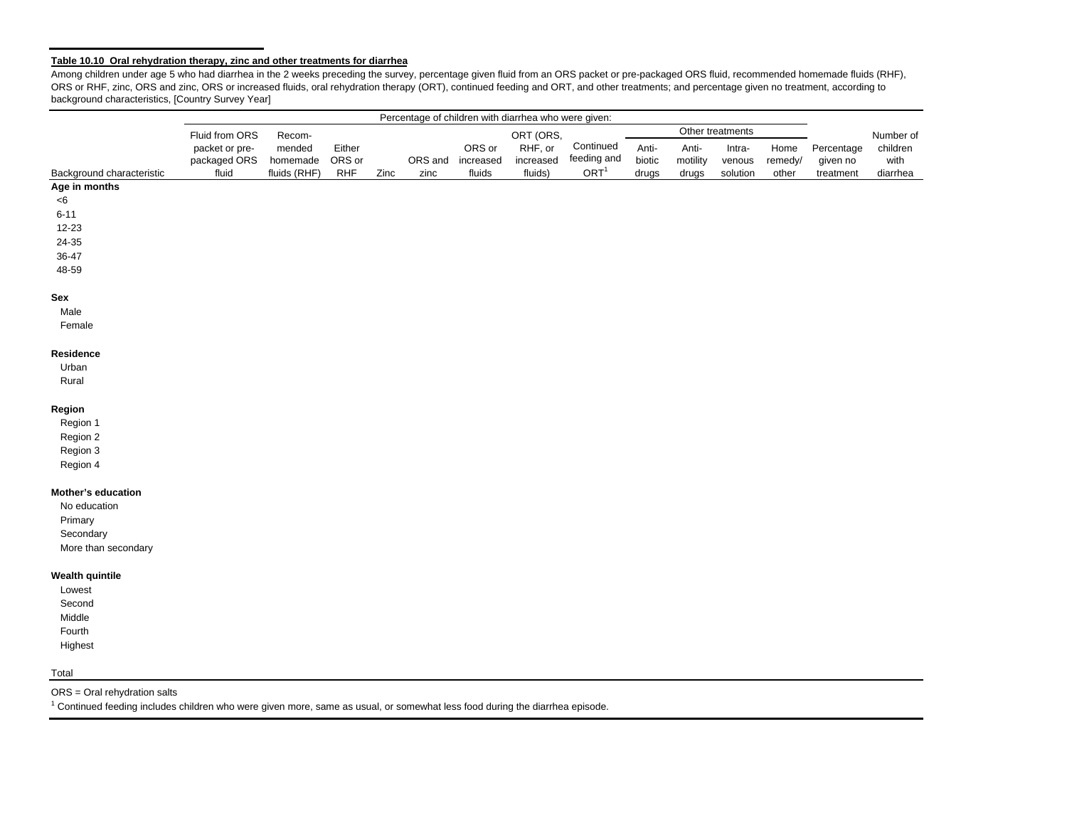**Table 10.10 Oral rehydration therapy, zinc and other treatments for diarrhea**

Among children under age 5 who had diarrhea in the 2 weeks preceding the survey, percentage given fluid from an ORS packet or pre-packaged ORS fluid, recommended homemade fluids (RHF), ORS or RHF, zinc, ORS and zinc, ORS or increased fluids, oral rehydration therapy (ORT), continued feeding and ORT, and other treatments; and percentage given no treatment, according to background characteristics, [Country Survey Year]

| | Percentage of children with diarrhea who were given: | | | | | | | | | | | | | |
|---|---|---|---|---|---|---|---|---|---|---|---|---|---|---|
| | | | | | | | | | Other treatments | | | | | |
| Background characteristic | Fluid from ORS packet or pre-packaged ORS fluid | Recom-mended homemade fluids (RHF) | Either ORS or RHF | Zinc | ORS and zinc | ORS or increased fluids | ORT (ORS, RHF, or increased fluids) | Continued feeding and ORT[1] | Anti-biotic drugs | Anti-motility drugs | Intra-venous solution | Home remedy/ other | Percentage given no treatment | Number of children with diarrhea |
| **Age in months** | | | | | | | | | | | | | | |
| <6 | | | | | | | | | | | | | | |
| 6-11 | | | | | | | | | | | | | | |
| 12-23 | | | | | | | | | | | | | | |
| 24-35 | | | | | | | | | | | | | | |
| 36-47 | | | | | | | | | | | | | | |
| 48-59 | | | | | | | | | | | | | | |
| **Sex** | | | | | | | | | | | | | | |
| Male | | | | | | | | | | | | | | |
| Female | | | | | | | | | | | | | | |
| **Residence** | | | | | | | | | | | | | | |
| Urban | | | | | | | | | | | | | | |
| Rural | | | | | | | | | | | | | | |
| **Region** | | | | | | | | | | | | | | |
| Region 1 | | | | | | | | | | | | | | |
| Region 2 | | | | | | | | | | | | | | |
| Region 3 | | | | | | | | | | | | | | |
| Region 4 | | | | | | | | | | | | | | |
| **Mother's education** | | | | | | | | | | | | | | |
| No education | | | | | | | | | | | | | | |
| Primary | | | | | | | | | | | | | | |
| Secondary | | | | | | | | | | | | | | |
| More than secondary | | | | | | | | | | | | | | |
| **Wealth quintile** | | | | | | | | | | | | | | |
| Lowest | | | | | | | | | | | | | | |
| Second | | | | | | | | | | | | | | |
| Middle | | | | | | | | | | | | | | |
| Fourth | | | | | | | | | | | | | | |
| Highest | | | | | | | | | | | | | | |
| Total | | | | | | | | | | | | | | |

ORS = Oral rehydration salts

[1] Continued feeding includes children who were given more, same as usual, or somewhat less food during the diarrhea episode.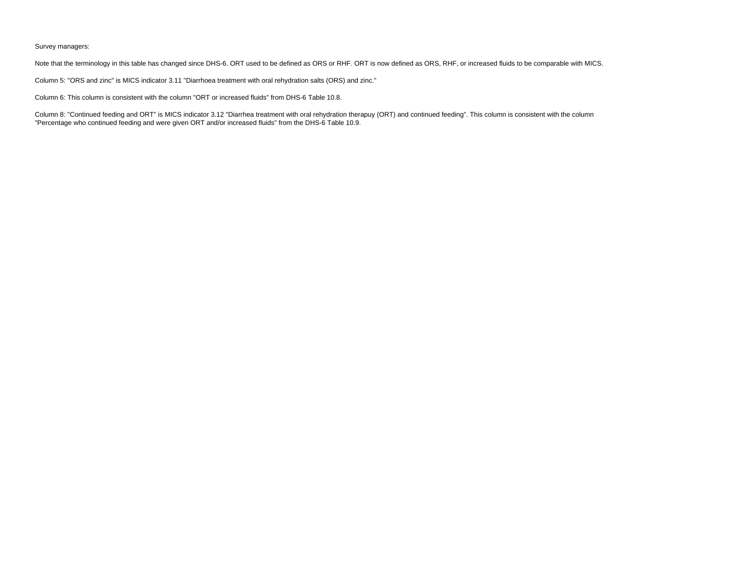Survey managers:

Note that the terminology in this table has changed since DHS-6. ORT used to be defined as ORS or RHF. ORT is now defined as ORS, RHF, or increased fluids to be comparable with MICS.

Column 5: "ORS and zinc" is MICS indicator 3.11 "Diarrhoea treatment with oral rehydration salts (ORS) and zinc."

Column 6: This column is consistent with the column "ORT or increased fluids" from DHS-6 Table 10.8.

Column 8: "Continued feeding and ORT" is MICS indicator 3.12 "Diarrhea treatment with oral rehydration therapuy (ORT) and continued feeding". This column is consistent with the column "Percentage who continued feeding and were given ORT and/or increased fluids" from the DHS-6 Table 10.9.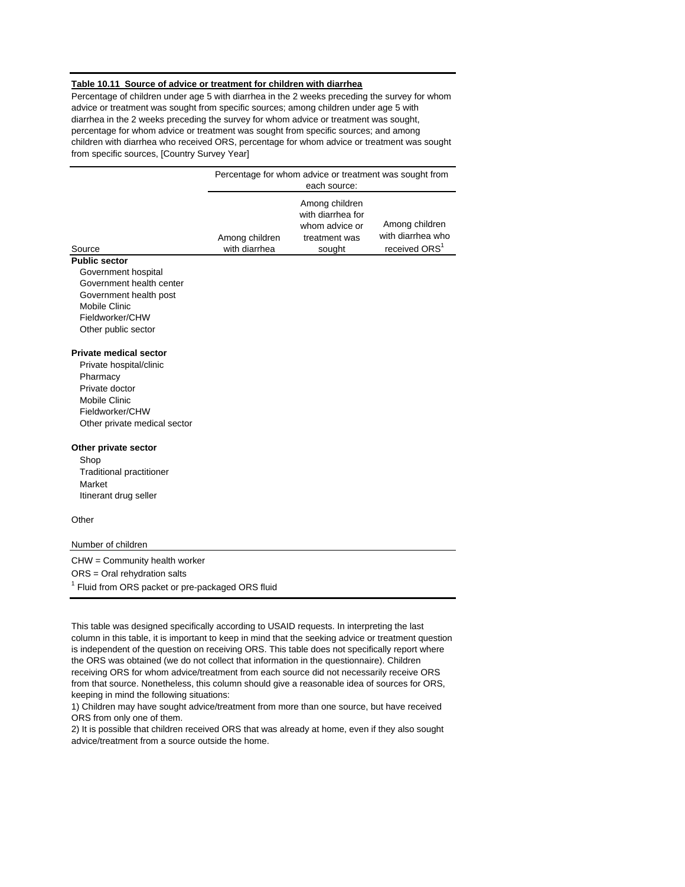**Table 10.11 Source of advice or treatment for children with diarrhea**

Percentage of children under age 5 with diarrhea in the 2 weeks preceding the survey for whom advice or treatment was sought from specific sources; among children under age 5 with diarrhea in the 2 weeks preceding the survey for whom advice or treatment was sought, percentage for whom advice or treatment was sought from specific sources; and among children with diarrhea who received ORS, percentage for whom advice or treatment was sought from specific sources, [Country Survey Year]

| | Percentage for whom advice or treatment was sought from each source: | | |
|---|---|---|---|
| Source | Among children with diarrhea | Among children with diarrhea for whom advice or treatment was sought | Among children with diarrhea who received ORS[1] |
| **Public sector** | | | |
| Government hospital | | | |
| Government health center | | | |
| Government health post | | | |
| Mobile Clinic | | | |
| Fieldworker/CHW | | | |
| Other public sector | | | |
| | | | |
| **Private medical sector** | | | |
| Private hospital/clinic | | | |
| Pharmacy | | | |
| Private doctor | | | |
| Mobile Clinic | | | |
| Fieldworker/CHW | | | |
| Other private medical sector | | | |
| | | | |
| **Other private sector** | | | |
| Shop | | | |
| Traditional practitioner | | | |
| Market | | | |
| Itinerant drug seller | | | |
| | | | |
| Other | | | |
| | | | |
| Number of children | | | |

CHW = Community health worker

ORS = Oral rehydration salts

[1] Fluid from ORS packet or pre-packaged ORS fluid

This table was designed specifically according to USAID requests. In interpreting the last column in this table, it is important to keep in mind that the seeking advice or treatment question is independent of the question on receiving ORS. This table does not specifically report where the ORS was obtained (we do not collect that information in the questionnaire). Children receiving ORS for whom advice/treatment from each source did not necessarily receive ORS from that source. Nonetheless, this column should give a reasonable idea of sources for ORS, keeping in mind the following situations:

1) Children may have sought advice/treatment from more than one source, but have received ORS from only one of them.

2) It is possible that children received ORS that was already at home, even if they also sought advice/treatment from a source outside the home.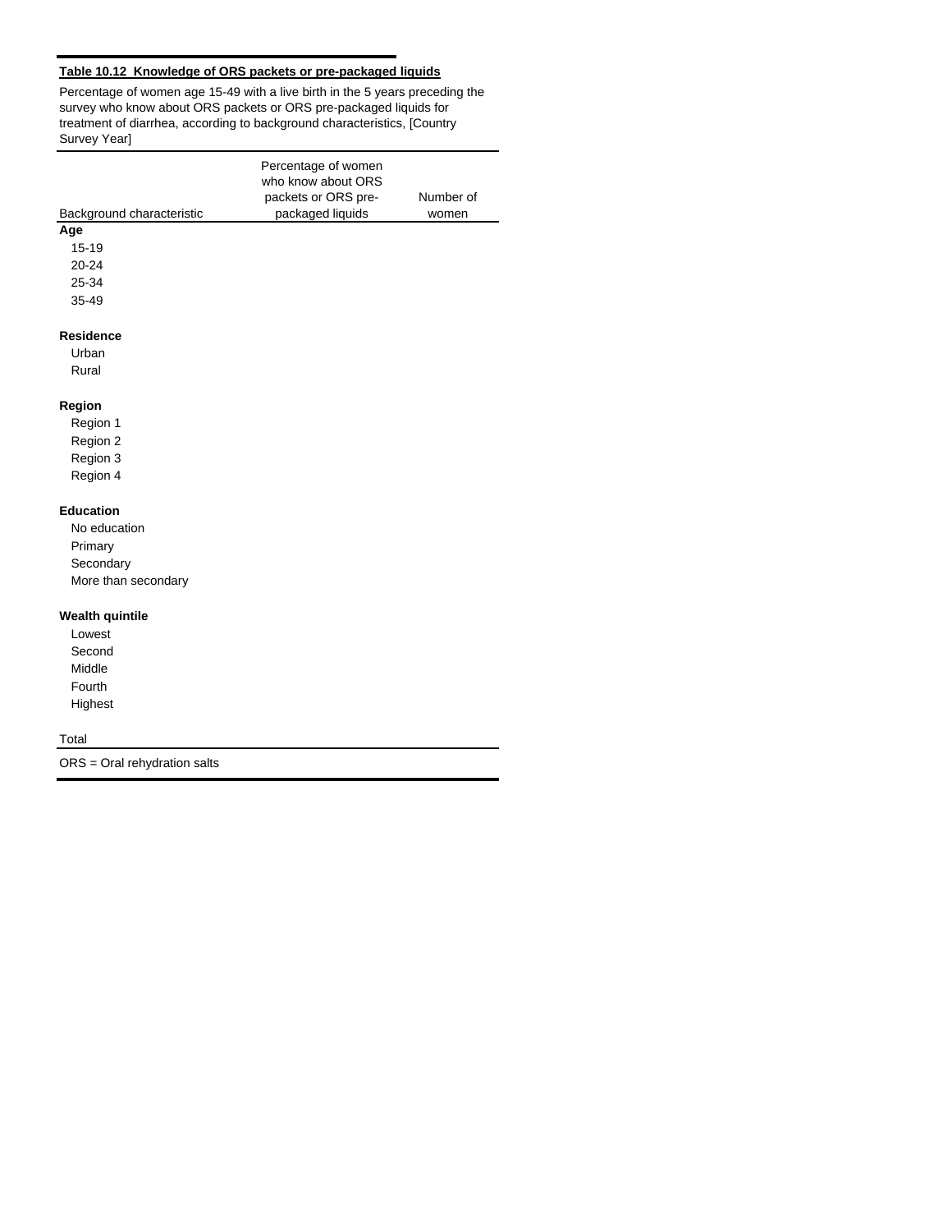**Table 10.12 Knowledge of ORS packets or pre-packaged liquids**

Percentage of women age 15-49 with a live birth in the 5 years preceding the survey who know about ORS packets or ORS pre-packaged liquids for treatment of diarrhea, according to background characteristics, [Country Survey Year]

| Background characteristic | Percentage of women who know about ORS packets or ORS pre-packaged liquids | Number of women |
|---|---|---|
| **Age** | | |
| 15-19 | | |
| 20-24 | | |
| 25-34 | | |
| 35-49 | | |
| | | |
| **Residence** | | |
| Urban | | |
| Rural | | |
| | | |
| **Region** | | |
| Region 1 | | |
| Region 2 | | |
| Region 3 | | |
| Region 4 | | |
| | | |
| **Education** | | |
| No education | | |
| Primary | | |
| Secondary | | |
| More than secondary | | |
| | | |
| **Wealth quintile** | | |
| Lowest | | |
| Second | | |
| Middle | | |
| Fourth | | |
| Highest | | |
| | | |
| Total | | |

ORS = Oral rehydration salts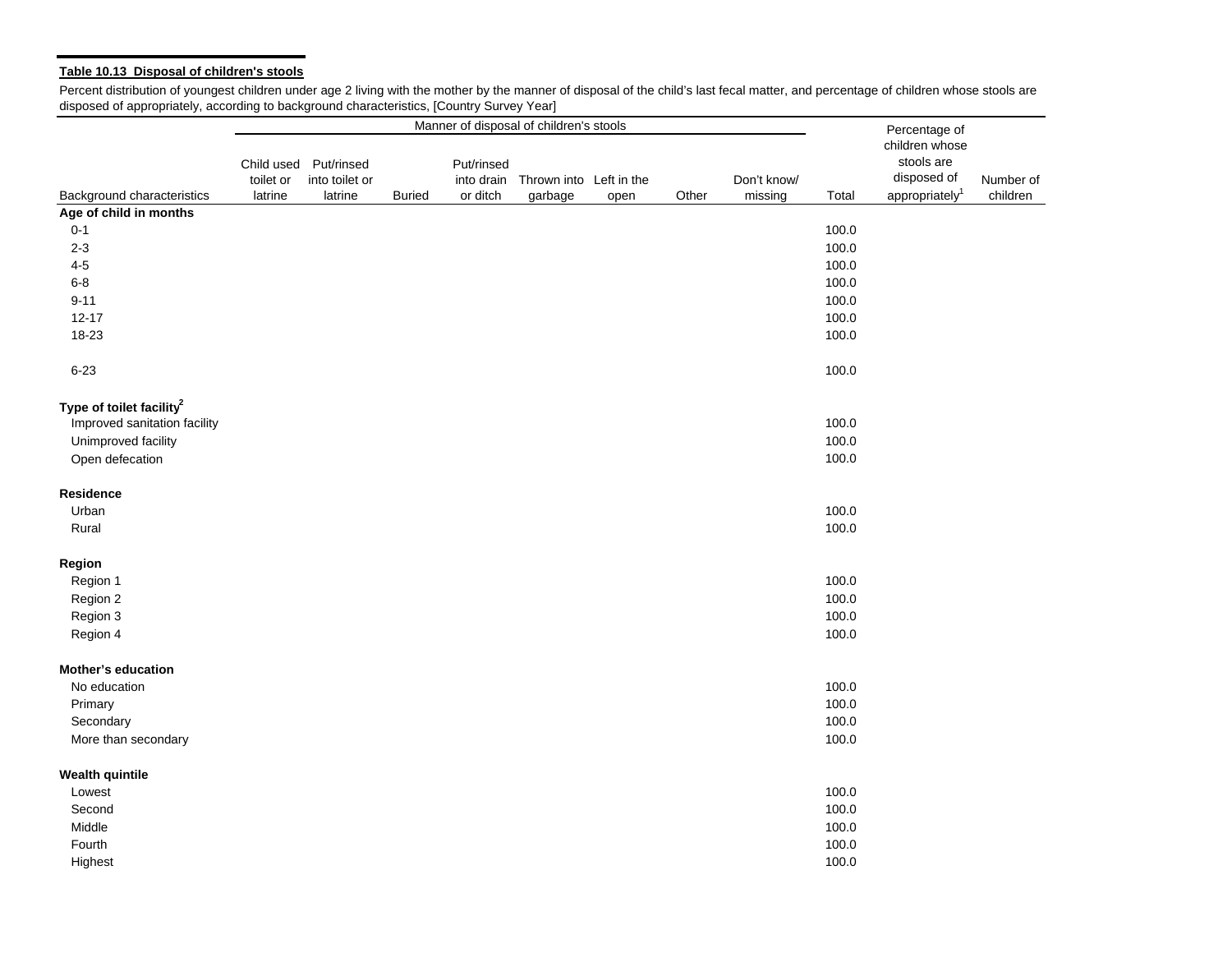**Table 10.13 Disposal of children's stools**

Percent distribution of youngest children under age 2 living with the mother by the manner of disposal of the child's last fecal matter, and percentage of children whose stools are disposed of appropriately, according to background characteristics, [Country Survey Year]

| | Manner of disposal of children's stools | | | | | | | | | | |
|---|---|---|---|---|---|---|---|---|---|---|---|
| Background characteristics | Child used toilet or latrine | Put/rinsed into toilet or latrine | Buried | Put/rinsed into drain or ditch | Thrown into garbage | Left in the open | Other | Don't know/ missing | Total | Percentage of children whose stools are disposed of appropriately[1] | Number of children |
| **Age of child in months** | | | | | | | | | | | |
| 0-1 | | | | | | | | | 100.0 | | |
| 2-3 | | | | | | | | | 100.0 | | |
| 4-5 | | | | | | | | | 100.0 | | |
| 6-8 | | | | | | | | | 100.0 | | |
| 9-11 | | | | | | | | | 100.0 | | |
| 12-17 | | | | | | | | | 100.0 | | |
| 18-23 | | | | | | | | | 100.0 | | |
| | | | | | | | | | | | |
| 6-23 | | | | | | | | | 100.0 | | |
| | | | | | | | | | | | |
| **Type of toilet facility[2]** | | | | | | | | | | | |
| Improved sanitation facility | | | | | | | | | 100.0 | | |
| Unimproved facility | | | | | | | | | 100.0 | | |
| Open defecation | | | | | | | | | 100.0 | | |
| | | | | | | | | | | | |
| **Residence** | | | | | | | | | | | |
| Urban | | | | | | | | | 100.0 | | |
| Rural | | | | | | | | | 100.0 | | |
| | | | | | | | | | | | |
| **Region** | | | | | | | | | | | |
| Region 1 | | | | | | | | | 100.0 | | |
| Region 2 | | | | | | | | | 100.0 | | |
| Region 3 | | | | | | | | | 100.0 | | |
| Region 4 | | | | | | | | | 100.0 | | |
| | | | | | | | | | | | |
| **Mother's education** | | | | | | | | | | | |
| No education | | | | | | | | | 100.0 | | |
| Primary | | | | | | | | | 100.0 | | |
| Secondary | | | | | | | | | 100.0 | | |
| More than secondary | | | | | | | | | 100.0 | | |
| | | | | | | | | | | | |
| **Wealth quintile** | | | | | | | | | | | |
| Lowest | | | | | | | | | 100.0 | | |
| Second | | | | | | | | | 100.0 | | |
| Middle | | | | | | | | | 100.0 | | |
| Fourth | | | | | | | | | 100.0 | | |
| Highest | | | | | | | | | 100.0 | | |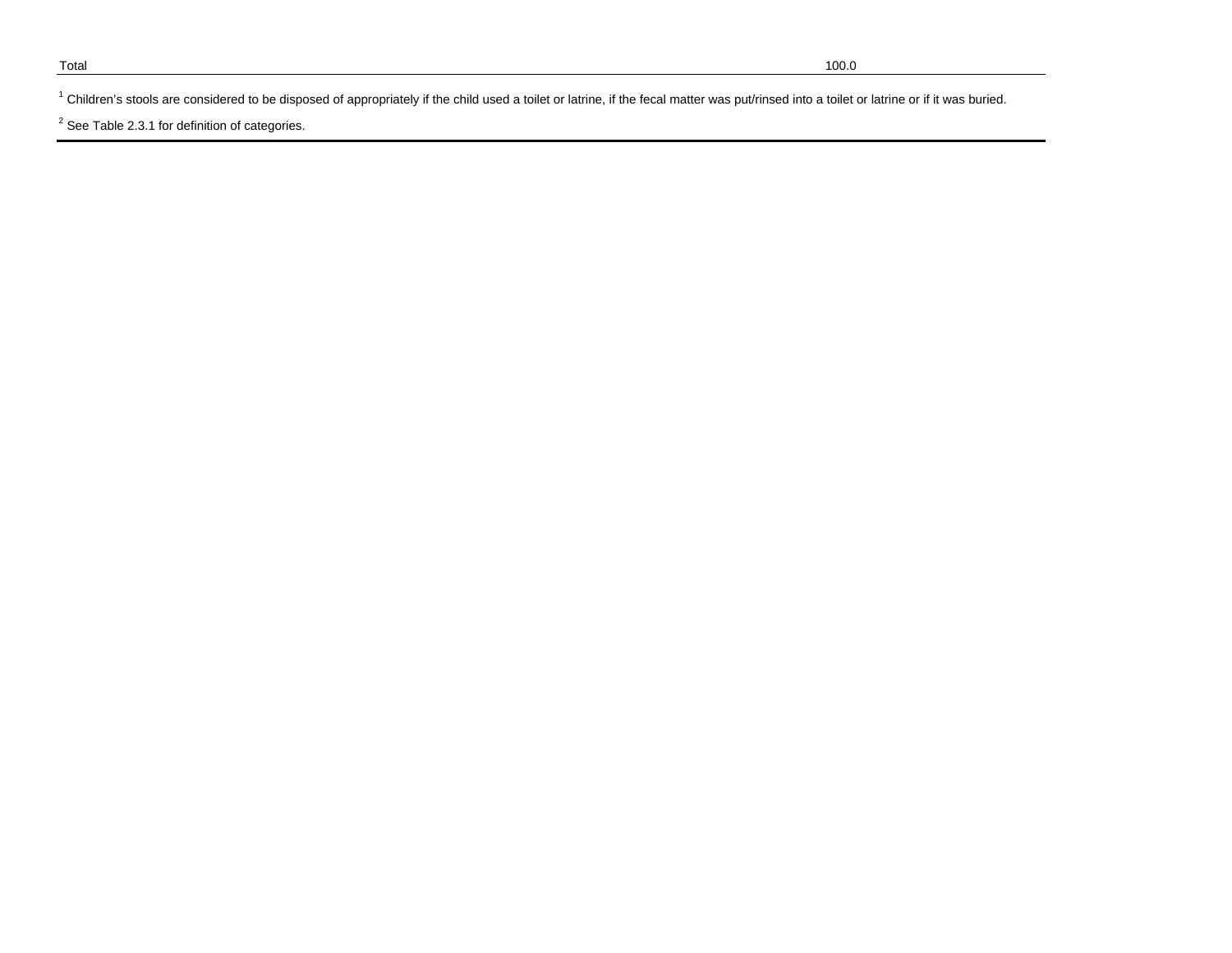| Total | 100.0 |
|---|---|

[1] Children's stools are considered to be disposed of appropriately if the child used a toilet or latrine, if the fecal matter was put/rinsed into a toilet or latrine or if it was buried.

[2] See Table 2.3.1 for definition of categories.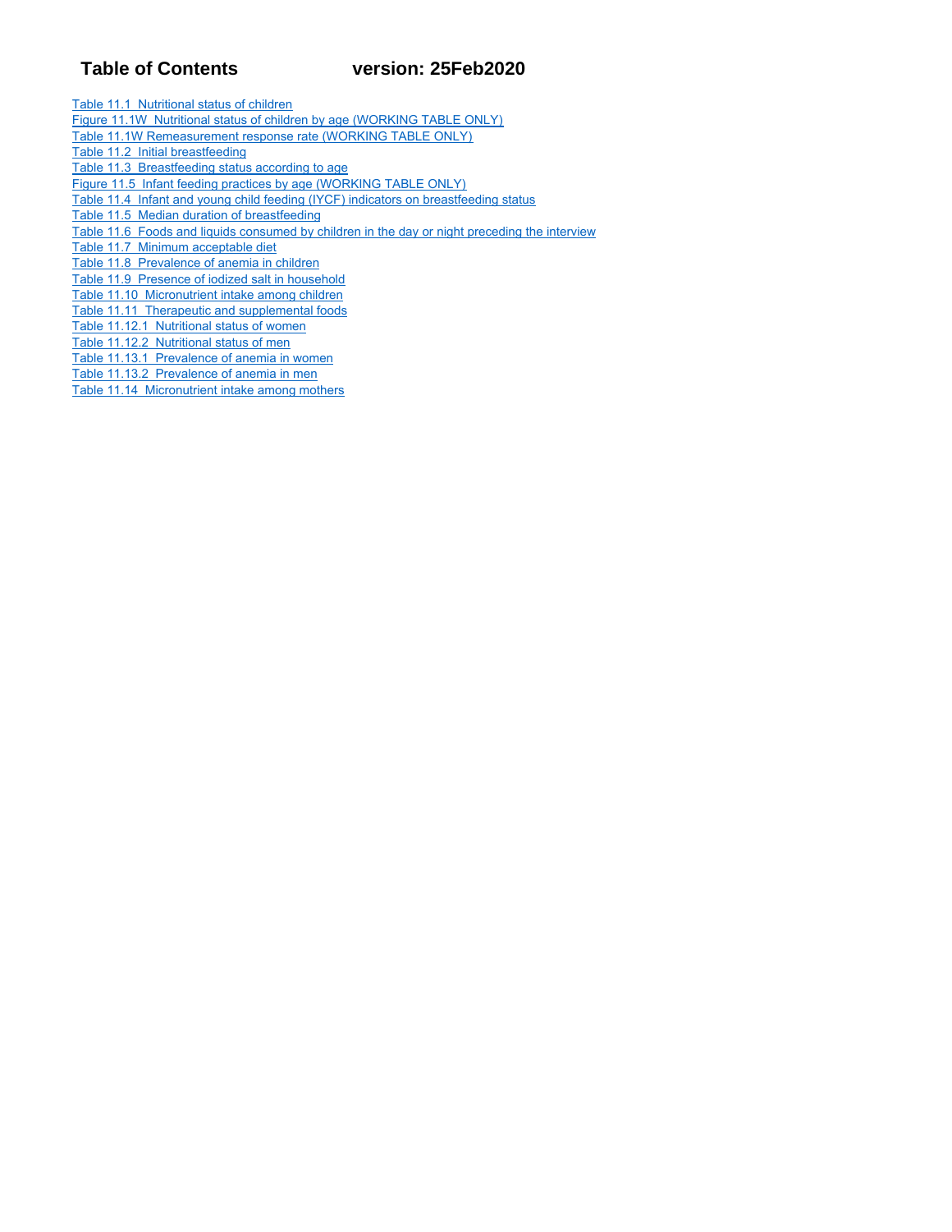# Table of Contents version: 25Feb2020

- Table 11.1 Nutritional status of children
- Figure 11.1W Nutritional status of children by age (WORKING TABLE ONLY)
- Table 11.1W Remeasurement response rate (WORKING TABLE ONLY)
- Table 11.2 Initial breastfeeding
- Table 11.3 Breastfeeding status according to age
- Figure 11.5 Infant feeding practices by age (WORKING TABLE ONLY)
- Table 11.4 Infant and young child feeding (IYCF) indicators on breastfeeding status
- Table 11.5 Median duration of breastfeeding
- Table 11.6 Foods and liquids consumed by children in the day or night preceding the interview
- Table 11.7 Minimum acceptable diet
- Table 11.8 Prevalence of anemia in children
- Table 11.9 Presence of iodized salt in household
- Table 11.10 Micronutrient intake among children
- Table 11.11 Therapeutic and supplemental foods
- Table 11.12.1 Nutritional status of women
- Table 11.12.2 Nutritional status of men
- Table 11.13.1 Prevalence of anemia in women
- Table 11.13.2 Prevalence of anemia in men
- Table 11.14 Micronutrient intake among mothers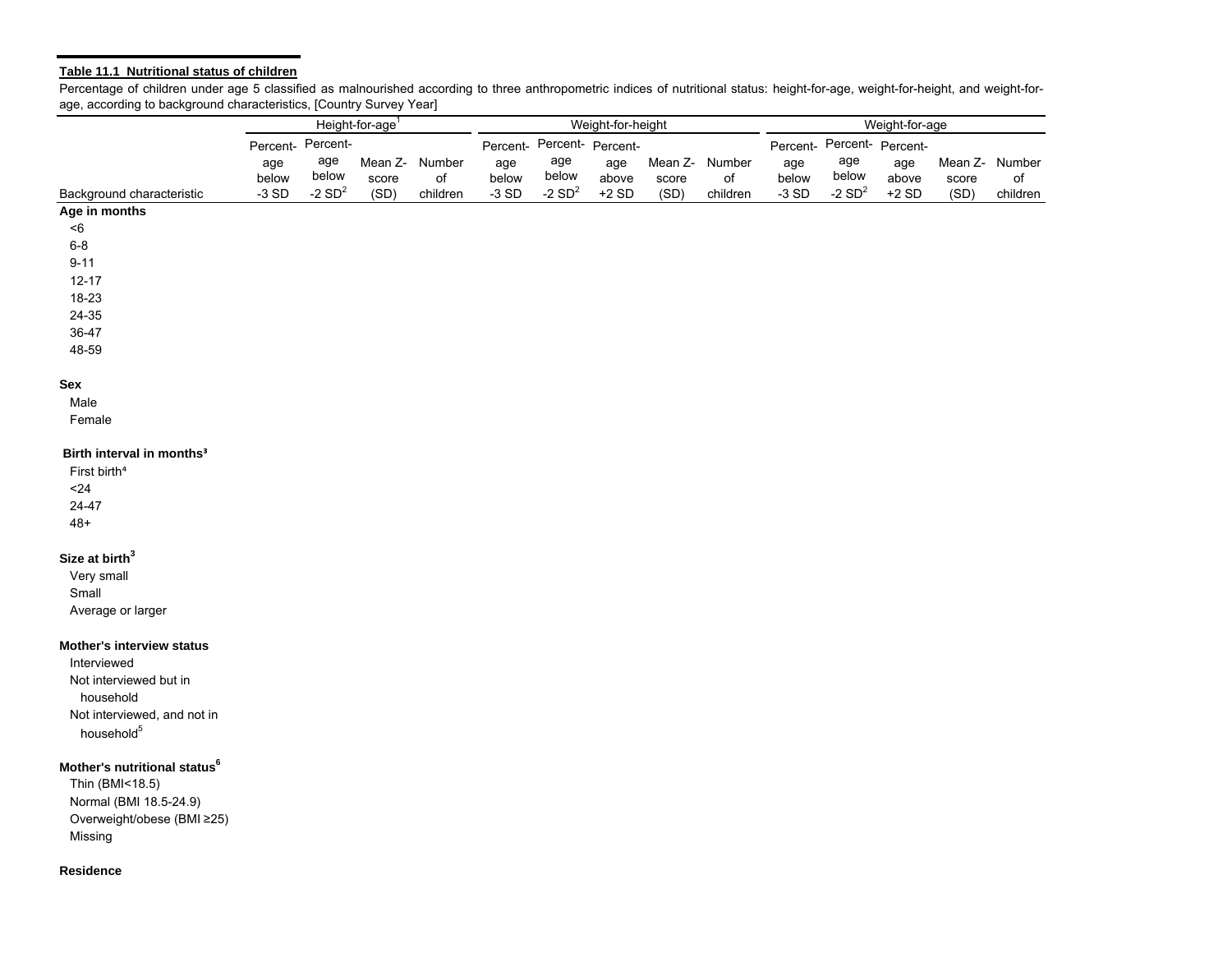**Table 11.1 Nutritional status of children**

Percentage of children under age 5 classified as malnourished according to three anthropometric indices of nutritional status: height-for-age, weight-for-height, and weight-for-age, according to background characteristics, [Country Survey Year]

| | Height-for-age[1] | | | | Weight-for-height | | | | | Weight-for-age | | | | |
|---|---|---|---|---|---|---|---|---|---|---|---|---|---|---|
| Background characteristic | Percent-age below -3 SD | Percent-age below -2 SD[2] | Mean Z-score (SD) | Number of children | Percent-age below -3 SD | Percent-age below -2 SD[2] | Percent-age above +2 SD | Mean Z-score (SD) | Number of children | Percent-age below -3 SD | Percent-age below -2 SD[2] | Percent-age above +2 SD | Mean Z-score (SD) | Number of children |
| **Age in months** | | | | | | | | | | | | | | |
| <6 | | | | | | | | | | | | | | |
| 6-8 | | | | | | | | | | | | | | |
| 9-11 | | | | | | | | | | | | | | |
| 12-17 | | | | | | | | | | | | | | |
| 18-23 | | | | | | | | | | | | | | |
| 24-35 | | | | | | | | | | | | | | |
| 36-47 | | | | | | | | | | | | | | |
| 48-59 | | | | | | | | | | | | | | |
| **Sex** | | | | | | | | | | | | | | |
| Male | | | | | | | | | | | | | | |
| Female | | | | | | | | | | | | | | |
| **Birth interval in months[3]** | | | | | | | | | | | | | | |
| First birth[4] | | | | | | | | | | | | | | |
| <24 | | | | | | | | | | | | | | |
| 24-47 | | | | | | | | | | | | | | |
| 48+ | | | | | | | | | | | | | | |
| **Size at birth[3]** | | | | | | | | | | | | | | |
| Very small | | | | | | | | | | | | | | |
| Small | | | | | | | | | | | | | | |
| Average or larger | | | | | | | | | | | | | | |
| **Mother's interview status** | | | | | | | | | | | | | | |
| Interviewed | | | | | | | | | | | | | | |
| Not interviewed but in household | | | | | | | | | | | | | | |
| Not interviewed, and not in household[5] | | | | | | | | | | | | | | |
| **Mother's nutritional status[6]** | | | | | | | | | | | | | | |
| Thin (BMI<18.5) | | | | | | | | | | | | | | |
| Normal (BMI 18.5-24.9) | | | | | | | | | | | | | | |
| Overweight/obese (BMI ≥25) | | | | | | | | | | | | | | |
| Missing | | | | | | | | | | | | | | |
| **Residence** | | | | | | | | | | | | | | |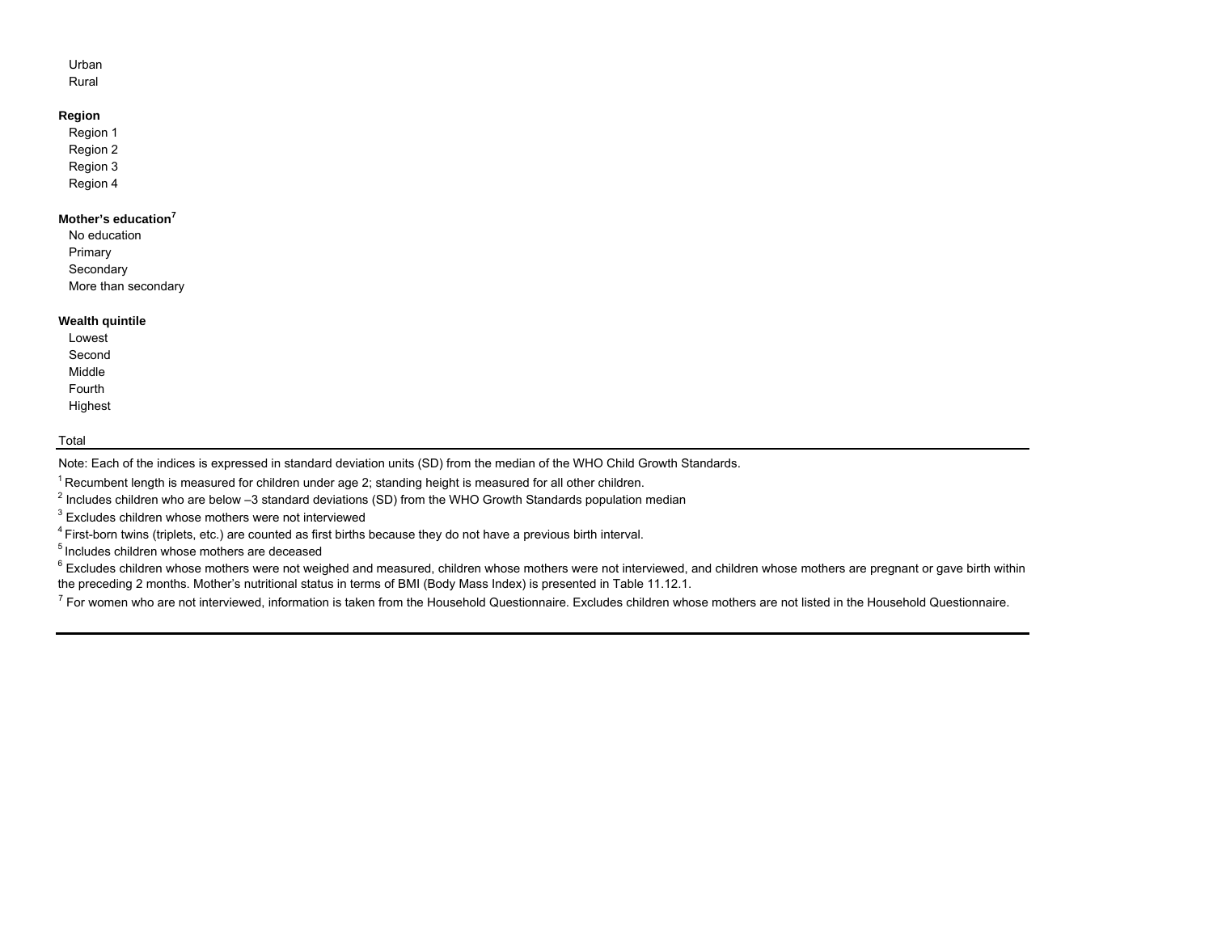| | |
|---|---|
| Urban | |
| Rural | |
| | |
| **Region** | |
| Region 1 | |
| Region 2 | |
| Region 3 | |
| Region 4 | |
| | |
| **Mother's education**[7] | |
| No education | |
| Primary | |
| Secondary | |
| More than secondary | |
| | |
| **Wealth quintile** | |
| Lowest | |
| Second | |
| Middle | |
| Fourth | |
| Highest | |
| | |
| Total | |

Note: Each of the indices is expressed in standard deviation units (SD) from the median of the WHO Child Growth Standards.

[1] Recumbent length is measured for children under age 2; standing height is measured for all other children.

[2] Includes children who are below –3 standard deviations (SD) from the WHO Growth Standards population median

[3] Excludes children whose mothers were not interviewed

[4] First-born twins (triplets, etc.) are counted as first births because they do not have a previous birth interval.

[5] Includes children whose mothers are deceased

[6] Excludes children whose mothers were not weighed and measured, children whose mothers were not interviewed, and children whose mothers are pregnant or gave birth within the preceding 2 months. Mother's nutritional status in terms of BMI (Body Mass Index) is presented in Table 11.12.1.

[7] For women who are not interviewed, information is taken from the Household Questionnaire. Excludes children whose mothers are not listed in the Household Questionnaire.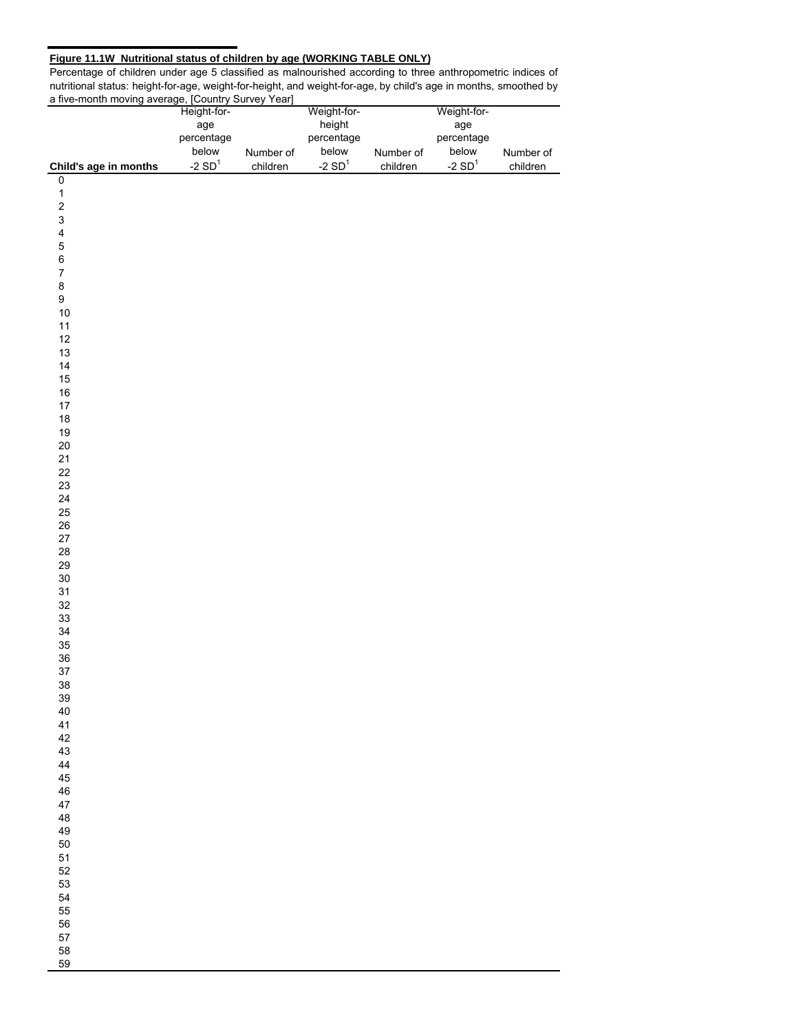**Figure 11.1W Nutritional status of children by age (WORKING TABLE ONLY)**

Percentage of children under age 5 classified as malnourished according to three anthropometric indices of nutritional status: height-for-age, weight-for-height, and weight-for-age, by child's age in months, smoothed by a five-month moving average, [Country Survey Year]

| Child's age in months | Height-for-age percentage below -2 SD[1] | Number of children | Weight-for-height percentage below -2 SD[1] | Number of children | Weight-for-age percentage below -2 SD[1] | Number of children |
|---|---|---|---|---|---|---|
| 0 | | | | | | |
| 1 | | | | | | |
| 2 | | | | | | |
| 3 | | | | | | |
| 4 | | | | | | |
| 5 | | | | | | |
| 6 | | | | | | |
| 7 | | | | | | |
| 8 | | | | | | |
| 9 | | | | | | |
| 10 | | | | | | |
| 11 | | | | | | |
| 12 | | | | | | |
| 13 | | | | | | |
| 14 | | | | | | |
| 15 | | | | | | |
| 16 | | | | | | |
| 17 | | | | | | |
| 18 | | | | | | |
| 19 | | | | | | |
| 20 | | | | | | |
| 21 | | | | | | |
| 22 | | | | | | |
| 23 | | | | | | |
| 24 | | | | | | |
| 25 | | | | | | |
| 26 | | | | | | |
| 27 | | | | | | |
| 28 | | | | | | |
| 29 | | | | | | |
| 30 | | | | | | |
| 31 | | | | | | |
| 32 | | | | | | |
| 33 | | | | | | |
| 34 | | | | | | |
| 35 | | | | | | |
| 36 | | | | | | |
| 37 | | | | | | |
| 38 | | | | | | |
| 39 | | | | | | |
| 40 | | | | | | |
| 41 | | | | | | |
| 42 | | | | | | |
| 43 | | | | | | |
| 44 | | | | | | |
| 45 | | | | | | |
| 46 | | | | | | |
| 47 | | | | | | |
| 48 | | | | | | |
| 49 | | | | | | |
| 50 | | | | | | |
| 51 | | | | | | |
| 52 | | | | | | |
| 53 | | | | | | |
| 54 | | | | | | |
| 55 | | | | | | |
| 56 | | | | | | |
| 57 | | | | | | |
| 58 | | | | | | |
| 59 | | | | | | |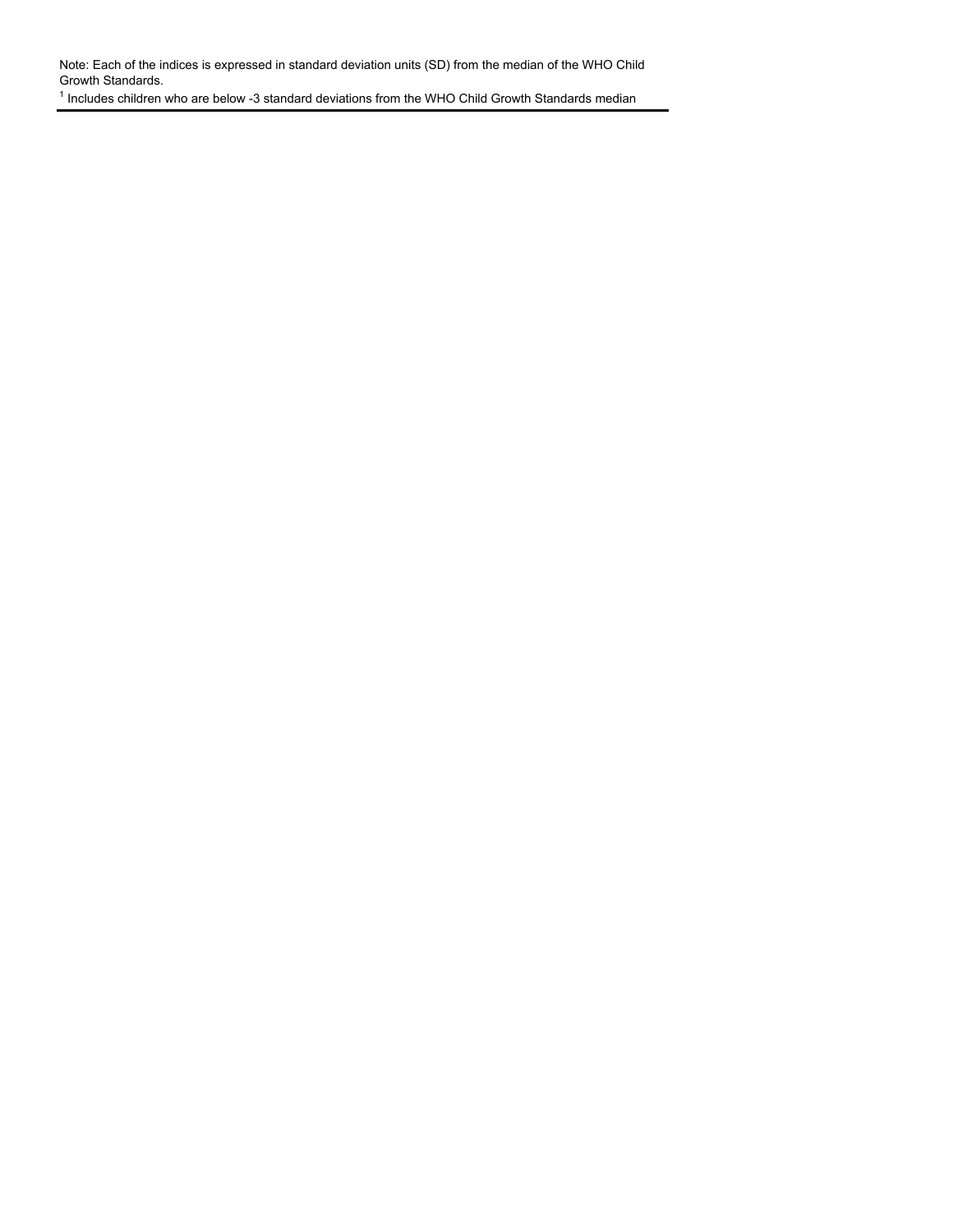Note: Each of the indices is expressed in standard deviation units (SD) from the median of the WHO Child Growth Standards.

[1] Includes children who are below -3 standard deviations from the WHO Child Growth Standards median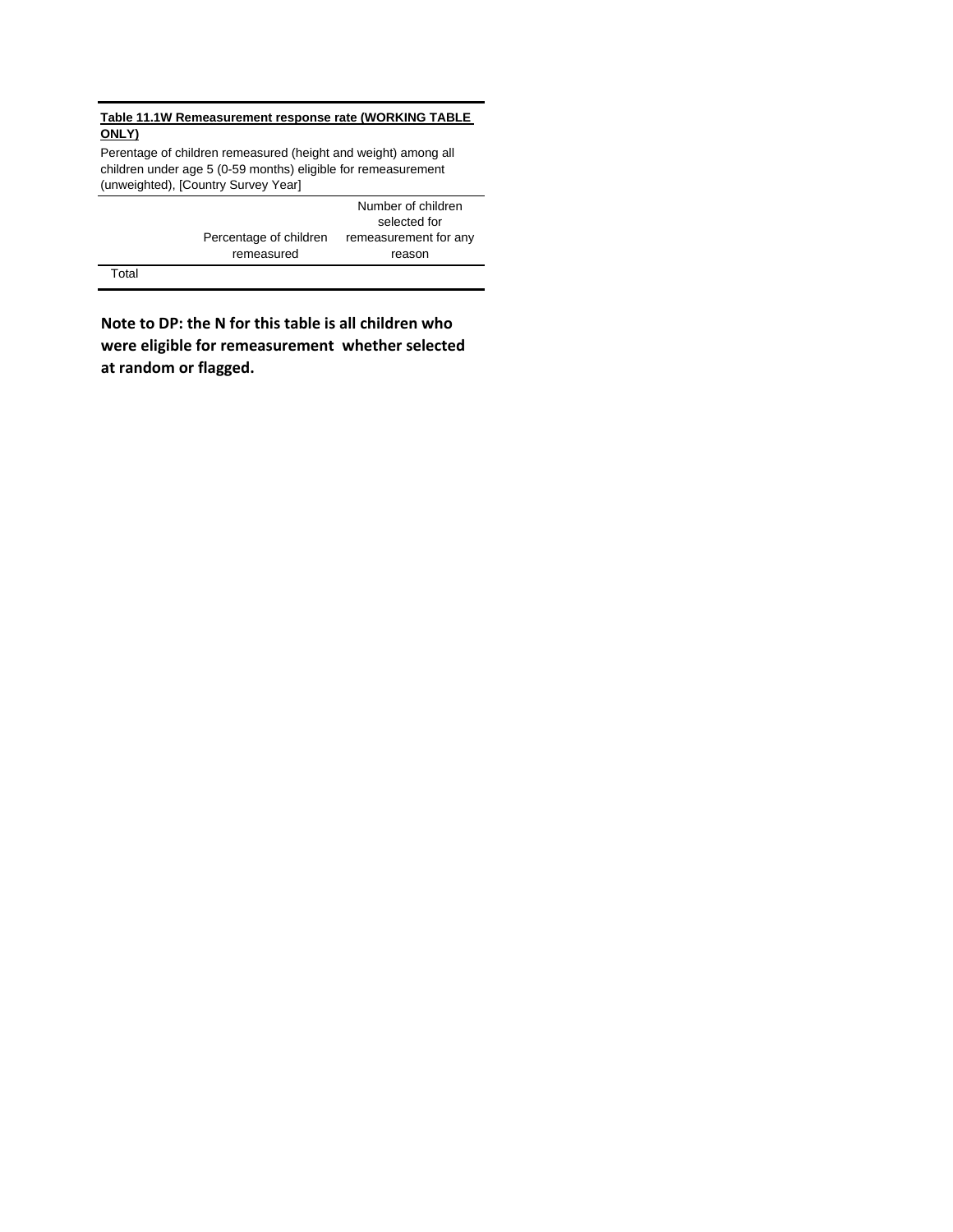**Table 11.1W Remeasurement response rate (WORKING TABLE ONLY)**

Perentage of children remeasured (height and weight) among all children under age 5 (0-59 months) eligible for remeasurement (unweighted), [Country Survey Year]

| | Percentage of children remeasured | Number of children selected for remeasurement for any reason |
|---|---|---|
| Total | | |

**Note to DP: the N for this table is all children who were eligible for remeasurement whether selected at random or flagged.**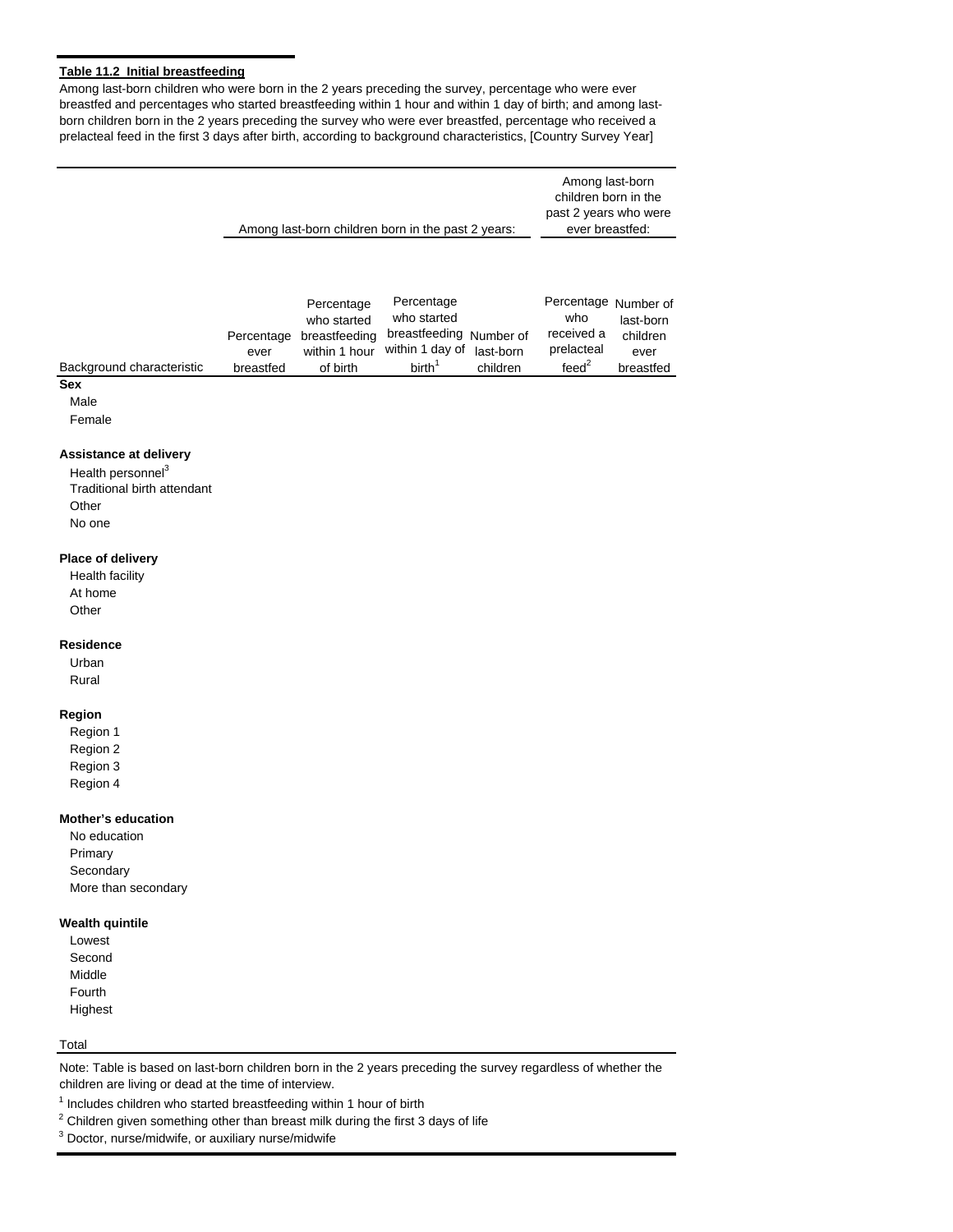**Table 11.2 Initial breastfeeding**

Among last-born children who were born in the 2 years preceding the survey, percentage who were ever breastfed and percentages who started breastfeeding within 1 hour and within 1 day of birth; and among last-born children born in the 2 years preceding the survey who were ever breastfed, percentage who received a prelacteal feed in the first 3 days after birth, according to background characteristics, [Country Survey Year]

| | Among last-born children born in the past 2 years: | | | | Among last-born children born in the past 2 years who were ever breastfed: | |
|---|---|---|---|---|---|---|
| Background characteristic | Percentage ever breastfed | Percentage who started breastfeeding within 1 hour of birth | Percentage who started breastfeeding within 1 day of birth[1] | Number of last-born children | Percentage who received a prelacteal feed[2] | Number of last-born children ever breastfed |
| **Sex** | | | | | | |
| Male | | | | | | |
| Female | | | | | | |
| **Assistance at delivery** | | | | | | |
| Health personnel[3] | | | | | | |
| Traditional birth attendant | | | | | | |
| Other | | | | | | |
| No one | | | | | | |
| **Place of delivery** | | | | | | |
| Health facility | | | | | | |
| At home | | | | | | |
| Other | | | | | | |
| **Residence** | | | | | | |
| Urban | | | | | | |
| Rural | | | | | | |
| **Region** | | | | | | |
| Region 1 | | | | | | |
| Region 2 | | | | | | |
| Region 3 | | | | | | |
| Region 4 | | | | | | |
| **Mother's education** | | | | | | |
| No education | | | | | | |
| Primary | | | | | | |
| Secondary | | | | | | |
| More than secondary | | | | | | |
| **Wealth quintile** | | | | | | |
| Lowest | | | | | | |
| Second | | | | | | |
| Middle | | | | | | |
| Fourth | | | | | | |
| Highest | | | | | | |
| Total | | | | | | |

Note: Table is based on last-born children born in the 2 years preceding the survey regardless of whether the children are living or dead at the time of interview.

[1] Includes children who started breastfeeding within 1 hour of birth

[2] Children given something other than breast milk during the first 3 days of life

[3] Doctor, nurse/midwife, or auxiliary nurse/midwife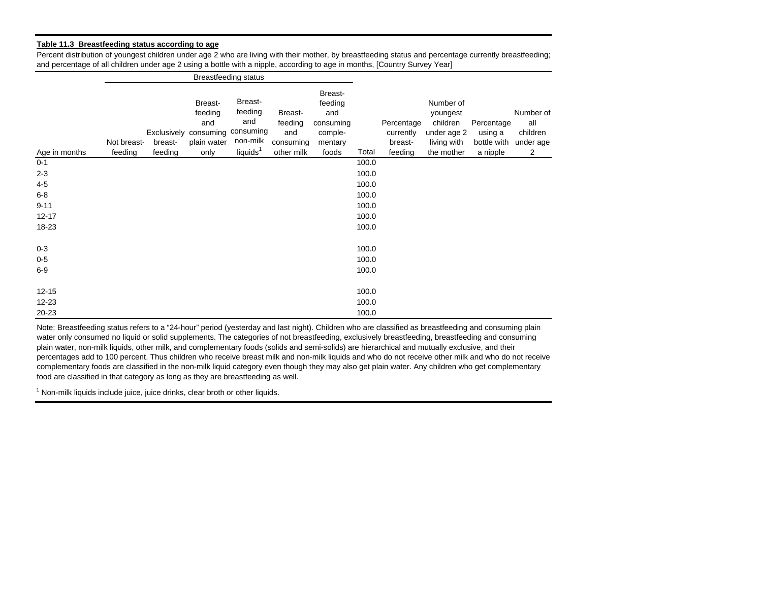**Table 11.3 Breastfeeding status according to age**

Percent distribution of youngest children under age 2 who are living with their mother, by breastfeeding status and percentage currently breastfeeding; and percentage of all children under age 2 using a bottle with a nipple, according to age in months, [Country Survey Year]

| | Breastfeeding status | | | | | | | | | | |
|---|---|---|---|---|---|---|---|---|---|---|---|
| Age in months | Not breast-feeding | Exclusively breast-feeding | Breast-feeding and consuming plain water only | Breast-feeding and consuming non-milk liquids[1] | Breast-feeding and consuming other milk | Breast-feeding and consuming comple-mentary foods | Total | Percentage currently breast-feeding | Number of youngest children under age 2 living with the mother | Percentage using a bottle with a nipple | Number of all children under age 2 |
| 0-1 | | | | | | | 100.0 | | | | |
| 2-3 | | | | | | | 100.0 | | | | |
| 4-5 | | | | | | | 100.0 | | | | |
| 6-8 | | | | | | | 100.0 | | | | |
| 9-11 | | | | | | | 100.0 | | | | |
| 12-17 | | | | | | | 100.0 | | | | |
| 18-23 | | | | | | | 100.0 | | | | |
| | | | | | | | | | | | |
| 0-3 | | | | | | | 100.0 | | | | |
| 0-5 | | | | | | | 100.0 | | | | |
| 6-9 | | | | | | | 100.0 | | | | |
| | | | | | | | | | | | |
| 12-15 | | | | | | | 100.0 | | | | |
| 12-23 | | | | | | | 100.0 | | | | |
| 20-23 | | | | | | | 100.0 | | | | |

Note: Breastfeeding status refers to a "24-hour" period (yesterday and last night). Children who are classified as breastfeeding and consuming plain water only consumed no liquid or solid supplements. The categories of not breastfeeding, exclusively breastfeeding, breastfeeding and consuming plain water, non-milk liquids, other milk, and complementary foods (solids and semi-solids) are hierarchical and mutually exclusive, and their percentages add to 100 percent. Thus children who receive breast milk and non-milk liquids and who do not receive other milk and who do not receive complementary foods are classified in the non-milk liquid category even though they may also get plain water. Any children who get complementary food are classified in that category as long as they are breastfeeding as well.

[1] Non-milk liquids include juice, juice drinks, clear broth or other liquids.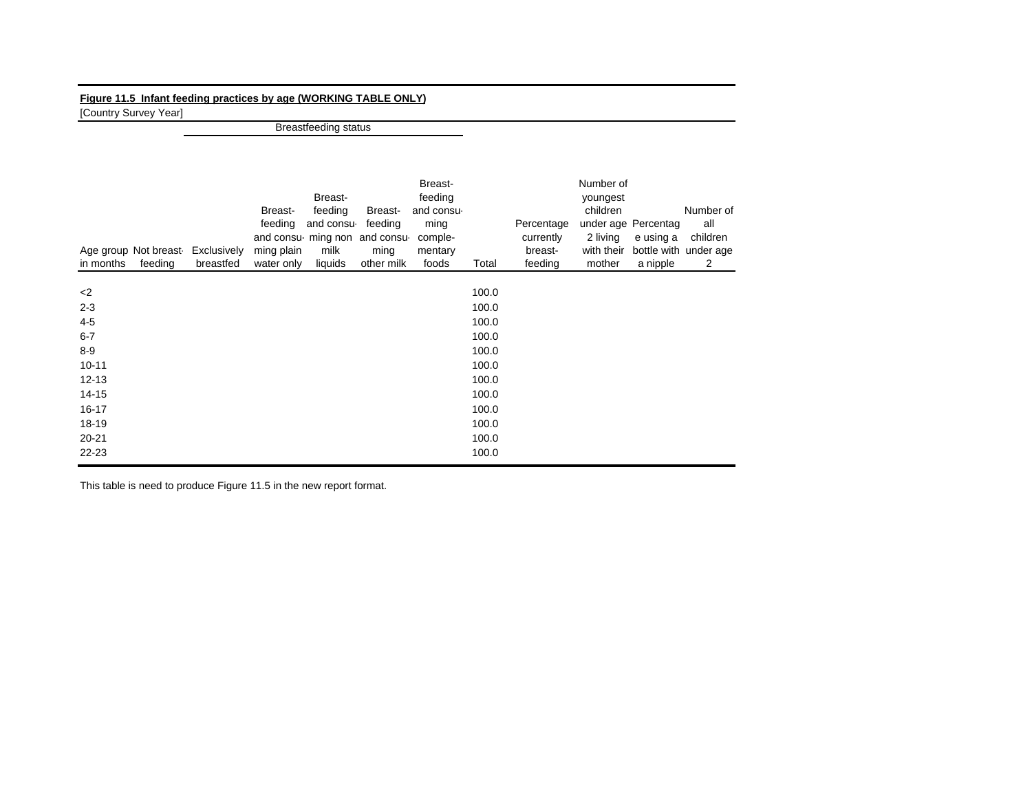**Figure 11.5 Infant feeding practices by age (WORKING TABLE ONLY)**

[Country Survey Year]

| Age group in months | Breastfeeding status | | | | | | | | Percentage currently breast-feeding | Number of youngest children under age 2 living with their mother | Percentage using a bottle with a nipple | Number of all children under age 2 |
|---|---|---|---|---|---|---|---|---|---|---|---|---|
| | Not breast-feeding | Exclusively breastfed | Breast-feeding and consu-ming plain water only | Breast-feeding and consu-ming non milk liquids | Breast-feeding and consu-ming other milk | Breast-feeding and consu-ming comple-mentary foods | Total | | | | | |
| <2 | | | | | | | 100.0 | | | | | |
| 2-3 | | | | | | | 100.0 | | | | | |
| 4-5 | | | | | | | 100.0 | | | | | |
| 6-7 | | | | | | | 100.0 | | | | | |
| 8-9 | | | | | | | 100.0 | | | | | |
| 10-11 | | | | | | | 100.0 | | | | | |
| 12-13 | | | | | | | 100.0 | | | | | |
| 14-15 | | | | | | | 100.0 | | | | | |
| 16-17 | | | | | | | 100.0 | | | | | |
| 18-19 | | | | | | | 100.0 | | | | | |
| 20-21 | | | | | | | 100.0 | | | | | |
| 22-23 | | | | | | | 100.0 | | | | | |

This table is need to produce Figure 11.5 in the new report format.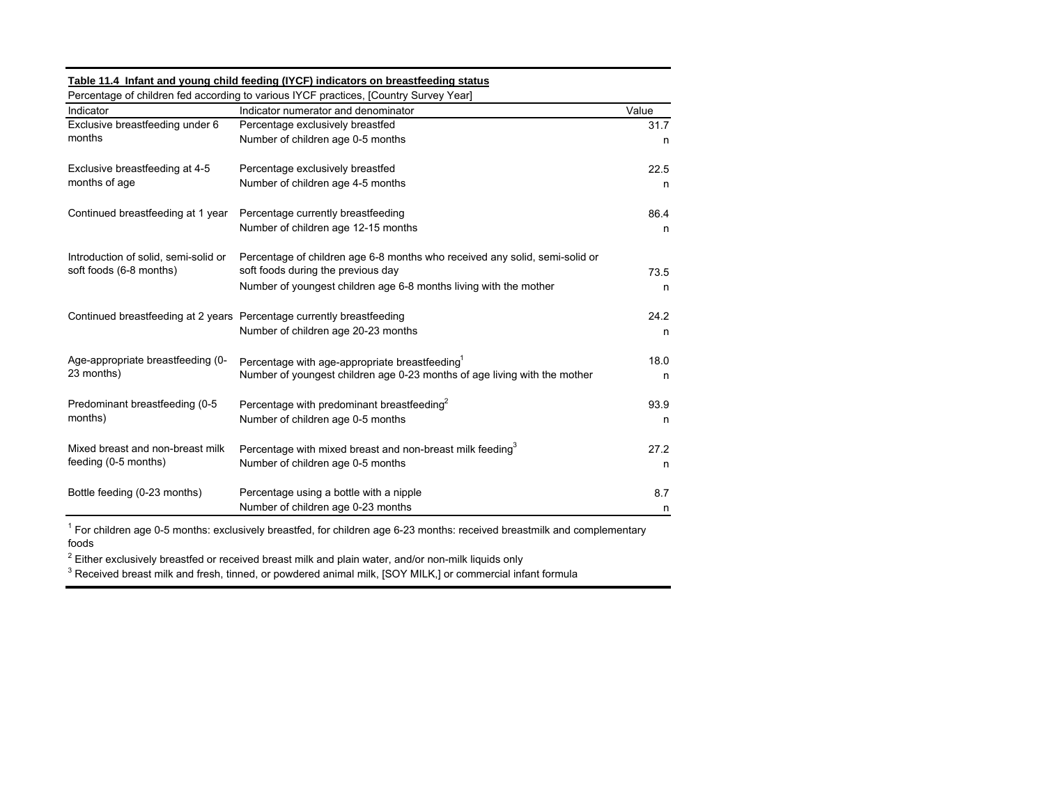**Table 11.4 Infant and young child feeding (IYCF) indicators on breastfeeding status**

Percentage of children fed according to various IYCF practices, [Country Survey Year]

| Indicator | Indicator numerator and denominator | Value |
|---|---|---|
| Exclusive breastfeeding under 6 months | Percentage exclusively breastfed | 31.7 |
| | Number of children age 0-5 months | n |
| Exclusive breastfeeding at 4-5 months of age | Percentage exclusively breastfed | 22.5 |
| | Number of children age 4-5 months | n |
| Continued breastfeeding at 1 year | Percentage currently breastfeeding | 86.4 |
| | Number of children age 12-15 months | n |
| Introduction of solid, semi-solid or soft foods (6-8 months) | Percentage of children age 6-8 months who received any solid, semi-solid or soft foods during the previous day | 73.5 |
| | Number of youngest children age 6-8 months living with the mother | n |
| Continued breastfeeding at 2 years | Percentage currently breastfeeding | 24.2 |
| | Number of children age 20-23 months | n |
| Age-appropriate breastfeeding (0-23 months) | Percentage with age-appropriate breastfeeding[1] | 18.0 |
| | Number of youngest children age 0-23 months of age living with the mother | n |
| Predominant breastfeeding (0-5 months) | Percentage with predominant breastfeeding[2] | 93.9 |
| | Number of children age 0-5 months | n |
| Mixed breast and non-breast milk feeding (0-5 months) | Percentage with mixed breast and non-breast milk feeding[3] | 27.2 |
| | Number of children age 0-5 months | n |
| Bottle feeding (0-23 months) | Percentage using a bottle with a nipple | 8.7 |
| | Number of children age 0-23 months | n |

[1] For children age 0-5 months: exclusively breastfed, for children age 6-23 months: received breastmilk and complementary foods

[2] Either exclusively breastfed or received breast milk and plain water, and/or non-milk liquids only

[3] Received breast milk and fresh, tinned, or powdered animal milk, [SOY MILK,] or commercial infant formula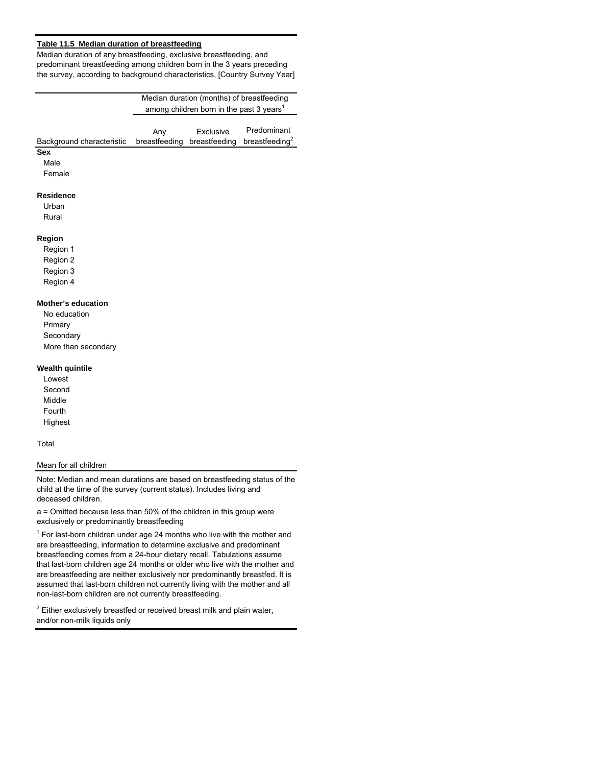**Table 11.5 Median duration of breastfeeding**

Median duration of any breastfeeding, exclusive breastfeeding, and predominant breastfeeding among children born in the 3 years preceding the survey, according to background characteristics, [Country Survey Year]

| | Median duration (months) of breastfeeding among children born in the past 3 years[1] | | |
|---|---|---|---|
| Background characteristic | Any breastfeeding | Exclusive breastfeeding | Predominant breastfeeding[2] |
| **Sex** | | | |
| Male | | | |
| Female | | | |
| | | | |
| **Residence** | | | |
| Urban | | | |
| Rural | | | |
| | | | |
| **Region** | | | |
| Region 1 | | | |
| Region 2 | | | |
| Region 3 | | | |
| Region 4 | | | |
| | | | |
| **Mother's education** | | | |
| No education | | | |
| Primary | | | |
| Secondary | | | |
| More than secondary | | | |
| | | | |
| **Wealth quintile** | | | |
| Lowest | | | |
| Second | | | |
| Middle | | | |
| Fourth | | | |
| Highest | | | |
| | | | |
| Total | | | |
| | | | |
| Mean for all children | | | |

Note: Median and mean durations are based on breastfeeding status of the child at the time of the survey (current status). Includes living and deceased children.

a = Omitted because less than 50% of the children in this group were exclusively or predominantly breastfeeding

[1] For last-born children under age 24 months who live with the mother and are breastfeeding, information to determine exclusive and predominant breastfeeding comes from a 24-hour dietary recall. Tabulations assume that last-born children age 24 months or older who live with the mother and are breastfeeding are neither exclusively nor predominantly breastfed. It is assumed that last-born children not currently living with the mother and all non-last-born children are not currently breastfeeding.

[2] Either exclusively breastfed or received breast milk and plain water, and/or non-milk liquids only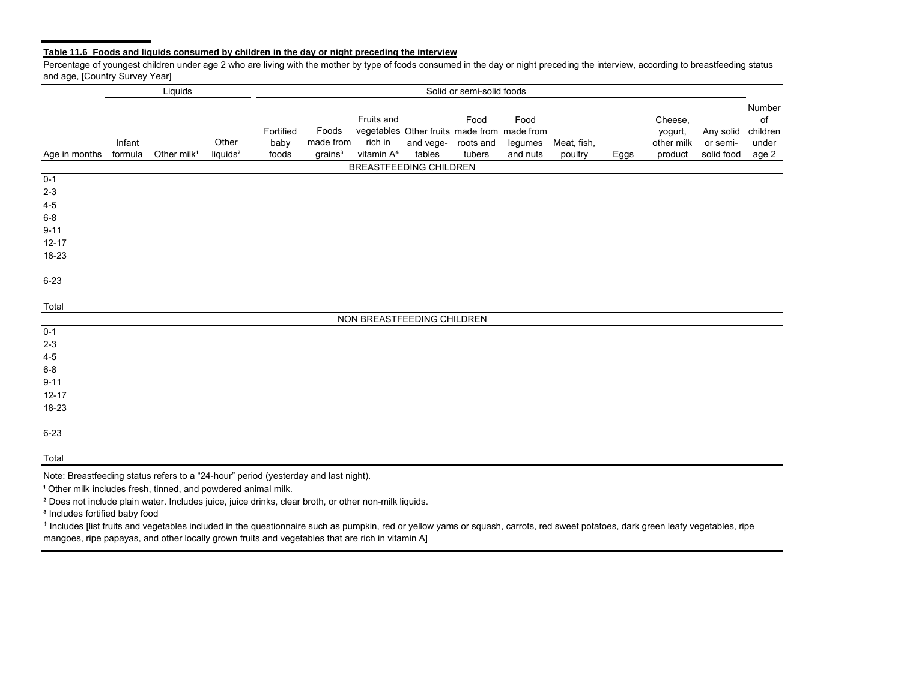**Table 11.6 Foods and liquids consumed by children in the day or night preceding the interview**

Percentage of youngest children under age 2 who are living with the mother by type of foods consumed in the day or night preceding the interview, according to breastfeeding status and age, [Country Survey Year]

| | Liquids | | | Solid or semi-solid foods | | | | | | | | | | |
|---|---|---|---|---|---|---|---|---|---|---|---|---|---|---|
| Age in months | Infant formula | Other milk[1] | Other liquids[2] | Fortified baby foods | Foods made from grains[3] | Fruits and vegetables rich in vitamin A[4] | Other fruits and vegetables | Food made from roots and tubers | Food made from legumes and nuts | Meat, fish, poultry | Eggs | Cheese, yogurt, other milk product | Any solid or semi-solid food | Number of children under age 2 |
| BREASTFEEDING CHILDREN | | | | | | | | | | | | | | |
| 0-1 | | | | | | | | | | | | | | |
| 2-3 | | | | | | | | | | | | | | |
| 4-5 | | | | | | | | | | | | | | |
| 6-8 | | | | | | | | | | | | | | |
| 9-11 | | | | | | | | | | | | | | |
| 12-17 | | | | | | | | | | | | | | |
| 18-23 | | | | | | | | | | | | | | |
| 6-23 | | | | | | | | | | | | | | |
| Total | | | | | | | | | | | | | | |
| NON BREASTFEEDING CHILDREN | | | | | | | | | | | | | | |
| 0-1 | | | | | | | | | | | | | | |
| 2-3 | | | | | | | | | | | | | | |
| 4-5 | | | | | | | | | | | | | | |
| 6-8 | | | | | | | | | | | | | | |
| 9-11 | | | | | | | | | | | | | | |
| 12-17 | | | | | | | | | | | | | | |
| 18-23 | | | | | | | | | | | | | | |
| 6-23 | | | | | | | | | | | | | | |
| Total | | | | | | | | | | | | | | |

Note: Breastfeeding status refers to a "24-hour" period (yesterday and last night).

[1] Other milk includes fresh, tinned, and powdered animal milk.

[2] Does not include plain water. Includes juice, juice drinks, clear broth, or other non-milk liquids.

[3] Includes fortified baby food

[4] Includes [list fruits and vegetables included in the questionnaire such as pumpkin, red or yellow yams or squash, carrots, red sweet potatoes, dark green leafy vegetables, ripe mangoes, ripe papayas, and other locally grown fruits and vegetables that are rich in vitamin A]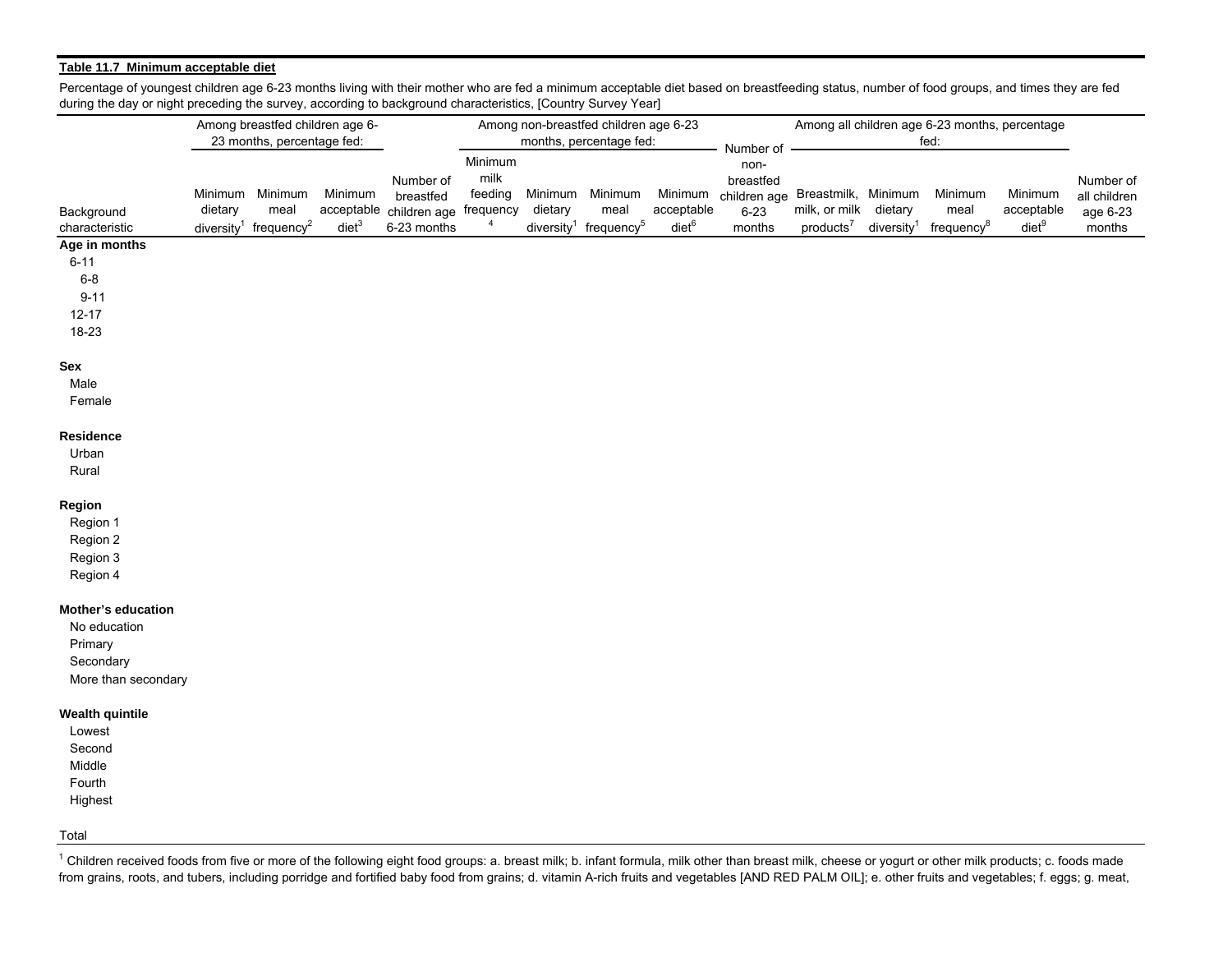**Table 11.7 Minimum acceptable diet**

Percentage of youngest children age 6-23 months living with their mother who are fed a minimum acceptable diet based on breastfeeding status, number of food groups, and times they are fed during the day or night preceding the survey, according to background characteristics, [Country Survey Year]

| Background characteristic | Among breastfed children age 6-23 months, percentage fed: | | | Number of breastfed children age 6-23 months | Among non-breastfed children age 6-23 months, percentage fed: | | | | Number of non-breastfed children age 6-23 months | Among all children age 6-23 months, percentage fed: | | | | Number of all children age 6-23 months |
|---|---|---|---|---|---|---|---|---|---|---|---|---|---|---|
| | Minimum dietary diversity[1] | Minimum meal frequency[2] | Minimum acceptable diet[3] | | Minimum milk feeding frequency[4] | Minimum dietary diversity[1] | Minimum meal frequency[5] | Minimum acceptable diet[6] | | Breastmilk, milk, or milk products[7] | Minimum dietary diversity[1] | Minimum meal frequency[8] | Minimum acceptable diet[9] | |
| **Age in months** | | | | | | | | | | | | | | |
| 6-11 | | | | | | | | | | | | | | |
| 6-8 | | | | | | | | | | | | | | |
| 9-11 | | | | | | | | | | | | | | |
| 12-17 | | | | | | | | | | | | | | |
| 18-23 | | | | | | | | | | | | | | |
| **Sex** | | | | | | | | | | | | | | |
| Male | | | | | | | | | | | | | | |
| Female | | | | | | | | | | | | | | |
| **Residence** | | | | | | | | | | | | | | |
| Urban | | | | | | | | | | | | | | |
| Rural | | | | | | | | | | | | | | |
| **Region** | | | | | | | | | | | | | | |
| Region 1 | | | | | | | | | | | | | | |
| Region 2 | | | | | | | | | | | | | | |
| Region 3 | | | | | | | | | | | | | | |
| Region 4 | | | | | | | | | | | | | | |
| **Mother's education** | | | | | | | | | | | | | | |
| No education | | | | | | | | | | | | | | |
| Primary | | | | | | | | | | | | | | |
| Secondary | | | | | | | | | | | | | | |
| More than secondary | | | | | | | | | | | | | | |
| **Wealth quintile** | | | | | | | | | | | | | | |
| Lowest | | | | | | | | | | | | | | |
| Second | | | | | | | | | | | | | | |
| Middle | | | | | | | | | | | | | | |
| Fourth | | | | | | | | | | | | | | |
| Highest | | | | | | | | | | | | | | |
| Total | | | | | | | | | | | | | | |

[1] Children received foods from five or more of the following eight food groups: a. breast milk; b. infant formula, milk other than breast milk, cheese or yogurt or other milk products; c. foods made from grains, roots, and tubers, including porridge and fortified baby food from grains; d. vitamin A-rich fruits and vegetables [AND RED PALM OIL]; e. other fruits and vegetables; f. eggs; g. meat,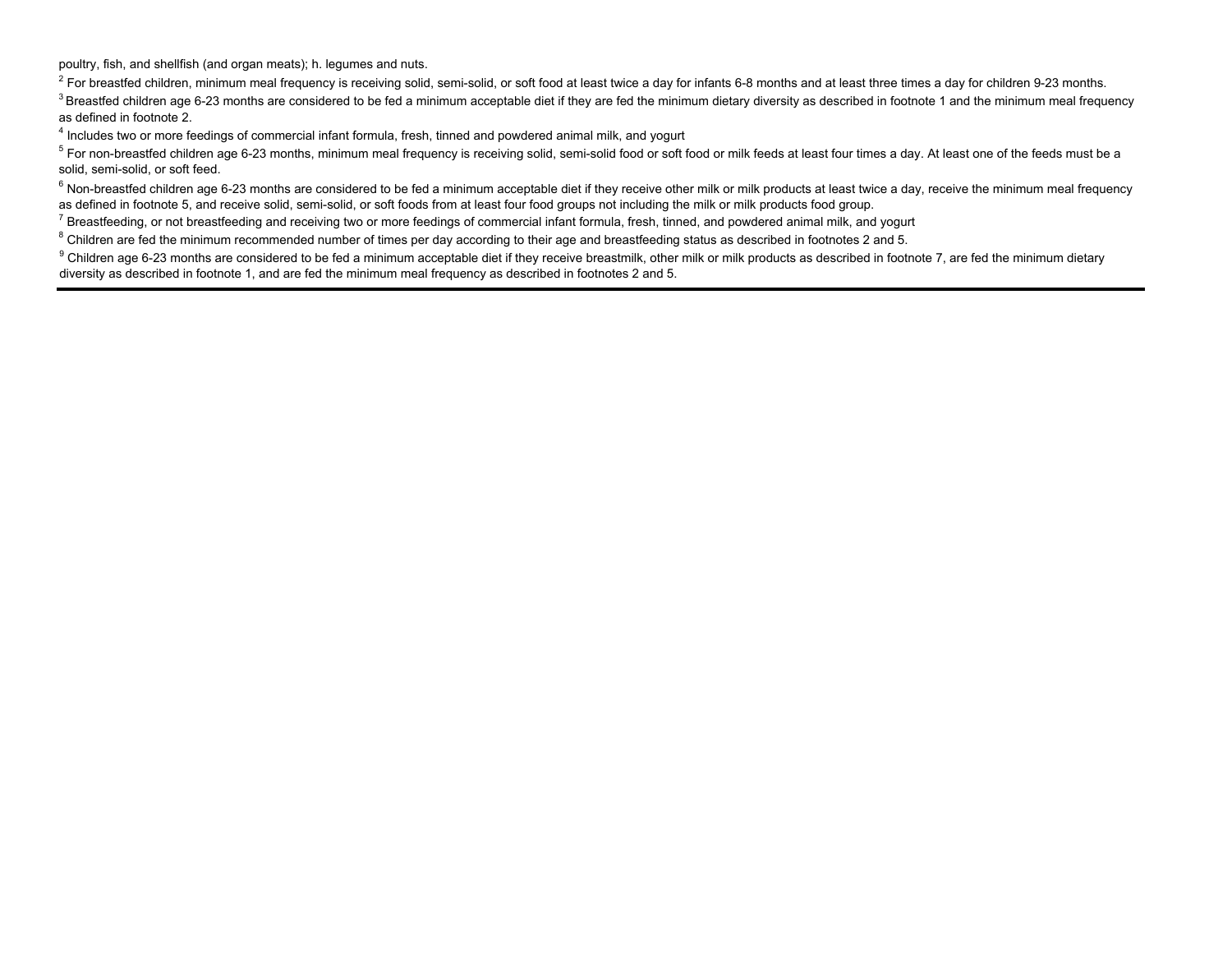poultry, fish, and shellfish (and organ meats); h. legumes and nuts.

[2] For breastfed children, minimum meal frequency is receiving solid, semi-solid, or soft food at least twice a day for infants 6-8 months and at least three times a day for children 9-23 months.

[3] Breastfed children age 6-23 months are considered to be fed a minimum acceptable diet if they are fed the minimum dietary diversity as described in footnote 1 and the minimum meal frequency as defined in footnote 2.

[4] Includes two or more feedings of commercial infant formula, fresh, tinned and powdered animal milk, and yogurt

[5] For non-breastfed children age 6-23 months, minimum meal frequency is receiving solid, semi-solid food or soft food or milk feeds at least four times a day. At least one of the feeds must be a solid, semi-solid, or soft feed.

[6] Non-breastfed children age 6-23 months are considered to be fed a minimum acceptable diet if they receive other milk or milk products at least twice a day, receive the minimum meal frequency as defined in footnote 5, and receive solid, semi-solid, or soft foods from at least four food groups not including the milk or milk products food group.

[7] Breastfeeding, or not breastfeeding and receiving two or more feedings of commercial infant formula, fresh, tinned, and powdered animal milk, and yogurt

[8] Children are fed the minimum recommended number of times per day according to their age and breastfeeding status as described in footnotes 2 and 5.

[9] Children age 6-23 months are considered to be fed a minimum acceptable diet if they receive breastmilk, other milk or milk products as described in footnote 7, are fed the minimum dietary diversity as described in footnote 1, and are fed the minimum meal frequency as described in footnotes 2 and 5.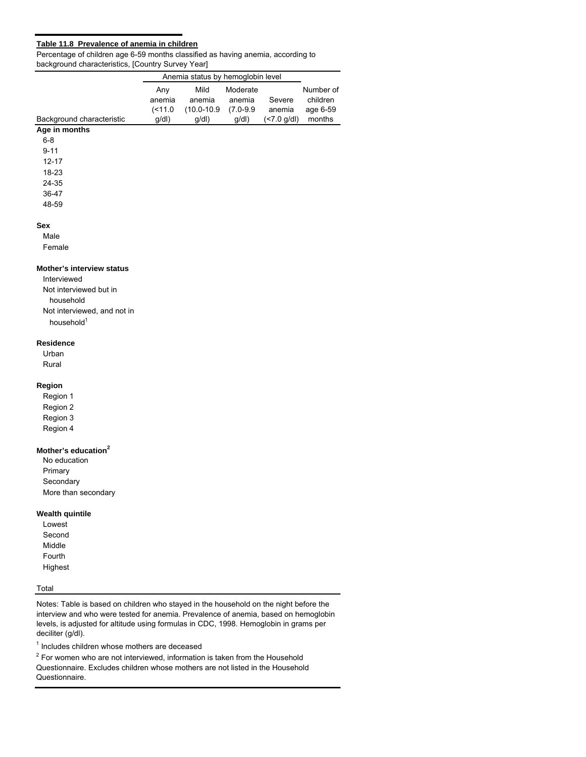**Table 11.8 Prevalence of anemia in children**

Percentage of children age 6-59 months classified as having anemia, according to background characteristics, [Country Survey Year]

| Background characteristic | Anemia status by hemoglobin level | | | | Number of children age 6-59 months |
|---|---|---|---|---|---|
| | Any anemia (<11.0 g/dl) | Mild anemia (10.0-10.9 g/dl) | Moderate anemia (7.0-9.9 g/dl) | Severe anemia (<7.0 g/dl) | |
| **Age in months** | | | | | |
| 6-8 | | | | | |
| 9-11 | | | | | |
| 12-17 | | | | | |
| 18-23 | | | | | |
| 24-35 | | | | | |
| 36-47 | | | | | |
| 48-59 | | | | | |
| **Sex** | | | | | |
| Male | | | | | |
| Female | | | | | |
| **Mother's interview status** | | | | | |
| Interviewed | | | | | |
| Not interviewed but in household | | | | | |
| Not interviewed, and not in household[1] | | | | | |
| **Residence** | | | | | |
| Urban | | | | | |
| Rural | | | | | |
| **Region** | | | | | |
| Region 1 | | | | | |
| Region 2 | | | | | |
| Region 3 | | | | | |
| Region 4 | | | | | |
| **Mother's education**[2] | | | | | |
| No education | | | | | |
| Primary | | | | | |
| Secondary | | | | | |
| More than secondary | | | | | |
| **Wealth quintile** | | | | | |
| Lowest | | | | | |
| Second | | | | | |
| Middle | | | | | |
| Fourth | | | | | |
| Highest | | | | | |
| Total | | | | | |

Notes: Table is based on children who stayed in the household on the night before the interview and who were tested for anemia. Prevalence of anemia, based on hemoglobin levels, is adjusted for altitude using formulas in CDC, 1998. Hemoglobin in grams per deciliter (g/dl).

[1] Includes children whose mothers are deceased

[2] For women who are not interviewed, information is taken from the Household Questionnaire. Excludes children whose mothers are not listed in the Household Questionnaire.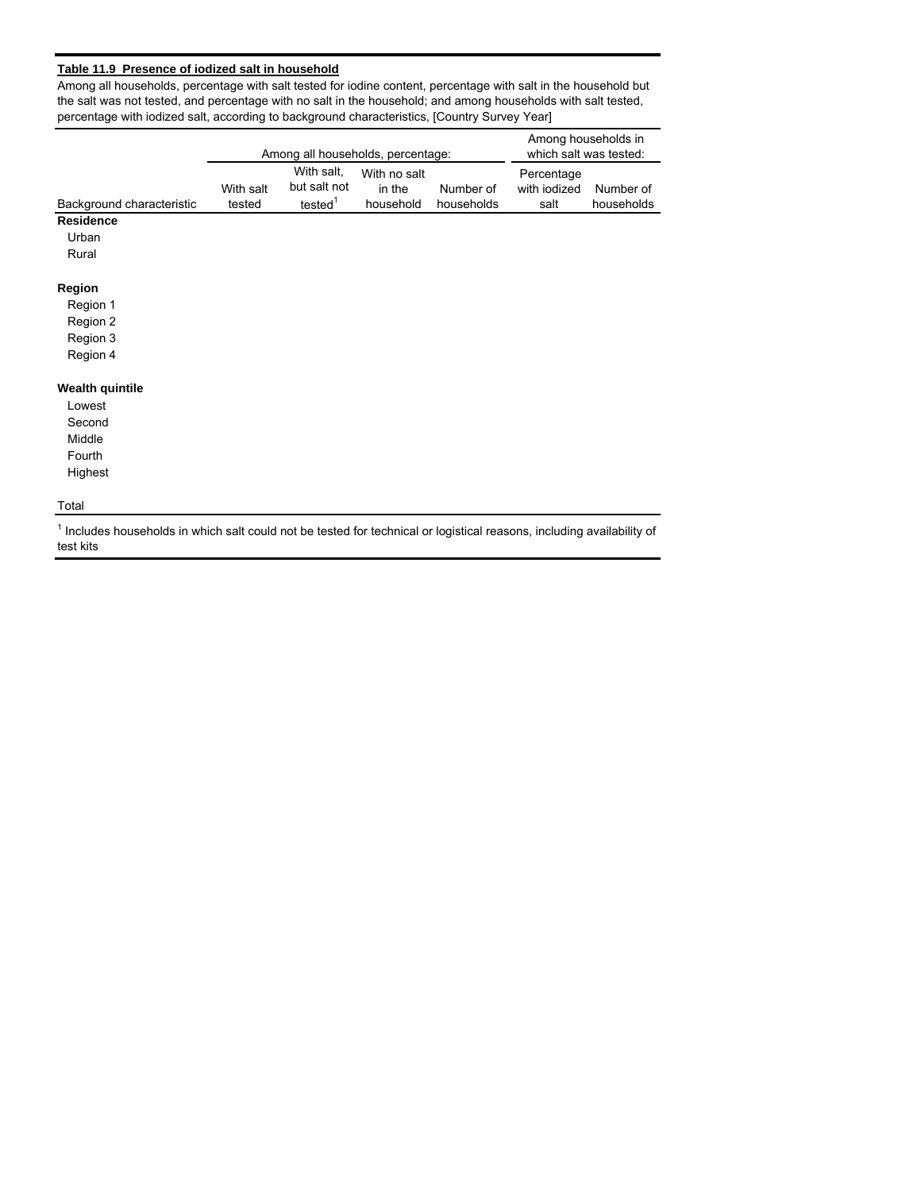**Table 11.9 Presence of iodized salt in household**

Among all households, percentage with salt tested for iodine content, percentage with salt in the household but the salt was not tested, and percentage with no salt in the household; and among households with salt tested, percentage with iodized salt, according to background characteristics, [Country Survey Year]

| | Among all households, percentage: | | | | Among households in which salt was tested: | |
|---|---|---|---|---|---|---|
| Background characteristic | With salt tested | With salt, but salt not tested[1] | With no salt in the household | Number of households | Percentage with iodized salt | Number of households |
| **Residence** | | | | | | |
| Urban | | | | | | |
| Rural | | | | | | |
| | | | | | | |
| **Region** | | | | | | |
| Region 1 | | | | | | |
| Region 2 | | | | | | |
| Region 3 | | | | | | |
| Region 4 | | | | | | |
| | | | | | | |
| **Wealth quintile** | | | | | | |
| Lowest | | | | | | |
| Second | | | | | | |
| Middle | | | | | | |
| Fourth | | | | | | |
| Highest | | | | | | |
| | | | | | | |
| Total | | | | | | |

[1] Includes households in which salt could not be tested for technical or logistical reasons, including availability of test kits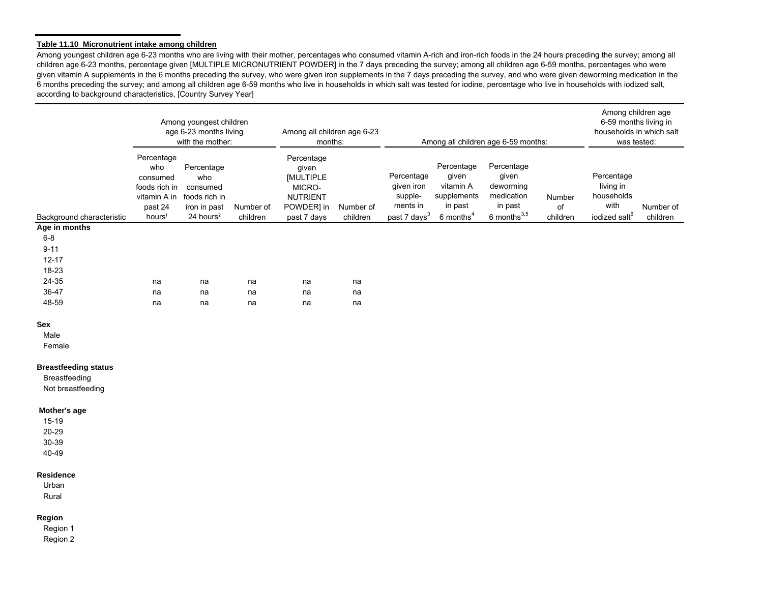**Table 11.10 Micronutrient intake among children**

Among youngest children age 6-23 months who are living with their mother, percentages who consumed vitamin A-rich and iron-rich foods in the 24 hours preceding the survey; among all children age 6-23 months, percentage given [MULTIPLE MICRONUTRIENT POWDER] in the 7 days preceding the survey; among all children age 6-59 months, percentages who were given vitamin A supplements in the 6 months preceding the survey, who were given iron supplements in the 7 days preceding the survey, and who were given deworming medication in the 6 months preceding the survey; and among all children age 6-59 months who live in households in which salt was tested for iodine, percentage who live in households with iodized salt, according to background characteristics, [Country Survey Year]

| | Among youngest children age 6-23 months living with the mother: | | | Among all children age 6-23 months: | | Among all children age 6-59 months: | | | | Among children age 6-59 months living in households in which salt was tested: | |
|---|---|---|---|---|---|---|---|---|---|---|---|
| Background characteristic | Percentage who consumed foods rich in vitamin A in past 24 hours[1] | Percentage who consumed foods rich in iron in past 24 hours[2] | Number of children | Percentage given [MULTIPLE MICRO-NUTRIENT POWDER] in past 7 days | Number of children | Percentage given iron supple-ments in past 7 days[3] | Percentage given vitamin A supplements in past 6 months[4] | Percentage given deworming medication in past 6 months[3,5] | Number of children | Percentage living in households with iodized salt[6] | Number of children |
| **Age in months** | | | | | | | | | | | |
| 6-8 | | | | | | | | | | | |
| 9-11 | | | | | | | | | | | |
| 12-17 | | | | | | | | | | | |
| 18-23 | | | | | | | | | | | |
| 24-35 | na | na | na | na | na | | | | | | |
| 36-47 | na | na | na | na | na | | | | | | |
| 48-59 | na | na | na | na | na | | | | | | |
| **Sex** | | | | | | | | | | | |
| Male | | | | | | | | | | | |
| Female | | | | | | | | | | | |
| **Breastfeeding status** | | | | | | | | | | | |
| Breastfeeding | | | | | | | | | | | |
| Not breastfeeding | | | | | | | | | | | |
| **Mother's age** | | | | | | | | | | | |
| 15-19 | | | | | | | | | | | |
| 20-29 | | | | | | | | | | | |
| 30-39 | | | | | | | | | | | |
| 40-49 | | | | | | | | | | | |
| **Residence** | | | | | | | | | | | |
| Urban | | | | | | | | | | | |
| Rural | | | | | | | | | | | |
| **Region** | | | | | | | | | | | |
| Region 1 | | | | | | | | | | | |
| Region 2 | | | | | | | | | | | |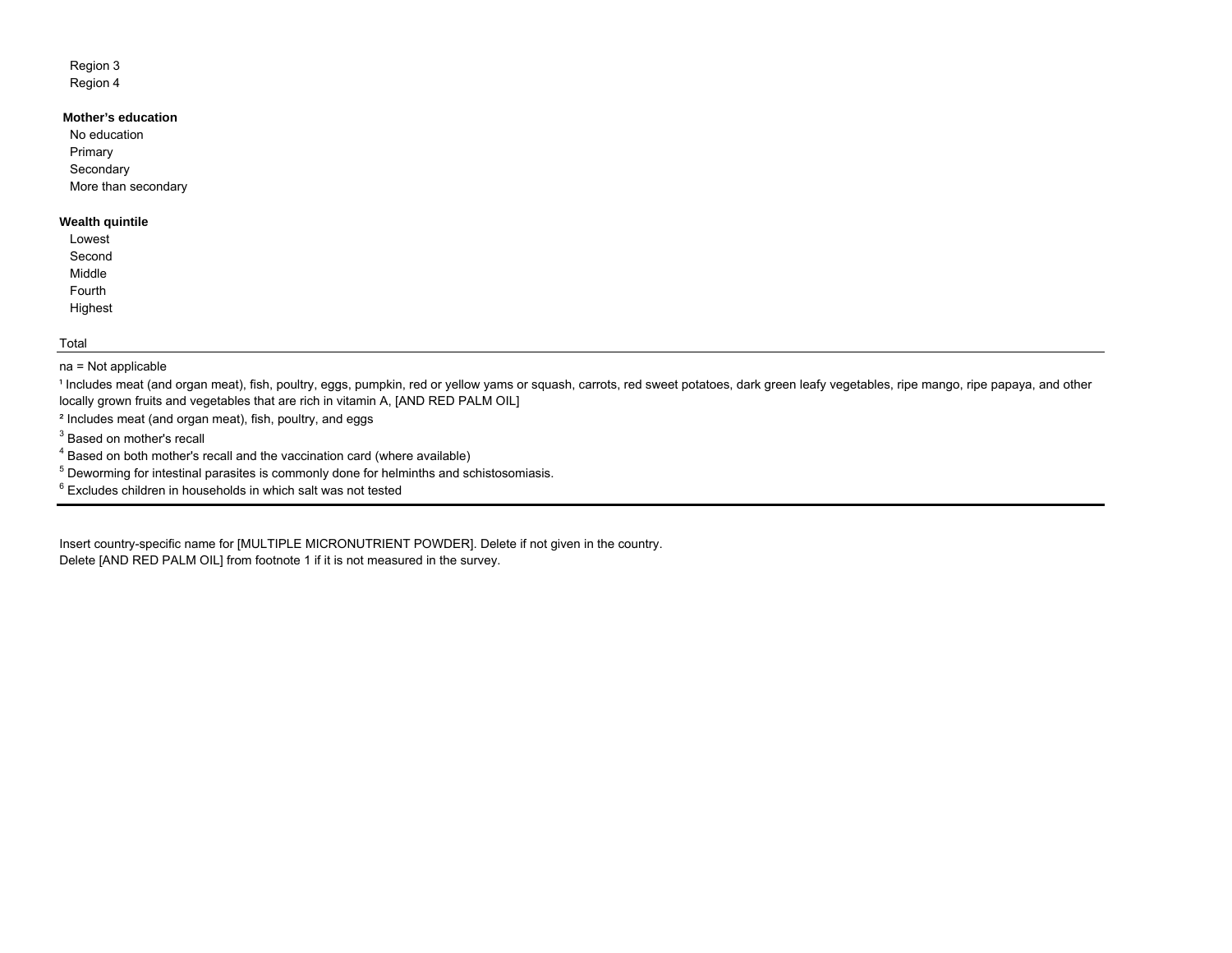| |
|---|
| Region 3 |
| Region 4 |
| |
| **Mother's education** |
| No education |
| Primary |
| Secondary |
| More than secondary |
| |
| **Wealth quintile** |
| Lowest |
| Second |
| Middle |
| Fourth |
| Highest |
| |
| Total |

na = Not applicable

[1] Includes meat (and organ meat), fish, poultry, eggs, pumpkin, red or yellow yams or squash, carrots, red sweet potatoes, dark green leafy vegetables, ripe mango, ripe papaya, and other locally grown fruits and vegetables that are rich in vitamin A, [AND RED PALM OIL]

[2] Includes meat (and organ meat), fish, poultry, and eggs

[3] Based on mother's recall

[4] Based on both mother's recall and the vaccination card (where available)

[5] Deworming for intestinal parasites is commonly done for helminths and schistosomiasis.

[6] Excludes children in households in which salt was not tested

Insert country-specific name for [MULTIPLE MICRONUTRIENT POWDER]. Delete if not given in the country.
Delete [AND RED PALM OIL] from footnote 1 if it is not measured in the survey.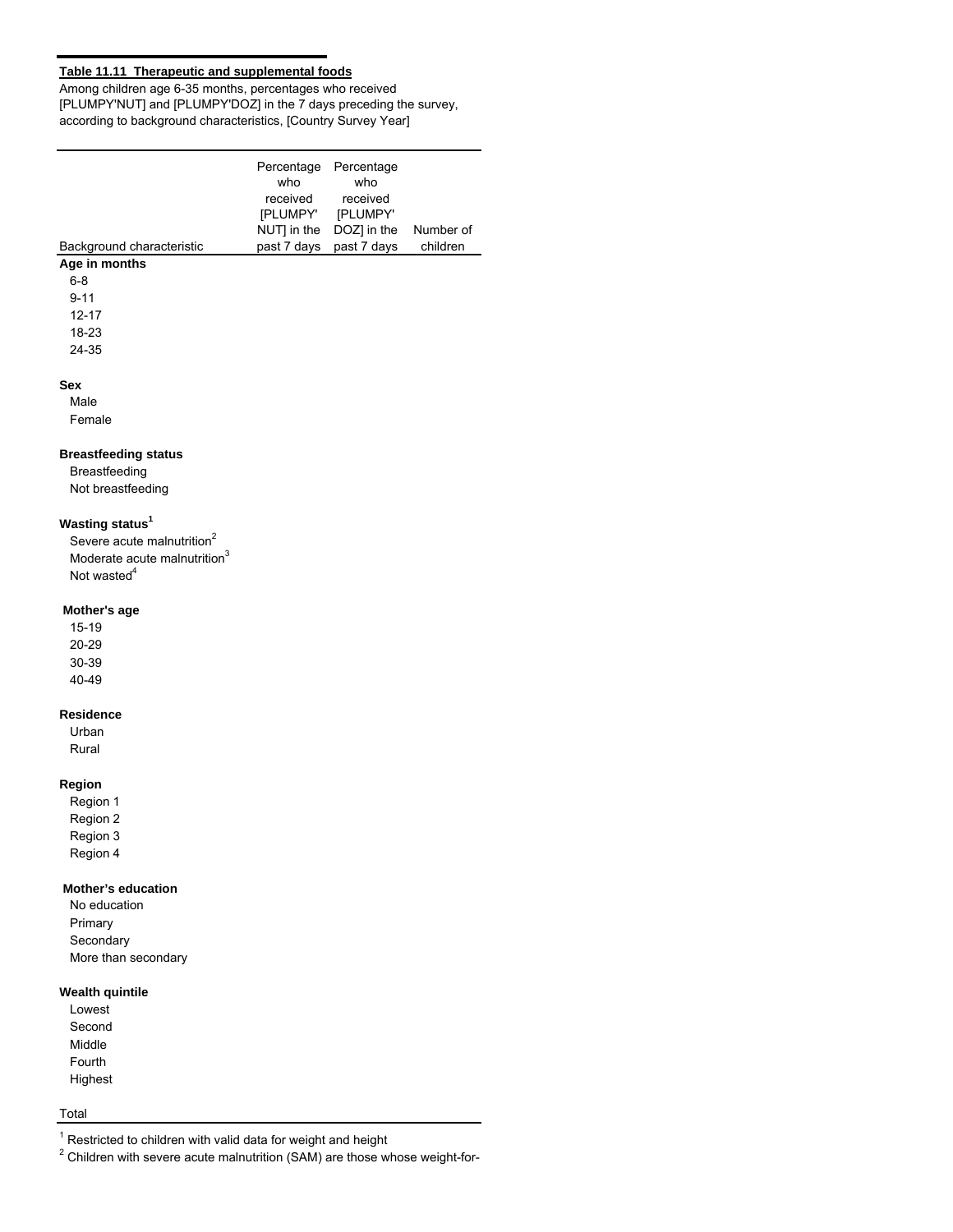**Table 11.11 Therapeutic and supplemental foods**

Among children age 6-35 months, percentages who received [PLUMPY'NUT] and [PLUMPY'DOZ] in the 7 days preceding the survey, according to background characteristics, [Country Survey Year]

| Background characteristic | Percentage who received [PLUMPY' NUT] in the past 7 days | Percentage who received [PLUMPY' DOZ] in the past 7 days | Number of children |
|---|---|---|---|
| **Age in months** | | | |
| 6-8 | | | |
| 9-11 | | | |
| 12-17 | | | |
| 18-23 | | | |
| 24-35 | | | |
| **Sex** | | | |
| Male | | | |
| Female | | | |
| **Breastfeeding status** | | | |
| Breastfeeding | | | |
| Not breastfeeding | | | |
| **Wasting status[1]** | | | |
| Severe acute malnutrition[2] | | | |
| Moderate acute malnutrition[3] | | | |
| Not wasted[4] | | | |
| **Mother's age** | | | |
| 15-19 | | | |
| 20-29 | | | |
| 30-39 | | | |
| 40-49 | | | |
| **Residence** | | | |
| Urban | | | |
| Rural | | | |
| **Region** | | | |
| Region 1 | | | |
| Region 2 | | | |
| Region 3 | | | |
| Region 4 | | | |
| **Mother's education** | | | |
| No education | | | |
| Primary | | | |
| Secondary | | | |
| More than secondary | | | |
| **Wealth quintile** | | | |
| Lowest | | | |
| Second | | | |
| Middle | | | |
| Fourth | | | |
| Highest | | | |
| Total | | | |

[1] Restricted to children with valid data for weight and height

[2] Children with severe acute malnutrition (SAM) are those whose weight-for-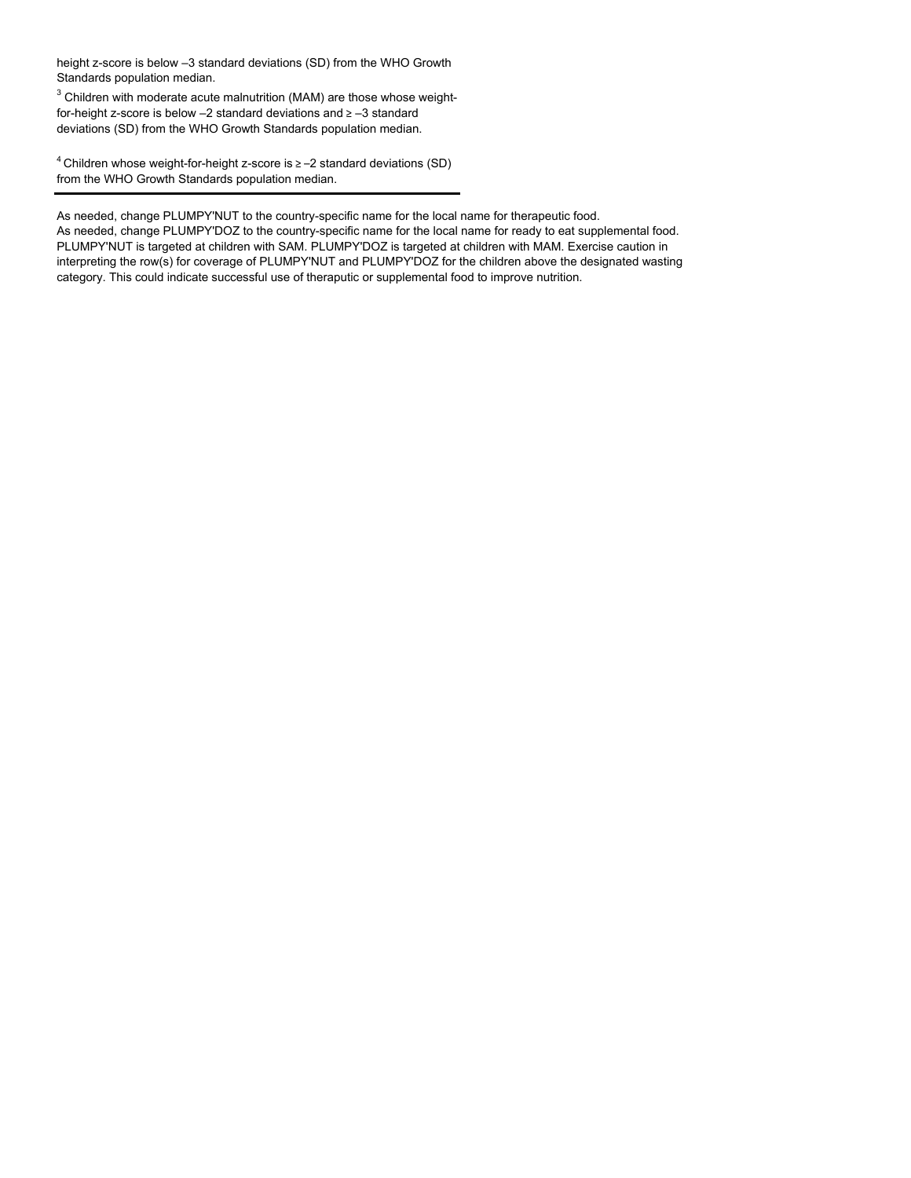height z-score is below –3 standard deviations (SD) from the WHO Growth Standards population median.

[3] Children with moderate acute malnutrition (MAM) are those whose weight-for-height z-score is below –2 standard deviations and ≥ –3 standard deviations (SD) from the WHO Growth Standards population median.

[4] Children whose weight-for-height z-score is ≥ –2 standard deviations (SD) from the WHO Growth Standards population median.

---

As needed, change PLUMPY'NUT to the country-specific name for the local name for therapeutic food.
As needed, change PLUMPY'DOZ to the country-specific name for the local name for ready to eat supplemental food.
PLUMPY'NUT is targeted at children with SAM. PLUMPY'DOZ is targeted at children with MAM. Exercise caution in interpreting the row(s) for coverage of PLUMPY'NUT and PLUMPY'DOZ for the children above the designated wasting category. This could indicate successful use of theraputic or supplemental food to improve nutrition.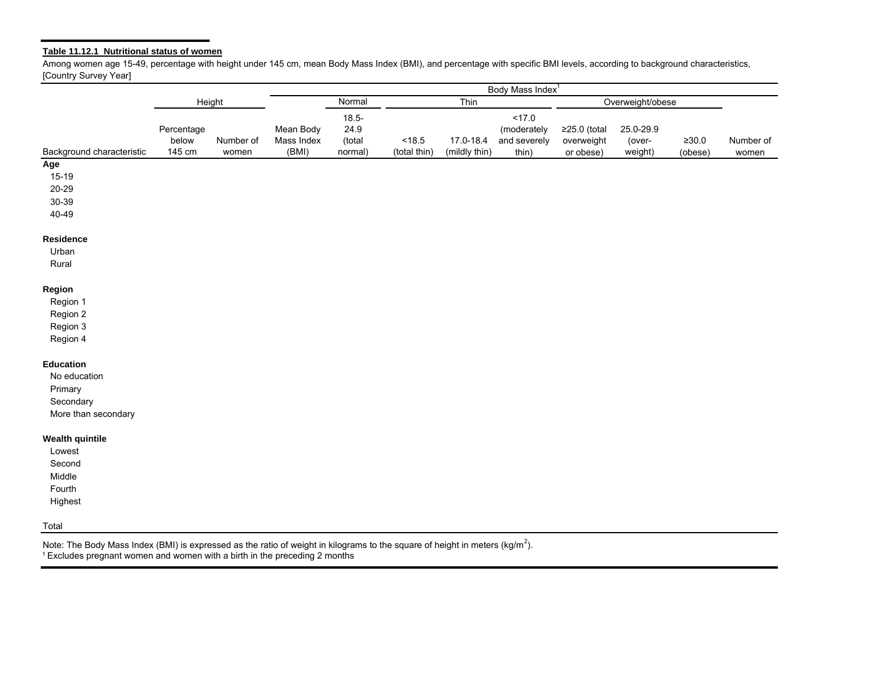**Table 11.12.1 Nutritional status of women**

Among women age 15-49, percentage with height under 145 cm, mean Body Mass Index (BMI), and percentage with specific BMI levels, according to background characteristics, [Country Survey Year]

| | Height | | | Body Mass Index[1] | | | | | | | |
|---|---|---|---|---|---|---|---|---|---|---|---|
| | | | | Normal | Thin | | | Overweight/obese | | | |
| Background characteristic | Percentage below 145 cm | Number of women | Mean Body Mass Index (BMI) | 18.5-24.9 (total normal) | <18.5 (total thin) | 17.0-18.4 (mildly thin) | <17.0 (moderately and severely thin) | ≥25.0 (total overweight or obese) | 25.0-29.9 (over-weight) | ≥30.0 (obese) | Number of women |
| **Age** | | | | | | | | | | | |
| 15-19 | | | | | | | | | | | |
| 20-29 | | | | | | | | | | | |
| 30-39 | | | | | | | | | | | |
| 40-49 | | | | | | | | | | | |
| **Residence** | | | | | | | | | | | |
| Urban | | | | | | | | | | | |
| Rural | | | | | | | | | | | |
| **Region** | | | | | | | | | | | |
| Region 1 | | | | | | | | | | | |
| Region 2 | | | | | | | | | | | |
| Region 3 | | | | | | | | | | | |
| Region 4 | | | | | | | | | | | |
| **Education** | | | | | | | | | | | |
| No education | | | | | | | | | | | |
| Primary | | | | | | | | | | | |
| Secondary | | | | | | | | | | | |
| More than secondary | | | | | | | | | | | |
| **Wealth quintile** | | | | | | | | | | | |
| Lowest | | | | | | | | | | | |
| Second | | | | | | | | | | | |
| Middle | | | | | | | | | | | |
| Fourth | | | | | | | | | | | |
| Highest | | | | | | | | | | | |
| Total | | | | | | | | | | | |

Note: The Body Mass Index (BMI) is expressed as the ratio of weight in kilograms to the square of height in meters ($kg/m^2$).
[1] Excludes pregnant women and women with a birth in the preceding 2 months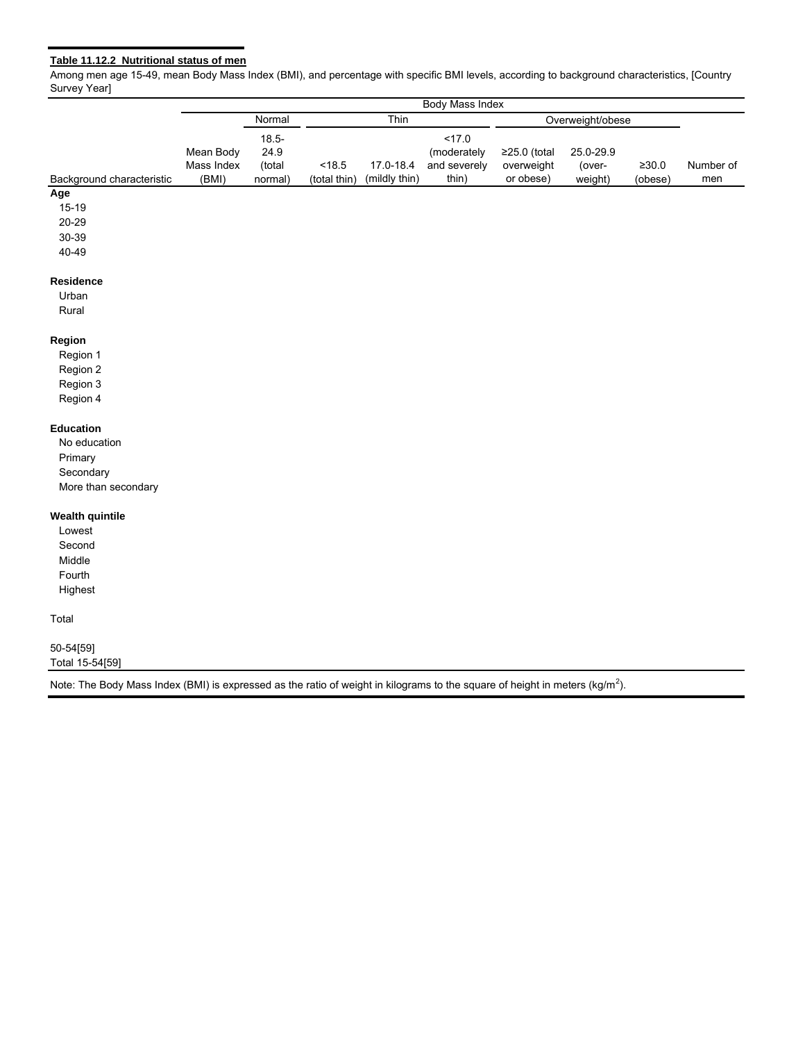**Table 11.12.2 Nutritional status of men**

Among men age 15-49, mean Body Mass Index (BMI), and percentage with specific BMI levels, according to background characteristics, [Country Survey Year]

| Background characteristic | Mean Body Mass Index (BMI) | Normal | Thin | | | Overweight/obese | | | Number of men |
|---|---|---|---|---|---|---|---|---|---|
| | | 18.5-24.9 (total normal) | <18.5 (total thin) | 17.0-18.4 (mildly thin) | <17.0 (moderately and severely thin) | ≥25.0 (total overweight or obese) | 25.0-29.9 (over-weight) | ≥30.0 (obese) | |
| **Age** | | | | | | | | | |
| 15-19 | | | | | | | | | |
| 20-29 | | | | | | | | | |
| 30-39 | | | | | | | | | |
| 40-49 | | | | | | | | | |
| **Residence** | | | | | | | | | |
| Urban | | | | | | | | | |
| Rural | | | | | | | | | |
| **Region** | | | | | | | | | |
| Region 1 | | | | | | | | | |
| Region 2 | | | | | | | | | |
| Region 3 | | | | | | | | | |
| Region 4 | | | | | | | | | |
| **Education** | | | | | | | | | |
| No education | | | | | | | | | |
| Primary | | | | | | | | | |
| Secondary | | | | | | | | | |
| More than secondary | | | | | | | | | |
| **Wealth quintile** | | | | | | | | | |
| Lowest | | | | | | | | | |
| Second | | | | | | | | | |
| Middle | | | | | | | | | |
| Fourth | | | | | | | | | |
| Highest | | | | | | | | | |
| Total | | | | | | | | | |
| 50-54[59] | | | | | | | | | |
| Total 15-54[59] | | | | | | | | | |

Note: The Body Mass Index (BMI) is expressed as the ratio of weight in kilograms to the square of height in meters ($kg/m^2$).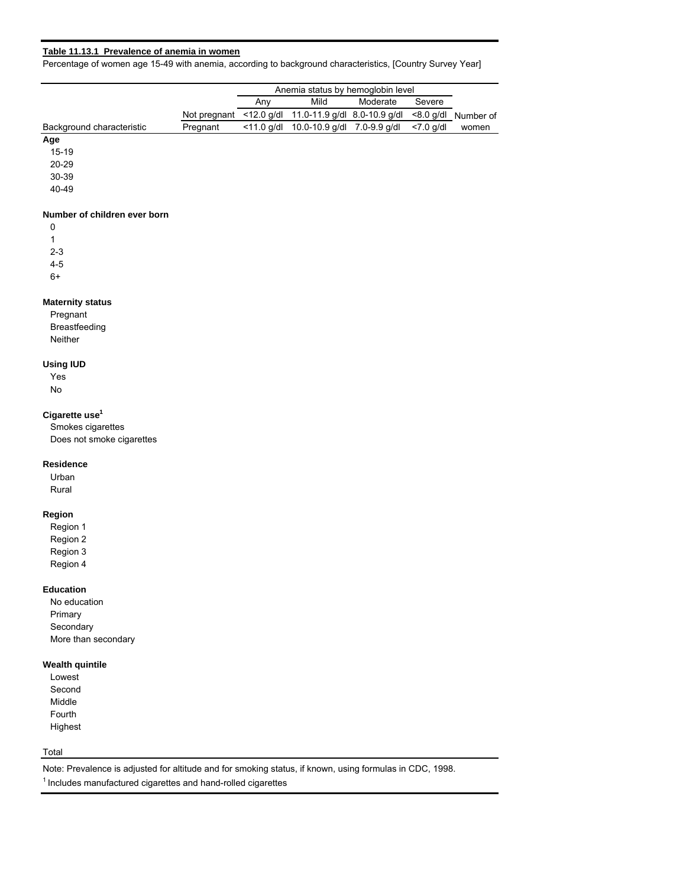**Table 11.13.1 Prevalence of anemia in women**

Percentage of women age 15-49 with anemia, according to background characteristics, [Country Survey Year]

| | | Anemia status by hemoglobin level | | | | |
|---|---|---|---|---|---|---|
| | | Any | Mild | Moderate | Severe | |
| | Not pregnant | <12.0 g/dl | 11.0-11.9 g/dl | 8.0-10.9 g/dl | <8.0 g/dl | Number of |
| Background characteristic | Pregnant | <11.0 g/dl | 10.0-10.9 g/dl | 7.0-9.9 g/dl | <7.0 g/dl | women |
| **Age** | | | | | | |
| 15-19 | | | | | | |
| 20-29 | | | | | | |
| 30-39 | | | | | | |
| 40-49 | | | | | | |
| **Number of children ever born** | | | | | | |
| 0 | | | | | | |
| 1 | | | | | | |
| 2-3 | | | | | | |
| 4-5 | | | | | | |
| 6+ | | | | | | |
| **Maternity status** | | | | | | |
| Pregnant | | | | | | |
| Breastfeeding | | | | | | |
| Neither | | | | | | |
| **Using IUD** | | | | | | |
| Yes | | | | | | |
| No | | | | | | |
| **Cigarette use[1]** | | | | | | |
| Smokes cigarettes | | | | | | |
| Does not smoke cigarettes | | | | | | |
| **Residence** | | | | | | |
| Urban | | | | | | |
| Rural | | | | | | |
| **Region** | | | | | | |
| Region 1 | | | | | | |
| Region 2 | | | | | | |
| Region 3 | | | | | | |
| Region 4 | | | | | | |
| **Education** | | | | | | |
| No education | | | | | | |
| Primary | | | | | | |
| Secondary | | | | | | |
| More than secondary | | | | | | |
| **Wealth quintile** | | | | | | |
| Lowest | | | | | | |
| Second | | | | | | |
| Middle | | | | | | |
| Fourth | | | | | | |
| Highest | | | | | | |
| Total | | | | | | |

Note: Prevalence is adjusted for altitude and for smoking status, if known, using formulas in CDC, 1998.

[1] Includes manufactured cigarettes and hand-rolled cigarettes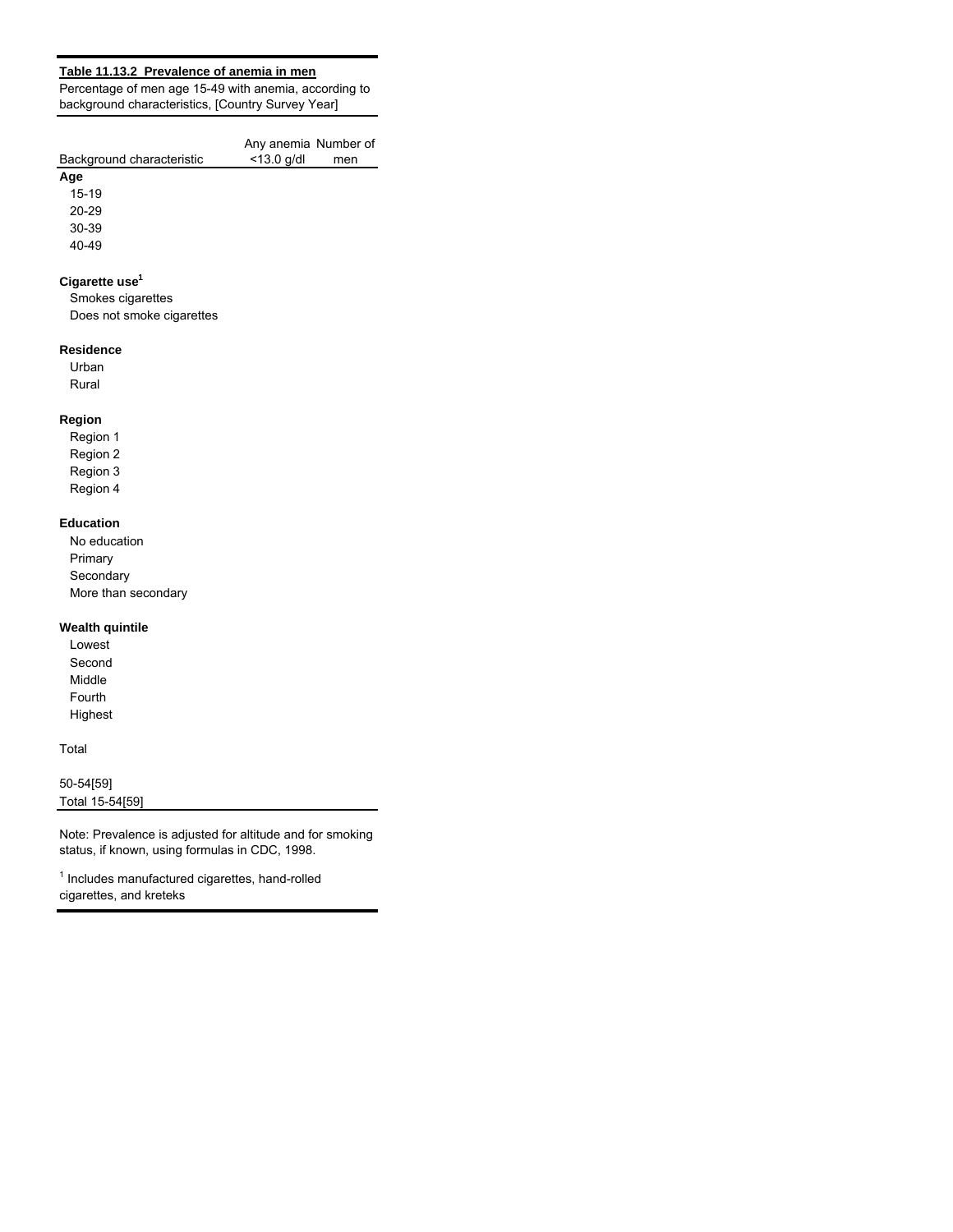**Table 11.13.2 Prevalence of anemia in men**

Percentage of men age 15-49 with anemia, according to background characteristics, [Country Survey Year]

| Background characteristic | Any anemia <13.0 g/dl | Number of men |
|---|---|---|
| **Age** | | |
| 15-19 | | |
| 20-29 | | |
| 30-39 | | |
| 40-49 | | |
| | | |
| **Cigarette use[1]** | | |
| Smokes cigarettes | | |
| Does not smoke cigarettes | | |
| | | |
| **Residence** | | |
| Urban | | |
| Rural | | |
| | | |
| **Region** | | |
| Region 1 | | |
| Region 2 | | |
| Region 3 | | |
| Region 4 | | |
| | | |
| **Education** | | |
| No education | | |
| Primary | | |
| Secondary | | |
| More than secondary | | |
| | | |
| **Wealth quintile** | | |
| Lowest | | |
| Second | | |
| Middle | | |
| Fourth | | |
| Highest | | |
| | | |
| Total | | |
| | | |
| 50-54[59] | | |
| Total 15-54[59] | | |

Note: Prevalence is adjusted for altitude and for smoking status, if known, using formulas in CDC, 1998.

[1] Includes manufactured cigarettes, hand-rolled cigarettes, and kreteks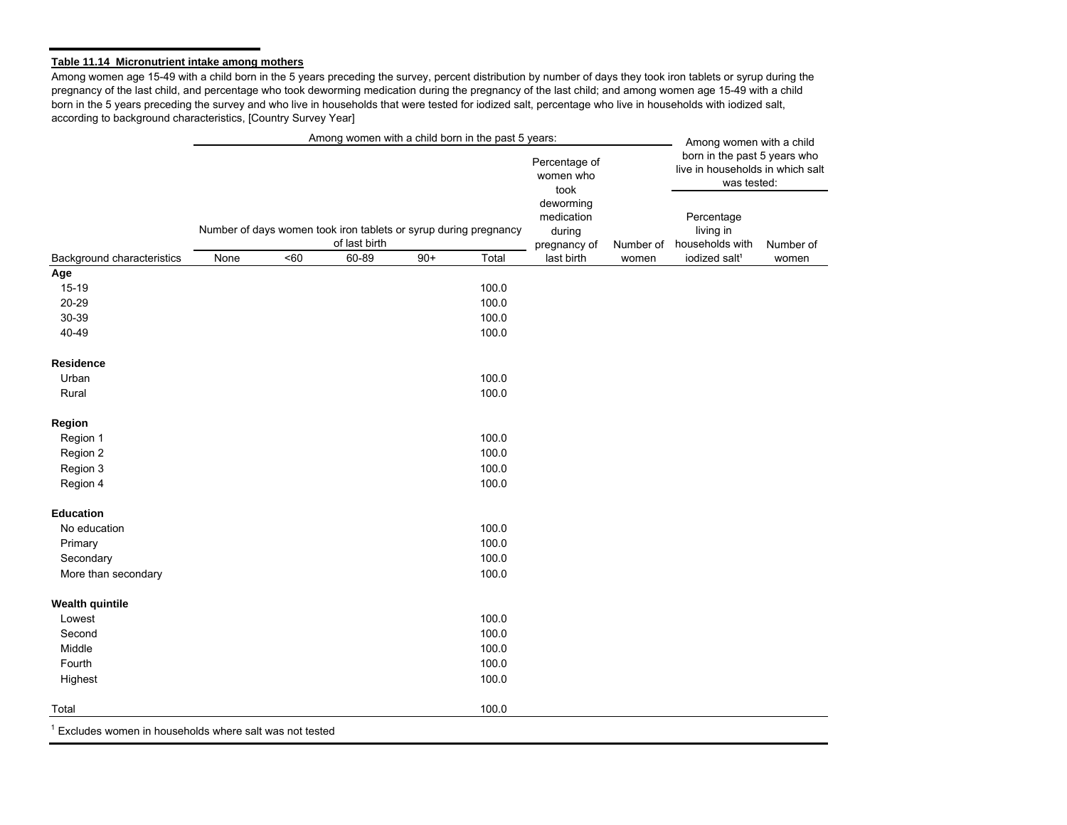**Table 11.14 Micronutrient intake among mothers**

Among women age 15-49 with a child born in the 5 years preceding the survey, percent distribution by number of days they took iron tablets or syrup during the pregnancy of the last child, and percentage who took deworming medication during the pregnancy of the last child; and among women age 15-49 with a child born in the 5 years preceding the survey and who live in households that were tested for iodized salt, percentage who live in households with iodized salt, according to background characteristics, [Country Survey Year]

| | Among women with a child born in the past 5 years: | | | | | | | Among women with a child born in the past 5 years who live in households in which salt was tested: | |
|---|---|---|---|---|---|---|---|---|---|
| | Number of days women took iron tablets or syrup during pregnancy of last birth | | | | | Percentage of women who took deworming medication during pregnancy of last birth | Number of women | Percentage living in households with iodized salt[1] | Number of women |
| Background characteristics | None | <60 | 60-89 | 90+ | Total | | | | |
| **Age** | | | | | | | | | |
| 15-19 | | | | | 100.0 | | | | |
| 20-29 | | | | | 100.0 | | | | |
| 30-39 | | | | | 100.0 | | | | |
| 40-49 | | | | | 100.0 | | | | |
| **Residence** | | | | | | | | | |
| Urban | | | | | 100.0 | | | | |
| Rural | | | | | 100.0 | | | | |
| **Region** | | | | | | | | | |
| Region 1 | | | | | 100.0 | | | | |
| Region 2 | | | | | 100.0 | | | | |
| Region 3 | | | | | 100.0 | | | | |
| Region 4 | | | | | 100.0 | | | | |
| **Education** | | | | | | | | | |
| No education | | | | | 100.0 | | | | |
| Primary | | | | | 100.0 | | | | |
| Secondary | | | | | 100.0 | | | | |
| More than secondary | | | | | 100.0 | | | | |
| **Wealth quintile** | | | | | | | | | |
| Lowest | | | | | 100.0 | | | | |
| Second | | | | | 100.0 | | | | |
| Middle | | | | | 100.0 | | | | |
| Fourth | | | | | 100.0 | | | | |
| Highest | | | | | 100.0 | | | | |
| Total | | | | | 100.0 | | | | |

[1] Excludes women in households where salt was not tested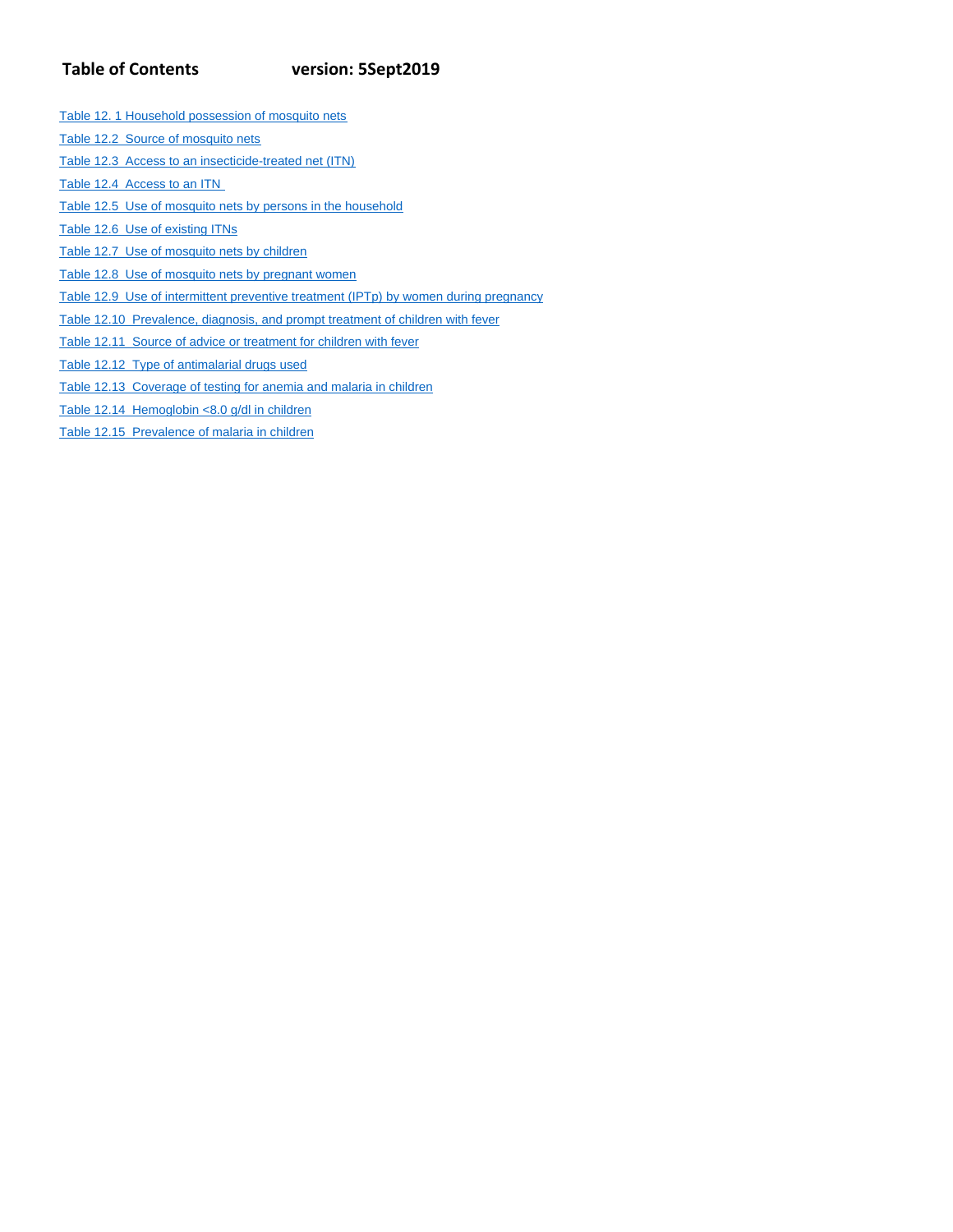# Table of Contents version: 5Sept2019

- Table 12. 1 Household possession of mosquito nets
- Table 12.2 Source of mosquito nets
- Table 12.3 Access to an insecticide-treated net (ITN)
- Table 12.4 Access to an ITN
- Table 12.5 Use of mosquito nets by persons in the household
- Table 12.6 Use of existing ITNs
- Table 12.7 Use of mosquito nets by children
- Table 12.8 Use of mosquito nets by pregnant women
- Table 12.9 Use of intermittent preventive treatment (IPTp) by women during pregnancy
- Table 12.10 Prevalence, diagnosis, and prompt treatment of children with fever
- Table 12.11 Source of advice or treatment for children with fever
- Table 12.12 Type of antimalarial drugs used
- Table 12.13 Coverage of testing for anemia and malaria in children
- Table 12.14 Hemoglobin <8.0 g/dl in children
- Table 12.15 Prevalence of malaria in children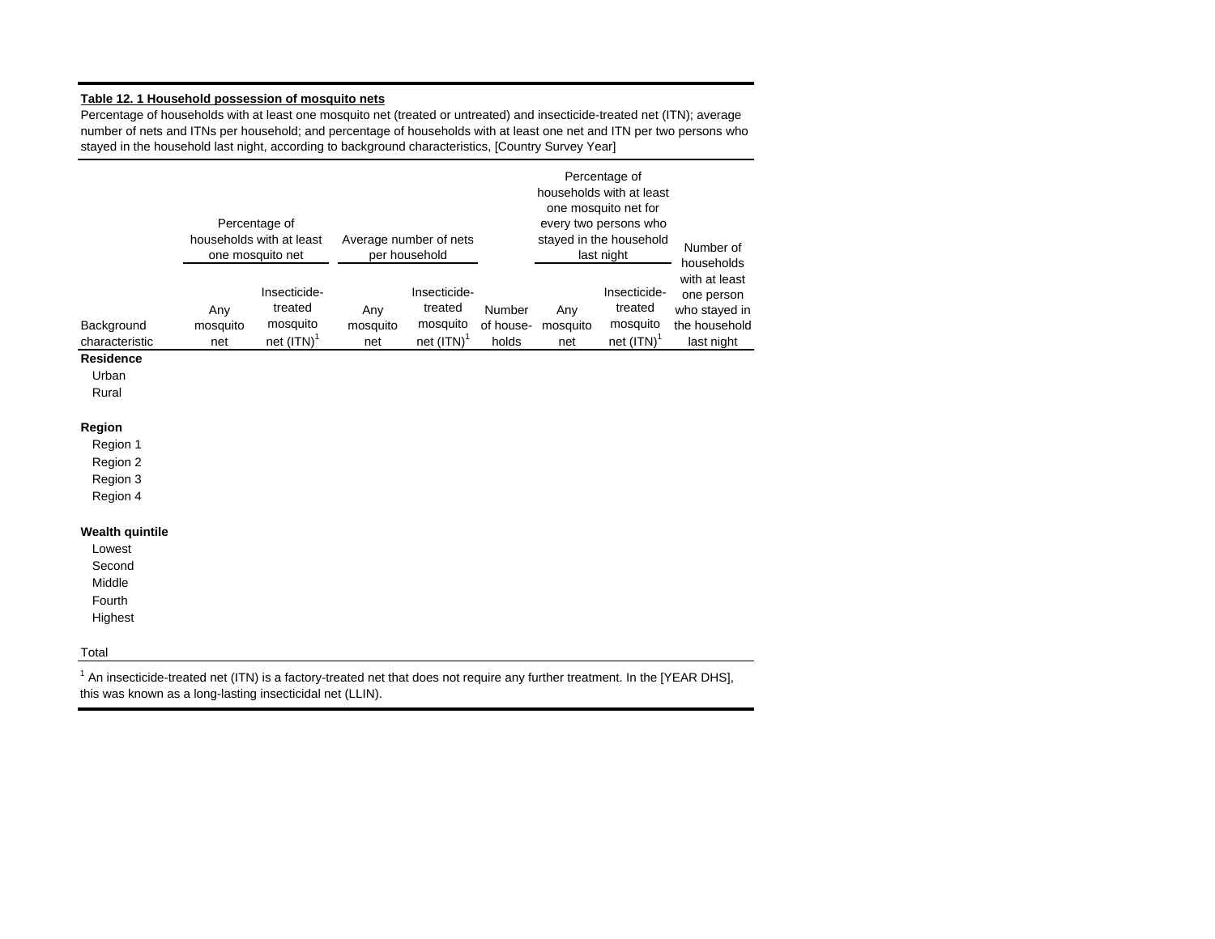**Table 12. 1 Household possession of mosquito nets**

Percentage of households with at least one mosquito net (treated or untreated) and insecticide-treated net (ITN); average number of nets and ITNs per household; and percentage of households with at least one net and ITN per two persons who stayed in the household last night, according to background characteristics, [Country Survey Year]

| | Percentage of households with at least one mosquito net | | Average number of nets per household | | | Percentage of households with at least one mosquito net for every two persons who stayed in the household last night | | |
|---|---|---|---|---|---|---|---|---|
| Background characteristic | Any mosquito net | Insecticide-treated mosquito net (ITN)[1] | Any mosquito net | Insecticide-treated mosquito net (ITN)[1] | Number of households | Any mosquito net | Insecticide-treated mosquito net (ITN)[1] | Number of households with at least one person who stayed in the household last night |
| **Residence** | | | | | | | | |
| Urban | | | | | | | | |
| Rural | | | | | | | | |
| | | | | | | | | |
| **Region** | | | | | | | | |
| Region 1 | | | | | | | | |
| Region 2 | | | | | | | | |
| Region 3 | | | | | | | | |
| Region 4 | | | | | | | | |
| | | | | | | | | |
| **Wealth quintile** | | | | | | | | |
| Lowest | | | | | | | | |
| Second | | | | | | | | |
| Middle | | | | | | | | |
| Fourth | | | | | | | | |
| Highest | | | | | | | | |
| | | | | | | | | |
| Total | | | | | | | | |

[1] An insecticide-treated net (ITN) is a factory-treated net that does not require any further treatment. In the [YEAR DHS], this was known as a long-lasting insecticidal net (LLIN).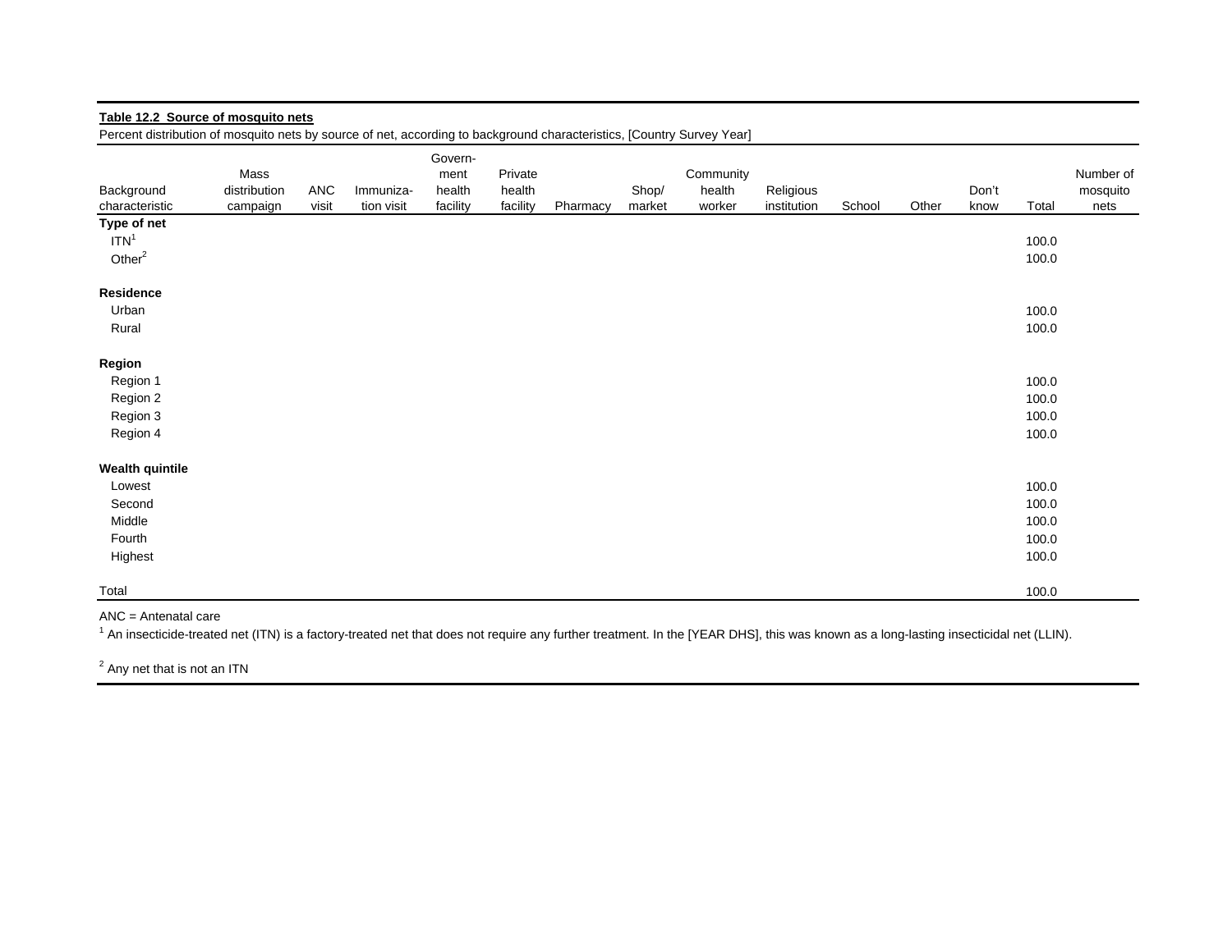**Table 12.2 Source of mosquito nets**

Percent distribution of mosquito nets by source of net, according to background characteristics, [Country Survey Year]

| Background characteristic | Mass distribution campaign | ANC visit | Immunization visit | Government health facility | Private health facility | Pharmacy | Shop/ market | Community health worker | Religious institution | School | Other | Don't know | Total | Number of mosquito nets |
|---|---|---|---|---|---|---|---|---|---|---|---|---|---|---|
| **Type of net** | | | | | | | | | | | | | | |
| ITN[1] | | | | | | | | | | | | | 100.0 | |
| Other[2] | | | | | | | | | | | | | 100.0 | |
| **Residence** | | | | | | | | | | | | | | |
| Urban | | | | | | | | | | | | | 100.0 | |
| Rural | | | | | | | | | | | | | 100.0 | |
| **Region** | | | | | | | | | | | | | | |
| Region 1 | | | | | | | | | | | | | 100.0 | |
| Region 2 | | | | | | | | | | | | | 100.0 | |
| Region 3 | | | | | | | | | | | | | 100.0 | |
| Region 4 | | | | | | | | | | | | | 100.0 | |
| **Wealth quintile** | | | | | | | | | | | | | | |
| Lowest | | | | | | | | | | | | | 100.0 | |
| Second | | | | | | | | | | | | | 100.0 | |
| Middle | | | | | | | | | | | | | 100.0 | |
| Fourth | | | | | | | | | | | | | 100.0 | |
| Highest | | | | | | | | | | | | | 100.0 | |
| Total | | | | | | | | | | | | | 100.0 | |

ANC = Antenatal care

[1] An insecticide-treated net (ITN) is a factory-treated net that does not require any further treatment. In the [YEAR DHS], this was known as a long-lasting insecticidal net (LLIN).

[2] Any net that is not an ITN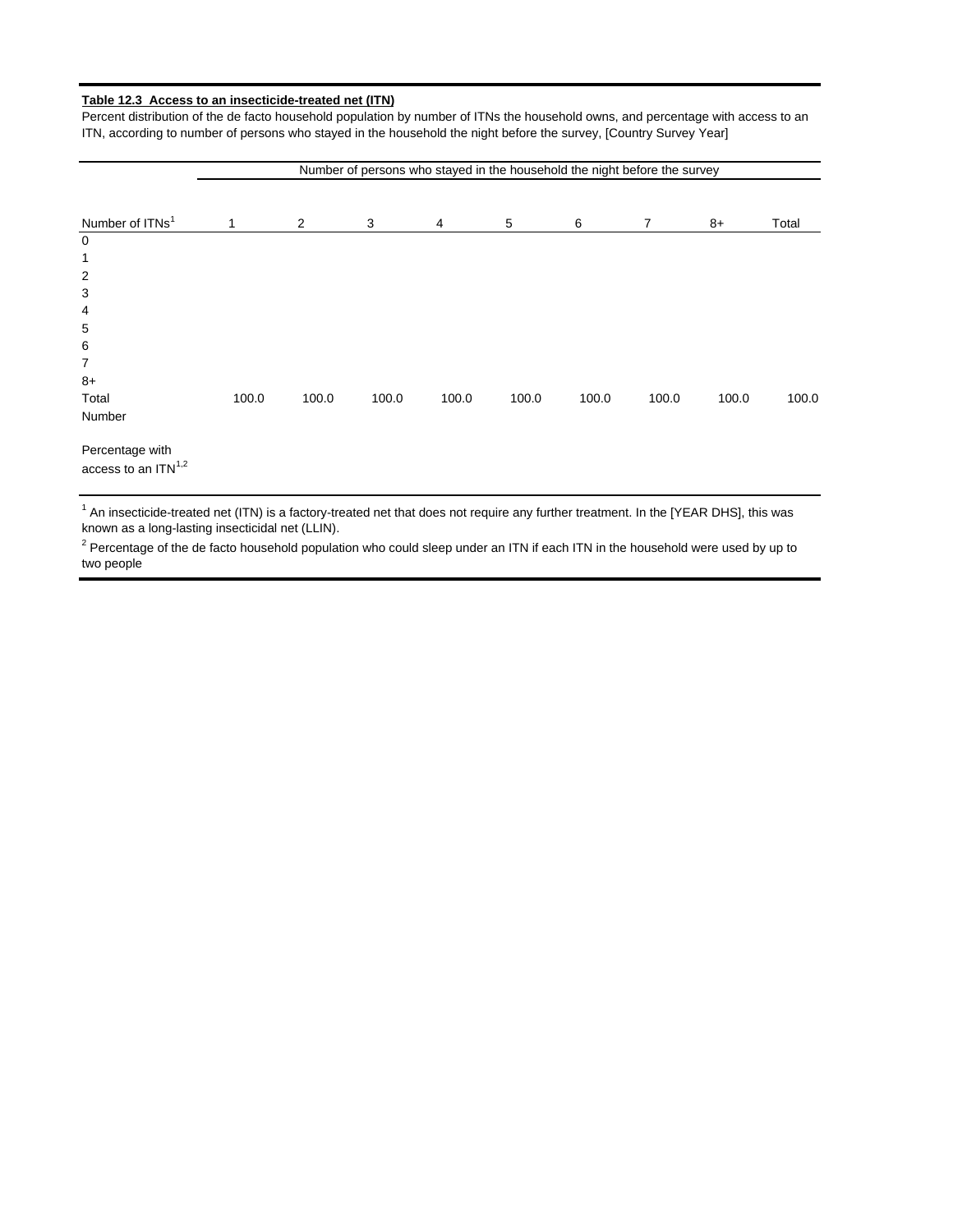**Table 12.3 Access to an insecticide-treated net (ITN)**

Percent distribution of the de facto household population by number of ITNs the household owns, and percentage with access to an ITN, according to number of persons who stayed in the household the night before the survey, [Country Survey Year]

| | Number of persons who stayed in the household the night before the survey | | | | | | | | |
|---|---|---|---|---|---|---|---|---|---|
| Number of ITNs[1] | 1 | 2 | 3 | 4 | 5 | 6 | 7 | 8+ | Total |
| 0 | | | | | | | | | |
| 1 | | | | | | | | | |
| 2 | | | | | | | | | |
| 3 | | | | | | | | | |
| 4 | | | | | | | | | |
| 5 | | | | | | | | | |
| 6 | | | | | | | | | |
| 7 | | | | | | | | | |
| 8+ | | | | | | | | | |
| Total | 100.0 | 100.0 | 100.0 | 100.0 | 100.0 | 100.0 | 100.0 | 100.0 | 100.0 |
| Number | | | | | | | | | |
| Percentage with access to an ITN[1,2] | | | | | | | | | |

[1] An insecticide-treated net (ITN) is a factory-treated net that does not require any further treatment. In the [YEAR DHS], this was known as a long-lasting insecticidal net (LLIN).

[2] Percentage of the de facto household population who could sleep under an ITN if each ITN in the household were used by up to two people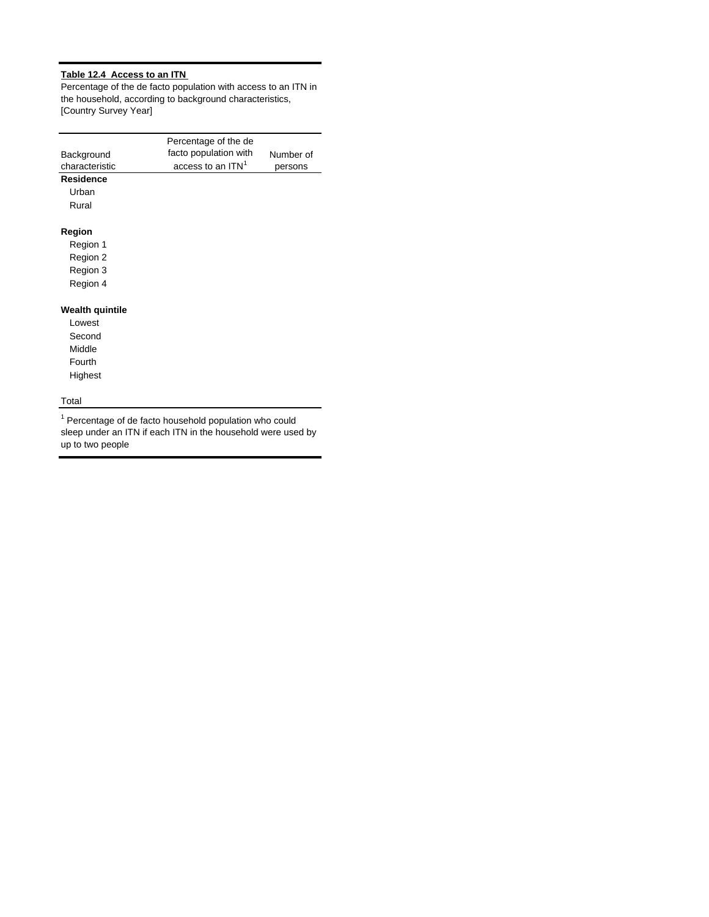**Table 12.4 Access to an ITN**

Percentage of the de facto population with access to an ITN in the household, according to background characteristics, [Country Survey Year]

| Background characteristic | Percentage of the de facto population with access to an ITN[1] | Number of persons |
|---|---|---|
| **Residence** | | |
| Urban | | |
| Rural | | |
| | | |
| **Region** | | |
| Region 1 | | |
| Region 2 | | |
| Region 3 | | |
| Region 4 | | |
| | | |
| **Wealth quintile** | | |
| Lowest | | |
| Second | | |
| Middle | | |
| Fourth | | |
| Highest | | |
| | | |
| Total | | |

[1] Percentage of de facto household population who could sleep under an ITN if each ITN in the household were used by up to two people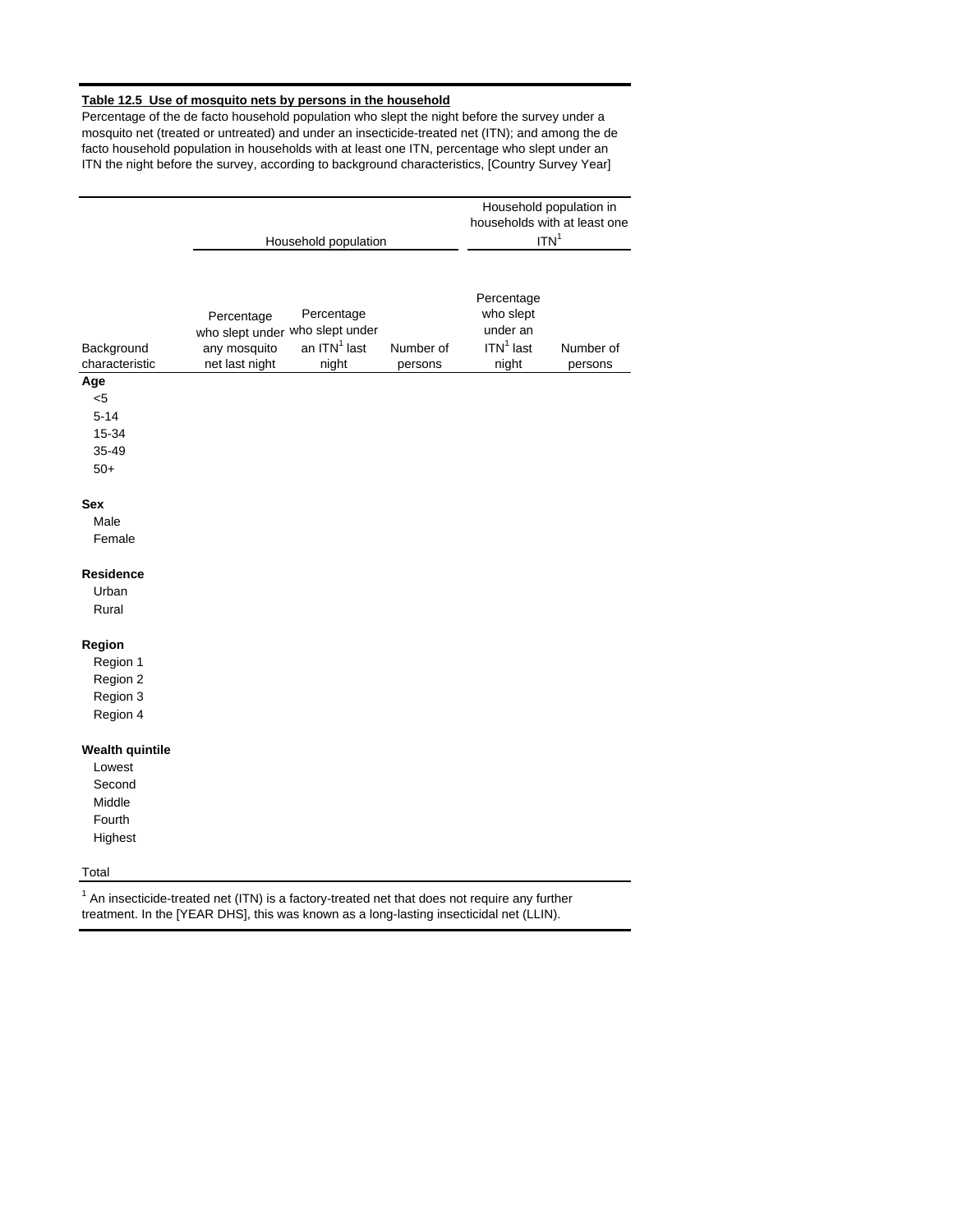**Table 12.5 Use of mosquito nets by persons in the household**

Percentage of the de facto household population who slept the night before the survey under a mosquito net (treated or untreated) and under an insecticide-treated net (ITN); and among the de facto household population in households with at least one ITN, percentage who slept under an ITN the night before the survey, according to background characteristics, [Country Survey Year]

| | Household population | | | Household population in households with at least one ITN[1] | |
|---|---|---|---|---|---|
| Background characteristic | Percentage who slept under any mosquito net last night | Percentage who slept under an ITN[1] last night | Number of persons | Percentage who slept under an ITN[1] last night | Number of persons |
| **Age** | | | | | |
| <5 | | | | | |
| 5-14 | | | | | |
| 15-34 | | | | | |
| 35-49 | | | | | |
| 50+ | | | | | |
| **Sex** | | | | | |
| Male | | | | | |
| Female | | | | | |
| **Residence** | | | | | |
| Urban | | | | | |
| Rural | | | | | |
| **Region** | | | | | |
| Region 1 | | | | | |
| Region 2 | | | | | |
| Region 3 | | | | | |
| Region 4 | | | | | |
| **Wealth quintile** | | | | | |
| Lowest | | | | | |
| Second | | | | | |
| Middle | | | | | |
| Fourth | | | | | |
| Highest | | | | | |
| Total | | | | | |

[1] An insecticide-treated net (ITN) is a factory-treated net that does not require any further treatment. In the [YEAR DHS], this was known as a long-lasting insecticidal net (LLIN).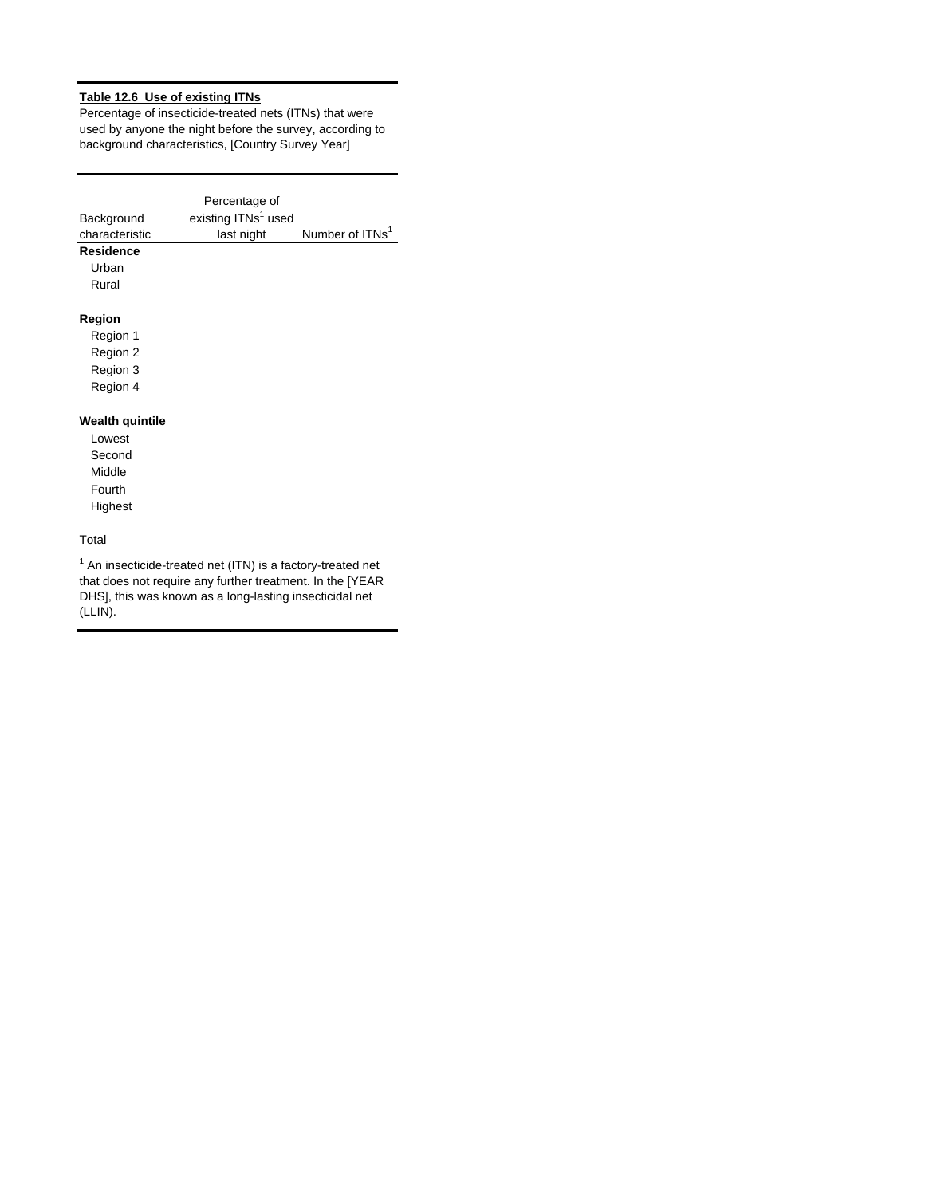**Table 12.6 Use of existing ITNs**

Percentage of insecticide-treated nets (ITNs) that were used by anyone the night before the survey, according to background characteristics, [Country Survey Year]

| Background characteristic | Percentage of existing ITNs[1] used last night | Number of ITNs[1] |
|---|---|---|
| **Residence** | | |
| Urban | | |
| Rural | | |
| | | |
| **Region** | | |
| Region 1 | | |
| Region 2 | | |
| Region 3 | | |
| Region 4 | | |
| | | |
| **Wealth quintile** | | |
| Lowest | | |
| Second | | |
| Middle | | |
| Fourth | | |
| Highest | | |
| | | |
| Total | | |

[1] An insecticide-treated net (ITN) is a factory-treated net that does not require any further treatment. In the [YEAR DHS], this was known as a long-lasting insecticidal net (LLIN).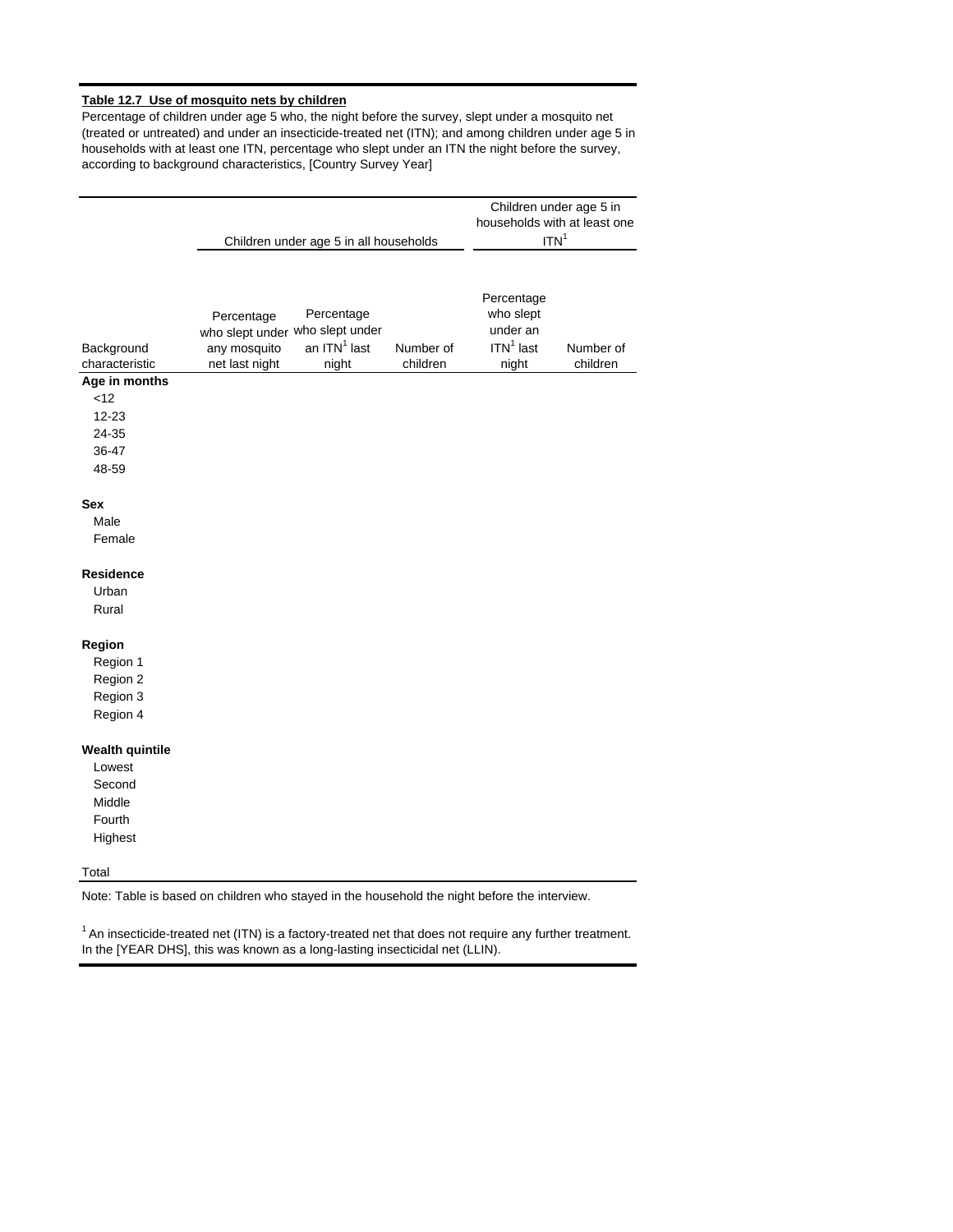**Table 12.7 Use of mosquito nets by children**

Percentage of children under age 5 who, the night before the survey, slept under a mosquito net (treated or untreated) and under an insecticide-treated net (ITN); and among children under age 5 in households with at least one ITN, percentage who slept under an ITN the night before the survey, according to background characteristics, [Country Survey Year]

| Background characteristic | Children under age 5 in all households | | | Children under age 5 in households with at least one ITN[1] | |
|---|---|---|---|---|---|
| | Percentage who slept under any mosquito net last night | Percentage who slept under an ITN[1] last night | Number of children | Percentage who slept under an ITN[1] last night | Number of children |
| **Age in months** | | | | | |
| <12 | | | | | |
| 12-23 | | | | | |
| 24-35 | | | | | |
| 36-47 | | | | | |
| 48-59 | | | | | |
| **Sex** | | | | | |
| Male | | | | | |
| Female | | | | | |
| **Residence** | | | | | |
| Urban | | | | | |
| Rural | | | | | |
| **Region** | | | | | |
| Region 1 | | | | | |
| Region 2 | | | | | |
| Region 3 | | | | | |
| Region 4 | | | | | |
| **Wealth quintile** | | | | | |
| Lowest | | | | | |
| Second | | | | | |
| Middle | | | | | |
| Fourth | | | | | |
| Highest | | | | | |
| Total | | | | | |

Note: Table is based on children who stayed in the household the night before the interview.

[1] An insecticide-treated net (ITN) is a factory-treated net that does not require any further treatment. In the [YEAR DHS], this was known as a long-lasting insecticidal net (LLIN).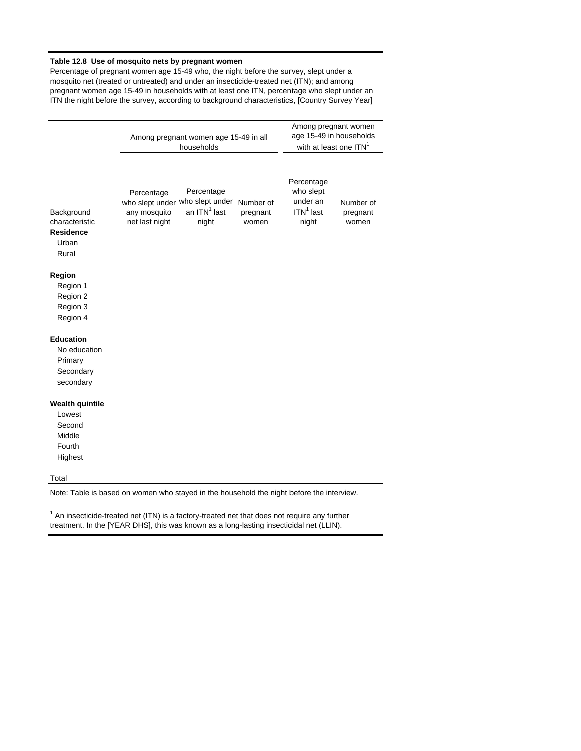**Table 12.8 Use of mosquito nets by pregnant women**

Percentage of pregnant women age 15-49 who, the night before the survey, slept under a mosquito net (treated or untreated) and under an insecticide-treated net (ITN); and among pregnant women age 15-49 in households with at least one ITN, percentage who slept under an ITN the night before the survey, according to background characteristics, [Country Survey Year]

| | Among pregnant women age 15-49 in all households | | | Among pregnant women age 15-49 in households with at least one ITN[1] | |
|---|---|---|---|---|---|
| Background characteristic | Percentage who slept under any mosquito net last night | Percentage who slept under an ITN[1] last night | Number of pregnant women | Percentage who slept under an ITN[1] last night | Number of pregnant women |
| **Residence** | | | | | |
| Urban | | | | | |
| Rural | | | | | |
| | | | | | |
| **Region** | | | | | |
| Region 1 | | | | | |
| Region 2 | | | | | |
| Region 3 | | | | | |
| Region 4 | | | | | |
| | | | | | |
| **Education** | | | | | |
| No education | | | | | |
| Primary | | | | | |
| Secondary | | | | | |
| secondary | | | | | |
| | | | | | |
| **Wealth quintile** | | | | | |
| Lowest | | | | | |
| Second | | | | | |
| Middle | | | | | |
| Fourth | | | | | |
| Highest | | | | | |
| | | | | | |
| Total | | | | | |

Note: Table is based on women who stayed in the household the night before the interview.

[1] An insecticide-treated net (ITN) is a factory-treated net that does not require any further treatment. In the [YEAR DHS], this was known as a long-lasting insecticidal net (LLIN).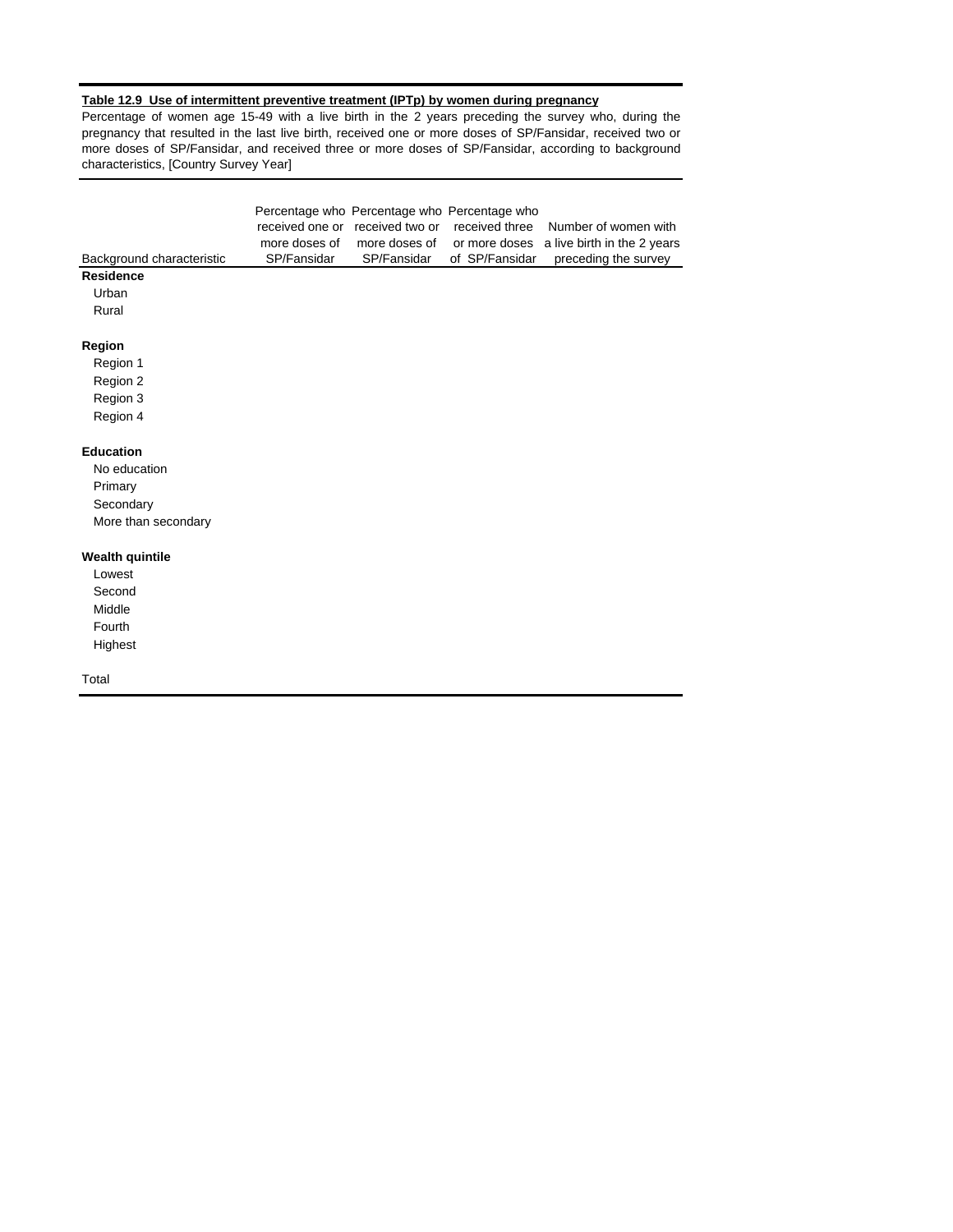**Table 12.9 Use of intermittent preventive treatment (IPTp) by women during pregnancy**

Percentage of women age 15-49 with a live birth in the 2 years preceding the survey who, during the pregnancy that resulted in the last live birth, received one or more doses of SP/Fansidar, received two or more doses of SP/Fansidar, and received three or more doses of SP/Fansidar, according to background characteristics, [Country Survey Year]

| Background characteristic | Percentage who received one or more doses of SP/Fansidar | Percentage who received two or more doses of SP/Fansidar | Percentage who received three or more doses of SP/Fansidar | Number of women with a live birth in the 2 years preceding the survey |
|---|---|---|---|---|
| **Residence** | | | | |
| Urban | | | | |
| Rural | | | | |
| | | | | |
| **Region** | | | | |
| Region 1 | | | | |
| Region 2 | | | | |
| Region 3 | | | | |
| Region 4 | | | | |
| | | | | |
| **Education** | | | | |
| No education | | | | |
| Primary | | | | |
| Secondary | | | | |
| More than secondary | | | | |
| | | | | |
| **Wealth quintile** | | | | |
| Lowest | | | | |
| Second | | | | |
| Middle | | | | |
| Fourth | | | | |
| Highest | | | | |
| | | | | |
| Total | | | | |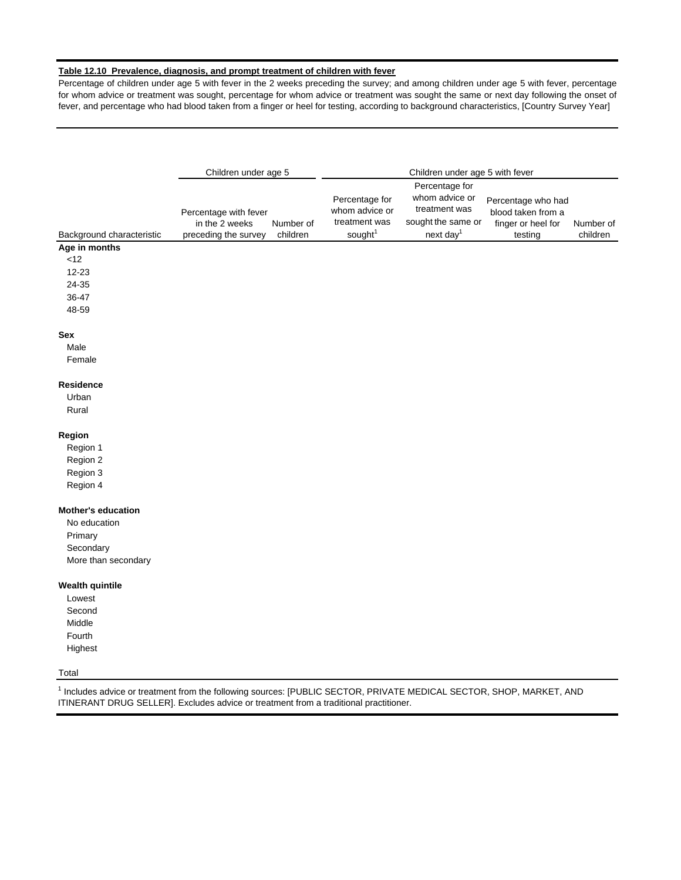**Table 12.10 Prevalence, diagnosis, and prompt treatment of children with fever**

Percentage of children under age 5 with fever in the 2 weeks preceding the survey; and among children under age 5 with fever, percentage for whom advice or treatment was sought, percentage for whom advice or treatment was sought the same or next day following the onset of fever, and percentage who had blood taken from a finger or heel for testing, according to background characteristics, [Country Survey Year]

| | Children under age 5 | | Children under age 5 with fever | | | |
|---|---|---|---|---|---|---|
| Background characteristic | Percentage with fever in the 2 weeks preceding the survey | Number of children | Percentage for whom advice or treatment was sought[1] | Percentage for whom advice or treatment was sought the same or next day[1] | Percentage who had blood taken from a finger or heel for testing | Number of children |
| **Age in months** | | | | | | |
| <12 | | | | | | |
| 12-23 | | | | | | |
| 24-35 | | | | | | |
| 36-47 | | | | | | |
| 48-59 | | | | | | |
| **Sex** | | | | | | |
| Male | | | | | | |
| Female | | | | | | |
| **Residence** | | | | | | |
| Urban | | | | | | |
| Rural | | | | | | |
| **Region** | | | | | | |
| Region 1 | | | | | | |
| Region 2 | | | | | | |
| Region 3 | | | | | | |
| Region 4 | | | | | | |
| **Mother's education** | | | | | | |
| No education | | | | | | |
| Primary | | | | | | |
| Secondary | | | | | | |
| More than secondary | | | | | | |
| **Wealth quintile** | | | | | | |
| Lowest | | | | | | |
| Second | | | | | | |
| Middle | | | | | | |
| Fourth | | | | | | |
| Highest | | | | | | |
| Total | | | | | | |

[1] Includes advice or treatment from the following sources: [PUBLIC SECTOR, PRIVATE MEDICAL SECTOR, SHOP, MARKET, AND ITINERANT DRUG SELLER]. Excludes advice or treatment from a traditional practitioner.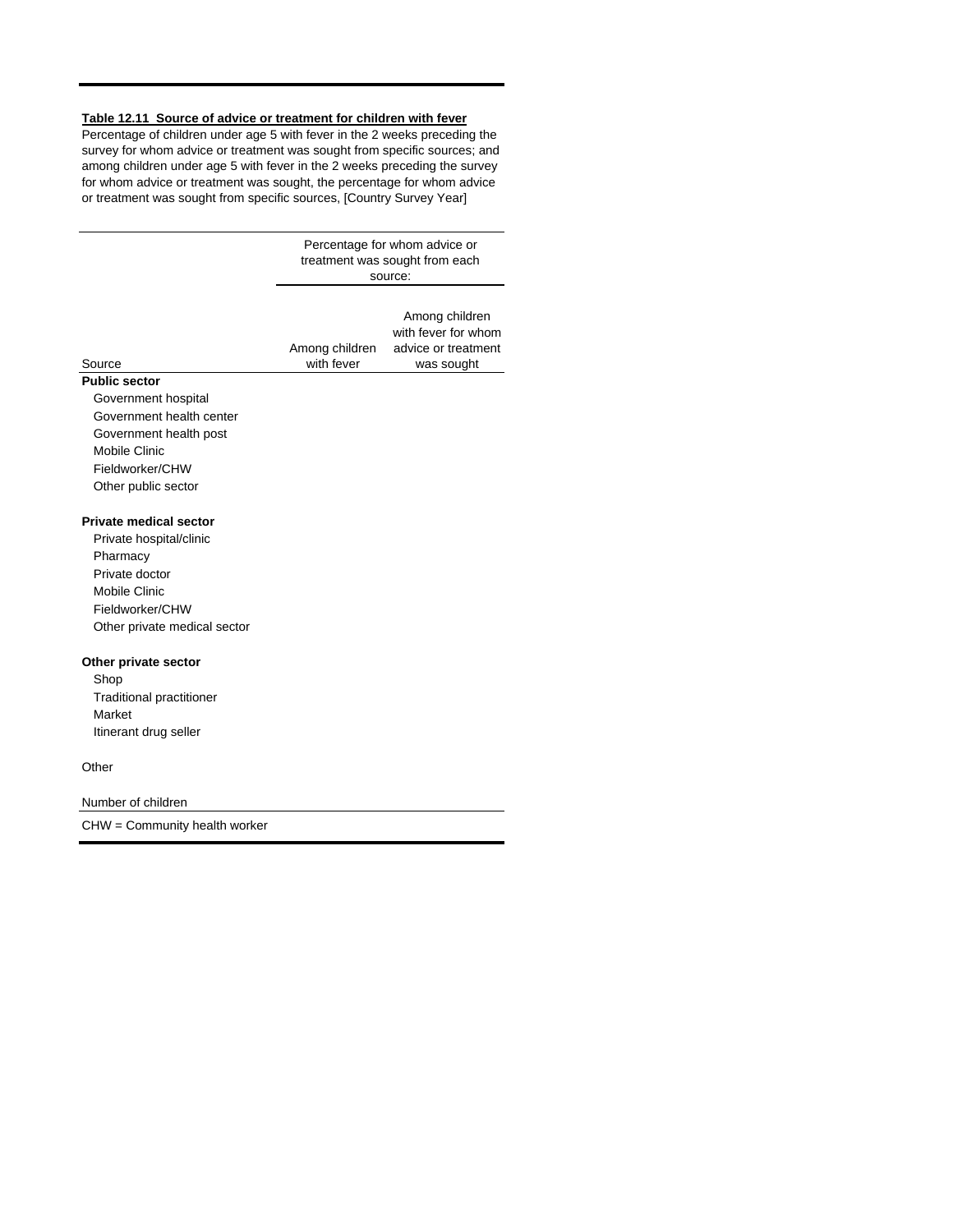**Table 12.11 Source of advice or treatment for children with fever**

Percentage of children under age 5 with fever in the 2 weeks preceding the survey for whom advice or treatment was sought from specific sources; and among children under age 5 with fever in the 2 weeks preceding the survey for whom advice or treatment was sought, the percentage for whom advice or treatment was sought from specific sources, [Country Survey Year]

| | Percentage for whom advice or treatment was sought from each source: | |
|---|---|---|
| Source | Among children with fever | Among children with fever for whom advice or treatment was sought |
| **Public sector** | | |
| Government hospital | | |
| Government health center | | |
| Government health post | | |
| Mobile Clinic | | |
| Fieldworker/CHW | | |
| Other public sector | | |
| | | |
| **Private medical sector** | | |
| Private hospital/clinic | | |
| Pharmacy | | |
| Private doctor | | |
| Mobile Clinic | | |
| Fieldworker/CHW | | |
| Other private medical sector | | |
| | | |
| **Other private sector** | | |
| Shop | | |
| Traditional practitioner | | |
| Market | | |
| Itinerant drug seller | | |
| | | |
| Other | | |
| | | |
| Number of children | | |

CHW = Community health worker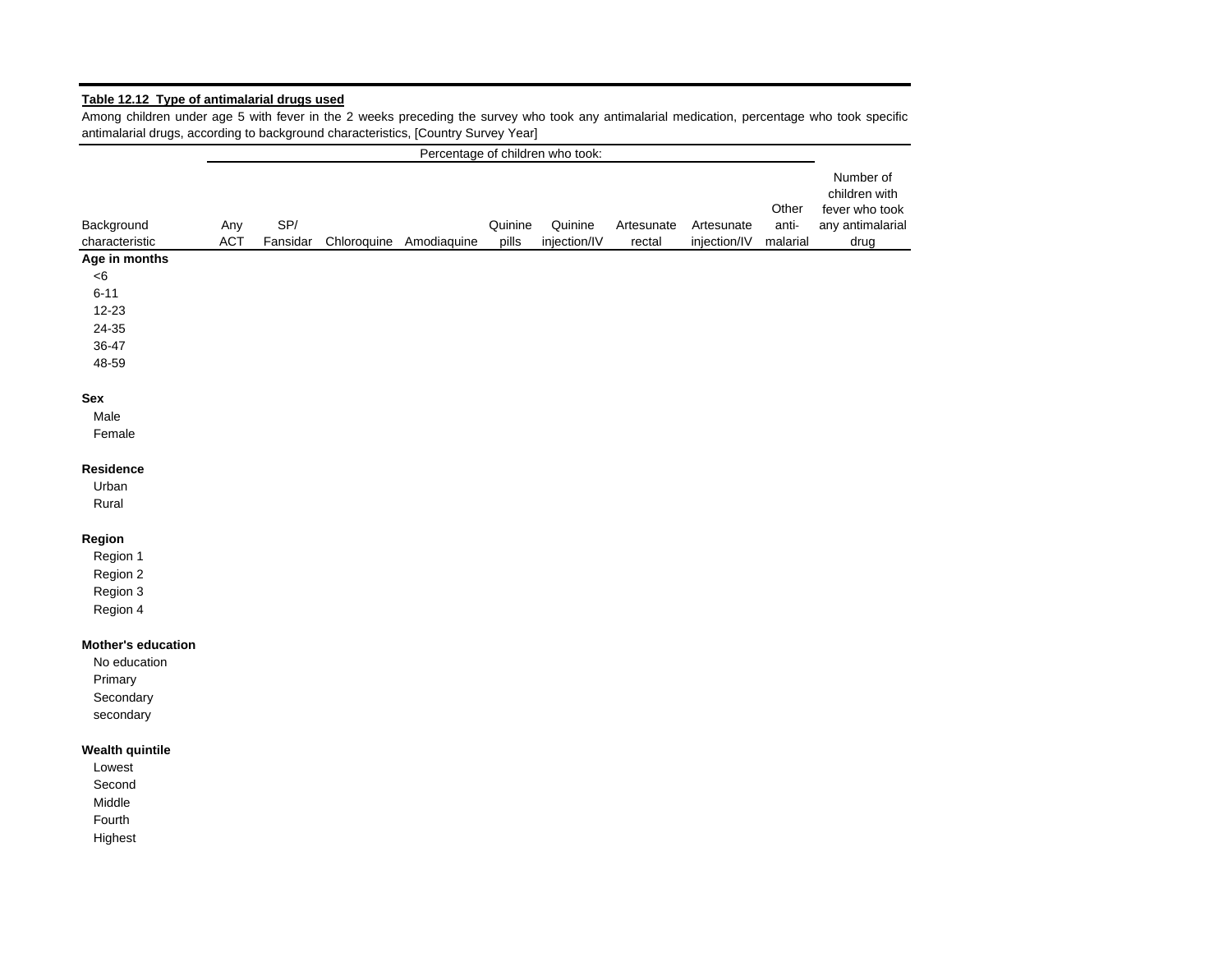**Table 12.12 Type of antimalarial drugs used**

Among children under age 5 with fever in the 2 weeks preceding the survey who took any antimalarial medication, percentage who took specific antimalarial drugs, according to background characteristics, [Country Survey Year]

| | Percentage of children who took: | | | | | | | | | |
|---|---|---|---|---|---|---|---|---|---|---|
| Background characteristic | Any ACT | SP/ Fansidar | Chloroquine | Amodiaquine | Quinine pills | Quinine injection/IV | Artesunate rectal | Artesunate injection/IV | Other anti-malarial | Number of children with fever who took any antimalarial drug |
| **Age in months** | | | | | | | | | | |
| <6 | | | | | | | | | | |
| 6-11 | | | | | | | | | | |
| 12-23 | | | | | | | | | | |
| 24-35 | | | | | | | | | | |
| 36-47 | | | | | | | | | | |
| 48-59 | | | | | | | | | | |
| **Sex** | | | | | | | | | | |
| Male | | | | | | | | | | |
| Female | | | | | | | | | | |
| **Residence** | | | | | | | | | | |
| Urban | | | | | | | | | | |
| Rural | | | | | | | | | | |
| **Region** | | | | | | | | | | |
| Region 1 | | | | | | | | | | |
| Region 2 | | | | | | | | | | |
| Region 3 | | | | | | | | | | |
| Region 4 | | | | | | | | | | |
| **Mother's education** | | | | | | | | | | |
| No education | | | | | | | | | | |
| Primary | | | | | | | | | | |
| Secondary | | | | | | | | | | |
| secondary | | | | | | | | | | |
| **Wealth quintile** | | | | | | | | | | |
| Lowest | | | | | | | | | | |
| Second | | | | | | | | | | |
| Middle | | | | | | | | | | |
| Fourth | | | | | | | | | | |
| Highest | | | | | | | | | | |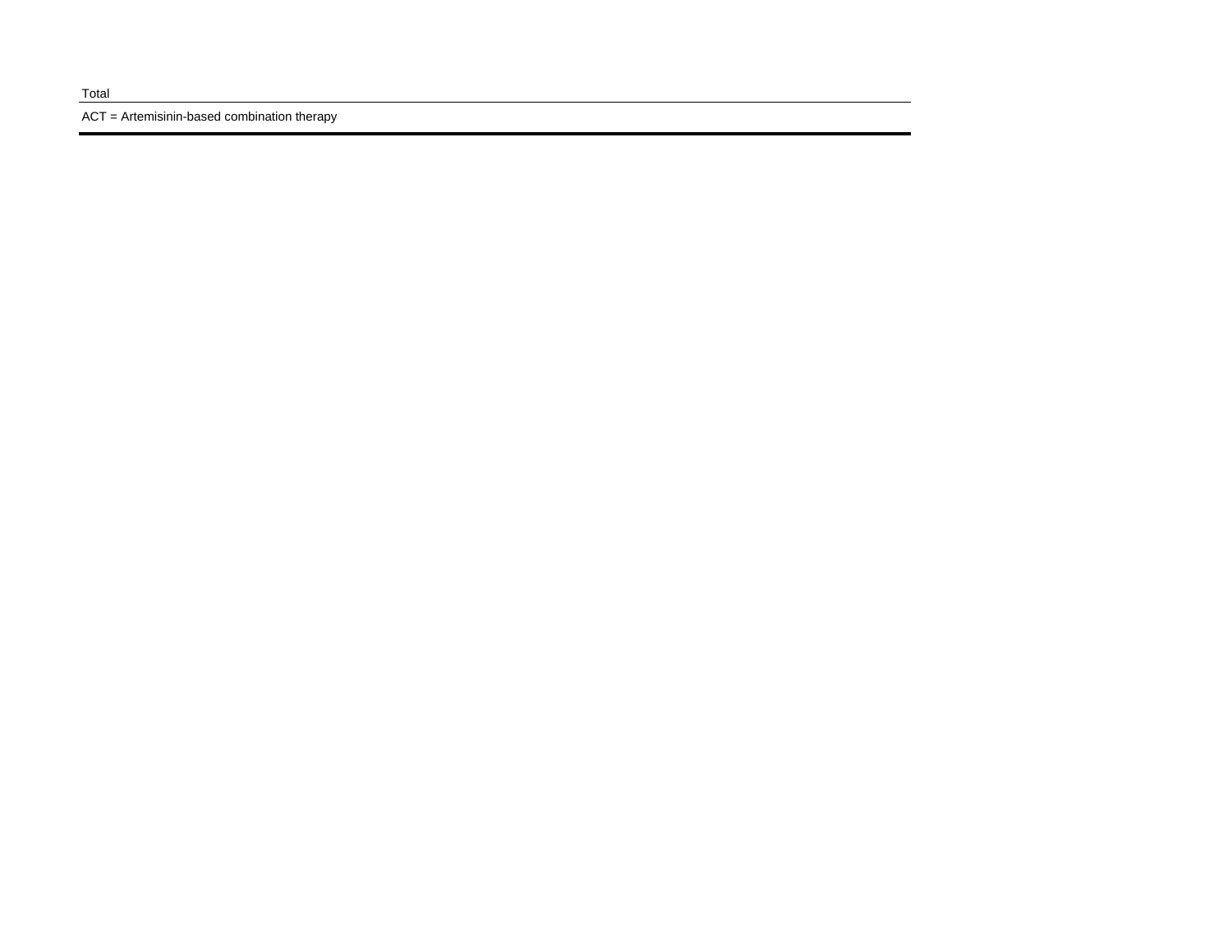| Total |
| --- |

ACT = Artemisinin-based combination therapy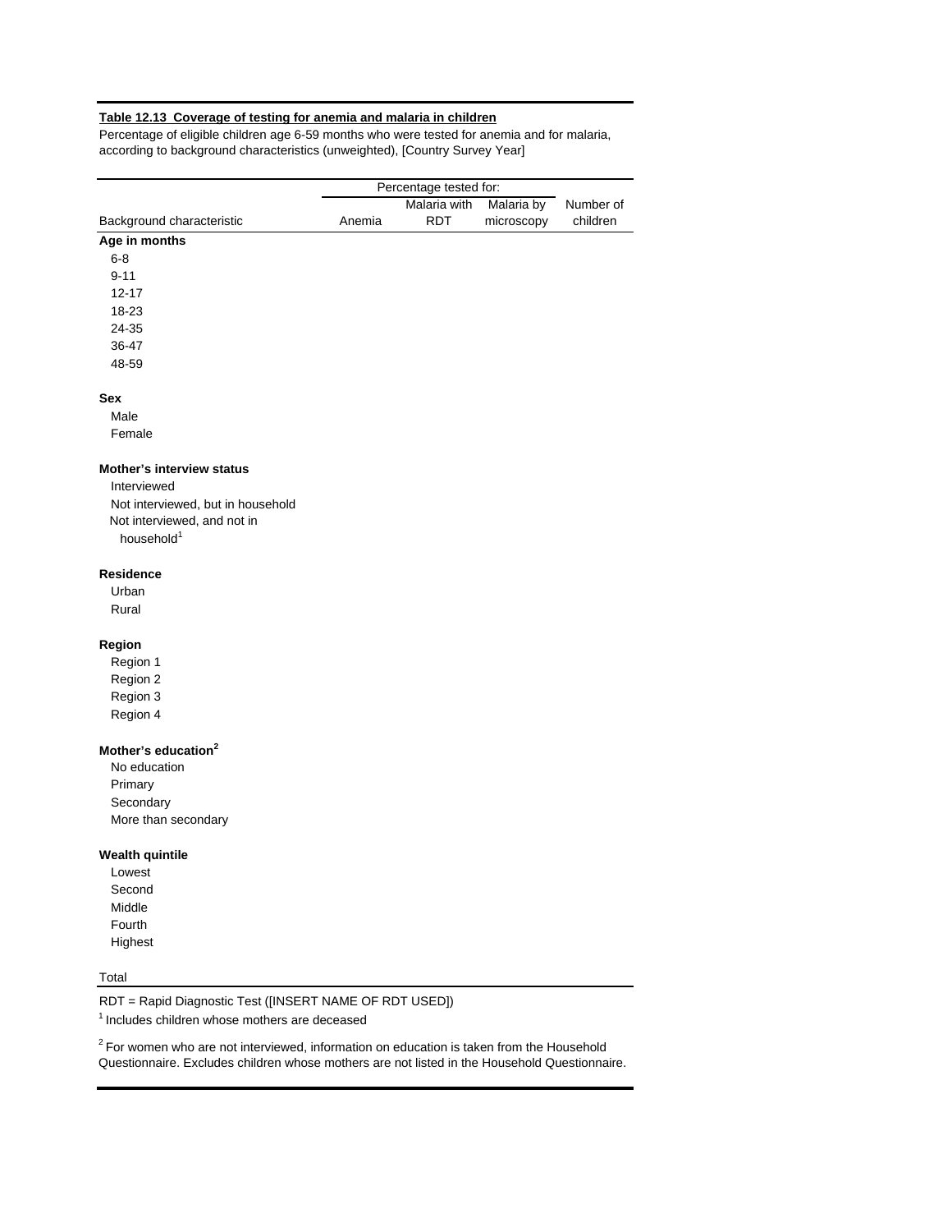**Table 12.13 Coverage of testing for anemia and malaria in children**

Percentage of eligible children age 6-59 months who were tested for anemia and for malaria, according to background characteristics (unweighted), [Country Survey Year]

| | Percentage tested for: | | | |
|---|---|---|---|---|
| Background characteristic | Anemia | Malaria with RDT | Malaria by microscopy | Number of children |
| **Age in months** | | | | |
| 6-8 | | | | |
| 9-11 | | | | |
| 12-17 | | | | |
| 18-23 | | | | |
| 24-35 | | | | |
| 36-47 | | | | |
| 48-59 | | | | |
| **Sex** | | | | |
| Male | | | | |
| Female | | | | |
| **Mother's interview status** | | | | |
| Interviewed | | | | |
| Not interviewed, but in household | | | | |
| Not interviewed, and not in household[1] | | | | |
| **Residence** | | | | |
| Urban | | | | |
| Rural | | | | |
| **Region** | | | | |
| Region 1 | | | | |
| Region 2 | | | | |
| Region 3 | | | | |
| Region 4 | | | | |
| **Mother's education[2]** | | | | |
| No education | | | | |
| Primary | | | | |
| Secondary | | | | |
| More than secondary | | | | |
| **Wealth quintile** | | | | |
| Lowest | | | | |
| Second | | | | |
| Middle | | | | |
| Fourth | | | | |
| Highest | | | | |
| Total | | | | |

RDT = Rapid Diagnostic Test ([INSERT NAME OF RDT USED])

[1] Includes children whose mothers are deceased

[2] For women who are not interviewed, information on education is taken from the Household Questionnaire. Excludes children whose mothers are not listed in the Household Questionnaire.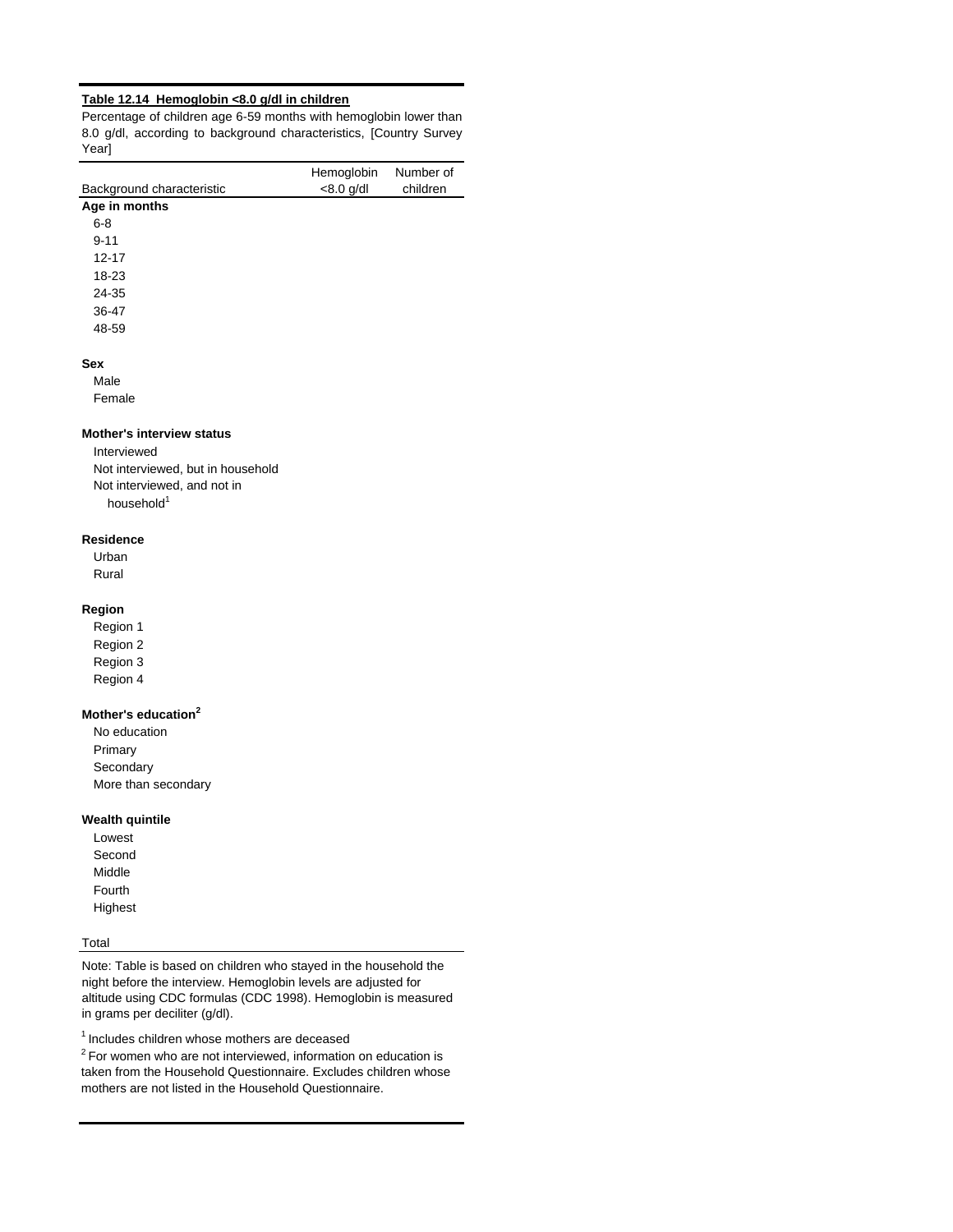**Table 12.14 Hemoglobin <8.0 g/dl in children**

Percentage of children age 6-59 months with hemoglobin lower than 8.0 g/dl, according to background characteristics, [Country Survey Year]

| Background characteristic | Hemoglobin <8.0 g/dl | Number of children |
|---|---|---|
| **Age in months** | | |
| 6-8 | | |
| 9-11 | | |
| 12-17 | | |
| 18-23 | | |
| 24-35 | | |
| 36-47 | | |
| 48-59 | | |
| **Sex** | | |
| Male | | |
| Female | | |
| **Mother's interview status** | | |
| Interviewed | | |
| Not interviewed, but in household | | |
| Not interviewed, and not in household[1] | | |
| **Residence** | | |
| Urban | | |
| Rural | | |
| **Region** | | |
| Region 1 | | |
| Region 2 | | |
| Region 3 | | |
| Region 4 | | |
| **Mother's education[2]** | | |
| No education | | |
| Primary | | |
| Secondary | | |
| More than secondary | | |
| **Wealth quintile** | | |
| Lowest | | |
| Second | | |
| Middle | | |
| Fourth | | |
| Highest | | |
| Total | | |

Note: Table is based on children who stayed in the household the night before the interview. Hemoglobin levels are adjusted for altitude using CDC formulas (CDC 1998). Hemoglobin is measured in grams per deciliter (g/dl).

[1] Includes children whose mothers are deceased

[2] For women who are not interviewed, information on education is taken from the Household Questionnaire. Excludes children whose mothers are not listed in the Household Questionnaire.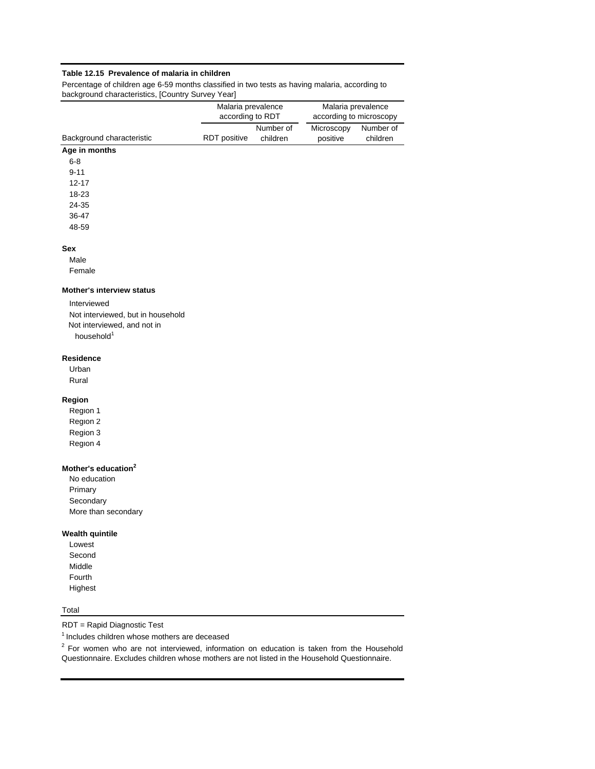**Table 12.15 Prevalence of malaria in children**

Percentage of children age 6-59 months classified in two tests as having malaria, according to background characteristics, [Country Survey Year]

| | Malaria prevalence according to RDT | | Malaria prevalence according to microscopy | |
|---|---|---|---|---|
| Background characteristic | RDT positive | Number of children | Microscopy positive | Number of children |
| **Age in months** | | | | |
| 6-8 | | | | |
| 9-11 | | | | |
| 12-17 | | | | |
| 18-23 | | | | |
| 24-35 | | | | |
| 36-47 | | | | |
| 48-59 | | | | |
| **Sex** | | | | |
| Male | | | | |
| Female | | | | |
| **Mother's interview status** | | | | |
| Interviewed | | | | |
| Not interviewed, but in household | | | | |
| Not interviewed, and not in household[1] | | | | |
| **Residence** | | | | |
| Urban | | | | |
| Rural | | | | |
| **Region** | | | | |
| Region 1 | | | | |
| Region 2 | | | | |
| Region 3 | | | | |
| Region 4 | | | | |
| **Mother's education[2]** | | | | |
| No education | | | | |
| Primary | | | | |
| Secondary | | | | |
| More than secondary | | | | |
| **Wealth quintile** | | | | |
| Lowest | | | | |
| Second | | | | |
| Middle | | | | |
| Fourth | | | | |
| Highest | | | | |
| Total | | | | |

RDT = Rapid Diagnostic Test

[1] Includes children whose mothers are deceased

[2] For women who are not interviewed, information on education is taken from the Household Questionnaire. Excludes children whose mothers are not listed in the Household Questionnaire.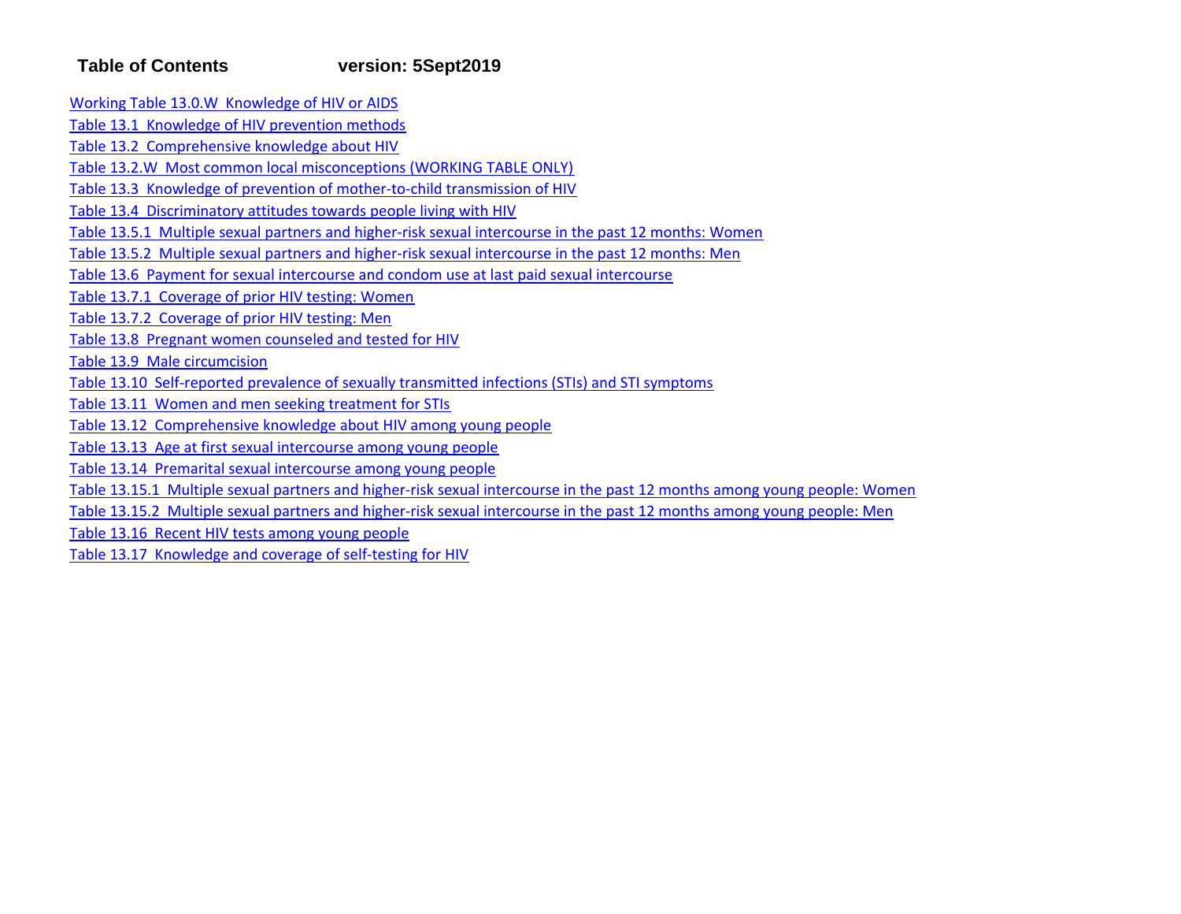**Table of Contents** **version: 5Sept2019**

Working Table 13.0.W Knowledge of HIV or AIDS

Table 13.1 Knowledge of HIV prevention methods

Table 13.2 Comprehensive knowledge about HIV

Table 13.2.W Most common local misconceptions (WORKING TABLE ONLY)

Table 13.3 Knowledge of prevention of mother-to-child transmission of HIV

Table 13.4 Discriminatory attitudes towards people living with HIV

Table 13.5.1 Multiple sexual partners and higher-risk sexual intercourse in the past 12 months: Women

Table 13.5.2 Multiple sexual partners and higher-risk sexual intercourse in the past 12 months: Men

Table 13.6 Payment for sexual intercourse and condom use at last paid sexual intercourse

Table 13.7.1 Coverage of prior HIV testing: Women

Table 13.7.2 Coverage of prior HIV testing: Men

Table 13.8 Pregnant women counseled and tested for HIV

Table 13.9 Male circumcision

Table 13.10 Self-reported prevalence of sexually transmitted infections (STIs) and STI symptoms

Table 13.11 Women and men seeking treatment for STIs

Table 13.12 Comprehensive knowledge about HIV among young people

Table 13.13 Age at first sexual intercourse among young people

Table 13.14 Premarital sexual intercourse among young people

Table 13.15.1 Multiple sexual partners and higher-risk sexual intercourse in the past 12 months among young people: Women

Table 13.15.2 Multiple sexual partners and higher-risk sexual intercourse in the past 12 months among young people: Men

Table 13.16 Recent HIV tests among young people

Table 13.17 Knowledge and coverage of self-testing for HIV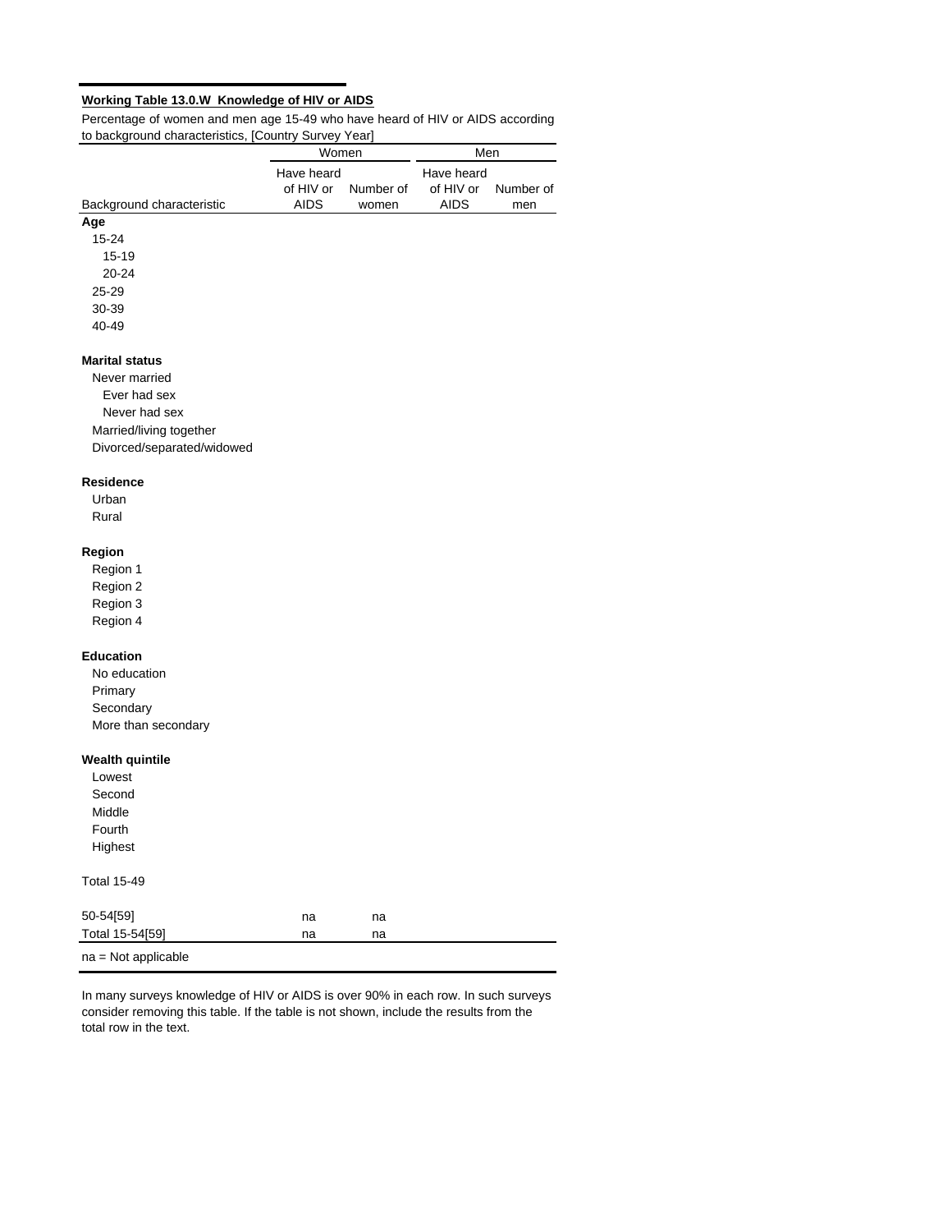**Working Table 13.0.W  Knowledge of HIV or AIDS**

Percentage of women and men age 15-49 who have heard of HIV or AIDS according to background characteristics, [Country Survey Year]

| | Women | | Men | |
|---|---|---|---|---|
| Background characteristic | Have heard of HIV or AIDS | Number of women | Have heard of HIV or AIDS | Number of men |
| **Age** | | | | |
| 15-24 | | | | |
| 15-19 | | | | |
| 20-24 | | | | |
| 25-29 | | | | |
| 30-39 | | | | |
| 40-49 | | | | |
| | | | | |
| **Marital status** | | | | |
| Never married | | | | |
| Ever had sex | | | | |
| Never had sex | | | | |
| Married/living together | | | | |
| Divorced/separated/widowed | | | | |
| | | | | |
| **Residence** | | | | |
| Urban | | | | |
| Rural | | | | |
| | | | | |
| **Region** | | | | |
| Region 1 | | | | |
| Region 2 | | | | |
| Region 3 | | | | |
| Region 4 | | | | |
| | | | | |
| **Education** | | | | |
| No education | | | | |
| Primary | | | | |
| Secondary | | | | |
| More than secondary | | | | |
| | | | | |
| **Wealth quintile** | | | | |
| Lowest | | | | |
| Second | | | | |
| Middle | | | | |
| Fourth | | | | |
| Highest | | | | |
| | | | | |
| Total 15-49 | | | | |
| | | | | |
| 50-54[59] | na | na | | |
| Total 15-54[59] | na | na | | |

na = Not applicable

In many surveys knowledge of HIV or AIDS is over 90% in each row. In such surveys consider removing this table. If the table is not shown, include the results from the total row in the text.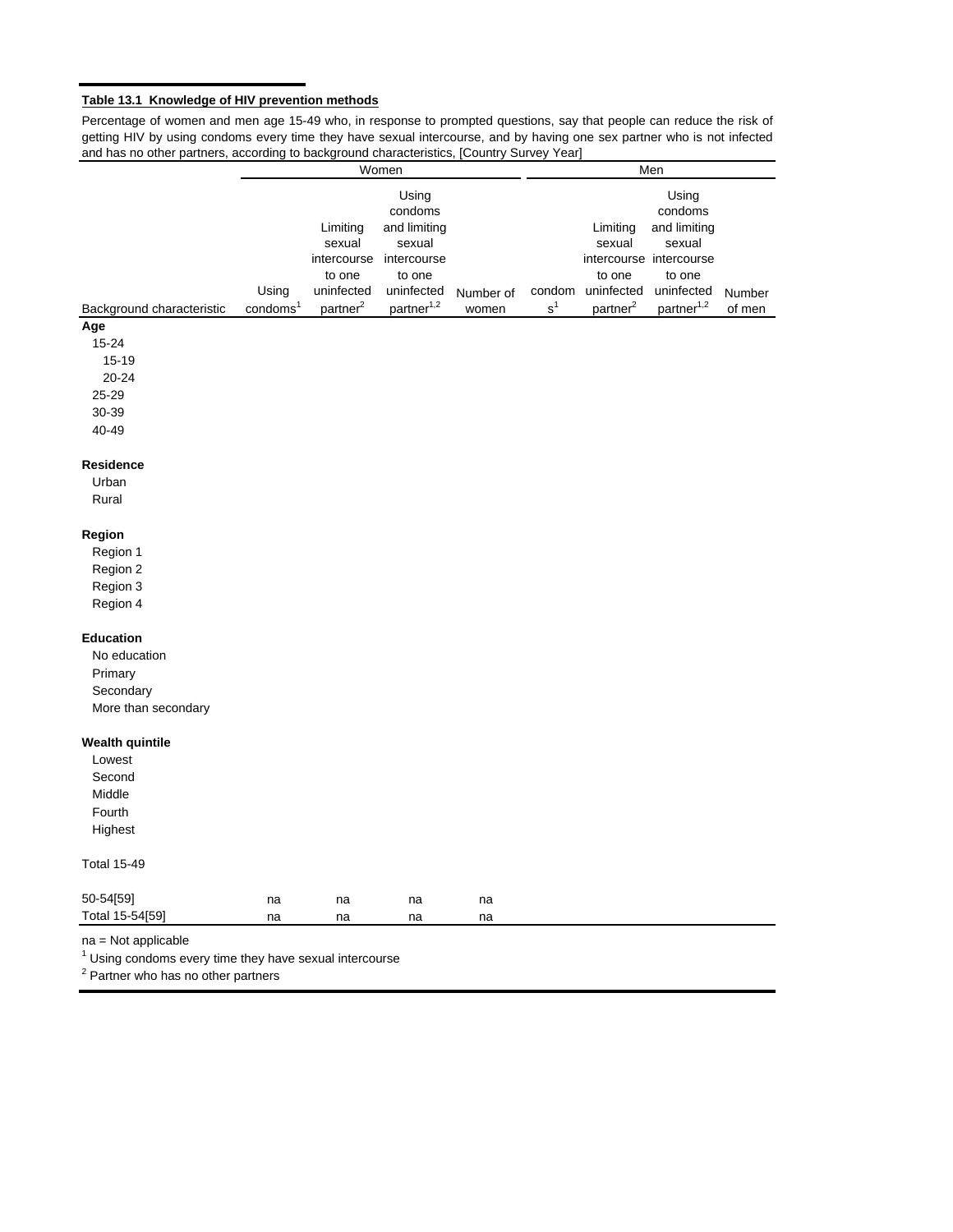**Table 13.1 Knowledge of HIV prevention methods**

Percentage of women and men age 15-49 who, in response to prompted questions, say that people can reduce the risk of getting HIV by using condoms every time they have sexual intercourse, and by having one sex partner who is not infected and has no other partners, according to background characteristics, [Country Survey Year]

| | Women | | | | Men | | | |
|---|---|---|---|---|---|---|---|---|
| Background characteristic | Using condoms[1] | Limiting sexual intercourse to one uninfected partner[2] | Using condoms and limiting sexual intercourse to one uninfected partner[1,2] | Number of women | Using condoms[1] | Limiting sexual intercourse to one uninfected partner[2] | Using condoms and limiting sexual intercourse to one uninfected partner[1,2] | Number of men |
| **Age** | | | | | | | | |
| 15-24 | | | | | | | | |
| 15-19 | | | | | | | | |
| 20-24 | | | | | | | | |
| 25-29 | | | | | | | | |
| 30-39 | | | | | | | | |
| 40-49 | | | | | | | | |
| **Residence** | | | | | | | | |
| Urban | | | | | | | | |
| Rural | | | | | | | | |
| **Region** | | | | | | | | |
| Region 1 | | | | | | | | |
| Region 2 | | | | | | | | |
| Region 3 | | | | | | | | |
| Region 4 | | | | | | | | |
| **Education** | | | | | | | | |
| No education | | | | | | | | |
| Primary | | | | | | | | |
| Secondary | | | | | | | | |
| More than secondary | | | | | | | | |
| **Wealth quintile** | | | | | | | | |
| Lowest | | | | | | | | |
| Second | | | | | | | | |
| Middle | | | | | | | | |
| Fourth | | | | | | | | |
| Highest | | | | | | | | |
| Total 15-49 | | | | | | | | |
| 50-54[59] | na | na | na | na | | | | |
| Total 15-54[59] | na | na | na | na | | | | |

na = Not applicable
[1] Using condoms every time they have sexual intercourse
[2] Partner who has no other partners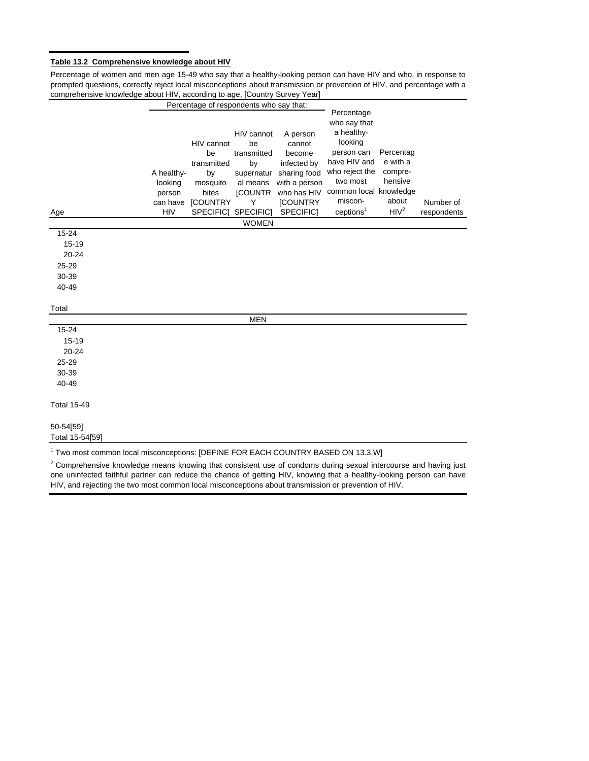**Table 13.2 Comprehensive knowledge about HIV**

Percentage of women and men age 15-49 who say that a healthy-looking person can have HIV and who, in response to prompted questions, correctly reject local misconceptions about transmission or prevention of HIV, and percentage with a comprehensive knowledge about HIV, according to age, [Country Survey Year]

| Age | Percentage of respondents who say that: | | | | Percentage who say that a healthy-looking person can have HIV and who reject the two most common local misconceptions[1] | Percentage with a comprehensive knowledge about HIV[2] | Number of respondents |
|---|---|---|---|---|---|---|---|
| | A healthy-looking person can have HIV | HIV cannot be transmitted by mosquito bites [COUNTRY SPECIFIC] | HIV cannot be transmitted by supernatural means [COUNTRY SPECIFIC] | A person cannot become infected by sharing food with a person who has HIV [COUNTRY SPECIFIC] | | | |
| **WOMEN** | | | | | | | |
| 15-24 | | | | | | | |
| 15-19 | | | | | | | |
| 20-24 | | | | | | | |
| 25-29 | | | | | | | |
| 30-39 | | | | | | | |
| 40-49 | | | | | | | |
| Total | | | | | | | |
| **MEN** | | | | | | | |
| 15-24 | | | | | | | |
| 15-19 | | | | | | | |
| 20-24 | | | | | | | |
| 25-29 | | | | | | | |
| 30-39 | | | | | | | |
| 40-49 | | | | | | | |
| Total 15-49 | | | | | | | |
| 50-54[59] | | | | | | | |
| Total 15-54[59] | | | | | | | |

[1] Two most common local misconceptions: [DEFINE FOR EACH COUNTRY BASED ON 13.3.W]

[2] Comprehensive knowledge means knowing that consistent use of condoms during sexual intercourse and having just one uninfected faithful partner can reduce the chance of getting HIV, knowing that a healthy-looking person can have HIV, and rejecting the two most common local misconceptions about transmission or prevention of HIV.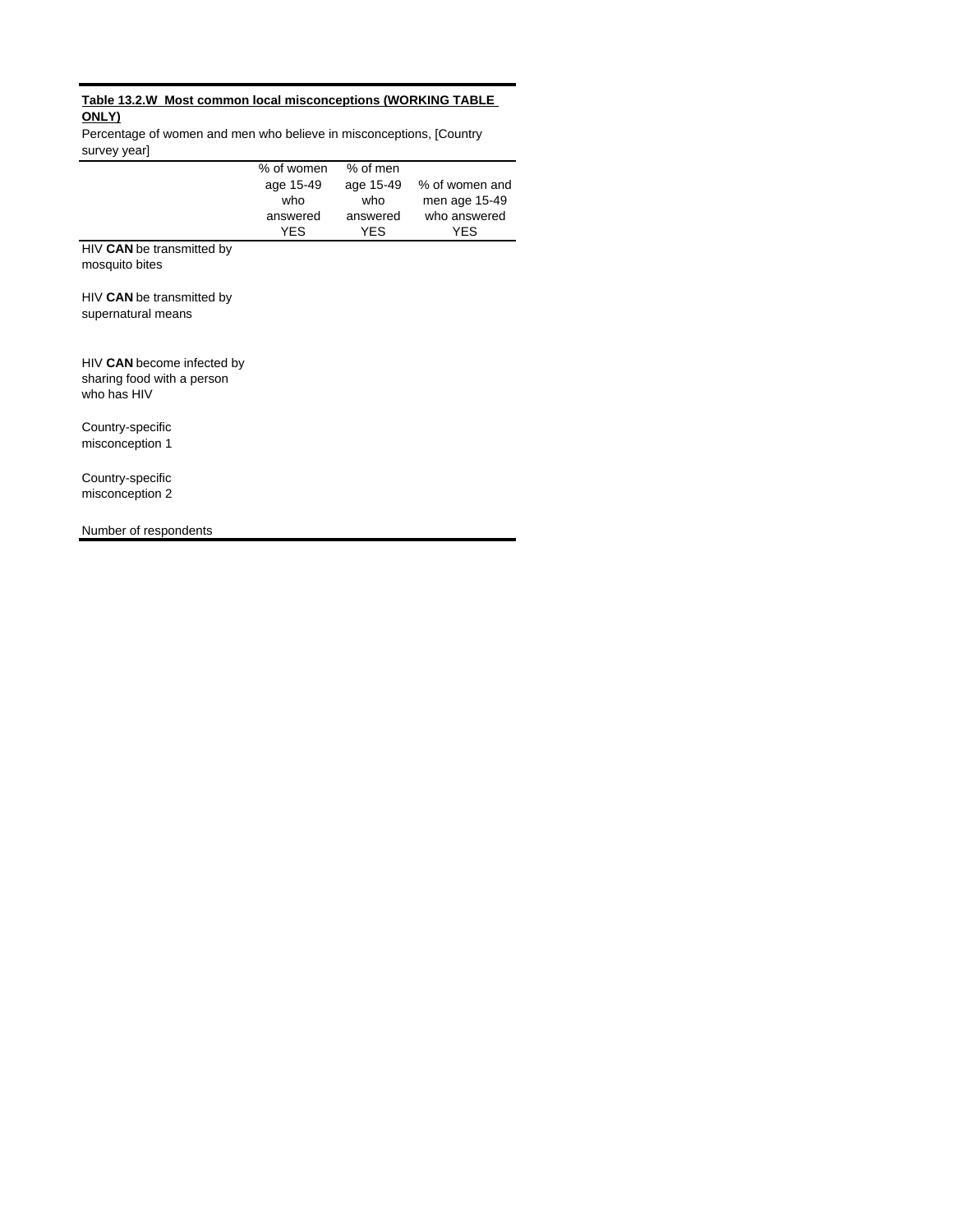**Table 13.2.W Most common local misconceptions (WORKING TABLE ONLY)**

Percentage of women and men who believe in misconceptions, [Country survey year]

| | % of women age 15-49 who answered YES | % of men age 15-49 who answered YES | % of women and men age 15-49 who answered YES |
|---|---|---|---|
| HIV **CAN** be transmitted by mosquito bites | | | |
| HIV **CAN** be transmitted by supernatural means | | | |
| HIV **CAN** become infected by sharing food with a person who has HIV | | | |
| Country-specific misconception 1 | | | |
| Country-specific misconception 2 | | | |
| Number of respondents | | | |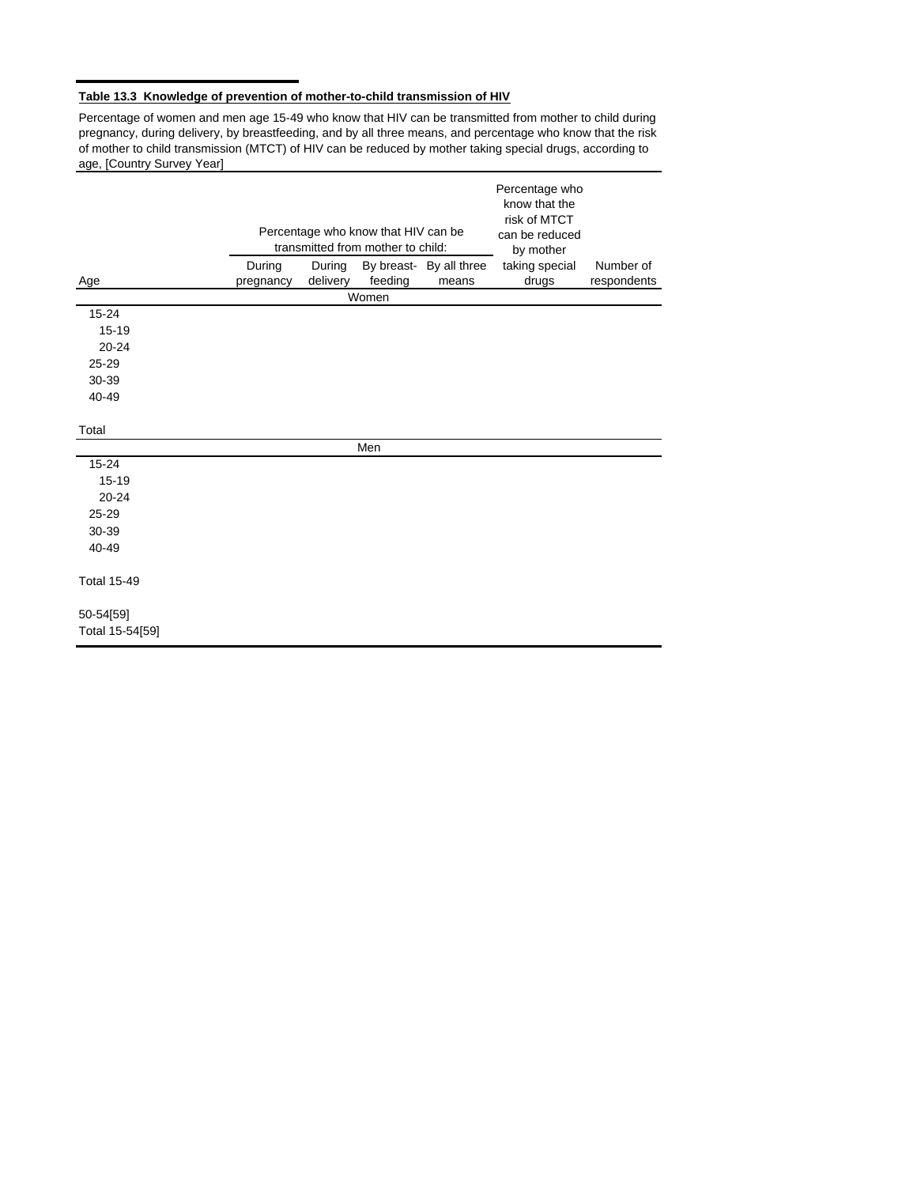**Table 13.3 Knowledge of prevention of mother-to-child transmission of HIV**

Percentage of women and men age 15-49 who know that HIV can be transmitted from mother to child during pregnancy, during delivery, by breastfeeding, and by all three means, and percentage who know that the risk of mother to child transmission (MTCT) of HIV can be reduced by mother taking special drugs, according to age, [Country Survey Year]

| Age | Percentage who know that HIV can be transmitted from mother to child: | | | | Percentage who know that the risk of MTCT can be reduced by mother taking special drugs | Number of respondents |
|---|---|---|---|---|---|---|
| | During pregnancy | During delivery | By breast-feeding | By all three means | | |
| **Women** | | | | | | |
| 15-24 | | | | | | |
| 15-19 | | | | | | |
| 20-24 | | | | | | |
| 25-29 | | | | | | |
| 30-39 | | | | | | |
| 40-49 | | | | | | |
| Total | | | | | | |
| **Men** | | | | | | |
| 15-24 | | | | | | |
| 15-19 | | | | | | |
| 20-24 | | | | | | |
| 25-29 | | | | | | |
| 30-39 | | | | | | |
| 40-49 | | | | | | |
| Total 15-49 | | | | | | |
| 50-54[59] | | | | | | |
| Total 15-54[59] | | | | | | |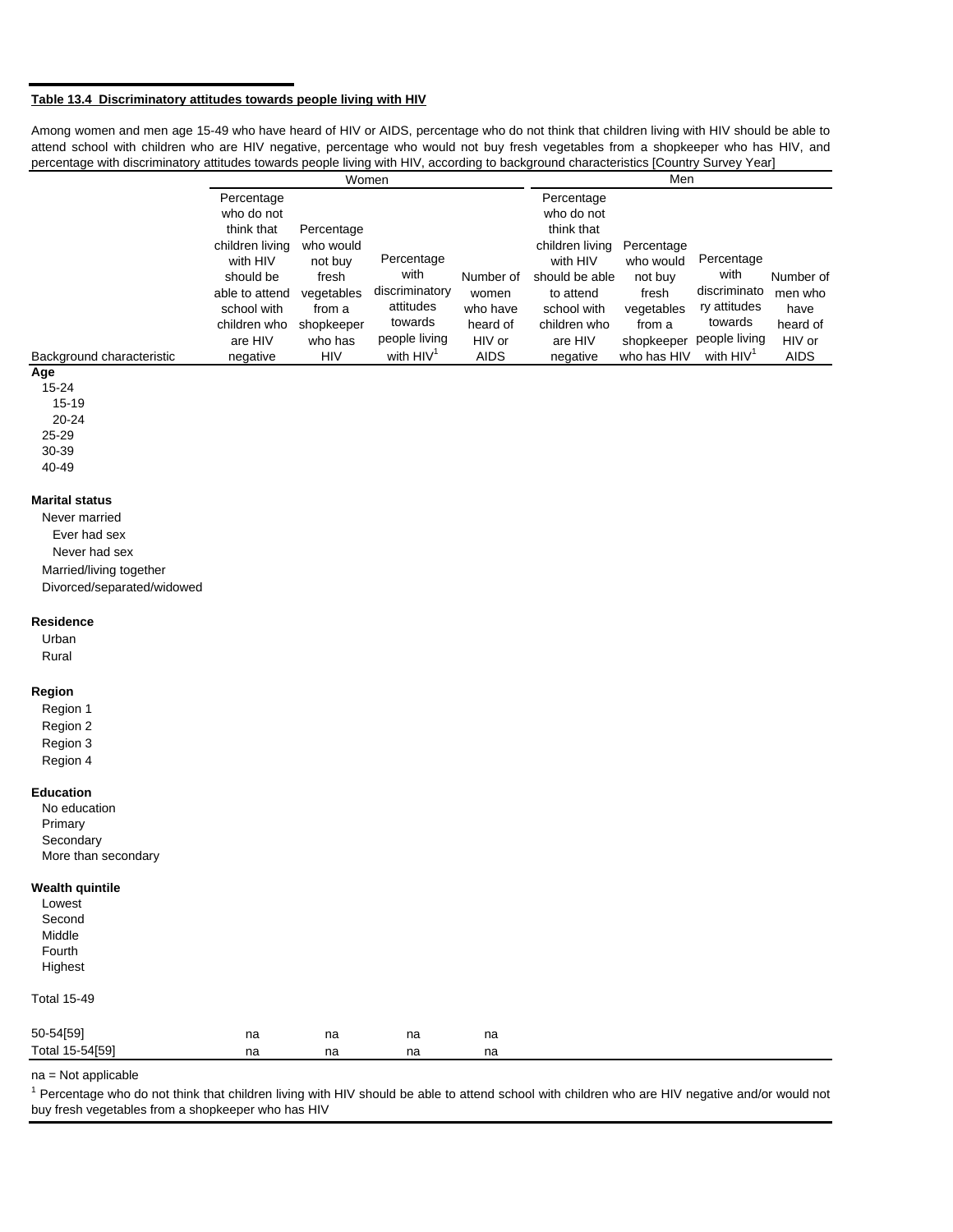## Table 13.4 Discriminatory attitudes towards people living with HIV

Among women and men age 15-49 who have heard of HIV or AIDS, percentage who do not think that children living with HIV should be able to attend school with children who are HIV negative, percentage who would not buy fresh vegetables from a shopkeeper who has HIV, and percentage with discriminatory attitudes towards people living with HIV, according to background characteristics [Country Survey Year]

| Background characteristic | Women | | | | Men | | | |
|---|---|---|---|---|---|---|---|---|
| | Percentage who do not think that children living with HIV should be able to attend school with children who are HIV negative | Percentage who would not buy fresh vegetables from a shopkeeper who has HIV | Percentage with discriminatory attitudes towards people living with HIV[1] | Number of women who have heard of HIV or AIDS | Percentage who do not think that children living with HIV should be able to attend school with children who are HIV negative | Percentage who would not buy fresh vegetables from a shopkeeper who has HIV | Percentage with discriminatory attitudes towards people living with HIV[1] | Number of men who have heard of HIV or AIDS |
| **Age** | | | | | | | | |
| 15-24 | | | | | | | | |
| 15-19 | | | | | | | | |
| 20-24 | | | | | | | | |
| 25-29 | | | | | | | | |
| 30-39 | | | | | | | | |
| 40-49 | | | | | | | | |
| **Marital status** | | | | | | | | |
| Never married | | | | | | | | |
| Ever had sex | | | | | | | | |
| Never had sex | | | | | | | | |
| Married/living together | | | | | | | | |
| Divorced/separated/widowed | | | | | | | | |
| **Residence** | | | | | | | | |
| Urban | | | | | | | | |
| Rural | | | | | | | | |
| **Region** | | | | | | | | |
| Region 1 | | | | | | | | |
| Region 2 | | | | | | | | |
| Region 3 | | | | | | | | |
| Region 4 | | | | | | | | |
| **Education** | | | | | | | | |
| No education | | | | | | | | |
| Primary | | | | | | | | |
| Secondary | | | | | | | | |
| More than secondary | | | | | | | | |
| **Wealth quintile** | | | | | | | | |
| Lowest | | | | | | | | |
| Second | | | | | | | | |
| Middle | | | | | | | | |
| Fourth | | | | | | | | |
| Highest | | | | | | | | |
| Total 15-49 | | | | | | | | |
| 50-54[59] | na | na | na | na | | | | |
| Total 15-54[59] | na | na | na | na | | | | |

na = Not applicable

[1] Percentage who do not think that children living with HIV should be able to attend school with children who are HIV negative and/or would not buy fresh vegetables from a shopkeeper who has HIV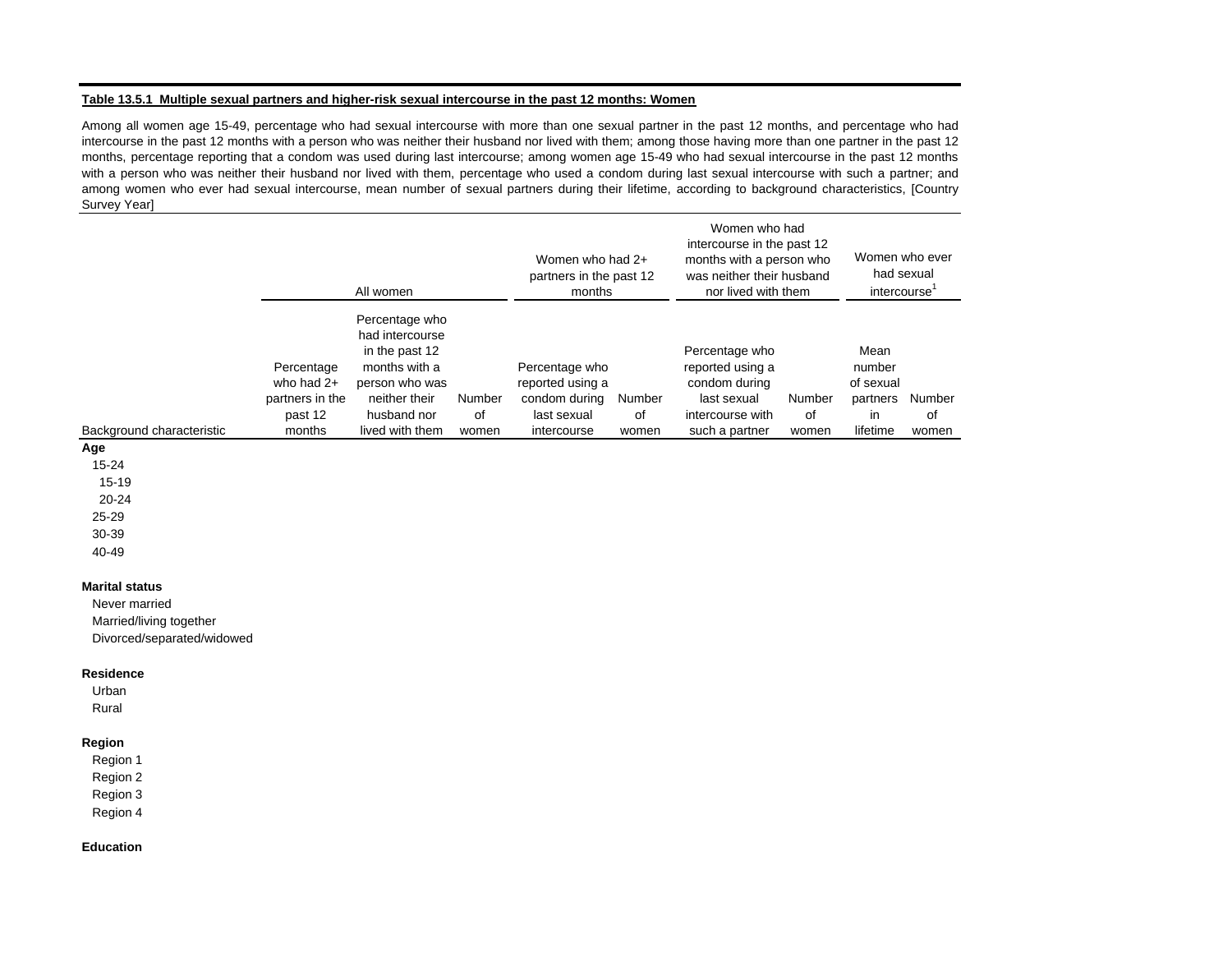**Table 13.5.1 Multiple sexual partners and higher-risk sexual intercourse in the past 12 months: Women**

Among all women age 15-49, percentage who had sexual intercourse with more than one sexual partner in the past 12 months, and percentage who had intercourse in the past 12 months with a person who was neither their husband nor lived with them; among those having more than one partner in the past 12 months, percentage reporting that a condom was used during last intercourse; among women age 15-49 who had sexual intercourse in the past 12 months with a person who was neither their husband nor lived with them, percentage who used a condom during last sexual intercourse with such a partner; and among women who ever had sexual intercourse, mean number of sexual partners during their lifetime, according to background characteristics, [Country Survey Year]

| | All women | | | Women who had 2+ partners in the past 12 months | | Women who had intercourse in the past 12 months with a person who was neither their husband nor lived with them | | Women who ever had sexual intercourse[1] | |
|---|---|---|---|---|---|---|---|---|---|
| Background characteristic | Percentage who had 2+ partners in the past 12 months | Percentage who had intercourse in the past 12 months with a person who was neither their husband nor lived with them | Number of women | Percentage who reported using a condom during last sexual intercourse | Number of women | Percentage who reported using a condom during last sexual intercourse with such a partner | Number of women | Mean number of sexual partners in lifetime | Number of women |
| **Age** | | | | | | | | | |
| 15-24 | | | | | | | | | |
| 15-19 | | | | | | | | | |
| 20-24 | | | | | | | | | |
| 25-29 | | | | | | | | | |
| 30-39 | | | | | | | | | |
| 40-49 | | | | | | | | | |
| | | | | | | | | | |
| **Marital status** | | | | | | | | | |
| Never married | | | | | | | | | |
| Married/living together | | | | | | | | | |
| Divorced/separated/widowed | | | | | | | | | |
| | | | | | | | | | |
| **Residence** | | | | | | | | | |
| Urban | | | | | | | | | |
| Rural | | | | | | | | | |
| | | | | | | | | | |
| **Region** | | | | | | | | | |
| Region 1 | | | | | | | | | |
| Region 2 | | | | | | | | | |
| Region 3 | | | | | | | | | |
| Region 4 | | | | | | | | | |
| | | | | | | | | | |
| **Education** | | | | | | | | | |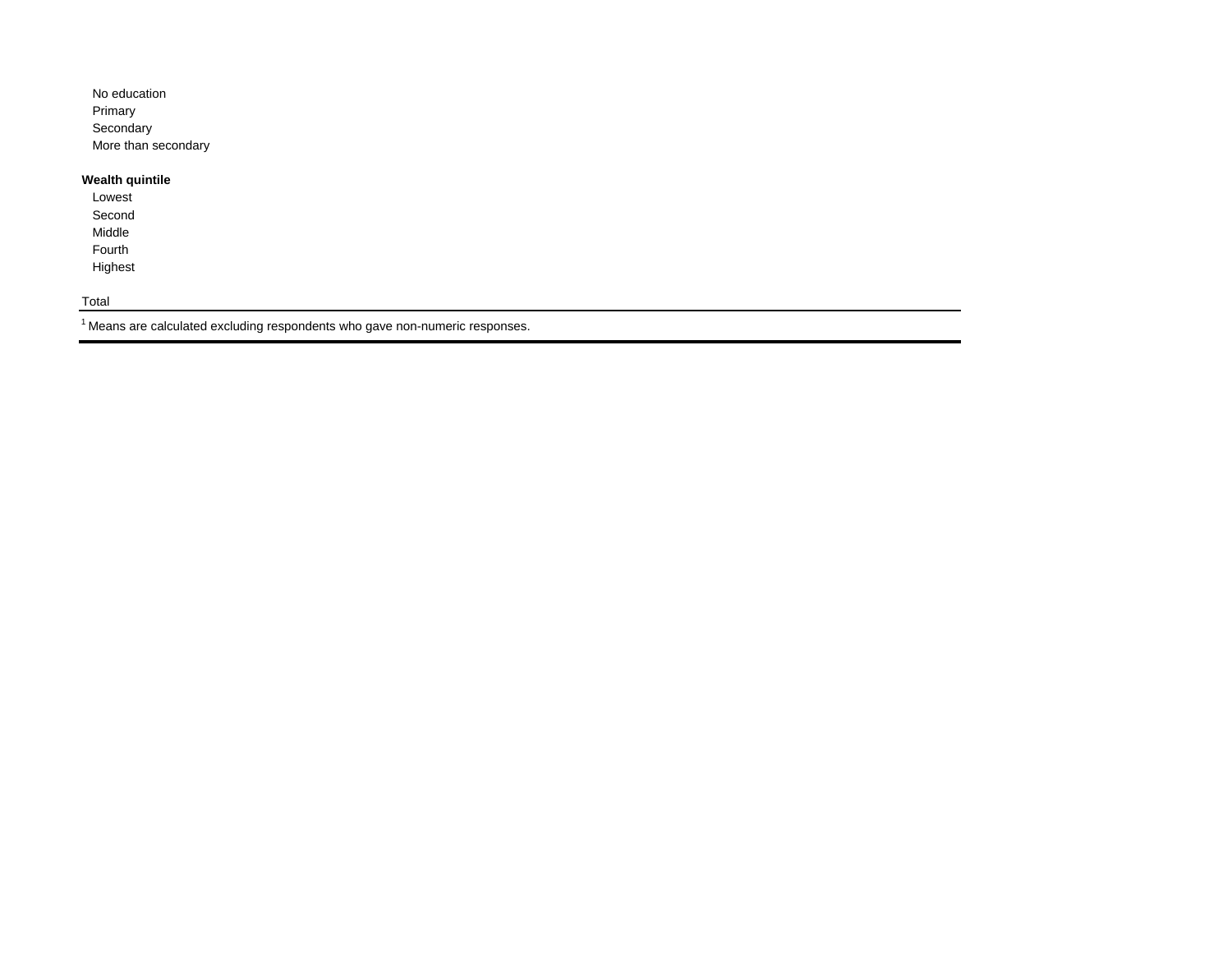| | |
|---|---|
| No education | |
| Primary | |
| Secondary | |
| More than secondary | |
| | |
| **Wealth quintile** | |
| Lowest | |
| Second | |
| Middle | |
| Fourth | |
| Highest | |
| | |
| Total | |

[1] Means are calculated excluding respondents who gave non-numeric responses.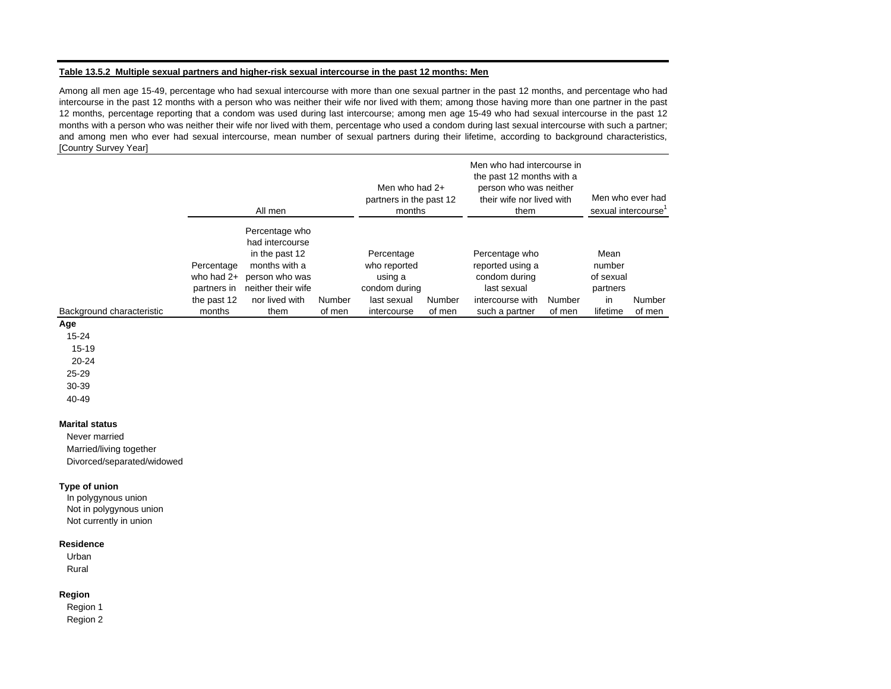**Table 13.5.2 Multiple sexual partners and higher-risk sexual intercourse in the past 12 months: Men**

Among all men age 15-49, percentage who had sexual intercourse with more than one sexual partner in the past 12 months, and percentage who had intercourse in the past 12 months with a person who was neither their wife nor lived with them; among those having more than one partner in the past 12 months, percentage reporting that a condom was used during last intercourse; among men age 15-49 who had sexual intercourse in the past 12 months with a person who was neither their wife nor lived with them, percentage who used a condom during last sexual intercourse with such a partner; and among men who ever had sexual intercourse, mean number of sexual partners during their lifetime, according to background characteristics, [Country Survey Year]

| | All men | | | Men who had 2+ partners in the past 12 months | | Men who had intercourse in the past 12 months with a person who was neither their wife nor lived with them | | Men who ever had sexual intercourse[1] | |
|---|---|---|---|---|---|---|---|---|---|
| Background characteristic | Percentage who had 2+ partners in the past 12 months | Percentage who had intercourse in the past 12 months with a person who was neither their wife nor lived with them | Number of men | Percentage who reported using a condom during last sexual intercourse | Number of men | Percentage who reported using a condom during last sexual intercourse with such a partner | Number of men | Mean number of sexual partners in lifetime | Number of men |
| **Age** | | | | | | | | | |
| 15-24 | | | | | | | | | |
| 15-19 | | | | | | | | | |
| 20-24 | | | | | | | | | |
| 25-29 | | | | | | | | | |
| 30-39 | | | | | | | | | |
| 40-49 | | | | | | | | | |
| **Marital status** | | | | | | | | | |
| Never married | | | | | | | | | |
| Married/living together | | | | | | | | | |
| Divorced/separated/widowed | | | | | | | | | |
| **Type of union** | | | | | | | | | |
| In polygynous union | | | | | | | | | |
| Not in polygynous union | | | | | | | | | |
| Not currently in union | | | | | | | | | |
| **Residence** | | | | | | | | | |
| Urban | | | | | | | | | |
| Rural | | | | | | | | | |
| **Region** | | | | | | | | | |
| Region 1 | | | | | | | | | |
| Region 2 | | | | | | | | | |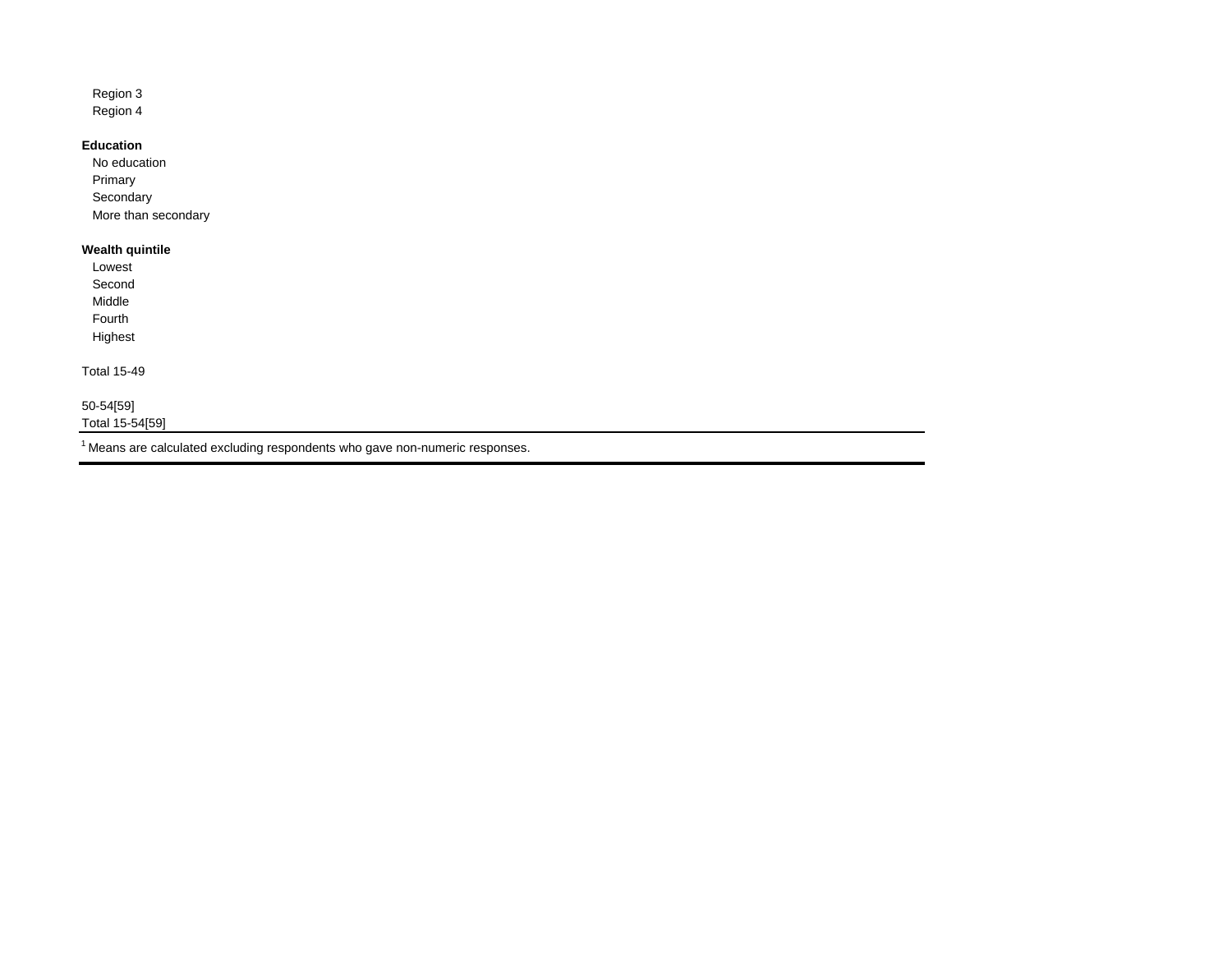| |
|---|
| Region 3 |
| Region 4 |
| |
| **Education** |
| No education |
| Primary |
| Secondary |
| More than secondary |
| |
| **Wealth quintile** |
| Lowest |
| Second |
| Middle |
| Fourth |
| Highest |
| |
| Total 15-49 |
| |
| 50-54[59] |
| Total 15-54[59] |

[1] Means are calculated excluding respondents who gave non-numeric responses.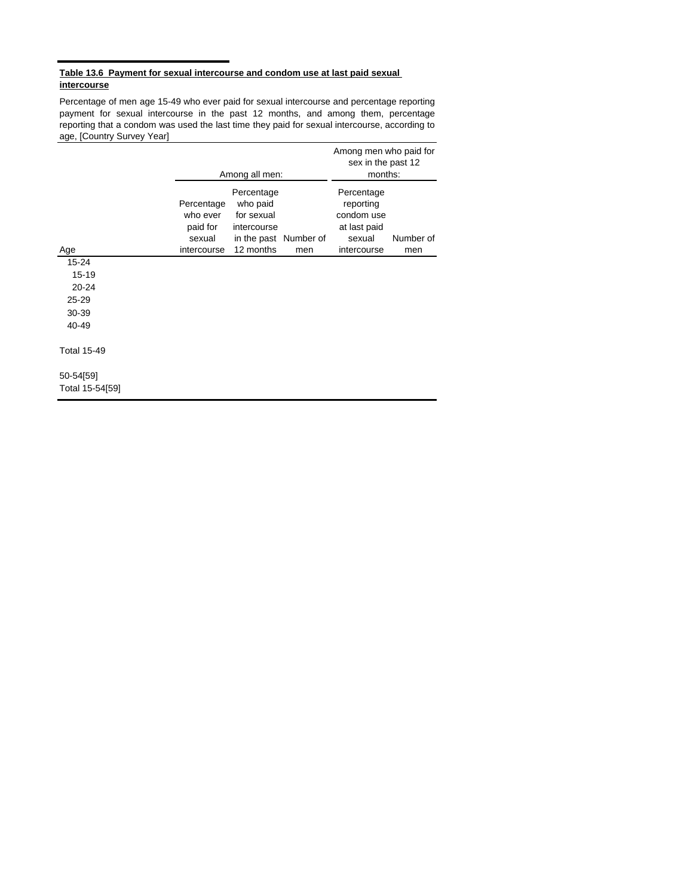**Table 13.6 Payment for sexual intercourse and condom use at last paid sexual intercourse**

Percentage of men age 15-49 who ever paid for sexual intercourse and percentage reporting payment for sexual intercourse in the past 12 months, and among them, percentage reporting that a condom was used the last time they paid for sexual intercourse, according to age, [Country Survey Year]

| | Among all men: | | | Among men who paid for sex in the past 12 months: | |
|---|---|---|---|---|---|
| Age | Percentage who ever paid for sexual intercourse | Percentage who paid for sexual intercourse in the past 12 months | Number of men | Percentage reporting condom use at last paid sexual intercourse | Number of men |
| 15-24 | | | | | |
| 15-19 | | | | | |
| 20-24 | | | | | |
| 25-29 | | | | | |
| 30-39 | | | | | |
| 40-49 | | | | | |
| Total 15-49 | | | | | |
| 50-54[59] | | | | | |
| Total 15-54[59] | | | | | |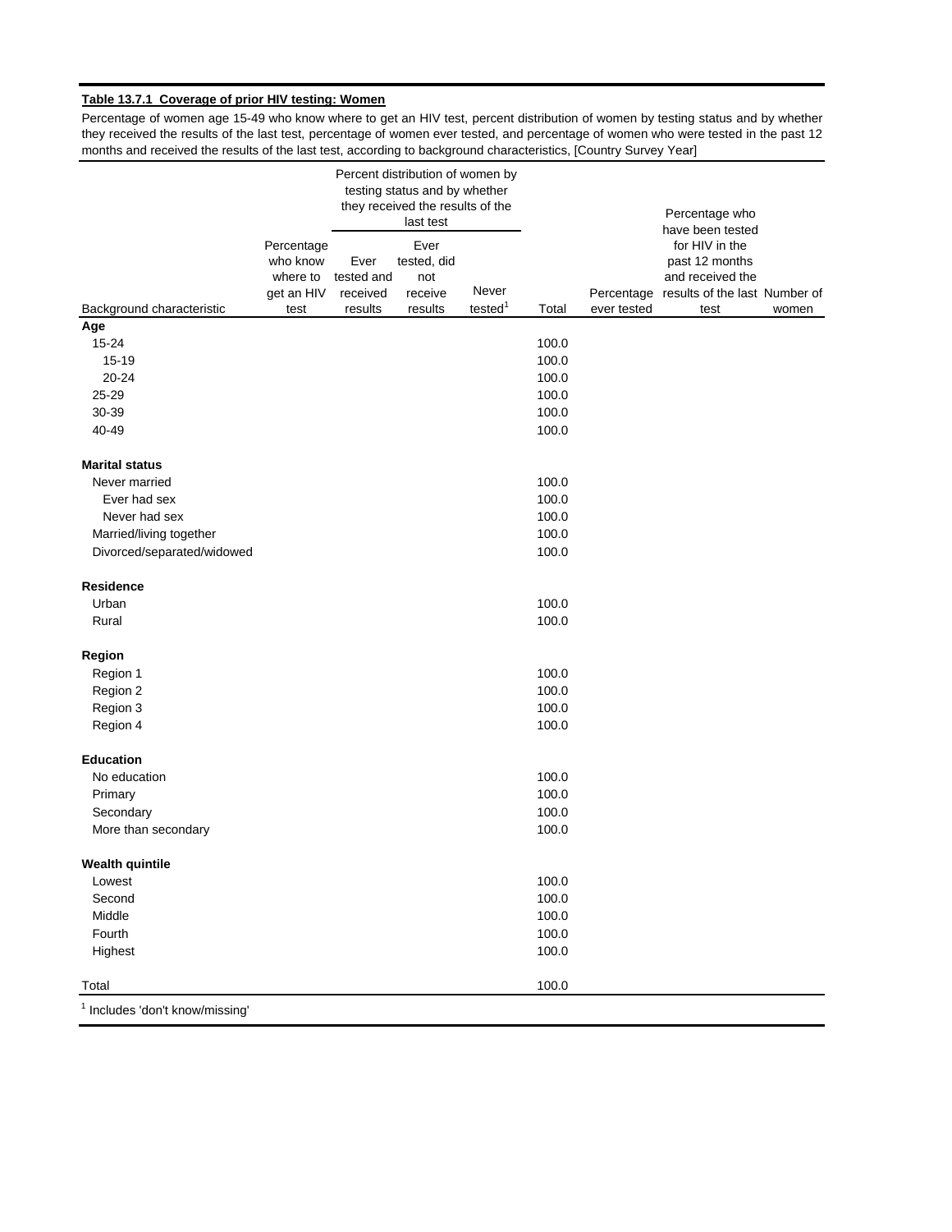**Table 13.7.1 Coverage of prior HIV testing: Women**

Percentage of women age 15-49 who know where to get an HIV test, percent distribution of women by testing status and by whether they received the results of the last test, percentage of women ever tested, and percentage of women who were tested in the past 12 months and received the results of the last test, according to background characteristics, [Country Survey Year]

| Background characteristic | Percentage who know where to get an HIV test | Percent distribution of women by testing status and by whether they received the results of the last test | | | | Percentage ever tested | Percentage who have been tested for HIV in the past 12 months and received the results of the last test | Number of women |
|---|---|---|---|---|---|---|---|---|
| | | Ever tested and received results | Ever tested, did not receive results | Never tested[1] | Total | | | |
| **Age** | | | | | | | | |
| 15-24 | | | | | 100.0 | | | |
| 15-19 | | | | | 100.0 | | | |
| 20-24 | | | | | 100.0 | | | |
| 25-29 | | | | | 100.0 | | | |
| 30-39 | | | | | 100.0 | | | |
| 40-49 | | | | | 100.0 | | | |
| **Marital status** | | | | | | | | |
| Never married | | | | | 100.0 | | | |
| Ever had sex | | | | | 100.0 | | | |
| Never had sex | | | | | 100.0 | | | |
| Married/living together | | | | | 100.0 | | | |
| Divorced/separated/widowed | | | | | 100.0 | | | |
| **Residence** | | | | | | | | |
| Urban | | | | | 100.0 | | | |
| Rural | | | | | 100.0 | | | |
| **Region** | | | | | | | | |
| Region 1 | | | | | 100.0 | | | |
| Region 2 | | | | | 100.0 | | | |
| Region 3 | | | | | 100.0 | | | |
| Region 4 | | | | | 100.0 | | | |
| **Education** | | | | | | | | |
| No education | | | | | 100.0 | | | |
| Primary | | | | | 100.0 | | | |
| Secondary | | | | | 100.0 | | | |
| More than secondary | | | | | 100.0 | | | |
| **Wealth quintile** | | | | | | | | |
| Lowest | | | | | 100.0 | | | |
| Second | | | | | 100.0 | | | |
| Middle | | | | | 100.0 | | | |
| Fourth | | | | | 100.0 | | | |
| Highest | | | | | 100.0 | | | |
| Total | | | | | 100.0 | | | |

[1] Includes 'don't know/missing'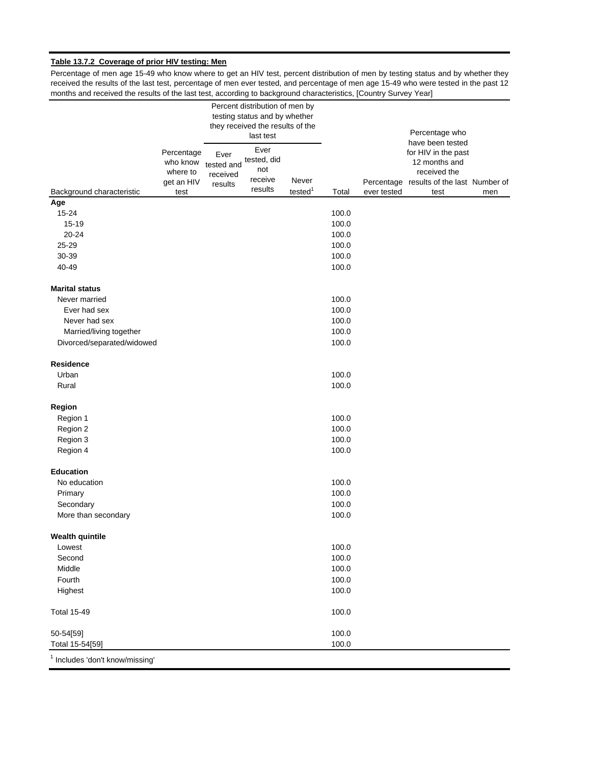**Table 13.7.2 Coverage of prior HIV testing: Men**

Percentage of men age 15-49 who know where to get an HIV test, percent distribution of men by testing status and by whether they received the results of the last test, percentage of men ever tested, and percentage of men age 15-49 who were tested in the past 12 months and received the results of the last test, according to background characteristics, [Country Survey Year]

| Background characteristic | Percentage who know where to get an HIV test | Percent distribution of men by testing status and by whether they received the results of the last test: Ever tested and received results | Ever tested, did not receive results | Never tested[1] | Total | Percentage ever tested | Percentage who have been tested for HIV in the past 12 months and received the results of the last test | Number of men |
|---|---|---|---|---|---|---|---|---|
| **Age** | | | | | | | | |
| 15-24 | | | | | 100.0 | | | |
| 15-19 | | | | | 100.0 | | | |
| 20-24 | | | | | 100.0 | | | |
| 25-29 | | | | | 100.0 | | | |
| 30-39 | | | | | 100.0 | | | |
| 40-49 | | | | | 100.0 | | | |
| **Marital status** | | | | | | | | |
| Never married | | | | | 100.0 | | | |
| Ever had sex | | | | | 100.0 | | | |
| Never had sex | | | | | 100.0 | | | |
| Married/living together | | | | | 100.0 | | | |
| Divorced/separated/widowed | | | | | 100.0 | | | |
| **Residence** | | | | | | | | |
| Urban | | | | | 100.0 | | | |
| Rural | | | | | 100.0 | | | |
| **Region** | | | | | | | | |
| Region 1 | | | | | 100.0 | | | |
| Region 2 | | | | | 100.0 | | | |
| Region 3 | | | | | 100.0 | | | |
| Region 4 | | | | | 100.0 | | | |
| **Education** | | | | | | | | |
| No education | | | | | 100.0 | | | |
| Primary | | | | | 100.0 | | | |
| Secondary | | | | | 100.0 | | | |
| More than secondary | | | | | 100.0 | | | |
| **Wealth quintile** | | | | | | | | |
| Lowest | | | | | 100.0 | | | |
| Second | | | | | 100.0 | | | |
| Middle | | | | | 100.0 | | | |
| Fourth | | | | | 100.0 | | | |
| Highest | | | | | 100.0 | | | |
| Total 15-49 | | | | | 100.0 | | | |
| 50-54[59] | | | | | 100.0 | | | |
| Total 15-54[59] | | | | | 100.0 | | | |

[1] Includes 'don't know/missing'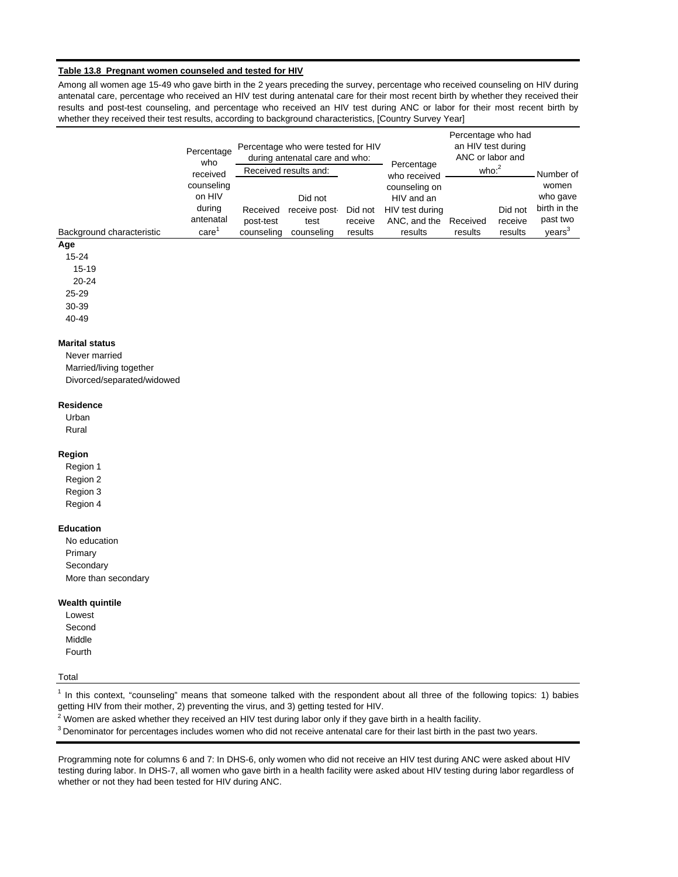**Table 13.8 Pregnant women counseled and tested for HIV**

Among all women age 15-49 who gave birth in the 2 years preceding the survey, percentage who received counseling on HIV during antenatal care, percentage who received an HIV test during antenatal care for their most recent birth by whether they received their results and post-test counseling, and percentage who received an HIV test during ANC or labor for their most recent birth by whether they received their test results, according to background characteristics, [Country Survey Year]

| Background characteristic | Percentage who received counseling on HIV during antenatal care[1] | Percentage who were tested for HIV during antenatal care and who: Received results and: | | | Percentage who received counseling on HIV and an HIV test during ANC, and the results | Percentage who had an HIV test during ANC or labor and who:[2] | | Number of women who gave birth in the past two years[3] |
|---|---|---|---|---|---|---|---|---|
| | | Received post-test counseling | Did not receive post-test counseling | Did not receive results | | Received results | Did not receive results | |
| **Age** | | | | | | | | |
| 15-24 | | | | | | | | |
| 15-19 | | | | | | | | |
| 20-24 | | | | | | | | |
| 25-29 | | | | | | | | |
| 30-39 | | | | | | | | |
| 40-49 | | | | | | | | |
| **Marital status** | | | | | | | | |
| Never married | | | | | | | | |
| Married/living together | | | | | | | | |
| Divorced/separated/widowed | | | | | | | | |
| **Residence** | | | | | | | | |
| Urban | | | | | | | | |
| Rural | | | | | | | | |
| **Region** | | | | | | | | |
| Region 1 | | | | | | | | |
| Region 2 | | | | | | | | |
| Region 3 | | | | | | | | |
| Region 4 | | | | | | | | |
| **Education** | | | | | | | | |
| No education | | | | | | | | |
| Primary | | | | | | | | |
| Secondary | | | | | | | | |
| More than secondary | | | | | | | | |
| **Wealth quintile** | | | | | | | | |
| Lowest | | | | | | | | |
| Second | | | | | | | | |
| Middle | | | | | | | | |
| Fourth | | | | | | | | |
| Total | | | | | | | | |

[1] In this context, "counseling" means that someone talked with the respondent about all three of the following topics: 1) babies getting HIV from their mother, 2) preventing the virus, and 3) getting tested for HIV.

[2] Women are asked whether they received an HIV test during labor only if they gave birth in a health facility.

[3] Denominator for percentages includes women who did not receive antenatal care for their last birth in the past two years.

Programming note for columns 6 and 7: In DHS-6, only women who did not receive an HIV test during ANC were asked about HIV testing during labor. In DHS-7, all women who gave birth in a health facility were asked about HIV testing during labor regardless of whether or not they had been tested for HIV during ANC.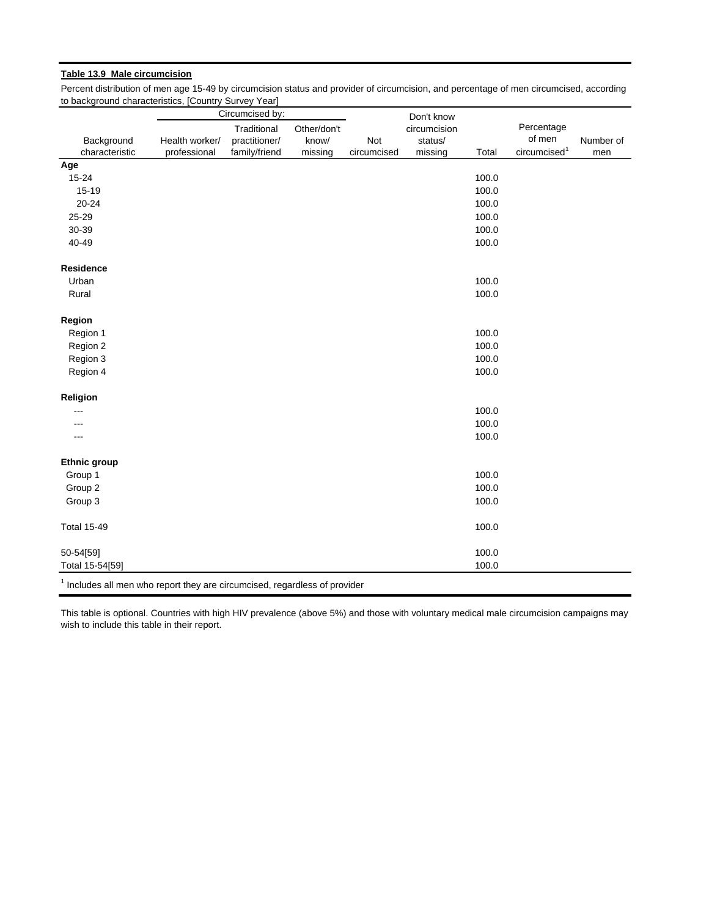**Table 13.9 Male circumcision**

Percent distribution of men age 15-49 by circumcision status and provider of circumcision, and percentage of men circumcised, according to background characteristics, [Country Survey Year]

| Background characteristic | Circumcised by: Health worker/ professional | Traditional practitioner/ family/friend | Other/don't know/ missing | Not circumcised | Don't know circumcision status/ missing | Total | Percentage of men circumcised[1] | Number of men |
|---|---|---|---|---|---|---|---|---|
| **Age** | | | | | | | | |
| 15-24 | | | | | | 100.0 | | |
| 15-19 | | | | | | 100.0 | | |
| 20-24 | | | | | | 100.0 | | |
| 25-29 | | | | | | 100.0 | | |
| 30-39 | | | | | | 100.0 | | |
| 40-49 | | | | | | 100.0 | | |
| **Residence** | | | | | | | | |
| Urban | | | | | | 100.0 | | |
| Rural | | | | | | 100.0 | | |
| **Region** | | | | | | | | |
| Region 1 | | | | | | 100.0 | | |
| Region 2 | | | | | | 100.0 | | |
| Region 3 | | | | | | 100.0 | | |
| Region 4 | | | | | | 100.0 | | |
| **Religion** | | | | | | | | |
| --- | | | | | | 100.0 | | |
| --- | | | | | | 100.0 | | |
| --- | | | | | | 100.0 | | |
| **Ethnic group** | | | | | | | | |
| Group 1 | | | | | | 100.0 | | |
| Group 2 | | | | | | 100.0 | | |
| Group 3 | | | | | | 100.0 | | |
| Total 15-49 | | | | | | 100.0 | | |
| 50-54[59] | | | | | | 100.0 | | |
| Total 15-54[59] | | | | | | 100.0 | | |

[1] Includes all men who report they are circumcised, regardless of provider

This table is optional. Countries with high HIV prevalence (above 5%) and those with voluntary medical male circumcision campaigns may wish to include this table in their report.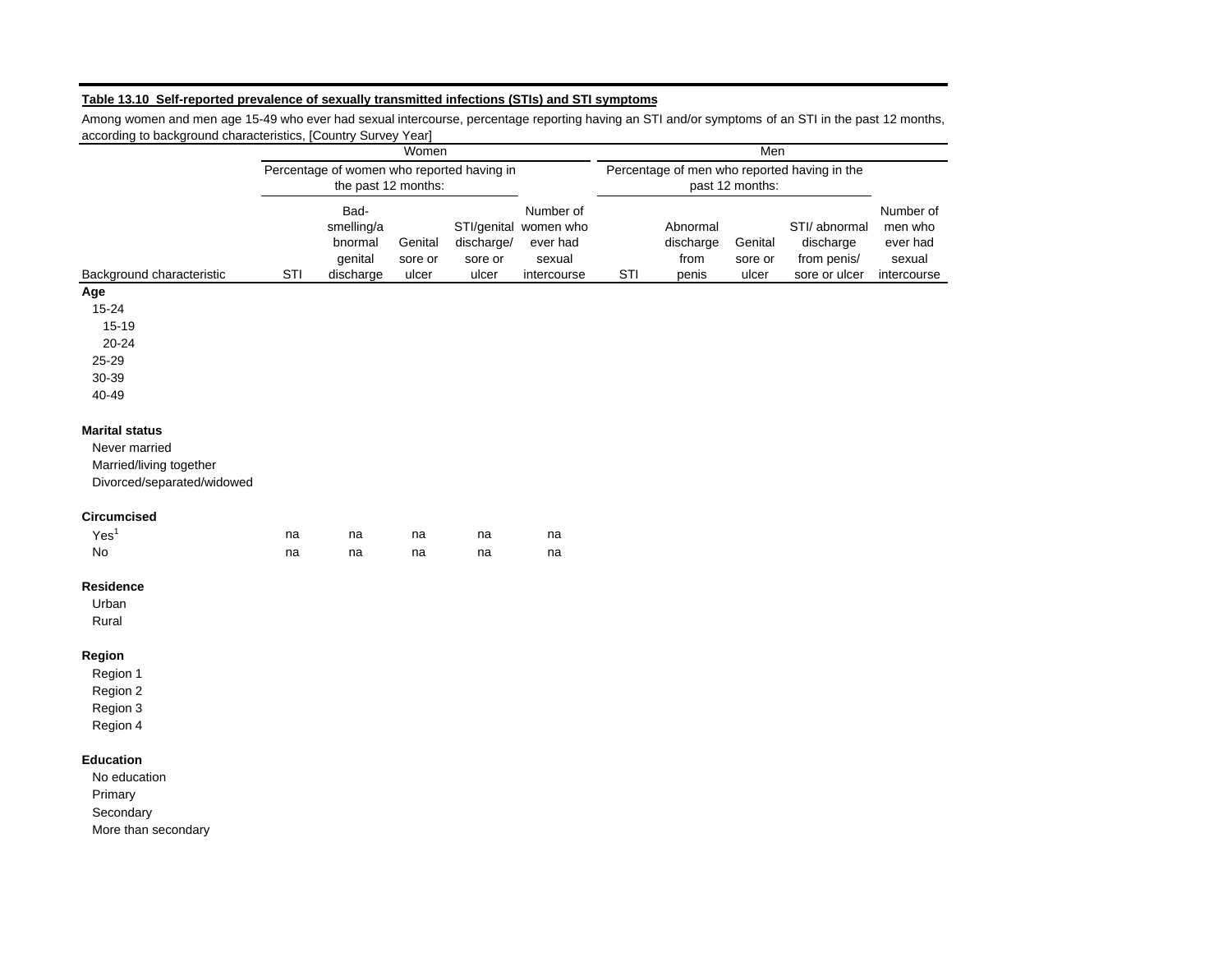**Table 13.10 Self-reported prevalence of sexually transmitted infections (STIs) and STI symptoms**

Among women and men age 15-49 who ever had sexual intercourse, percentage reporting having an STI and/or symptoms of an STI in the past 12 months, according to background characteristics, [Country Survey Year]

| | Women | | | | | Men | | | | |
|---|---|---|---|---|---|---|---|---|---|---|
| | Percentage of women who reported having in the past 12 months: | | | | | Percentage of men who reported having in the past 12 months: | | | | |
| Background characteristic | STI | Bad-smelling/abnormal genital discharge | Genital sore or ulcer | STI/genital discharge/ sore or ulcer | Number of women who ever had sexual intercourse | STI | Abnormal discharge from penis | Genital sore or ulcer | STI/ abnormal discharge from penis/ sore or ulcer | Number of men who ever had sexual intercourse |
| **Age** | | | | | | | | | | |
| 15-24 | | | | | | | | | | |
| 15-19 | | | | | | | | | | |
| 20-24 | | | | | | | | | | |
| 25-29 | | | | | | | | | | |
| 30-39 | | | | | | | | | | |
| 40-49 | | | | | | | | | | |
| **Marital status** | | | | | | | | | | |
| Never married | | | | | | | | | | |
| Married/living together | | | | | | | | | | |
| Divorced/separated/widowed | | | | | | | | | | |
| **Circumcised** | | | | | | | | | | |
| Yes[1] | na | na | na | na | na | | | | | |
| No | na | na | na | na | na | | | | | |
| **Residence** | | | | | | | | | | |
| Urban | | | | | | | | | | |
| Rural | | | | | | | | | | |
| **Region** | | | | | | | | | | |
| Region 1 | | | | | | | | | | |
| Region 2 | | | | | | | | | | |
| Region 3 | | | | | | | | | | |
| Region 4 | | | | | | | | | | |
| **Education** | | | | | | | | | | |
| No education | | | | | | | | | | |
| Primary | | | | | | | | | | |
| Secondary | | | | | | | | | | |
| More than secondary | | | | | | | | | | |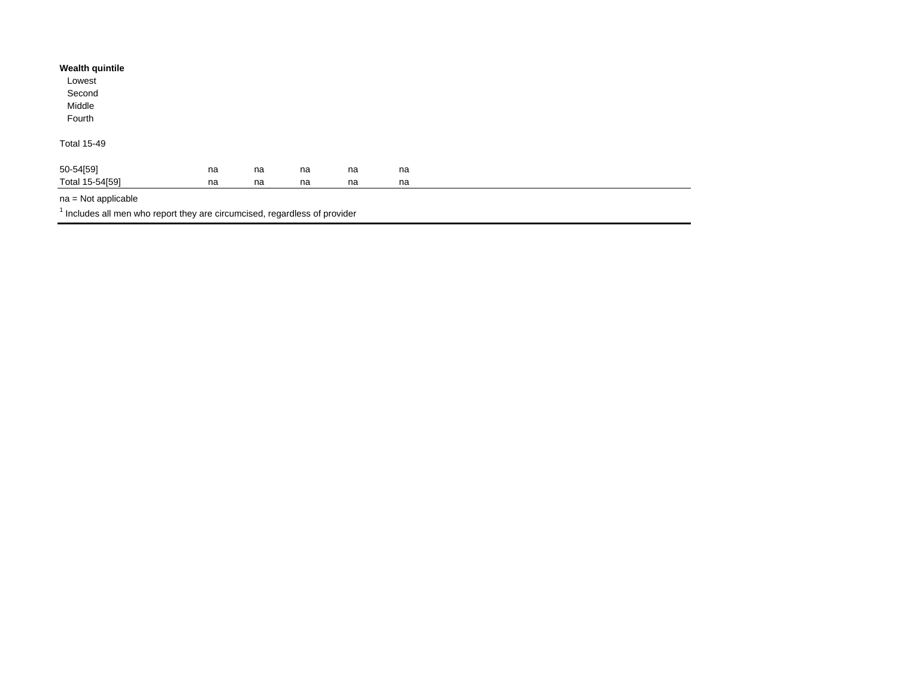| | | | | | |
|---|---|---|---|---|---|
| **Wealth quintile** | | | | | |
| Lowest | | | | | |
| Second | | | | | |
| Middle | | | | | |
| Fourth | | | | | |
| | | | | | |
| Total 15-49 | | | | | |
| | | | | | |
| 50-54[59] | na | na | na | na | na |
| Total 15-54[59] | na | na | na | na | na |

na = Not applicable

[1] Includes all men who report they are circumcised, regardless of provider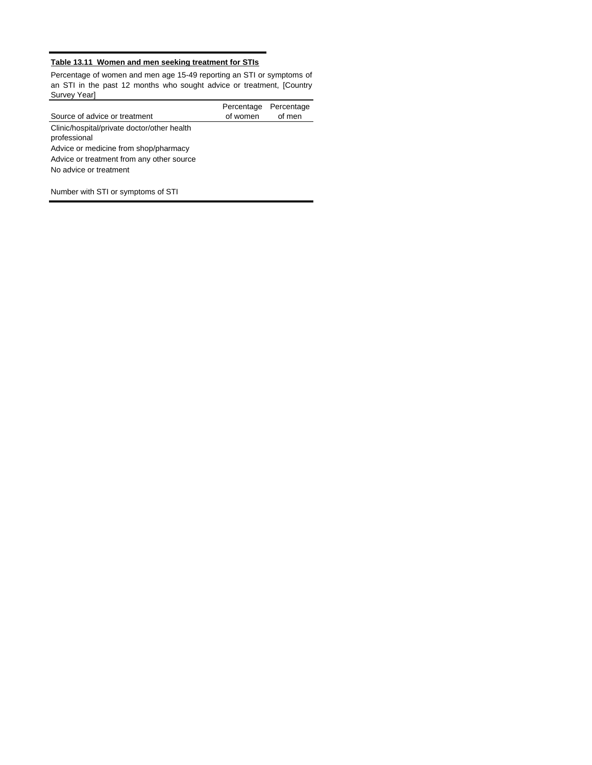**Table 13.11 Women and men seeking treatment for STIs**

Percentage of women and men age 15-49 reporting an STI or symptoms of an STI in the past 12 months who sought advice or treatment, [Country Survey Year]

| Source of advice or treatment | Percentage of women | Percentage of men |
|---|---|---|
| Clinic/hospital/private doctor/other health professional | | |
| Advice or medicine from shop/pharmacy | | |
| Advice or treatment from any other source | | |
| No advice or treatment | | |
| | | |
| Number with STI or symptoms of STI | | |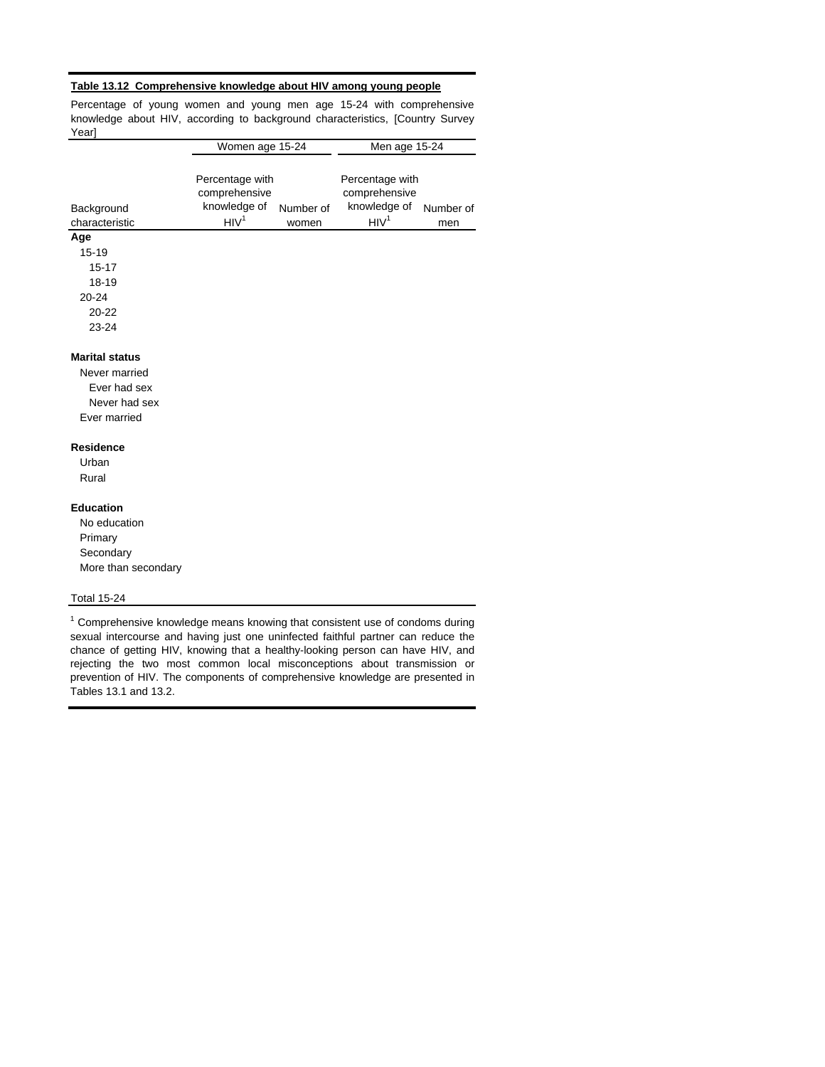**Table 13.12 Comprehensive knowledge about HIV among young people**

Percentage of young women and young men age 15-24 with comprehensive knowledge about HIV, according to background characteristics, [Country Survey Year]

| Background characteristic | Women age 15-24 | | Men age 15-24 | |
|---|---|---|---|---|
| | Percentage with comprehensive knowledge of HIV[1] | Number of women | Percentage with comprehensive knowledge of HIV[1] | Number of men |
| **Age** | | | | |
| 15-19 | | | | |
| 15-17 | | | | |
| 18-19 | | | | |
| 20-24 | | | | |
| 20-22 | | | | |
| 23-24 | | | | |
| **Marital status** | | | | |
| Never married | | | | |
| Ever had sex | | | | |
| Never had sex | | | | |
| Ever married | | | | |
| **Residence** | | | | |
| Urban | | | | |
| Rural | | | | |
| **Education** | | | | |
| No education | | | | |
| Primary | | | | |
| Secondary | | | | |
| More than secondary | | | | |
| Total 15-24 | | | | |

[1] Comprehensive knowledge means knowing that consistent use of condoms during sexual intercourse and having just one uninfected faithful partner can reduce the chance of getting HIV, knowing that a healthy-looking person can have HIV, and rejecting the two most common local misconceptions about transmission or prevention of HIV. The components of comprehensive knowledge are presented in Tables 13.1 and 13.2.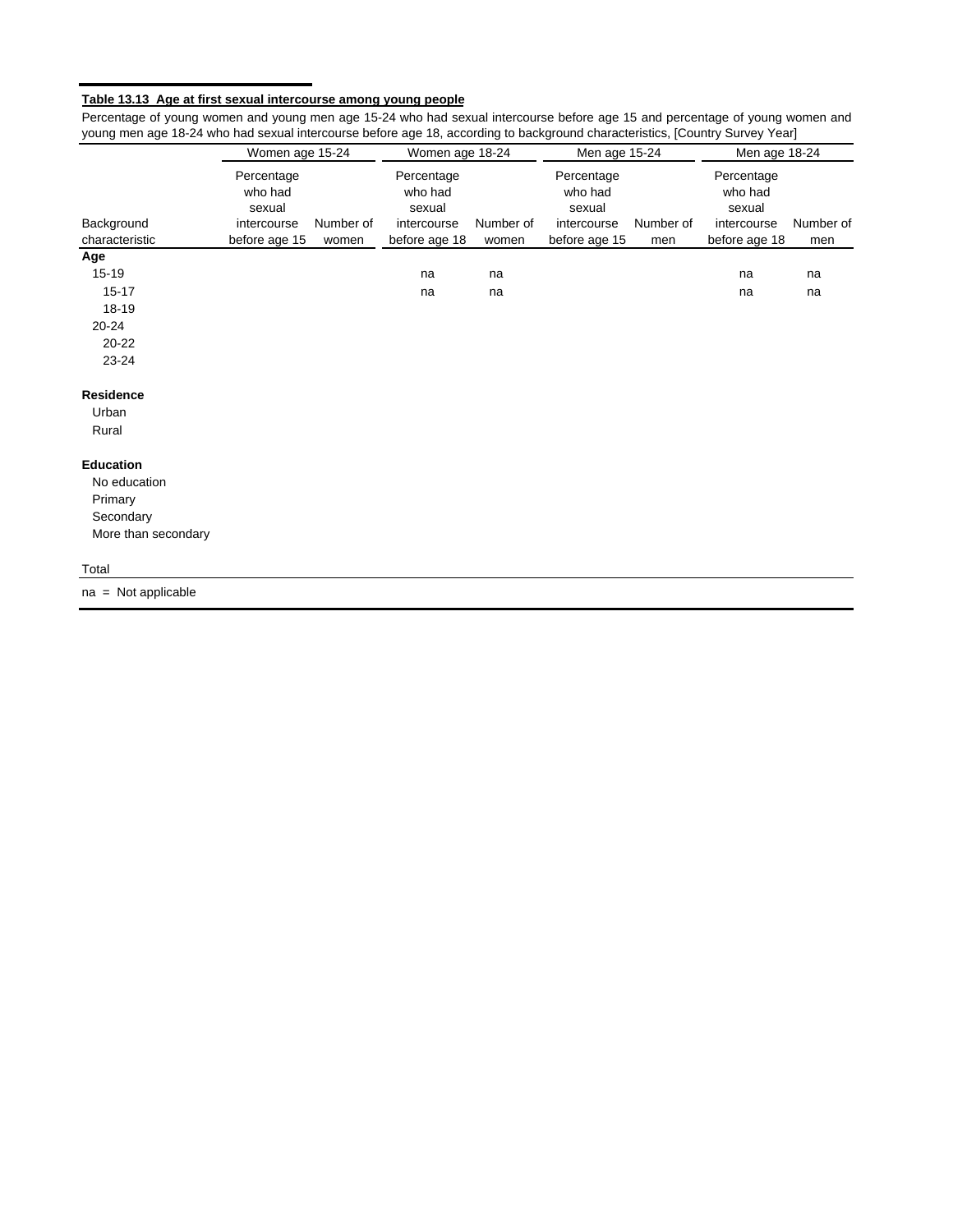**Table 13.13 Age at first sexual intercourse among young people**

Percentage of young women and young men age 15-24 who had sexual intercourse before age 15 and percentage of young women and young men age 18-24 who had sexual intercourse before age 18, according to background characteristics, [Country Survey Year]

| | Women age 15-24 | | Women age 18-24 | | Men age 15-24 | | Men age 18-24 | |
|---|---|---|---|---|---|---|---|---|
| Background characteristic | Percentage who had sexual intercourse before age 15 | Number of women | Percentage who had sexual intercourse before age 18 | Number of women | Percentage who had sexual intercourse before age 15 | Number of men | Percentage who had sexual intercourse before age 18 | Number of men |
| **Age** | | | | | | | | |
| 15-19 | | | na | na | | | na | na |
| 15-17 | | | na | na | | | na | na |
| 18-19 | | | | | | | | |
| 20-24 | | | | | | | | |
| 20-22 | | | | | | | | |
| 23-24 | | | | | | | | |
| **Residence** | | | | | | | | |
| Urban | | | | | | | | |
| Rural | | | | | | | | |
| **Education** | | | | | | | | |
| No education | | | | | | | | |
| Primary | | | | | | | | |
| Secondary | | | | | | | | |
| More than secondary | | | | | | | | |
| Total | | | | | | | | |

na = Not applicable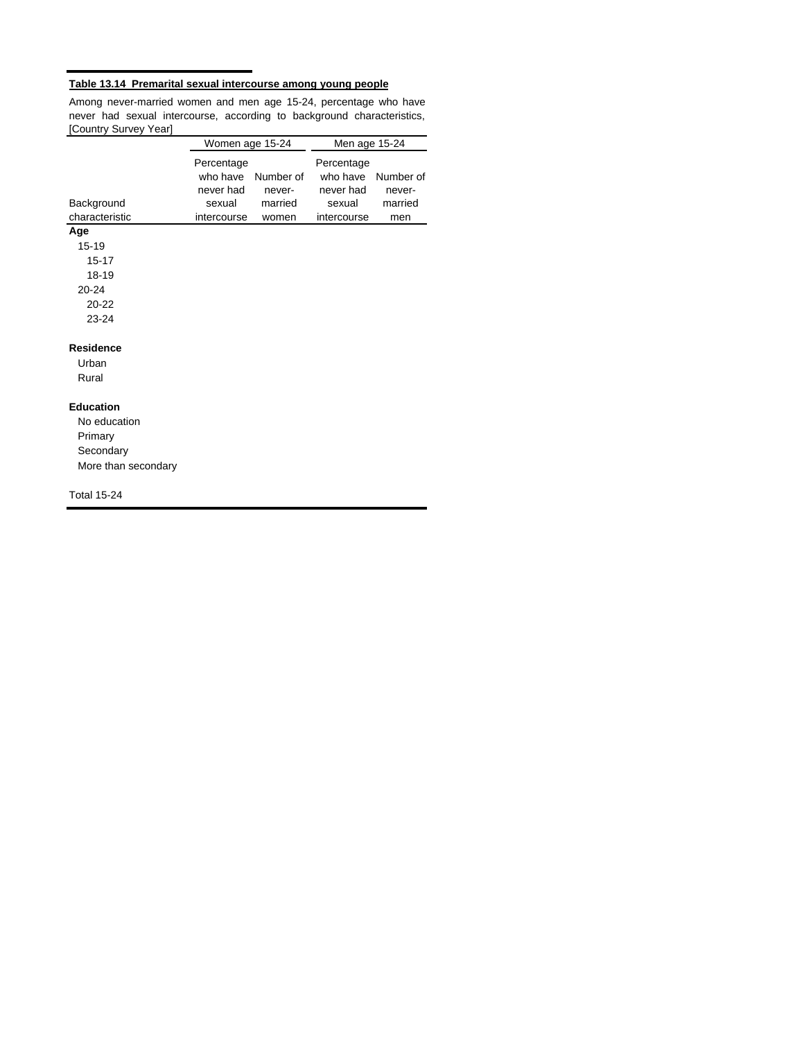**Table 13.14 Premarital sexual intercourse among young people**

Among never-married women and men age 15-24, percentage who have never had sexual intercourse, according to background characteristics, [Country Survey Year]

| Background characteristic | Women age 15-24 | | Men age 15-24 | |
|---|---|---|---|---|
| | Percentage who have never had sexual intercourse | Number of never-married women | Percentage who have never had sexual intercourse | Number of never-married men |
| **Age** | | | | |
| 15-19 | | | | |
| 15-17 | | | | |
| 18-19 | | | | |
| 20-24 | | | | |
| 20-22 | | | | |
| 23-24 | | | | |
| | | | | |
| **Residence** | | | | |
| Urban | | | | |
| Rural | | | | |
| | | | | |
| **Education** | | | | |
| No education | | | | |
| Primary | | | | |
| Secondary | | | | |
| More than secondary | | | | |
| | | | | |
| Total 15-24 | | | | |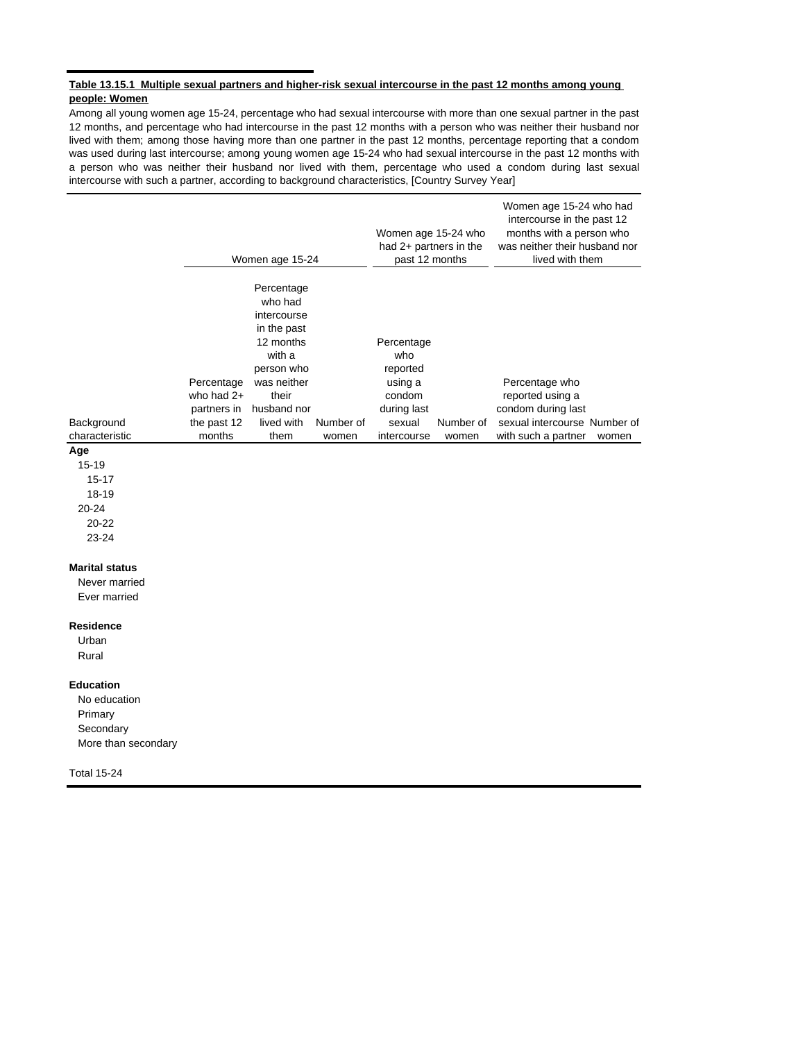**Table 13.15.1 Multiple sexual partners and higher-risk sexual intercourse in the past 12 months among young people: Women**

Among all young women age 15-24, percentage who had sexual intercourse with more than one sexual partner in the past 12 months, and percentage who had intercourse in the past 12 months with a person who was neither their husband nor lived with them; among those having more than one partner in the past 12 months, percentage reporting that a condom was used during last intercourse; among young women age 15-24 who had sexual intercourse in the past 12 months with a person who was neither their husband nor lived with them, percentage who used a condom during last sexual intercourse with such a partner, according to background characteristics, [Country Survey Year]

| | Women age 15-24 | | | Women age 15-24 who had 2+ partners in the past 12 months | | Women age 15-24 who had intercourse in the past 12 months with a person who was neither their husband nor lived with them | |
|---|---|---|---|---|---|---|---|
| Background characteristic | Percentage who had 2+ partners in the past 12 months | Percentage who had intercourse in the past 12 months with a person who was neither their husband nor lived with them | Number of women | Percentage who reported using a condom during last sexual intercourse | Number of women | Percentage who reported using a condom during last sexual intercourse with such a partner | Number of women |
| **Age** | | | | | | | |
| 15-19 | | | | | | | |
| 15-17 | | | | | | | |
| 18-19 | | | | | | | |
| 20-24 | | | | | | | |
| 20-22 | | | | | | | |
| 23-24 | | | | | | | |
| **Marital status** | | | | | | | |
| Never married | | | | | | | |
| Ever married | | | | | | | |
| **Residence** | | | | | | | |
| Urban | | | | | | | |
| Rural | | | | | | | |
| **Education** | | | | | | | |
| No education | | | | | | | |
| Primary | | | | | | | |
| Secondary | | | | | | | |
| More than secondary | | | | | | | |
| Total 15-24 | | | | | | | |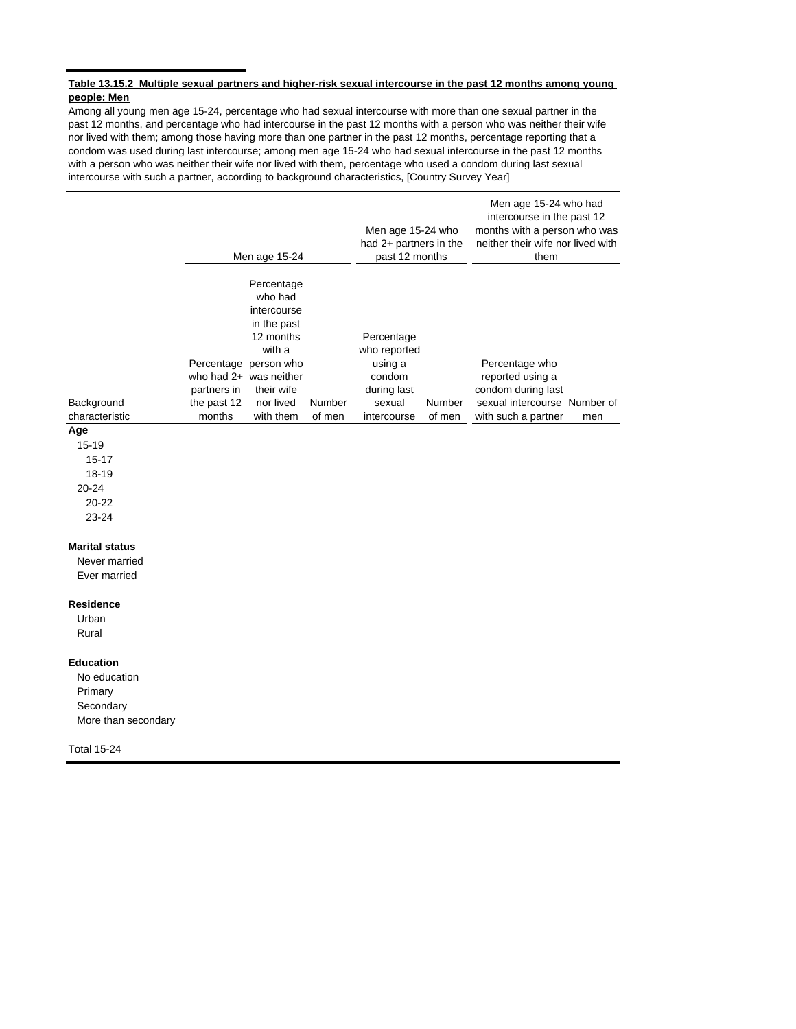**Table 13.15.2 Multiple sexual partners and higher-risk sexual intercourse in the past 12 months among young people: Men**

Among all young men age 15-24, percentage who had sexual intercourse with more than one sexual partner in the past 12 months, and percentage who had intercourse in the past 12 months with a person who was neither their wife nor lived with them; among those having more than one partner in the past 12 months, percentage reporting that a condom was used during last intercourse; among men age 15-24 who had sexual intercourse in the past 12 months with a person who was neither their wife nor lived with them, percentage who used a condom during last sexual intercourse with such a partner, according to background characteristics, [Country Survey Year]

| | Men age 15-24 | | | Men age 15-24 who had 2+ partners in the past 12 months | | Men age 15-24 who had intercourse in the past 12 months with a person who was neither their wife nor lived with them | |
|---|---|---|---|---|---|---|---|
| Background characteristic | Percentage who had 2+ partners in the past 12 months | Percentage who had intercourse in the past 12 months with a person who was neither their wife nor lived with them | Number of men | Percentage who reported using a condom during last sexual intercourse | Number of men | Percentage who reported using a condom during last sexual intercourse with such a partner | Number of men |
| **Age** | | | | | | | |
| 15-19 | | | | | | | |
| 15-17 | | | | | | | |
| 18-19 | | | | | | | |
| 20-24 | | | | | | | |
| 20-22 | | | | | | | |
| 23-24 | | | | | | | |
| **Marital status** | | | | | | | |
| Never married | | | | | | | |
| Ever married | | | | | | | |
| **Residence** | | | | | | | |
| Urban | | | | | | | |
| Rural | | | | | | | |
| **Education** | | | | | | | |
| No education | | | | | | | |
| Primary | | | | | | | |
| Secondary | | | | | | | |
| More than secondary | | | | | | | |
| Total 15-24 | | | | | | | |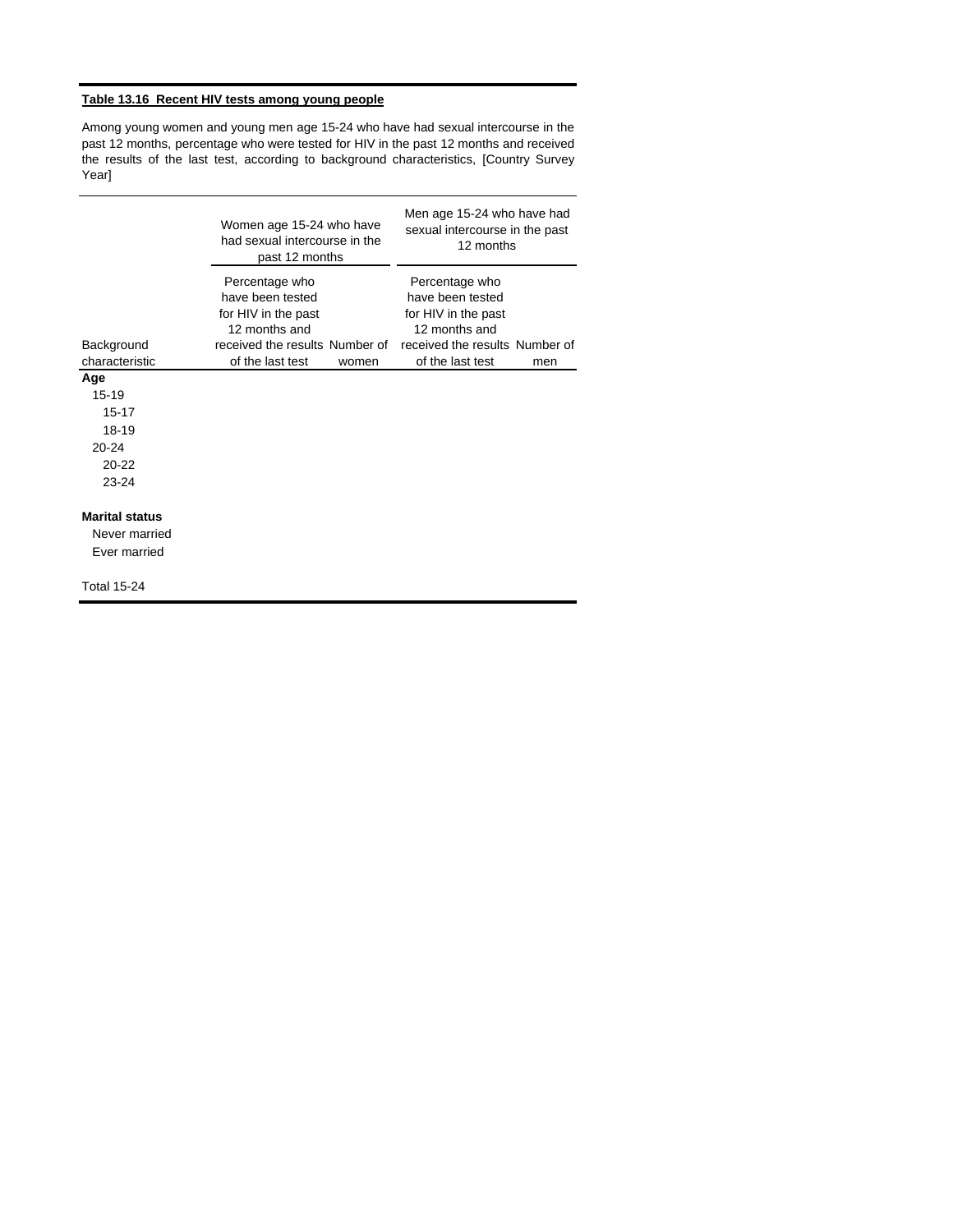**Table 13.16 Recent HIV tests among young people**

Among young women and young men age 15-24 who have had sexual intercourse in the past 12 months, percentage who were tested for HIV in the past 12 months and received the results of the last test, according to background characteristics, [Country Survey Year]

| Background characteristic | Women age 15-24 who have had sexual intercourse in the past 12 months | | Men age 15-24 who have had sexual intercourse in the past 12 months | |
|---|---|---|---|---|
| | Percentage who have been tested for HIV in the past 12 months and received the results of the last test | Number of women | Percentage who have been tested for HIV in the past 12 months and received the results of the last test | Number of men |
| **Age** | | | | |
| 15-19 | | | | |
| 15-17 | | | | |
| 18-19 | | | | |
| 20-24 | | | | |
| 20-22 | | | | |
| 23-24 | | | | |
| | | | | |
| **Marital status** | | | | |
| Never married | | | | |
| Ever married | | | | |
| | | | | |
| Total 15-24 | | | | |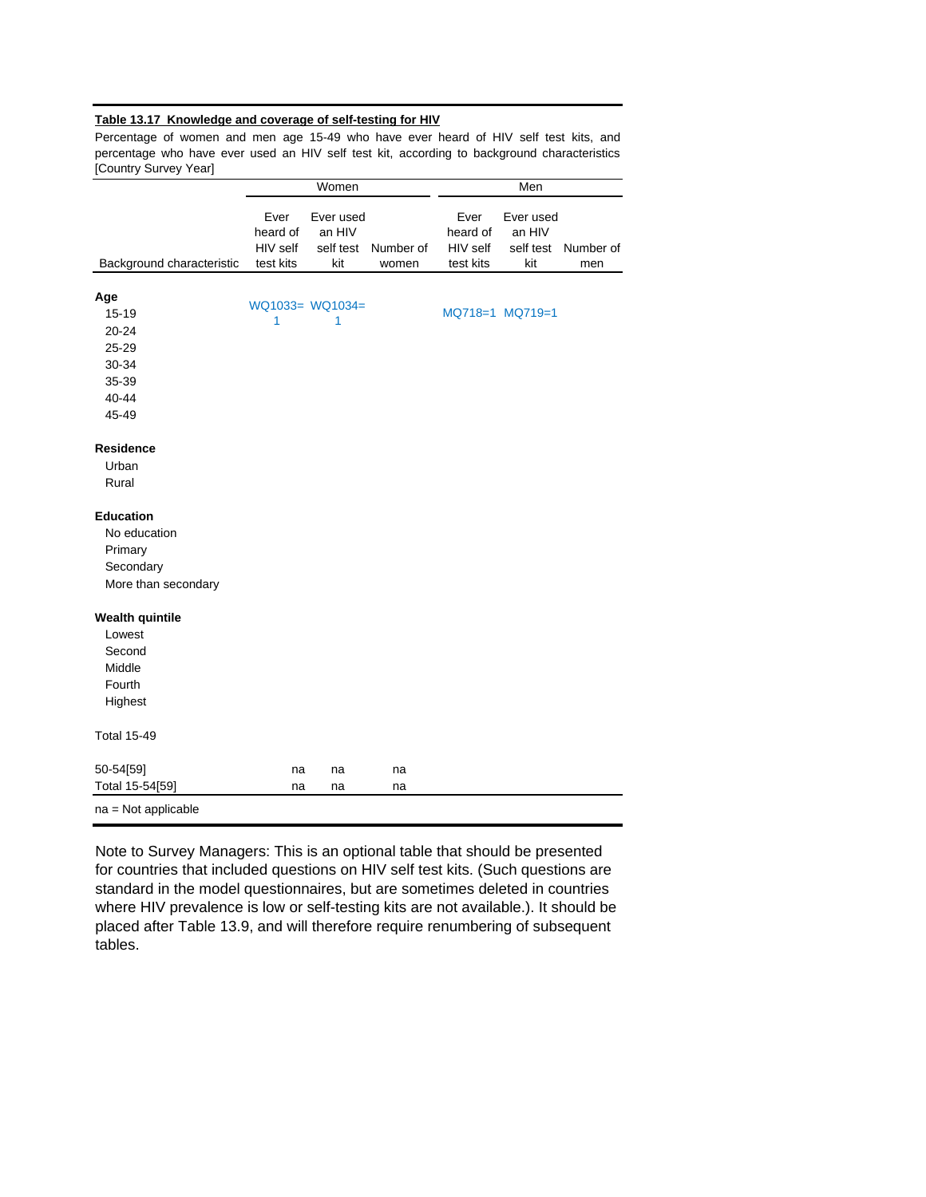**Table 13.17 Knowledge and coverage of self-testing for HIV**

Percentage of women and men age 15-49 who have ever heard of HIV self test kits, and percentage who have ever used an HIV self test kit, according to background characteristics [Country Survey Year]

| Background characteristic | Women | | | Men | | |
|---|---|---|---|---|---|---|
| | Ever heard of HIV self test kits | Ever used an HIV self test kit | Number of women | Ever heard of HIV self test kits | Ever used an HIV self test kit | Number of men |
| **Age** | | | | | | |
| 15-19 | WQ1033=1 | WQ1034=1 | | MQ718=1 | MQ719=1 | |
| 20-24 | | | | | | |
| 25-29 | | | | | | |
| 30-34 | | | | | | |
| 35-39 | | | | | | |
| 40-44 | | | | | | |
| 45-49 | | | | | | |
| **Residence** | | | | | | |
| Urban | | | | | | |
| Rural | | | | | | |
| **Education** | | | | | | |
| No education | | | | | | |
| Primary | | | | | | |
| Secondary | | | | | | |
| More than secondary | | | | | | |
| **Wealth quintile** | | | | | | |
| Lowest | | | | | | |
| Second | | | | | | |
| Middle | | | | | | |
| Fourth | | | | | | |
| Highest | | | | | | |
| Total 15-49 | | | | | | |
| 50-54[59] | na | na | na | | | |
| Total 15-54[59] | na | na | na | | | |

na = Not applicable

Note to Survey Managers: This is an optional table that should be presented for countries that included questions on HIV self test kits. (Such questions are standard in the model questionnaires, but are sometimes deleted in countries where HIV prevalence is low or self-testing kits are not available.). It should be placed after Table 13.9, and will therefore require renumbering of subsequent tables.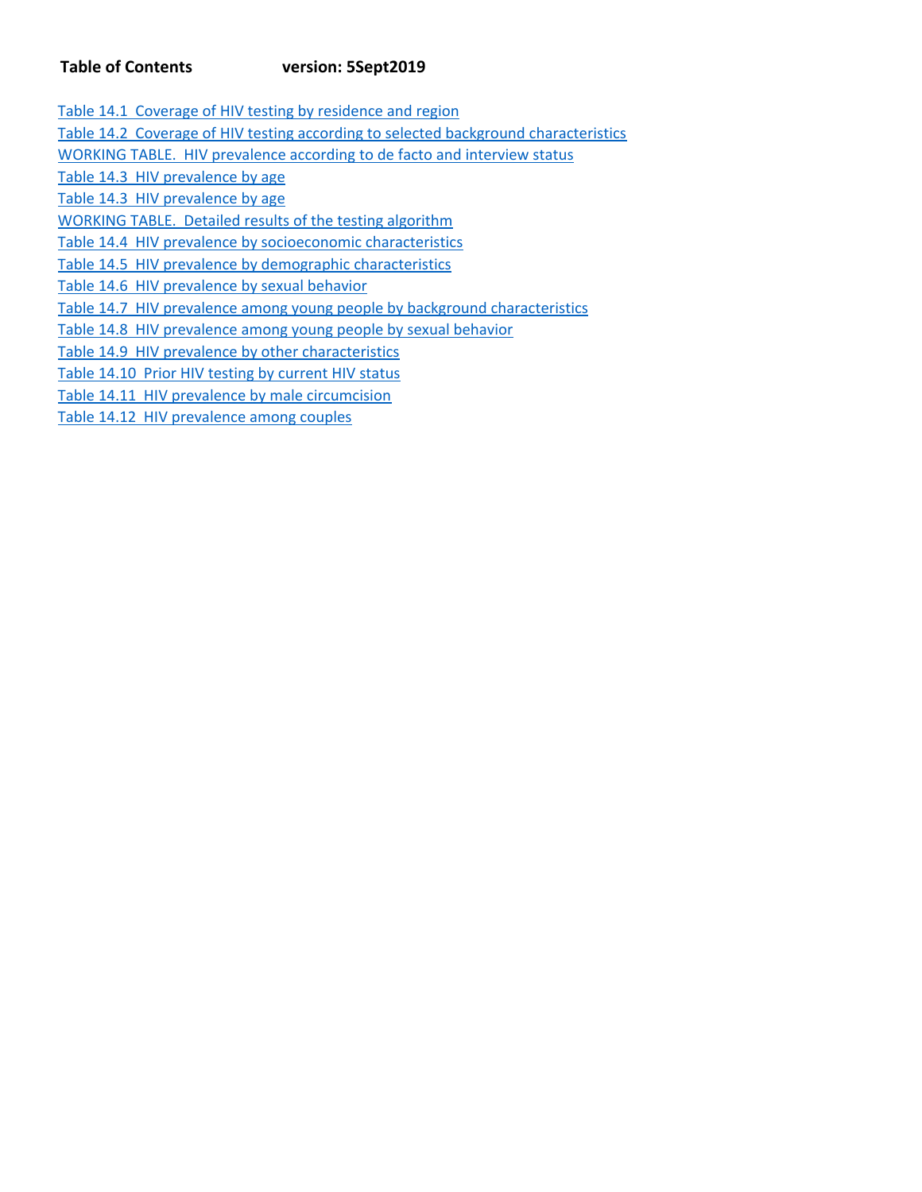**Table of Contents** **version: 5Sept2019**

- Table 14.1 Coverage of HIV testing by residence and region
- Table 14.2 Coverage of HIV testing according to selected background characteristics
- WORKING TABLE. HIV prevalence according to de facto and interview status
- Table 14.3 HIV prevalence by age
- Table 14.3 HIV prevalence by age
- WORKING TABLE. Detailed results of the testing algorithm
- Table 14.4 HIV prevalence by socioeconomic characteristics
- Table 14.5 HIV prevalence by demographic characteristics
- Table 14.6 HIV prevalence by sexual behavior
- Table 14.7 HIV prevalence among young people by background characteristics
- Table 14.8 HIV prevalence among young people by sexual behavior
- Table 14.9 HIV prevalence by other characteristics
- Table 14.10 Prior HIV testing by current HIV status
- Table 14.11 HIV prevalence by male circumcision
- Table 14.12 HIV prevalence among couples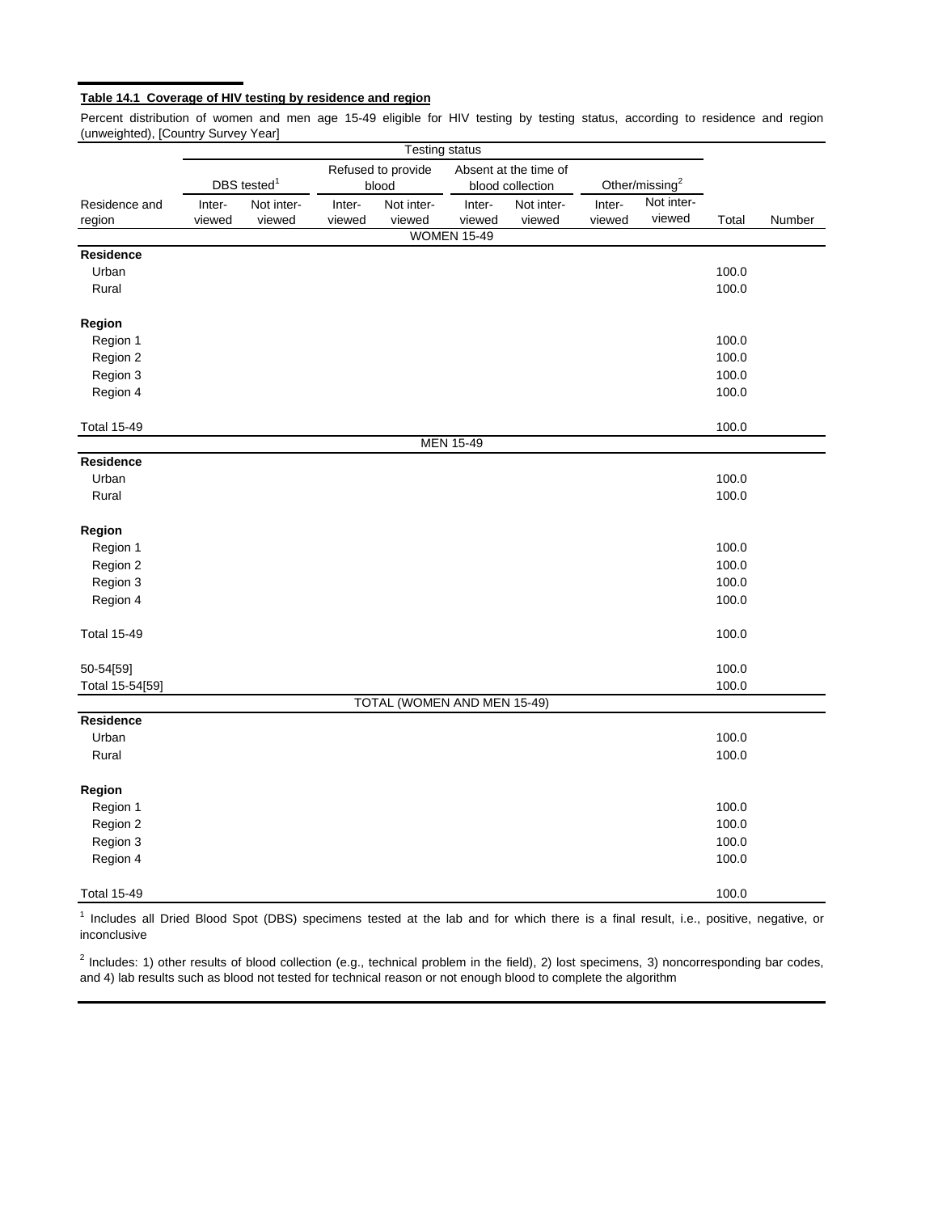**Table 14.1 Coverage of HIV testing by residence and region**

Percent distribution of women and men age 15-49 eligible for HIV testing by testing status, according to residence and region (unweighted), [Country Survey Year]

| | Testing status | | | | | | | | | |
|---|---|---|---|---|---|---|---|---|---|---|
| | DBS tested[1] | | Refused to provide blood | | Absent at the time of blood collection | | Other/missing[2] | | | |
| Residence and region | Inter-viewed | Not inter-viewed | Inter-viewed | Not inter-viewed | Inter-viewed | Not inter-viewed | Inter-viewed | Not inter-viewed | Total | Number |
| | | | | | WOMEN 15-49 | | | | | |
| **Residence** | | | | | | | | | | |
| Urban | | | | | | | | | 100.0 | |
| Rural | | | | | | | | | 100.0 | |
| **Region** | | | | | | | | | | |
| Region 1 | | | | | | | | | 100.0 | |
| Region 2 | | | | | | | | | 100.0 | |
| Region 3 | | | | | | | | | 100.0 | |
| Region 4 | | | | | | | | | 100.0 | |
| Total 15-49 | | | | | | | | | 100.0 | |
| | | | | | MEN 15-49 | | | | | |
| **Residence** | | | | | | | | | | |
| Urban | | | | | | | | | 100.0 | |
| Rural | | | | | | | | | 100.0 | |
| **Region** | | | | | | | | | | |
| Region 1 | | | | | | | | | 100.0 | |
| Region 2 | | | | | | | | | 100.0 | |
| Region 3 | | | | | | | | | 100.0 | |
| Region 4 | | | | | | | | | 100.0 | |
| Total 15-49 | | | | | | | | | 100.0 | |
| 50-54[59] | | | | | | | | | 100.0 | |
| Total 15-54[59] | | | | | | | | | 100.0 | |
| | | | | | TOTAL (WOMEN AND MEN 15-49) | | | | | |
| **Residence** | | | | | | | | | | |
| Urban | | | | | | | | | 100.0 | |
| Rural | | | | | | | | | 100.0 | |
| **Region** | | | | | | | | | | |
| Region 1 | | | | | | | | | 100.0 | |
| Region 2 | | | | | | | | | 100.0 | |
| Region 3 | | | | | | | | | 100.0 | |
| Region 4 | | | | | | | | | 100.0 | |
| Total 15-49 | | | | | | | | | 100.0 | |

[1] Includes all Dried Blood Spot (DBS) specimens tested at the lab and for which there is a final result, i.e., positive, negative, or inconclusive

[2] Includes: 1) other results of blood collection (e.g., technical problem in the field), 2) lost specimens, 3) noncorresponding bar codes, and 4) lab results such as blood not tested for technical reason or not enough blood to complete the algorithm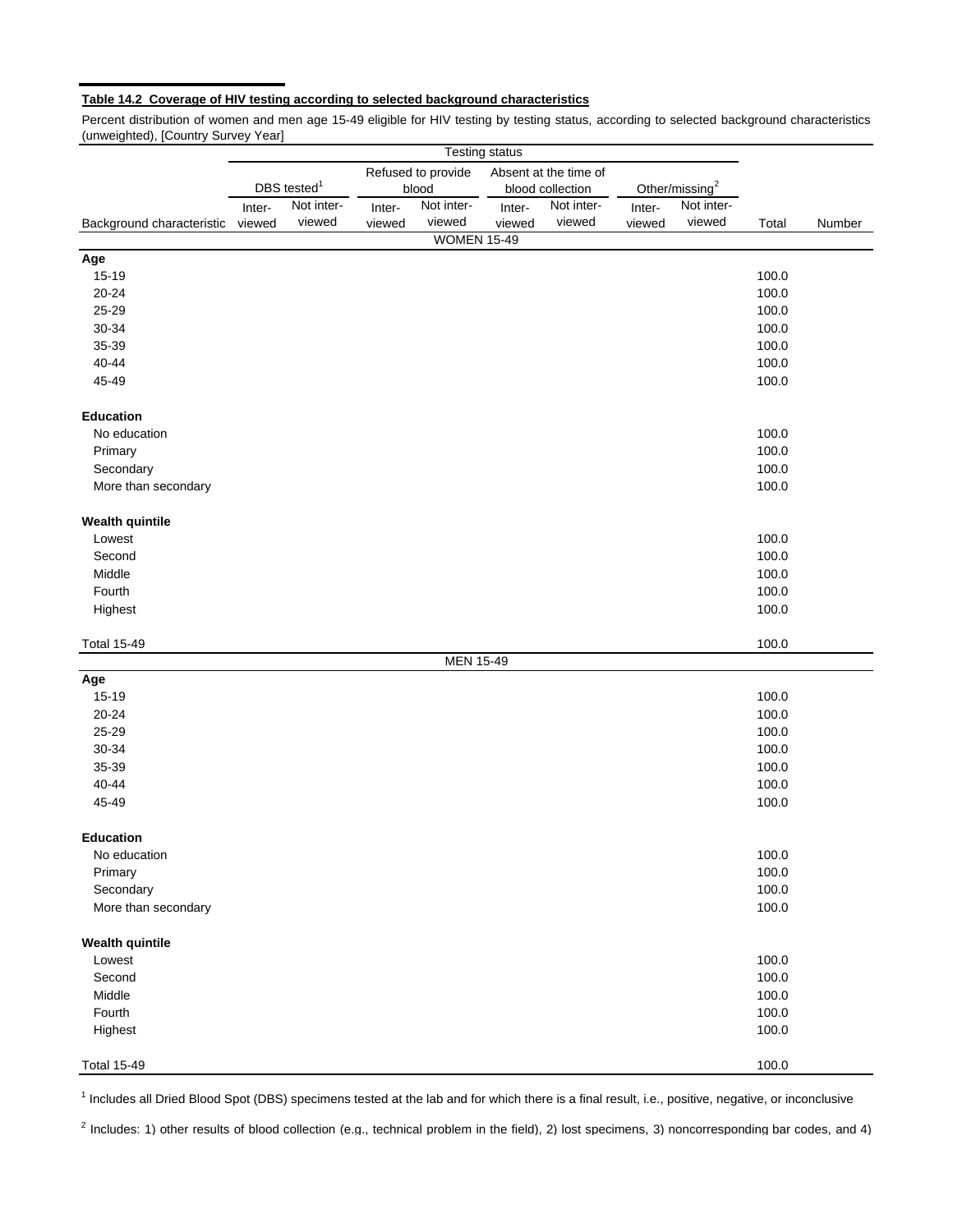**Table 14.2 Coverage of HIV testing according to selected background characteristics**

Percent distribution of women and men age 15-49 eligible for HIV testing by testing status, according to selected background characteristics (unweighted), [Country Survey Year]

| | Testing status | | | | | | | | | |
|---|---|---|---|---|---|---|---|---|---|---|
| | DBS tested[1] | | Refused to provide blood | | Absent at the time of blood collection | | Other/missing[2] | | | |
| Background characteristic | Interviewed | Not interviewed | Interviewed | Not interviewed | Interviewed | Not interviewed | Interviewed | Not interviewed | Total | Number |
| | | | | WOMEN 15-49 | | | | | | |
| **Age** | | | | | | | | | | |
| 15-19 | | | | | | | | | 100.0 | |
| 20-24 | | | | | | | | | 100.0 | |
| 25-29 | | | | | | | | | 100.0 | |
| 30-34 | | | | | | | | | 100.0 | |
| 35-39 | | | | | | | | | 100.0 | |
| 40-44 | | | | | | | | | 100.0 | |
| 45-49 | | | | | | | | | 100.0 | |
| **Education** | | | | | | | | | | |
| No education | | | | | | | | | 100.0 | |
| Primary | | | | | | | | | 100.0 | |
| Secondary | | | | | | | | | 100.0 | |
| More than secondary | | | | | | | | | 100.0 | |
| **Wealth quintile** | | | | | | | | | | |
| Lowest | | | | | | | | | 100.0 | |
| Second | | | | | | | | | 100.0 | |
| Middle | | | | | | | | | 100.0 | |
| Fourth | | | | | | | | | 100.0 | |
| Highest | | | | | | | | | 100.0 | |
| Total 15-49 | | | | | | | | | 100.0 | |
| | | | | MEN 15-49 | | | | | | |
| **Age** | | | | | | | | | | |
| 15-19 | | | | | | | | | 100.0 | |
| 20-24 | | | | | | | | | 100.0 | |
| 25-29 | | | | | | | | | 100.0 | |
| 30-34 | | | | | | | | | 100.0 | |
| 35-39 | | | | | | | | | 100.0 | |
| 40-44 | | | | | | | | | 100.0 | |
| 45-49 | | | | | | | | | 100.0 | |
| **Education** | | | | | | | | | | |
| No education | | | | | | | | | 100.0 | |
| Primary | | | | | | | | | 100.0 | |
| Secondary | | | | | | | | | 100.0 | |
| More than secondary | | | | | | | | | 100.0 | |
| **Wealth quintile** | | | | | | | | | | |
| Lowest | | | | | | | | | 100.0 | |
| Second | | | | | | | | | 100.0 | |
| Middle | | | | | | | | | 100.0 | |
| Fourth | | | | | | | | | 100.0 | |
| Highest | | | | | | | | | 100.0 | |
| Total 15-49 | | | | | | | | | 100.0 | |

[1] Includes all Dried Blood Spot (DBS) specimens tested at the lab and for which there is a final result, i.e., positive, negative, or inconclusive

[2] Includes: 1) other results of blood collection (e.g., technical problem in the field), 2) lost specimens, 3) noncorresponding bar codes, and 4)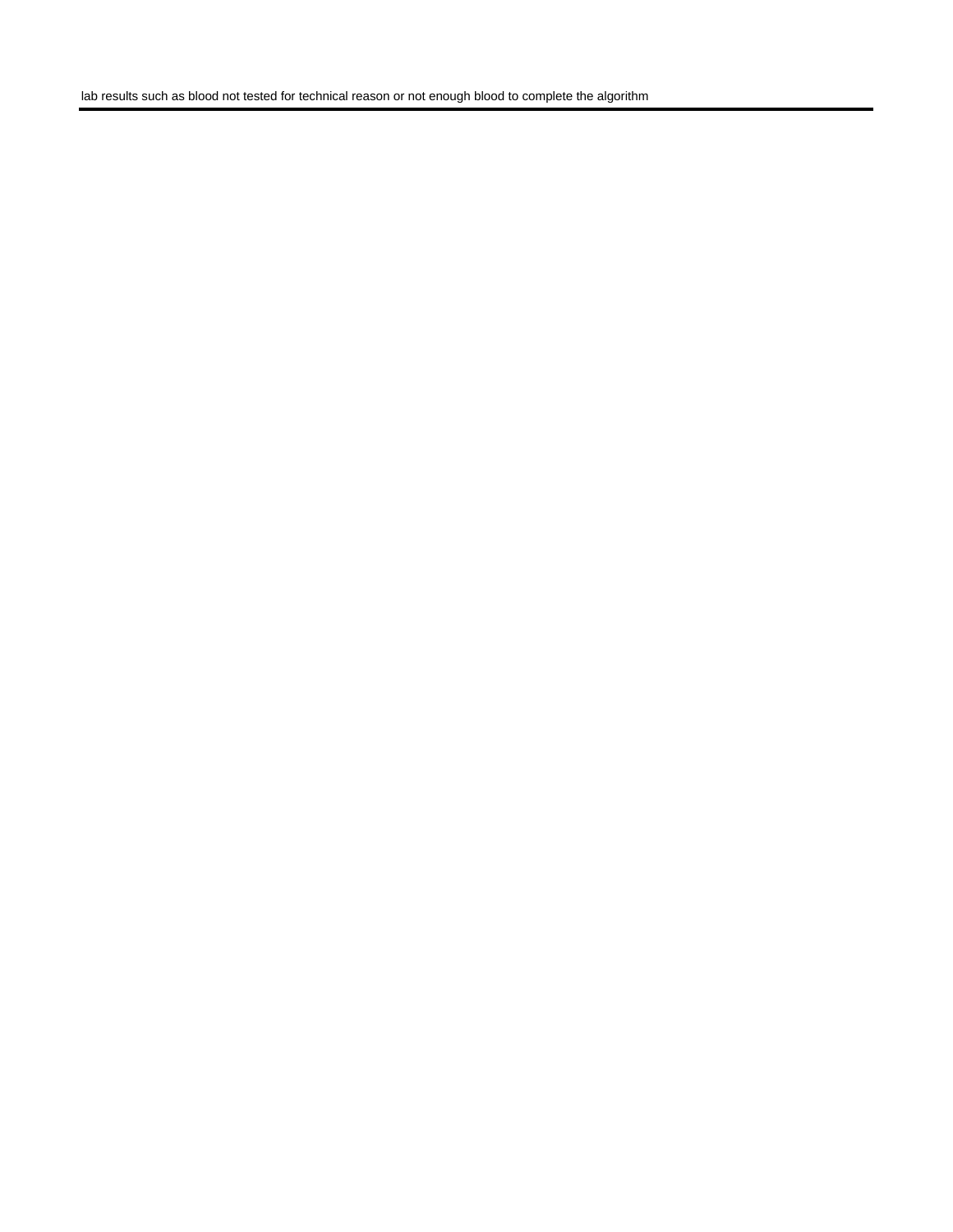lab results such as blood not tested for technical reason or not enough blood to complete the algorithm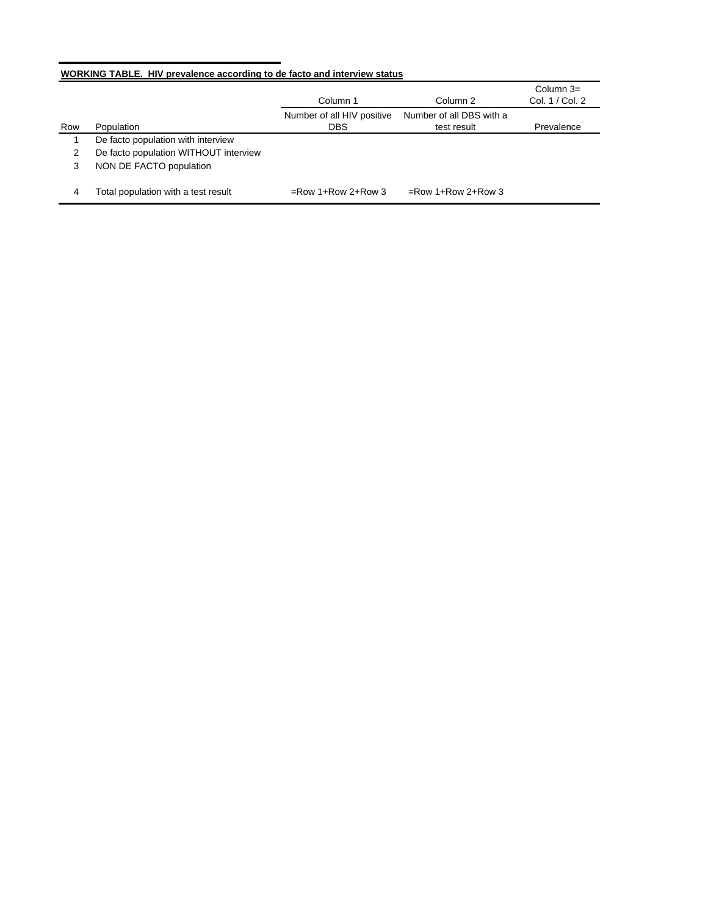**WORKING TABLE. HIV prevalence according to de facto and interview status**

| Row | Population | Column 1<br>Number of all HIV positive DBS | Column 2<br>Number of all DBS with a test result | Column 3= Col. 1 / Col. 2<br>Prevalence |
|---|---|---|---|---|
| 1 | De facto population with interview | | | |
| 2 | De facto population WITHOUT interview | | | |
| 3 | NON DE FACTO population | | | |
| 4 | Total population with a test result | =Row 1+Row 2+Row 3 | =Row 1+Row 2+Row 3 | |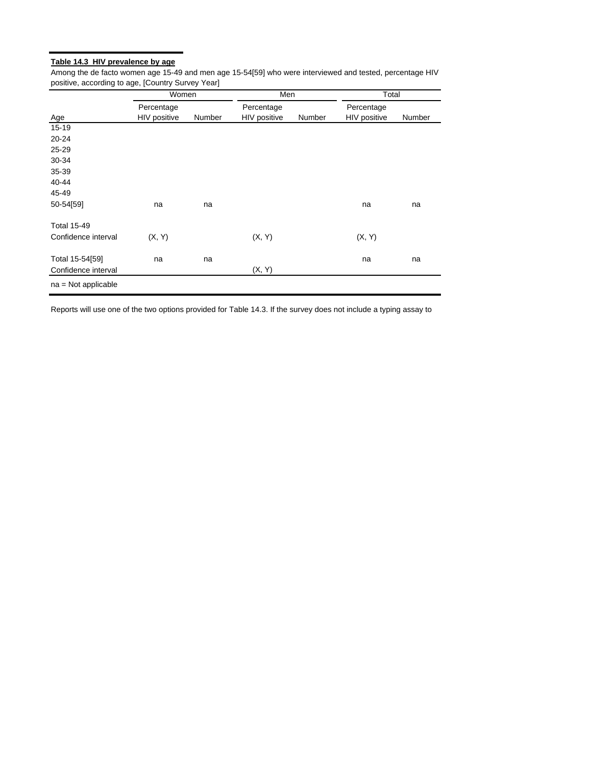**Table 14.3 HIV prevalence by age**

Among the de facto women age 15-49 and men age 15-54[59] who were interviewed and tested, percentage HIV positive, according to age, [Country Survey Year]

| | Women | | Men | | Total | |
|---|---|---|---|---|---|---|
| Age | Percentage HIV positive | Number | Percentage HIV positive | Number | Percentage HIV positive | Number |
| 15-19 | | | | | | |
| 20-24 | | | | | | |
| 25-29 | | | | | | |
| 30-34 | | | | | | |
| 35-39 | | | | | | |
| 40-44 | | | | | | |
| 45-49 | | | | | | |
| 50-54[59] | na | na | | | na | na |
| | | | | | | |
| Total 15-49 | | | | | | |
| Confidence interval | (X, Y) | | (X, Y) | | (X, Y) | |
| | | | | | | |
| Total 15-54[59] | na | na | | | na | na |
| Confidence interval | | | (X, Y) | | | |

na = Not applicable

Reports will use one of the two options provided for Table 14.3. If the survey does not include a typing assay to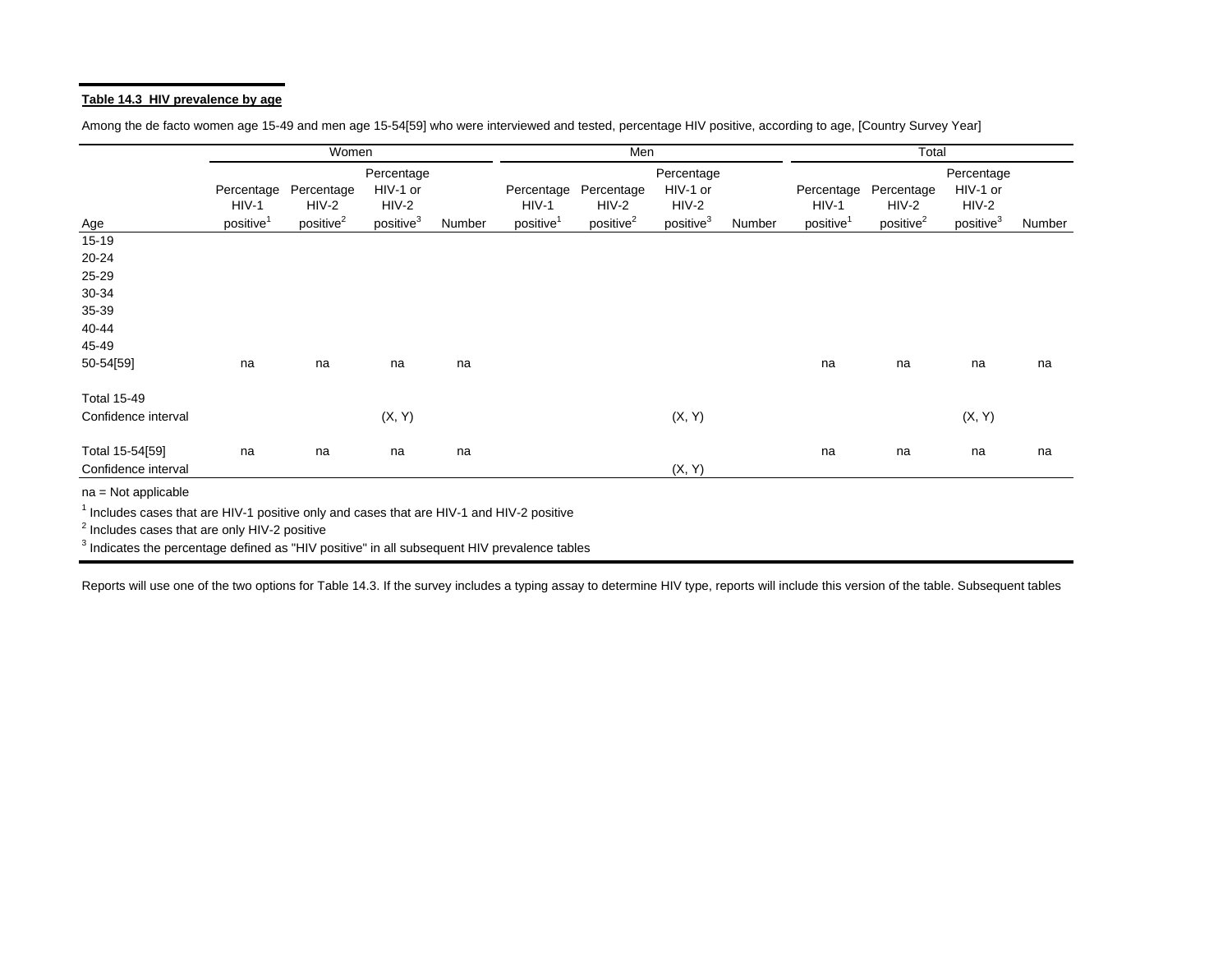**Table 14.3 HIV prevalence by age**

Among the de facto women age 15-49 and men age 15-54[59] who were interviewed and tested, percentage HIV positive, according to age, [Country Survey Year]

| | Women | | | | Men | | | | Total | | | |
|---|---|---|---|---|---|---|---|---|---|---|---|---|
| Age | Percentage HIV-1 positive[1] | Percentage HIV-2 positive[2] | Percentage HIV-1 or HIV-2 positive[3] | Number | Percentage HIV-1 positive[1] | Percentage HIV-2 positive[2] | Percentage HIV-1 or HIV-2 positive[3] | Number | Percentage HIV-1 positive[1] | Percentage HIV-2 positive[2] | Percentage HIV-1 or HIV-2 positive[3] | Number |
| 15-19 | | | | | | | | | | | | |
| 20-24 | | | | | | | | | | | | |
| 25-29 | | | | | | | | | | | | |
| 30-34 | | | | | | | | | | | | |
| 35-39 | | | | | | | | | | | | |
| 40-44 | | | | | | | | | | | | |
| 45-49 | | | | | | | | | | | | |
| 50-54[59] | na | na | na | na | | | | | na | na | na | na |
| | | | | | | | | | | | | |
| Total 15-49 | | | | | | | | | | | | |
| Confidence interval | | | (X, Y) | | | | (X, Y) | | | | (X, Y) | |
| | | | | | | | | | | | | |
| Total 15-54[59] | na | na | na | na | | | | | na | na | na | na |
| Confidence interval | | | | | | | (X, Y) | | | | | |

na = Not applicable

[1] Includes cases that are HIV-1 positive only and cases that are HIV-1 and HIV-2 positive

[2] Includes cases that are only HIV-2 positive

[3] Indicates the percentage defined as "HIV positive" in all subsequent HIV prevalence tables

Reports will use one of the two options for Table 14.3. If the survey includes a typing assay to determine HIV type, reports will include this version of the table. Subsequent tables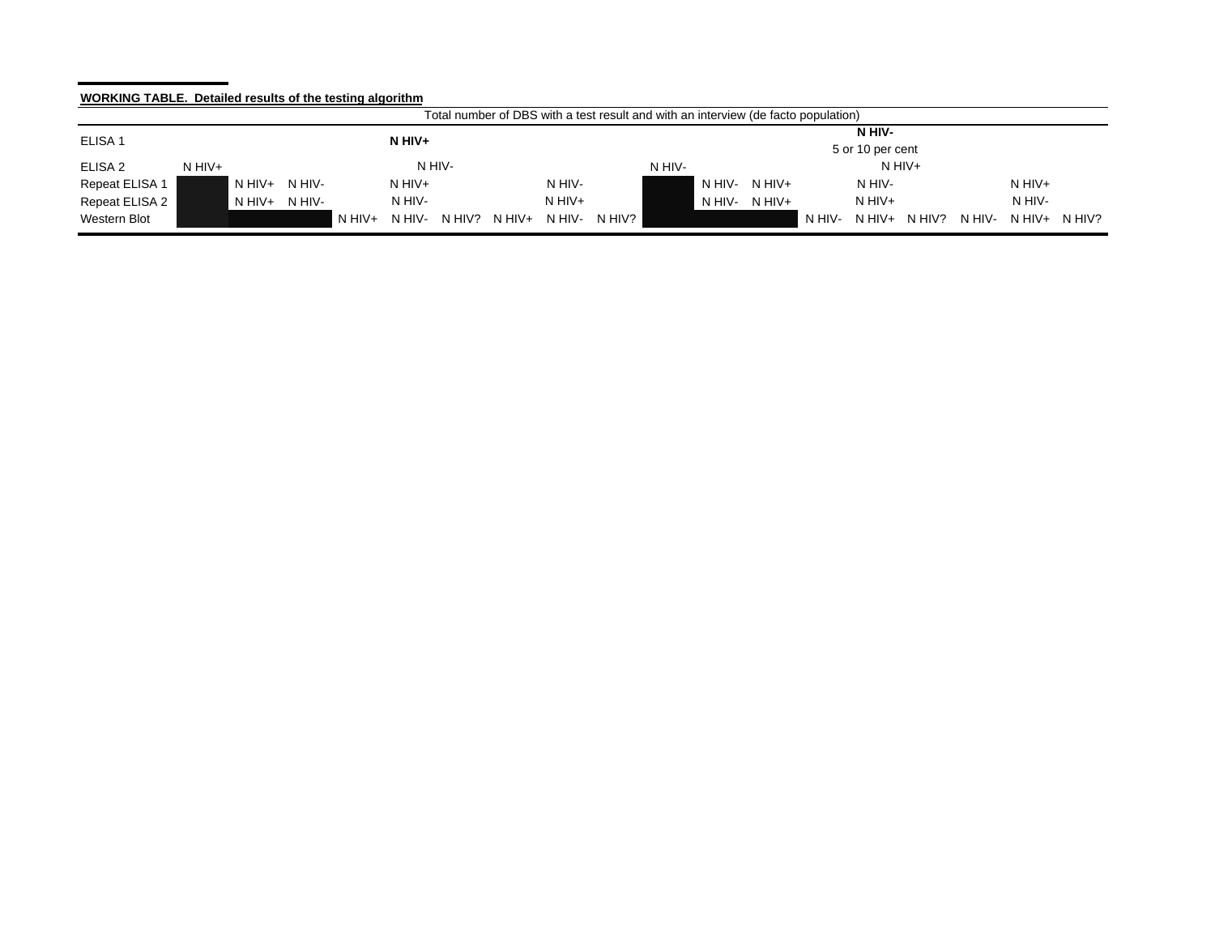**WORKING TABLE. Detailed results of the testing algorithm**

| | Total number of DBS with a test result and with an interview (de facto population) | | | | | | | | | | | | | | | | | | |
|---|---|---|---|---|---|---|---|---|---|---|---|---|---|---|---|---|---|---|---|
| ELISA 1 | **N HIV+** | | | | | | | | | | **N HIV-** 5 or 10 per cent | | | | | | | | |
| ELISA 2 | N HIV+ | N HIV- | | | | | | | | | N HIV- | N HIV+ | | | | | | | |
| Repeat ELISA 1 | | N HIV+ | N HIV- | N HIV+ | | | N HIV- | | | | | N HIV- | N HIV+ | N HIV- | | | N HIV+ | | |
| Repeat ELISA 2 | | N HIV+ | N HIV- | N HIV- | | | N HIV+ | | | | | N HIV- | N HIV+ | N HIV+ | | | N HIV- | | |
| Western Blot | | | | N HIV+ | N HIV- | N HIV? | N HIV+ | N HIV- | N HIV? | | | | | N HIV- | N HIV+ | N HIV? | N HIV- | N HIV+ | N HIV? |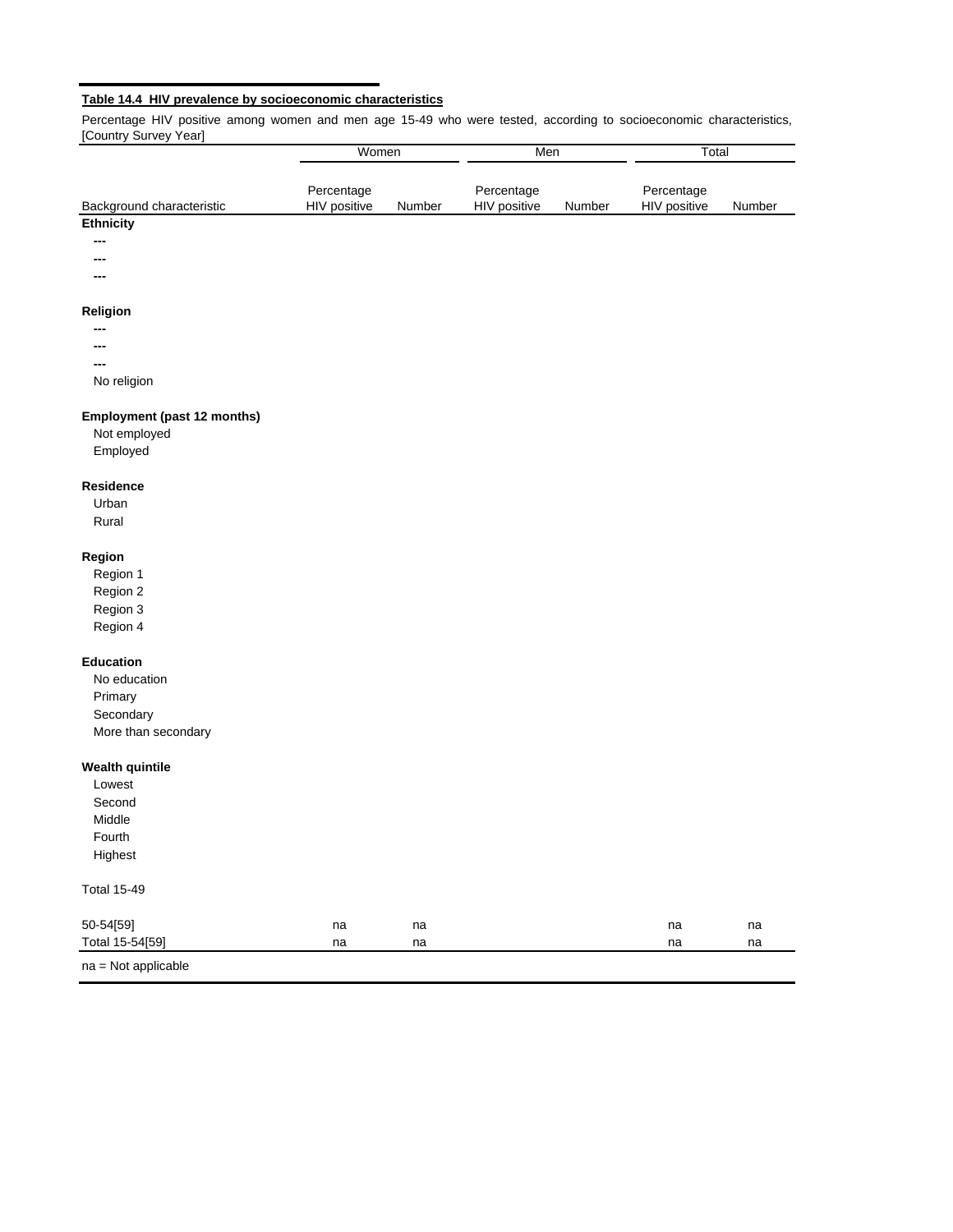**Table 14.4 HIV prevalence by socioeconomic characteristics**

Percentage HIV positive among women and men age 15-49 who were tested, according to socioeconomic characteristics, [Country Survey Year]

| | Women | | Men | | Total | |
|---|---|---|---|---|---|---|
| Background characteristic | Percentage HIV positive | Number | Percentage HIV positive | Number | Percentage HIV positive | Number |
| **Ethnicity** | | | | | | |
| --- | | | | | | |
| --- | | | | | | |
| --- | | | | | | |
| **Religion** | | | | | | |
| --- | | | | | | |
| --- | | | | | | |
| --- | | | | | | |
| No religion | | | | | | |
| **Employment (past 12 months)** | | | | | | |
| Not employed | | | | | | |
| Employed | | | | | | |
| **Residence** | | | | | | |
| Urban | | | | | | |
| Rural | | | | | | |
| **Region** | | | | | | |
| Region 1 | | | | | | |
| Region 2 | | | | | | |
| Region 3 | | | | | | |
| Region 4 | | | | | | |
| **Education** | | | | | | |
| No education | | | | | | |
| Primary | | | | | | |
| Secondary | | | | | | |
| More than secondary | | | | | | |
| **Wealth quintile** | | | | | | |
| Lowest | | | | | | |
| Second | | | | | | |
| Middle | | | | | | |
| Fourth | | | | | | |
| Highest | | | | | | |
| Total 15-49 | | | | | | |
| 50-54[59] | na | na | | | na | na |
| Total 15-54[59] | na | na | | | na | na |

na = Not applicable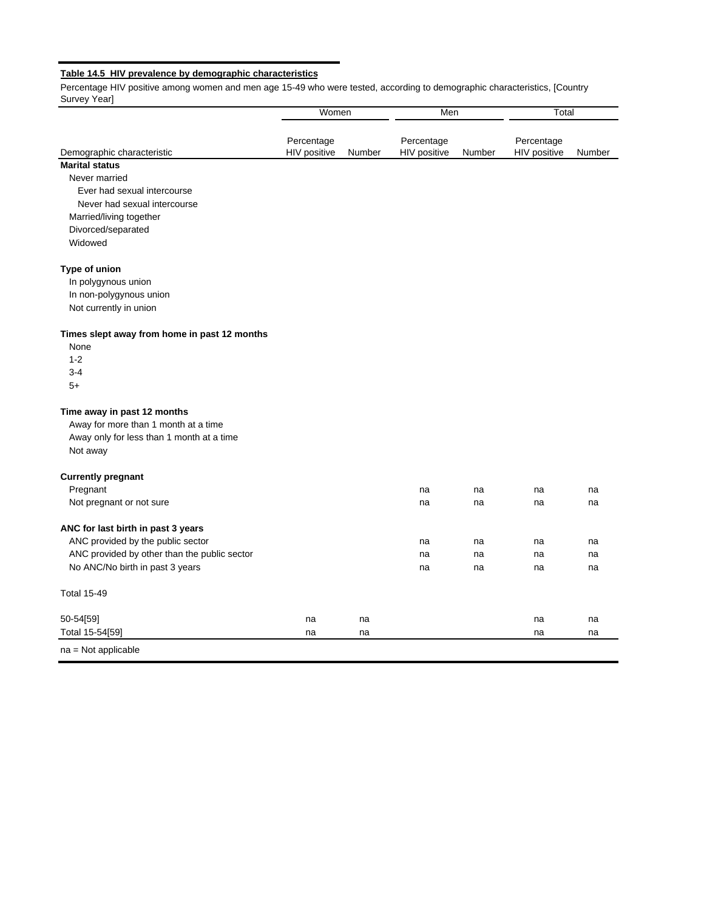**Table 14.5 HIV prevalence by demographic characteristics**

Percentage HIV positive among women and men age 15-49 who were tested, according to demographic characteristics, [Country Survey Year]

| | Women | | Men | | Total | |
|---|---|---|---|---|---|---|
| Demographic characteristic | Percentage HIV positive | Number | Percentage HIV positive | Number | Percentage HIV positive | Number |
| **Marital status** | | | | | | |
| Never married | | | | | | |
| Ever had sexual intercourse | | | | | | |
| Never had sexual intercourse | | | | | | |
| Married/living together | | | | | | |
| Divorced/separated | | | | | | |
| Widowed | | | | | | |
| **Type of union** | | | | | | |
| In polygynous union | | | | | | |
| In non-polygynous union | | | | | | |
| Not currently in union | | | | | | |
| **Times slept away from home in past 12 months** | | | | | | |
| None | | | | | | |
| 1-2 | | | | | | |
| 3-4 | | | | | | |
| 5+ | | | | | | |
| **Time away in past 12 months** | | | | | | |
| Away for more than 1 month at a time | | | | | | |
| Away only for less than 1 month at a time | | | | | | |
| Not away | | | | | | |
| **Currently pregnant** | | | | | | |
| Pregnant | | | na | na | na | na |
| Not pregnant or not sure | | | na | na | na | na |
| **ANC for last birth in past 3 years** | | | | | | |
| ANC provided by the public sector | | | na | na | na | na |
| ANC provided by other than the public sector | | | na | na | na | na |
| No ANC/No birth in past 3 years | | | na | na | na | na |
| Total 15-49 | | | | | | |
| 50-54[59] | na | na | | | na | na |
| Total 15-54[59] | na | na | | | na | na |

na = Not applicable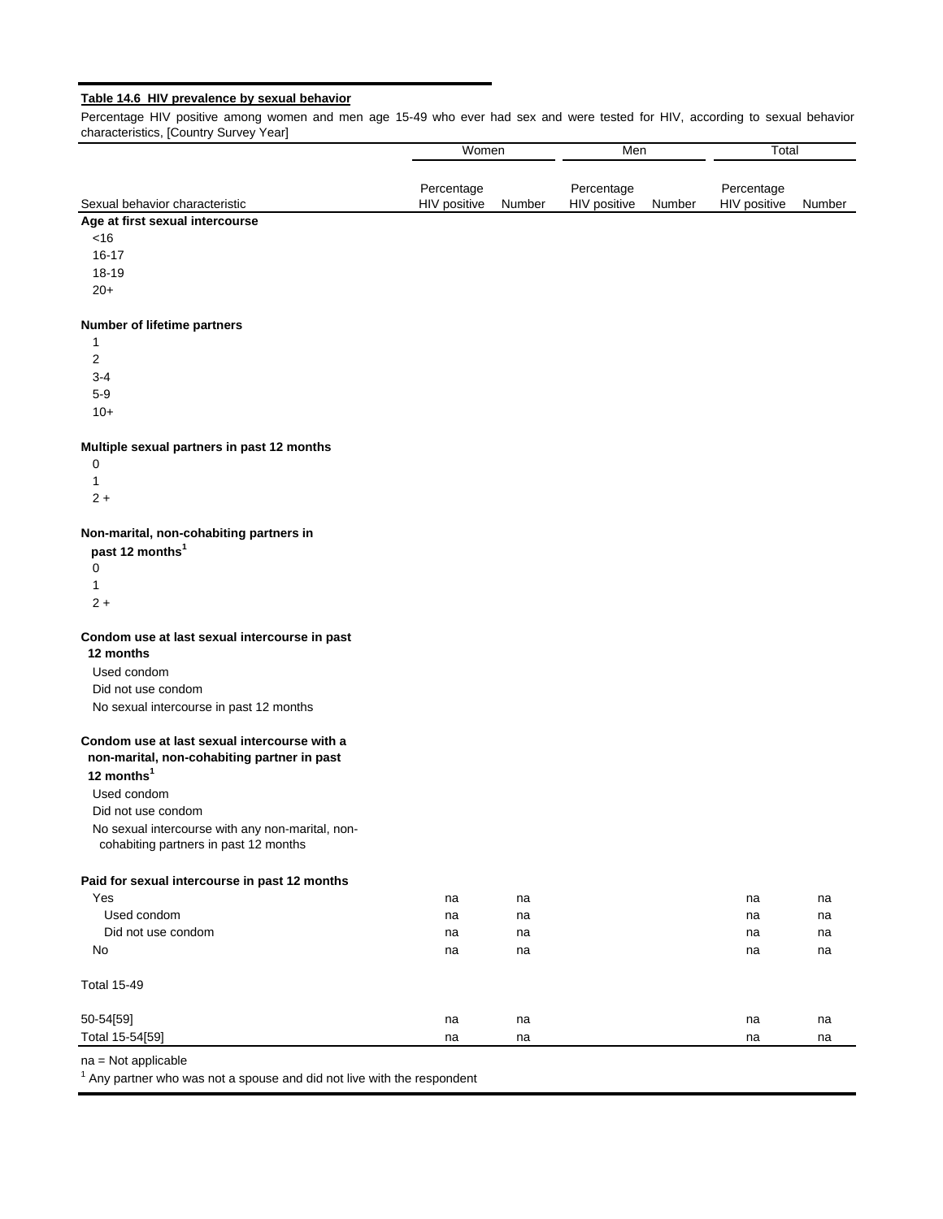**Table 14.6 HIV prevalence by sexual behavior**

Percentage HIV positive among women and men age 15-49 who ever had sex and were tested for HIV, according to sexual behavior characteristics, [Country Survey Year]

| Sexual behavior characteristic | Women | | Men | | Total | |
|---|---|---|---|---|---|---|
| | Percentage HIV positive | Number | Percentage HIV positive | Number | Percentage HIV positive | Number |
| **Age at first sexual intercourse** | | | | | | |
| <16 | | | | | | |
| 16-17 | | | | | | |
| 18-19 | | | | | | |
| 20+ | | | | | | |
| **Number of lifetime partners** | | | | | | |
| 1 | | | | | | |
| 2 | | | | | | |
| 3-4 | | | | | | |
| 5-9 | | | | | | |
| 10+ | | | | | | |
| **Multiple sexual partners in past 12 months** | | | | | | |
| 0 | | | | | | |
| 1 | | | | | | |
| 2 + | | | | | | |
| **Non-marital, non-cohabiting partners in past 12 months[1]** | | | | | | |
| 0 | | | | | | |
| 1 | | | | | | |
| 2 + | | | | | | |
| **Condom use at last sexual intercourse in past 12 months** | | | | | | |
| Used condom | | | | | | |
| Did not use condom | | | | | | |
| No sexual intercourse in past 12 months | | | | | | |
| **Condom use at last sexual intercourse with a non-marital, non-cohabiting partner in past 12 months[1]** | | | | | | |
| Used condom | | | | | | |
| Did not use condom | | | | | | |
| No sexual intercourse with any non-marital, non-cohabiting partners in past 12 months | | | | | | |
| **Paid for sexual intercourse in past 12 months** | | | | | | |
| Yes | na | na | | | na | na |
| Used condom | na | na | | | na | na |
| Did not use condom | na | na | | | na | na |
| No | na | na | | | na | na |
| Total 15-49 | | | | | | |
| 50-54[59] | na | na | | | na | na |
| Total 15-54[59] | na | na | | | na | na |

na = Not applicable
[1] Any partner who was not a spouse and did not live with the respondent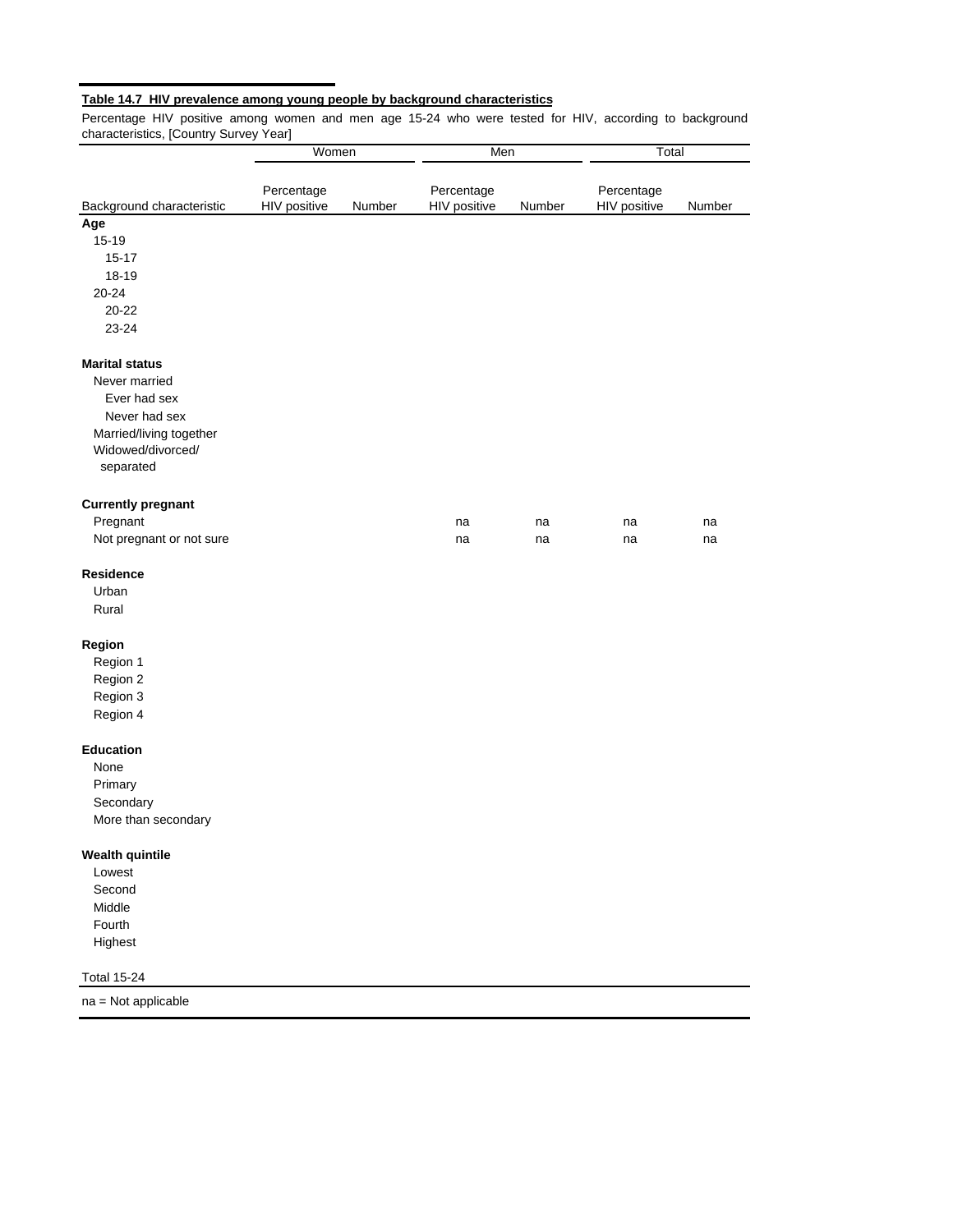**Table 14.7 HIV prevalence among young people by background characteristics**

Percentage HIV positive among women and men age 15-24 who were tested for HIV, according to background characteristics, [Country Survey Year]

| | Women | | Men | | Total | |
|---|---|---|---|---|---|---|
| Background characteristic | Percentage HIV positive | Number | Percentage HIV positive | Number | Percentage HIV positive | Number |
| **Age** | | | | | | |
| 15-19 | | | | | | |
| 15-17 | | | | | | |
| 18-19 | | | | | | |
| 20-24 | | | | | | |
| 20-22 | | | | | | |
| 23-24 | | | | | | |
| | | | | | | |
| **Marital status** | | | | | | |
| Never married | | | | | | |
| Ever had sex | | | | | | |
| Never had sex | | | | | | |
| Married/living together | | | | | | |
| Widowed/divorced/ separated | | | | | | |
| | | | | | | |
| **Currently pregnant** | | | | | | |
| Pregnant | | | na | na | na | na |
| Not pregnant or not sure | | | na | na | na | na |
| | | | | | | |
| **Residence** | | | | | | |
| Urban | | | | | | |
| Rural | | | | | | |
| | | | | | | |
| **Region** | | | | | | |
| Region 1 | | | | | | |
| Region 2 | | | | | | |
| Region 3 | | | | | | |
| Region 4 | | | | | | |
| | | | | | | |
| **Education** | | | | | | |
| None | | | | | | |
| Primary | | | | | | |
| Secondary | | | | | | |
| More than secondary | | | | | | |
| | | | | | | |
| **Wealth quintile** | | | | | | |
| Lowest | | | | | | |
| Second | | | | | | |
| Middle | | | | | | |
| Fourth | | | | | | |
| Highest | | | | | | |
| | | | | | | |
| Total 15-24 | | | | | | |

na = Not applicable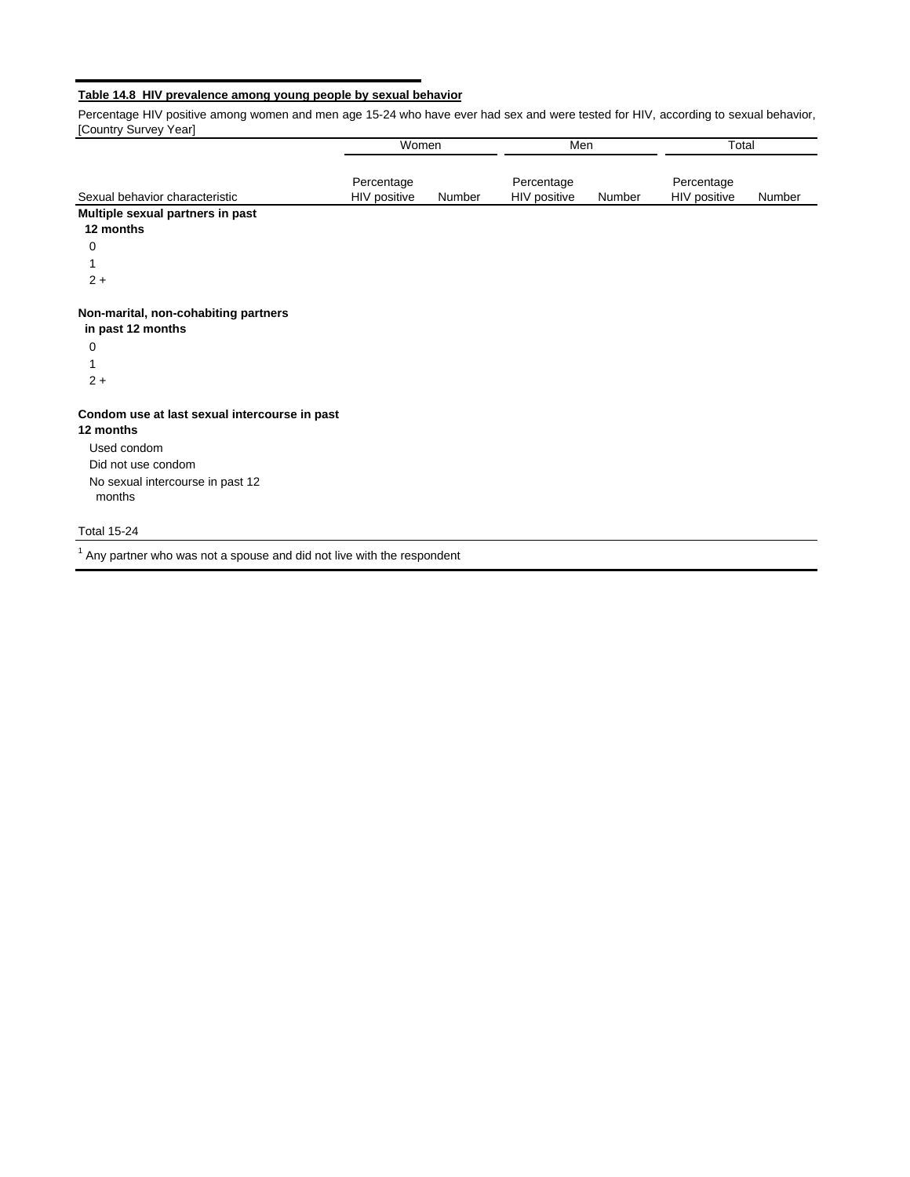**Table 14.8 HIV prevalence among young people by sexual behavior**

Percentage HIV positive among women and men age 15-24 who have ever had sex and were tested for HIV, according to sexual behavior, [Country Survey Year]

| | Women | | Men | | Total | |
|---|---|---|---|---|---|---|
| Sexual behavior characteristic | Percentage HIV positive | Number | Percentage HIV positive | Number | Percentage HIV positive | Number |
| **Multiple sexual partners in past 12 months** | | | | | | |
| 0 | | | | | | |
| 1 | | | | | | |
| 2 + | | | | | | |
| **Non-marital, non-cohabiting partners in past 12 months** | | | | | | |
| 0 | | | | | | |
| 1 | | | | | | |
| 2 + | | | | | | |
| **Condom use at last sexual intercourse in past 12 months** | | | | | | |
| Used condom | | | | | | |
| Did not use condom | | | | | | |
| No sexual intercourse in past 12 months | | | | | | |
| Total 15-24 | | | | | | |

[1] Any partner who was not a spouse and did not live with the respondent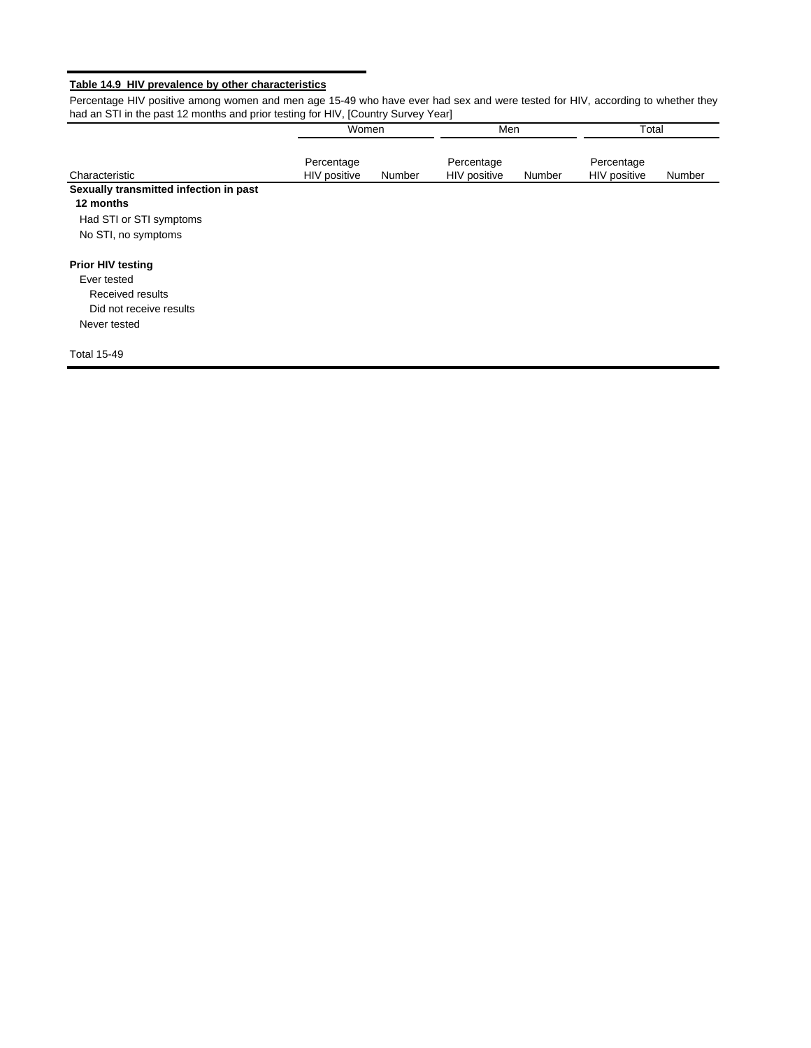**Table 14.9 HIV prevalence by other characteristics**

Percentage HIV positive among women and men age 15-49 who have ever had sex and were tested for HIV, according to whether they had an STI in the past 12 months and prior testing for HIV, [Country Survey Year]

| Characteristic | Women | | Men | | Total | |
|---|---|---|---|---|---|---|
| | Percentage HIV positive | Number | Percentage HIV positive | Number | Percentage HIV positive | Number |
| **Sexually transmitted infection in past 12 months** | | | | | | |
| Had STI or STI symptoms | | | | | | |
| No STI, no symptoms | | | | | | |
| **Prior HIV testing** | | | | | | |
| Ever tested | | | | | | |
| Received results | | | | | | |
| Did not receive results | | | | | | |
| Never tested | | | | | | |
| Total 15-49 | | | | | | |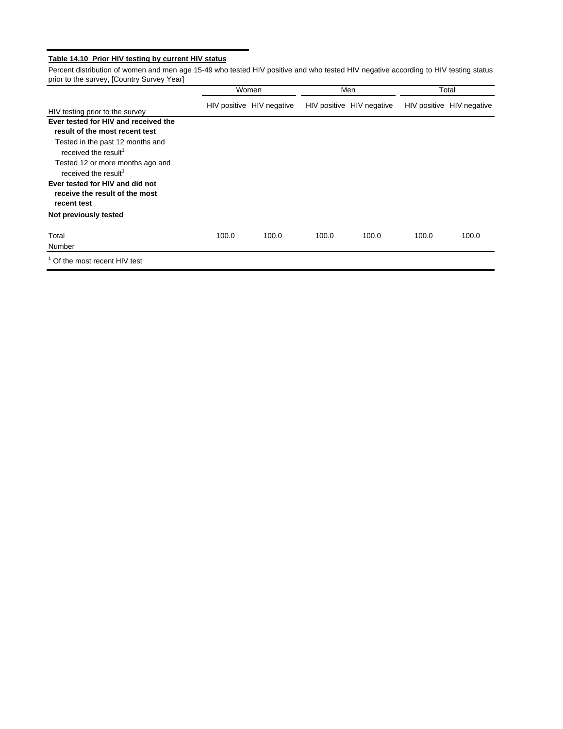**Table 14.10 Prior HIV testing by current HIV status**

Percent distribution of women and men age 15-49 who tested HIV positive and who tested HIV negative according to HIV testing status prior to the survey, [Country Survey Year]

| | Women | | Men | | Total | |
|---|---|---|---|---|---|---|
| HIV testing prior to the survey | HIV positive | HIV negative | HIV positive | HIV negative | HIV positive | HIV negative |
| **Ever tested for HIV and received the result of the most recent test** | | | | | | |
| Tested in the past 12 months and received the result[1] | | | | | | |
| Tested 12 or more months ago and received the result[1] | | | | | | |
| **Ever tested for HIV and did not receive the result of the most recent test** | | | | | | |
| **Not previously tested** | | | | | | |
| Total | 100.0 | 100.0 | 100.0 | 100.0 | 100.0 | 100.0 |
| Number | | | | | | |

[1] Of the most recent HIV test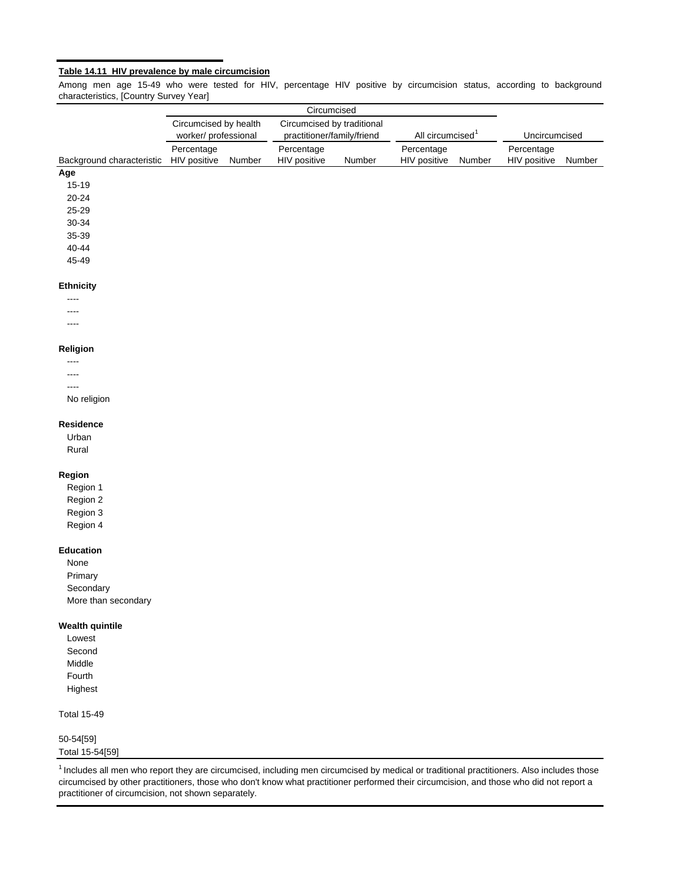**Table 14.11 HIV prevalence by male circumcision**

Among men age 15-49 who were tested for HIV, percentage HIV positive by circumcision status, according to background characteristics, [Country Survey Year]

| | Circumcised | | | | | | | |
|---|---|---|---|---|---|---|---|---|
| | Circumcised by health worker/ professional | | Circumcised by traditional practitioner/family/friend | | All circumcised[1] | | Uncircumcised | |
| Background characteristic | Percentage HIV positive | Number | Percentage HIV positive | Number | Percentage HIV positive | Number | Percentage HIV positive | Number |
| **Age** | | | | | | | | |
| 15-19 | | | | | | | | |
| 20-24 | | | | | | | | |
| 25-29 | | | | | | | | |
| 30-34 | | | | | | | | |
| 35-39 | | | | | | | | |
| 40-44 | | | | | | | | |
| 45-49 | | | | | | | | |
| **Ethnicity** | | | | | | | | |
| ---- | | | | | | | | |
| ---- | | | | | | | | |
| ---- | | | | | | | | |
| **Religion** | | | | | | | | |
| ---- | | | | | | | | |
| ---- | | | | | | | | |
| ---- | | | | | | | | |
| No religion | | | | | | | | |
| **Residence** | | | | | | | | |
| Urban | | | | | | | | |
| Rural | | | | | | | | |
| **Region** | | | | | | | | |
| Region 1 | | | | | | | | |
| Region 2 | | | | | | | | |
| Region 3 | | | | | | | | |
| Region 4 | | | | | | | | |
| **Education** | | | | | | | | |
| None | | | | | | | | |
| Primary | | | | | | | | |
| Secondary | | | | | | | | |
| More than secondary | | | | | | | | |
| **Wealth quintile** | | | | | | | | |
| Lowest | | | | | | | | |
| Second | | | | | | | | |
| Middle | | | | | | | | |
| Fourth | | | | | | | | |
| Highest | | | | | | | | |
| Total 15-49 | | | | | | | | |
| 50-54[59] | | | | | | | | |
| Total 15-54[59] | | | | | | | | |

[1] Includes all men who report they are circumcised, including men circumcised by medical or traditional practitioners. Also includes those circumcised by other practitioners, those who don't know what practitioner performed their circumcision, and those who did not report a practitioner of circumcision, not shown separately.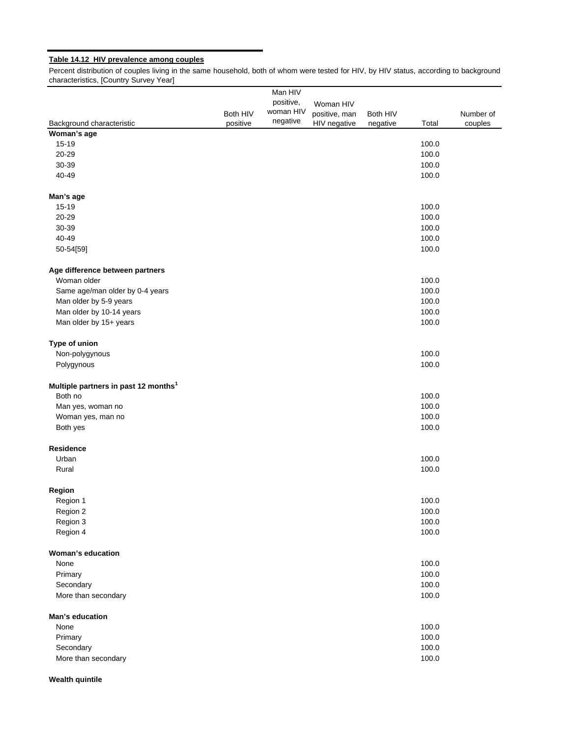**Table 14.12 HIV prevalence among couples**

Percent distribution of couples living in the same household, both of whom were tested for HIV, by HIV status, according to background characteristics, [Country Survey Year]

| Background characteristic | Both HIV positive | Man HIV positive, woman HIV negative | Woman HIV positive, man HIV negative | Both HIV negative | Total | Number of couples |
|---|---|---|---|---|---|---|
| **Woman's age** | | | | | | |
| 15-19 | | | | | 100.0 | |
| 20-29 | | | | | 100.0 | |
| 30-39 | | | | | 100.0 | |
| 40-49 | | | | | 100.0 | |
| | | | | | | |
| **Man's age** | | | | | | |
| 15-19 | | | | | 100.0 | |
| 20-29 | | | | | 100.0 | |
| 30-39 | | | | | 100.0 | |
| 40-49 | | | | | 100.0 | |
| 50-54[59] | | | | | 100.0 | |
| | | | | | | |
| **Age difference between partners** | | | | | | |
| Woman older | | | | | 100.0 | |
| Same age/man older by 0-4 years | | | | | 100.0 | |
| Man older by 5-9 years | | | | | 100.0 | |
| Man older by 10-14 years | | | | | 100.0 | |
| Man older by 15+ years | | | | | 100.0 | |
| | | | | | | |
| **Type of union** | | | | | | |
| Non-polygynous | | | | | 100.0 | |
| Polygynous | | | | | 100.0 | |
| | | | | | | |
| **Multiple partners in past 12 months[1]** | | | | | | |
| Both no | | | | | 100.0 | |
| Man yes, woman no | | | | | 100.0 | |
| Woman yes, man no | | | | | 100.0 | |
| Both yes | | | | | 100.0 | |
| | | | | | | |
| **Residence** | | | | | | |
| Urban | | | | | 100.0 | |
| Rural | | | | | 100.0 | |
| | | | | | | |
| **Region** | | | | | | |
| Region 1 | | | | | 100.0 | |
| Region 2 | | | | | 100.0 | |
| Region 3 | | | | | 100.0 | |
| Region 4 | | | | | 100.0 | |
| | | | | | | |
| **Woman's education** | | | | | | |
| None | | | | | 100.0 | |
| Primary | | | | | 100.0 | |
| Secondary | | | | | 100.0 | |
| More than secondary | | | | | 100.0 | |
| | | | | | | |
| **Man's education** | | | | | | |
| None | | | | | 100.0 | |
| Primary | | | | | 100.0 | |
| Secondary | | | | | 100.0 | |
| More than secondary | | | | | 100.0 | |
| | | | | | | |
| **Wealth quintile** | | | | | | |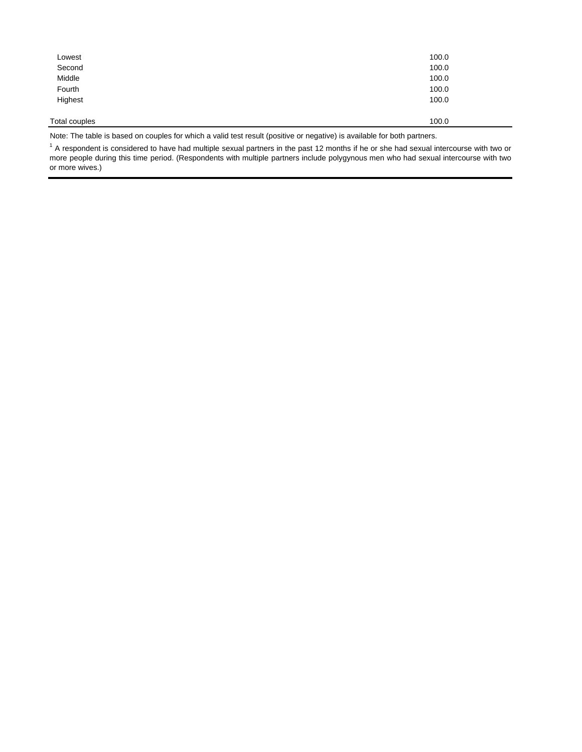| | |
|---|---|
| Lowest | 100.0 |
| Second | 100.0 |
| Middle | 100.0 |
| Fourth | 100.0 |
| Highest | 100.0 |
| | |
| Total couples | 100.0 |

Note: The table is based on couples for which a valid test result (positive or negative) is available for both partners.

[1] A respondent is considered to have had multiple sexual partners in the past 12 months if he or she had sexual intercourse with two or more people during this time period. (Respondents with multiple partners include polygynous men who had sexual intercourse with two or more wives.)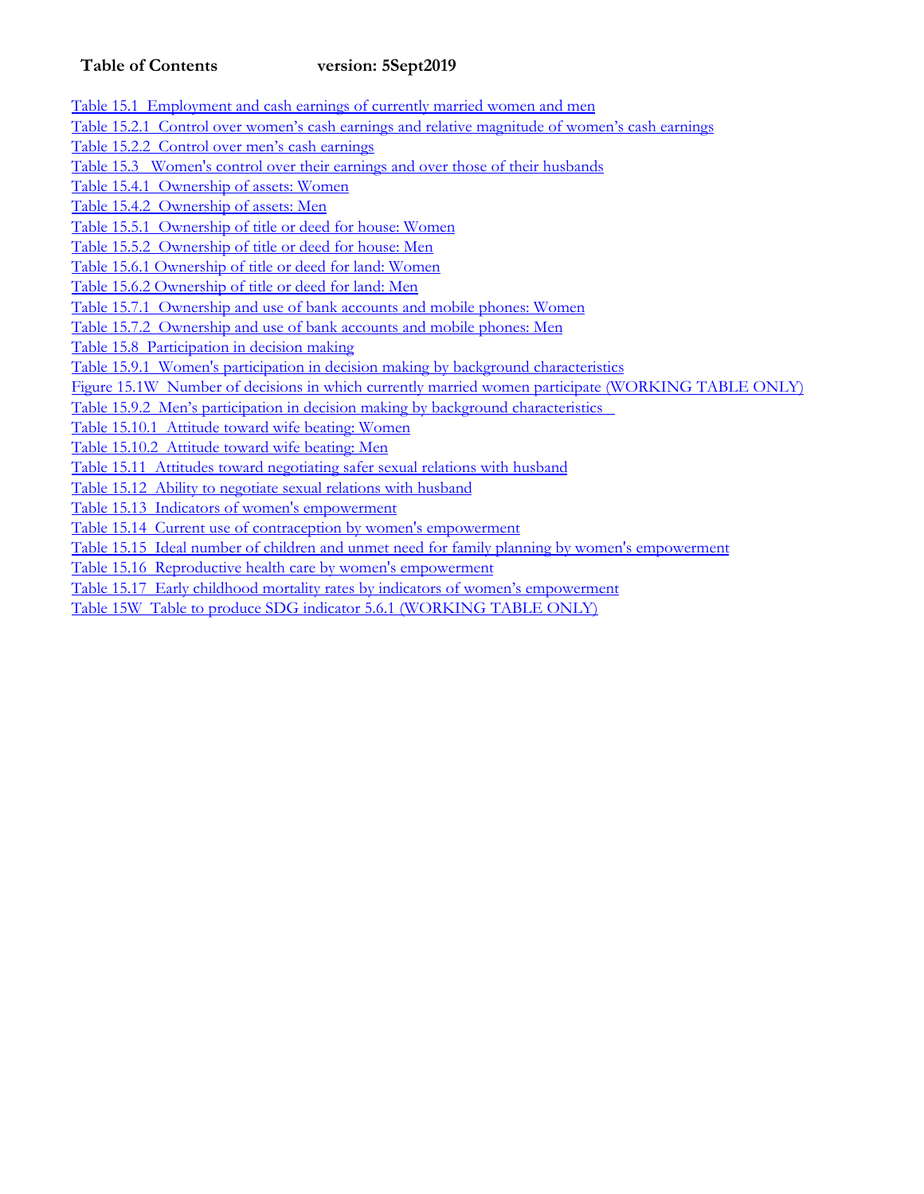**Table of Contents** **version: 5Sept2019**

Table 15.1 Employment and cash earnings of currently married women and men
Table 15.2.1 Control over women's cash earnings and relative magnitude of women's cash earnings
Table 15.2.2 Control over men's cash earnings
Table 15.3 Women's control over their earnings and over those of their husbands
Table 15.4.1 Ownership of assets: Women
Table 15.4.2 Ownership of assets: Men
Table 15.5.1 Ownership of title or deed for house: Women
Table 15.5.2 Ownership of title or deed for house: Men
Table 15.6.1 Ownership of title or deed for land: Women
Table 15.6.2 Ownership of title or deed for land: Men
Table 15.7.1 Ownership and use of bank accounts and mobile phones: Women
Table 15.7.2 Ownership and use of bank accounts and mobile phones: Men
Table 15.8 Participation in decision making
Table 15.9.1 Women's participation in decision making by background characteristics
Figure 15.1W Number of decisions in which currently married women participate (WORKING TABLE ONLY)
Table 15.9.2 Men's participation in decision making by background characteristics
Table 15.10.1 Attitude toward wife beating: Women
Table 15.10.2 Attitude toward wife beating: Men
Table 15.11 Attitudes toward negotiating safer sexual relations with husband
Table 15.12 Ability to negotiate sexual relations with husband
Table 15.13 Indicators of women's empowerment
Table 15.14 Current use of contraception by women's empowerment
Table 15.15 Ideal number of children and unmet need for family planning by women's empowerment
Table 15.16 Reproductive health care by women's empowerment
Table 15.17 Early childhood mortality rates by indicators of women's empowerment
Table 15W Table to produce SDG indicator 5.6.1 (WORKING TABLE ONLY)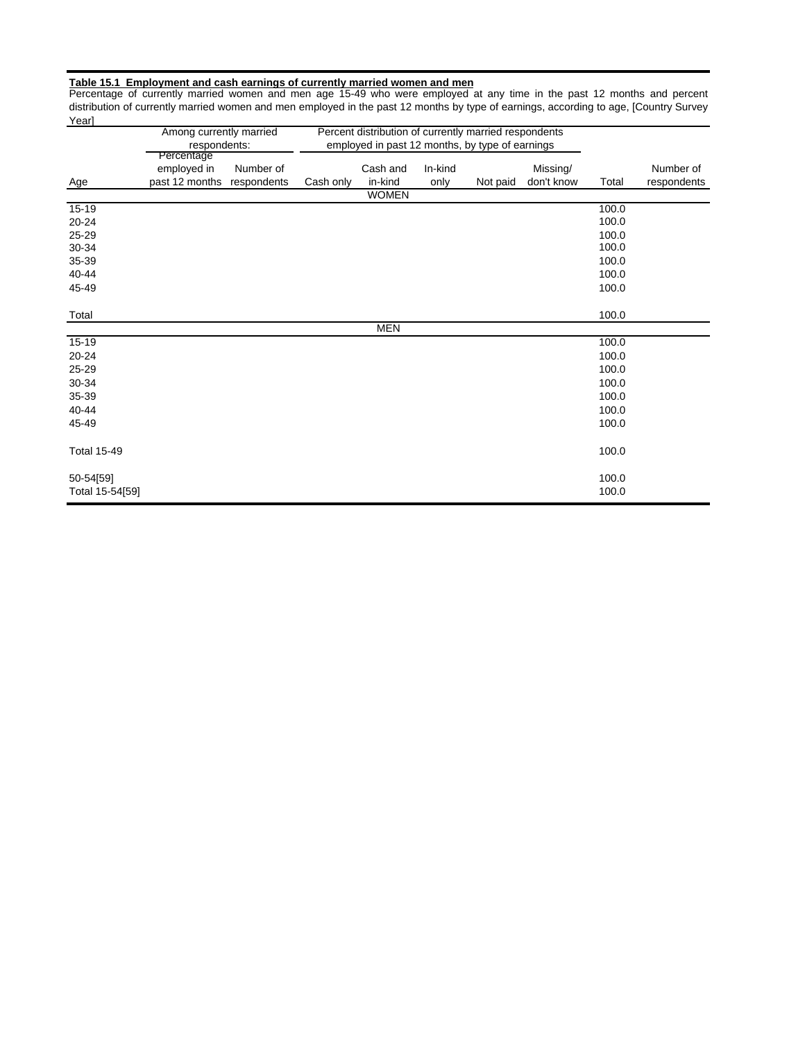**Table 15.1 Employment and cash earnings of currently married women and men**

Percentage of currently married women and men age 15-49 who were employed at any time in the past 12 months and percent distribution of currently married women and men employed in the past 12 months by type of earnings, according to age, [Country Survey Year]

| Age | Among currently married respondents: | | Percent distribution of currently married respondents employed in past 12 months, by type of earnings | | | | | | |
|---|---|---|---|---|---|---|---|---|---|
| | Percentage employed in past 12 months | Number of respondents | Cash only | Cash and in-kind | In-kind only | Not paid | Missing/ don't know | Total | Number of respondents |
| | | | | WOMEN | | | | | |
| 15-19 | | | | | | | | 100.0 | |
| 20-24 | | | | | | | | 100.0 | |
| 25-29 | | | | | | | | 100.0 | |
| 30-34 | | | | | | | | 100.0 | |
| 35-39 | | | | | | | | 100.0 | |
| 40-44 | | | | | | | | 100.0 | |
| 45-49 | | | | | | | | 100.0 | |
| Total | | | | | | | | 100.0 | |
| | | | | MEN | | | | | |
| 15-19 | | | | | | | | 100.0 | |
| 20-24 | | | | | | | | 100.0 | |
| 25-29 | | | | | | | | 100.0 | |
| 30-34 | | | | | | | | 100.0 | |
| 35-39 | | | | | | | | 100.0 | |
| 40-44 | | | | | | | | 100.0 | |
| 45-49 | | | | | | | | 100.0 | |
| Total 15-49 | | | | | | | | 100.0 | |
| 50-54[59] | | | | | | | | 100.0 | |
| Total 15-54[59] | | | | | | | | 100.0 | |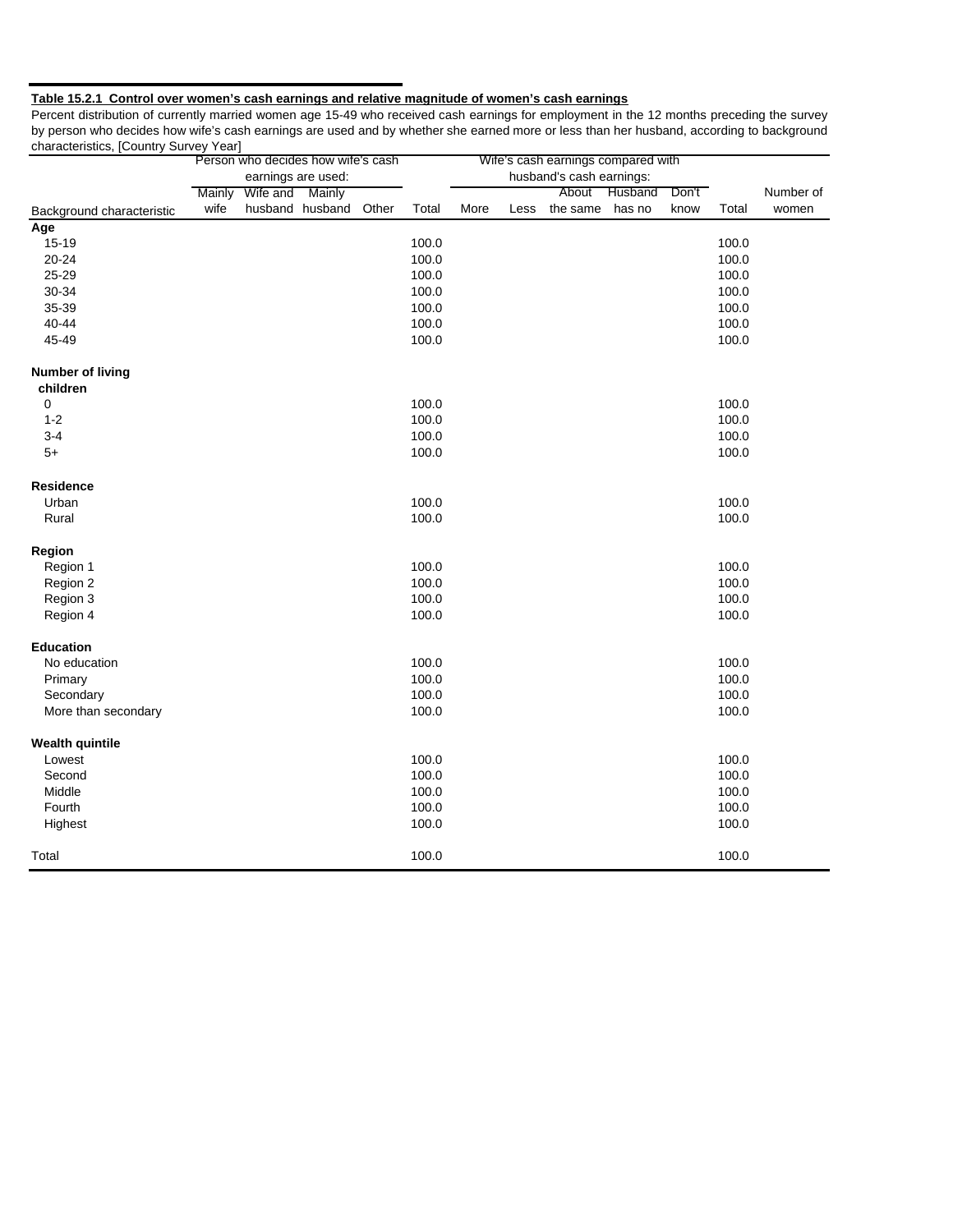**Table 15.2.1 Control over women's cash earnings and relative magnitude of women's cash earnings**

Percent distribution of currently married women age 15-49 who received cash earnings for employment in the 12 months preceding the survey by person who decides how wife's cash earnings are used and by whether she earned more or less than her husband, according to background characteristics, [Country Survey Year]

| Background characteristic | Person who decides how wife's cash earnings are used: | | | | | Wife's cash earnings compared with husband's cash earnings: | | | | | | | |
|---|---|---|---|---|---|---|---|---|---|---|---|---|---|
| | Mainly wife | Wife and husband | Mainly husband | Other | Total | More | Less | About the same | Husband has no | Don't know | Total | Number of women |
| **Age** | | | | | | | | | | | | |
| 15-19 | | | | | 100.0 | | | | | | 100.0 | |
| 20-24 | | | | | 100.0 | | | | | | 100.0 | |
| 25-29 | | | | | 100.0 | | | | | | 100.0 | |
| 30-34 | | | | | 100.0 | | | | | | 100.0 | |
| 35-39 | | | | | 100.0 | | | | | | 100.0 | |
| 40-44 | | | | | 100.0 | | | | | | 100.0 | |
| 45-49 | | | | | 100.0 | | | | | | 100.0 | |
| **Number of living children** | | | | | | | | | | | | |
| 0 | | | | | 100.0 | | | | | | 100.0 | |
| 1-2 | | | | | 100.0 | | | | | | 100.0 | |
| 3-4 | | | | | 100.0 | | | | | | 100.0 | |
| 5+ | | | | | 100.0 | | | | | | 100.0 | |
| **Residence** | | | | | | | | | | | | |
| Urban | | | | | 100.0 | | | | | | 100.0 | |
| Rural | | | | | 100.0 | | | | | | 100.0 | |
| **Region** | | | | | | | | | | | | |
| Region 1 | | | | | 100.0 | | | | | | 100.0 | |
| Region 2 | | | | | 100.0 | | | | | | 100.0 | |
| Region 3 | | | | | 100.0 | | | | | | 100.0 | |
| Region 4 | | | | | 100.0 | | | | | | 100.0 | |
| **Education** | | | | | | | | | | | | |
| No education | | | | | 100.0 | | | | | | 100.0 | |
| Primary | | | | | 100.0 | | | | | | 100.0 | |
| Secondary | | | | | 100.0 | | | | | | 100.0 | |
| More than secondary | | | | | 100.0 | | | | | | 100.0 | |
| **Wealth quintile** | | | | | | | | | | | | |
| Lowest | | | | | 100.0 | | | | | | 100.0 | |
| Second | | | | | 100.0 | | | | | | 100.0 | |
| Middle | | | | | 100.0 | | | | | | 100.0 | |
| Fourth | | | | | 100.0 | | | | | | 100.0 | |
| Highest | | | | | 100.0 | | | | | | 100.0 | |
| Total | | | | | 100.0 | | | | | | 100.0 | |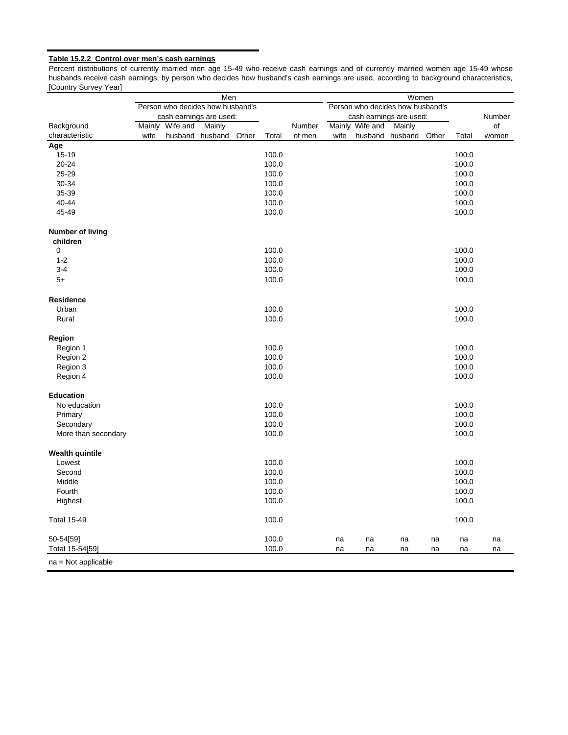**Table 15.2.2 Control over men's cash earnings**

Percent distributions of currently married men age 15-49 who receive cash earnings and of currently married women age 15-49 whose husbands receive cash earnings, by person who decides how husband's cash earnings are used, according to background characteristics, [Country Survey Year]

| Background characteristic | Men: Person who decides how husband's cash earnings are used: Mainly wife | Wife and husband | Mainly husband | Other | Total | Number of men | Women: Person who decides how husband's cash earnings are used: Mainly wife | Wife and husband | Mainly husband | Other | Total | Number of women |
|---|---|---|---|---|---|---|---|---|---|---|---|---|
| **Age** | | | | | | | | | | | | |
| 15-19 | | | | | 100.0 | | | | | | 100.0 | |
| 20-24 | | | | | 100.0 | | | | | | 100.0 | |
| 25-29 | | | | | 100.0 | | | | | | 100.0 | |
| 30-34 | | | | | 100.0 | | | | | | 100.0 | |
| 35-39 | | | | | 100.0 | | | | | | 100.0 | |
| 40-44 | | | | | 100.0 | | | | | | 100.0 | |
| 45-49 | | | | | 100.0 | | | | | | 100.0 | |
| **Number of living children** | | | | | | | | | | | | |
| 0 | | | | | 100.0 | | | | | | 100.0 | |
| 1-2 | | | | | 100.0 | | | | | | 100.0 | |
| 3-4 | | | | | 100.0 | | | | | | 100.0 | |
| 5+ | | | | | 100.0 | | | | | | 100.0 | |
| **Residence** | | | | | | | | | | | | |
| Urban | | | | | 100.0 | | | | | | 100.0 | |
| Rural | | | | | 100.0 | | | | | | 100.0 | |
| **Region** | | | | | | | | | | | | |
| Region 1 | | | | | 100.0 | | | | | | 100.0 | |
| Region 2 | | | | | 100.0 | | | | | | 100.0 | |
| Region 3 | | | | | 100.0 | | | | | | 100.0 | |
| Region 4 | | | | | 100.0 | | | | | | 100.0 | |
| **Education** | | | | | | | | | | | | |
| No education | | | | | 100.0 | | | | | | 100.0 | |
| Primary | | | | | 100.0 | | | | | | 100.0 | |
| Secondary | | | | | 100.0 | | | | | | 100.0 | |
| More than secondary | | | | | 100.0 | | | | | | 100.0 | |
| **Wealth quintile** | | | | | | | | | | | | |
| Lowest | | | | | 100.0 | | | | | | 100.0 | |
| Second | | | | | 100.0 | | | | | | 100.0 | |
| Middle | | | | | 100.0 | | | | | | 100.0 | |
| Fourth | | | | | 100.0 | | | | | | 100.0 | |
| Highest | | | | | 100.0 | | | | | | 100.0 | |
| Total 15-49 | | | | | 100.0 | | | | | | 100.0 | |
| 50-54[59] | | | | | 100.0 | | na | na | na | na | na | na |
| Total 15-54[59] | | | | | 100.0 | | na | na | na | na | na | na |

na = Not applicable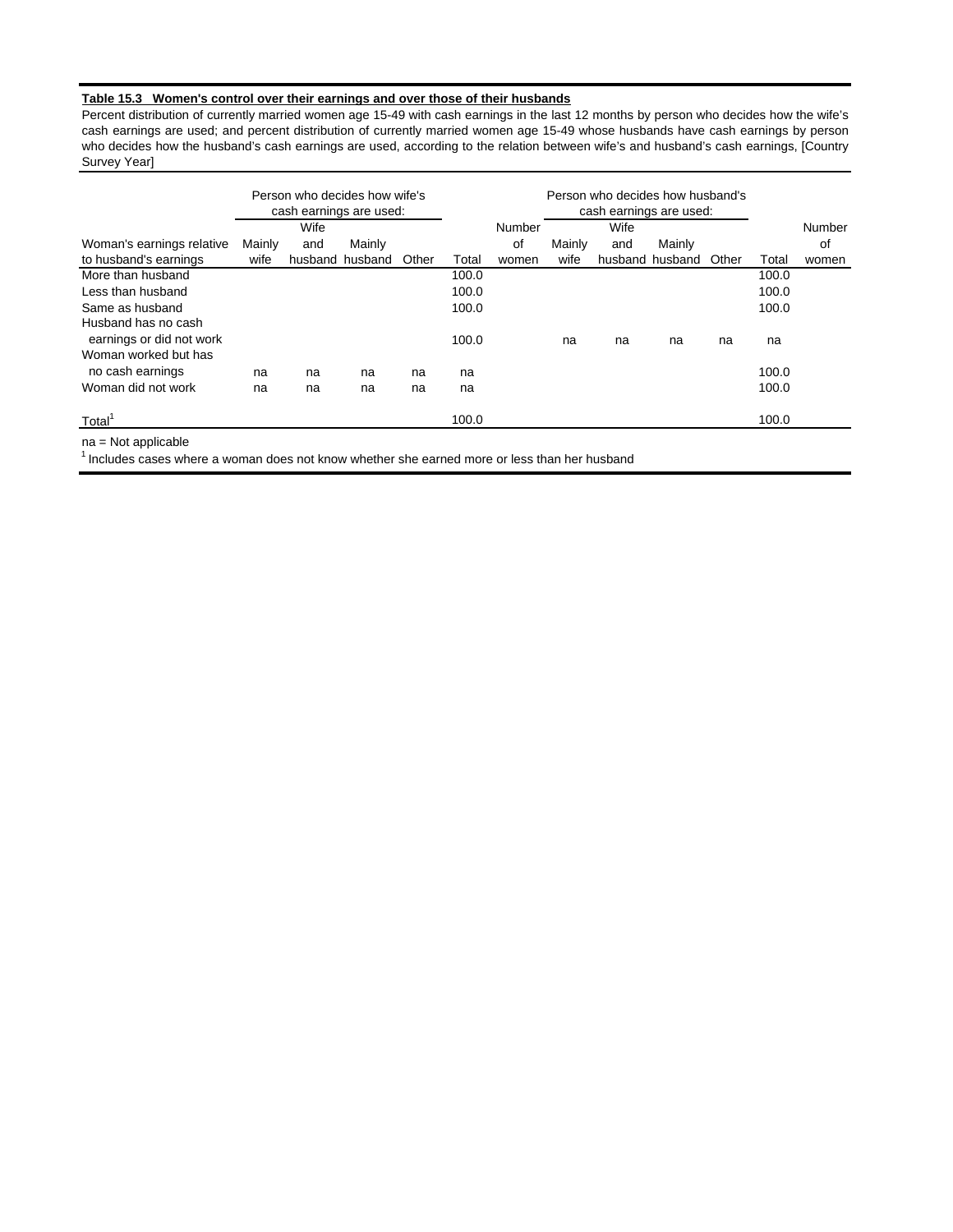**Table 15.3 Women's control over their earnings and over those of their husbands**

Percent distribution of currently married women age 15-49 with cash earnings in the last 12 months by person who decides how the wife's cash earnings are used; and percent distribution of currently married women age 15-49 whose husbands have cash earnings by person who decides how the husband's cash earnings are used, according to the relation between wife's and husband's cash earnings, [Country Survey Year]

| Woman's earnings relative to husband's earnings | Person who decides how wife's cash earnings are used: | | | | | | Person who decides how husband's cash earnings are used: | | | | | |
|---|---|---|---|---|---|---|---|---|---|---|---|---|
| | Mainly wife | Wife and husband | Mainly husband | Other | Total | Number of women | Mainly wife | Wife and husband | Mainly husband | Other | Total | Number of women |
| More than husband | | | | | 100.0 | | | | | | 100.0 | |
| Less than husband | | | | | 100.0 | | | | | | 100.0 | |
| Same as husband | | | | | 100.0 | | | | | | 100.0 | |
| Husband has no cash earnings or did not work | | | | | 100.0 | | na | na | na | na | na | |
| Woman worked but has no cash earnings | na | na | na | na | na | | | | | | 100.0 | |
| Woman did not work | na | na | na | na | na | | | | | | 100.0 | |
| Total[1] | | | | | 100.0 | | | | | | 100.0 | |

na = Not applicable
[1] Includes cases where a woman does not know whether she earned more or less than her husband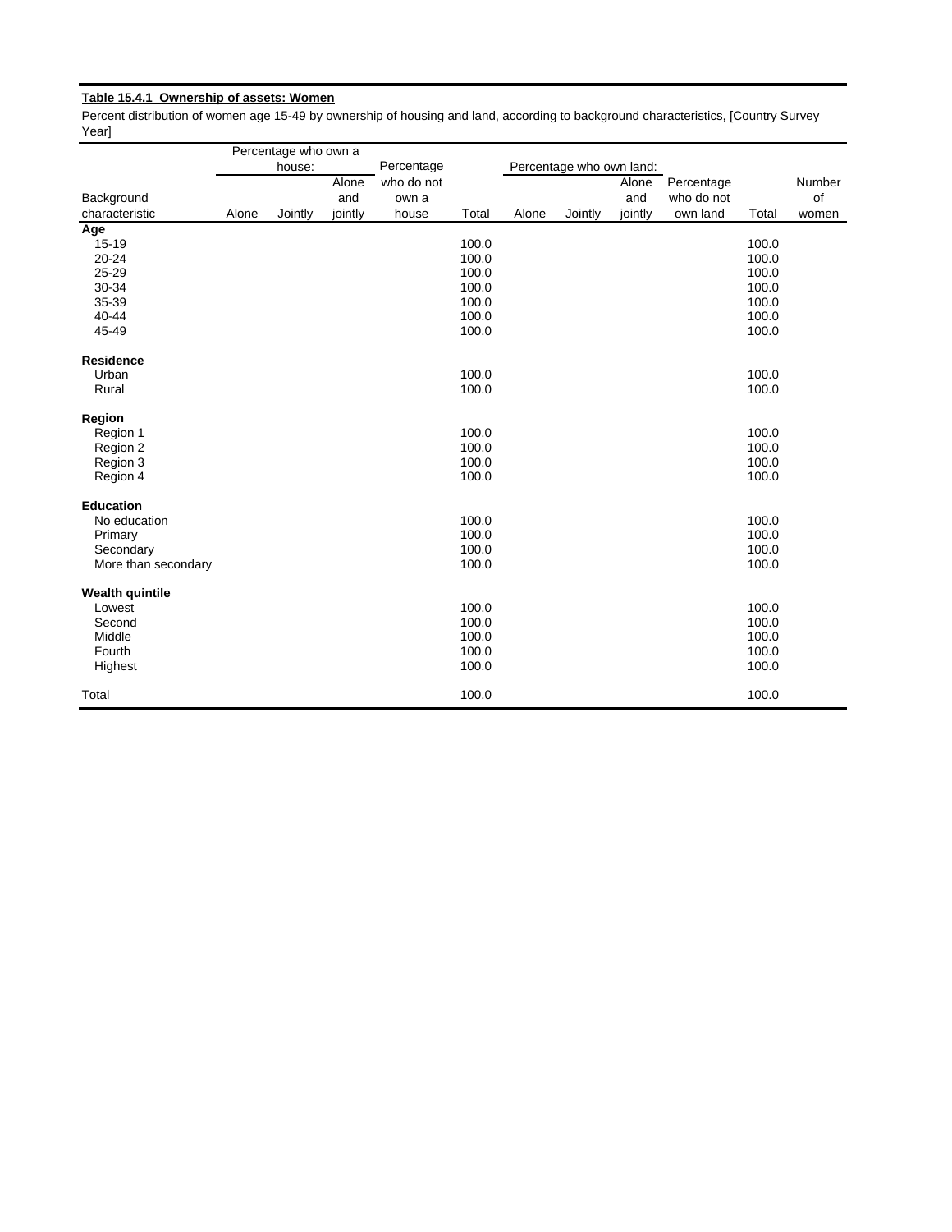**Table 15.4.1 Ownership of assets: Women**

Percent distribution of women age 15-49 by ownership of housing and land, according to background characteristics, [Country Survey Year]

| Background characteristic | Percentage who own a house: | | | Percentage who do not own a house | Total | Percentage who own land: | | | Percentage who do not own land | Total | Number of women |
|---|---|---|---|---|---|---|---|---|---|---|---|
| | Alone | Jointly | Alone and jointly | | | Alone | Jointly | Alone and jointly | | | |
| **Age** | | | | | | | | | | | |
| 15-19 | | | | | 100.0 | | | | | 100.0 | |
| 20-24 | | | | | 100.0 | | | | | 100.0 | |
| 25-29 | | | | | 100.0 | | | | | 100.0 | |
| 30-34 | | | | | 100.0 | | | | | 100.0 | |
| 35-39 | | | | | 100.0 | | | | | 100.0 | |
| 40-44 | | | | | 100.0 | | | | | 100.0 | |
| 45-49 | | | | | 100.0 | | | | | 100.0 | |
| **Residence** | | | | | | | | | | | |
| Urban | | | | | 100.0 | | | | | 100.0 | |
| Rural | | | | | 100.0 | | | | | 100.0 | |
| **Region** | | | | | | | | | | | |
| Region 1 | | | | | 100.0 | | | | | 100.0 | |
| Region 2 | | | | | 100.0 | | | | | 100.0 | |
| Region 3 | | | | | 100.0 | | | | | 100.0 | |
| Region 4 | | | | | 100.0 | | | | | 100.0 | |
| **Education** | | | | | | | | | | | |
| No education | | | | | 100.0 | | | | | 100.0 | |
| Primary | | | | | 100.0 | | | | | 100.0 | |
| Secondary | | | | | 100.0 | | | | | 100.0 | |
| More than secondary | | | | | 100.0 | | | | | 100.0 | |
| **Wealth quintile** | | | | | | | | | | | |
| Lowest | | | | | 100.0 | | | | | 100.0 | |
| Second | | | | | 100.0 | | | | | 100.0 | |
| Middle | | | | | 100.0 | | | | | 100.0 | |
| Fourth | | | | | 100.0 | | | | | 100.0 | |
| Highest | | | | | 100.0 | | | | | 100.0 | |
| Total | | | | | 100.0 | | | | | 100.0 | |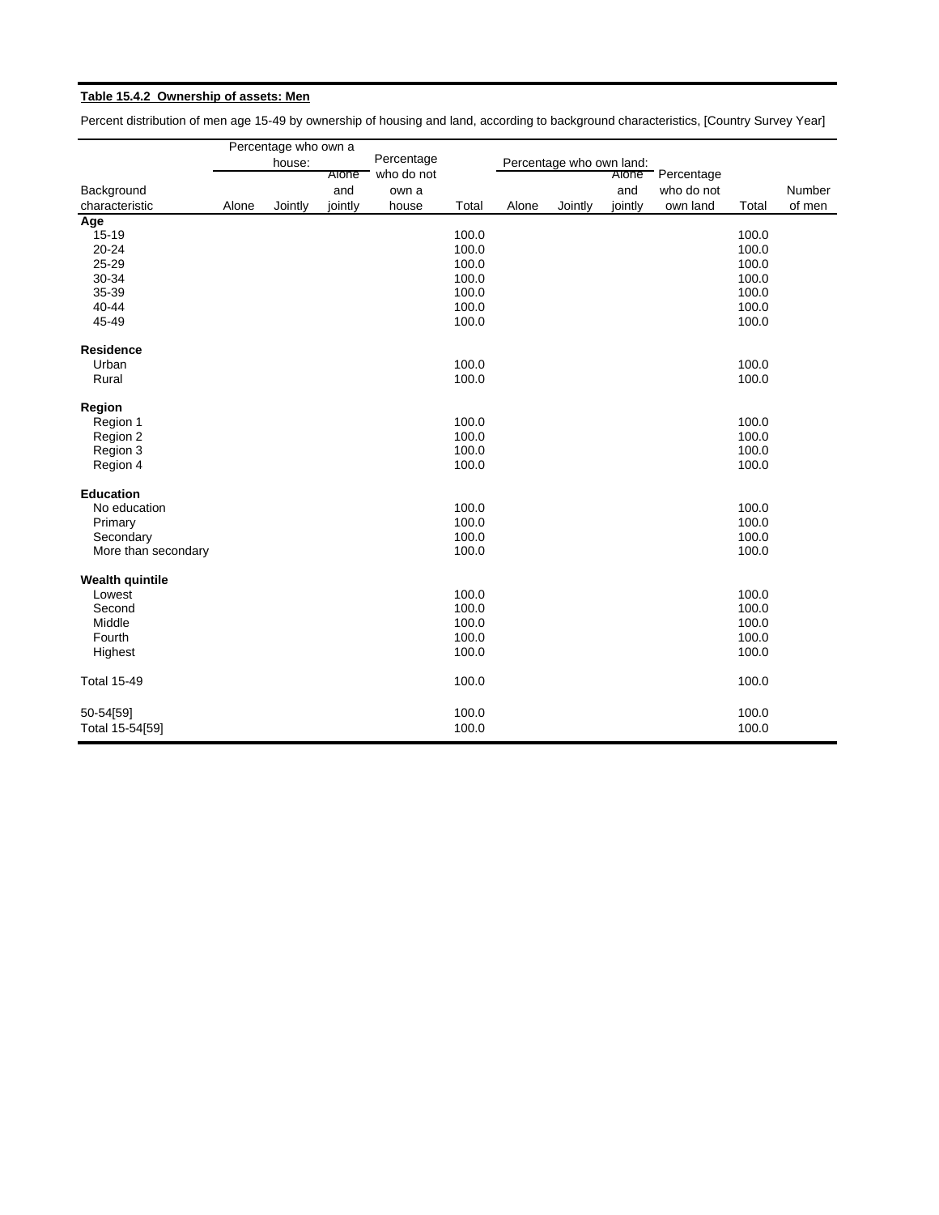**Table 15.4.2 Ownership of assets: Men**

Percent distribution of men age 15-49 by ownership of housing and land, according to background characteristics, [Country Survey Year]

| Background characteristic | Percentage who own a house: | | | Percentage who do not own a house | Total | Percentage who own land: | | | Percentage who do not own land | Total | Number of men |
|---|---|---|---|---|---|---|---|---|---|---|---|
| | Alone | Jointly | Alone and jointly | | | Alone | Jointly | Alone and jointly | | | |
| **Age** | | | | | | | | | | | |
| 15-19 | | | | | 100.0 | | | | | 100.0 | |
| 20-24 | | | | | 100.0 | | | | | 100.0 | |
| 25-29 | | | | | 100.0 | | | | | 100.0 | |
| 30-34 | | | | | 100.0 | | | | | 100.0 | |
| 35-39 | | | | | 100.0 | | | | | 100.0 | |
| 40-44 | | | | | 100.0 | | | | | 100.0 | |
| 45-49 | | | | | 100.0 | | | | | 100.0 | |
| **Residence** | | | | | | | | | | | |
| Urban | | | | | 100.0 | | | | | 100.0 | |
| Rural | | | | | 100.0 | | | | | 100.0 | |
| **Region** | | | | | | | | | | | |
| Region 1 | | | | | 100.0 | | | | | 100.0 | |
| Region 2 | | | | | 100.0 | | | | | 100.0 | |
| Region 3 | | | | | 100.0 | | | | | 100.0 | |
| Region 4 | | | | | 100.0 | | | | | 100.0 | |
| **Education** | | | | | | | | | | | |
| No education | | | | | 100.0 | | | | | 100.0 | |
| Primary | | | | | 100.0 | | | | | 100.0 | |
| Secondary | | | | | 100.0 | | | | | 100.0 | |
| More than secondary | | | | | 100.0 | | | | | 100.0 | |
| **Wealth quintile** | | | | | | | | | | | |
| Lowest | | | | | 100.0 | | | | | 100.0 | |
| Second | | | | | 100.0 | | | | | 100.0 | |
| Middle | | | | | 100.0 | | | | | 100.0 | |
| Fourth | | | | | 100.0 | | | | | 100.0 | |
| Highest | | | | | 100.0 | | | | | 100.0 | |
| Total 15-49 | | | | | 100.0 | | | | | 100.0 | |
| 50-54[59] | | | | | 100.0 | | | | | 100.0 | |
| Total 15-54[59] | | | | | 100.0 | | | | | 100.0 | |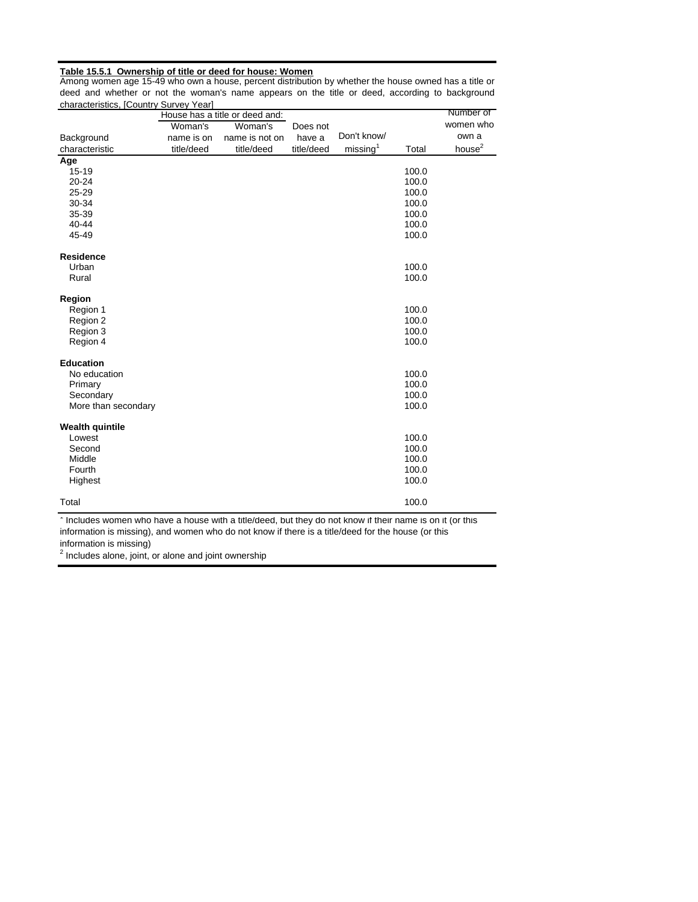**Table 15.5.1 Ownership of title or deed for house: Women**

Among women age 15-49 who own a house, percent distribution by whether the house owned has a title or deed and whether or not the woman's name appears on the title or deed, according to background characteristics, [Country Survey Year]

| Background characteristic | House has a title or deed and: Woman's name is on title/deed | Woman's name is not on title/deed | Does not have a title/deed | Don't know/ missing[1] | Total | Number of women who own a house[2] |
|---|---|---|---|---|---|---|
| **Age** | | | | | | |
| 15-19 | | | | | 100.0 | |
| 20-24 | | | | | 100.0 | |
| 25-29 | | | | | 100.0 | |
| 30-34 | | | | | 100.0 | |
| 35-39 | | | | | 100.0 | |
| 40-44 | | | | | 100.0 | |
| 45-49 | | | | | 100.0 | |
| **Residence** | | | | | | |
| Urban | | | | | 100.0 | |
| Rural | | | | | 100.0 | |
| **Region** | | | | | | |
| Region 1 | | | | | 100.0 | |
| Region 2 | | | | | 100.0 | |
| Region 3 | | | | | 100.0 | |
| Region 4 | | | | | 100.0 | |
| **Education** | | | | | | |
| No education | | | | | 100.0 | |
| Primary | | | | | 100.0 | |
| Secondary | | | | | 100.0 | |
| More than secondary | | | | | 100.0 | |
| **Wealth quintile** | | | | | | |
| Lowest | | | | | 100.0 | |
| Second | | | | | 100.0 | |
| Middle | | | | | 100.0 | |
| Fourth | | | | | 100.0 | |
| Highest | | | | | 100.0 | |
| Total | | | | | 100.0 | |

[1] Includes women who have a house with a title/deed, but they do not know if their name is on it (or this information is missing), and women who do not know if there is a title/deed for the house (or this information is missing)

[2] Includes alone, joint, or alone and joint ownership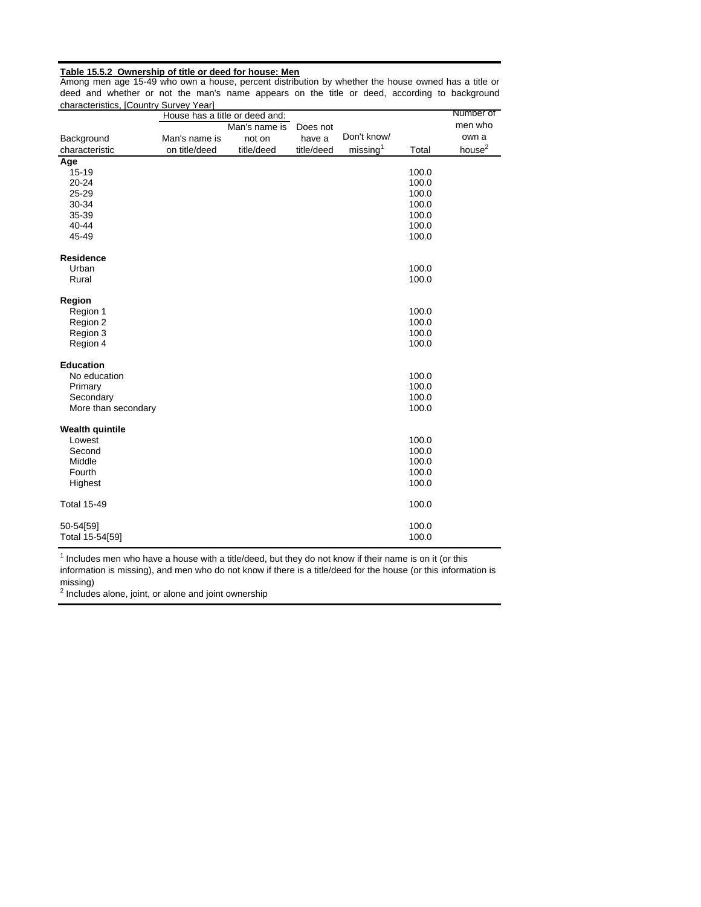**Table 15.5.2 Ownership of title or deed for house: Men**

Among men age 15-49 who own a house, percent distribution by whether the house owned has a title or deed and whether or not the man's name appears on the title or deed, according to background characteristics, [Country Survey Year]

| Background characteristic | House has a title or deed and: Man's name is on title/deed | Man's name is not on title/deed | Does not have a title/deed | Don't know/ missing[1] | Total | Number of men who own a house[2] |
|---|---|---|---|---|---|---|
| **Age** | | | | | | |
| 15-19 | | | | | 100.0 | |
| 20-24 | | | | | 100.0 | |
| 25-29 | | | | | 100.0 | |
| 30-34 | | | | | 100.0 | |
| 35-39 | | | | | 100.0 | |
| 40-44 | | | | | 100.0 | |
| 45-49 | | | | | 100.0 | |
| **Residence** | | | | | | |
| Urban | | | | | 100.0 | |
| Rural | | | | | 100.0 | |
| **Region** | | | | | | |
| Region 1 | | | | | 100.0 | |
| Region 2 | | | | | 100.0 | |
| Region 3 | | | | | 100.0 | |
| Region 4 | | | | | 100.0 | |
| **Education** | | | | | | |
| No education | | | | | 100.0 | |
| Primary | | | | | 100.0 | |
| Secondary | | | | | 100.0 | |
| More than secondary | | | | | 100.0 | |
| **Wealth quintile** | | | | | | |
| Lowest | | | | | 100.0 | |
| Second | | | | | 100.0 | |
| Middle | | | | | 100.0 | |
| Fourth | | | | | 100.0 | |
| Highest | | | | | 100.0 | |
| Total 15-49 | | | | | 100.0 | |
| 50-54[59] | | | | | 100.0 | |
| Total 15-54[59] | | | | | 100.0 | |

[1] Includes men who have a house with a title/deed, but they do not know if their name is on it (or this information is missing), and men who do not know if there is a title/deed for the house (or this information is missing)

[2] Includes alone, joint, or alone and joint ownership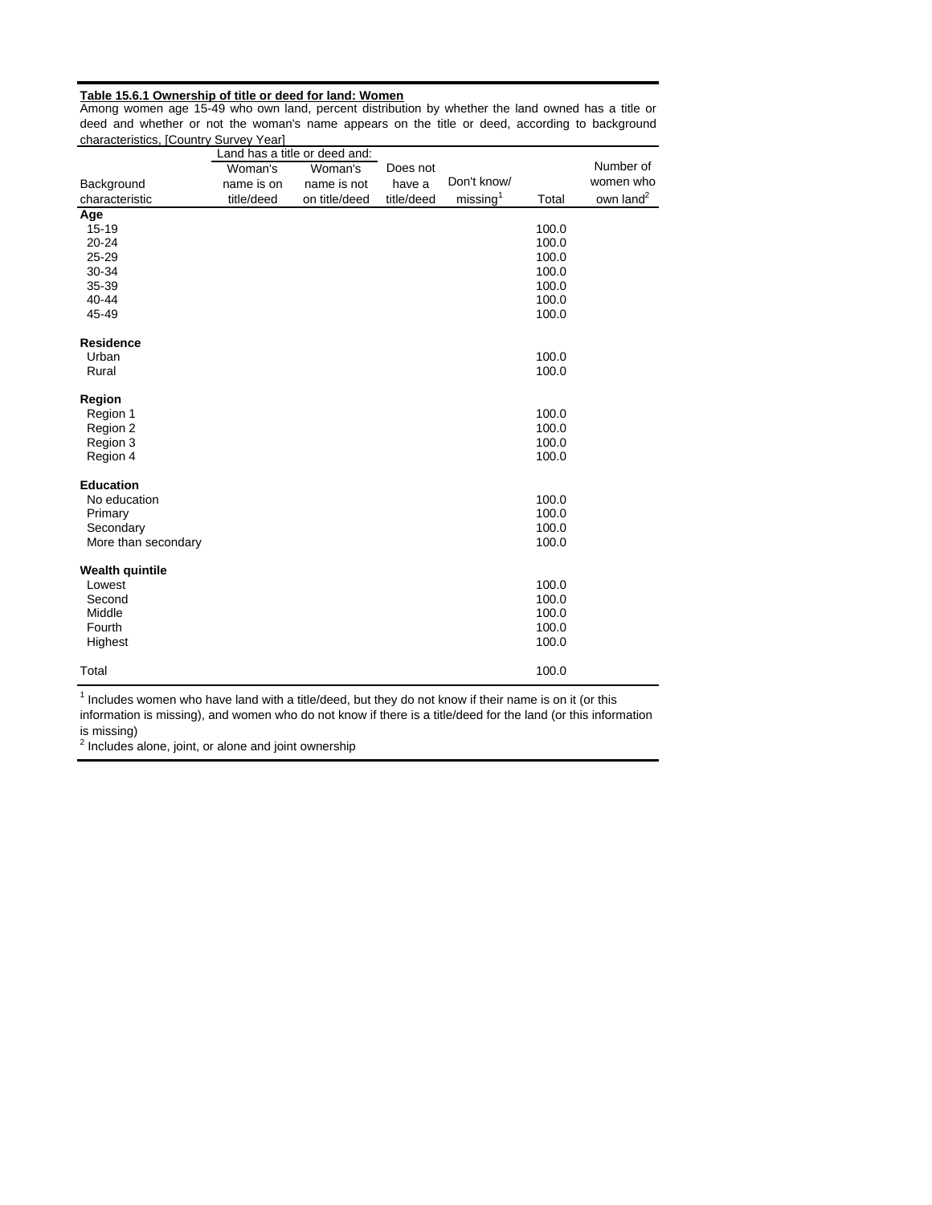**Table 15.6.1 Ownership of title or deed for land: Women**

Among women age 15-49 who own land, percent distribution by whether the land owned has a title or deed and whether or not the woman's name appears on the title or deed, according to background characteristics, [Country Survey Year]

| Background characteristic | Land has a title or deed and: | | Does not have a title/deed | Don't know/ missing[1] | Total | Number of women who own land[2] |
|---|---|---|---|---|---|---|
| | Woman's name is on title/deed | Woman's name is not on title/deed | | | | |
| **Age** | | | | | | |
| 15-19 | | | | | 100.0 | |
| 20-24 | | | | | 100.0 | |
| 25-29 | | | | | 100.0 | |
| 30-34 | | | | | 100.0 | |
| 35-39 | | | | | 100.0 | |
| 40-44 | | | | | 100.0 | |
| 45-49 | | | | | 100.0 | |
| **Residence** | | | | | | |
| Urban | | | | | 100.0 | |
| Rural | | | | | 100.0 | |
| **Region** | | | | | | |
| Region 1 | | | | | 100.0 | |
| Region 2 | | | | | 100.0 | |
| Region 3 | | | | | 100.0 | |
| Region 4 | | | | | 100.0 | |
| **Education** | | | | | | |
| No education | | | | | 100.0 | |
| Primary | | | | | 100.0 | |
| Secondary | | | | | 100.0 | |
| More than secondary | | | | | 100.0 | |
| **Wealth quintile** | | | | | | |
| Lowest | | | | | 100.0 | |
| Second | | | | | 100.0 | |
| Middle | | | | | 100.0 | |
| Fourth | | | | | 100.0 | |
| Highest | | | | | 100.0 | |
| Total | | | | | 100.0 | |

[1] Includes women who have land with a title/deed, but they do not know if their name is on it (or this information is missing), and women who do not know if there is a title/deed for the land (or this information is missing)

[2] Includes alone, joint, or alone and joint ownership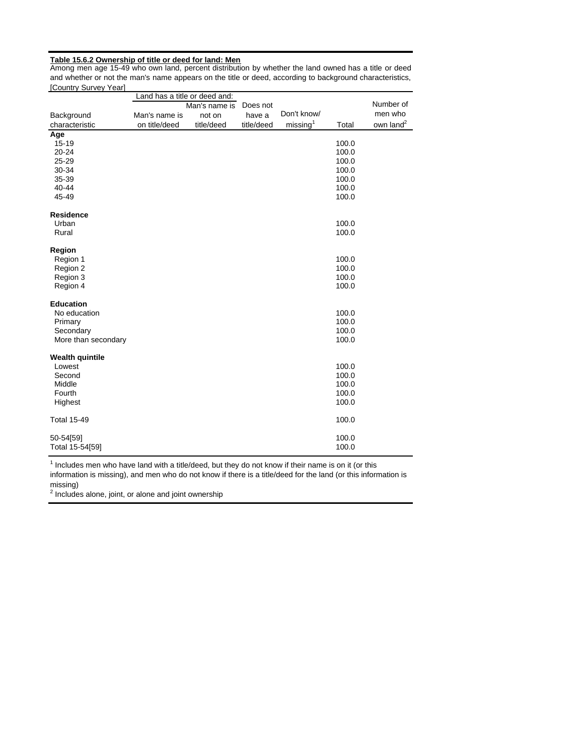**Table 15.6.2 Ownership of title or deed for land: Men**

Among men age 15-49 who own land, percent distribution by whether the land owned has a title or deed and whether or not the man's name appears on the title or deed, according to background characteristics, [Country Survey Year]

| Background characteristic | Land has a title or deed and: | | Does not have a title/deed | Don't know/ missing[1] | Total | Number of men who own land[2] |
|---|---|---|---|---|---|---|
| | Man's name is on title/deed | Man's name is not on title/deed | | | | |
| **Age** | | | | | | |
| 15-19 | | | | | 100.0 | |
| 20-24 | | | | | 100.0 | |
| 25-29 | | | | | 100.0 | |
| 30-34 | | | | | 100.0 | |
| 35-39 | | | | | 100.0 | |
| 40-44 | | | | | 100.0 | |
| 45-49 | | | | | 100.0 | |
| **Residence** | | | | | | |
| Urban | | | | | 100.0 | |
| Rural | | | | | 100.0 | |
| **Region** | | | | | | |
| Region 1 | | | | | 100.0 | |
| Region 2 | | | | | 100.0 | |
| Region 3 | | | | | 100.0 | |
| Region 4 | | | | | 100.0 | |
| **Education** | | | | | | |
| No education | | | | | 100.0 | |
| Primary | | | | | 100.0 | |
| Secondary | | | | | 100.0 | |
| More than secondary | | | | | 100.0 | |
| **Wealth quintile** | | | | | | |
| Lowest | | | | | 100.0 | |
| Second | | | | | 100.0 | |
| Middle | | | | | 100.0 | |
| Fourth | | | | | 100.0 | |
| Highest | | | | | 100.0 | |
| Total 15-49 | | | | | 100.0 | |
| 50-54[59] | | | | | 100.0 | |
| Total 15-54[59] | | | | | 100.0 | |

[1] Includes men who have land with a title/deed, but they do not know if their name is on it (or this information is missing), and men who do not know if there is a title/deed for the land (or this information is missing)

[2] Includes alone, joint, or alone and joint ownership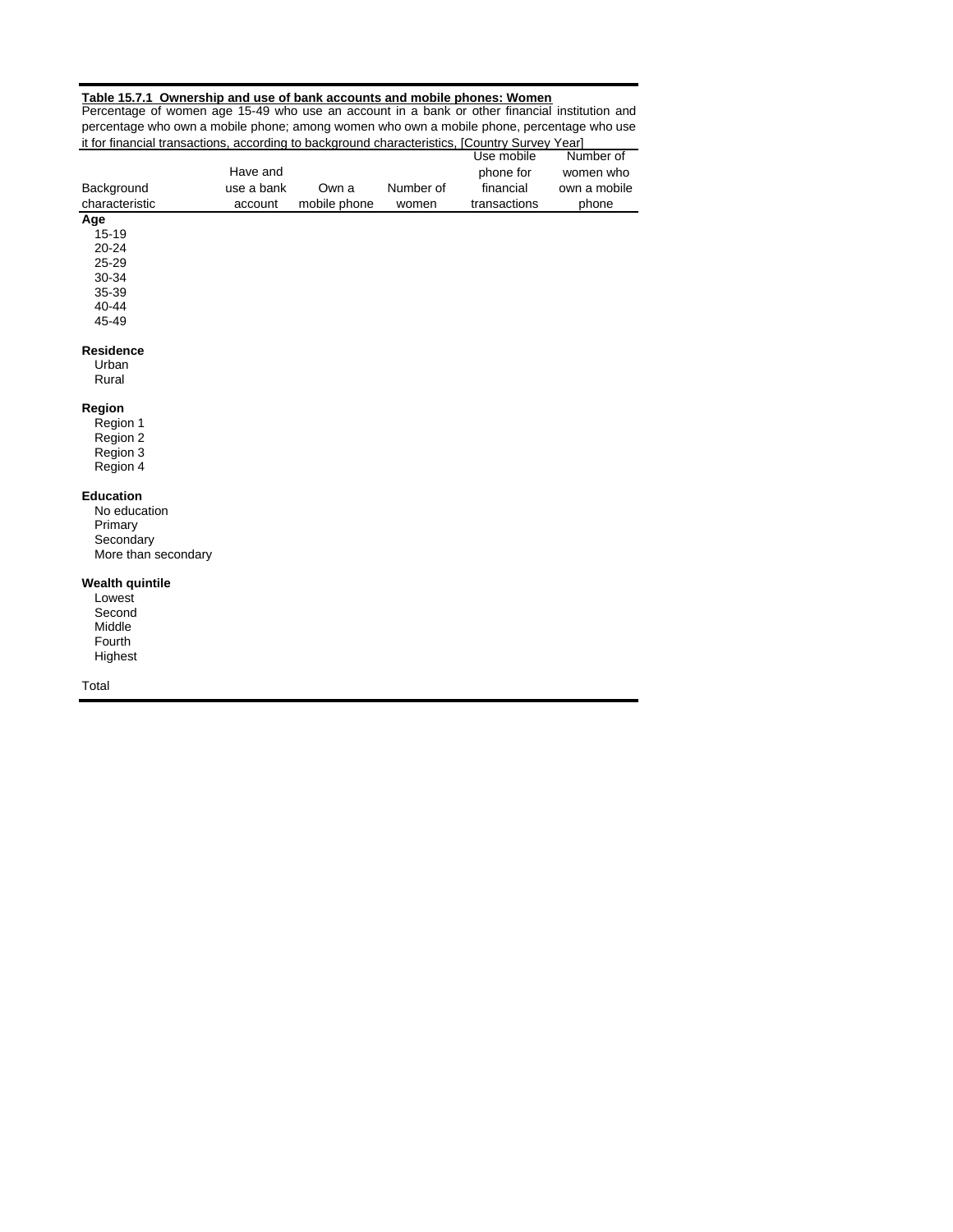**Table 15.7.1 Ownership and use of bank accounts and mobile phones: Women**

Percentage of women age 15-49 who use an account in a bank or other financial institution and percentage who own a mobile phone; among women who own a mobile phone, percentage who use it for financial transactions, according to background characteristics, [Country Survey Year]

| Background characteristic | Have and use a bank account | Own a mobile phone | Number of women | Use mobile phone for financial transactions | Number of women who own a mobile phone |
|---|---|---|---|---|---|
| **Age** | | | | | |
| 15-19 | | | | | |
| 20-24 | | | | | |
| 25-29 | | | | | |
| 30-34 | | | | | |
| 35-39 | | | | | |
| 40-44 | | | | | |
| 45-49 | | | | | |
| | | | | | |
| **Residence** | | | | | |
| Urban | | | | | |
| Rural | | | | | |
| | | | | | |
| **Region** | | | | | |
| Region 1 | | | | | |
| Region 2 | | | | | |
| Region 3 | | | | | |
| Region 4 | | | | | |
| | | | | | |
| **Education** | | | | | |
| No education | | | | | |
| Primary | | | | | |
| Secondary | | | | | |
| More than secondary | | | | | |
| | | | | | |
| **Wealth quintile** | | | | | |
| Lowest | | | | | |
| Second | | | | | |
| Middle | | | | | |
| Fourth | | | | | |
| Highest | | | | | |
| | | | | | |
| Total | | | | | |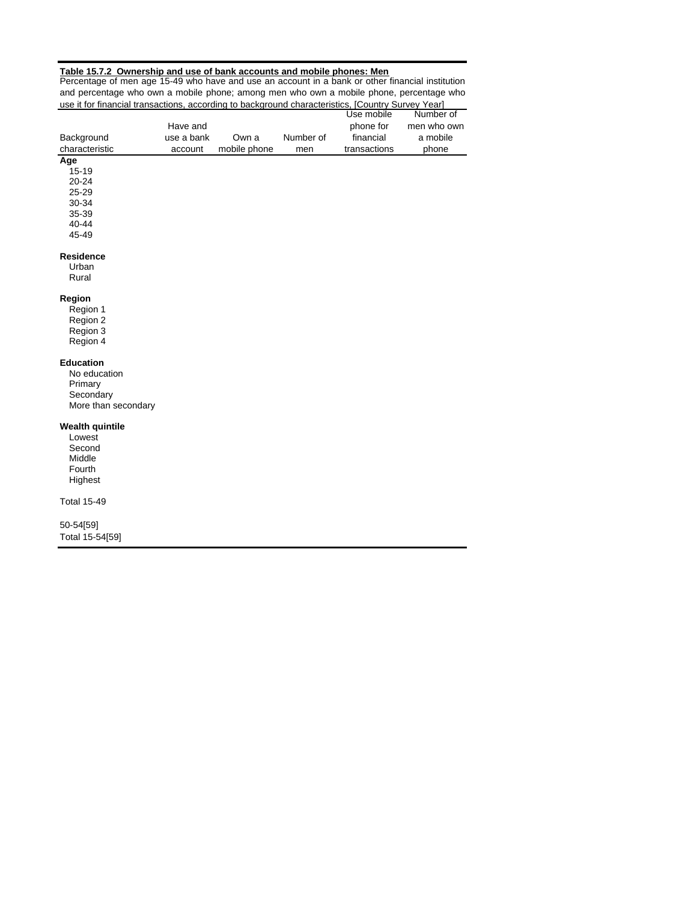**Table 15.7.2 Ownership and use of bank accounts and mobile phones: Men**

Percentage of men age 15-49 who have and use an account in a bank or other financial institution and percentage who own a mobile phone; among men who own a mobile phone, percentage who use it for financial transactions, according to background characteristics, [Country Survey Year]

| Background characteristic | Have and use a bank account | Own a mobile phone | Number of men | Use mobile phone for financial transactions | Number of men who own a mobile phone |
|---|---|---|---|---|---|
| **Age** | | | | | |
| 15-19 | | | | | |
| 20-24 | | | | | |
| 25-29 | | | | | |
| 30-34 | | | | | |
| 35-39 | | | | | |
| 40-44 | | | | | |
| 45-49 | | | | | |
| **Residence** | | | | | |
| Urban | | | | | |
| Rural | | | | | |
| **Region** | | | | | |
| Region 1 | | | | | |
| Region 2 | | | | | |
| Region 3 | | | | | |
| Region 4 | | | | | |
| **Education** | | | | | |
| No education | | | | | |
| Primary | | | | | |
| Secondary | | | | | |
| More than secondary | | | | | |
| **Wealth quintile** | | | | | |
| Lowest | | | | | |
| Second | | | | | |
| Middle | | | | | |
| Fourth | | | | | |
| Highest | | | | | |
| Total 15-49 | | | | | |
| 50-54[59] | | | | | |
| Total 15-54[59] | | | | | |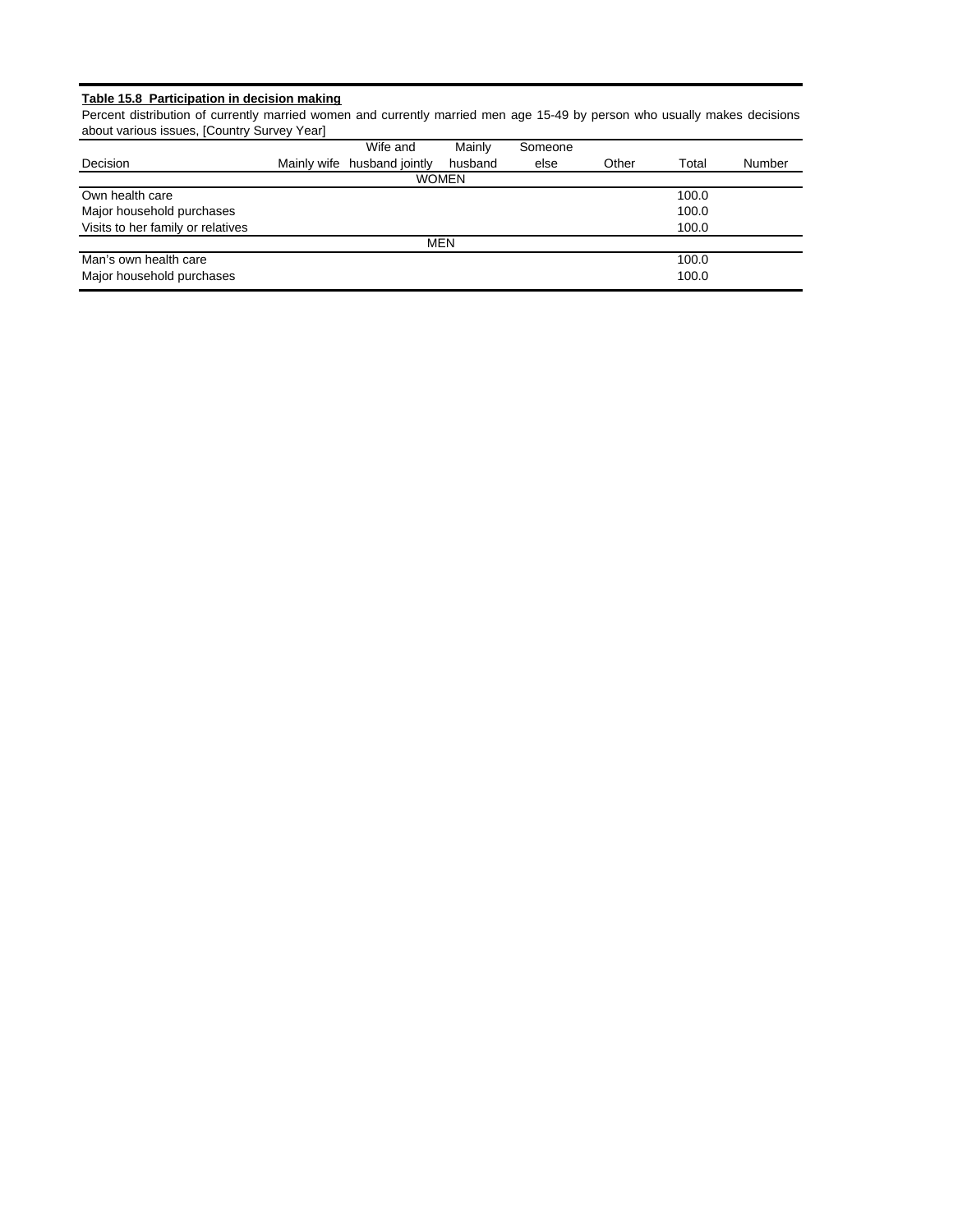**Table 15.8 Participation in decision making**

Percent distribution of currently married women and currently married men age 15-49 by person who usually makes decisions about various issues, [Country Survey Year]

| Decision | Mainly wife | Wife and husband jointly | Mainly husband | Someone else | Other | Total | Number |
|---|---|---|---|---|---|---|---|
| | | | WOMEN | | | | |
| Own health care | | | | | | 100.0 | |
| Major household purchases | | | | | | 100.0 | |
| Visits to her family or relatives | | | | | | 100.0 | |
| | | | MEN | | | | |
| Man's own health care | | | | | | 100.0 | |
| Major household purchases | | | | | | 100.0 | |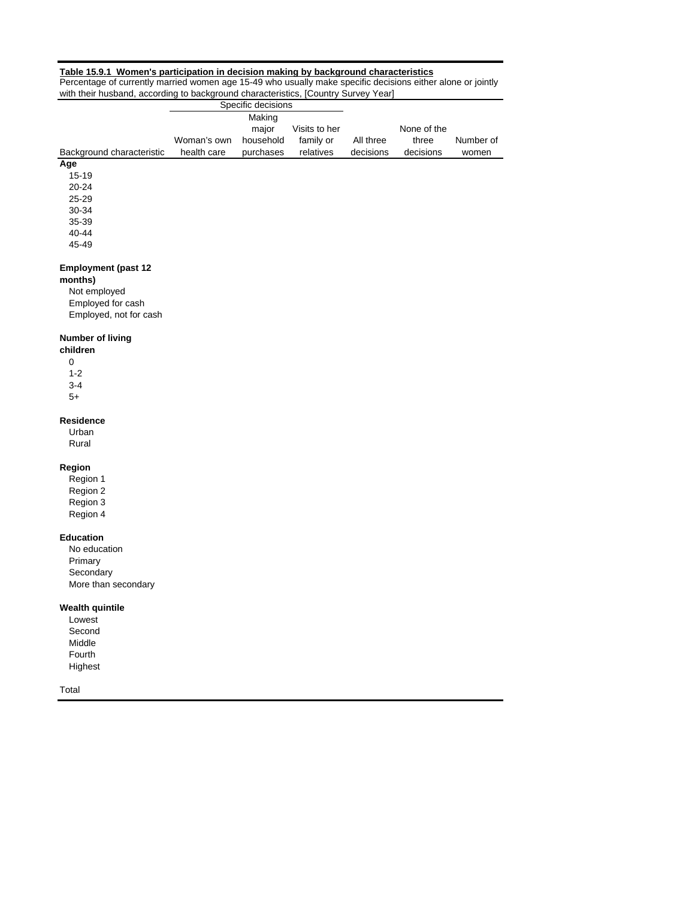**Table 15.9.1 Women's participation in decision making by background characteristics**

Percentage of currently married women age 15-49 who usually make specific decisions either alone or jointly with their husband, according to background characteristics, [Country Survey Year]

| Background characteristic | Specific decisions: Woman's own health care | Making major household purchases | Visits to her family or relatives | All three decisions | None of the three decisions | Number of women |
|---|---|---|---|---|---|---|
| **Age** | | | | | | |
| 15-19 | | | | | | |
| 20-24 | | | | | | |
| 25-29 | | | | | | |
| 30-34 | | | | | | |
| 35-39 | | | | | | |
| 40-44 | | | | | | |
| 45-49 | | | | | | |
| **Employment (past 12 months)** | | | | | | |
| Not employed | | | | | | |
| Employed for cash | | | | | | |
| Employed, not for cash | | | | | | |
| **Number of living children** | | | | | | |
| 0 | | | | | | |
| 1-2 | | | | | | |
| 3-4 | | | | | | |
| 5+ | | | | | | |
| **Residence** | | | | | | |
| Urban | | | | | | |
| Rural | | | | | | |
| **Region** | | | | | | |
| Region 1 | | | | | | |
| Region 2 | | | | | | |
| Region 3 | | | | | | |
| Region 4 | | | | | | |
| **Education** | | | | | | |
| No education | | | | | | |
| Primary | | | | | | |
| Secondary | | | | | | |
| More than secondary | | | | | | |
| **Wealth quintile** | | | | | | |
| Lowest | | | | | | |
| Second | | | | | | |
| Middle | | | | | | |
| Fourth | | | | | | |
| Highest | | | | | | |
| Total | | | | | | |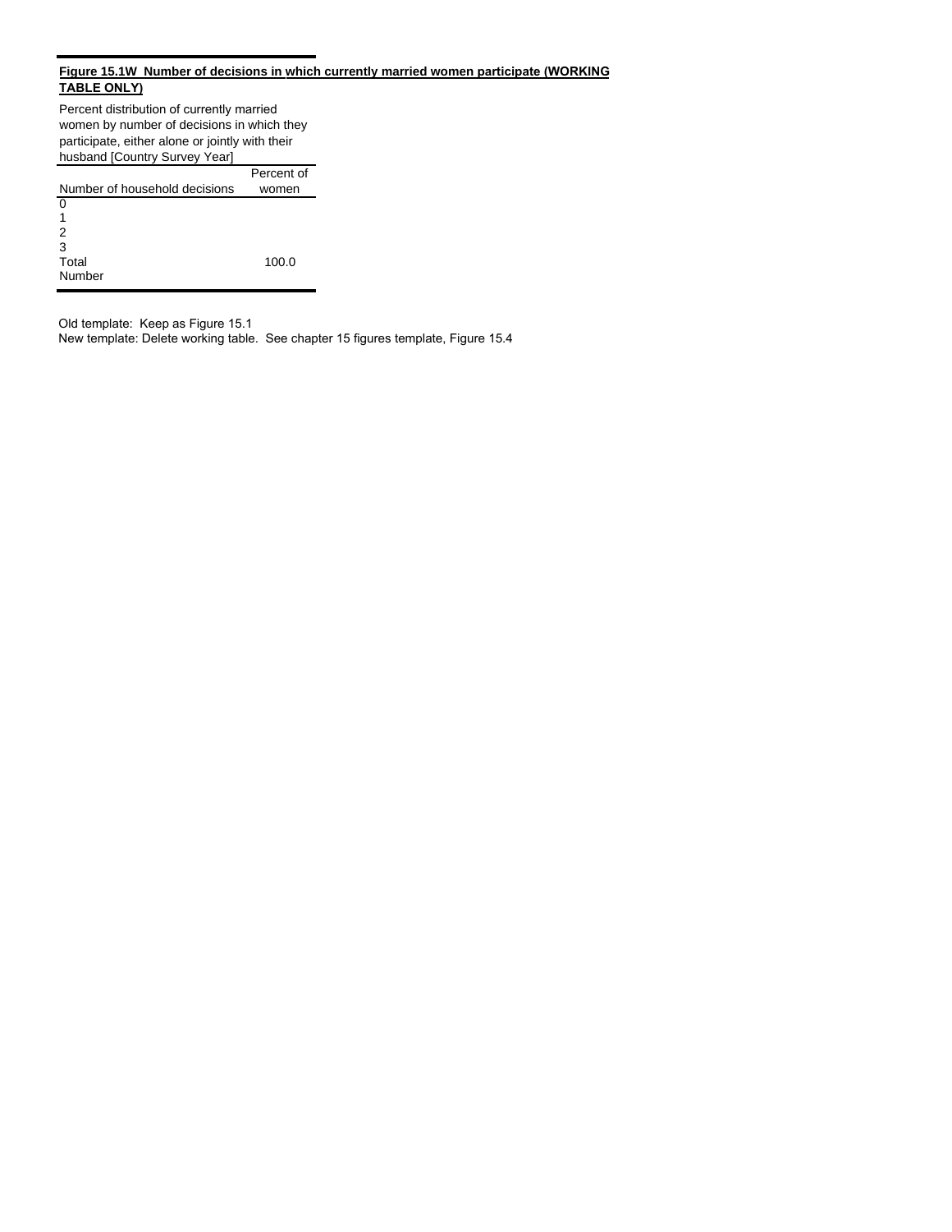**Figure 15.1W Number of decisions in which currently married women participate (WORKING TABLE ONLY)**

Percent distribution of currently married women by number of decisions in which they participate, either alone or jointly with their husband [Country Survey Year]

| Number of household decisions | Percent of women |
|---|---|
| 0 | |
| 1 | |
| 2 | |
| 3 | |
| Total | 100.0 |
| Number | |

Old template: Keep as Figure 15.1
New template: Delete working table. See chapter 15 figures template, Figure 15.4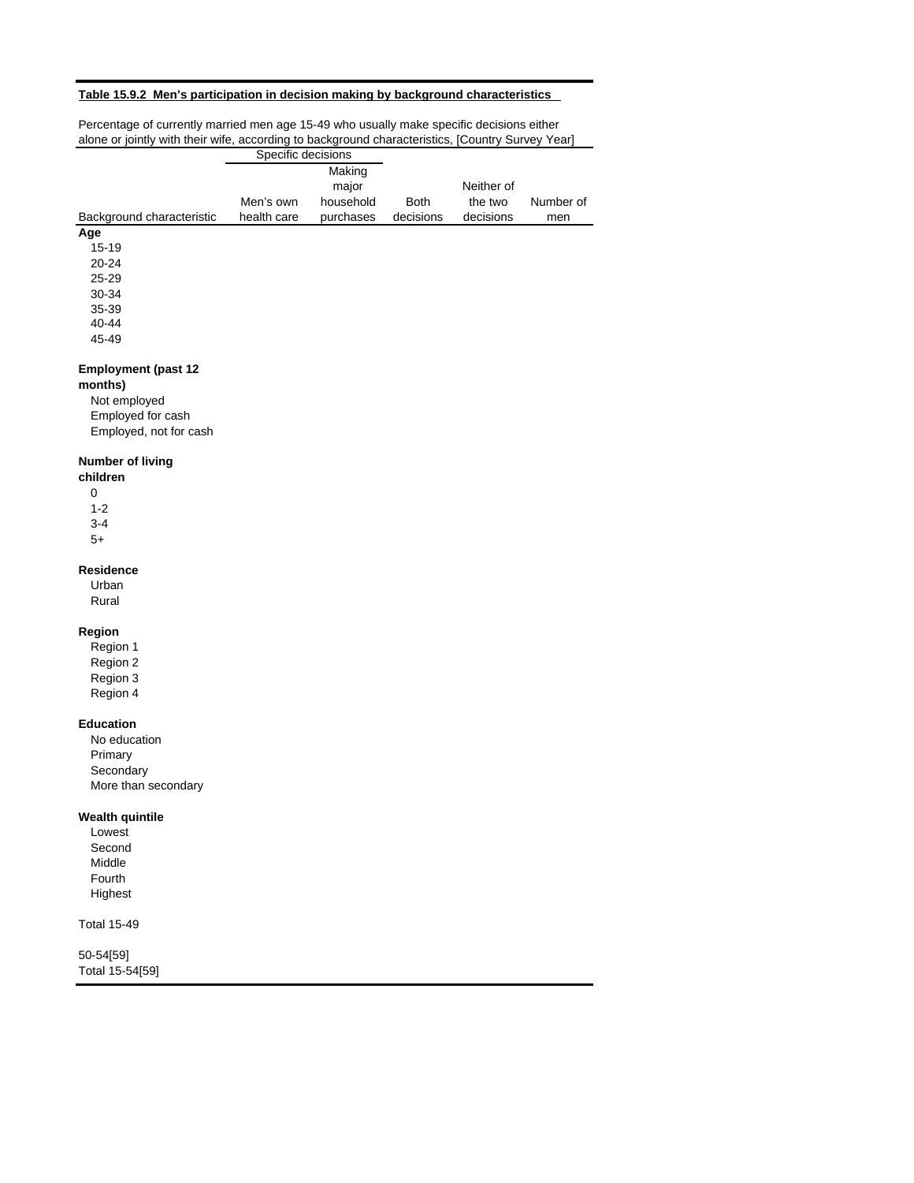**Table 15.9.2 Men's participation in decision making by background characteristics**

Percentage of currently married men age 15-49 who usually make specific decisions either alone or jointly with their wife, according to background characteristics, [Country Survey Year]

| | Specific decisions | | | | |
|---|---|---|---|---|---|
| Background characteristic | Men's own health care | Making major household purchases | Both decisions | Neither of the two decisions | Number of men |
| **Age** | | | | | |
| 15-19 | | | | | |
| 20-24 | | | | | |
| 25-29 | | | | | |
| 30-34 | | | | | |
| 35-39 | | | | | |
| 40-44 | | | | | |
| 45-49 | | | | | |
| | | | | | |
| **Employment (past 12 months)** | | | | | |
| Not employed | | | | | |
| Employed for cash | | | | | |
| Employed, not for cash | | | | | |
| | | | | | |
| **Number of living children** | | | | | |
| 0 | | | | | |
| 1-2 | | | | | |
| 3-4 | | | | | |
| 5+ | | | | | |
| | | | | | |
| **Residence** | | | | | |
| Urban | | | | | |
| Rural | | | | | |
| | | | | | |
| **Region** | | | | | |
| Region 1 | | | | | |
| Region 2 | | | | | |
| Region 3 | | | | | |
| Region 4 | | | | | |
| | | | | | |
| **Education** | | | | | |
| No education | | | | | |
| Primary | | | | | |
| Secondary | | | | | |
| More than secondary | | | | | |
| | | | | | |
| **Wealth quintile** | | | | | |
| Lowest | | | | | |
| Second | | | | | |
| Middle | | | | | |
| Fourth | | | | | |
| Highest | | | | | |
| | | | | | |
| Total 15-49 | | | | | |
| | | | | | |
| 50-54[59] | | | | | |
| Total 15-54[59] | | | | | |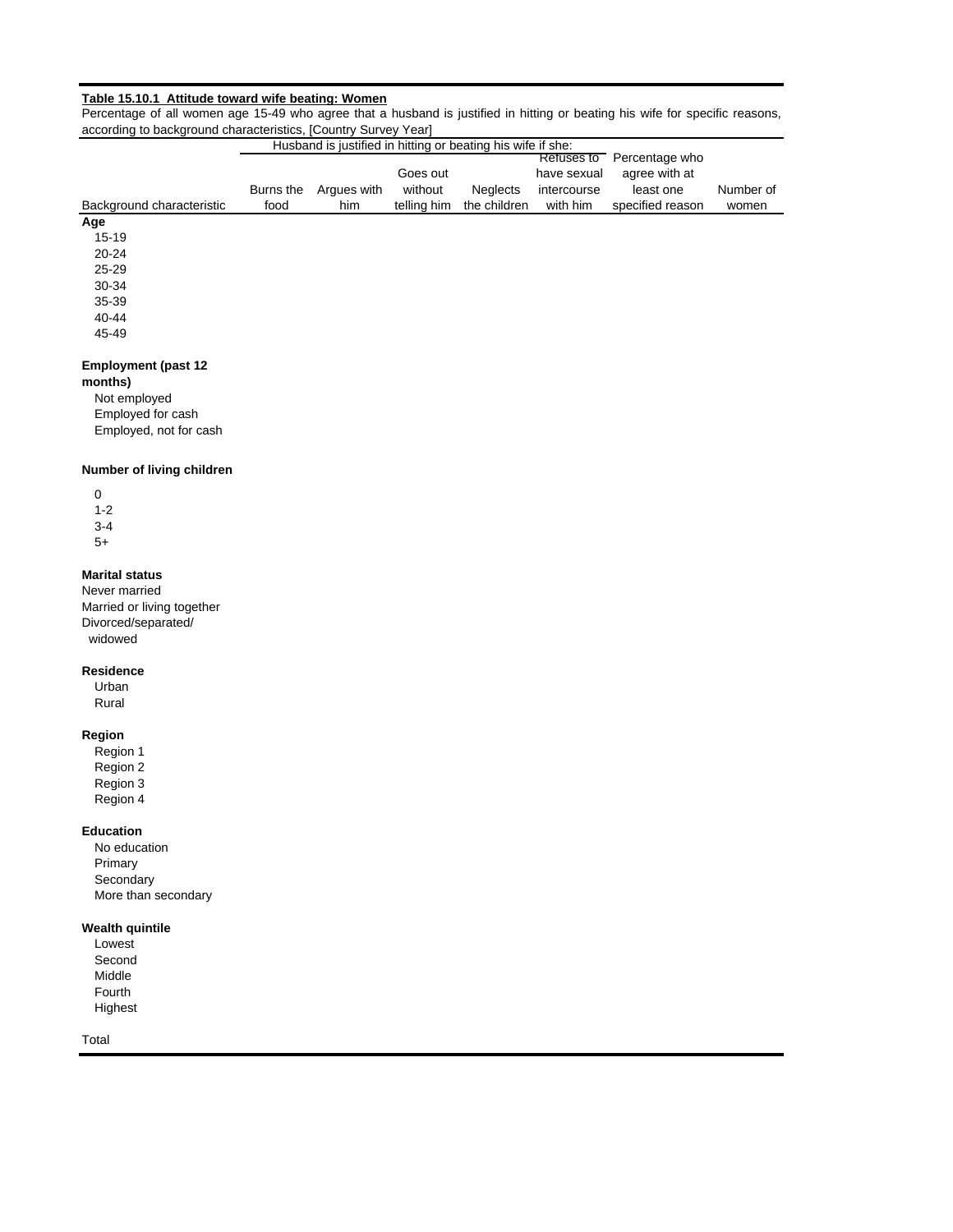**Table 15.10.1 Attitude toward wife beating: Women**

Percentage of all women age 15-49 who agree that a husband is justified in hitting or beating his wife for specific reasons, according to background characteristics, [Country Survey Year]

| | Husband is justified in hitting or beating his wife if she: | | | | | | |
|---|---|---|---|---|---|---|---|
| Background characteristic | Burns the food | Argues with him | Goes out without telling him | Neglects the children | Refuses to have sexual intercourse with him | Percentage who agree with at least one specified reason | Number of women |
| **Age** | | | | | | | |
| 15-19 | | | | | | | |
| 20-24 | | | | | | | |
| 25-29 | | | | | | | |
| 30-34 | | | | | | | |
| 35-39 | | | | | | | |
| 40-44 | | | | | | | |
| 45-49 | | | | | | | |
| **Employment (past 12 months)** | | | | | | | |
| Not employed | | | | | | | |
| Employed for cash | | | | | | | |
| Employed, not for cash | | | | | | | |
| **Number of living children** | | | | | | | |
| 0 | | | | | | | |
| 1-2 | | | | | | | |
| 3-4 | | | | | | | |
| 5+ | | | | | | | |
| **Marital status** | | | | | | | |
| Never married | | | | | | | |
| Married or living together | | | | | | | |
| Divorced/separated/ widowed | | | | | | | |
| **Residence** | | | | | | | |
| Urban | | | | | | | |
| Rural | | | | | | | |
| **Region** | | | | | | | |
| Region 1 | | | | | | | |
| Region 2 | | | | | | | |
| Region 3 | | | | | | | |
| Region 4 | | | | | | | |
| **Education** | | | | | | | |
| No education | | | | | | | |
| Primary | | | | | | | |
| Secondary | | | | | | | |
| More than secondary | | | | | | | |
| **Wealth quintile** | | | | | | | |
| Lowest | | | | | | | |
| Second | | | | | | | |
| Middle | | | | | | | |
| Fourth | | | | | | | |
| Highest | | | | | | | |
| Total | | | | | | | |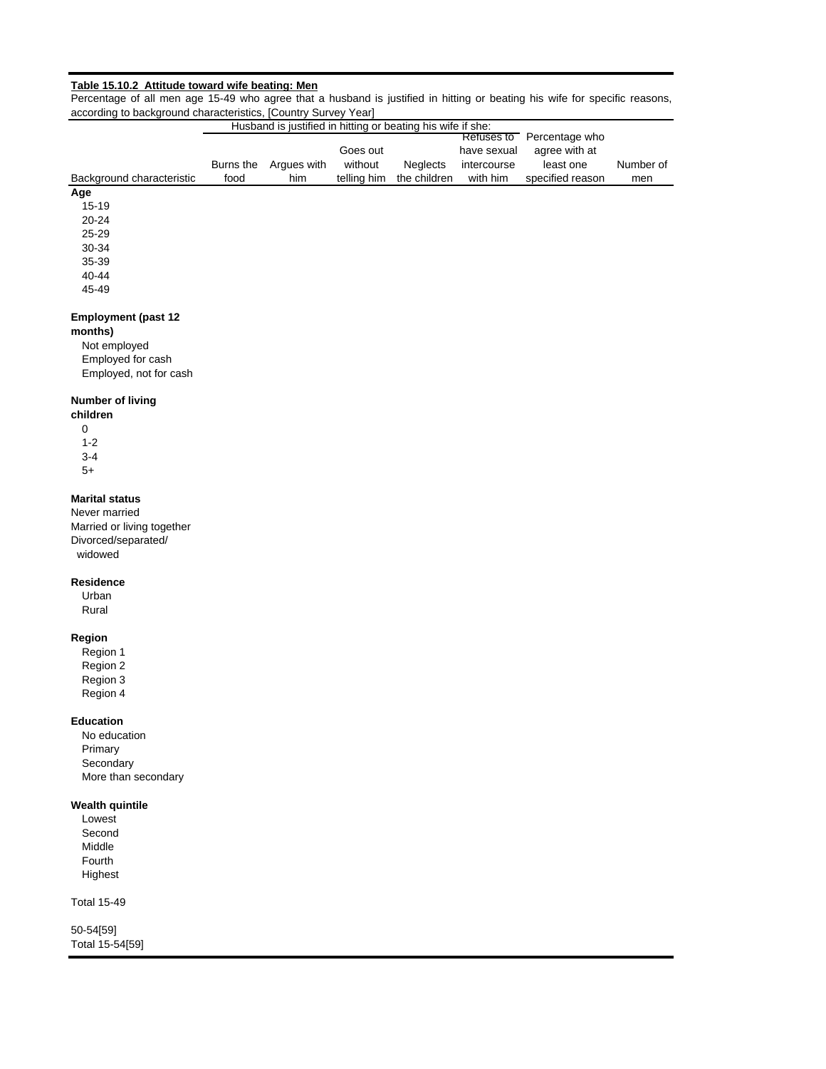**Table 15.10.2 Attitude toward wife beating: Men**

Percentage of all men age 15-49 who agree that a husband is justified in hitting or beating his wife for specific reasons, according to background characteristics, [Country Survey Year]

| Background characteristic | Husband is justified in hitting or beating his wife if she: Burns the food | Argues with him | Goes out without telling him | Neglects the children | Refuses to have sexual intercourse with him | Percentage who agree with at least one specified reason | Number of men |
|---|---|---|---|---|---|---|---|
| **Age** | | | | | | | |
| 15-19 | | | | | | | |
| 20-24 | | | | | | | |
| 25-29 | | | | | | | |
| 30-34 | | | | | | | |
| 35-39 | | | | | | | |
| 40-44 | | | | | | | |
| 45-49 | | | | | | | |
| **Employment (past 12 months)** | | | | | | | |
| Not employed | | | | | | | |
| Employed for cash | | | | | | | |
| Employed, not for cash | | | | | | | |
| **Number of living children** | | | | | | | |
| 0 | | | | | | | |
| 1-2 | | | | | | | |
| 3-4 | | | | | | | |
| 5+ | | | | | | | |
| **Marital status** | | | | | | | |
| Never married | | | | | | | |
| Married or living together | | | | | | | |
| Divorced/separated/ widowed | | | | | | | |
| **Residence** | | | | | | | |
| Urban | | | | | | | |
| Rural | | | | | | | |
| **Region** | | | | | | | |
| Region 1 | | | | | | | |
| Region 2 | | | | | | | |
| Region 3 | | | | | | | |
| Region 4 | | | | | | | |
| **Education** | | | | | | | |
| No education | | | | | | | |
| Primary | | | | | | | |
| Secondary | | | | | | | |
| More than secondary | | | | | | | |
| **Wealth quintile** | | | | | | | |
| Lowest | | | | | | | |
| Second | | | | | | | |
| Middle | | | | | | | |
| Fourth | | | | | | | |
| Highest | | | | | | | |
| Total 15-49 | | | | | | | |
| 50-54[59] | | | | | | | |
| Total 15-54[59] | | | | | | | |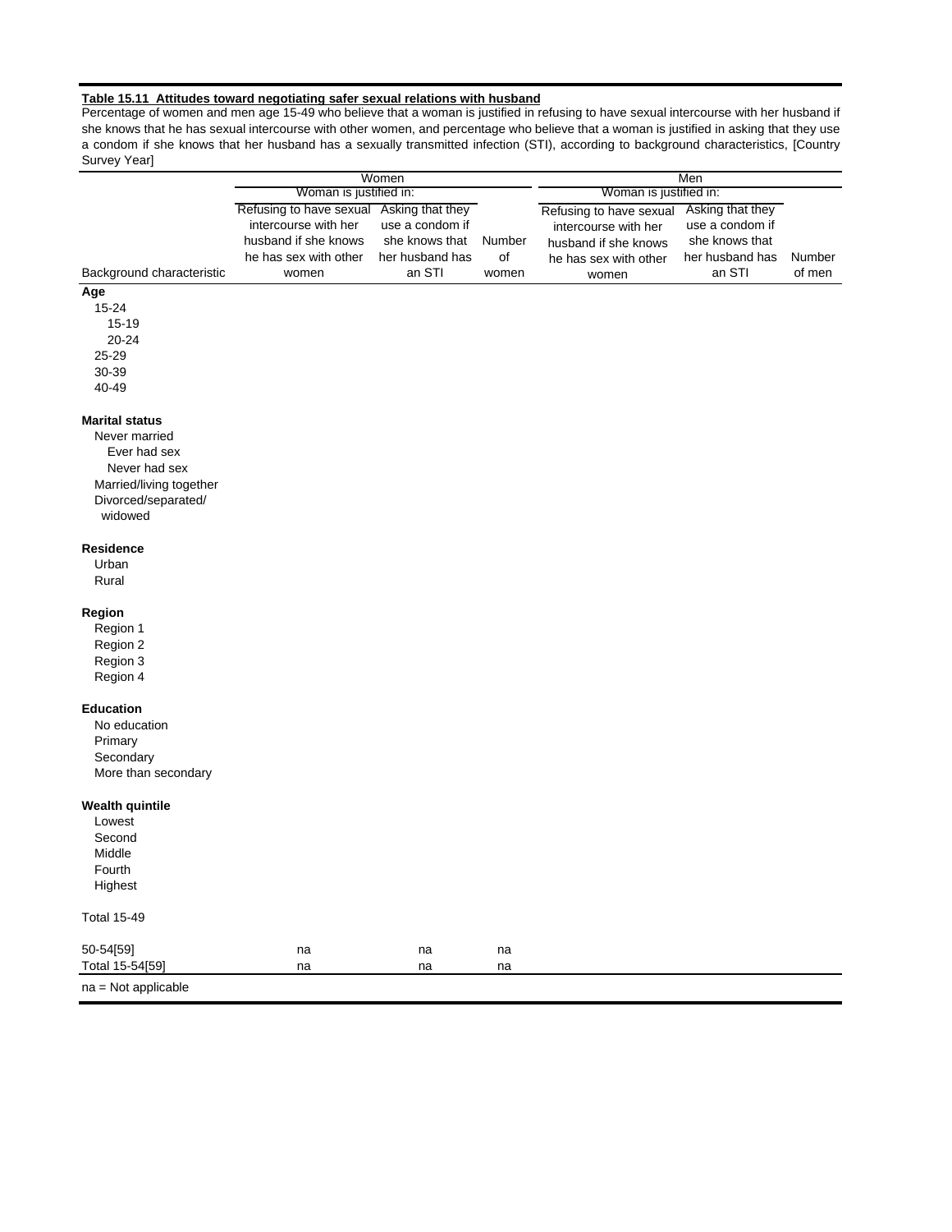**Table 15.11 Attitudes toward negotiating safer sexual relations with husband**

Percentage of women and men age 15-49 who believe that a woman is justified in refusing to have sexual intercourse with her husband if she knows that he has sexual intercourse with other women, and percentage who believe that a woman is justified in asking that they use a condom if she knows that her husband has a sexually transmitted infection (STI), according to background characteristics, [Country Survey Year]

| | Women | | | Men | | |
|---|---|---|---|---|---|---|
| | Woman is justified in: | | | Woman is justified in: | | |
| Background characteristic | Refusing to have sexual intercourse with her husband if she knows he has sex with other women | Asking that they use a condom if she knows that her husband has an STI | Number of women | Refusing to have sexual intercourse with her husband if she knows he has sex with other women | Asking that they use a condom if she knows that her husband has an STI | Number of men |
| **Age** | | | | | | |
| 15-24 | | | | | | |
| 15-19 | | | | | | |
| 20-24 | | | | | | |
| 25-29 | | | | | | |
| 30-39 | | | | | | |
| 40-49 | | | | | | |
| **Marital status** | | | | | | |
| Never married | | | | | | |
| Ever had sex | | | | | | |
| Never had sex | | | | | | |
| Married/living together | | | | | | |
| Divorced/separated/ widowed | | | | | | |
| **Residence** | | | | | | |
| Urban | | | | | | |
| Rural | | | | | | |
| **Region** | | | | | | |
| Region 1 | | | | | | |
| Region 2 | | | | | | |
| Region 3 | | | | | | |
| Region 4 | | | | | | |
| **Education** | | | | | | |
| No education | | | | | | |
| Primary | | | | | | |
| Secondary | | | | | | |
| More than secondary | | | | | | |
| **Wealth quintile** | | | | | | |
| Lowest | | | | | | |
| Second | | | | | | |
| Middle | | | | | | |
| Fourth | | | | | | |
| Highest | | | | | | |
| Total 15-49 | | | | | | |
| 50-54[59] | na | na | na | | | |
| Total 15-54[59] | na | na | na | | | |

na = Not applicable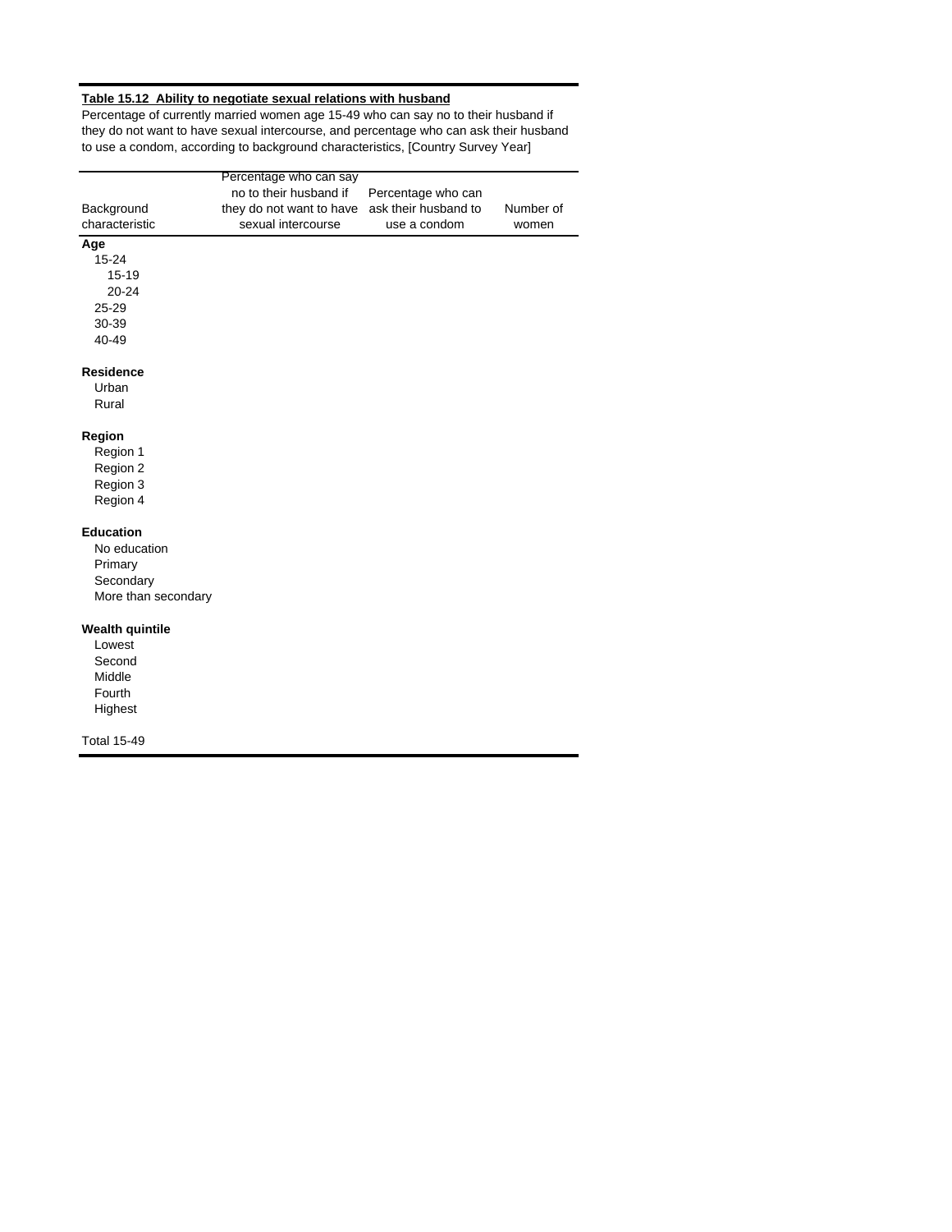**Table 15.12 Ability to negotiate sexual relations with husband**

Percentage of currently married women age 15-49 who can say no to their husband if they do not want to have sexual intercourse, and percentage who can ask their husband to use a condom, according to background characteristics, [Country Survey Year]

| Background characteristic | Percentage who can say no to their husband if they do not want to have sexual intercourse | Percentage who can ask their husband to use a condom | Number of women |
|---|---|---|---|
| **Age** | | | |
| 15-24 | | | |
| 15-19 | | | |
| 20-24 | | | |
| 25-29 | | | |
| 30-39 | | | |
| 40-49 | | | |
| **Residence** | | | |
| Urban | | | |
| Rural | | | |
| **Region** | | | |
| Region 1 | | | |
| Region 2 | | | |
| Region 3 | | | |
| Region 4 | | | |
| **Education** | | | |
| No education | | | |
| Primary | | | |
| Secondary | | | |
| More than secondary | | | |
| **Wealth quintile** | | | |
| Lowest | | | |
| Second | | | |
| Middle | | | |
| Fourth | | | |
| Highest | | | |
| Total 15-49 | | | |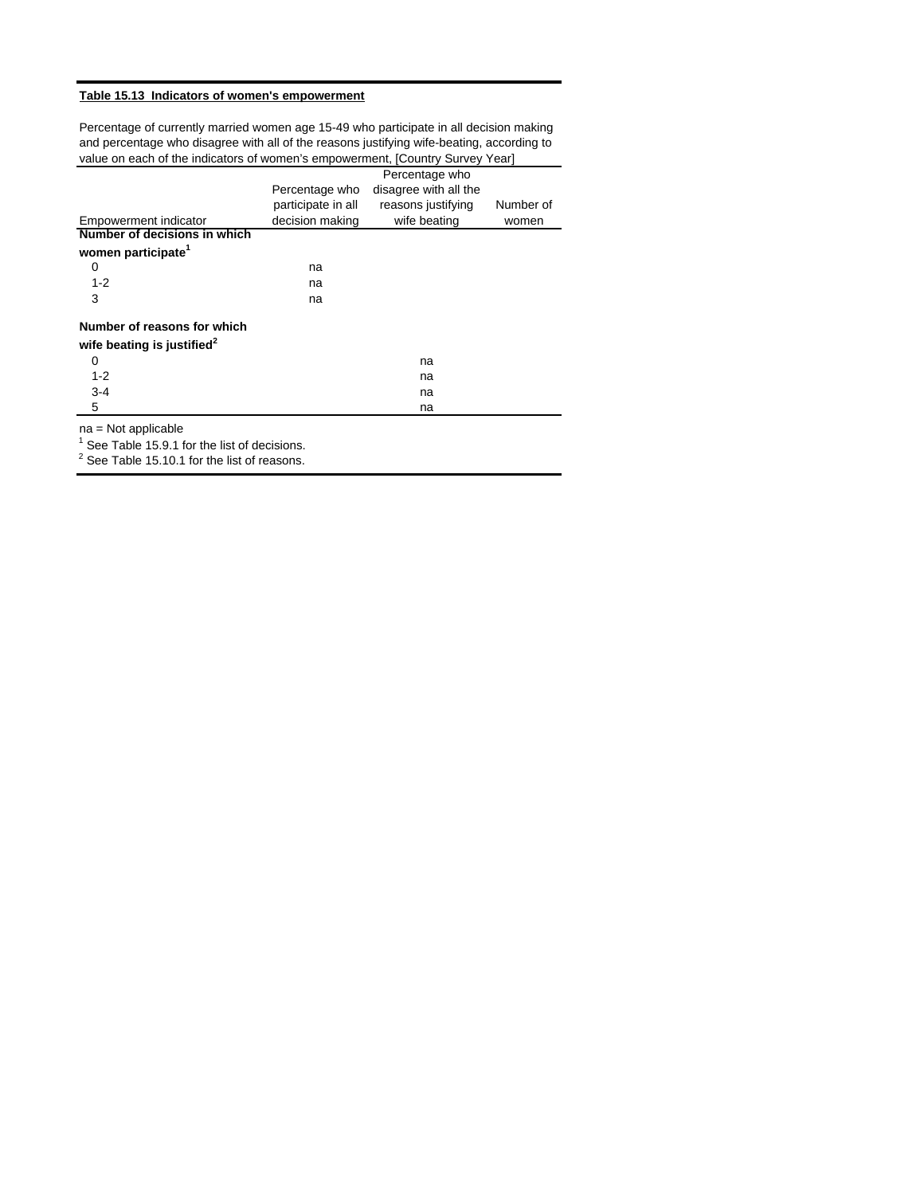**Table 15.13 Indicators of women's empowerment**

Percentage of currently married women age 15-49 who participate in all decision making and percentage who disagree with all of the reasons justifying wife-beating, according to value on each of the indicators of women's empowerment, [Country Survey Year]

| Empowerment indicator | Percentage who participate in all decision making | Percentage who disagree with all the reasons justifying wife beating | Number of women |
|---|---|---|---|
| **Number of decisions in which women participate[1]** | | | |
| 0 | na | | |
| 1-2 | na | | |
| 3 | na | | |
| **Number of reasons for which wife beating is justified[2]** | | | |
| 0 | | na | |
| 1-2 | | na | |
| 3-4 | | na | |
| 5 | | na | |

na = Not applicable
[1] See Table 15.9.1 for the list of decisions.
[2] See Table 15.10.1 for the list of reasons.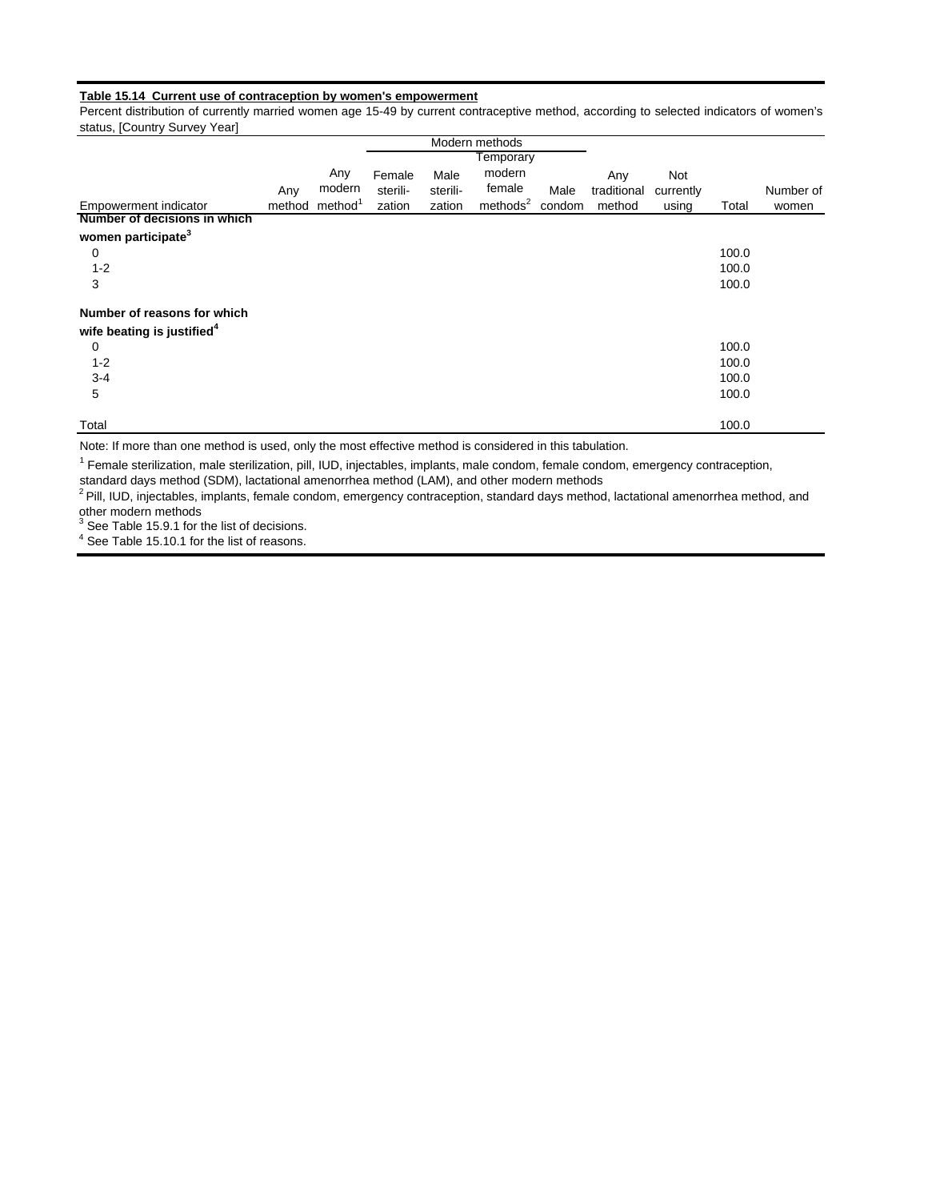**Table 15.14 Current use of contraception by women's empowerment**

Percent distribution of currently married women age 15-49 by current contraceptive method, according to selected indicators of women's status, [Country Survey Year]

| Empowerment indicator | Any method | Any modern method[1] | Modern methods: Female sterili-zation | Modern methods: Male sterili-zation | Modern methods: Temporary modern female methods[2] | Modern methods: Male condom | Any traditional method | Not currently using | Total | Number of women |
|---|---|---|---|---|---|---|---|---|---|---|
| **Number of decisions in which women participate[3]** | | | | | | | | | | |
| 0 | | | | | | | | | 100.0 | |
| 1-2 | | | | | | | | | 100.0 | |
| 3 | | | | | | | | | 100.0 | |
| **Number of reasons for which wife beating is justified[4]** | | | | | | | | | | |
| 0 | | | | | | | | | 100.0 | |
| 1-2 | | | | | | | | | 100.0 | |
| 3-4 | | | | | | | | | 100.0 | |
| 5 | | | | | | | | | 100.0 | |
| Total | | | | | | | | | 100.0 | |

Note: If more than one method is used, only the most effective method is considered in this tabulation.

[1] Female sterilization, male sterilization, pill, IUD, injectables, implants, male condom, female condom, emergency contraception, standard days method (SDM), lactational amenorrhea method (LAM), and other modern methods

[2] Pill, IUD, injectables, implants, female condom, emergency contraception, standard days method, lactational amenorrhea method, and other modern methods

[3] See Table 15.9.1 for the list of decisions.

[4] See Table 15.10.1 for the list of reasons.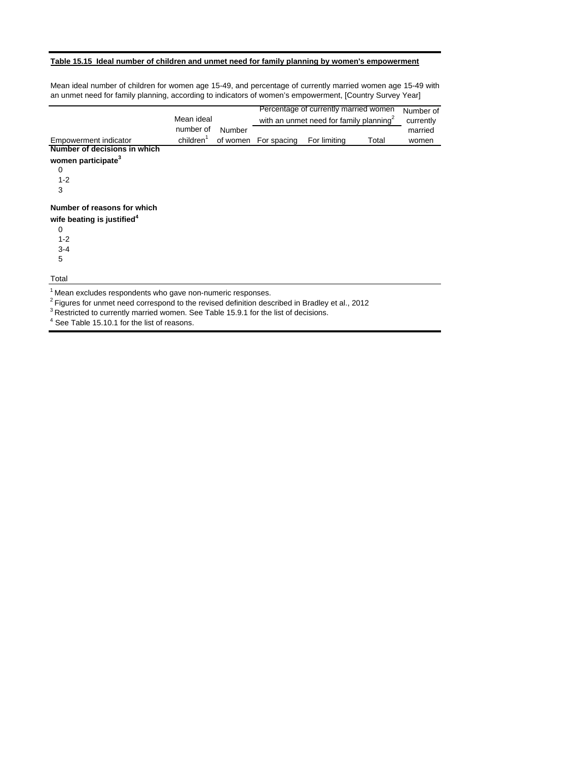**Table 15.15 Ideal number of children and unmet need for family planning by women's empowerment**

Mean ideal number of children for women age 15-49, and percentage of currently married women age 15-49 with an unmet need for family planning, according to indicators of women's empowerment, [Country Survey Year]

| Empowerment indicator | Mean ideal number of children[1] | Number of women | Percentage of currently married women with an unmet need for family planning[2] | | | Number of currently married women |
|---|---|---|---|---|---|---|
| | | | For spacing | For limiting | Total | |
| **Number of decisions in which women participate[3]** | | | | | | |
| 0 | | | | | | |
| 1-2 | | | | | | |
| 3 | | | | | | |
| **Number of reasons for which wife beating is justified[4]** | | | | | | |
| 0 | | | | | | |
| 1-2 | | | | | | |
| 3-4 | | | | | | |
| 5 | | | | | | |
| Total | | | | | | |

[1] Mean excludes respondents who gave non-numeric responses.
[2] Figures for unmet need correspond to the revised definition described in Bradley et al., 2012
[3] Restricted to currently married women. See Table 15.9.1 for the list of decisions.
[4] See Table 15.10.1 for the list of reasons.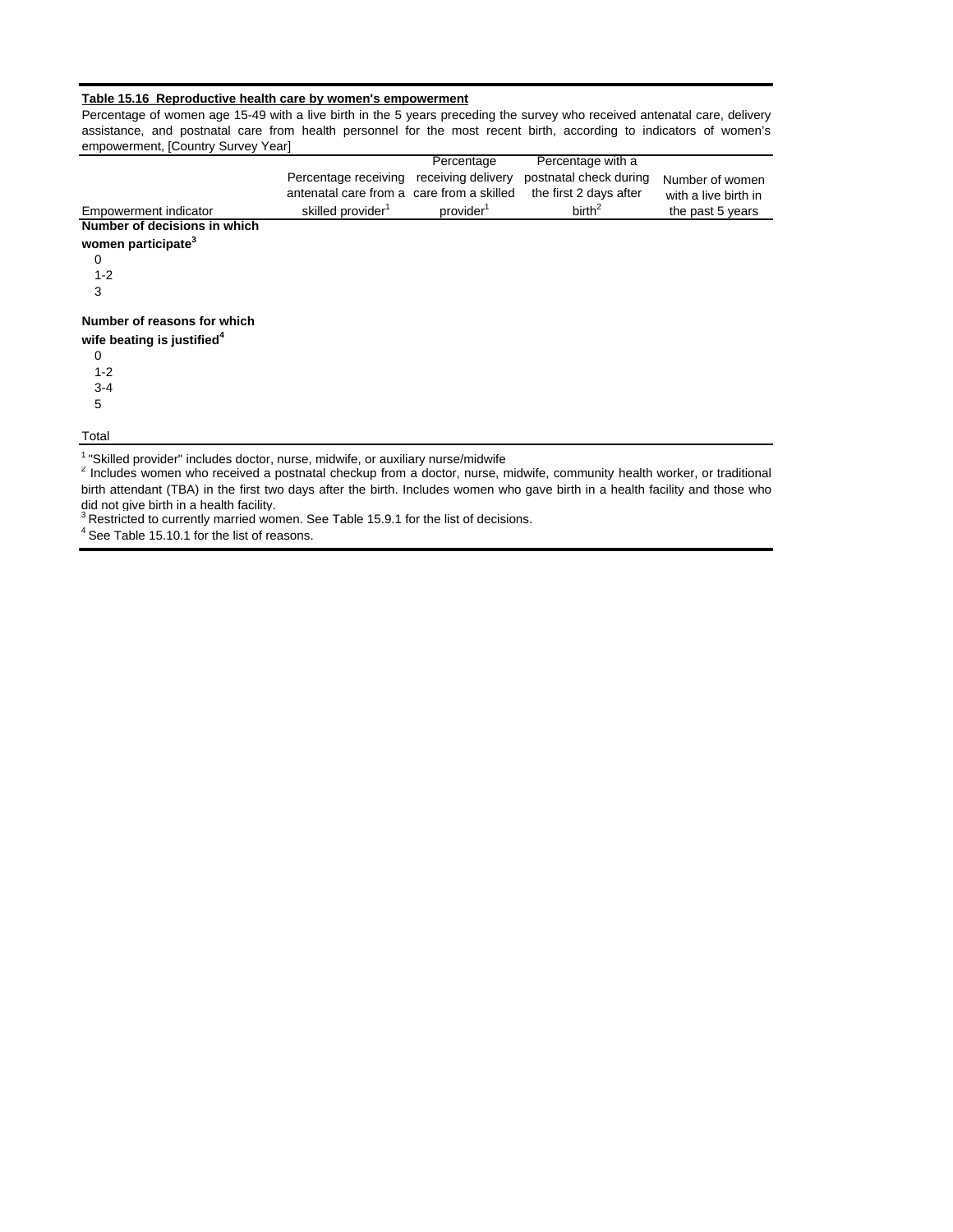**Table 15.16 Reproductive health care by women's empowerment**

Percentage of women age 15-49 with a live birth in the 5 years preceding the survey who received antenatal care, delivery assistance, and postnatal care from health personnel for the most recent birth, according to indicators of women's empowerment, [Country Survey Year]

| Empowerment indicator | Percentage receiving antenatal care from a skilled provider[1] | Percentage receiving delivery care from a skilled provider[1] | Percentage with a postnatal check during the first 2 days after birth[2] | Number of women with a live birth in the past 5 years |
|---|---|---|---|---|
| **Number of decisions in which women participate[3]** | | | | |
| 0 | | | | |
| 1-2 | | | | |
| 3 | | | | |
| | | | | |
| **Number of reasons for which wife beating is justified[4]** | | | | |
| 0 | | | | |
| 1-2 | | | | |
| 3-4 | | | | |
| 5 | | | | |
| | | | | |
| Total | | | | |

[1] "Skilled provider" includes doctor, nurse, midwife, or auxiliary nurse/midwife
[2] Includes women who received a postnatal checkup from a doctor, nurse, midwife, community health worker, or traditional birth attendant (TBA) in the first two days after the birth. Includes women who gave birth in a health facility and those who did not give birth in a health facility.
[3] Restricted to currently married women. See Table 15.9.1 for the list of decisions.
[4] See Table 15.10.1 for the list of reasons.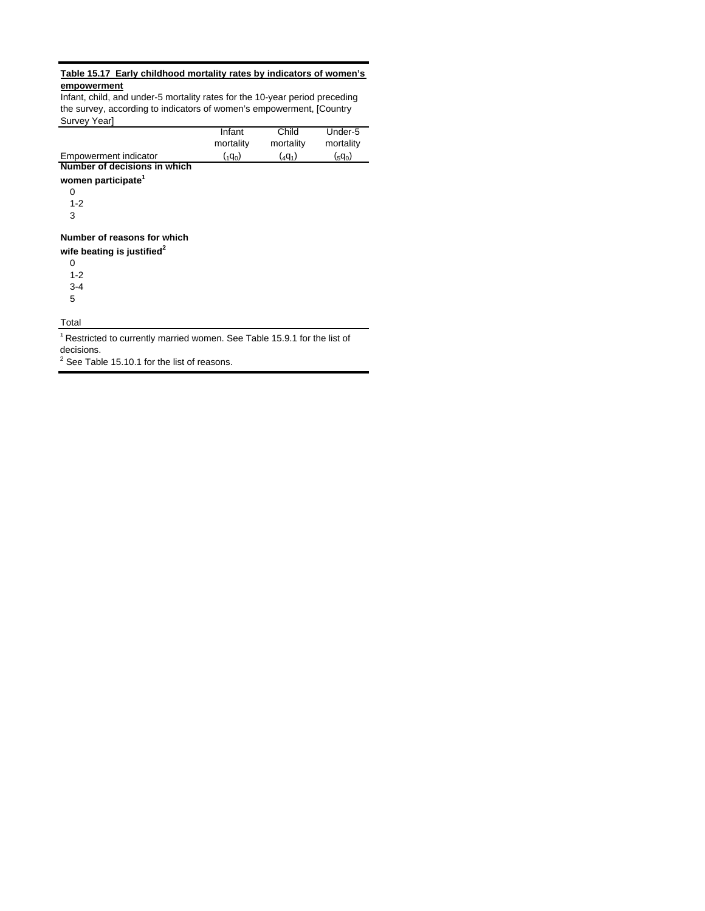**Table 15.17 Early childhood mortality rates by indicators of women's empowerment**

Infant, child, and under-5 mortality rates for the 10-year period preceding the survey, according to indicators of women's empowerment, [Country Survey Year]

| Empowerment indicator | Infant mortality ($_1q_0$) | Child mortality ($_4q_1$) | Under-5 mortality ($_5q_0$) |
|---|---|---|---|
| **Number of decisions in which women participate**[1] | | | |
| 0 | | | |
| 1-2 | | | |
| 3 | | | |
| **Number of reasons for which wife beating is justified**[2] | | | |
| 0 | | | |
| 1-2 | | | |
| 3-4 | | | |
| 5 | | | |
| Total | | | |

[1] Restricted to currently married women. See Table 15.9.1 for the list of decisions.
[2] See Table 15.10.1 for the list of reasons.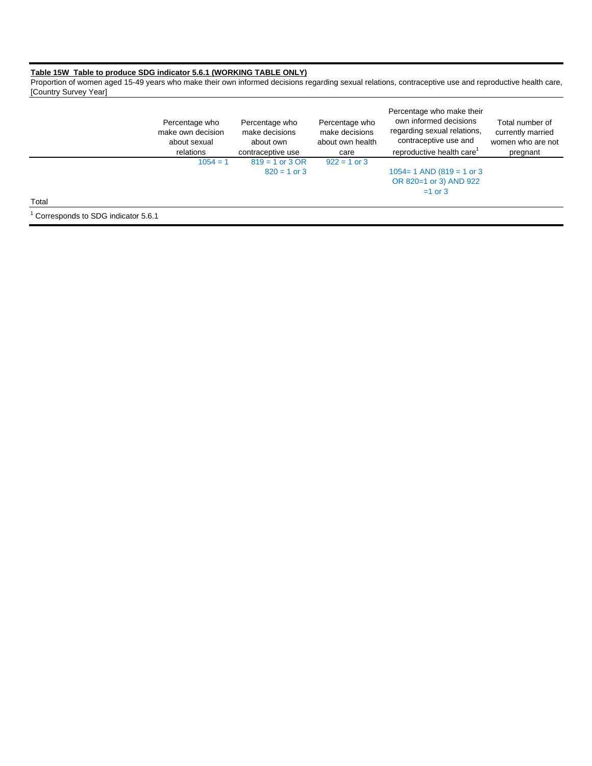**Table 15W Table to produce SDG indicator 5.6.1 (WORKING TABLE ONLY)**

Proportion of women aged 15-49 years who make their own informed decisions regarding sexual relations, contraceptive use and reproductive health care, [Country Survey Year]

| | Percentage who make own decision about sexual relations | Percentage who make decisions about own contraceptive use | Percentage who make decisions about own health care | Percentage who make their own informed decisions regarding sexual relations, contraceptive use and reproductive health care[1] | Total number of currently married women who are not pregnant |
|---|---|---|---|---|---|
| | 1054 = 1 | 819 = 1 or 3 OR 820 = 1 or 3 | 922 = 1 or 3 | 1054= 1 AND (819 = 1 or 3 OR 820=1 or 3) AND 922 =1 or 3 | |
| Total | | | | | |

[1] Corresponds to SDG indicator 5.6.1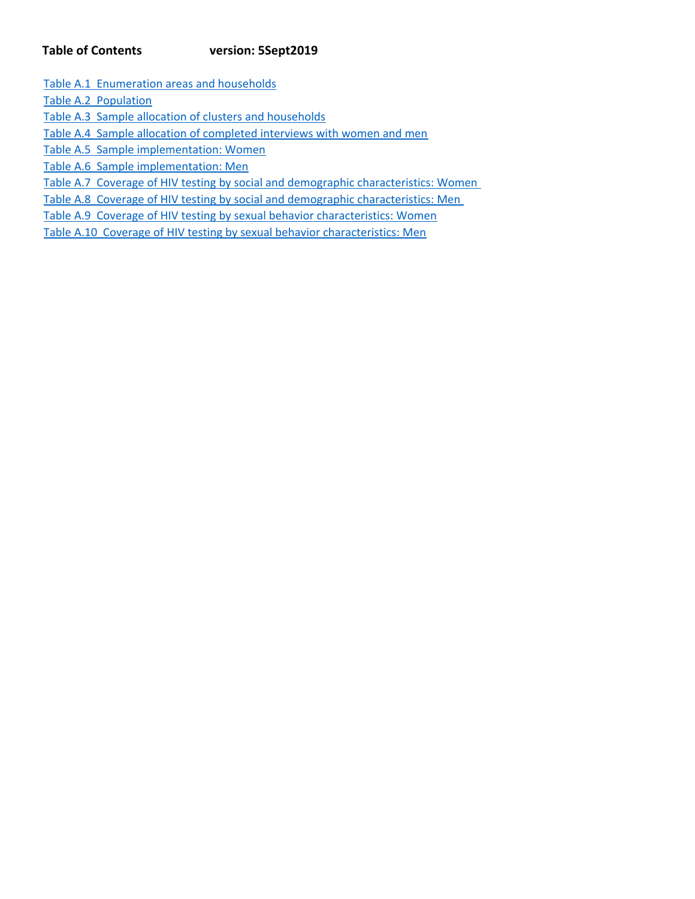**Table of Contents** **version: 5Sept2019**

Table A.1 Enumeration areas and households
Table A.2 Population
Table A.3 Sample allocation of clusters and households
Table A.4 Sample allocation of completed interviews with women and men
Table A.5 Sample implementation: Women
Table A.6 Sample implementation: Men
Table A.7 Coverage of HIV testing by social and demographic characteristics: Women
Table A.8 Coverage of HIV testing by social and demographic characteristics: Men
Table A.9 Coverage of HIV testing by sexual behavior characteristics: Women
Table A.10 Coverage of HIV testing by sexual behavior characteristics: Men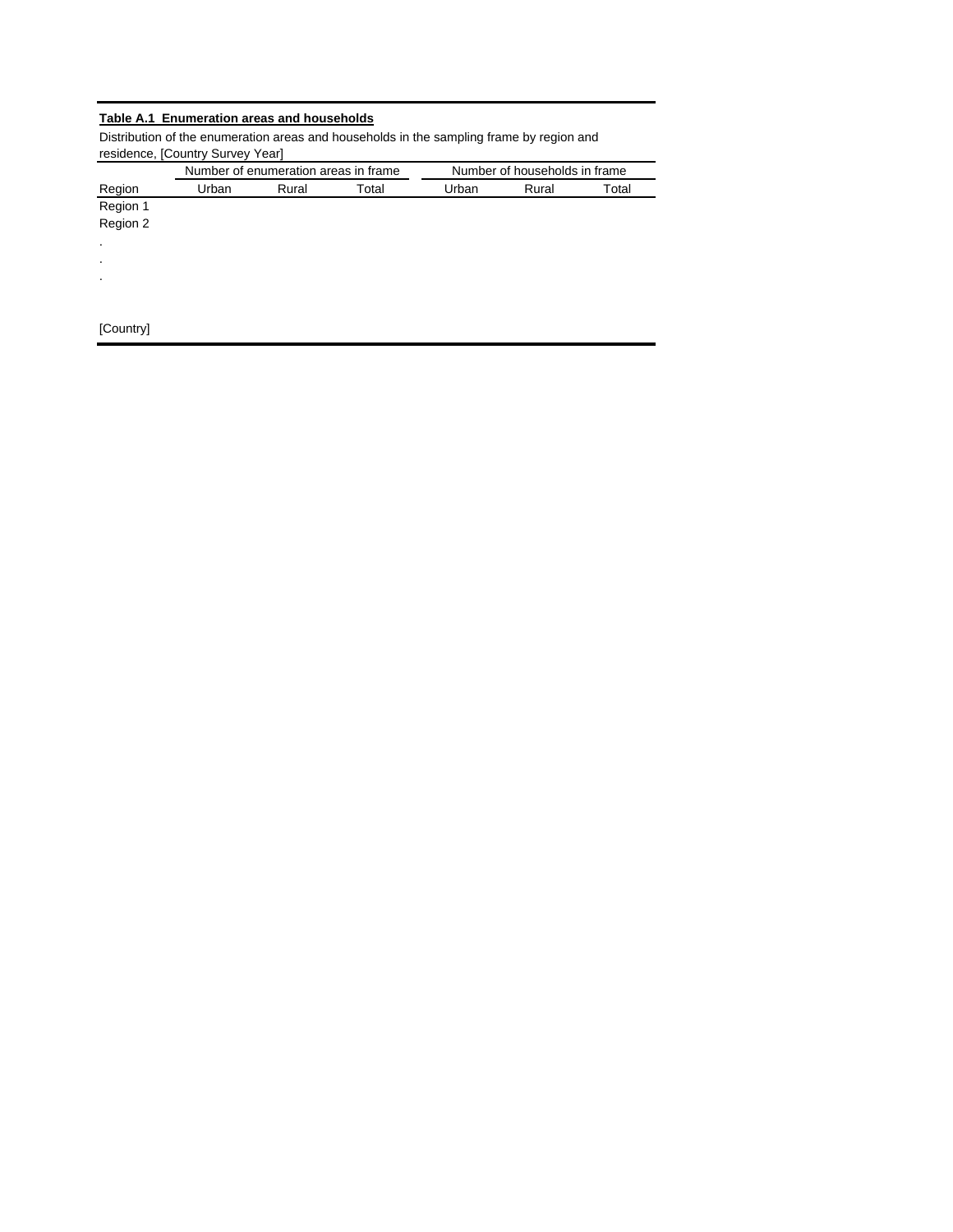**Table A.1 Enumeration areas and households**

Distribution of the enumeration areas and households in the sampling frame by region and residence, [Country Survey Year]

| | Number of enumeration areas in frame | | | Number of households in frame | | |
|---|---|---|---|---|---|---|
| Region | Urban | Rural | Total | Urban | Rural | Total |
| Region 1 | | | | | | |
| Region 2 | | | | | | |
| . | | | | | | |
| . | | | | | | |
| . | | | | | | |
| | | | | | | |
| [Country] | | | | | | |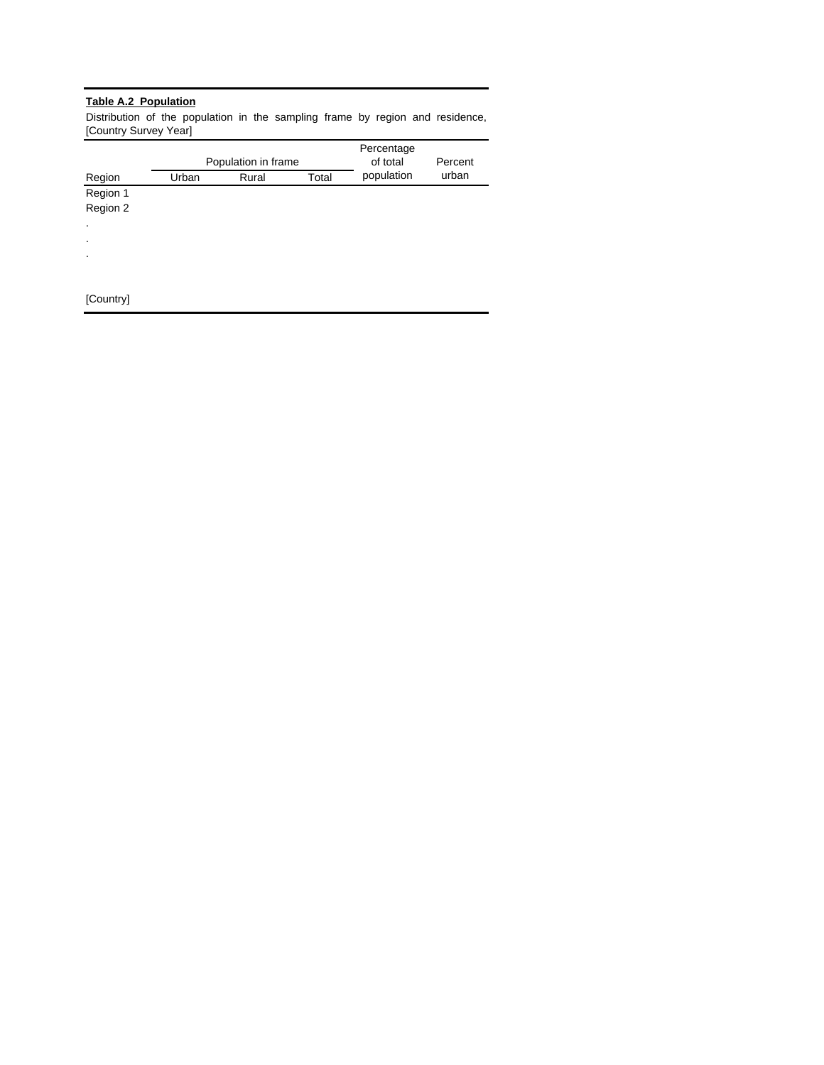**Table A.2 Population**

Distribution of the population in the sampling frame by region and residence, [Country Survey Year]

| Region | Population in frame | | | Percentage of total population | Percent urban |
|---|---|---|---|---|---|
| | Urban | Rural | Total | | |
| Region 1 | | | | | |
| Region 2 | | | | | |
| . | | | | | |
| . | | | | | |
| . | | | | | |
| [Country] | | | | | |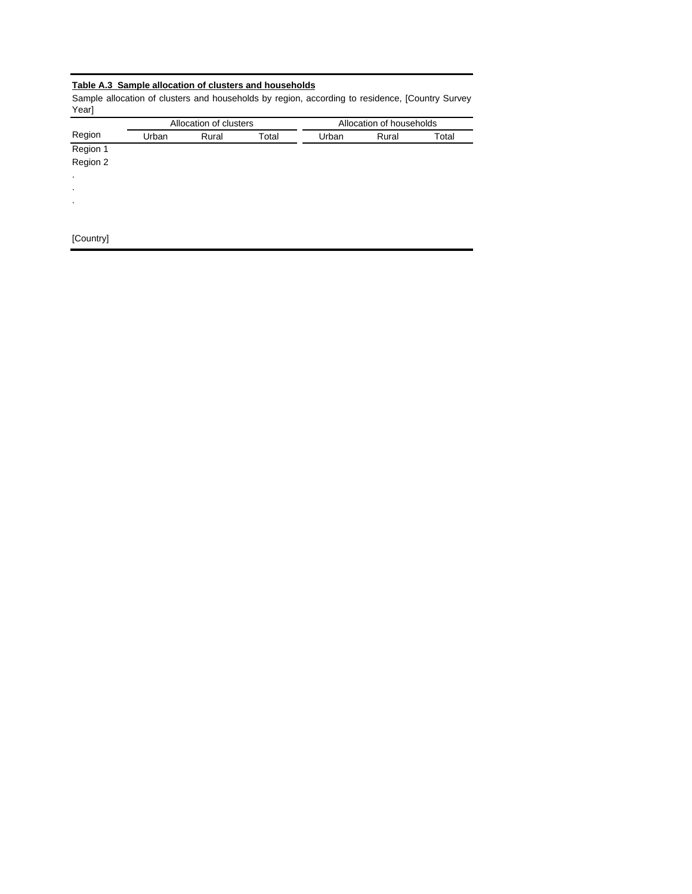**Table A.3 Sample allocation of clusters and households**

Sample allocation of clusters and households by region, according to residence, [Country Survey Year]

| | Allocation of clusters | | | Allocation of households | | |
|---|---|---|---|---|---|---|
| Region | Urban | Rural | Total | Urban | Rural | Total |
| Region 1 | | | | | | |
| Region 2 | | | | | | |
| . | | | | | | |
| . | | | | | | |
| . | | | | | | |
| | | | | | | |
| [Country] | | | | | | |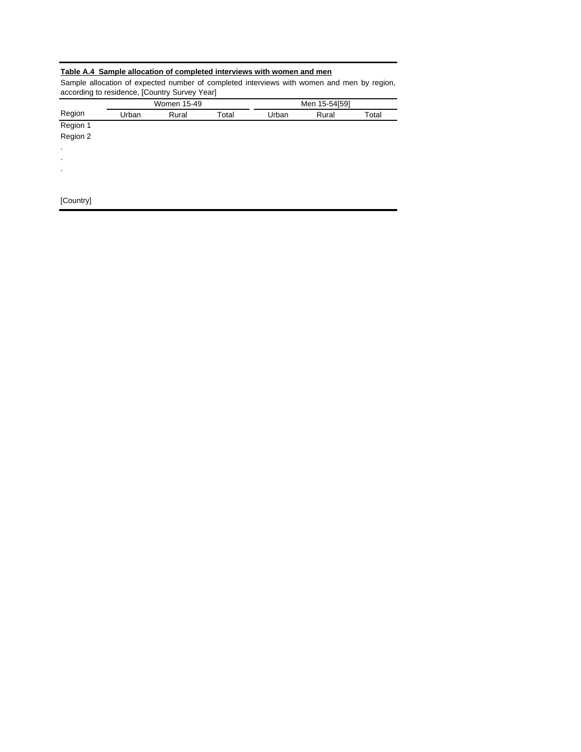**Table A.4 Sample allocation of completed interviews with women and men**

Sample allocation of expected number of completed interviews with women and men by region, according to residence, [Country Survey Year]

| | Women 15-49 | | | Men 15-54[59] | | |
|---|---|---|---|---|---|---|
| Region | Urban | Rural | Total | Urban | Rural | Total |
| Region 1 | | | | | | |
| Region 2 | | | | | | |
| . | | | | | | |
| . | | | | | | |
| . | | | | | | |
| | | | | | | |
| [Country] | | | | | | |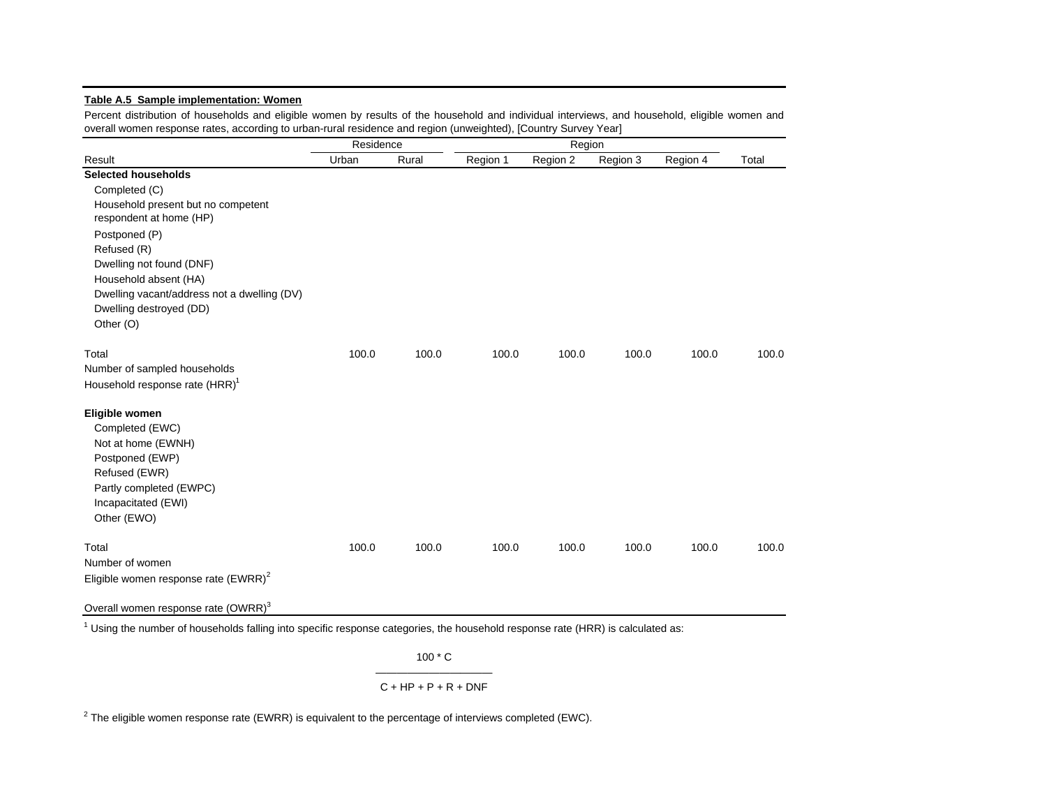**Table A.5 Sample implementation: Women**

Percent distribution of households and eligible women by results of the household and individual interviews, and household, eligible women and overall women response rates, according to urban-rural residence and region (unweighted), [Country Survey Year]

| | Residence | | Region | | | | |
|---|---|---|---|---|---|---|---|
| Result | Urban | Rural | Region 1 | Region 2 | Region 3 | Region 4 | Total |
| **Selected households** | | | | | | | |
| Completed (C) | | | | | | | |
| Household present but no competent respondent at home (HP) | | | | | | | |
| Postponed (P) | | | | | | | |
| Refused (R) | | | | | | | |
| Dwelling not found (DNF) | | | | | | | |
| Household absent (HA) | | | | | | | |
| Dwelling vacant/address not a dwelling (DV) | | | | | | | |
| Dwelling destroyed (DD) | | | | | | | |
| Other (O) | | | | | | | |
| Total | 100.0 | 100.0 | 100.0 | 100.0 | 100.0 | 100.0 | 100.0 |
| Number of sampled households | | | | | | | |
| Household response rate (HRR)[1] | | | | | | | |
| **Eligible women** | | | | | | | |
| Completed (EWC) | | | | | | | |
| Not at home (EWNH) | | | | | | | |
| Postponed (EWP) | | | | | | | |
| Refused (EWR) | | | | | | | |
| Partly completed (EWPC) | | | | | | | |
| Incapacitated (EWI) | | | | | | | |
| Other (EWO) | | | | | | | |
| Total | 100.0 | 100.0 | 100.0 | 100.0 | 100.0 | 100.0 | 100.0 |
| Number of women | | | | | | | |
| Eligible women response rate (EWRR)[2] | | | | | | | |
| Overall women response rate (OWRR)[3] | | | | | | | |

[1] Using the number of households falling into specific response categories, the household response rate (HRR) is calculated as:

$$\frac{100 * C}{C + HP + P + R + DNF}$$

[2] The eligible women response rate (EWRR) is equivalent to the percentage of interviews completed (EWC).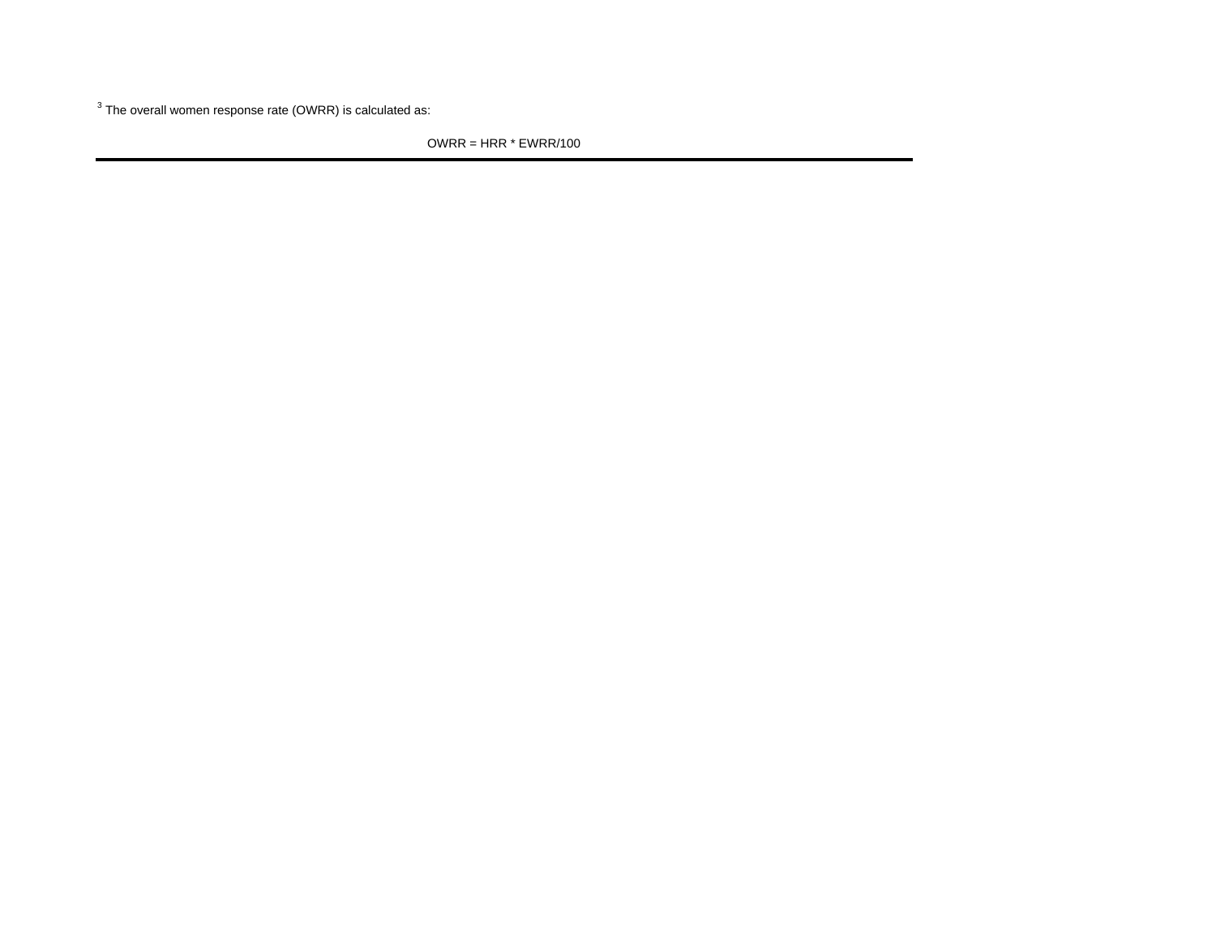[3] The overall women response rate (OWRR) is calculated as:

$$OWRR = HRR * EWRR/100$$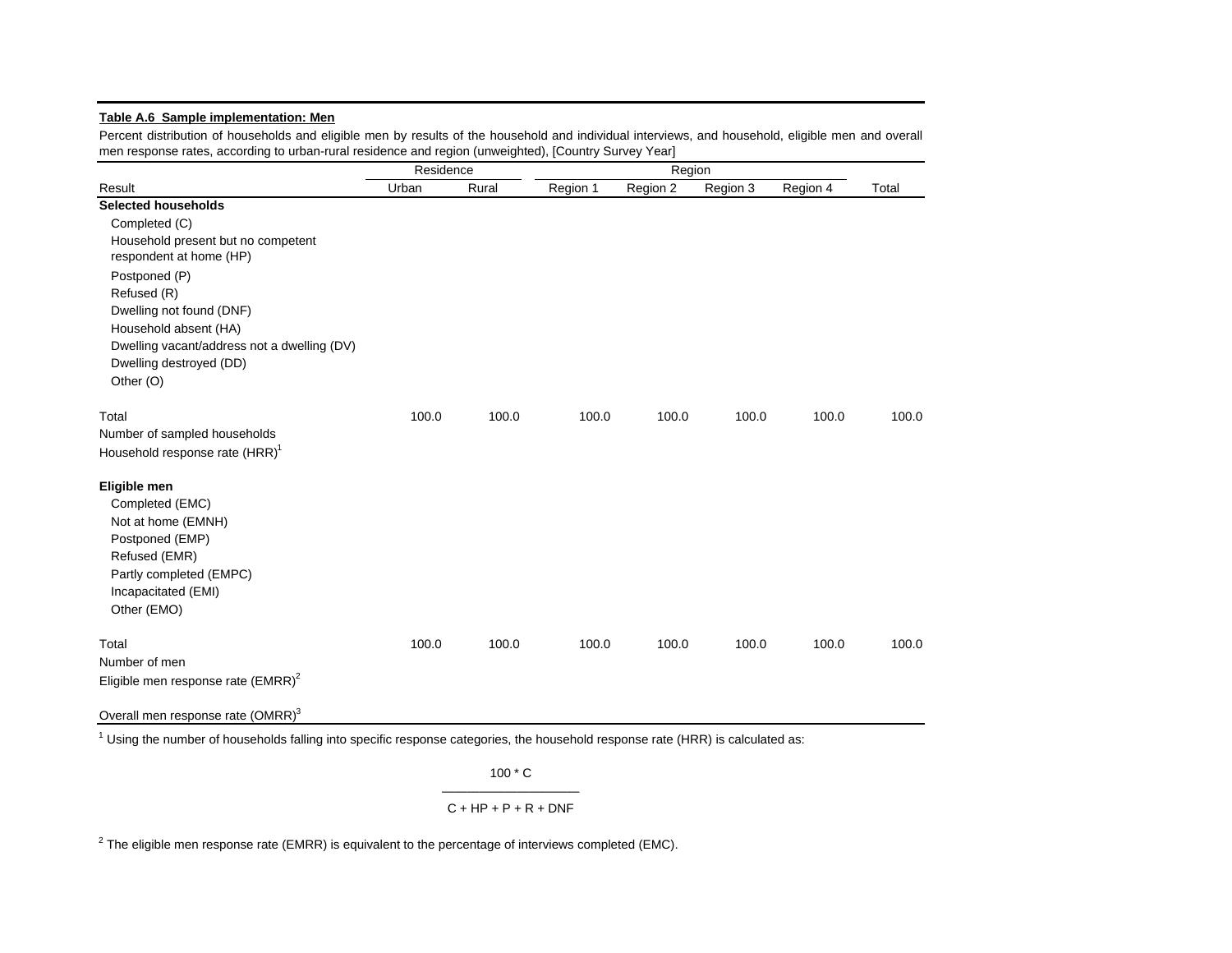**Table A.6 Sample implementation: Men**

Percent distribution of households and eligible men by results of the household and individual interviews, and household, eligible men and overall men response rates, according to urban-rural residence and region (unweighted), [Country Survey Year]

| | Residence | | Region | | | | |
|---|---|---|---|---|---|---|---|
| Result | Urban | Rural | Region 1 | Region 2 | Region 3 | Region 4 | Total |
| **Selected households** | | | | | | | |
| Completed (C) | | | | | | | |
| Household present but no competent respondent at home (HP) | | | | | | | |
| Postponed (P) | | | | | | | |
| Refused (R) | | | | | | | |
| Dwelling not found (DNF) | | | | | | | |
| Household absent (HA) | | | | | | | |
| Dwelling vacant/address not a dwelling (DV) | | | | | | | |
| Dwelling destroyed (DD) | | | | | | | |
| Other (O) | | | | | | | |
| Total | 100.0 | 100.0 | 100.0 | 100.0 | 100.0 | 100.0 | 100.0 |
| Number of sampled households | | | | | | | |
| Household response rate (HRR)[1] | | | | | | | |
| **Eligible men** | | | | | | | |
| Completed (EMC) | | | | | | | |
| Not at home (EMNH) | | | | | | | |
| Postponed (EMP) | | | | | | | |
| Refused (EMR) | | | | | | | |
| Partly completed (EMPC) | | | | | | | |
| Incapacitated (EMI) | | | | | | | |
| Other (EMO) | | | | | | | |
| Total | 100.0 | 100.0 | 100.0 | 100.0 | 100.0 | 100.0 | 100.0 |
| Number of men | | | | | | | |
| Eligible men response rate (EMRR)[2] | | | | | | | |
| Overall men response rate (OMRR)[3] | | | | | | | |

[1] Using the number of households falling into specific response categories, the household response rate (HRR) is calculated as:

$$\frac{100 * C}{C + HP + P + R + DNF}$$

[2] The eligible men response rate (EMRR) is equivalent to the percentage of interviews completed (EMC).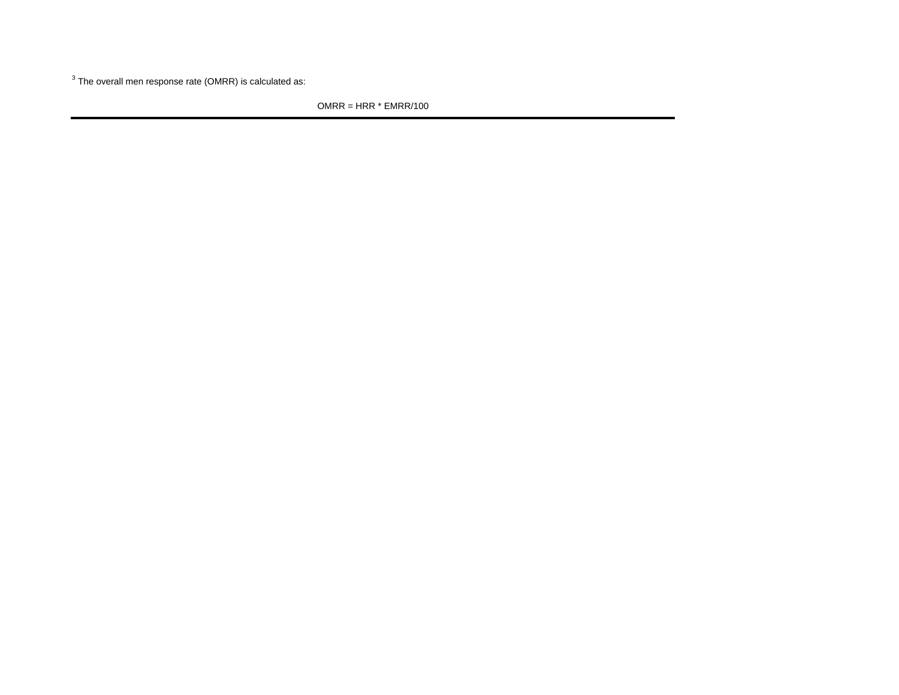[3] The overall men response rate (OMRR) is calculated as:

$$OMRR = HRR * EMRR/100$$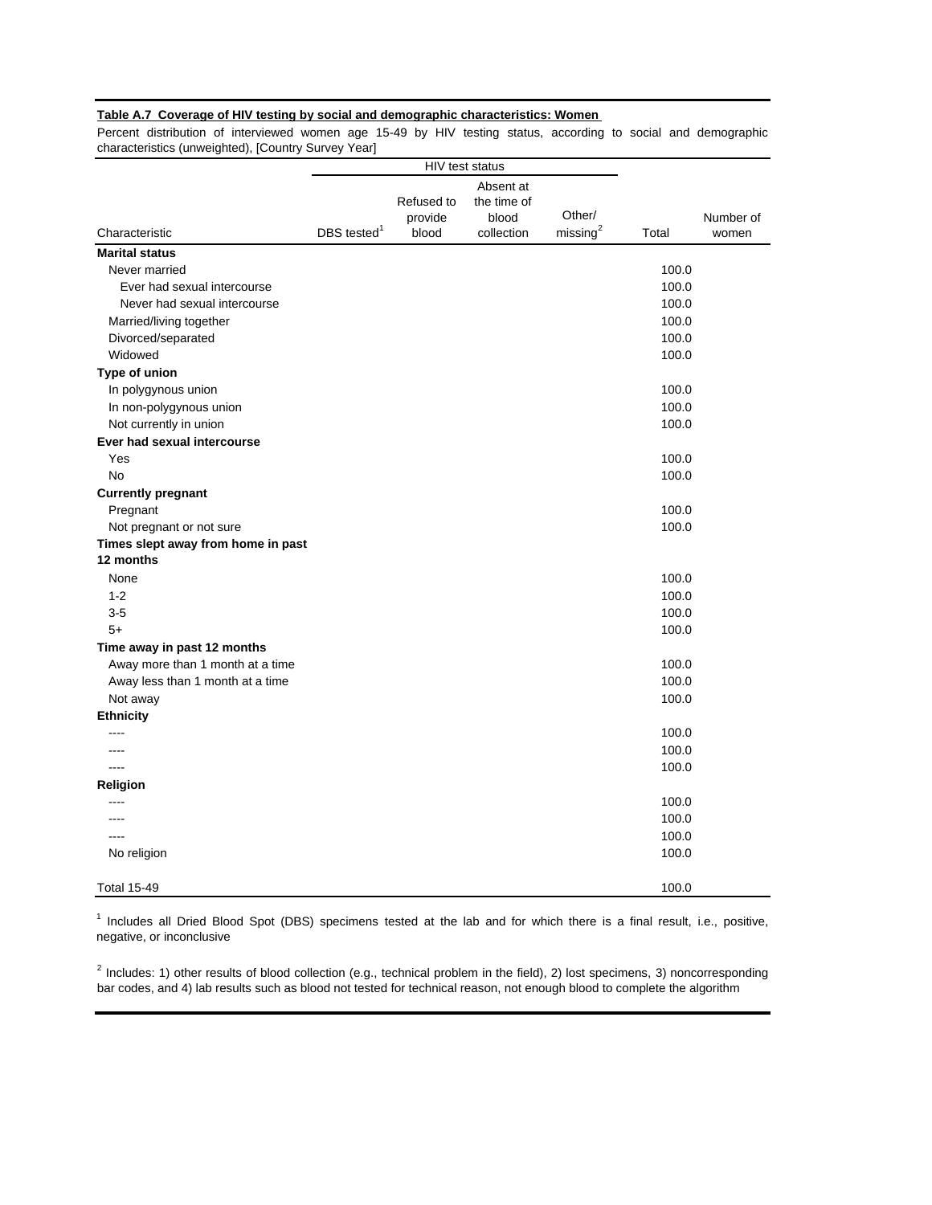**Table A.7 Coverage of HIV testing by social and demographic characteristics: Women**

Percent distribution of interviewed women age 15-49 by HIV testing status, according to social and demographic characteristics (unweighted), [Country Survey Year]

| | HIV test status | | | | | |
|---|---|---|---|---|---|---|
| Characteristic | DBS tested[1] | Refused to provide blood | Absent at the time of blood collection | Other/ missing[2] | Total | Number of women |
| **Marital status** | | | | | | |
| Never married | | | | | 100.0 | |
| Ever had sexual intercourse | | | | | 100.0 | |
| Never had sexual intercourse | | | | | 100.0 | |
| Married/living together | | | | | 100.0 | |
| Divorced/separated | | | | | 100.0 | |
| Widowed | | | | | 100.0 | |
| **Type of union** | | | | | | |
| In polygynous union | | | | | 100.0 | |
| In non-polygynous union | | | | | 100.0 | |
| Not currently in union | | | | | 100.0 | |
| **Ever had sexual intercourse** | | | | | | |
| Yes | | | | | 100.0 | |
| No | | | | | 100.0 | |
| **Currently pregnant** | | | | | | |
| Pregnant | | | | | 100.0 | |
| Not pregnant or not sure | | | | | 100.0 | |
| **Times slept away from home in past 12 months** | | | | | | |
| None | | | | | 100.0 | |
| 1-2 | | | | | 100.0 | |
| 3-5 | | | | | 100.0 | |
| 5+ | | | | | 100.0 | |
| **Time away in past 12 months** | | | | | | |
| Away more than 1 month at a time | | | | | 100.0 | |
| Away less than 1 month at a time | | | | | 100.0 | |
| Not away | | | | | 100.0 | |
| **Ethnicity** | | | | | | |
| ---- | | | | | 100.0 | |
| ---- | | | | | 100.0 | |
| ---- | | | | | 100.0 | |
| **Religion** | | | | | | |
| ---- | | | | | 100.0 | |
| ---- | | | | | 100.0 | |
| ---- | | | | | 100.0 | |
| No religion | | | | | 100.0 | |
| Total 15-49 | | | | | 100.0 | |

[1] Includes all Dried Blood Spot (DBS) specimens tested at the lab and for which there is a final result, i.e., positive, negative, or inconclusive

[2] Includes: 1) other results of blood collection (e.g., technical problem in the field), 2) lost specimens, 3) noncorresponding bar codes, and 4) lab results such as blood not tested for technical reason, not enough blood to complete the algorithm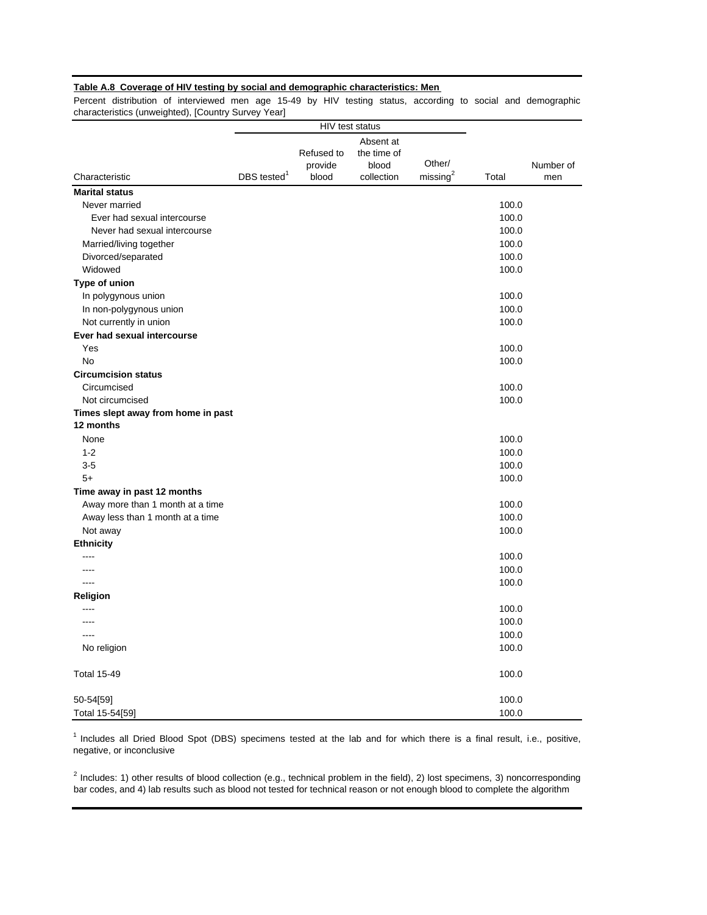**Table A.8 Coverage of HIV testing by social and demographic characteristics: Men**

Percent distribution of interviewed men age 15-49 by HIV testing status, according to social and demographic characteristics (unweighted), [Country Survey Year]

| Characteristic | HIV test status | | | | Total | Number of men |
|---|---|---|---|---|---|---|
| | DBS tested[1] | Refused to provide blood | Absent at the time of blood collection | Other/ missing[2] | | |
| **Marital status** | | | | | | |
| Never married | | | | | 100.0 | |
| Ever had sexual intercourse | | | | | 100.0 | |
| Never had sexual intercourse | | | | | 100.0 | |
| Married/living together | | | | | 100.0 | |
| Divorced/separated | | | | | 100.0 | |
| Widowed | | | | | 100.0 | |
| **Type of union** | | | | | | |
| In polygynous union | | | | | 100.0 | |
| In non-polygynous union | | | | | 100.0 | |
| Not currently in union | | | | | 100.0 | |
| **Ever had sexual intercourse** | | | | | | |
| Yes | | | | | 100.0 | |
| No | | | | | 100.0 | |
| **Circumcision status** | | | | | | |
| Circumcised | | | | | 100.0 | |
| Not circumcised | | | | | 100.0 | |
| **Times slept away from home in past 12 months** | | | | | | |
| None | | | | | 100.0 | |
| 1-2 | | | | | 100.0 | |
| 3-5 | | | | | 100.0 | |
| 5+ | | | | | 100.0 | |
| **Time away in past 12 months** | | | | | | |
| Away more than 1 month at a time | | | | | 100.0 | |
| Away less than 1 month at a time | | | | | 100.0 | |
| Not away | | | | | 100.0 | |
| **Ethnicity** | | | | | | |
| ---- | | | | | 100.0 | |
| ---- | | | | | 100.0 | |
| ---- | | | | | 100.0 | |
| **Religion** | | | | | | |
| ---- | | | | | 100.0 | |
| ---- | | | | | 100.0 | |
| ---- | | | | | 100.0 | |
| No religion | | | | | 100.0 | |
| Total 15-49 | | | | | 100.0 | |
| 50-54[59] | | | | | 100.0 | |
| Total 15-54[59] | | | | | 100.0 | |

[1] Includes all Dried Blood Spot (DBS) specimens tested at the lab and for which there is a final result, i.e., positive, negative, or inconclusive

[2] Includes: 1) other results of blood collection (e.g., technical problem in the field), 2) lost specimens, 3) noncorresponding bar codes, and 4) lab results such as blood not tested for technical reason or not enough blood to complete the algorithm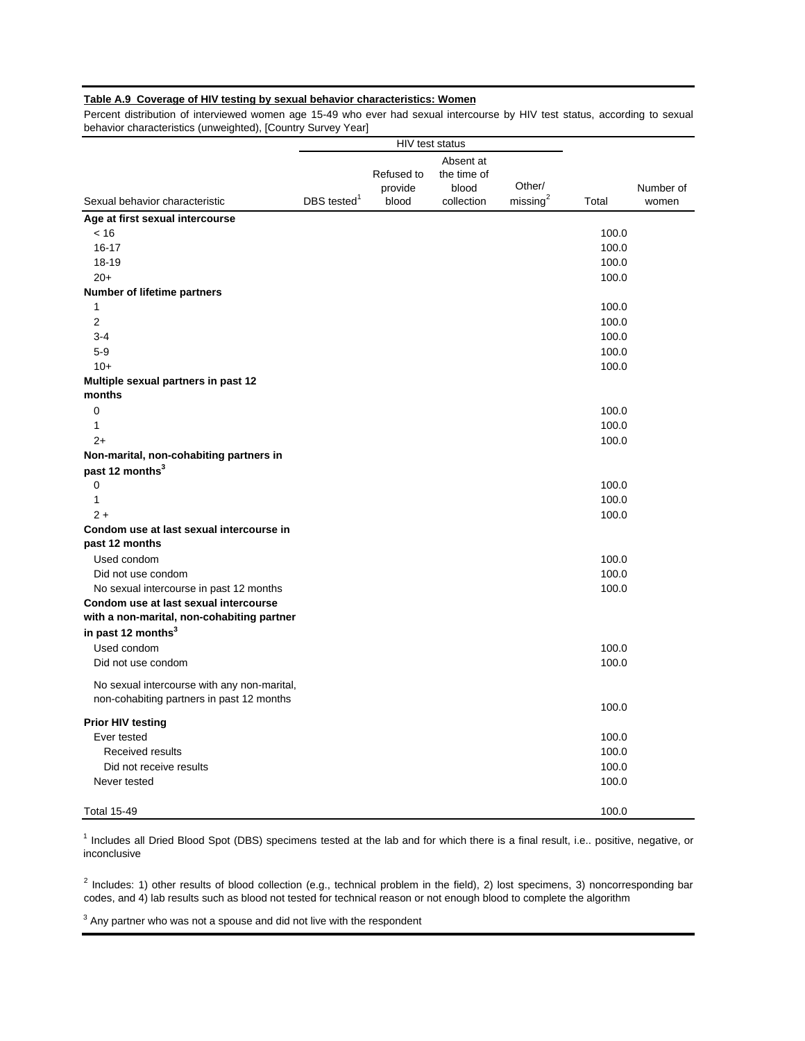**Table A.9 Coverage of HIV testing by sexual behavior characteristics: Women**

Percent distribution of interviewed women age 15-49 who ever had sexual intercourse by HIV test status, according to sexual behavior characteristics (unweighted), [Country Survey Year]

| | HIV test status | | | | | |
|---|---|---|---|---|---|---|
| Sexual behavior characteristic | DBS tested[1] | Refused to provide blood | Absent at the time of blood collection | Other/ missing[2] | Total | Number of women |
| **Age at first sexual intercourse** | | | | | | |
| < 16 | | | | | 100.0 | |
| 16-17 | | | | | 100.0 | |
| 18-19 | | | | | 100.0 | |
| 20+ | | | | | 100.0 | |
| **Number of lifetime partners** | | | | | | |
| 1 | | | | | 100.0 | |
| 2 | | | | | 100.0 | |
| 3-4 | | | | | 100.0 | |
| 5-9 | | | | | 100.0 | |
| 10+ | | | | | 100.0 | |
| **Multiple sexual partners in past 12 months** | | | | | | |
| 0 | | | | | 100.0 | |
| 1 | | | | | 100.0 | |
| 2+ | | | | | 100.0 | |
| **Non-marital, non-cohabiting partners in past 12 months[3]** | | | | | | |
| 0 | | | | | 100.0 | |
| 1 | | | | | 100.0 | |
| 2 + | | | | | 100.0 | |
| **Condom use at last sexual intercourse in past 12 months** | | | | | | |
| Used condom | | | | | 100.0 | |
| Did not use condom | | | | | 100.0 | |
| No sexual intercourse in past 12 months | | | | | 100.0 | |
| **Condom use at last sexual intercourse with a non-marital, non-cohabiting partner in past 12 months[3]** | | | | | | |
| Used condom | | | | | 100.0 | |
| Did not use condom | | | | | 100.0 | |
| No sexual intercourse with any non-marital, non-cohabiting partners in past 12 months | | | | | 100.0 | |
| **Prior HIV testing** | | | | | | |
| Ever tested | | | | | 100.0 | |
| Received results | | | | | 100.0 | |
| Did not receive results | | | | | 100.0 | |
| Never tested | | | | | 100.0 | |
| Total 15-49 | | | | | 100.0 | |

[1] Includes all Dried Blood Spot (DBS) specimens tested at the lab and for which there is a final result, i.e.. positive, negative, or inconclusive

[2] Includes: 1) other results of blood collection (e.g., technical problem in the field), 2) lost specimens, 3) noncorresponding bar codes, and 4) lab results such as blood not tested for technical reason or not enough blood to complete the algorithm

[3] Any partner who was not a spouse and did not live with the respondent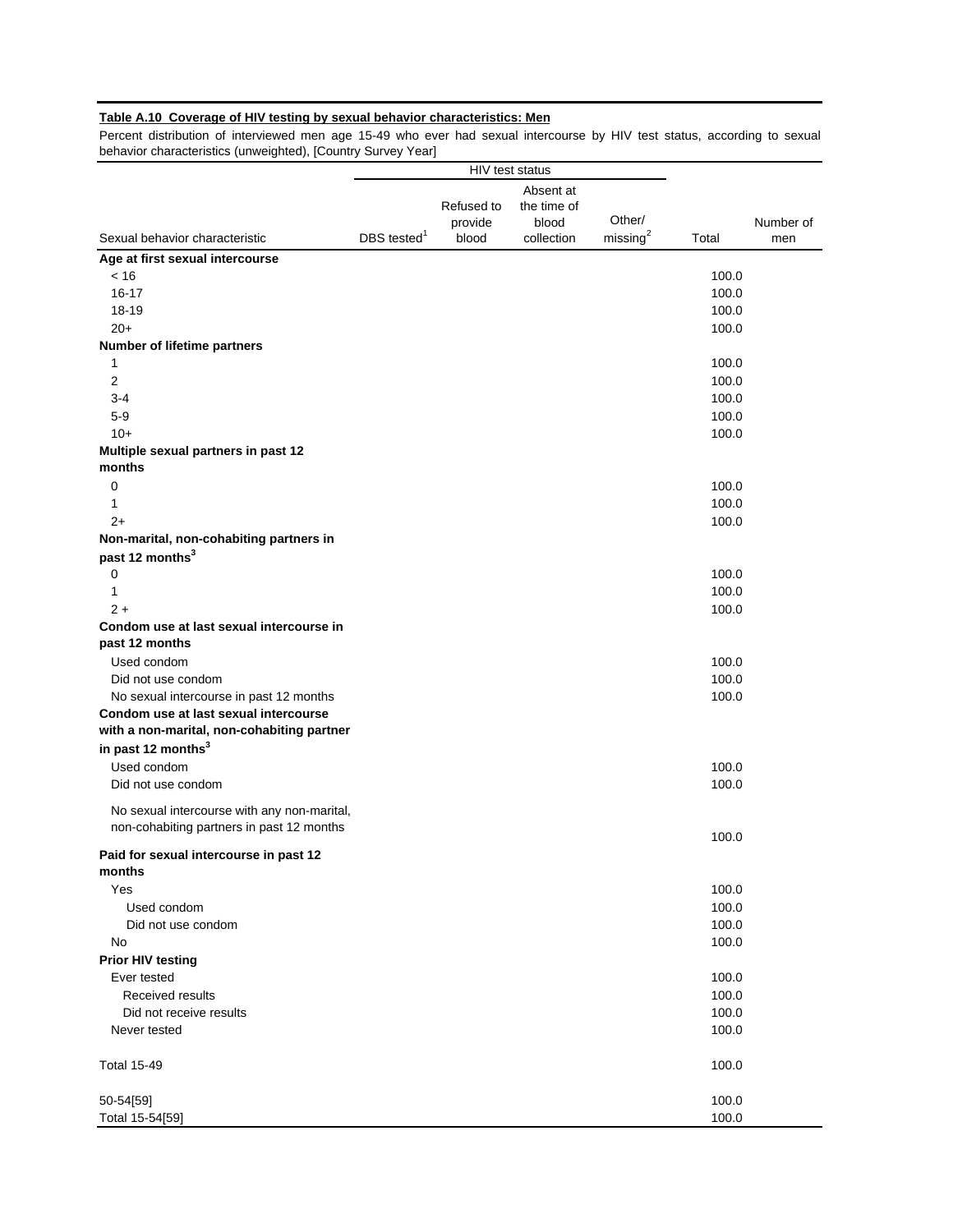**Table A.10 Coverage of HIV testing by sexual behavior characteristics: Men**

Percent distribution of interviewed men age 15-49 who ever had sexual intercourse by HIV test status, according to sexual behavior characteristics (unweighted), [Country Survey Year]

| | HIV test status | | | | | |
|---|---|---|---|---|---|---|
| Sexual behavior characteristic | DBS tested[1] | Refused to provide blood | Absent at the time of blood collection | Other/ missing[2] | Total | Number of men |
| **Age at first sexual intercourse** | | | | | | |
| < 16 | | | | | 100.0 | |
| 16-17 | | | | | 100.0 | |
| 18-19 | | | | | 100.0 | |
| 20+ | | | | | 100.0 | |
| **Number of lifetime partners** | | | | | | |
| 1 | | | | | 100.0 | |
| 2 | | | | | 100.0 | |
| 3-4 | | | | | 100.0 | |
| 5-9 | | | | | 100.0 | |
| 10+ | | | | | 100.0 | |
| **Multiple sexual partners in past 12 months** | | | | | | |
| 0 | | | | | 100.0 | |
| 1 | | | | | 100.0 | |
| 2+ | | | | | 100.0 | |
| **Non-marital, non-cohabiting partners in past 12 months[3]** | | | | | | |
| 0 | | | | | 100.0 | |
| 1 | | | | | 100.0 | |
| 2 + | | | | | 100.0 | |
| **Condom use at last sexual intercourse in past 12 months** | | | | | | |
| Used condom | | | | | 100.0 | |
| Did not use condom | | | | | 100.0 | |
| No sexual intercourse in past 12 months | | | | | 100.0 | |
| **Condom use at last sexual intercourse with a non-marital, non-cohabiting partner in past 12 months[3]** | | | | | | |
| Used condom | | | | | 100.0 | |
| Did not use condom | | | | | 100.0 | |
| No sexual intercourse with any non-marital, non-cohabiting partners in past 12 months | | | | | 100.0 | |
| **Paid for sexual intercourse in past 12 months** | | | | | | |
| Yes | | | | | 100.0 | |
| Used condom | | | | | 100.0 | |
| Did not use condom | | | | | 100.0 | |
| No | | | | | 100.0 | |
| **Prior HIV testing** | | | | | | |
| Ever tested | | | | | 100.0 | |
| Received results | | | | | 100.0 | |
| Did not receive results | | | | | 100.0 | |
| Never tested | | | | | 100.0 | |
| Total 15-49 | | | | | 100.0 | |
| 50-54[59] | | | | | 100.0 | |
| Total 15-54[59] | | | | | 100.0 | |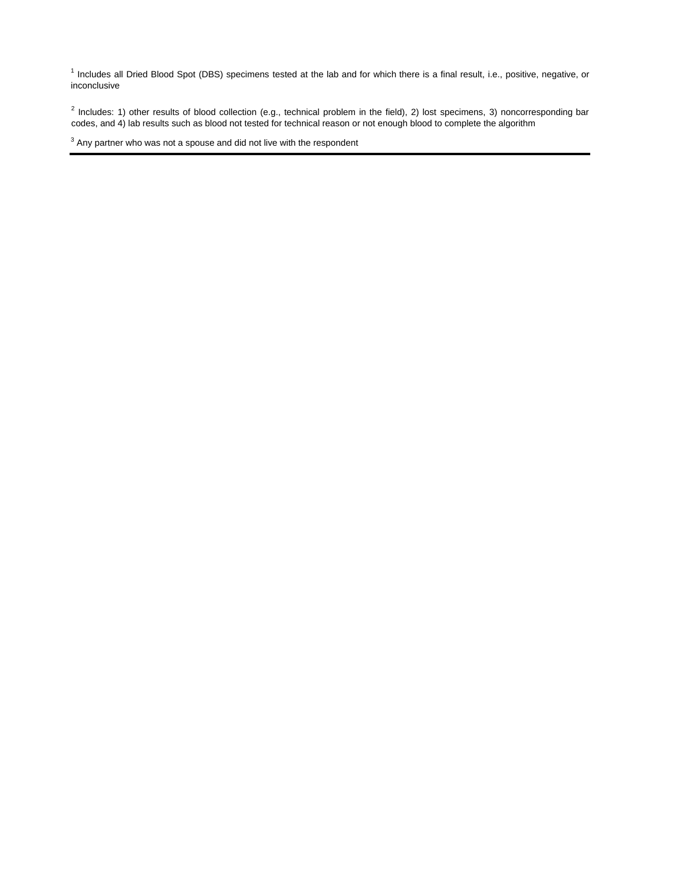[1] Includes all Dried Blood Spot (DBS) specimens tested at the lab and for which there is a final result, i.e., positive, negative, or inconclusive

[2] Includes: 1) other results of blood collection (e.g., technical problem in the field), 2) lost specimens, 3) noncorresponding bar codes, and 4) lab results such as blood not tested for technical reason or not enough blood to complete the algorithm

[3] Any partner who was not a spouse and did not live with the respondent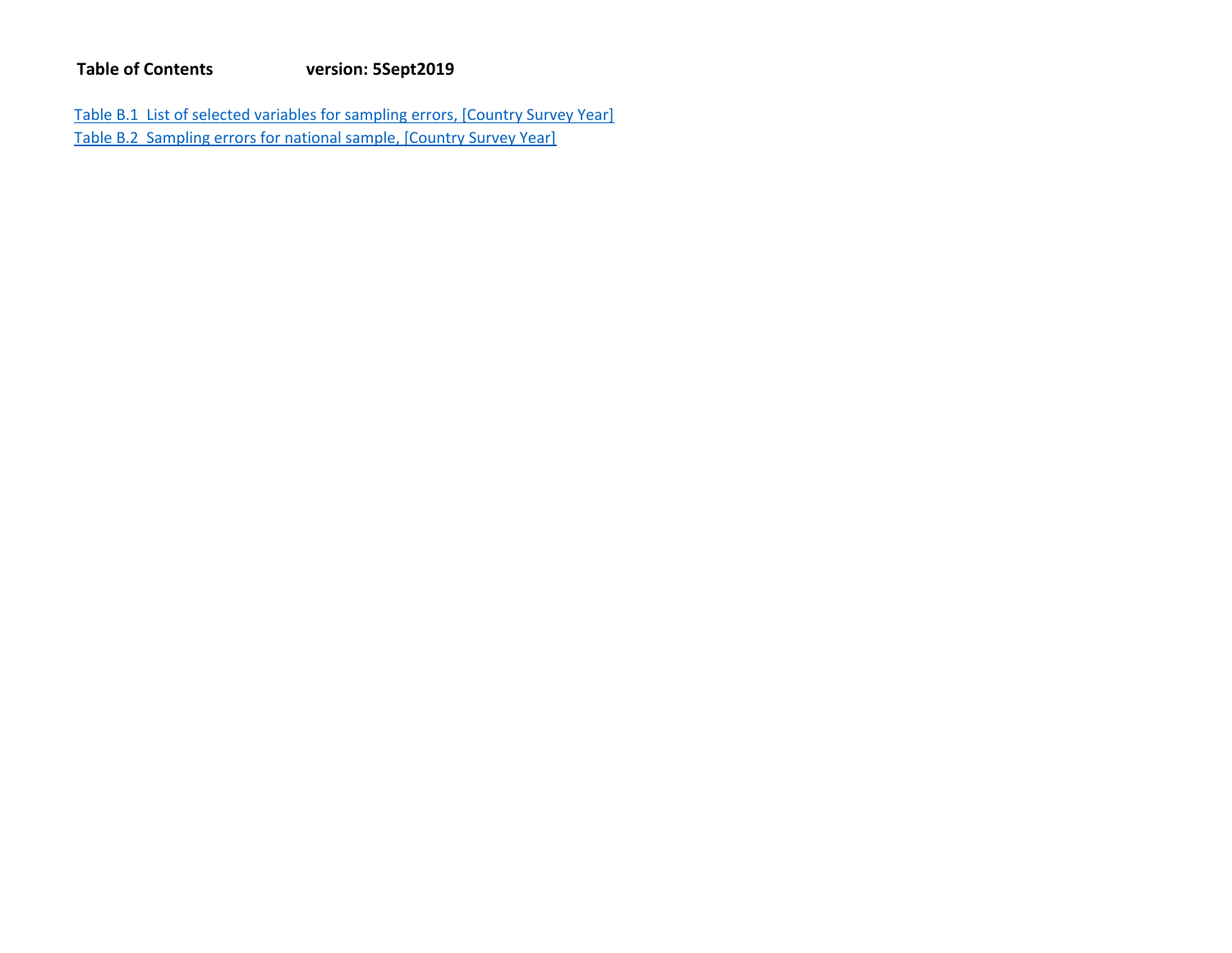**Table of Contents** **version: 5Sept2019**

Table B.1 List of selected variables for sampling errors, [Country Survey Year]
Table B.2 Sampling errors for national sample, [Country Survey Year]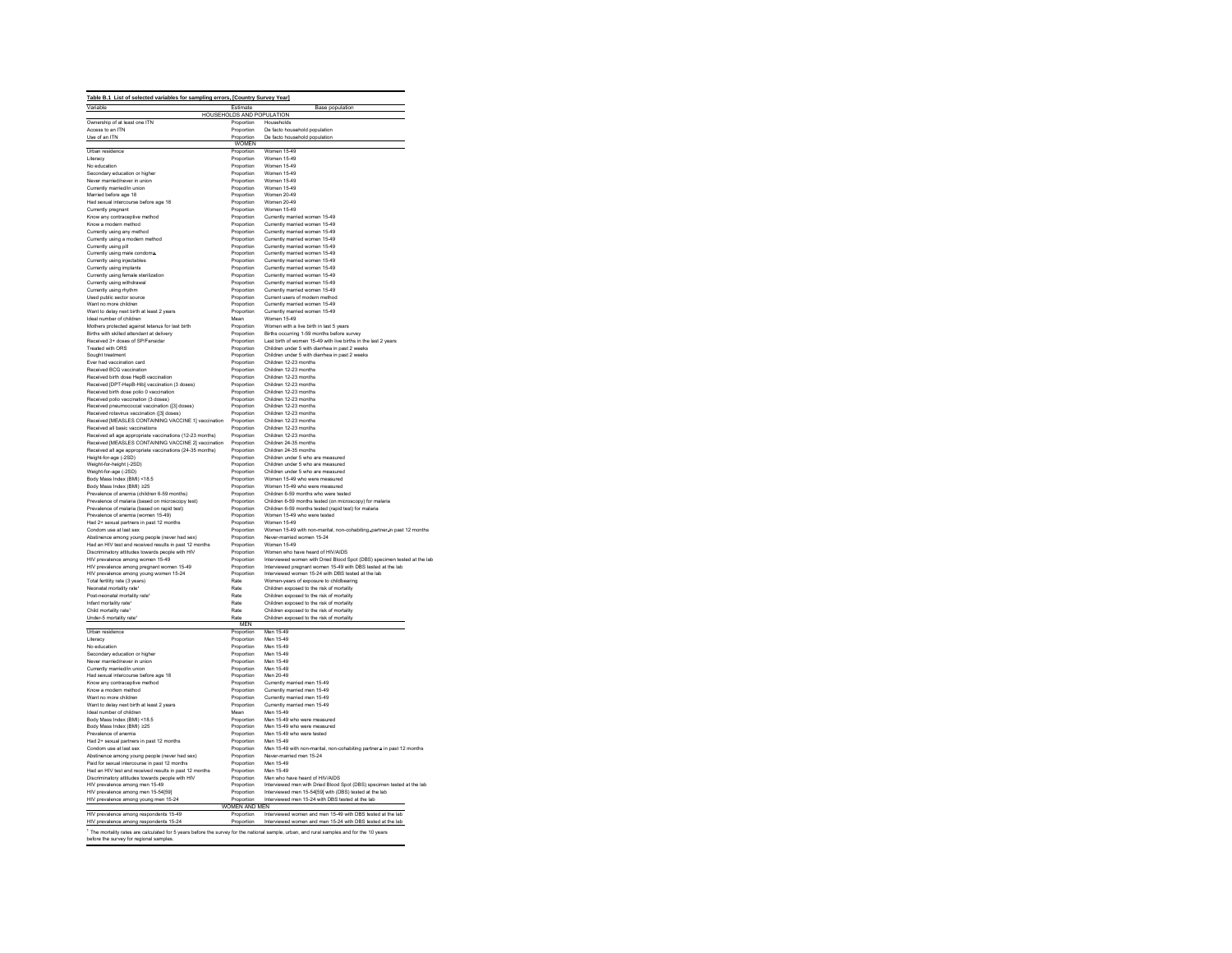**Table B.1 List of selected variables for sampling errors, [Country Survey Year]**

| Variable | Estimate | Base population |
|---|---|---|
| HOUSEHOLDS AND POPULATION | | |
| Ownership of at least one ITN | Proportion | Households |
| Access to an ITN | Proportion | De facto household population |
| Use of an ITN | Proportion | De facto household population |
| WOMEN | | |
| Urban residence | Proportion | Women 15-49 |
| Literacy | Proportion | Women 15-49 |
| No education | Proportion | Women 15-49 |
| Secondary education or higher | Proportion | Women 15-49 |
| Never married/never in union | Proportion | Women 15-49 |
| Currently married/in union | Proportion | Women 15-49 |
| Married before age 18 | Proportion | Women 20-49 |
| Had sexual intercourse before age 18 | Proportion | Women 20-49 |
| Currently pregnant | Proportion | Women 15-49 |
| Know any contraceptive method | Proportion | Currently married women 15-49 |
| Know a modern method | Proportion | Currently married women 15-49 |
| Currently using any method | Proportion | Currently married women 15-49 |
| Currently using a modern method | Proportion | Currently married women 15-49 |
| Currently using pill | Proportion | Currently married women 15-49 |
| Currently using male condoms | Proportion | Currently married women 15-49 |
| Currently using injectables | Proportion | Currently married women 15-49 |
| Currently using implants | Proportion | Currently married women 15-49 |
| Currently using female sterilization | Proportion | Currently married women 15-49 |
| Currently using withdrawal | Proportion | Currently married women 15-49 |
| Currently using rhythm | Proportion | Currently married women 15-49 |
| Used public sector source | Proportion | Current users of modern method |
| Want no more children | Proportion | Currently married women 15-49 |
| Want to delay next birth at least 2 years | Proportion | Currently married women 15-49 |
| Ideal number of children | Mean | Women 15-49 |
| Mothers protected against tetanus for last birth | Proportion | Women with a live birth in last 5 years |
| Births with skilled attendant at delivery | Proportion | Births occurring 1-59 months before survey |
| Received 3+ doses of SP/Fansidar | Proportion | Last birth of women 15-49 with live births in the last 2 years |
| Treated with ORS | Proportion | Children under 5 with diarrhea in past 2 weeks |
| Sought treatment | Proportion | Children under 5 with diarrhea in past 2 weeks |
| Ever had vaccination card | Proportion | Children 12-23 months |
| Received BCG vaccination | Proportion | Children 12-23 months |
| Received birth dose HepB vaccination | Proportion | Children 12-23 months |
| Received [DPT-HepB-Hib] vaccination (3 doses) | Proportion | Children 12-23 months |
| Received birth dose polio 0 vaccination | Proportion | Children 12-23 months |
| Received polio vaccination (3 doses) | Proportion | Children 12-23 months |
| Received pneumococcal vaccination ([3] doses) | Proportion | Children 12-23 months |
| Received rotavirus vaccination ([3] doses) | Proportion | Children 12-23 months |
| Received [MEASLES CONTAINING VACCINE 1] vaccination | Proportion | Children 12-23 months |
| Received all basic vaccinations | Proportion | Children 12-23 months |
| Received all age appropriate vaccinations (12-23 months) | Proportion | Children 12-23 months |
| Received [MEASLES CONTAINING VACCINE 2] vaccination | Proportion | Children 24-35 months |
| Received all age appropriate vaccinations (24-35 months) | Proportion | Children 24-35 months |
| Height-for-age (-2SD) | Proportion | Children under 5 who are measured |
| Weight-for-height (-2SD) | Proportion | Children under 5 who are measured |
| Weight-for-age (-2SD) | Proportion | Children under 5 who are measured |
| Body Mass Index (BMI) <18.5 | Proportion | Women 15-49 who were measured |
| Body Mass Index (BMI) ≥25 | Proportion | Women 15-49 who were measured |
| Prevalence of anemia (children 6-59 months) | Proportion | Children 6-59 months who were tested |
| Prevalence of malaria (based on microscopy test) | Proportion | Children 6-59 months tested (on microscopy) for malaria |
| Prevalence of malaria (based on rapid test) | Proportion | Children 6-59 months tested (rapid test) for malaria |
| Prevalence of anemia (women 15-49) | Proportion | Women 15-49 who were tested |
| Had 2+ sexual partners in past 12 months | Proportion | Women 15-49 |
| Condom use at last sex | Proportion | Women 15-49 with non-marital, non-cohabiting partner in past 12 months |
| Abstinence among young people (never had sex) | Proportion | Never-married women 15-24 |
| Had an HIV test and received results in past 12 months | Proportion | Women 15-49 |
| Discriminatory attitudes towards people with HIV | Proportion | Women who have heard of HIV/AIDS |
| HIV prevalence among women 15-49 | Proportion | Interviewed women with Dried Blood Spot (DBS) specimen tested at the lab |
| HIV prevalence among pregnant women 15-49 | Proportion | Interviewed pregnant women 15-49 with DBS tested at the lab |
| HIV prevalence among young women 15-24 | Proportion | Interviewed women 15-24 with DBS tested at the lab |
| Total fertility rate (3 years) | Rate | Women-years of exposure to childbearing |
| Neonatal mortality rate[1] | Rate | Children exposed to the risk of mortality |
| Post-neonatal mortality rate[1] | Rate | Children exposed to the risk of mortality |
| Infant mortality rate[1] | Rate | Children exposed to the risk of mortality |
| Child mortality rate[1] | Rate | Children exposed to the risk of mortality |
| Under-5 mortality rate[1] | Rate | Children exposed to the risk of mortality |
| MEN | | |
| Urban residence | Proportion | Men 15-49 |
| Literacy | Proportion | Men 15-49 |
| No education | Proportion | Men 15-49 |
| Secondary education or higher | Proportion | Men 15-49 |
| Never married/never in union | Proportion | Men 15-49 |
| Currently married/in union | Proportion | Men 15-49 |
| Had sexual intercourse before age 18 | Proportion | Men 20-49 |
| Know any contraceptive method | Proportion | Currently married men 15-49 |
| Know a modern method | Proportion | Currently married men 15-49 |
| Want no more children | Proportion | Currently married men 15-49 |
| Want to delay next birth at least 2 years | Proportion | Currently married men 15-49 |
| Ideal number of children | Mean | Men 15-49 |
| Body Mass Index (BMI) <18.5 | Proportion | Men 15-49 who were measured |
| Body Mass Index (BMI) ≥25 | Proportion | Men 15-49 who were measured |
| Prevalence of anemia | Proportion | Men 15-49 who were tested |
| Had 2+ sexual partners in past 12 months | Proportion | Men 15-49 |
| Condom use at last sex | Proportion | Men 15-49 with non-marital, non-cohabiting partner in past 12 months |
| Abstinence among young people (never had sex) | Proportion | Never-married men 15-24 |
| Paid for sexual intercourse in past 12 months | Proportion | Men 15-49 |
| Had an HIV test and received results in past 12 months | Proportion | Men 15-49 |
| Discriminatory attitudes towards people with HIV | Proportion | Men who have heard of HIV/AIDS |
| HIV prevalence among men 15-49 | Proportion | Interviewed men with Dried Blood Spot (DBS) specimen tested at the lab |
| HIV prevalence among men 15-54[59] | Proportion | Interviewed men 15-54[59] with (DBS) tested at the lab |
| HIV prevalence among young men 15-24 | Proportion | Interviewed men 15-24 with DBS tested at the lab |
| WOMEN AND MEN | | |
| HIV prevalence among respondents 15-49 | Proportion | Interviewed women and men 15-49 with DBS tested at the lab |
| HIV prevalence among respondents 15-24 | Proportion | Interviewed women and men 15-24 with DBS tested at the lab |

[1] The mortality rates are calculated for 5 years before the survey for the national sample, urban, and rural samples and for the 10 years before the survey for regional samples.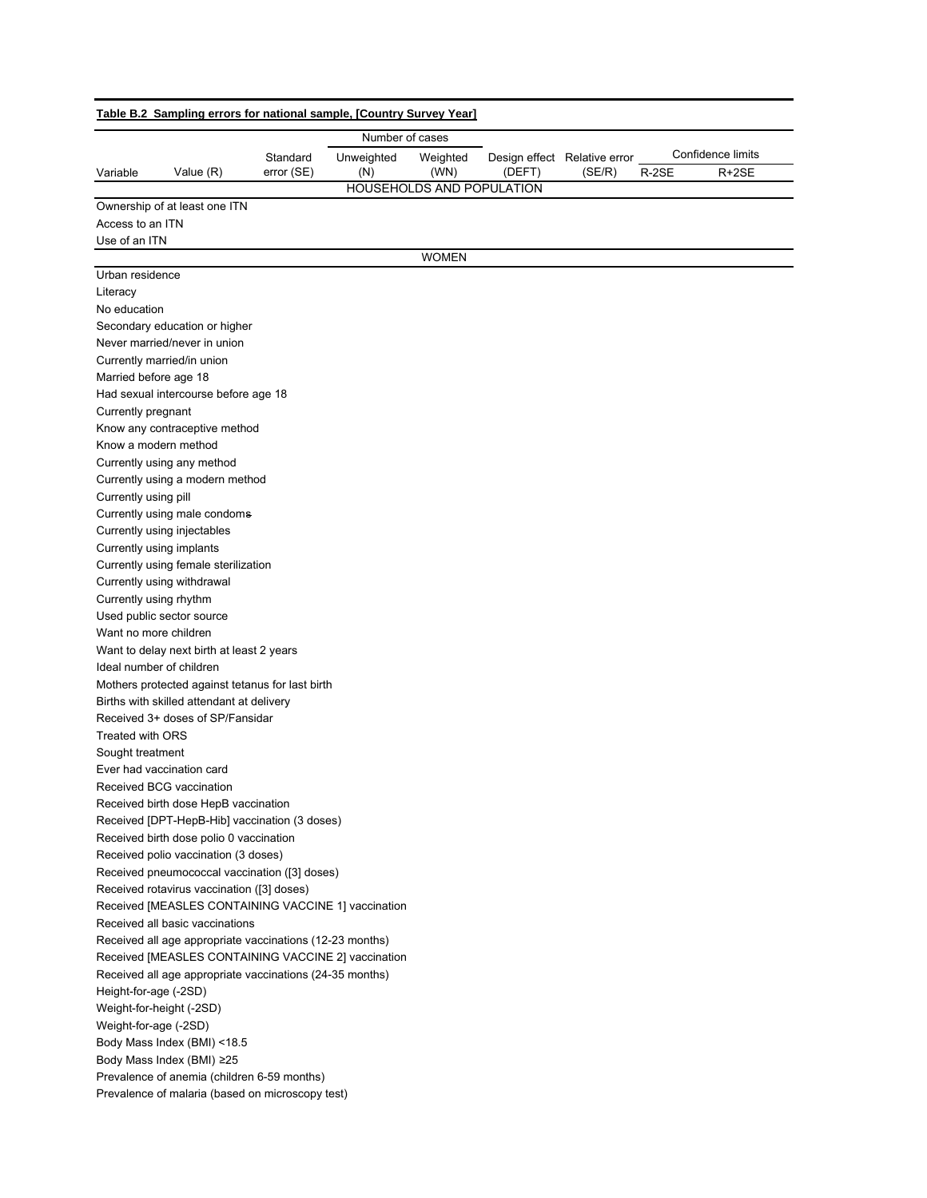**Table B.2 Sampling errors for national sample, [Country Survey Year]**

| Variable | Value (R) | Standard error (SE) | Number of cases: Unweighted (N) | Number of cases: Weighted (WN) | Design effect (DEFT) | Relative error (SE/R) | Confidence limits: R-2SE | Confidence limits: R+2SE |
|---|---|---|---|---|---|---|---|---|
| HOUSEHOLDS AND POPULATION | | | | | | | | |
| Ownership of at least one ITN | | | | | | | | |
| Access to an ITN | | | | | | | | |
| Use of an ITN | | | | | | | | |
| WOMEN | | | | | | | | |
| Urban residence | | | | | | | | |
| Literacy | | | | | | | | |
| No education | | | | | | | | |
| Secondary education or higher | | | | | | | | |
| Never married/never in union | | | | | | | | |
| Currently married/in union | | | | | | | | |
| Married before age 18 | | | | | | | | |
| Had sexual intercourse before age 18 | | | | | | | | |
| Currently pregnant | | | | | | | | |
| Know any contraceptive method | | | | | | | | |
| Know a modern method | | | | | | | | |
| Currently using any method | | | | | | | | |
| Currently using a modern method | | | | | | | | |
| Currently using pill | | | | | | | | |
| Currently using male condoms | | | | | | | | |
| Currently using injectables | | | | | | | | |
| Currently using implants | | | | | | | | |
| Currently using female sterilization | | | | | | | | |
| Currently using withdrawal | | | | | | | | |
| Currently using rhythm | | | | | | | | |
| Used public sector source | | | | | | | | |
| Want no more children | | | | | | | | |
| Want to delay next birth at least 2 years | | | | | | | | |
| Ideal number of children | | | | | | | | |
| Mothers protected against tetanus for last birth | | | | | | | | |
| Births with skilled attendant at delivery | | | | | | | | |
| Received 3+ doses of SP/Fansidar | | | | | | | | |
| Treated with ORS | | | | | | | | |
| Sought treatment | | | | | | | | |
| Ever had vaccination card | | | | | | | | |
| Received BCG vaccination | | | | | | | | |
| Received birth dose HepB vaccination | | | | | | | | |
| Received [DPT-HepB-Hib] vaccination (3 doses) | | | | | | | | |
| Received birth dose polio 0 vaccination | | | | | | | | |
| Received polio vaccination (3 doses) | | | | | | | | |
| Received pneumococcal vaccination ([3] doses) | | | | | | | | |
| Received rotavirus vaccination ([3] doses) | | | | | | | | |
| Received [MEASLES CONTAINING VACCINE 1] vaccination | | | | | | | | |
| Received all basic vaccinations | | | | | | | | |
| Received all age appropriate vaccinations (12-23 months) | | | | | | | | |
| Received [MEASLES CONTAINING VACCINE 2] vaccination | | | | | | | | |
| Received all age appropriate vaccinations (24-35 months) | | | | | | | | |
| Height-for-age (-2SD) | | | | | | | | |
| Weight-for-height (-2SD) | | | | | | | | |
| Weight-for-age (-2SD) | | | | | | | | |
| Body Mass Index (BMI) <18.5 | | | | | | | | |
| Body Mass Index (BMI) ≥25 | | | | | | | | |
| Prevalence of anemia (children 6-59 months) | | | | | | | | |
| Prevalence of malaria (based on microscopy test) | | | | | | | | |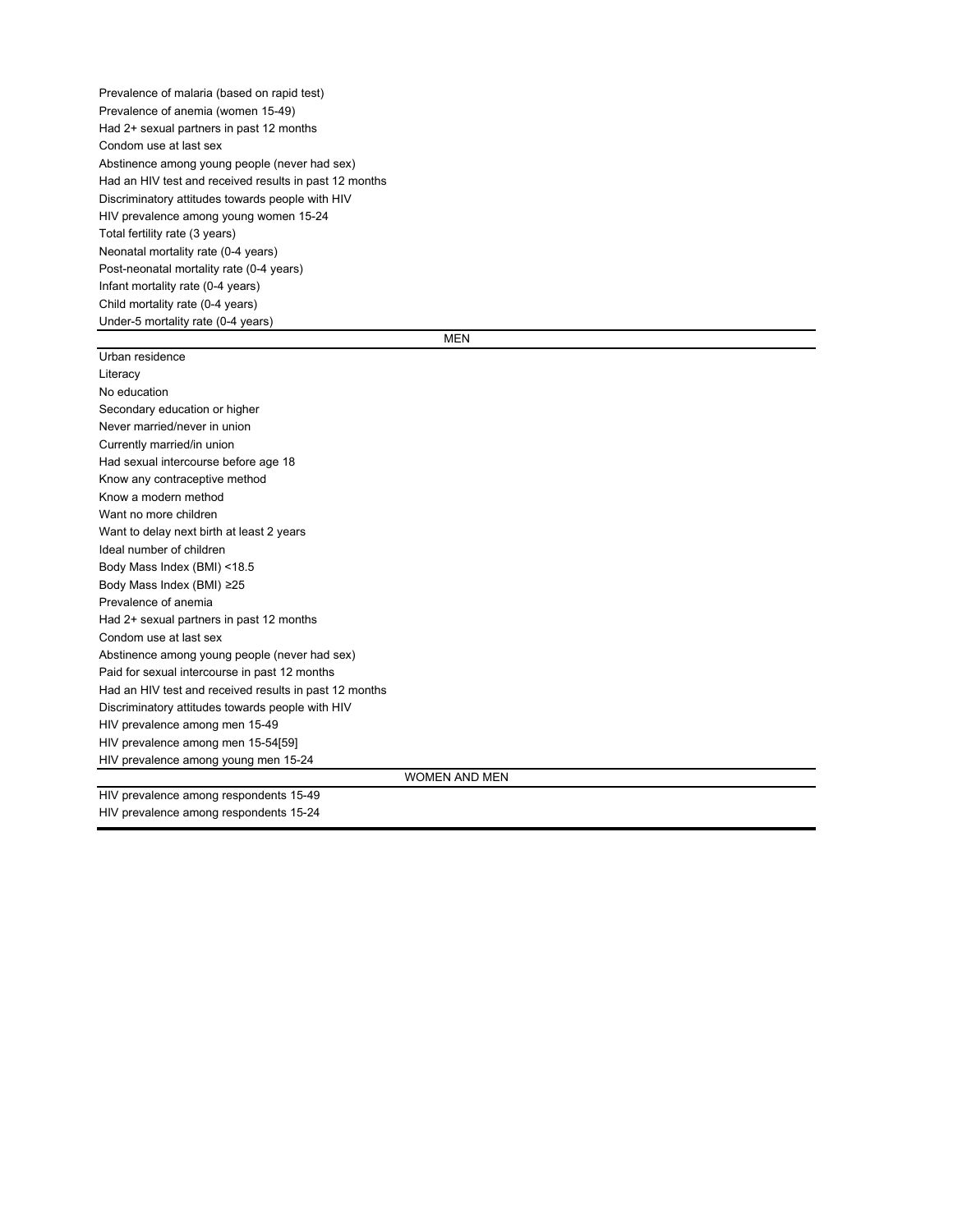| |
|---|
| Prevalence of malaria (based on rapid test) |
| Prevalence of anemia (women 15-49) |
| Had 2+ sexual partners in past 12 months |
| Condom use at last sex |
| Abstinence among young people (never had sex) |
| Had an HIV test and received results in past 12 months |
| Discriminatory attitudes towards people with HIV |
| HIV prevalence among young women 15-24 |
| Total fertility rate (3 years) |
| Neonatal mortality rate (0-4 years) |
| Post-neonatal mortality rate (0-4 years) |
| Infant mortality rate (0-4 years) |
| Child mortality rate (0-4 years) |
| Under-5 mortality rate (0-4 years) |
| **MEN** |
| Urban residence |
| Literacy |
| No education |
| Secondary education or higher |
| Never married/never in union |
| Currently married/in union |
| Had sexual intercourse before age 18 |
| Know any contraceptive method |
| Know a modern method |
| Want no more children |
| Want to delay next birth at least 2 years |
| Ideal number of children |
| Body Mass Index (BMI) <18.5 |
| Body Mass Index (BMI) ≥25 |
| Prevalence of anemia |
| Had 2+ sexual partners in past 12 months |
| Condom use at last sex |
| Abstinence among young people (never had sex) |
| Paid for sexual intercourse in past 12 months |
| Had an HIV test and received results in past 12 months |
| Discriminatory attitudes towards people with HIV |
| HIV prevalence among men 15-49 |
| HIV prevalence among men 15-54[59] |
| HIV prevalence among young men 15-24 |
| **WOMEN AND MEN** |
| HIV prevalence among respondents 15-49 |
| HIV prevalence among respondents 15-24 |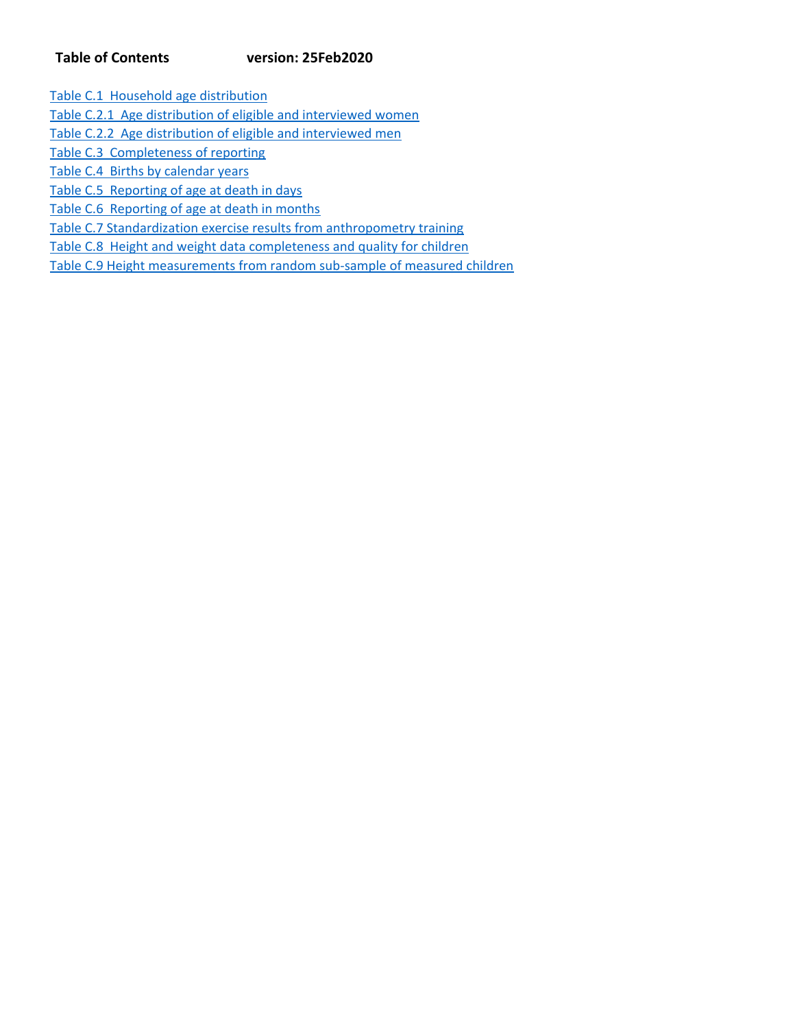**Table of Contents** **version: 25Feb2020**

Table C.1 Household age distribution
Table C.2.1 Age distribution of eligible and interviewed women
Table C.2.2 Age distribution of eligible and interviewed men
Table C.3 Completeness of reporting
Table C.4 Births by calendar years
Table C.5 Reporting of age at death in days
Table C.6 Reporting of age at death in months
Table C.7 Standardization exercise results from anthropometry training
Table C.8 Height and weight data completeness and quality for children
Table C.9 Height measurements from random sub-sample of measured children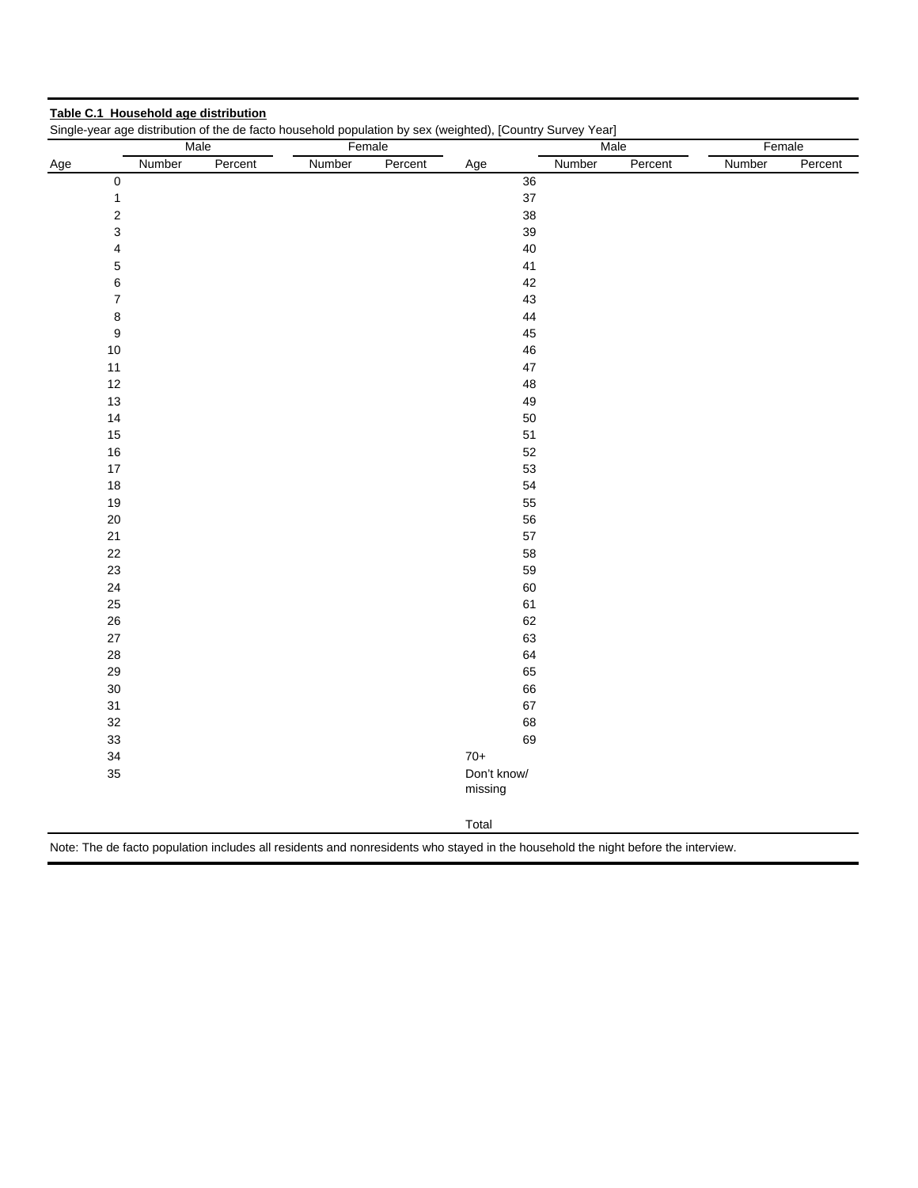**Table C.1 Household age distribution**

Single-year age distribution of the de facto household population by sex (weighted), [Country Survey Year]

| | Male | | Female | | | Male | | Female | |
|---|---|---|---|---|---|---|---|---|---|
| Age | Number | Percent | Number | Percent | Age | Number | Percent | Number | Percent |
| 0 | | | | | 36 | | | | |
| 1 | | | | | 37 | | | | |
| 2 | | | | | 38 | | | | |
| 3 | | | | | 39 | | | | |
| 4 | | | | | 40 | | | | |
| 5 | | | | | 41 | | | | |
| 6 | | | | | 42 | | | | |
| 7 | | | | | 43 | | | | |
| 8 | | | | | 44 | | | | |
| 9 | | | | | 45 | | | | |
| 10 | | | | | 46 | | | | |
| 11 | | | | | 47 | | | | |
| 12 | | | | | 48 | | | | |
| 13 | | | | | 49 | | | | |
| 14 | | | | | 50 | | | | |
| 15 | | | | | 51 | | | | |
| 16 | | | | | 52 | | | | |
| 17 | | | | | 53 | | | | |
| 18 | | | | | 54 | | | | |
| 19 | | | | | 55 | | | | |
| 20 | | | | | 56 | | | | |
| 21 | | | | | 57 | | | | |
| 22 | | | | | 58 | | | | |
| 23 | | | | | 59 | | | | |
| 24 | | | | | 60 | | | | |
| 25 | | | | | 61 | | | | |
| 26 | | | | | 62 | | | | |
| 27 | | | | | 63 | | | | |
| 28 | | | | | 64 | | | | |
| 29 | | | | | 65 | | | | |
| 30 | | | | | 66 | | | | |
| 31 | | | | | 67 | | | | |
| 32 | | | | | 68 | | | | |
| 33 | | | | | 69 | | | | |
| 34 | | | | | 70+ | | | | |
| 35 | | | | | Don't know/ missing | | | | |
| | | | | | Total | | | | |

Note: The de facto population includes all residents and nonresidents who stayed in the household the night before the interview.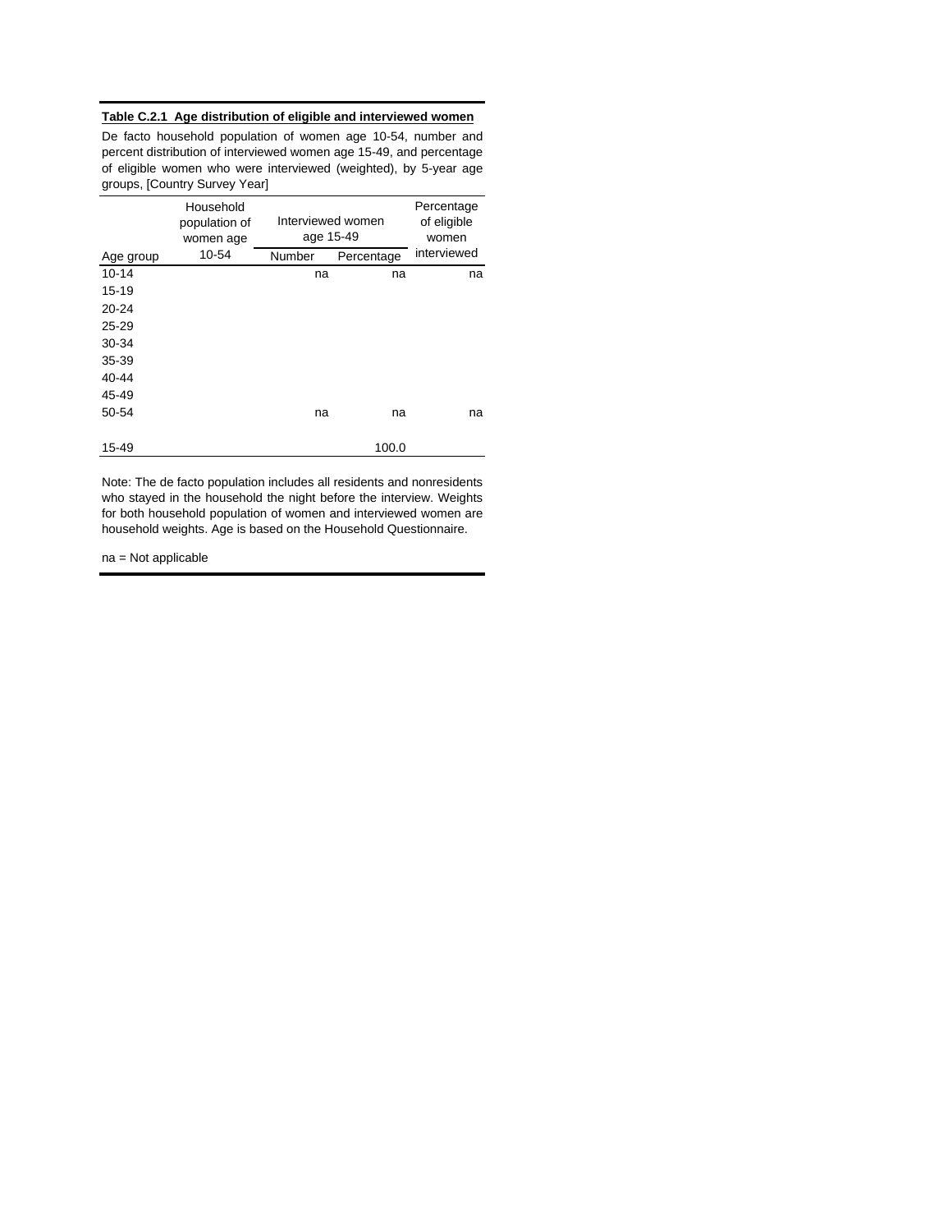**Table C.2.1 Age distribution of eligible and interviewed women**

De facto household population of women age 10-54, number and percent distribution of interviewed women age 15-49, and percentage of eligible women who were interviewed (weighted), by 5-year age groups, [Country Survey Year]

| Age group | Household population of women age 10-54 | Interviewed women age 15-49 | | Percentage of eligible women interviewed |
|---|---|---|---|---|
| | | Number | Percentage | |
| 10-14 | | na | na | na |
| 15-19 | | | | |
| 20-24 | | | | |
| 25-29 | | | | |
| 30-34 | | | | |
| 35-39 | | | | |
| 40-44 | | | | |
| 45-49 | | | | |
| 50-54 | | na | na | na |
| | | | | |
| 15-49 | | | 100.0 | |

Note: The de facto population includes all residents and nonresidents who stayed in the household the night before the interview. Weights for both household population of women and interviewed women are household weights. Age is based on the Household Questionnaire.

na = Not applicable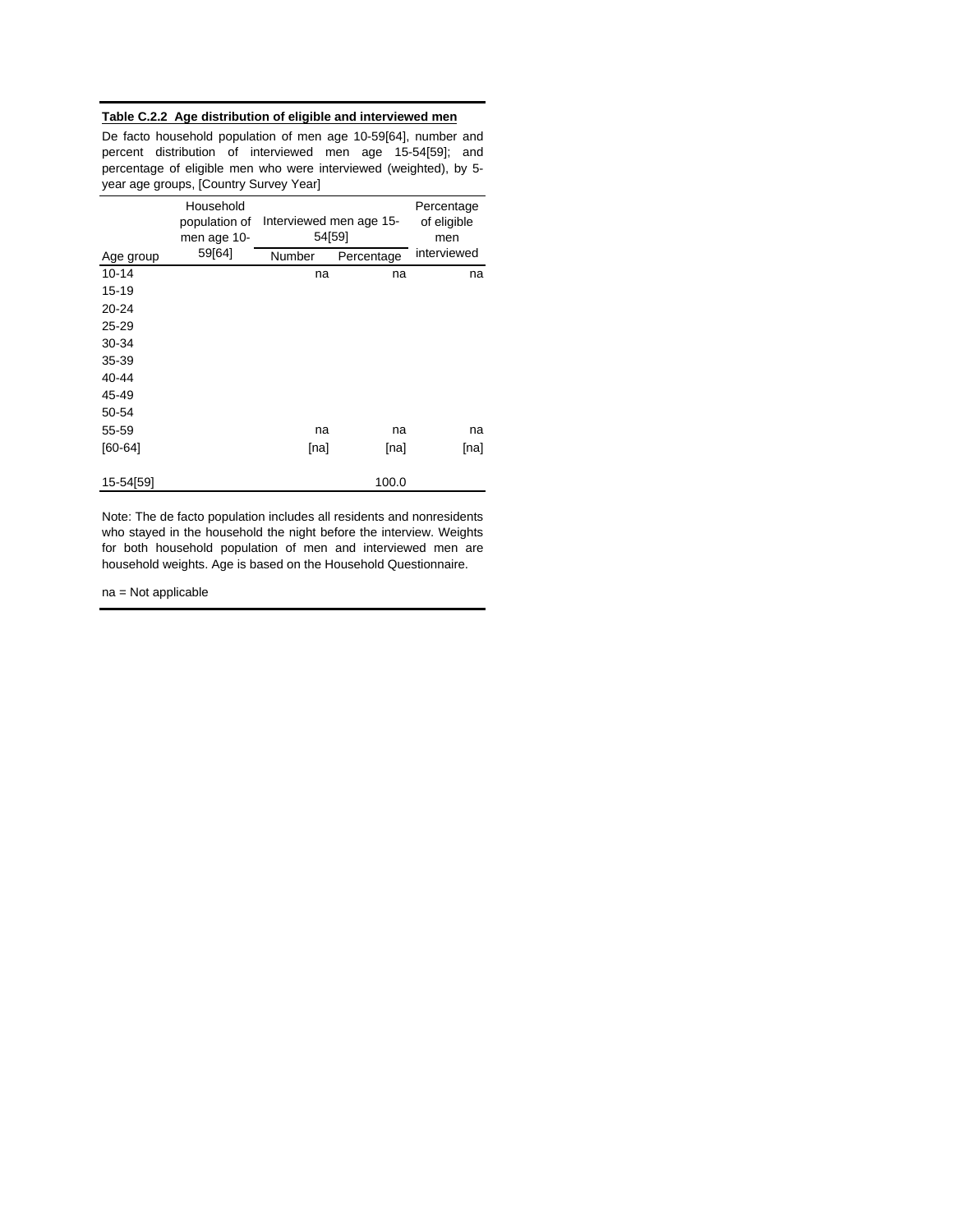**Table C.2.2 Age distribution of eligible and interviewed men**

De facto household population of men age 10-59[64], number and percent distribution of interviewed men age 15-54[59]; and percentage of eligible men who were interviewed (weighted), by 5-year age groups, [Country Survey Year]

| Age group | Household population of men age 10-59[64] | Interviewed men age 15-54[59] | | Percentage of eligible men interviewed |
|---|---|---|---|---|
| | | Number | Percentage | |
| 10-14 | | na | na | na |
| 15-19 | | | | |
| 20-24 | | | | |
| 25-29 | | | | |
| 30-34 | | | | |
| 35-39 | | | | |
| 40-44 | | | | |
| 45-49 | | | | |
| 50-54 | | | | |
| 55-59 | | na | na | na |
| [60-64] | | [na] | [na] | [na] |
| | | | | |
| 15-54[59] | | | 100.0 | |

Note: The de facto population includes all residents and nonresidents who stayed in the household the night before the interview. Weights for both household population of men and interviewed men are household weights. Age is based on the Household Questionnaire.

na = Not applicable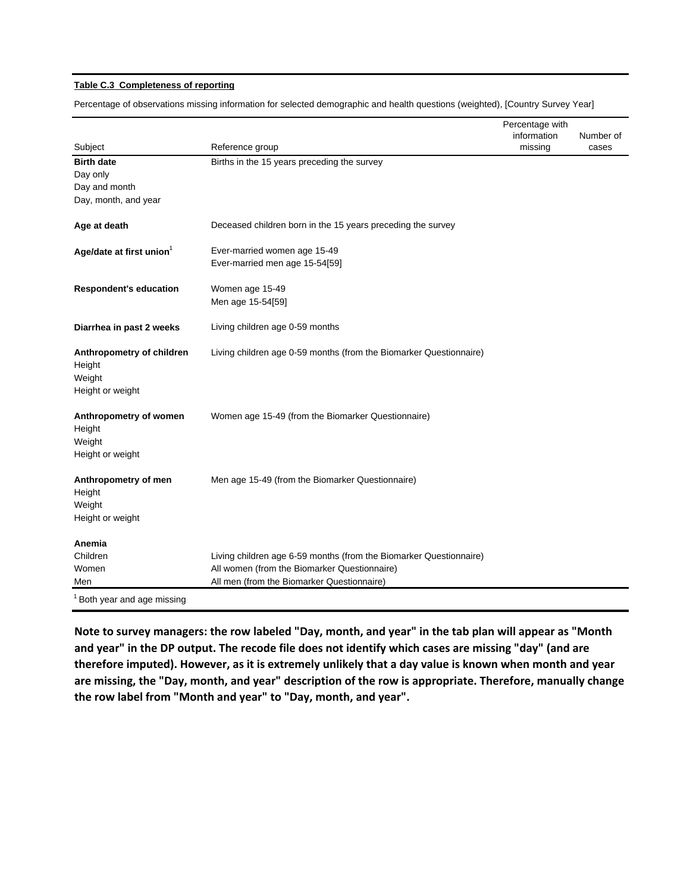**Table C.3 Completeness of reporting**

Percentage of observations missing information for selected demographic and health questions (weighted), [Country Survey Year]

| Subject | Reference group | Percentage with information missing | Number of cases |
|---|---|---|---|
| **Birth date** | Births in the 15 years preceding the survey | | |
| Day only | | | |
| Day and month | | | |
| Day, month, and year | | | |
| | | | |
| **Age at death** | Deceased children born in the 15 years preceding the survey | | |
| | | | |
| **Age/date at first union**[1] | Ever-married women age 15-49 | | |
| | Ever-married men age 15-54[59] | | |
| | | | |
| **Respondent's education** | Women age 15-49 | | |
| | Men age 15-54[59] | | |
| | | | |
| **Diarrhea in past 2 weeks** | Living children age 0-59 months | | |
| | | | |
| **Anthropometry of children** | Living children age 0-59 months (from the Biomarker Questionnaire) | | |
| Height | | | |
| Weight | | | |
| Height or weight | | | |
| | | | |
| **Anthropometry of women** | Women age 15-49 (from the Biomarker Questionnaire) | | |
| Height | | | |
| Weight | | | |
| Height or weight | | | |
| | | | |
| **Anthropometry of men** | Men age 15-49 (from the Biomarker Questionnaire) | | |
| Height | | | |
| Weight | | | |
| Height or weight | | | |
| | | | |
| **Anemia** | | | |
| Children | Living children age 6-59 months (from the Biomarker Questionnaire) | | |
| Women | All women (from the Biomarker Questionnaire) | | |
| Men | All men (from the Biomarker Questionnaire) | | |

[1] Both year and age missing

**Note to survey managers: the row labeled "Day, month, and year" in the tab plan will appear as "Month and year" in the DP output. The recode file does not identify which cases are missing "day" (and are therefore imputed). However, as it is extremely unlikely that a day value is known when month and year are missing, the "Day, month, and year" description of the row is appropriate. Therefore, manually change the row label from "Month and year" to "Day, month, and year".**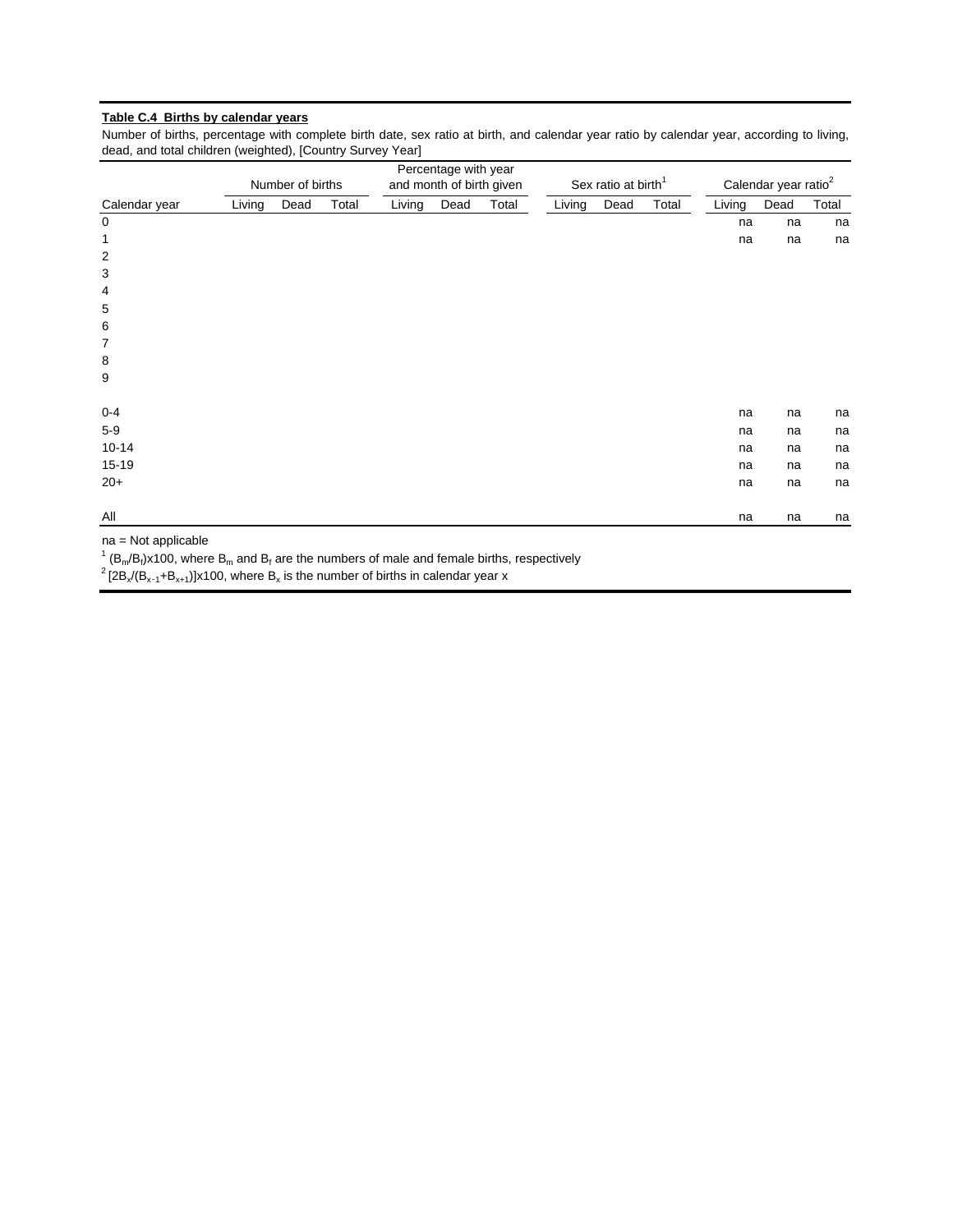**Table C.4 Births by calendar years**

Number of births, percentage with complete birth date, sex ratio at birth, and calendar year ratio by calendar year, according to living, dead, and total children (weighted), [Country Survey Year]

| | Number of births | | | Percentage with year and month of birth given | | | Sex ratio at birth[1] | | | Calendar year ratio[2] | | |
|---|---|---|---|---|---|---|---|---|---|---|---|---|
| Calendar year | Living | Dead | Total | Living | Dead | Total | Living | Dead | Total | Living | Dead | Total |
| 0 | | | | | | | | | | na | na | na |
| 1 | | | | | | | | | | na | na | na |
| 2 | | | | | | | | | | | | |
| 3 | | | | | | | | | | | | |
| 4 | | | | | | | | | | | | |
| 5 | | | | | | | | | | | | |
| 6 | | | | | | | | | | | | |
| 7 | | | | | | | | | | | | |
| 8 | | | | | | | | | | | | |
| 9 | | | | | | | | | | | | |
| | | | | | | | | | | | | |
| 0-4 | | | | | | | | | | na | na | na |
| 5-9 | | | | | | | | | | na | na | na |
| 10-14 | | | | | | | | | | na | na | na |
| 15-19 | | | | | | | | | | na | na | na |
| 20+ | | | | | | | | | | na | na | na |
| | | | | | | | | | | | | |
| All | | | | | | | | | | na | na | na |

na = Not applicable

[1] $(B_m/B_f)$x100, where $B_m$ and $B_f$ are the numbers of male and female births, respectively

[2] $[2B_x/(B_{x-1}+B_{x+1})]$x100, where $B_x$ is the number of births in calendar year x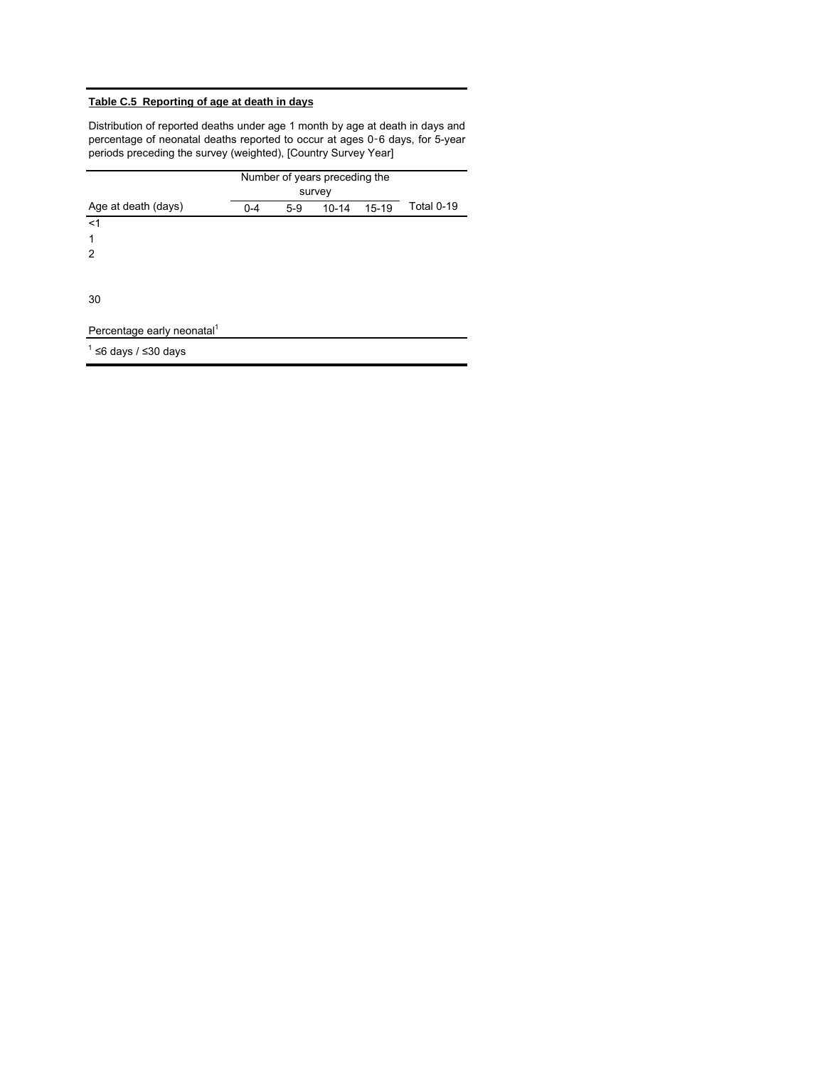**Table C.5 Reporting of age at death in days**

Distribution of reported deaths under age 1 month by age at death in days and percentage of neonatal deaths reported to occur at ages 0-6 days, for 5-year periods preceding the survey (weighted), [Country Survey Year]

| | Number of years preceding the survey | | | | |
|---|---|---|---|---|---|
| Age at death (days) | 0-4 | 5-9 | 10-14 | 15-19 | Total 0-19 |
| <1 | | | | | |
| 1 | | | | | |
| 2 | | | | | |
| | | | | | |
| 30 | | | | | |
| | | | | | |
| Percentage early neonatal[1] | | | | | |

[1] ≤6 days / ≤30 days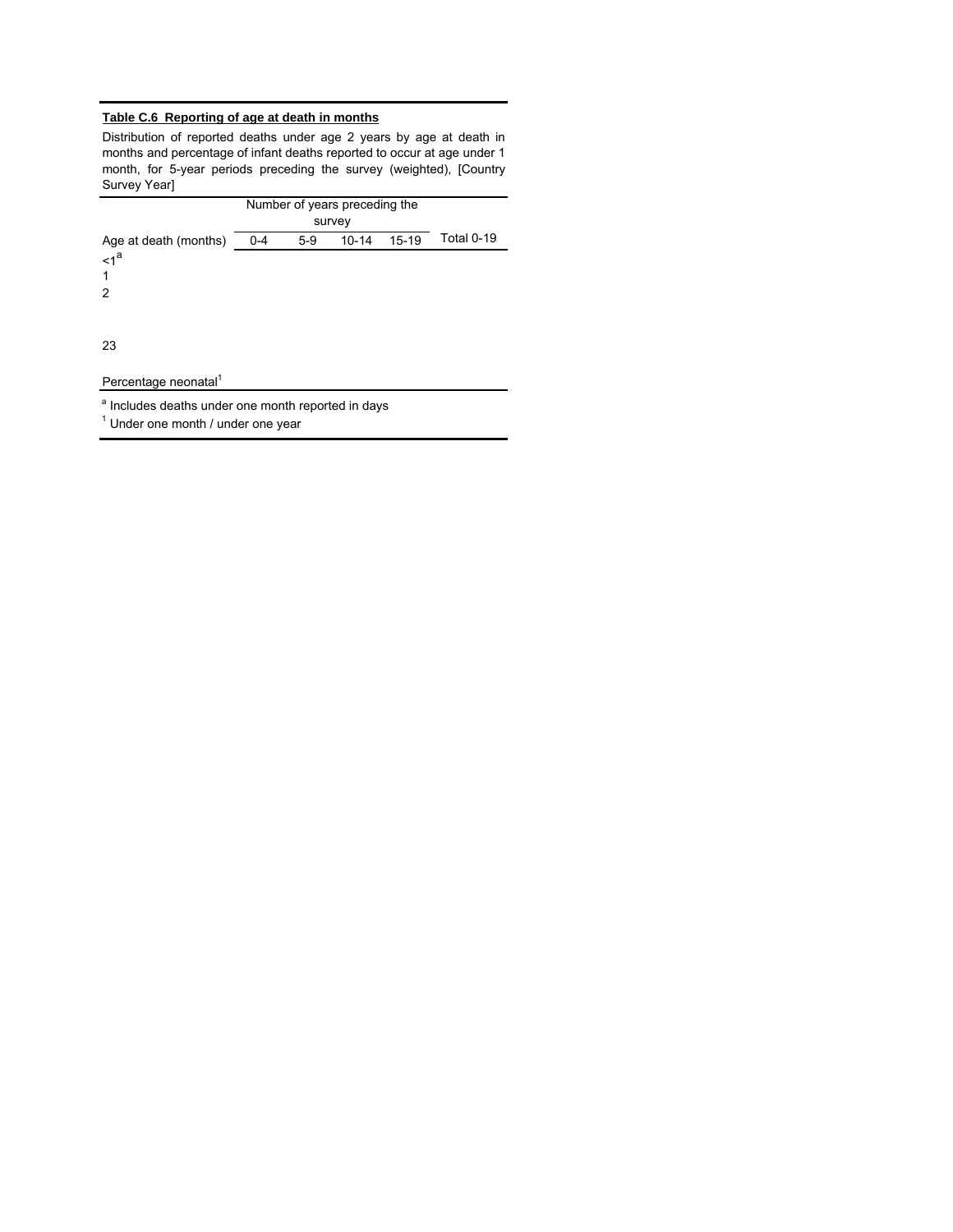**Table C.6 Reporting of age at death in months**

Distribution of reported deaths under age 2 years by age at death in months and percentage of infant deaths reported to occur at age under 1 month, for 5-year periods preceding the survey (weighted), [Country Survey Year]

| | Number of years preceding the survey | | | | |
|---|---|---|---|---|---|
| Age at death (months) | 0-4 | 5-9 | 10-14 | 15-19 | Total 0-19 |
| <1[a] | | | | | |
| 1 | | | | | |
| 2 | | | | | |
| | | | | | |
| 23 | | | | | |
| | | | | | |
| Percentage neonatal[1] | | | | | |

[a] Includes deaths under one month reported in days

[1] Under one month / under one year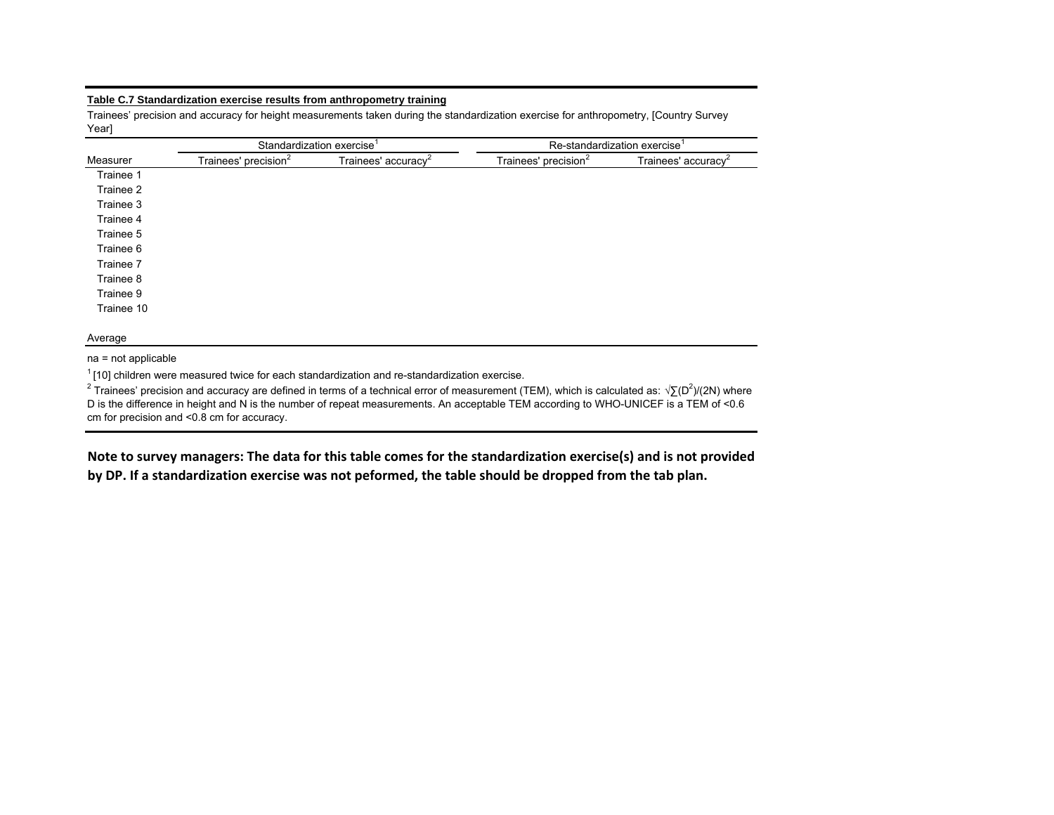**Table C.7 Standardization exercise results from anthropometry training**

Trainees' precision and accuracy for height measurements taken during the standardization exercise for anthropometry, [Country Survey Year]

| Measurer | Standardization exercise[1] | | Re-standardization exercise[1] | |
|---|---|---|---|---|
| | Trainees' precision[2] | Trainees' accuracy[2] | Trainees' precision[2] | Trainees' accuracy[2] |
| Trainee 1 | | | | |
| Trainee 2 | | | | |
| Trainee 3 | | | | |
| Trainee 4 | | | | |
| Trainee 5 | | | | |
| Trainee 6 | | | | |
| Trainee 7 | | | | |
| Trainee 8 | | | | |
| Trainee 9 | | | | |
| Trainee 10 | | | | |
| Average | | | | |

na = not applicable

[1] [10] children were measured twice for each standardization and re-standardization exercise.

[2] Trainees' precision and accuracy are defined in terms of a technical error of measurement (TEM), which is calculated as: $\sqrt{\sum(D^2)/(2N)}$ where D is the difference in height and N is the number of repeat measurements. An acceptable TEM according to WHO-UNICEF is a TEM of <0.6 cm for precision and <0.8 cm for accuracy.

**Note to survey managers: The data for this table comes for the standardization exercise(s) and is not provided by DP. If a standardization exercise was not peformed, the table should be dropped from the tab plan.**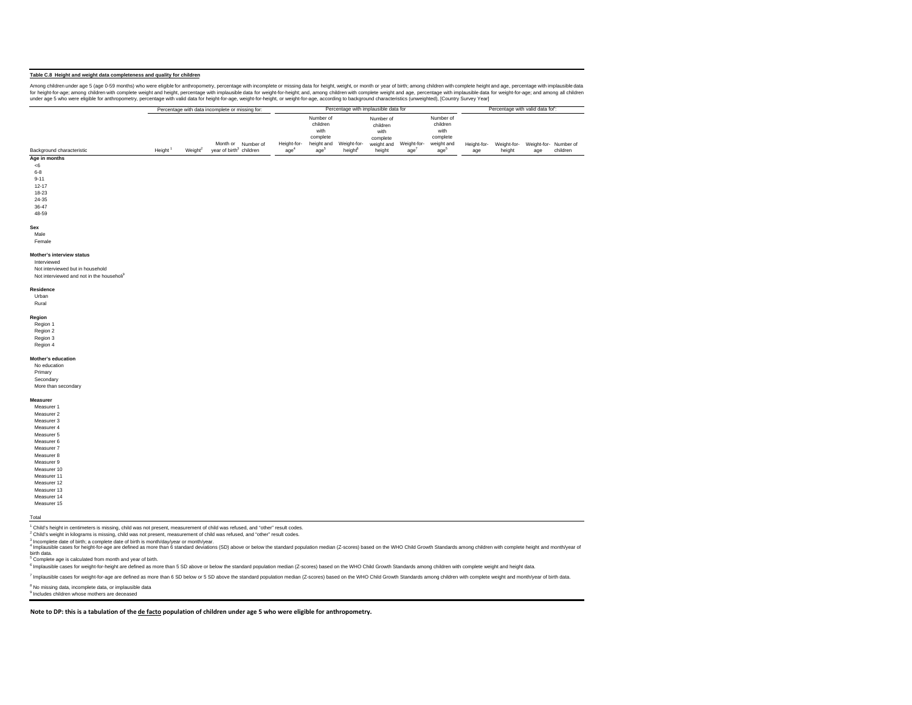**Table C.8 Height and weight data completeness and quality for children**

Among children under age 5 (age 0-59 months) who were eligible for anthropometry, percentage with incomplete or missing data for height, weight, or month or year of birth; among children with complete height and age, percentage with implausible data for height-for-age; among children with complete weight and height, percentage with implausible data for weight-for-height; and, among children with complete weight and age, percentage with implausible data for weight-for-age; and among all children under age 5 who were eligible for anthropometry, percentage with valid data for height-for-age, weight-for-height, or weight-for-age, according to background characteristics (unweighted), [Country Survey Year]

| | Percentage with data incomplete or missing for: | | | | Percentage with implausible data for | | | | | | Percentage with valid data for[8]: | | | |
|---|---|---|---|---|---|---|---|---|---|---|---|---|---|---|
| Background characteristic | Height[1] | Weight[2] | Month or year of birth[3] | Number of children | Height-for-age[4] | Number of children with complete height and age[5] | Weight-for-height[6] | Number of children with complete weight and height | Weight-for-age[7] | Number of children with complete weight and age[5] | Height-for-age | Weight-for-height | Weight-for-age | Number of children |
| **Age in months** | | | | | | | | | | | | | | |
| <6 | | | | | | | | | | | | | | |
| 6-8 | | | | | | | | | | | | | | |
| 9-11 | | | | | | | | | | | | | | |
| 12-17 | | | | | | | | | | | | | | |
| 18-23 | | | | | | | | | | | | | | |
| 24-35 | | | | | | | | | | | | | | |
| 36-47 | | | | | | | | | | | | | | |
| 48-59 | | | | | | | | | | | | | | |
| **Sex** | | | | | | | | | | | | | | |
| Male | | | | | | | | | | | | | | |
| Female | | | | | | | | | | | | | | |
| **Mother's interview status** | | | | | | | | | | | | | | |
| Interviewed | | | | | | | | | | | | | | |
| Not interviewed but in household | | | | | | | | | | | | | | |
| Not interviewed and not in the household[9] | | | | | | | | | | | | | | |
| **Residence** | | | | | | | | | | | | | | |
| Urban | | | | | | | | | | | | | | |
| Rural | | | | | | | | | | | | | | |
| **Region** | | | | | | | | | | | | | | |
| Region 1 | | | | | | | | | | | | | | |
| Region 2 | | | | | | | | | | | | | | |
| Region 3 | | | | | | | | | | | | | | |
| Region 4 | | | | | | | | | | | | | | |
| **Mother's education** | | | | | | | | | | | | | | |
| No education | | | | | | | | | | | | | | |
| Primary | | | | | | | | | | | | | | |
| Secondary | | | | | | | | | | | | | | |
| More than secondary | | | | | | | | | | | | | | |
| **Measurer** | | | | | | | | | | | | | | |
| Measurer 1 | | | | | | | | | | | | | | |
| Measurer 2 | | | | | | | | | | | | | | |
| Measurer 3 | | | | | | | | | | | | | | |
| Measurer 4 | | | | | | | | | | | | | | |
| Measurer 5 | | | | | | | | | | | | | | |
| Measurer 6 | | | | | | | | | | | | | | |
| Measurer 7 | | | | | | | | | | | | | | |
| Measurer 8 | | | | | | | | | | | | | | |
| Measurer 9 | | | | | | | | | | | | | | |
| Measurer 10 | | | | | | | | | | | | | | |
| Measurer 11 | | | | | | | | | | | | | | |
| Measurer 12 | | | | | | | | | | | | | | |
| Measurer 13 | | | | | | | | | | | | | | |
| Measurer 14 | | | | | | | | | | | | | | |
| Measurer 15 | | | | | | | | | | | | | | |
| Total | | | | | | | | | | | | | | |

[1] Child's height in centimeters is missing, child was not present, measurement of child was refused, and "other" result codes.
[2] Child's weight in kilograms is missing, child was not present, measurement of child was refused, and "other" result codes.
[3] Incomplete date of birth; a complete date of birth is month/day/year or month/year.
[4] Implausible cases for height-for-age are defined as more than 6 standard deviations (SD) above or below the standard population median (Z-scores) based on the WHO Child Growth Standards among children with complete height and month/year of birth data.
[5] Complete age is calculated from month and year of birth.
[6] Implausible cases for weight-for-height are defined as more than 5 SD above or below the standard population median (Z-scores) based on the WHO Child Growth Standards among children with complete weight and height data.
[7] Implausible cases for weight-for-age are defined as more than 6 SD below or 5 SD above the standard population median (Z-scores) based on the WHO Child Growth Standards among children with complete weight and month/year of birth data.
[8] No missing data, incomplete data, or implausible data
[9] Includes children whose mothers are deceased

**Note to DP: this is a tabulation of the de facto population of children under age 5 who were eligible for anthropometry.**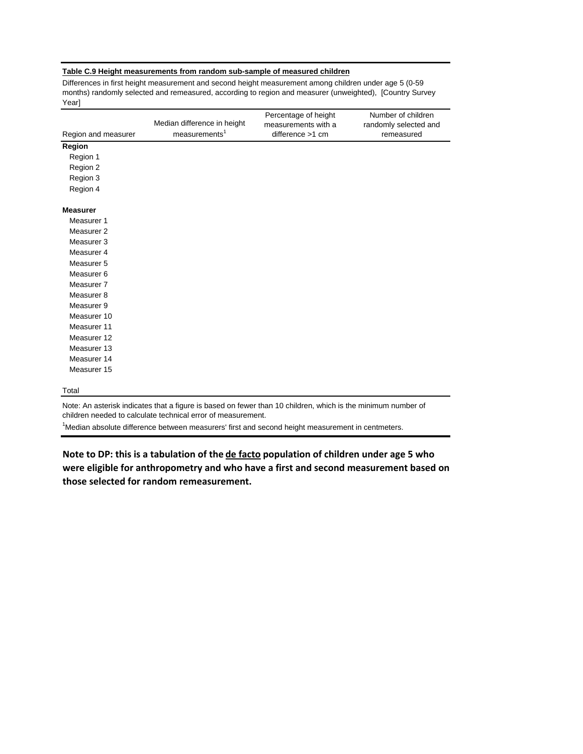**Table C.9 Height measurements from random sub-sample of measured children**

Differences in first height measurement and second height measurement among children under age 5 (0-59 months) randomly selected and remeasured, according to region and measurer (unweighted), [Country Survey Year]

| Region and measurer | Median difference in height measurements[1] | Percentage of height measurements with a difference >1 cm | Number of children randomly selected and remeasured |
|---|---|---|---|
| **Region** | | | |
| Region 1 | | | |
| Region 2 | | | |
| Region 3 | | | |
| Region 4 | | | |
| | | | |
| **Measurer** | | | |
| Measurer 1 | | | |
| Measurer 2 | | | |
| Measurer 3 | | | |
| Measurer 4 | | | |
| Measurer 5 | | | |
| Measurer 6 | | | |
| Measurer 7 | | | |
| Measurer 8 | | | |
| Measurer 9 | | | |
| Measurer 10 | | | |
| Measurer 11 | | | |
| Measurer 12 | | | |
| Measurer 13 | | | |
| Measurer 14 | | | |
| Measurer 15 | | | |
| | | | |
| Total | | | |

Note: An asterisk indicates that a figure is based on fewer than 10 children, which is the minimum number of children needed to calculate technical error of measurement.

[1]Median absolute difference between measurers' first and second height measurement in centmeters.

**Note to DP: this is a tabulation of the de facto population of children under age 5 who were eligible for anthropometry and who have a first and second measurement based on those selected for random remeasurement.**